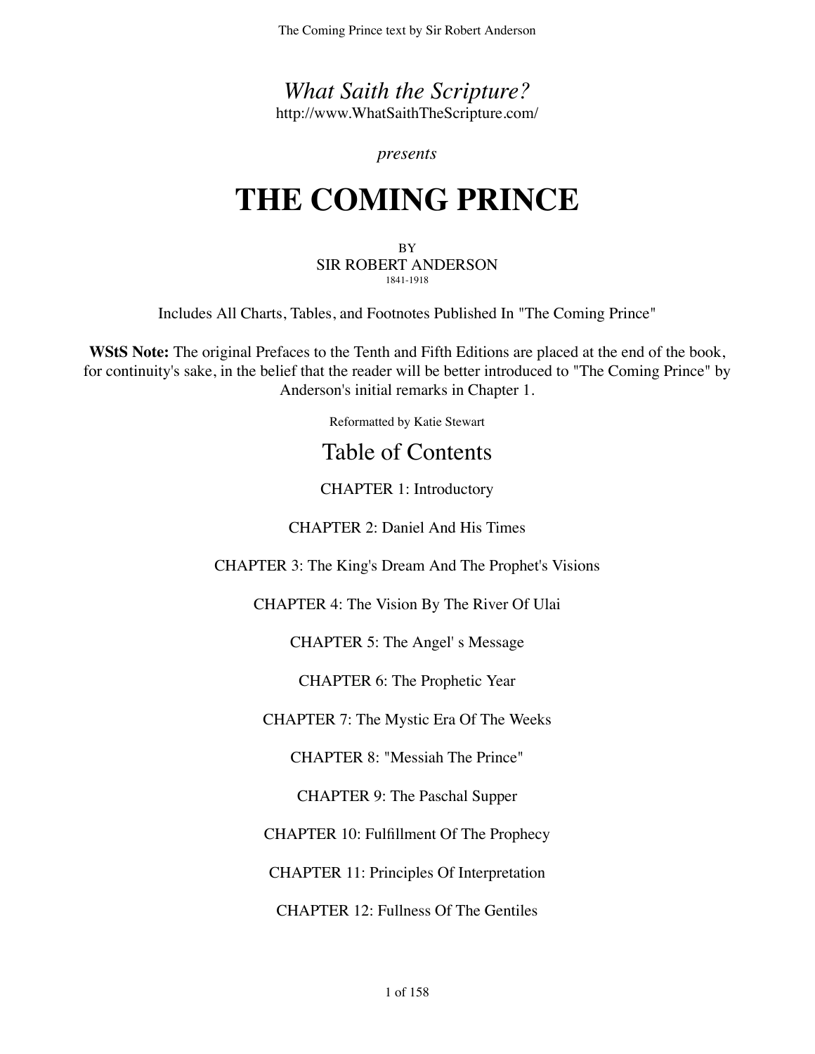*What Saith the Scripture?*
http://www.WhatSaithTheScripture.com/

*presents*

# THE COMING PRINCE

BY
SIR ROBERT ANDERSON
1841-1918

Includes All Charts, Tables, and Footnotes Published In "The Coming Prince"

**WStS Note:** The original Prefaces to the Tenth and Fifth Editions are placed at the end of the book, for continuity's sake, in the belief that the reader will be better introduced to "The Coming Prince" by Anderson's initial remarks in Chapter 1.

Reformatted by Katie Stewart

## Table of Contents

CHAPTER 1: Introductory

CHAPTER 2: Daniel And His Times

CHAPTER 3: The King's Dream And The Prophet's Visions

CHAPTER 4: The Vision By The River Of Ulai

CHAPTER 5: The Angel' s Message

CHAPTER 6: The Prophetic Year

CHAPTER 7: The Mystic Era Of The Weeks

CHAPTER 8: "Messiah The Prince"

CHAPTER 9: The Paschal Supper

CHAPTER 10: Fulfillment Of The Prophecy

CHAPTER 11: Principles Of Interpretation

CHAPTER 12: Fullness Of The Gentiles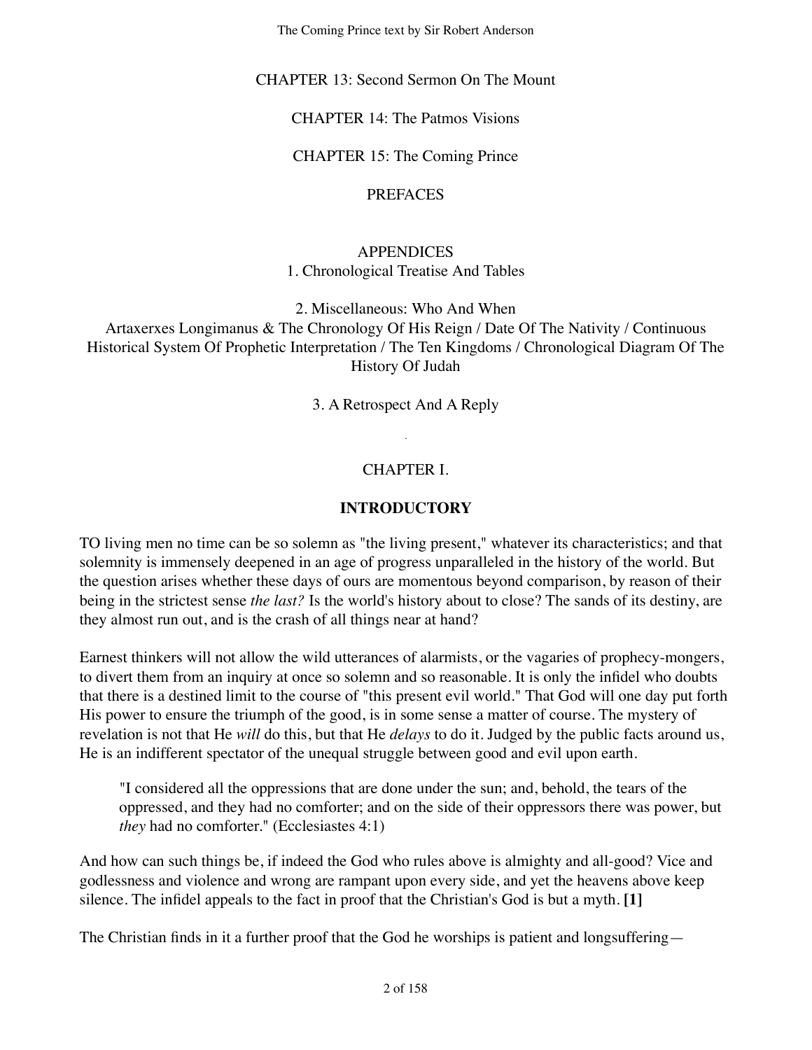CHAPTER 13: Second Sermon On The Mount

CHAPTER 14: The Patmos Visions

CHAPTER 15: The Coming Prince

PREFACES

APPENDICES

1. Chronological Treatise And Tables

2. Miscellaneous: Who And When

Artaxerxes Longimanus & The Chronology Of His Reign / Date Of The Nativity / Continuous Historical System Of Prophetic Interpretation / The Ten Kingdoms / Chronological Diagram Of The History Of Judah

3. A Retrospect And A Reply

## CHAPTER I.

### INTRODUCTORY

TO living men no time can be so solemn as "the living present," whatever its characteristics; and that solemnity is immensely deepened in an age of progress unparalleled in the history of the world. But the question arises whether these days of ours are momentous beyond comparison, by reason of their being in the strictest sense *the last?* Is the world's history about to close? The sands of its destiny, are they almost run out, and is the crash of all things near at hand?

Earnest thinkers will not allow the wild utterances of alarmists, or the vagaries of prophecy-mongers, to divert them from an inquiry at once so solemn and so reasonable. It is only the infidel who doubts that there is a destined limit to the course of "this present evil world." That God will one day put forth His power to ensure the triumph of the good, is in some sense a matter of course. The mystery of revelation is not that He *will* do this, but that He *delays* to do it. Judged by the public facts around us, He is an indifferent spectator of the unequal struggle between good and evil upon earth.

> "I considered all the oppressions that are done under the sun; and, behold, the tears of the oppressed, and they had no comforter; and on the side of their oppressors there was power, but *they* had no comforter." (Ecclesiastes 4:1)

And how can such things be, if indeed the God who rules above is almighty and all-good? Vice and godlessness and violence and wrong are rampant upon every side, and yet the heavens above keep silence. The infidel appeals to the fact in proof that the Christian's God is but a myth. **[1]**

The Christian finds in it a further proof that the God he worships is patient and longsuffering—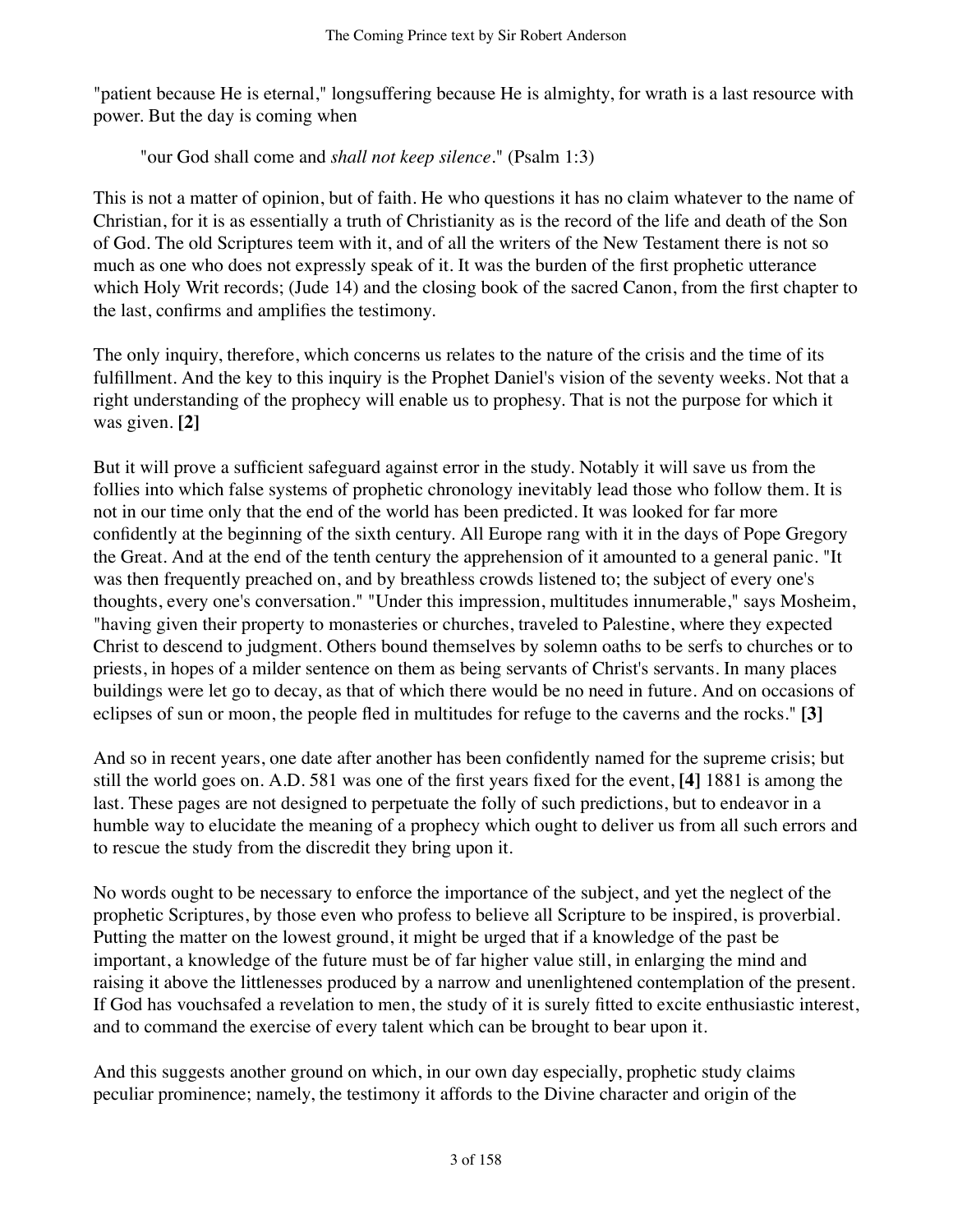"patient because He is eternal," longsuffering because He is almighty, for wrath is a last resource with power. But the day is coming when

> "our God shall come and *shall not keep silence*." (Psalm 1:3)

This is not a matter of opinion, but of faith. He who questions it has no claim whatever to the name of Christian, for it is as essentially a truth of Christianity as is the record of the life and death of the Son of God. The old Scriptures teem with it, and of all the writers of the New Testament there is not so much as one who does not expressly speak of it. It was the burden of the first prophetic utterance which Holy Writ records; (Jude 14) and the closing book of the sacred Canon, from the first chapter to the last, confirms and amplifies the testimony.

The only inquiry, therefore, which concerns us relates to the nature of the crisis and the time of its fulfillment. And the key to this inquiry is the Prophet Daniel's vision of the seventy weeks. Not that a right understanding of the prophecy will enable us to prophesy. That is not the purpose for which it was given. **[2]**

But it will prove a sufficient safeguard against error in the study. Notably it will save us from the follies into which false systems of prophetic chronology inevitably lead those who follow them. It is not in our time only that the end of the world has been predicted. It was looked for far more confidently at the beginning of the sixth century. All Europe rang with it in the days of Pope Gregory the Great. And at the end of the tenth century the apprehension of it amounted to a general panic. "It was then frequently preached on, and by breathless crowds listened to; the subject of every one's thoughts, every one's conversation." "Under this impression, multitudes innumerable," says Mosheim, "having given their property to monasteries or churches, traveled to Palestine, where they expected Christ to descend to judgment. Others bound themselves by solemn oaths to be serfs to churches or to priests, in hopes of a milder sentence on them as being servants of Christ's servants. In many places buildings were let go to decay, as that of which there would be no need in future. And on occasions of eclipses of sun or moon, the people fled in multitudes for refuge to the caverns and the rocks." **[3]**

And so in recent years, one date after another has been confidently named for the supreme crisis; but still the world goes on. A.D. 581 was one of the first years fixed for the event, **[4]** 1881 is among the last. These pages are not designed to perpetuate the folly of such predictions, but to endeavor in a humble way to elucidate the meaning of a prophecy which ought to deliver us from all such errors and to rescue the study from the discredit they bring upon it.

No words ought to be necessary to enforce the importance of the subject, and yet the neglect of the prophetic Scriptures, by those even who profess to believe all Scripture to be inspired, is proverbial. Putting the matter on the lowest ground, it might be urged that if a knowledge of the past be important, a knowledge of the future must be of far higher value still, in enlarging the mind and raising it above the littlenesses produced by a narrow and unenlightened contemplation of the present. If God has vouchsafed a revelation to men, the study of it is surely fitted to excite enthusiastic interest, and to command the exercise of every talent which can be brought to bear upon it.

And this suggests another ground on which, in our own day especially, prophetic study claims peculiar prominence; namely, the testimony it affords to the Divine character and origin of the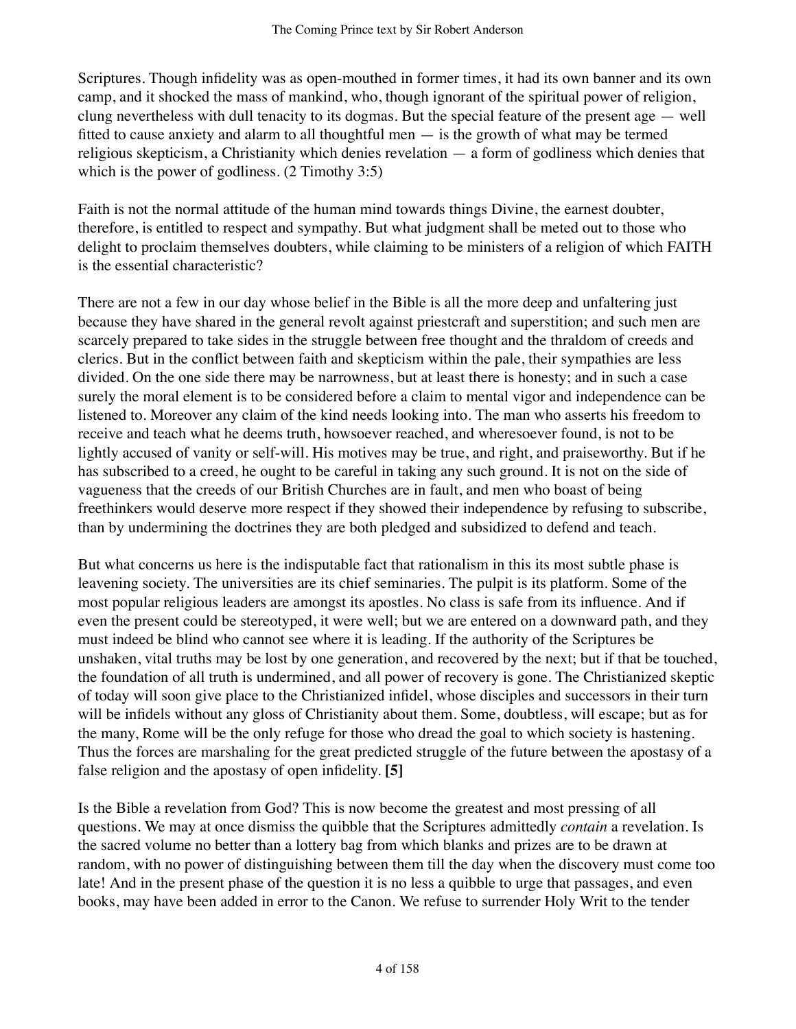Scriptures. Though infidelity was as open-mouthed in former times, it had its own banner and its own camp, and it shocked the mass of mankind, who, though ignorant of the spiritual power of religion, clung nevertheless with dull tenacity to its dogmas. But the special feature of the present age — well fitted to cause anxiety and alarm to all thoughtful men — is the growth of what may be termed religious skepticism, a Christianity which denies revelation — a form of godliness which denies that which is the power of godliness. (2 Timothy 3:5)

Faith is not the normal attitude of the human mind towards things Divine, the earnest doubter, therefore, is entitled to respect and sympathy. But what judgment shall be meted out to those who delight to proclaim themselves doubters, while claiming to be ministers of a religion of which FAITH is the essential characteristic?

There are not a few in our day whose belief in the Bible is all the more deep and unfaltering just because they have shared in the general revolt against priestcraft and superstition; and such men are scarcely prepared to take sides in the struggle between free thought and the thraldom of creeds and clerics. But in the conflict between faith and skepticism within the pale, their sympathies are less divided. On the one side there may be narrowness, but at least there is honesty; and in such a case surely the moral element is to be considered before a claim to mental vigor and independence can be listened to. Moreover any claim of the kind needs looking into. The man who asserts his freedom to receive and teach what he deems truth, howsoever reached, and wheresoever found, is not to be lightly accused of vanity or self-will. His motives may be true, and right, and praiseworthy. But if he has subscribed to a creed, he ought to be careful in taking any such ground. It is not on the side of vagueness that the creeds of our British Churches are in fault, and men who boast of being freethinkers would deserve more respect if they showed their independence by refusing to subscribe, than by undermining the doctrines they are both pledged and subsidized to defend and teach.

But what concerns us here is the indisputable fact that rationalism in this its most subtle phase is leavening society. The universities are its chief seminaries. The pulpit is its platform. Some of the most popular religious leaders are amongst its apostles. No class is safe from its influence. And if even the present could be stereotyped, it were well; but we are entered on a downward path, and they must indeed be blind who cannot see where it is leading. If the authority of the Scriptures be unshaken, vital truths may be lost by one generation, and recovered by the next; but if that be touched, the foundation of all truth is undermined, and all power of recovery is gone. The Christianized skeptic of today will soon give place to the Christianized infidel, whose disciples and successors in their turn will be infidels without any gloss of Christianity about them. Some, doubtless, will escape; but as for the many, Rome will be the only refuge for those who dread the goal to which society is hastening. Thus the forces are marshaling for the great predicted struggle of the future between the apostasy of a false religion and the apostasy of open infidelity. **[5]**

Is the Bible a revelation from God? This is now become the greatest and most pressing of all questions. We may at once dismiss the quibble that the Scriptures admittedly *contain* a revelation. Is the sacred volume no better than a lottery bag from which blanks and prizes are to be drawn at random, with no power of distinguishing between them till the day when the discovery must come too late! And in the present phase of the question it is no less a quibble to urge that passages, and even books, may have been added in error to the Canon. We refuse to surrender Holy Writ to the tender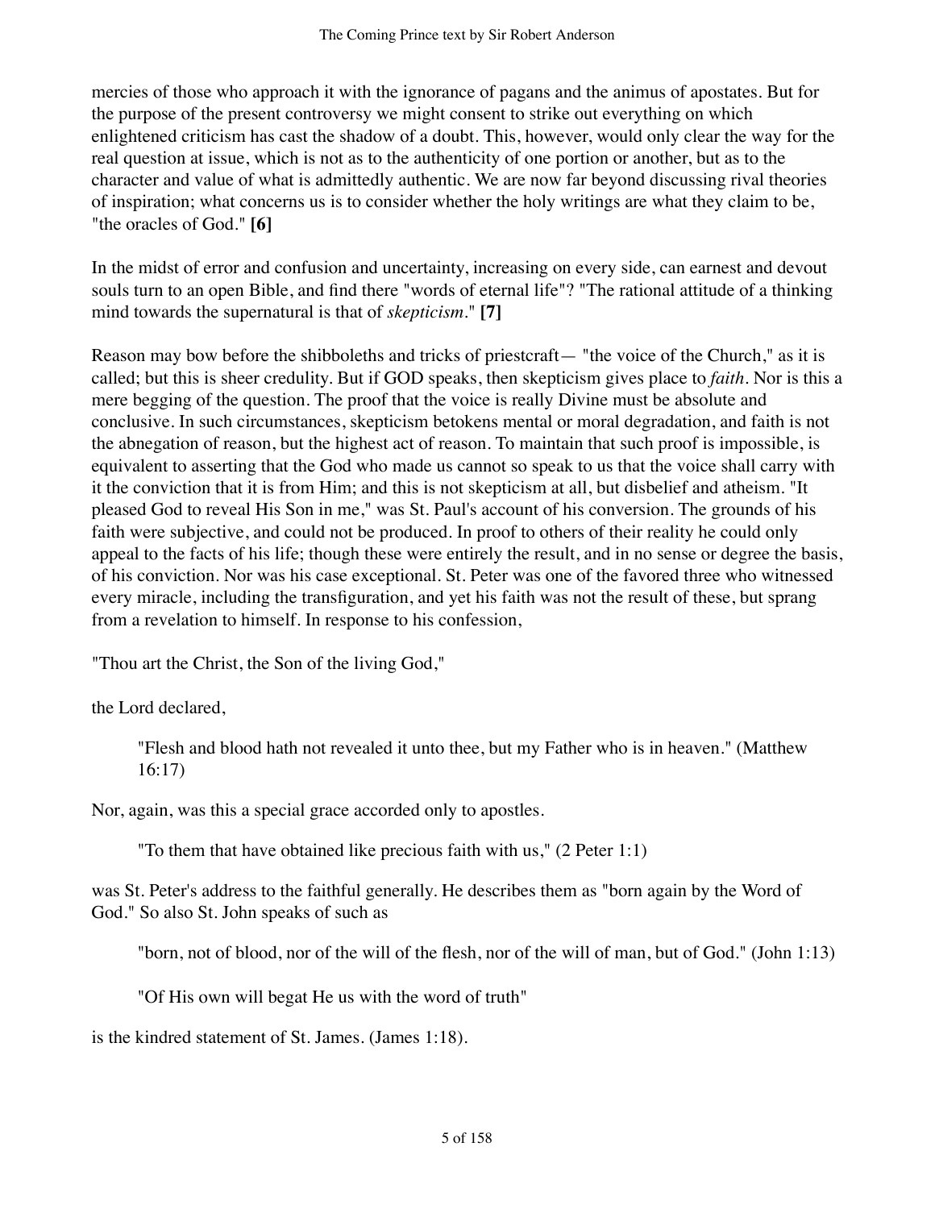mercies of those who approach it with the ignorance of pagans and the animus of apostates. But for the purpose of the present controversy we might consent to strike out everything on which enlightened criticism has cast the shadow of a doubt. This, however, would only clear the way for the real question at issue, which is not as to the authenticity of one portion or another, but as to the character and value of what is admittedly authentic. We are now far beyond discussing rival theories of inspiration; what concerns us is to consider whether the holy writings are what they claim to be, "the oracles of God." **[6]**

In the midst of error and confusion and uncertainty, increasing on every side, can earnest and devout souls turn to an open Bible, and find there "words of eternal life"? "The rational attitude of a thinking mind towards the supernatural is that of *skepticism*." **[7]**

Reason may bow before the shibboleths and tricks of priestcraft— "the voice of the Church," as it is called; but this is sheer credulity. But if GOD speaks, then skepticism gives place to *faith*. Nor is this a mere begging of the question. The proof that the voice is really Divine must be absolute and conclusive. In such circumstances, skepticism betokens mental or moral degradation, and faith is not the abnegation of reason, but the highest act of reason. To maintain that such proof is impossible, is equivalent to asserting that the God who made us cannot so speak to us that the voice shall carry with it the conviction that it is from Him; and this is not skepticism at all, but disbelief and atheism. "It pleased God to reveal His Son in me," was St. Paul's account of his conversion. The grounds of his faith were subjective, and could not be produced. In proof to others of their reality he could only appeal to the facts of his life; though these were entirely the result, and in no sense or degree the basis, of his conviction. Nor was his case exceptional. St. Peter was one of the favored three who witnessed every miracle, including the transfiguration, and yet his faith was not the result of these, but sprang from a revelation to himself. In response to his confession,

"Thou art the Christ, the Son of the living God,"

the Lord declared,

> "Flesh and blood hath not revealed it unto thee, but my Father who is in heaven." (Matthew 16:17)

Nor, again, was this a special grace accorded only to apostles.

> "To them that have obtained like precious faith with us," (2 Peter 1:1)

was St. Peter's address to the faithful generally. He describes them as "born again by the Word of God." So also St. John speaks of such as

> "born, not of blood, nor of the will of the flesh, nor of the will of man, but of God." (John 1:13)

> "Of His own will begat He us with the word of truth"

is the kindred statement of St. James. (James 1:18).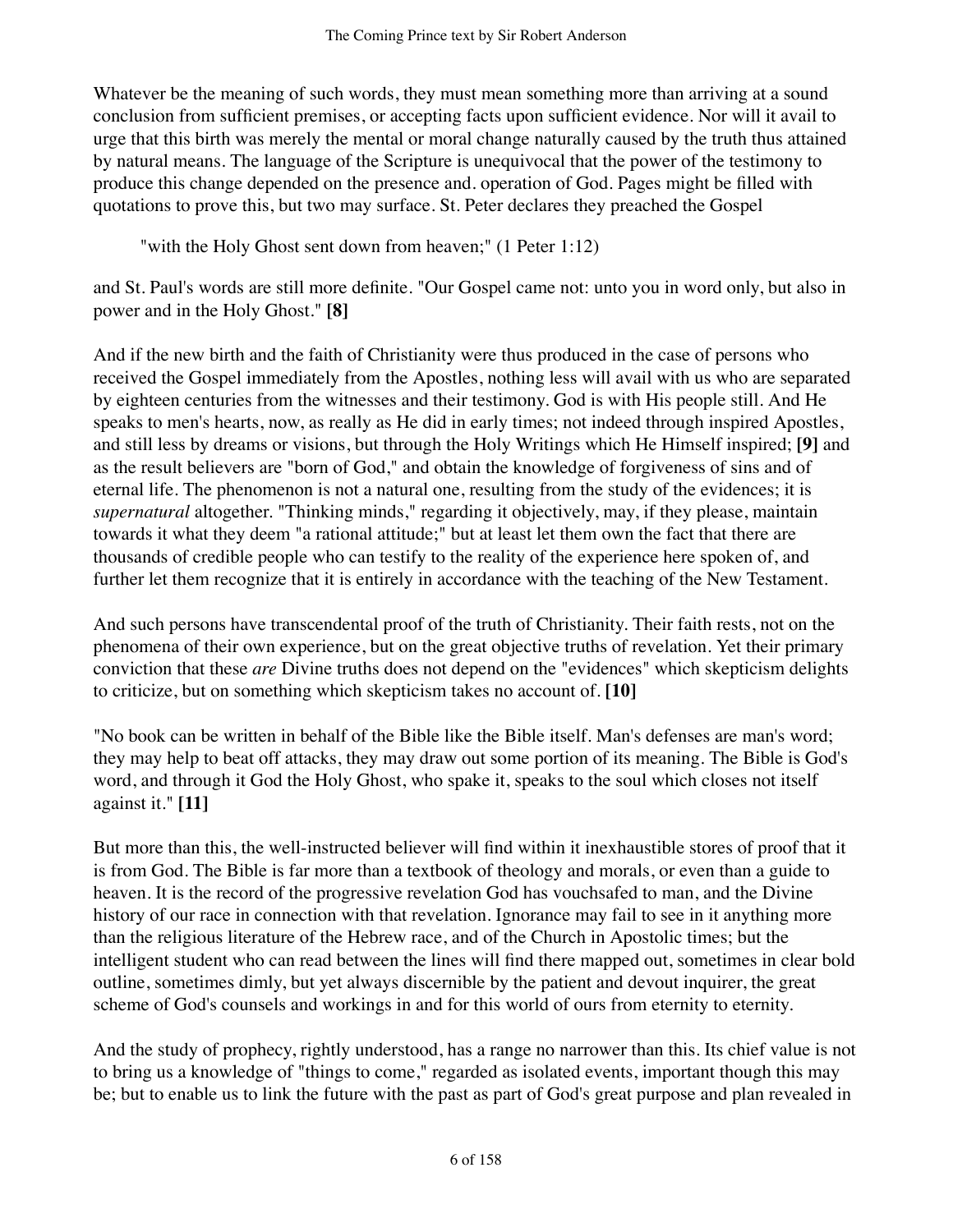Whatever be the meaning of such words, they must mean something more than arriving at a sound conclusion from sufficient premises, or accepting facts upon sufficient evidence. Nor will it avail to urge that this birth was merely the mental or moral change naturally caused by the truth thus attained by natural means. The language of the Scripture is unequivocal that the power of the testimony to produce this change depended on the presence and. operation of God. Pages might be filled with quotations to prove this, but two may surface. St. Peter declares they preached the Gospel

> "with the Holy Ghost sent down from heaven;" (1 Peter 1:12)

and St. Paul's words are still more definite. "Our Gospel came not: unto you in word only, but also in power and in the Holy Ghost." **[8]**

And if the new birth and the faith of Christianity were thus produced in the case of persons who received the Gospel immediately from the Apostles, nothing less will avail with us who are separated by eighteen centuries from the witnesses and their testimony. God is with His people still. And He speaks to men's hearts, now, as really as He did in early times; not indeed through inspired Apostles, and still less by dreams or visions, but through the Holy Writings which He Himself inspired; **[9]** and as the result believers are "born of God," and obtain the knowledge of forgiveness of sins and of eternal life. The phenomenon is not a natural one, resulting from the study of the evidences; it is *supernatural* altogether. "Thinking minds," regarding it objectively, may, if they please, maintain towards it what they deem "a rational attitude;" but at least let them own the fact that there are thousands of credible people who can testify to the reality of the experience here spoken of, and further let them recognize that it is entirely in accordance with the teaching of the New Testament.

And such persons have transcendental proof of the truth of Christianity. Their faith rests, not on the phenomena of their own experience, but on the great objective truths of revelation. Yet their primary conviction that these *are* Divine truths does not depend on the "evidences" which skepticism delights to criticize, but on something which skepticism takes no account of. **[10]**

"No book can be written in behalf of the Bible like the Bible itself. Man's defenses are man's word; they may help to beat off attacks, they may draw out some portion of its meaning. The Bible is God's word, and through it God the Holy Ghost, who spake it, speaks to the soul which closes not itself against it." **[11]**

But more than this, the well-instructed believer will find within it inexhaustible stores of proof that it is from God. The Bible is far more than a textbook of theology and morals, or even than a guide to heaven. It is the record of the progressive revelation God has vouchsafed to man, and the Divine history of our race in connection with that revelation. Ignorance may fail to see in it anything more than the religious literature of the Hebrew race, and of the Church in Apostolic times; but the intelligent student who can read between the lines will find there mapped out, sometimes in clear bold outline, sometimes dimly, but yet always discernible by the patient and devout inquirer, the great scheme of God's counsels and workings in and for this world of ours from eternity to eternity.

And the study of prophecy, rightly understood, has a range no narrower than this. Its chief value is not to bring us a knowledge of "things to come," regarded as isolated events, important though this may be; but to enable us to link the future with the past as part of God's great purpose and plan revealed in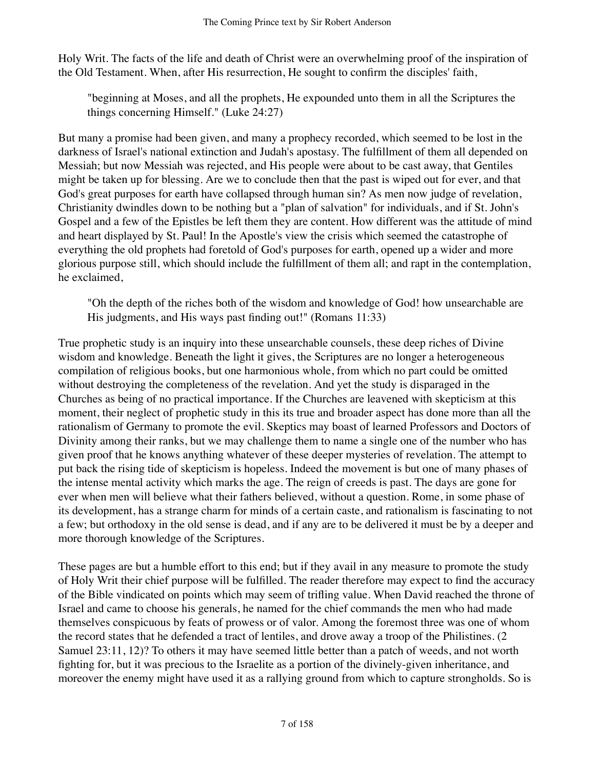Holy Writ. The facts of the life and death of Christ were an overwhelming proof of the inspiration of the Old Testament. When, after His resurrection, He sought to confirm the disciples' faith,

> "beginning at Moses, and all the prophets, He expounded unto them in all the Scriptures the things concerning Himself." (Luke 24:27)

But many a promise had been given, and many a prophecy recorded, which seemed to be lost in the darkness of Israel's national extinction and Judah's apostasy. The fulfillment of them all depended on Messiah; but now Messiah was rejected, and His people were about to be cast away, that Gentiles might be taken up for blessing. Are we to conclude then that the past is wiped out for ever, and that God's great purposes for earth have collapsed through human sin? As men now judge of revelation, Christianity dwindles down to be nothing but a "plan of salvation" for individuals, and if St. John's Gospel and a few of the Epistles be left them they are content. How different was the attitude of mind and heart displayed by St. Paul! In the Apostle's view the crisis which seemed the catastrophe of everything the old prophets had foretold of God's purposes for earth, opened up a wider and more glorious purpose still, which should include the fulfillment of them all; and rapt in the contemplation, he exclaimed,

> "Oh the depth of the riches both of the wisdom and knowledge of God! how unsearchable are His judgments, and His ways past finding out!" (Romans 11:33)

True prophetic study is an inquiry into these unsearchable counsels, these deep riches of Divine wisdom and knowledge. Beneath the light it gives, the Scriptures are no longer a heterogeneous compilation of religious books, but one harmonious whole, from which no part could be omitted without destroying the completeness of the revelation. And yet the study is disparaged in the Churches as being of no practical importance. If the Churches are leavened with skepticism at this moment, their neglect of prophetic study in this its true and broader aspect has done more than all the rationalism of Germany to promote the evil. Skeptics may boast of learned Professors and Doctors of Divinity among their ranks, but we may challenge them to name a single one of the number who has given proof that he knows anything whatever of these deeper mysteries of revelation. The attempt to put back the rising tide of skepticism is hopeless. Indeed the movement is but one of many phases of the intense mental activity which marks the age. The reign of creeds is past. The days are gone for ever when men will believe what their fathers believed, without a question. Rome, in some phase of its development, has a strange charm for minds of a certain caste, and rationalism is fascinating to not a few; but orthodoxy in the old sense is dead, and if any are to be delivered it must be by a deeper and more thorough knowledge of the Scriptures.

These pages are but a humble effort to this end; but if they avail in any measure to promote the study of Holy Writ their chief purpose will be fulfilled. The reader therefore may expect to find the accuracy of the Bible vindicated on points which may seem of trifling value. When David reached the throne of Israel and came to choose his generals, he named for the chief commands the men who had made themselves conspicuous by feats of prowess or of valor. Among the foremost three was one of whom the record states that he defended a tract of lentiles, and drove away a troop of the Philistines. (2 Samuel 23:11, 12)? To others it may have seemed little better than a patch of weeds, and not worth fighting for, but it was precious to the Israelite as a portion of the divinely-given inheritance, and moreover the enemy might have used it as a rallying ground from which to capture strongholds. So is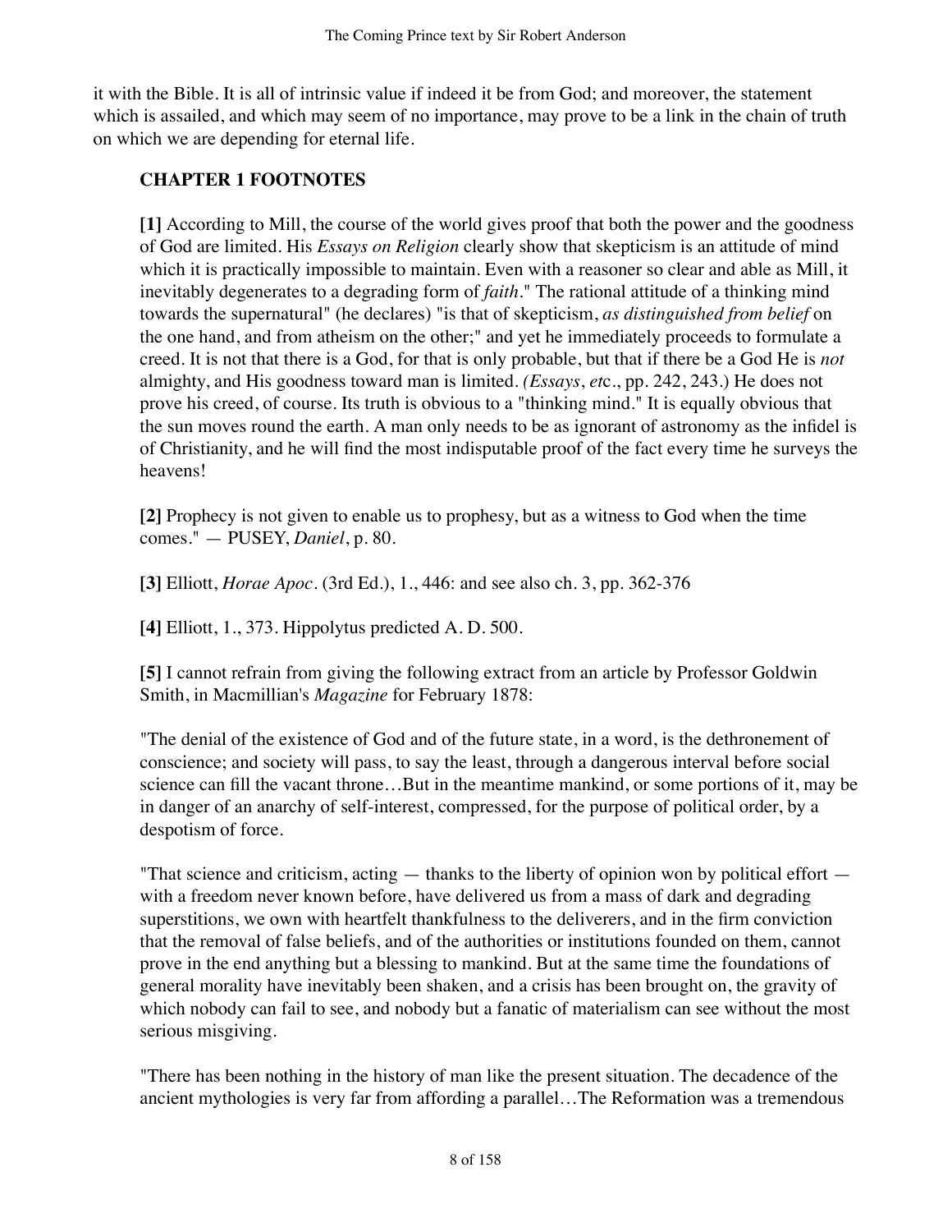it with the Bible. It is all of intrinsic value if indeed it be from God; and moreover, the statement which is assailed, and which may seem of no importance, may prove to be a link in the chain of truth on which we are depending for eternal life.

### CHAPTER 1 FOOTNOTES

**[1]** According to Mill, the course of the world gives proof that both the power and the goodness of God are limited. His *Essays on Religion* clearly show that skepticism is an attitude of mind which it is practically impossible to maintain. Even with a reasoner so clear and able as Mill, it inevitably degenerates to a degrading form of *faith*." The rational attitude of a thinking mind towards the supernatural" (he declares) "is that of skepticism, *as distinguished from belief* on the one hand, and from atheism on the other;" and yet he immediately proceeds to formulate a creed. It is not that there is a God, for that is only probable, but that if there be a God He is *not* almighty, and His goodness toward man is limited. *(Essays, et*c., pp. 242, 243.) He does not prove his creed, of course. Its truth is obvious to a "thinking mind." It is equally obvious that the sun moves round the earth. A man only needs to be as ignorant of astronomy as the infidel is of Christianity, and he will find the most indisputable proof of the fact every time he surveys the heavens!

**[2]** Prophecy is not given to enable us to prophesy, but as a witness to God when the time comes." — PUSEY, *Daniel*, p. 80.

**[3]** Elliott, *Horae Apoc*. (3rd Ed.), 1., 446: and see also ch. 3, pp. 362-376

**[4]** Elliott, 1., 373. Hippolytus predicted A. D. 500.

**[5]** I cannot refrain from giving the following extract from an article by Professor Goldwin Smith, in Macmillian's *Magazine* for February 1878:

"The denial of the existence of God and of the future state, in a word, is the dethronement of conscience; and society will pass, to say the least, through a dangerous interval before social science can fill the vacant throne…But in the meantime mankind, or some portions of it, may be in danger of an anarchy of self-interest, compressed, for the purpose of political order, by a despotism of force.

"That science and criticism, acting — thanks to the liberty of opinion won by political effort — with a freedom never known before, have delivered us from a mass of dark and degrading superstitions, we own with heartfelt thankfulness to the deliverers, and in the firm conviction that the removal of false beliefs, and of the authorities or institutions founded on them, cannot prove in the end anything but a blessing to mankind. But at the same time the foundations of general morality have inevitably been shaken, and a crisis has been brought on, the gravity of which nobody can fail to see, and nobody but a fanatic of materialism can see without the most serious misgiving.

"There has been nothing in the history of man like the present situation. The decadence of the ancient mythologies is very far from affording a parallel…The Reformation was a tremendous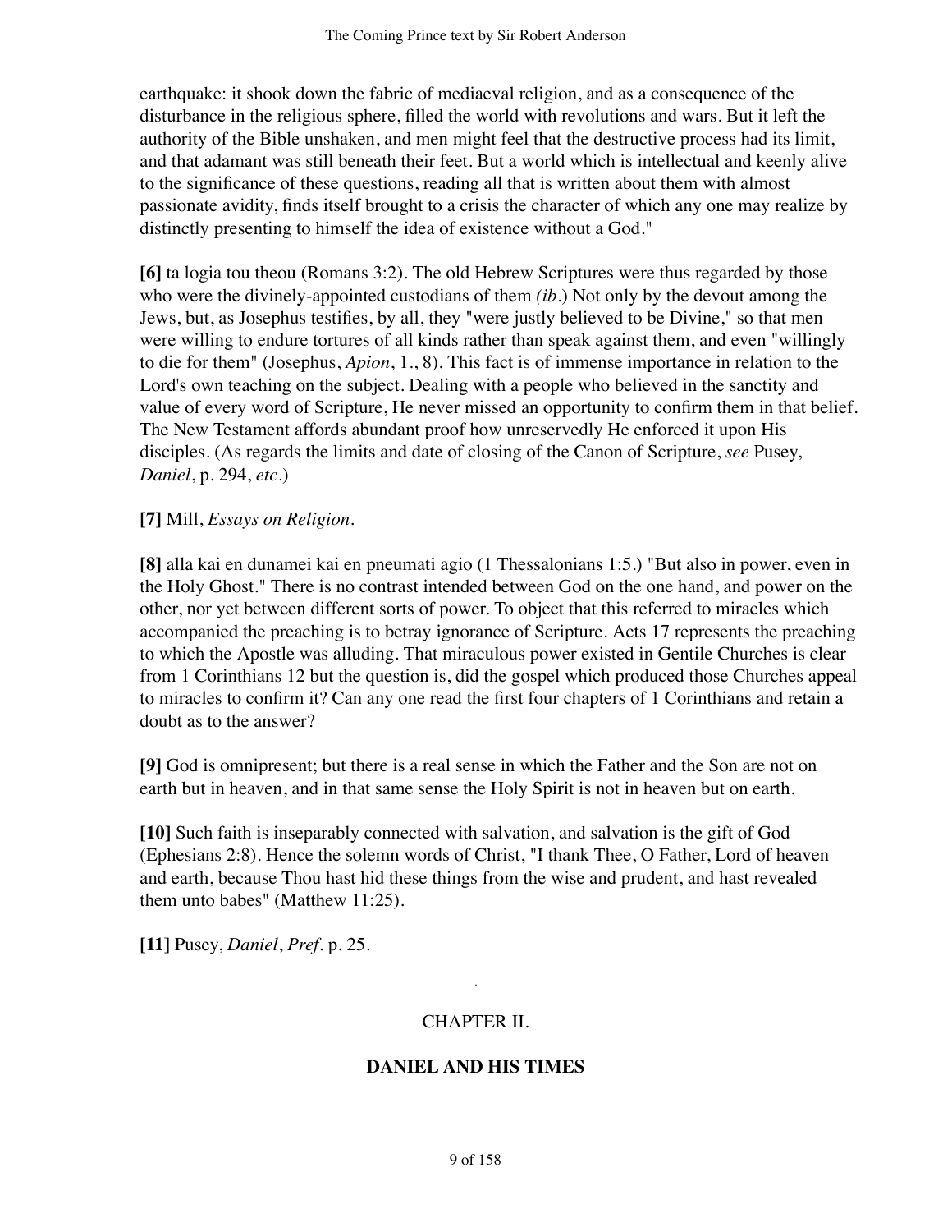earthquake: it shook down the fabric of mediaeval religion, and as a consequence of the disturbance in the religious sphere, filled the world with revolutions and wars. But it left the authority of the Bible unshaken, and men might feel that the destructive process had its limit, and that adamant was still beneath their feet. But a world which is intellectual and keenly alive to the significance of these questions, reading all that is written about them with almost passionate avidity, finds itself brought to a crisis the character of which any one may realize by distinctly presenting to himself the idea of existence without a God."

**[6]** ta logia tou theou (Romans 3:2). The old Hebrew Scriptures were thus regarded by those who were the divinely-appointed custodians of them *(ib.)* Not only by the devout among the Jews, but, as Josephus testifies, by all, they "were justly believed to be Divine," so that men were willing to endure tortures of all kinds rather than speak against them, and even "willingly to die for them" (Josephus, *Apion*, 1., 8). This fact is of immense importance in relation to the Lord's own teaching on the subject. Dealing with a people who believed in the sanctity and value of every word of Scripture, He never missed an opportunity to confirm them in that belief. The New Testament affords abundant proof how unreservedly He enforced it upon His disciples. (As regards the limits and date of closing of the Canon of Scripture, *see* Pusey, *Daniel*, p. 294, *etc*.)

**[7]** Mill, *Essays on Religion*.

**[8]** alla kai en dunamei kai en pneumati agio (1 Thessalonians 1:5.) "But also in power, even in the Holy Ghost." There is no contrast intended between God on the one hand, and power on the other, nor yet between different sorts of power. To object that this referred to miracles which accompanied the preaching is to betray ignorance of Scripture. Acts 17 represents the preaching to which the Apostle was alluding. That miraculous power existed in Gentile Churches is clear from 1 Corinthians 12 but the question is, did the gospel which produced those Churches appeal to miracles to confirm it? Can any one read the first four chapters of 1 Corinthians and retain a doubt as to the answer?

**[9]** God is omnipresent; but there is a real sense in which the Father and the Son are not on earth but in heaven, and in that same sense the Holy Spirit is not in heaven but on earth.

**[10]** Such faith is inseparably connected with salvation, and salvation is the gift of God (Ephesians 2:8). Hence the solemn words of Christ, "I thank Thee, O Father, Lord of heaven and earth, because Thou hast hid these things from the wise and prudent, and hast revealed them unto babes" (Matthew 11:25).

**[11]** Pusey, *Daniel*, *Pref.* p. 25.

## CHAPTER II.

## DANIEL AND HIS TIMES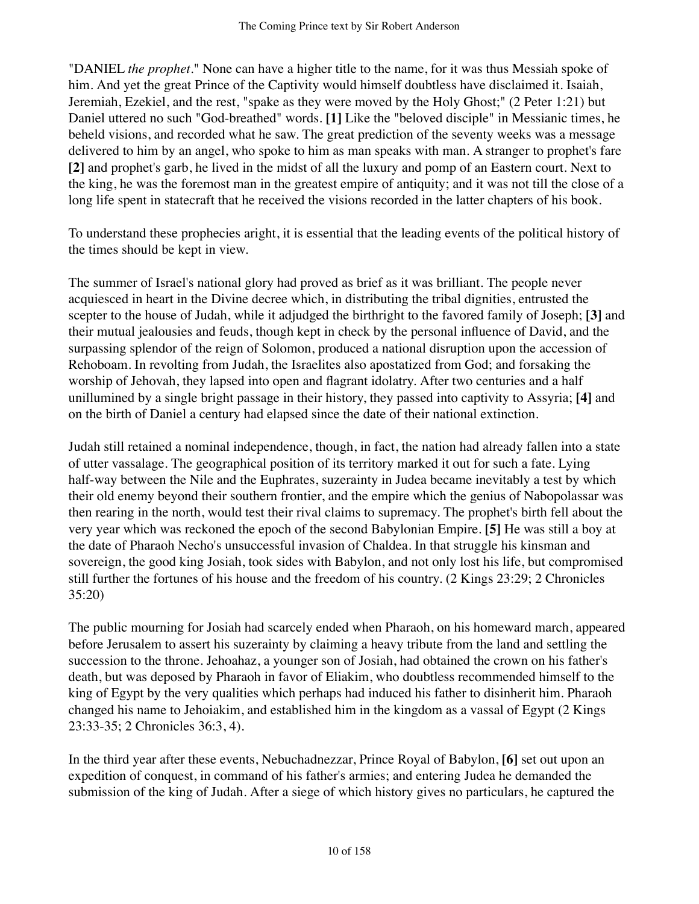"DANIEL *the prophet*." None can have a higher title to the name, for it was thus Messiah spoke of him. And yet the great Prince of the Captivity would himself doubtless have disclaimed it. Isaiah, Jeremiah, Ezekiel, and the rest, "spake as they were moved by the Holy Ghost;" (2 Peter 1:21) but Daniel uttered no such "God-breathed" words. **[1]** Like the "beloved disciple" in Messianic times, he beheld visions, and recorded what he saw. The great prediction of the seventy weeks was a message delivered to him by an angel, who spoke to him as man speaks with man. A stranger to prophet's fare **[2]** and prophet's garb, he lived in the midst of all the luxury and pomp of an Eastern court. Next to the king, he was the foremost man in the greatest empire of antiquity; and it was not till the close of a long life spent in statecraft that he received the visions recorded in the latter chapters of his book.

To understand these prophecies aright, it is essential that the leading events of the political history of the times should be kept in view.

The summer of Israel's national glory had proved as brief as it was brilliant. The people never acquiesced in heart in the Divine decree which, in distributing the tribal dignities, entrusted the scepter to the house of Judah, while it adjudged the birthright to the favored family of Joseph; **[3]** and their mutual jealousies and feuds, though kept in check by the personal influence of David, and the surpassing splendor of the reign of Solomon, produced a national disruption upon the accession of Rehoboam. In revolting from Judah, the Israelites also apostatized from God; and forsaking the worship of Jehovah, they lapsed into open and flagrant idolatry. After two centuries and a half unillumined by a single bright passage in their history, they passed into captivity to Assyria; **[4]** and on the birth of Daniel a century had elapsed since the date of their national extinction.

Judah still retained a nominal independence, though, in fact, the nation had already fallen into a state of utter vassalage. The geographical position of its territory marked it out for such a fate. Lying half-way between the Nile and the Euphrates, suzerainty in Judea became inevitably a test by which their old enemy beyond their southern frontier, and the empire which the genius of Nabopolassar was then rearing in the north, would test their rival claims to supremacy. The prophet's birth fell about the very year which was reckoned the epoch of the second Babylonian Empire. **[5]** He was still a boy at the date of Pharaoh Necho's unsuccessful invasion of Chaldea. In that struggle his kinsman and sovereign, the good king Josiah, took sides with Babylon, and not only lost his life, but compromised still further the fortunes of his house and the freedom of his country. (2 Kings 23:29; 2 Chronicles 35:20)

The public mourning for Josiah had scarcely ended when Pharaoh, on his homeward march, appeared before Jerusalem to assert his suzerainty by claiming a heavy tribute from the land and settling the succession to the throne. Jehoahaz, a younger son of Josiah, had obtained the crown on his father's death, but was deposed by Pharaoh in favor of Eliakim, who doubtless recommended himself to the king of Egypt by the very qualities which perhaps had induced his father to disinherit him. Pharaoh changed his name to Jehoiakim, and established him in the kingdom as a vassal of Egypt (2 Kings 23:33-35; 2 Chronicles 36:3, 4).

In the third year after these events, Nebuchadnezzar, Prince Royal of Babylon, **[6]** set out upon an expedition of conquest, in command of his father's armies; and entering Judea he demanded the submission of the king of Judah. After a siege of which history gives no particulars, he captured the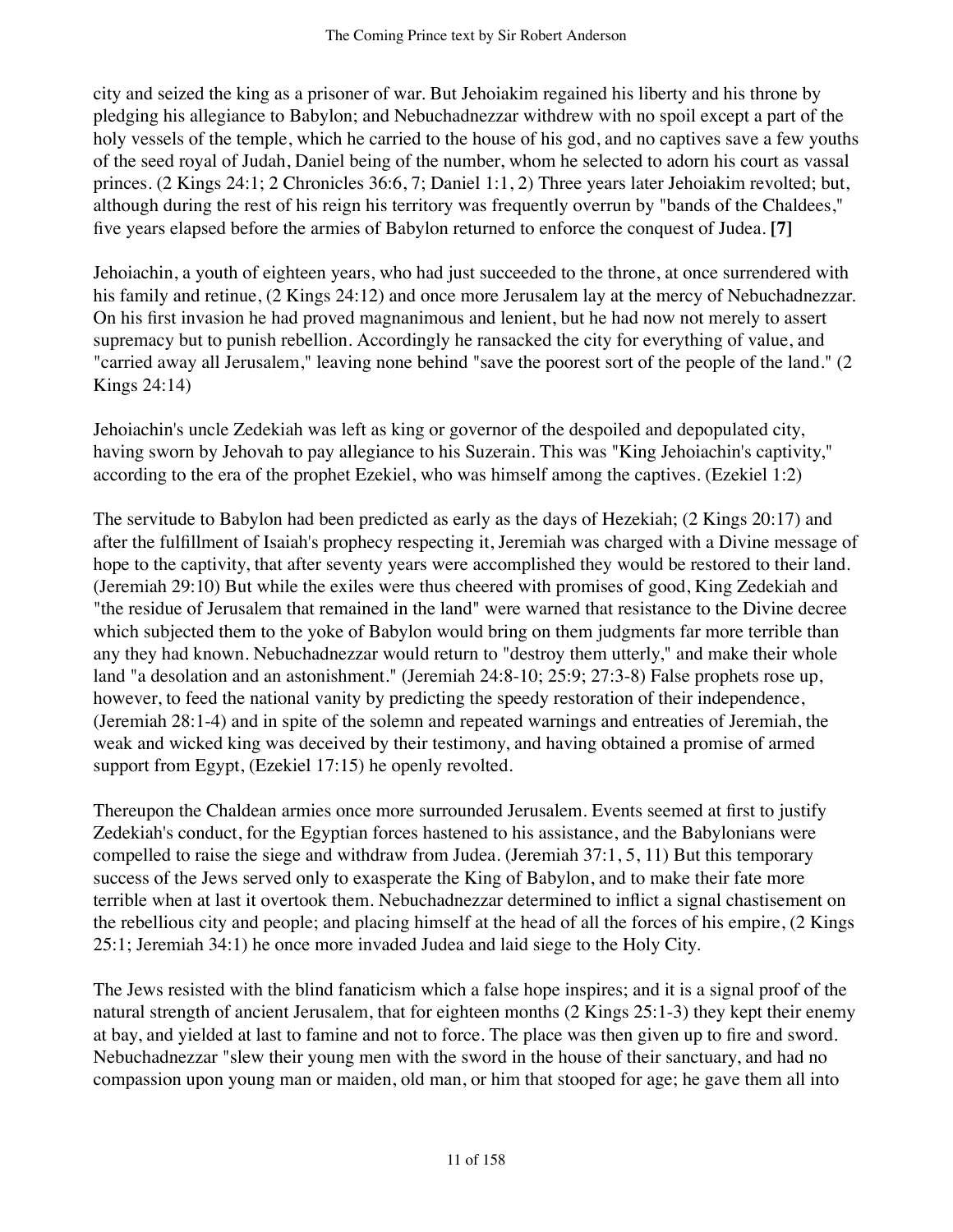city and seized the king as a prisoner of war. But Jehoiakim regained his liberty and his throne by pledging his allegiance to Babylon; and Nebuchadnezzar withdrew with no spoil except a part of the holy vessels of the temple, which he carried to the house of his god, and no captives save a few youths of the seed royal of Judah, Daniel being of the number, whom he selected to adorn his court as vassal princes. (2 Kings 24:1; 2 Chronicles 36:6, 7; Daniel 1:1, 2) Three years later Jehoiakim revolted; but, although during the rest of his reign his territory was frequently overrun by "bands of the Chaldees," five years elapsed before the armies of Babylon returned to enforce the conquest of Judea. **[7]**

Jehoiachin, a youth of eighteen years, who had just succeeded to the throne, at once surrendered with his family and retinue, (2 Kings 24:12) and once more Jerusalem lay at the mercy of Nebuchadnezzar. On his first invasion he had proved magnanimous and lenient, but he had now not merely to assert supremacy but to punish rebellion. Accordingly he ransacked the city for everything of value, and "carried away all Jerusalem," leaving none behind "save the poorest sort of the people of the land." (2 Kings 24:14)

Jehoiachin's uncle Zedekiah was left as king or governor of the despoiled and depopulated city, having sworn by Jehovah to pay allegiance to his Suzerain. This was "King Jehoiachin's captivity," according to the era of the prophet Ezekiel, who was himself among the captives. (Ezekiel 1:2)

The servitude to Babylon had been predicted as early as the days of Hezekiah; (2 Kings 20:17) and after the fulfillment of Isaiah's prophecy respecting it, Jeremiah was charged with a Divine message of hope to the captivity, that after seventy years were accomplished they would be restored to their land. (Jeremiah 29:10) But while the exiles were thus cheered with promises of good, King Zedekiah and "the residue of Jerusalem that remained in the land" were warned that resistance to the Divine decree which subjected them to the yoke of Babylon would bring on them judgments far more terrible than any they had known. Nebuchadnezzar would return to "destroy them utterly," and make their whole land "a desolation and an astonishment." (Jeremiah 24:8-10; 25:9; 27:3-8) False prophets rose up, however, to feed the national vanity by predicting the speedy restoration of their independence, (Jeremiah 28:1-4) and in spite of the solemn and repeated warnings and entreaties of Jeremiah, the weak and wicked king was deceived by their testimony, and having obtained a promise of armed support from Egypt, (Ezekiel 17:15) he openly revolted.

Thereupon the Chaldean armies once more surrounded Jerusalem. Events seemed at first to justify Zedekiah's conduct, for the Egyptian forces hastened to his assistance, and the Babylonians were compelled to raise the siege and withdraw from Judea. (Jeremiah 37:1, 5, 11) But this temporary success of the Jews served only to exasperate the King of Babylon, and to make their fate more terrible when at last it overtook them. Nebuchadnezzar determined to inflict a signal chastisement on the rebellious city and people; and placing himself at the head of all the forces of his empire, (2 Kings 25:1; Jeremiah 34:1) he once more invaded Judea and laid siege to the Holy City.

The Jews resisted with the blind fanaticism which a false hope inspires; and it is a signal proof of the natural strength of ancient Jerusalem, that for eighteen months (2 Kings 25:1-3) they kept their enemy at bay, and yielded at last to famine and not to force. The place was then given up to fire and sword. Nebuchadnezzar "slew their young men with the sword in the house of their sanctuary, and had no compassion upon young man or maiden, old man, or him that stooped for age; he gave them all into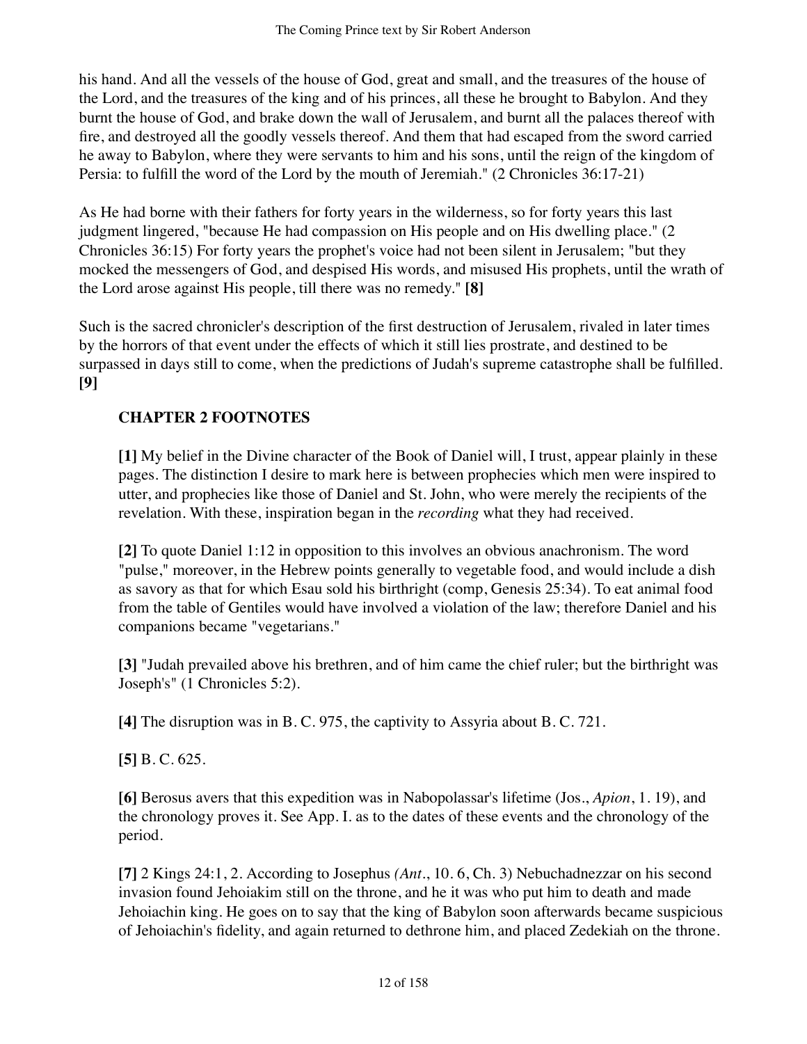his hand. And all the vessels of the house of God, great and small, and the treasures of the house of the Lord, and the treasures of the king and of his princes, all these he brought to Babylon. And they burnt the house of God, and brake down the wall of Jerusalem, and burnt all the palaces thereof with fire, and destroyed all the goodly vessels thereof. And them that had escaped from the sword carried he away to Babylon, where they were servants to him and his sons, until the reign of the kingdom of Persia: to fulfill the word of the Lord by the mouth of Jeremiah." (2 Chronicles 36:17-21)

As He had borne with their fathers for forty years in the wilderness, so for forty years this last judgment lingered, "because He had compassion on His people and on His dwelling place." (2 Chronicles 36:15) For forty years the prophet's voice had not been silent in Jerusalem; "but they mocked the messengers of God, and despised His words, and misused His prophets, until the wrath of the Lord arose against His people, till there was no remedy." **[8]**

Such is the sacred chronicler's description of the first destruction of Jerusalem, rivaled in later times by the horrors of that event under the effects of which it still lies prostrate, and destined to be surpassed in days still to come, when the predictions of Judah's supreme catastrophe shall be fulfilled. **[9]**

### CHAPTER 2 FOOTNOTES

**[1]** My belief in the Divine character of the Book of Daniel will, I trust, appear plainly in these pages. The distinction I desire to mark here is between prophecies which men were inspired to utter, and prophecies like those of Daniel and St. John, who were merely the recipients of the revelation. With these, inspiration began in the *recording* what they had received.

**[2]** To quote Daniel 1:12 in opposition to this involves an obvious anachronism. The word "pulse," moreover, in the Hebrew points generally to vegetable food, and would include a dish as savory as that for which Esau sold his birthright (comp, Genesis 25:34). To eat animal food from the table of Gentiles would have involved a violation of the law; therefore Daniel and his companions became "vegetarians."

**[3]** "Judah prevailed above his brethren, and of him came the chief ruler; but the birthright was Joseph's" (1 Chronicles 5:2).

**[4]** The disruption was in B. C. 975, the captivity to Assyria about B. C. 721.

**[5]** B. C. 625.

**[6]** Berosus avers that this expedition was in Nabopolassar's lifetime (Jos., *Apion*, 1. 19), and the chronology proves it. See App. I. as to the dates of these events and the chronology of the period.

**[7]** 2 Kings 24:1, 2. According to Josephus *(Ant*., 10. 6, Ch. 3) Nebuchadnezzar on his second invasion found Jehoiakim still on the throne, and he it was who put him to death and made Jehoiachin king. He goes on to say that the king of Babylon soon afterwards became suspicious of Jehoiachin's fidelity, and again returned to dethrone him, and placed Zedekiah on the throne.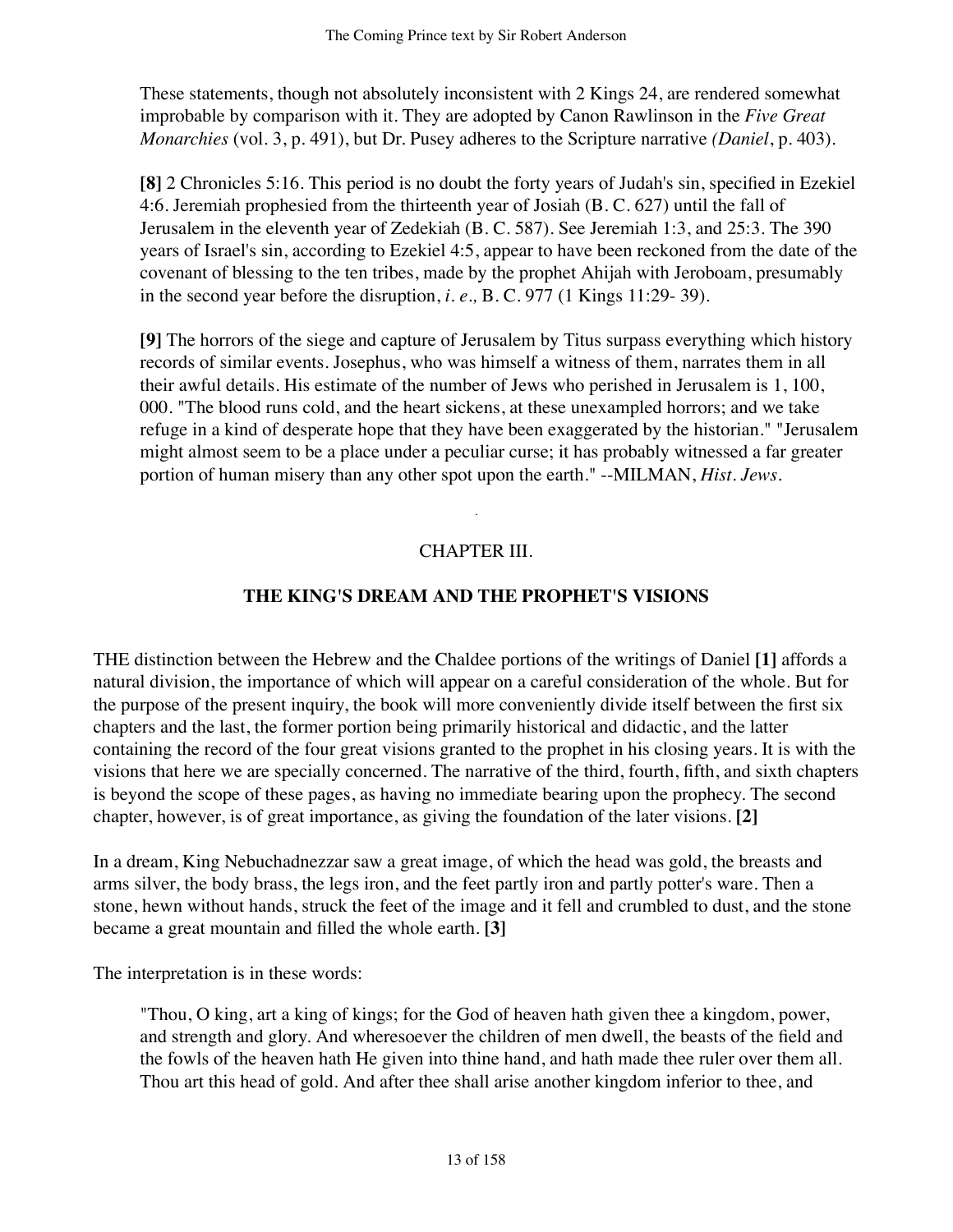These statements, though not absolutely inconsistent with 2 Kings 24, are rendered somewhat improbable by comparison with it. They are adopted by Canon Rawlinson in the *Five Great Monarchies* (vol. 3, p. 491), but Dr. Pusey adheres to the Scripture narrative *(Daniel*, p. 403).

**[8]** 2 Chronicles 5:16. This period is no doubt the forty years of Judah's sin, specified in Ezekiel 4:6. Jeremiah prophesied from the thirteenth year of Josiah (B. C. 627) until the fall of Jerusalem in the eleventh year of Zedekiah (B. C. 587). See Jeremiah 1:3, and 25:3. The 390 years of Israel's sin, according to Ezekiel 4:5, appear to have been reckoned from the date of the covenant of blessing to the ten tribes, made by the prophet Ahijah with Jeroboam, presumably in the second year before the disruption, *i. e.,* B. C. 977 (1 Kings 11:29- 39).

**[9]** The horrors of the siege and capture of Jerusalem by Titus surpass everything which history records of similar events. Josephus, who was himself a witness of them, narrates them in all their awful details. His estimate of the number of Jews who perished in Jerusalem is 1, 100, 000. "The blood runs cold, and the heart sickens, at these unexampled horrors; and we take refuge in a kind of desperate hope that they have been exaggerated by the historian." "Jerusalem might almost seem to be a place under a peculiar curse; it has probably witnessed a far greater portion of human misery than any other spot upon the earth." --MILMAN, *Hist. Jews*.

## CHAPTER III.

## THE KING'S DREAM AND THE PROPHET'S VISIONS

THE distinction between the Hebrew and the Chaldee portions of the writings of Daniel **[1]** affords a natural division, the importance of which will appear on a careful consideration of the whole. But for the purpose of the present inquiry, the book will more conveniently divide itself between the first six chapters and the last, the former portion being primarily historical and didactic, and the latter containing the record of the four great visions granted to the prophet in his closing years. It is with the visions that here we are specially concerned. The narrative of the third, fourth, fifth, and sixth chapters is beyond the scope of these pages, as having no immediate bearing upon the prophecy. The second chapter, however, is of great importance, as giving the foundation of the later visions. **[2]**

In a dream, King Nebuchadnezzar saw a great image, of which the head was gold, the breasts and arms silver, the body brass, the legs iron, and the feet partly iron and partly potter's ware. Then a stone, hewn without hands, struck the feet of the image and it fell and crumbled to dust, and the stone became a great mountain and filled the whole earth. **[3]**

The interpretation is in these words:

> "Thou, O king, art a king of kings; for the God of heaven hath given thee a kingdom, power, and strength and glory. And wheresoever the children of men dwell, the beasts of the field and the fowls of the heaven hath He given into thine hand, and hath made thee ruler over them all. Thou art this head of gold. And after thee shall arise another kingdom inferior to thee, and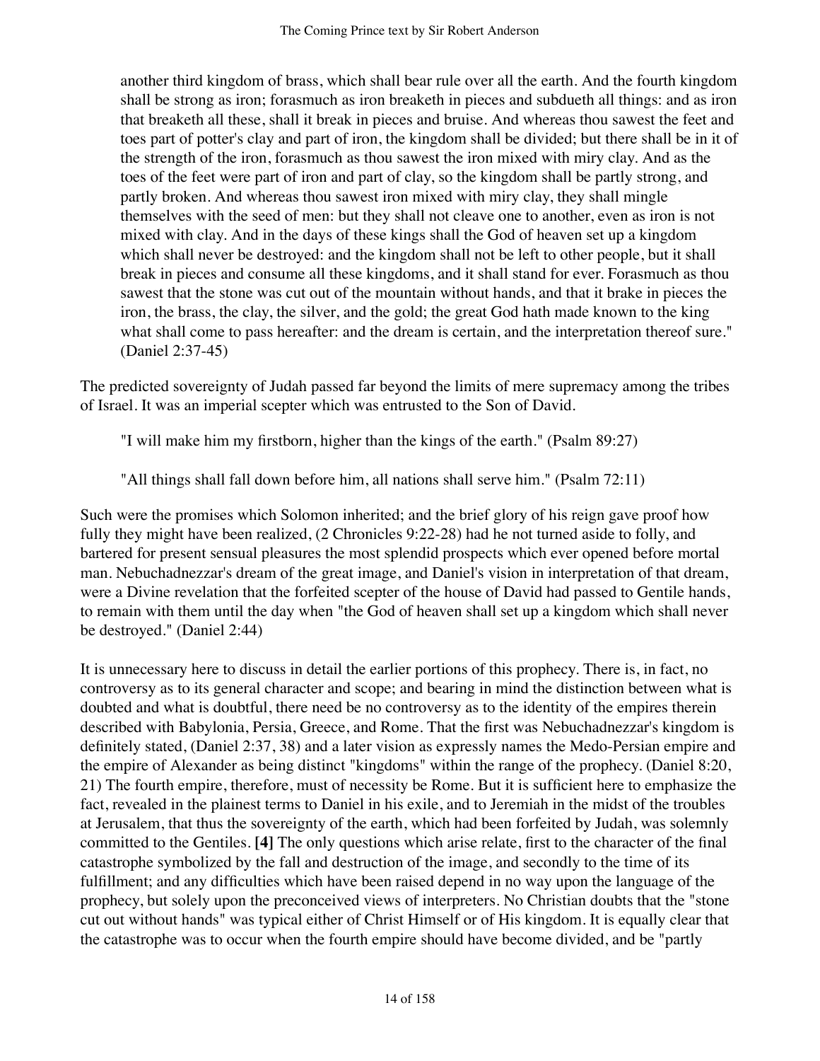> another third kingdom of brass, which shall bear rule over all the earth. And the fourth kingdom shall be strong as iron; forasmuch as iron breaketh in pieces and subdueth all things: and as iron that breaketh all these, shall it break in pieces and bruise. And whereas thou sawest the feet and toes part of potter's clay and part of iron, the kingdom shall be divided; but there shall be in it of the strength of the iron, forasmuch as thou sawest the iron mixed with miry clay. And as the toes of the feet were part of iron and part of clay, so the kingdom shall be partly strong, and partly broken. And whereas thou sawest iron mixed with miry clay, they shall mingle themselves with the seed of men: but they shall not cleave one to another, even as iron is not mixed with clay. And in the days of these kings shall the God of heaven set up a kingdom which shall never be destroyed: and the kingdom shall not be left to other people, but it shall break in pieces and consume all these kingdoms, and it shall stand for ever. Forasmuch as thou sawest that the stone was cut out of the mountain without hands, and that it brake in pieces the iron, the brass, the clay, the silver, and the gold; the great God hath made known to the king what shall come to pass hereafter: and the dream is certain, and the interpretation thereof sure." (Daniel 2:37-45)

The predicted sovereignty of Judah passed far beyond the limits of mere supremacy among the tribes of Israel. It was an imperial scepter which was entrusted to the Son of David.

> "I will make him my firstborn, higher than the kings of the earth." (Psalm 89:27)

> "All things shall fall down before him, all nations shall serve him." (Psalm 72:11)

Such were the promises which Solomon inherited; and the brief glory of his reign gave proof how fully they might have been realized, (2 Chronicles 9:22-28) had he not turned aside to folly, and bartered for present sensual pleasures the most splendid prospects which ever opened before mortal man. Nebuchadnezzar's dream of the great image, and Daniel's vision in interpretation of that dream, were a Divine revelation that the forfeited scepter of the house of David had passed to Gentile hands, to remain with them until the day when "the God of heaven shall set up a kingdom which shall never be destroyed." (Daniel 2:44)

It is unnecessary here to discuss in detail the earlier portions of this prophecy. There is, in fact, no controversy as to its general character and scope; and bearing in mind the distinction between what is doubted and what is doubtful, there need be no controversy as to the identity of the empires therein described with Babylonia, Persia, Greece, and Rome. That the first was Nebuchadnezzar's kingdom is definitely stated, (Daniel 2:37, 38) and a later vision as expressly names the Medo-Persian empire and the empire of Alexander as being distinct "kingdoms" within the range of the prophecy. (Daniel 8:20, 21) The fourth empire, therefore, must of necessity be Rome. But it is sufficient here to emphasize the fact, revealed in the plainest terms to Daniel in his exile, and to Jeremiah in the midst of the troubles at Jerusalem, that thus the sovereignty of the earth, which had been forfeited by Judah, was solemnly committed to the Gentiles. **[4]** The only questions which arise relate, first to the character of the final catastrophe symbolized by the fall and destruction of the image, and secondly to the time of its fulfillment; and any difficulties which have been raised depend in no way upon the language of the prophecy, but solely upon the preconceived views of interpreters. No Christian doubts that the "stone cut out without hands" was typical either of Christ Himself or of His kingdom. It is equally clear that the catastrophe was to occur when the fourth empire should have become divided, and be "partly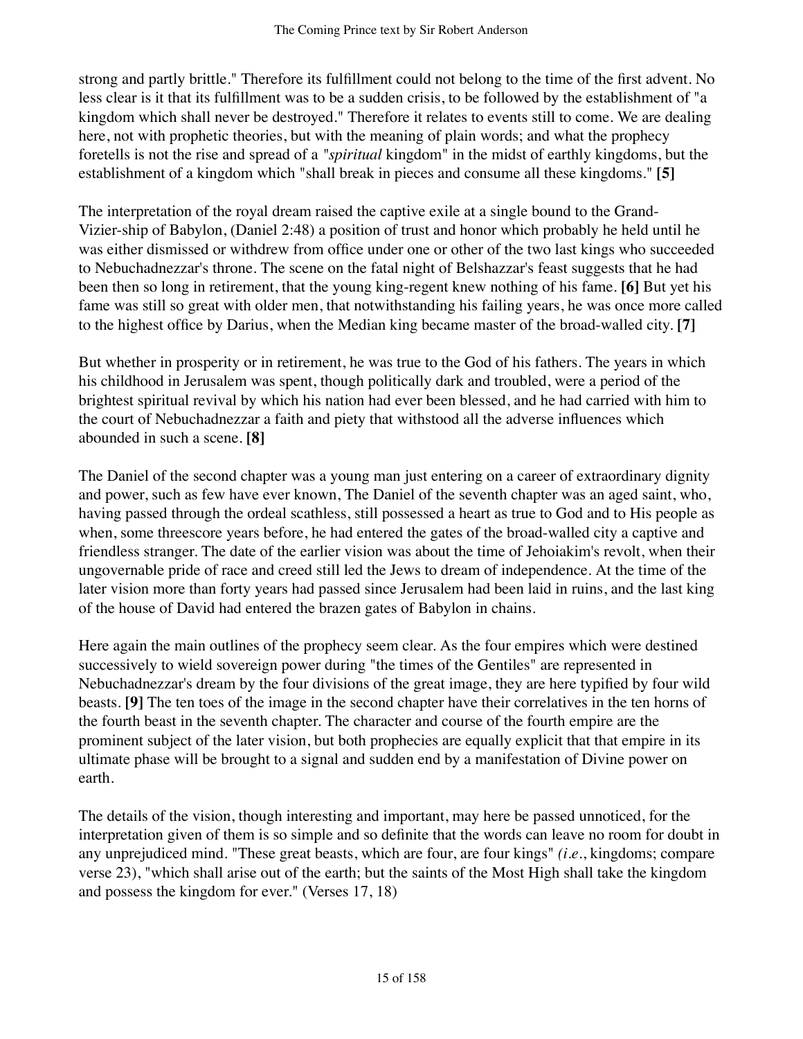strong and partly brittle." Therefore its fulfillment could not belong to the time of the first advent. No less clear is it that its fulfillment was to be a sudden crisis, to be followed by the establishment of "a kingdom which shall never be destroyed." Therefore it relates to events still to come. We are dealing here, not with prophetic theories, but with the meaning of plain words; and what the prophecy foretells is not the rise and spread of a "*spiritual* kingdom" in the midst of earthly kingdoms, but the establishment of a kingdom which "shall break in pieces and consume all these kingdoms." **[5]**

The interpretation of the royal dream raised the captive exile at a single bound to the Grand-Vizier-ship of Babylon, (Daniel 2:48) a position of trust and honor which probably he held until he was either dismissed or withdrew from office under one or other of the two last kings who succeeded to Nebuchadnezzar's throne. The scene on the fatal night of Belshazzar's feast suggests that he had been then so long in retirement, that the young king-regent knew nothing of his fame. **[6]** But yet his fame was still so great with older men, that notwithstanding his failing years, he was once more called to the highest office by Darius, when the Median king became master of the broad-walled city. **[7]**

But whether in prosperity or in retirement, he was true to the God of his fathers. The years in which his childhood in Jerusalem was spent, though politically dark and troubled, were a period of the brightest spiritual revival by which his nation had ever been blessed, and he had carried with him to the court of Nebuchadnezzar a faith and piety that withstood all the adverse influences which abounded in such a scene. **[8]**

The Daniel of the second chapter was a young man just entering on a career of extraordinary dignity and power, such as few have ever known, The Daniel of the seventh chapter was an aged saint, who, having passed through the ordeal scathless, still possessed a heart as true to God and to His people as when, some threescore years before, he had entered the gates of the broad-walled city a captive and friendless stranger. The date of the earlier vision was about the time of Jehoiakim's revolt, when their ungovernable pride of race and creed still led the Jews to dream of independence. At the time of the later vision more than forty years had passed since Jerusalem had been laid in ruins, and the last king of the house of David had entered the brazen gates of Babylon in chains.

Here again the main outlines of the prophecy seem clear. As the four empires which were destined successively to wield sovereign power during "the times of the Gentiles" are represented in Nebuchadnezzar's dream by the four divisions of the great image, they are here typified by four wild beasts. **[9]** The ten toes of the image in the second chapter have their correlatives in the ten horns of the fourth beast in the seventh chapter. The character and course of the fourth empire are the prominent subject of the later vision, but both prophecies are equally explicit that that empire in its ultimate phase will be brought to a signal and sudden end by a manifestation of Divine power on earth.

The details of the vision, though interesting and important, may here be passed unnoticed, for the interpretation given of them is so simple and so definite that the words can leave no room for doubt in any unprejudiced mind. "These great beasts, which are four, are four kings" *(i.e.*, kingdoms; compare verse 23), "which shall arise out of the earth; but the saints of the Most High shall take the kingdom and possess the kingdom for ever." (Verses 17, 18)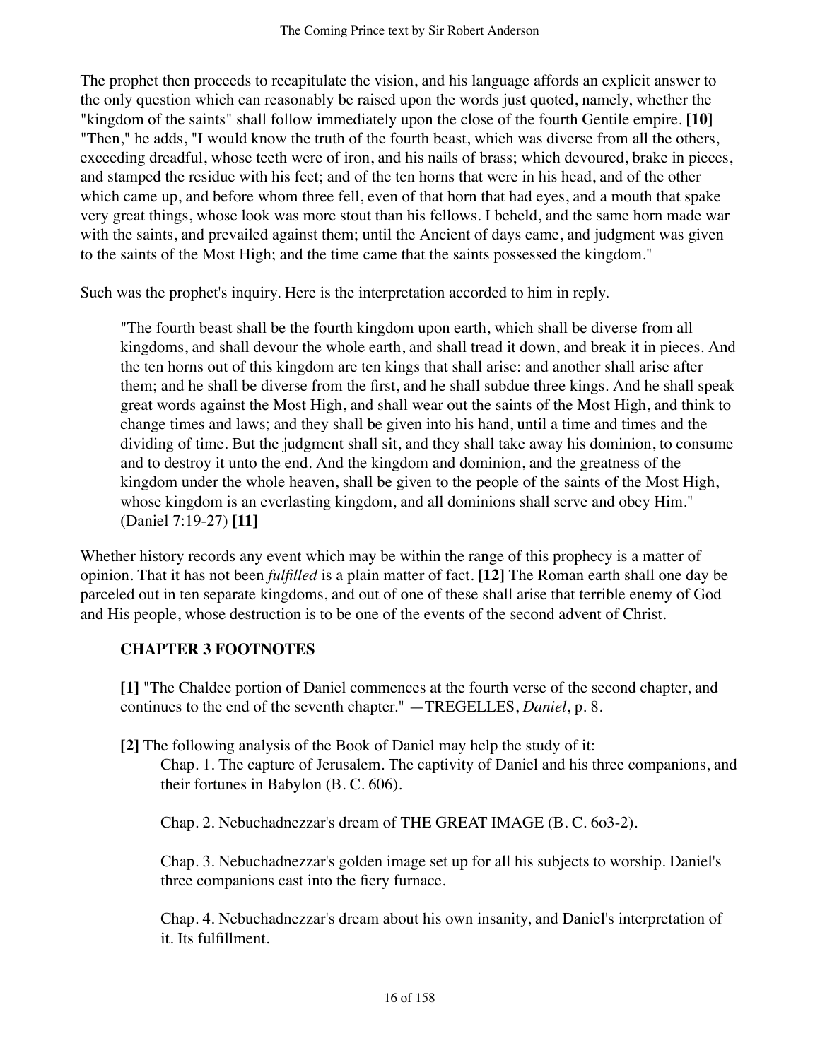The prophet then proceeds to recapitulate the vision, and his language affords an explicit answer to the only question which can reasonably be raised upon the words just quoted, namely, whether the "kingdom of the saints" shall follow immediately upon the close of the fourth Gentile empire. **[10]** "Then," he adds, "I would know the truth of the fourth beast, which was diverse from all the others, exceeding dreadful, whose teeth were of iron, and his nails of brass; which devoured, brake in pieces, and stamped the residue with his feet; and of the ten horns that were in his head, and of the other which came up, and before whom three fell, even of that horn that had eyes, and a mouth that spake very great things, whose look was more stout than his fellows. I beheld, and the same horn made war with the saints, and prevailed against them; until the Ancient of days came, and judgment was given to the saints of the Most High; and the time came that the saints possessed the kingdom."

Such was the prophet's inquiry. Here is the interpretation accorded to him in reply.

> "The fourth beast shall be the fourth kingdom upon earth, which shall be diverse from all kingdoms, and shall devour the whole earth, and shall tread it down, and break it in pieces. And the ten horns out of this kingdom are ten kings that shall arise: and another shall arise after them; and he shall be diverse from the first, and he shall subdue three kings. And he shall speak great words against the Most High, and shall wear out the saints of the Most High, and think to change times and laws; and they shall be given into his hand, until a time and times and the dividing of time. But the judgment shall sit, and they shall take away his dominion, to consume and to destroy it unto the end. And the kingdom and dominion, and the greatness of the kingdom under the whole heaven, shall be given to the people of the saints of the Most High, whose kingdom is an everlasting kingdom, and all dominions shall serve and obey Him." (Daniel 7:19-27) **[11]**

Whether history records any event which may be within the range of this prophecy is a matter of opinion. That it has not been *fulfilled* is a plain matter of fact. **[12]** The Roman earth shall one day be parceled out in ten separate kingdoms, and out of one of these shall arise that terrible enemy of God and His people, whose destruction is to be one of the events of the second advent of Christ.

### CHAPTER 3 FOOTNOTES

**[1]** "The Chaldee portion of Daniel commences at the fourth verse of the second chapter, and continues to the end of the seventh chapter." —TREGELLES, *Daniel*, p. 8.

**[2]** The following analysis of the Book of Daniel may help the study of it:

Chap. 1. The capture of Jerusalem. The captivity of Daniel and his three companions, and their fortunes in Babylon (B. C. 606).

Chap. 2. Nebuchadnezzar's dream of THE GREAT IMAGE (B. C. 6o3-2).

Chap. 3. Nebuchadnezzar's golden image set up for all his subjects to worship. Daniel's three companions cast into the fiery furnace.

Chap. 4. Nebuchadnezzar's dream about his own insanity, and Daniel's interpretation of it. Its fulfillment.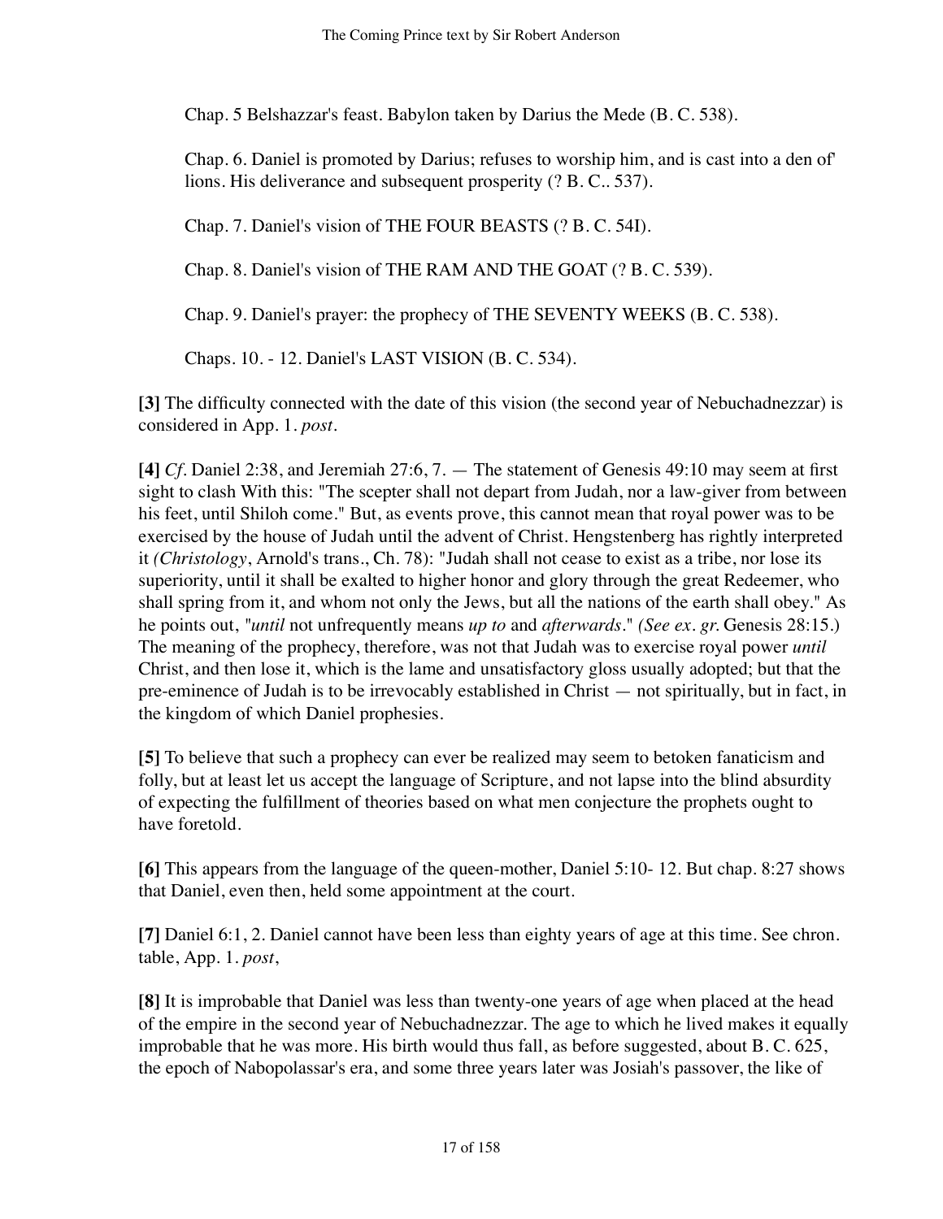Chap. 5 Belshazzar's feast. Babylon taken by Darius the Mede (B. C. 538).

Chap. 6. Daniel is promoted by Darius; refuses to worship him, and is cast into a den of' lions. His deliverance and subsequent prosperity (? B. C.. 537).

Chap. 7. Daniel's vision of THE FOUR BEASTS (? B. C. 54I).

Chap. 8. Daniel's vision of THE RAM AND THE GOAT (? B. C. 539).

Chap. 9. Daniel's prayer: the prophecy of THE SEVENTY WEEKS (B. C. 538).

Chaps. 10. - 12. Daniel's LAST VISION (B. C. 534).

**[3]** The difficulty connected with the date of this vision (the second year of Nebuchadnezzar) is considered in App. 1. *post*.

**[4]** *Cf*. Daniel 2:38, and Jeremiah 27:6, 7. — The statement of Genesis 49:10 may seem at first sight to clash With this: "The scepter shall not depart from Judah, nor a law-giver from between his feet, until Shiloh come." But, as events prove, this cannot mean that royal power was to be exercised by the house of Judah until the advent of Christ. Hengstenberg has rightly interpreted it *(Christology*, Arnold's trans., Ch. 78): "Judah shall not cease to exist as a tribe, nor lose its superiority, until it shall be exalted to higher honor and glory through the great Redeemer, who shall spring from it, and whom not only the Jews, but all the nations of the earth shall obey." As he points out, "*until* not unfrequently means *up to* and *afterwards*." *(See ex. gr.* Genesis 28:15.) The meaning of the prophecy, therefore, was not that Judah was to exercise royal power *until* Christ, and then lose it, which is the lame and unsatisfactory gloss usually adopted; but that the pre-eminence of Judah is to be irrevocably established in Christ — not spiritually, but in fact, in the kingdom of which Daniel prophesies.

**[5]** To believe that such a prophecy can ever be realized may seem to betoken fanaticism and folly, but at least let us accept the language of Scripture, and not lapse into the blind absurdity of expecting the fulfillment of theories based on what men conjecture the prophets ought to have foretold.

**[6]** This appears from the language of the queen-mother, Daniel 5:10- 12. But chap. 8:27 shows that Daniel, even then, held some appointment at the court.

**[7]** Daniel 6:1, 2. Daniel cannot have been less than eighty years of age at this time. See chron. table, App. 1. *post*,

**[8]** It is improbable that Daniel was less than twenty-one years of age when placed at the head of the empire in the second year of Nebuchadnezzar. The age to which he lived makes it equally improbable that he was more. His birth would thus fall, as before suggested, about B. C. 625, the epoch of Nabopolassar's era, and some three years later was Josiah's passover, the like of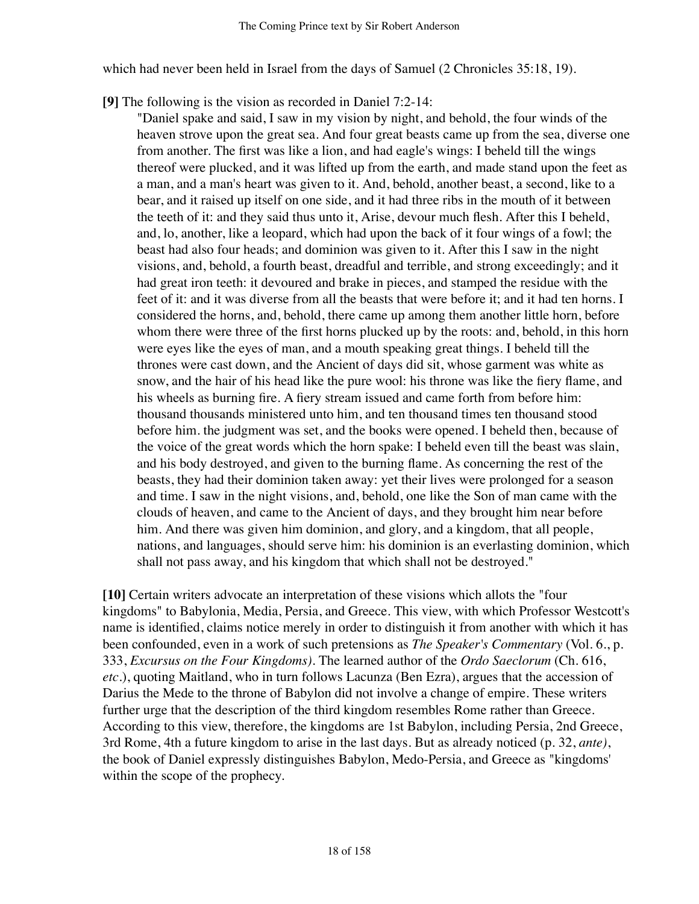which had never been held in Israel from the days of Samuel (2 Chronicles 35:18, 19).

**[9]** The following is the vision as recorded in Daniel 7:2-14:

> "Daniel spake and said, I saw in my vision by night, and behold, the four winds of the heaven strove upon the great sea. And four great beasts came up from the sea, diverse one from another. The first was like a lion, and had eagle's wings: I beheld till the wings thereof were plucked, and it was lifted up from the earth, and made stand upon the feet as a man, and a man's heart was given to it. And, behold, another beast, a second, like to a bear, and it raised up itself on one side, and it had three ribs in the mouth of it between the teeth of it: and they said thus unto it, Arise, devour much flesh. After this I beheld, and, lo, another, like a leopard, which had upon the back of it four wings of a fowl; the beast had also four heads; and dominion was given to it. After this I saw in the night visions, and, behold, a fourth beast, dreadful and terrible, and strong exceedingly; and it had great iron teeth: it devoured and brake in pieces, and stamped the residue with the feet of it: and it was diverse from all the beasts that were before it; and it had ten horns. I considered the horns, and, behold, there came up among them another little horn, before whom there were three of the first horns plucked up by the roots: and, behold, in this horn were eyes like the eyes of man, and a mouth speaking great things. I beheld till the thrones were cast down, and the Ancient of days did sit, whose garment was white as snow, and the hair of his head like the pure wool: his throne was like the fiery flame, and his wheels as burning fire. A fiery stream issued and came forth from before him: thousand thousands ministered unto him, and ten thousand times ten thousand stood before him. the judgment was set, and the books were opened. I beheld then, because of the voice of the great words which the horn spake: I beheld even till the beast was slain, and his body destroyed, and given to the burning flame. As concerning the rest of the beasts, they had their dominion taken away: yet their lives were prolonged for a season and time. I saw in the night visions, and, behold, one like the Son of man came with the clouds of heaven, and came to the Ancient of days, and they brought him near before him. And there was given him dominion, and glory, and a kingdom, that all people, nations, and languages, should serve him: his dominion is an everlasting dominion, which shall not pass away, and his kingdom that which shall not be destroyed."

**[10]** Certain writers advocate an interpretation of these visions which allots the "four kingdoms" to Babylonia, Media, Persia, and Greece. This view, with which Professor Westcott's name is identified, claims notice merely in order to distinguish it from another with which it has been confounded, even in a work of such pretensions as *The Speaker's Commentary* (Vol. 6., p. 333, *Excursus on the Four Kingdoms)*. The learned author of the *Ordo Saeclorum* (Ch. 616, *etc*.), quoting Maitland, who in turn follows Lacunza (Ben Ezra), argues that the accession of Darius the Mede to the throne of Babylon did not involve a change of empire. These writers further urge that the description of the third kingdom resembles Rome rather than Greece. According to this view, therefore, the kingdoms are 1st Babylon, including Persia, 2nd Greece, 3rd Rome, 4th a future kingdom to arise in the last days. But as already noticed (p. 32, *ante)*, the book of Daniel expressly distinguishes Babylon, Medo-Persia, and Greece as "kingdoms' within the scope of the prophecy.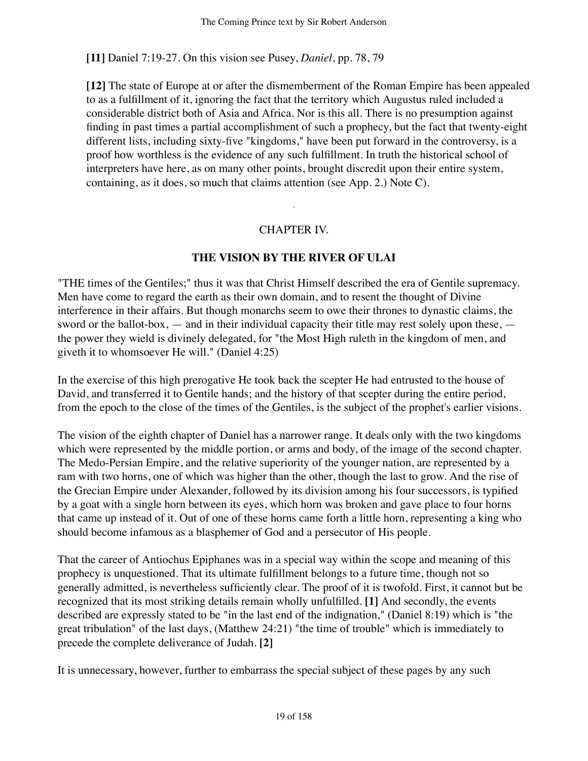**[11]** Daniel 7:19-27. On this vision see Pusey, *Daniel*, pp. 78, 79

**[12]** The state of Europe at or after the dismemberment of the Roman Empire has been appealed to as a fulfillment of it, ignoring the fact that the territory which Augustus ruled included a considerable district both of Asia and Africa. Nor is this all. There is no presumption against finding in past times a partial accomplishment of such a prophecy, but the fact that twenty-eight different lists, including sixty-five "kingdoms," have been put forward in the controversy, is a proof how worthless is the evidence of any such fulfillment. In truth the historical school of interpreters have here, as on many other points, brought discredit upon their entire system, containing, as it does, so much that claims attention (see App. 2.) Note C).

## CHAPTER IV.

## THE VISION BY THE RIVER OF ULAI

"THE times of the Gentiles;" thus it was that Christ Himself described the era of Gentile supremacy. Men have come to regard the earth as their own domain, and to resent the thought of Divine interference in their affairs. But though monarchs seem to owe their thrones to dynastic claims, the sword or the ballot-box, — and in their individual capacity their title may rest solely upon these, — the power they wield is divinely delegated, for "the Most High ruleth in the kingdom of men, and giveth it to whomsoever He will." (Daniel 4:25)

In the exercise of this high prerogative He took back the scepter He had entrusted to the house of David, and transferred it to Gentile hands; and the history of that scepter during the entire period, from the epoch to the close of the times of the Gentiles, is the subject of the prophet's earlier visions.

The vision of the eighth chapter of Daniel has a narrower range. It deals only with the two kingdoms which were represented by the middle portion, or arms and body, of the image of the second chapter. The Medo-Persian Empire, and the relative superiority of the younger nation, are represented by a ram with two horns, one of which was higher than the other, though the last to grow. And the rise of the Grecian Empire under Alexander, followed by its division among his four successors, is typified by a goat with a single horn between its eyes, which horn was broken and gave place to four horns that came up instead of it. Out of one of these horns came forth a little horn, representing a king who should become infamous as a blasphemer of God and a persecutor of His people.

That the career of Antiochus Epiphanes was in a special way within the scope and meaning of this prophecy is unquestioned. That its ultimate fulfillment belongs to a future time, though not so generally admitted, is nevertheless sufficiently clear. The proof of it is twofold. First, it cannot but be recognized that its most striking details remain wholly unfulfilled. **[1]** And secondly, the events described are expressly stated to be "in the last end of the indignation," (Daniel 8:19) which is "the great tribulation" of the last days, (Matthew 24:21) "the time of trouble" which is immediately to precede the complete deliverance of Judah. **[2]**

It is unnecessary, however, further to embarrass the special subject of these pages by any such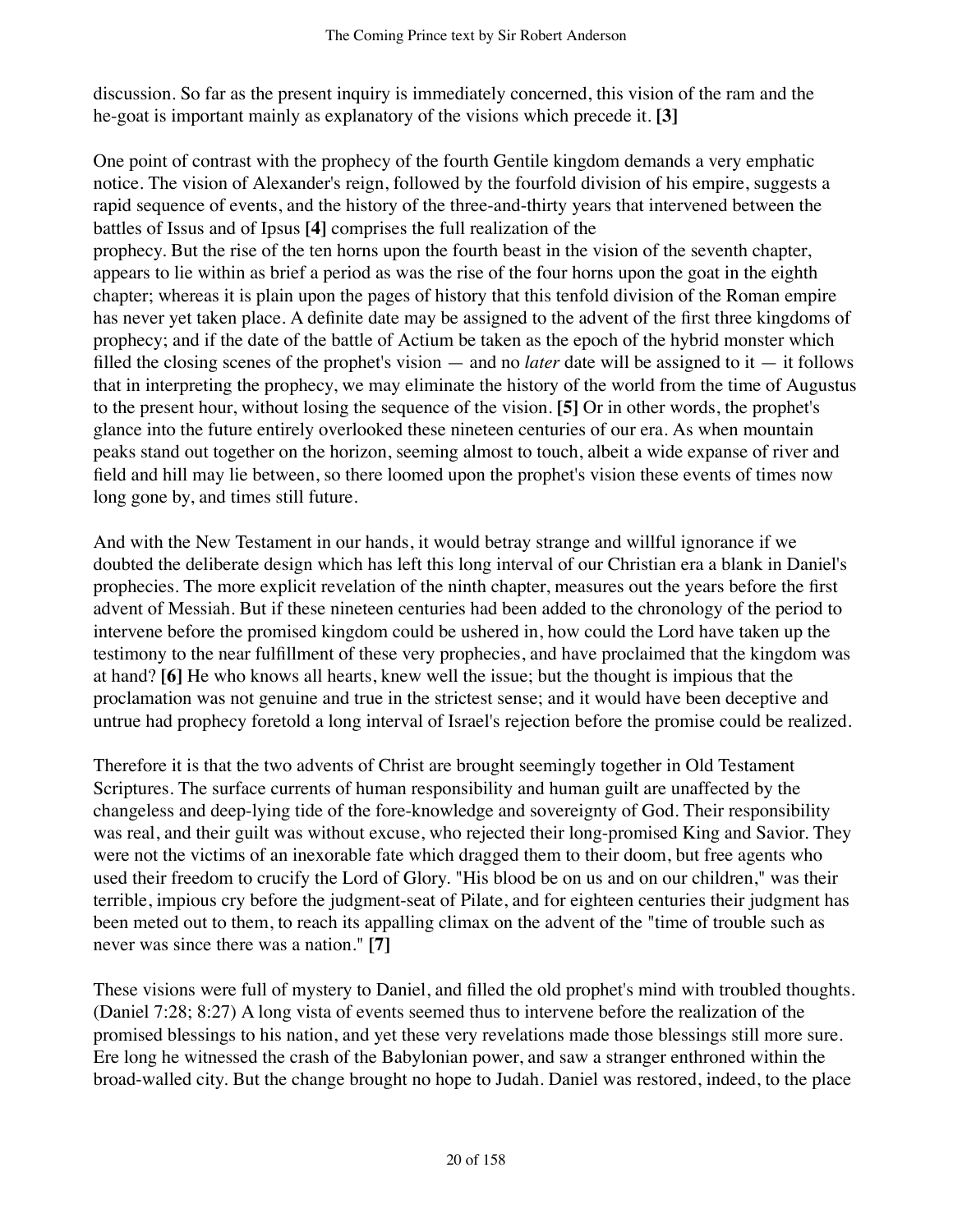discussion. So far as the present inquiry is immediately concerned, this vision of the ram and the he-goat is important mainly as explanatory of the visions which precede it. **[3]**

One point of contrast with the prophecy of the fourth Gentile kingdom demands a very emphatic notice. The vision of Alexander's reign, followed by the fourfold division of his empire, suggests a rapid sequence of events, and the history of the three-and-thirty years that intervened between the battles of Issus and of Ipsus **[4]** comprises the full realization of the prophecy. But the rise of the ten horns upon the fourth beast in the vision of the seventh chapter, appears to lie within as brief a period as was the rise of the four horns upon the goat in the eighth chapter; whereas it is plain upon the pages of history that this tenfold division of the Roman empire has never yet taken place. A definite date may be assigned to the advent of the first three kingdoms of prophecy; and if the date of the battle of Actium be taken as the epoch of the hybrid monster which filled the closing scenes of the prophet's vision — and no *later* date will be assigned to it — it follows that in interpreting the prophecy, we may eliminate the history of the world from the time of Augustus to the present hour, without losing the sequence of the vision. **[5]** Or in other words, the prophet's glance into the future entirely overlooked these nineteen centuries of our era. As when mountain peaks stand out together on the horizon, seeming almost to touch, albeit a wide expanse of river and field and hill may lie between, so there loomed upon the prophet's vision these events of times now long gone by, and times still future.

And with the New Testament in our hands, it would betray strange and willful ignorance if we doubted the deliberate design which has left this long interval of our Christian era a blank in Daniel's prophecies. The more explicit revelation of the ninth chapter, measures out the years before the first advent of Messiah. But if these nineteen centuries had been added to the chronology of the period to intervene before the promised kingdom could be ushered in, how could the Lord have taken up the testimony to the near fulfillment of these very prophecies, and have proclaimed that the kingdom was at hand? **[6]** He who knows all hearts, knew well the issue; but the thought is impious that the proclamation was not genuine and true in the strictest sense; and it would have been deceptive and untrue had prophecy foretold a long interval of Israel's rejection before the promise could be realized.

Therefore it is that the two advents of Christ are brought seemingly together in Old Testament Scriptures. The surface currents of human responsibility and human guilt are unaffected by the changeless and deep-lying tide of the fore-knowledge and sovereignty of God. Their responsibility was real, and their guilt was without excuse, who rejected their long-promised King and Savior. They were not the victims of an inexorable fate which dragged them to their doom, but free agents who used their freedom to crucify the Lord of Glory. "His blood be on us and on our children," was their terrible, impious cry before the judgment-seat of Pilate, and for eighteen centuries their judgment has been meted out to them, to reach its appalling climax on the advent of the "time of trouble such as never was since there was a nation." **[7]**

These visions were full of mystery to Daniel, and filled the old prophet's mind with troubled thoughts. (Daniel 7:28; 8:27) A long vista of events seemed thus to intervene before the realization of the promised blessings to his nation, and yet these very revelations made those blessings still more sure. Ere long he witnessed the crash of the Babylonian power, and saw a stranger enthroned within the broad-walled city. But the change brought no hope to Judah. Daniel was restored, indeed, to the place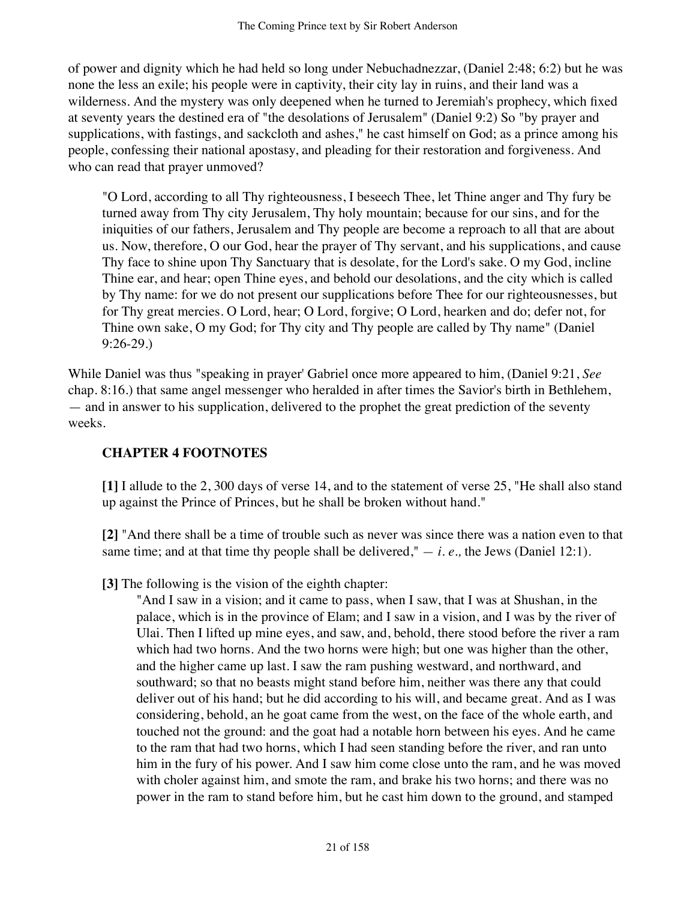of power and dignity which he had held so long under Nebuchadnezzar, (Daniel 2:48; 6:2) but he was none the less an exile; his people were in captivity, their city lay in ruins, and their land was a wilderness. And the mystery was only deepened when he turned to Jeremiah's prophecy, which fixed at seventy years the destined era of "the desolations of Jerusalem" (Daniel 9:2) So "by prayer and supplications, with fastings, and sackcloth and ashes," he cast himself on God; as a prince among his people, confessing their national apostasy, and pleading for their restoration and forgiveness. And who can read that prayer unmoved?

> "O Lord, according to all Thy righteousness, I beseech Thee, let Thine anger and Thy fury be turned away from Thy city Jerusalem, Thy holy mountain; because for our sins, and for the iniquities of our fathers, Jerusalem and Thy people are become a reproach to all that are about us. Now, therefore, O our God, hear the prayer of Thy servant, and his supplications, and cause Thy face to shine upon Thy Sanctuary that is desolate, for the Lord's sake. O my God, incline Thine ear, and hear; open Thine eyes, and behold our desolations, and the city which is called by Thy name: for we do not present our supplications before Thee for our righteousnesses, but for Thy great mercies. O Lord, hear; O Lord, forgive; O Lord, hearken and do; defer not, for Thine own sake, O my God; for Thy city and Thy people are called by Thy name" (Daniel 9:26-29.)

While Daniel was thus "speaking in prayer' Gabriel once more appeared to him, (Daniel 9:21, *See* chap. 8:16.) that same angel messenger who heralded in after times the Savior's birth in Bethlehem, — and in answer to his supplication, delivered to the prophet the great prediction of the seventy weeks.

## CHAPTER 4 FOOTNOTES

**[1]** I allude to the 2, 300 days of verse 14, and to the statement of verse 25, "He shall also stand up against the Prince of Princes, but he shall be broken without hand."

**[2]** "And there shall be a time of trouble such as never was since there was a nation even to that same time; and at that time thy people shall be delivered," — *i. e.,* the Jews (Daniel 12:1).

**[3]** The following is the vision of the eighth chapter:

> "And I saw in a vision; and it came to pass, when I saw, that I was at Shushan, in the palace, which is in the province of Elam; and I saw in a vision, and I was by the river of Ulai. Then I lifted up mine eyes, and saw, and, behold, there stood before the river a ram which had two horns. And the two horns were high; but one was higher than the other, and the higher came up last. I saw the ram pushing westward, and northward, and southward; so that no beasts might stand before him, neither was there any that could deliver out of his hand; but he did according to his will, and became great. And as I was considering, behold, an he goat came from the west, on the face of the whole earth, and touched not the ground: and the goat had a notable horn between his eyes. And he came to the ram that had two horns, which I had seen standing before the river, and ran unto him in the fury of his power. And I saw him come close unto the ram, and he was moved with choler against him, and smote the ram, and brake his two horns; and there was no power in the ram to stand before him, but he cast him down to the ground, and stamped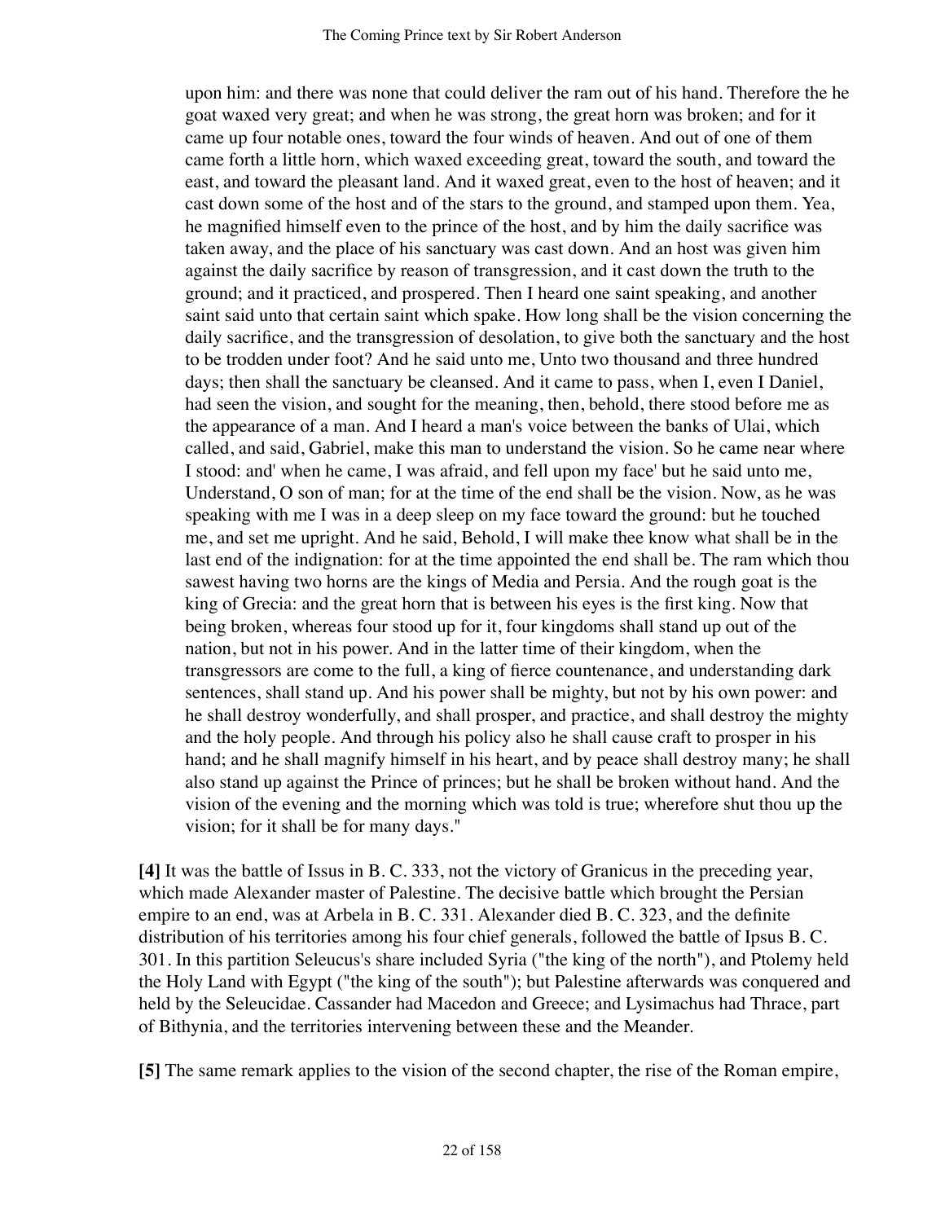> upon him: and there was none that could deliver the ram out of his hand. Therefore the he goat waxed very great; and when he was strong, the great horn was broken; and for it came up four notable ones, toward the four winds of heaven. And out of one of them came forth a little horn, which waxed exceeding great, toward the south, and toward the east, and toward the pleasant land. And it waxed great, even to the host of heaven; and it cast down some of the host and of the stars to the ground, and stamped upon them. Yea, he magnified himself even to the prince of the host, and by him the daily sacrifice was taken away, and the place of his sanctuary was cast down. And an host was given him against the daily sacrifice by reason of transgression, and it cast down the truth to the ground; and it practiced, and prospered. Then I heard one saint speaking, and another saint said unto that certain saint which spake. How long shall be the vision concerning the daily sacrifice, and the transgression of desolation, to give both the sanctuary and the host to be trodden under foot? And he said unto me, Unto two thousand and three hundred days; then shall the sanctuary be cleansed. And it came to pass, when I, even I Daniel, had seen the vision, and sought for the meaning, then, behold, there stood before me as the appearance of a man. And I heard a man's voice between the banks of Ulai, which called, and said, Gabriel, make this man to understand the vision. So he came near where I stood: and' when he came, I was afraid, and fell upon my face' but he said unto me, Understand, O son of man; for at the time of the end shall be the vision. Now, as he was speaking with me I was in a deep sleep on my face toward the ground: but he touched me, and set me upright. And he said, Behold, I will make thee know what shall be in the last end of the indignation: for at the time appointed the end shall be. The ram which thou sawest having two horns are the kings of Media and Persia. And the rough goat is the king of Grecia: and the great horn that is between his eyes is the first king. Now that being broken, whereas four stood up for it, four kingdoms shall stand up out of the nation, but not in his power. And in the latter time of their kingdom, when the transgressors are come to the full, a king of fierce countenance, and understanding dark sentences, shall stand up. And his power shall be mighty, but not by his own power: and he shall destroy wonderfully, and shall prosper, and practice, and shall destroy the mighty and the holy people. And through his policy also he shall cause craft to prosper in his hand; and he shall magnify himself in his heart, and by peace shall destroy many; he shall also stand up against the Prince of princes; but he shall be broken without hand. And the vision of the evening and the morning which was told is true; wherefore shut thou up the vision; for it shall be for many days."

**[4]** It was the battle of Issus in B. C. 333, not the victory of Granicus in the preceding year, which made Alexander master of Palestine. The decisive battle which brought the Persian empire to an end, was at Arbela in B. C. 331. Alexander died B. C. 323, and the definite distribution of his territories among his four chief generals, followed the battle of Ipsus B. C. 301. In this partition Seleucus's share included Syria ("the king of the north"), and Ptolemy held the Holy Land with Egypt ("the king of the south"); but Palestine afterwards was conquered and held by the Seleucidae. Cassander had Macedon and Greece; and Lysimachus had Thrace, part of Bithynia, and the territories intervening between these and the Meander.

**[5]** The same remark applies to the vision of the second chapter, the rise of the Roman empire,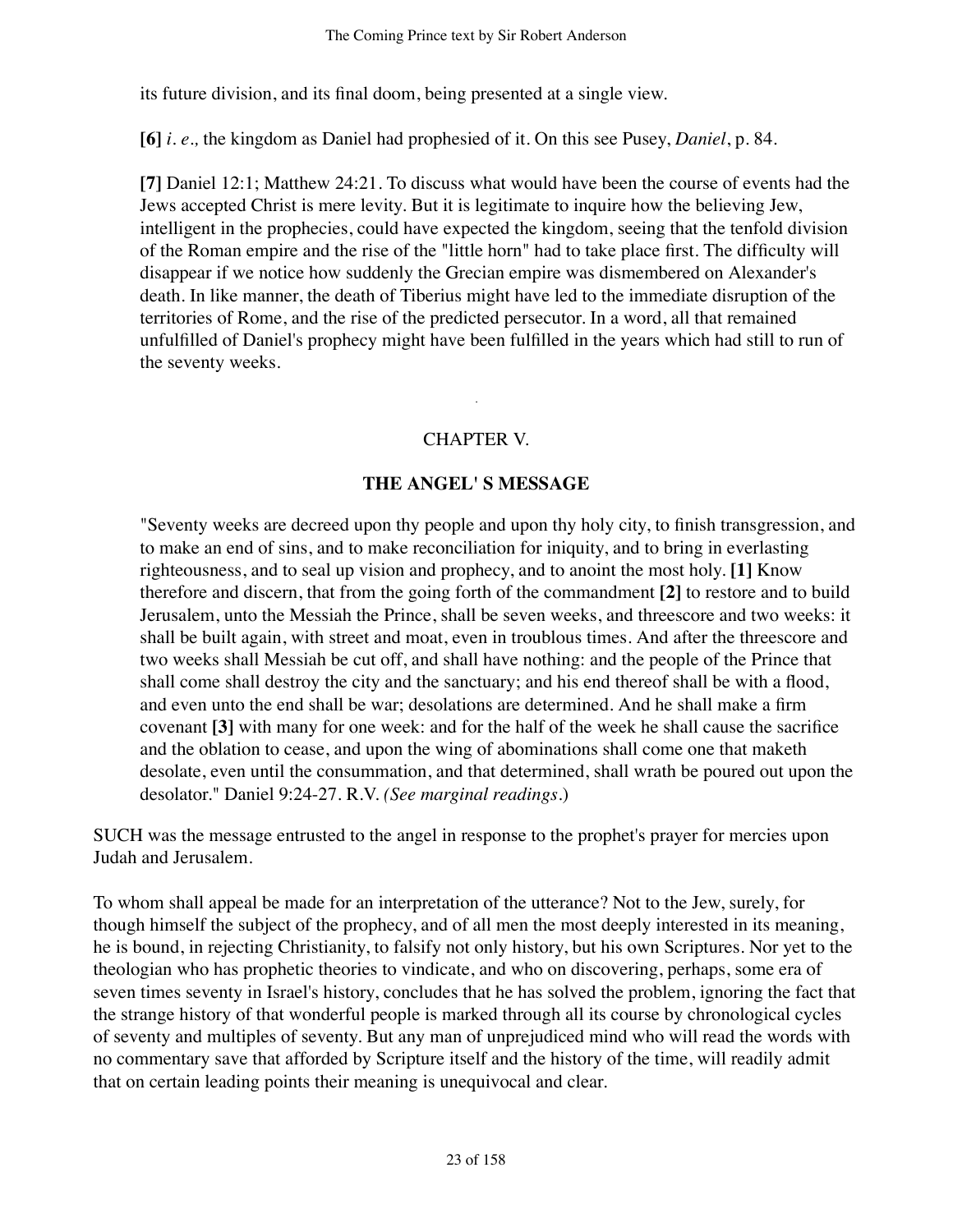its future division, and its final doom, being presented at a single view.

**[6]** *i. e.,* the kingdom as Daniel had prophesied of it. On this see Pusey, *Daniel*, p. 84.

**[7]** Daniel 12:1; Matthew 24:21. To discuss what would have been the course of events had the Jews accepted Christ is mere levity. But it is legitimate to inquire how the believing Jew, intelligent in the prophecies, could have expected the kingdom, seeing that the tenfold division of the Roman empire and the rise of the "little horn" had to take place first. The difficulty will disappear if we notice how suddenly the Grecian empire was dismembered on Alexander's death. In like manner, the death of Tiberius might have led to the immediate disruption of the territories of Rome, and the rise of the predicted persecutor. In a word, all that remained unfulfilled of Daniel's prophecy might have been fulfilled in the years which had still to run of the seventy weeks.

## CHAPTER V.

### THE ANGEL' S MESSAGE

"Seventy weeks are decreed upon thy people and upon thy holy city, to finish transgression, and to make an end of sins, and to make reconciliation for iniquity, and to bring in everlasting righteousness, and to seal up vision and prophecy, and to anoint the most holy. **[1]** Know therefore and discern, that from the going forth of the commandment **[2]** to restore and to build Jerusalem, unto the Messiah the Prince, shall be seven weeks, and threescore and two weeks: it shall be built again, with street and moat, even in troublous times. And after the threescore and two weeks shall Messiah be cut off, and shall have nothing: and the people of the Prince that shall come shall destroy the city and the sanctuary; and his end thereof shall be with a flood, and even unto the end shall be war; desolations are determined. And he shall make a firm covenant **[3]** with many for one week: and for the half of the week he shall cause the sacrifice and the oblation to cease, and upon the wing of abominations shall come one that maketh desolate, even until the consummation, and that determined, shall wrath be poured out upon the desolator." Daniel 9:24-27. R.V. *(See marginal readings.)*

SUCH was the message entrusted to the angel in response to the prophet's prayer for mercies upon Judah and Jerusalem.

To whom shall appeal be made for an interpretation of the utterance? Not to the Jew, surely, for though himself the subject of the prophecy, and of all men the most deeply interested in its meaning, he is bound, in rejecting Christianity, to falsify not only history, but his own Scriptures. Nor yet to the theologian who has prophetic theories to vindicate, and who on discovering, perhaps, some era of seven times seventy in Israel's history, concludes that he has solved the problem, ignoring the fact that the strange history of that wonderful people is marked through all its course by chronological cycles of seventy and multiples of seventy. But any man of unprejudiced mind who will read the words with no commentary save that afforded by Scripture itself and the history of the time, will readily admit that on certain leading points their meaning is unequivocal and clear.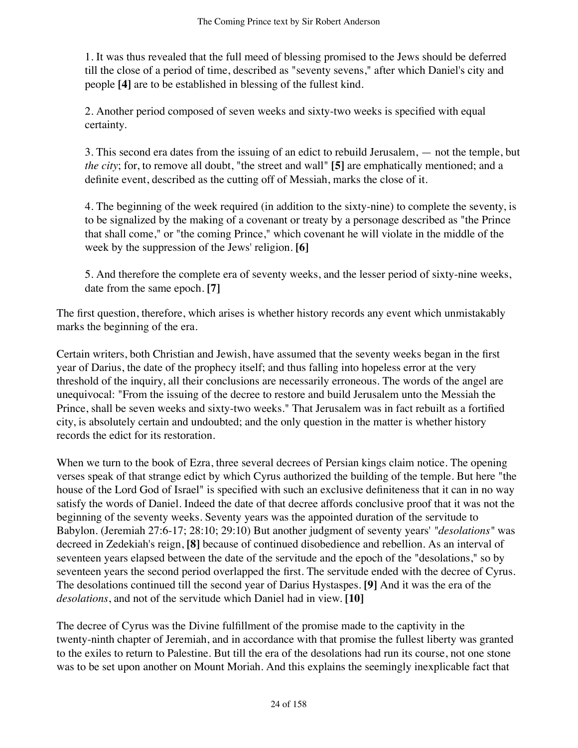1. It was thus revealed that the full meed of blessing promised to the Jews should be deferred till the close of a period of time, described as "seventy sevens," after which Daniel's city and people **[4]** are to be established in blessing of the fullest kind.

2. Another period composed of seven weeks and sixty-two weeks is specified with equal certainty.

3. This second era dates from the issuing of an edict to rebuild Jerusalem, — not the temple, but *the city*; for, to remove all doubt, "the street and wall" **[5]** are emphatically mentioned; and a definite event, described as the cutting off of Messiah, marks the close of it.

4. The beginning of the week required (in addition to the sixty-nine) to complete the seventy, is to be signalized by the making of a covenant or treaty by a personage described as "the Prince that shall come," or "the coming Prince," which covenant he will violate in the middle of the week by the suppression of the Jews' religion. **[6]**

5. And therefore the complete era of seventy weeks, and the lesser period of sixty-nine weeks, date from the same epoch. **[7]**

The first question, therefore, which arises is whether history records any event which unmistakably marks the beginning of the era.

Certain writers, both Christian and Jewish, have assumed that the seventy weeks began in the first year of Darius, the date of the prophecy itself; and thus falling into hopeless error at the very threshold of the inquiry, all their conclusions are necessarily erroneous. The words of the angel are unequivocal: "From the issuing of the decree to restore and build Jerusalem unto the Messiah the Prince, shall be seven weeks and sixty-two weeks." That Jerusalem was in fact rebuilt as a fortified city, is absolutely certain and undoubted; and the only question in the matter is whether history records the edict for its restoration.

When we turn to the book of Ezra, three several decrees of Persian kings claim notice. The opening verses speak of that strange edict by which Cyrus authorized the building of the temple. But here "the house of the Lord God of Israel" is specified with such an exclusive definiteness that it can in no way satisfy the words of Daniel. Indeed the date of that decree affords conclusive proof that it was not the beginning of the seventy weeks. Seventy years was the appointed duration of the servitude to Babylon. (Jeremiah 27:6-17; 28:10; 29:10) But another judgment of seventy years' "*desolations*" was decreed in Zedekiah's reign, **[8]** because of continued disobedience and rebellion. As an interval of seventeen years elapsed between the date of the servitude and the epoch of the "desolations," so by seventeen years the second period overlapped the first. The servitude ended with the decree of Cyrus. The desolations continued till the second year of Darius Hystaspes. **[9]** And it was the era of the *desolations*, and not of the servitude which Daniel had in view. **[10]**

The decree of Cyrus was the Divine fulfillment of the promise made to the captivity in the twenty-ninth chapter of Jeremiah, and in accordance with that promise the fullest liberty was granted to the exiles to return to Palestine. But till the era of the desolations had run its course, not one stone was to be set upon another on Mount Moriah. And this explains the seemingly inexplicable fact that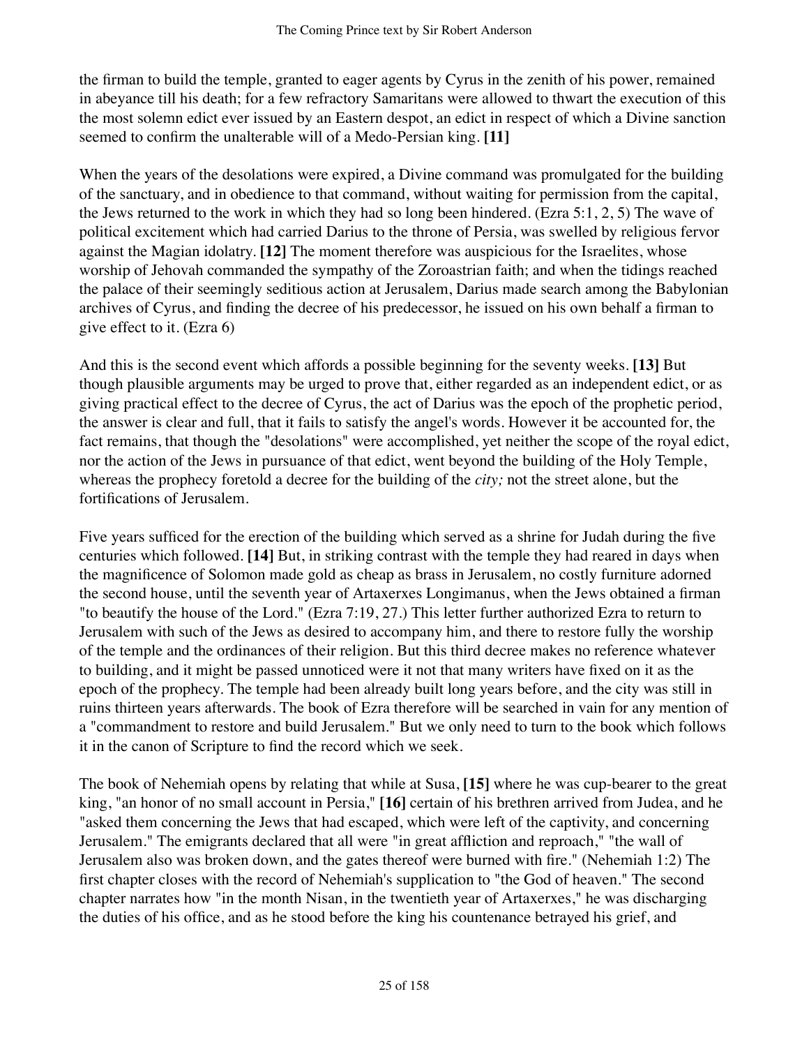the firman to build the temple, granted to eager agents by Cyrus in the zenith of his power, remained in abeyance till his death; for a few refractory Samaritans were allowed to thwart the execution of this the most solemn edict ever issued by an Eastern despot, an edict in respect of which a Divine sanction seemed to confirm the unalterable will of a Medo-Persian king. **[11]**

When the years of the desolations were expired, a Divine command was promulgated for the building of the sanctuary, and in obedience to that command, without waiting for permission from the capital, the Jews returned to the work in which they had so long been hindered. (Ezra 5:1, 2, 5) The wave of political excitement which had carried Darius to the throne of Persia, was swelled by religious fervor against the Magian idolatry. **[12]** The moment therefore was auspicious for the Israelites, whose worship of Jehovah commanded the sympathy of the Zoroastrian faith; and when the tidings reached the palace of their seemingly seditious action at Jerusalem, Darius made search among the Babylonian archives of Cyrus, and finding the decree of his predecessor, he issued on his own behalf a firman to give effect to it. (Ezra 6)

And this is the second event which affords a possible beginning for the seventy weeks. **[13]** But though plausible arguments may be urged to prove that, either regarded as an independent edict, or as giving practical effect to the decree of Cyrus, the act of Darius was the epoch of the prophetic period, the answer is clear and full, that it fails to satisfy the angel's words. However it be accounted for, the fact remains, that though the "desolations" were accomplished, yet neither the scope of the royal edict, nor the action of the Jews in pursuance of that edict, went beyond the building of the Holy Temple, whereas the prophecy foretold a decree for the building of the *city;* not the street alone, but the fortifications of Jerusalem.

Five years sufficed for the erection of the building which served as a shrine for Judah during the five centuries which followed. **[14]** But, in striking contrast with the temple they had reared in days when the magnificence of Solomon made gold as cheap as brass in Jerusalem, no costly furniture adorned the second house, until the seventh year of Artaxerxes Longimanus, when the Jews obtained a firman "to beautify the house of the Lord." (Ezra 7:19, 27.) This letter further authorized Ezra to return to Jerusalem with such of the Jews as desired to accompany him, and there to restore fully the worship of the temple and the ordinances of their religion. But this third decree makes no reference whatever to building, and it might be passed unnoticed were it not that many writers have fixed on it as the epoch of the prophecy. The temple had been already built long years before, and the city was still in ruins thirteen years afterwards. The book of Ezra therefore will be searched in vain for any mention of a "commandment to restore and build Jerusalem." But we only need to turn to the book which follows it in the canon of Scripture to find the record which we seek.

The book of Nehemiah opens by relating that while at Susa, **[15]** where he was cup-bearer to the great king, "an honor of no small account in Persia," **[16]** certain of his brethren arrived from Judea, and he "asked them concerning the Jews that had escaped, which were left of the captivity, and concerning Jerusalem." The emigrants declared that all were "in great affliction and reproach," "the wall of Jerusalem also was broken down, and the gates thereof were burned with fire." (Nehemiah 1:2) The first chapter closes with the record of Nehemiah's supplication to "the God of heaven." The second chapter narrates how "in the month Nisan, in the twentieth year of Artaxerxes," he was discharging the duties of his office, and as he stood before the king his countenance betrayed his grief, and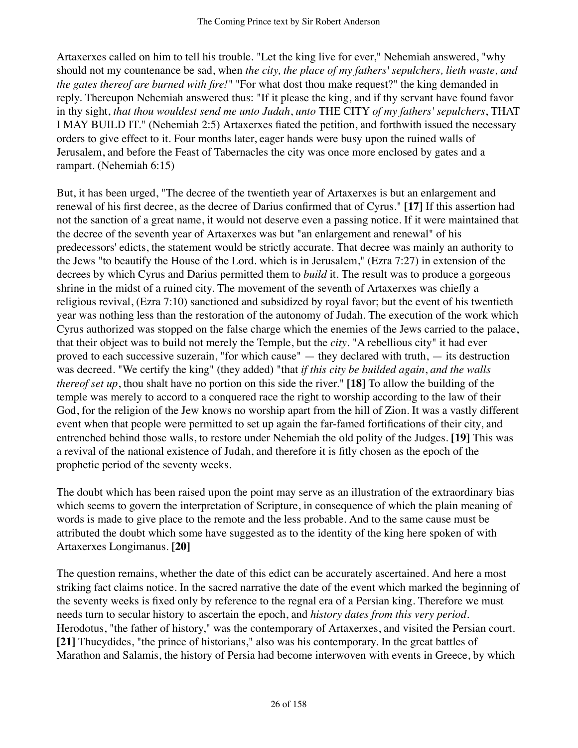Artaxerxes called on him to tell his trouble. "Let the king live for ever," Nehemiah answered, "why should not my countenance be sad, when *the city, the place of my fathers' sepulchers, lieth waste, and the gates thereof are burned with fire!*" "For what dost thou make request?" the king demanded in reply. Thereupon Nehemiah answered thus: "If it please the king, and if thy servant have found favor in thy sight, *that thou wouldest send me unto Judah*, *unto* THE CITY *of my fathers' sepulchers*, THAT I MAY BUILD IT." (Nehemiah 2:5) Artaxerxes fiated the petition, and forthwith issued the necessary orders to give effect to it. Four months later, eager hands were busy upon the ruined walls of Jerusalem, and before the Feast of Tabernacles the city was once more enclosed by gates and a rampart. (Nehemiah 6:15)

But, it has been urged, "The decree of the twentieth year of Artaxerxes is but an enlargement and renewal of his first decree, as the decree of Darius confirmed that of Cyrus." **[17]** If this assertion had not the sanction of a great name, it would not deserve even a passing notice. If it were maintained that the decree of the seventh year of Artaxerxes was but "an enlargement and renewal" of his predecessors' edicts, the statement would be strictly accurate. That decree was mainly an authority to the Jews "to beautify the House of the Lord. which is in Jerusalem," (Ezra 7:27) in extension of the decrees by which Cyrus and Darius permitted them to *build* it. The result was to produce a gorgeous shrine in the midst of a ruined city. The movement of the seventh of Artaxerxes was chiefly a religious revival, (Ezra 7:10) sanctioned and subsidized by royal favor; but the event of his twentieth year was nothing less than the restoration of the autonomy of Judah. The execution of the work which Cyrus authorized was stopped on the false charge which the enemies of the Jews carried to the palace, that their object was to build not merely the Temple, but the *city*. "A rebellious city" it had ever proved to each successive suzerain, "for which cause" — they declared with truth, — its destruction was decreed. "We certify the king" (they added) "that *if this city be builded again*, *and the walls thereof set up*, thou shalt have no portion on this side the river." **[18]** To allow the building of the temple was merely to accord to a conquered race the right to worship according to the law of their God, for the religion of the Jew knows no worship apart from the hill of Zion. It was a vastly different event when that people were permitted to set up again the far-famed fortifications of their city, and entrenched behind those walls, to restore under Nehemiah the old polity of the Judges. **[19]** This was a revival of the national existence of Judah, and therefore it is fitly chosen as the epoch of the prophetic period of the seventy weeks.

The doubt which has been raised upon the point may serve as an illustration of the extraordinary bias which seems to govern the interpretation of Scripture, in consequence of which the plain meaning of words is made to give place to the remote and the less probable. And to the same cause must be attributed the doubt which some have suggested as to the identity of the king here spoken of with Artaxerxes Longimanus. **[20]**

The question remains, whether the date of this edict can be accurately ascertained. And here a most striking fact claims notice. In the sacred narrative the date of the event which marked the beginning of the seventy weeks is fixed only by reference to the regnal era of a Persian king. Therefore we must needs turn to secular history to ascertain the epoch, and *history dates from this very period*. Herodotus, "the father of history," was the contemporary of Artaxerxes, and visited the Persian court. **[21]** Thucydides, "the prince of historians," also was his contemporary. In the great battles of Marathon and Salamis, the history of Persia had become interwoven with events in Greece, by which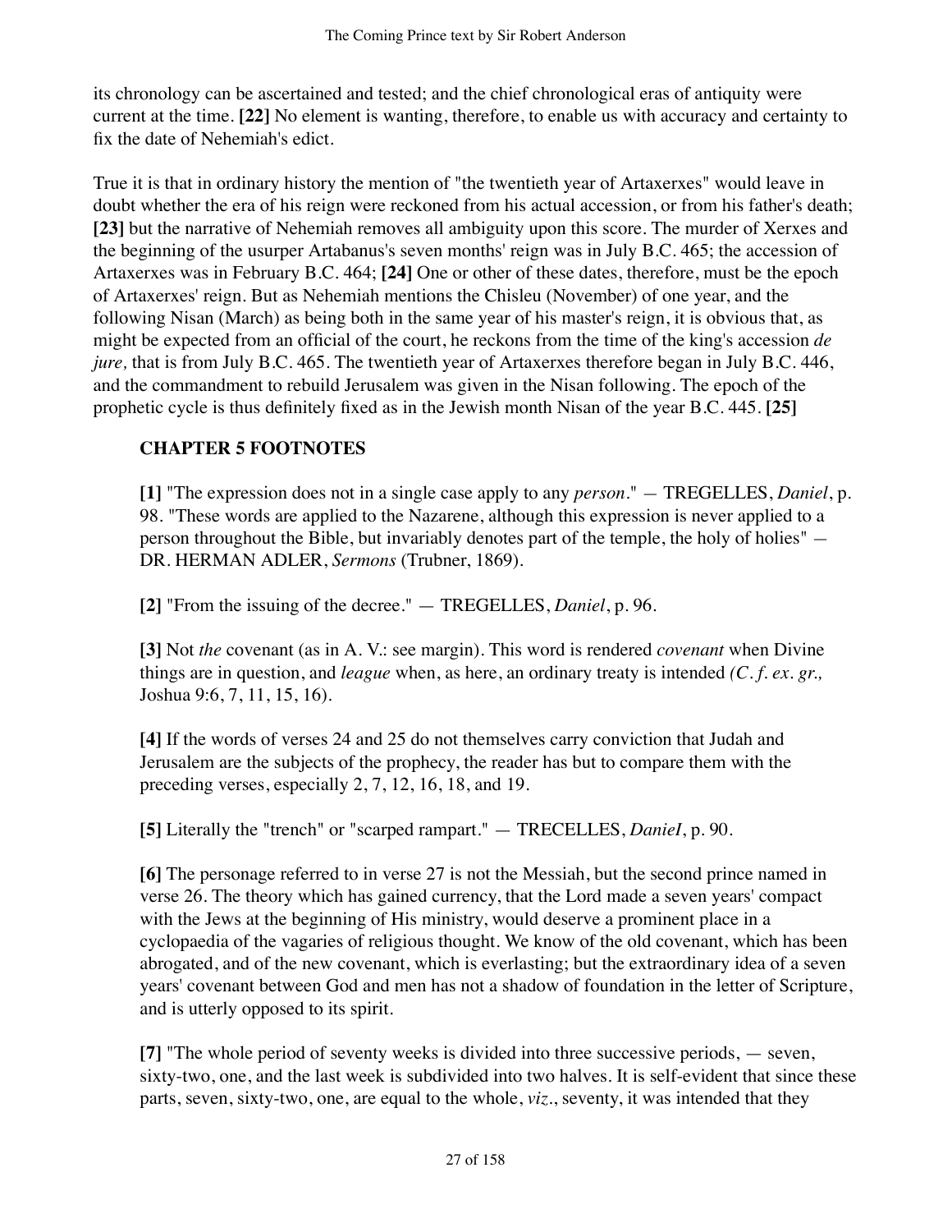its chronology can be ascertained and tested; and the chief chronological eras of antiquity were current at the time. **[22]** No element is wanting, therefore, to enable us with accuracy and certainty to fix the date of Nehemiah's edict.

True it is that in ordinary history the mention of "the twentieth year of Artaxerxes" would leave in doubt whether the era of his reign were reckoned from his actual accession, or from his father's death; **[23]** but the narrative of Nehemiah removes all ambiguity upon this score. The murder of Xerxes and the beginning of the usurper Artabanus's seven months' reign was in July B.C. 465; the accession of Artaxerxes was in February B.C. 464; **[24]** One or other of these dates, therefore, must be the epoch of Artaxerxes' reign. But as Nehemiah mentions the Chisleu (November) of one year, and the following Nisan (March) as being both in the same year of his master's reign, it is obvious that, as might be expected from an official of the court, he reckons from the time of the king's accession *de jure,* that is from July B.C. 465. The twentieth year of Artaxerxes therefore began in July B.C. 446, and the commandment to rebuild Jerusalem was given in the Nisan following. The epoch of the prophetic cycle is thus definitely fixed as in the Jewish month Nisan of the year B.C. 445. **[25]**

## CHAPTER 5 FOOTNOTES

**[1]** "The expression does not in a single case apply to any *person*." — TREGELLES, *Daniel*, p. 98. "These words are applied to the Nazarene, although this expression is never applied to a person throughout the Bible, but invariably denotes part of the temple, the holy of holies" — DR. HERMAN ADLER, *Sermons* (Trubner, 1869).

**[2]** "From the issuing of the decree." — TREGELLES, *Daniel*, p. 96.

**[3]** Not *the* covenant (as in A. V.: see margin). This word is rendered *covenant* when Divine things are in question, and *league* when, as here, an ordinary treaty is intended *(C. f. ex. gr.,* Joshua 9:6, 7, 11, 15, 16).

**[4]** If the words of verses 24 and 25 do not themselves carry conviction that Judah and Jerusalem are the subjects of the prophecy, the reader has but to compare them with the preceding verses, especially 2, 7, 12, 16, 18, and 19.

**[5]** Literally the "trench" or "scarped rampart." — TRECELLES, *DanieI*, p. 90.

**[6]** The personage referred to in verse 27 is not the Messiah, but the second prince named in verse 26. The theory which has gained currency, that the Lord made a seven years' compact with the Jews at the beginning of His ministry, would deserve a prominent place in a cyclopaedia of the vagaries of religious thought. We know of the old covenant, which has been abrogated, and of the new covenant, which is everlasting; but the extraordinary idea of a seven years' covenant between God and men has not a shadow of foundation in the letter of Scripture, and is utterly opposed to its spirit.

**[7]** "The whole period of seventy weeks is divided into three successive periods, — seven, sixty-two, one, and the last week is subdivided into two halves. It is self-evident that since these parts, seven, sixty-two, one, are equal to the whole, *viz.*, seventy, it was intended that they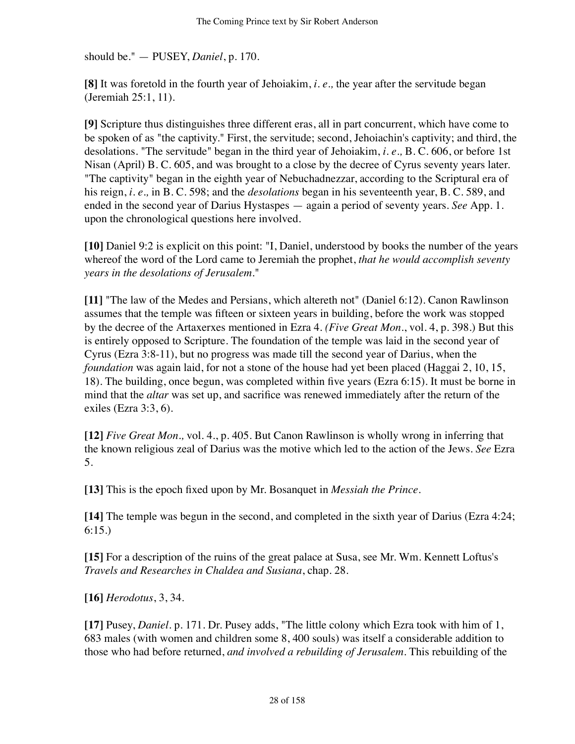should be." — PUSEY, *Daniel*, p. 170.

**[8]** It was foretold in the fourth year of Jehoiakim, *i. e.,* the year after the servitude began (Jeremiah 25:1, 11).

**[9]** Scripture thus distinguishes three different eras, all in part concurrent, which have come to be spoken of as "the captivity." First, the servitude; second, Jehoiachin's captivity; and third, the desolations. "The servitude" began in the third year of Jehoiakim, *i. e.,* B. C. 606, or before 1st Nisan (April) B. C. 605, and was brought to a close by the decree of Cyrus seventy years later. "The captivity" began in the eighth year of Nebuchadnezzar, according to the Scriptural era of his reign, *i. e.,* in B. C. 598; and the *desolations* began in his seventeenth year, B. C. 589, and ended in the second year of Darius Hystaspes — again a period of seventy years. *See* App. 1. upon the chronological questions here involved.

**[10]** Daniel 9:2 is explicit on this point: "I, Daniel, understood by books the number of the years whereof the word of the Lord came to Jeremiah the prophet, *that he would accomplish seventy years in the desolations of Jerusalem.*"

**[11]** "The law of the Medes and Persians, which altereth not" (Daniel 6:12). Canon Rawlinson assumes that the temple was fifteen or sixteen years in building, before the work was stopped by the decree of the Artaxerxes mentioned in Ezra 4. *(Five Great Mon.*, vol. 4, p. 398.) But this is entirely opposed to Scripture. The foundation of the temple was laid in the second year of Cyrus (Ezra 3:8-11), but no progress was made till the second year of Darius, when the *foundation* was again laid, for not a stone of the house had yet been placed (Haggai 2, 10, 15, 18). The building, once begun, was completed within five years (Ezra 6:15). It must be borne in mind that the *altar* was set up, and sacrifice was renewed immediately after the return of the exiles (Ezra 3:3, 6).

**[12]** *Five Great Mon.,* vol. 4., p. 405. But Canon Rawlinson is wholly wrong in inferring that the known religious zeal of Darius was the motive which led to the action of the Jews. *See* Ezra 5.

**[13]** This is the epoch fixed upon by Mr. Bosanquet in *Messiah the Prince*.

**[14]** The temple was begun in the second, and completed in the sixth year of Darius (Ezra 4:24; 6:15.)

**[15]** For a description of the ruins of the great palace at Susa, see Mr. Wm. Kennett Loftus's *Travels and Researches in Chaldea and Susiana*, chap. 28.

**[16]** *Herodotus*, 3, 34.

**[17]** Pusey, *Daniel*. p. 171. Dr. Pusey adds, "The little colony which Ezra took with him of 1, 683 males (with women and children some 8, 400 souls) was itself a considerable addition to those who had before returned, *and involved a rebuilding of Jerusalem*. This rebuilding of the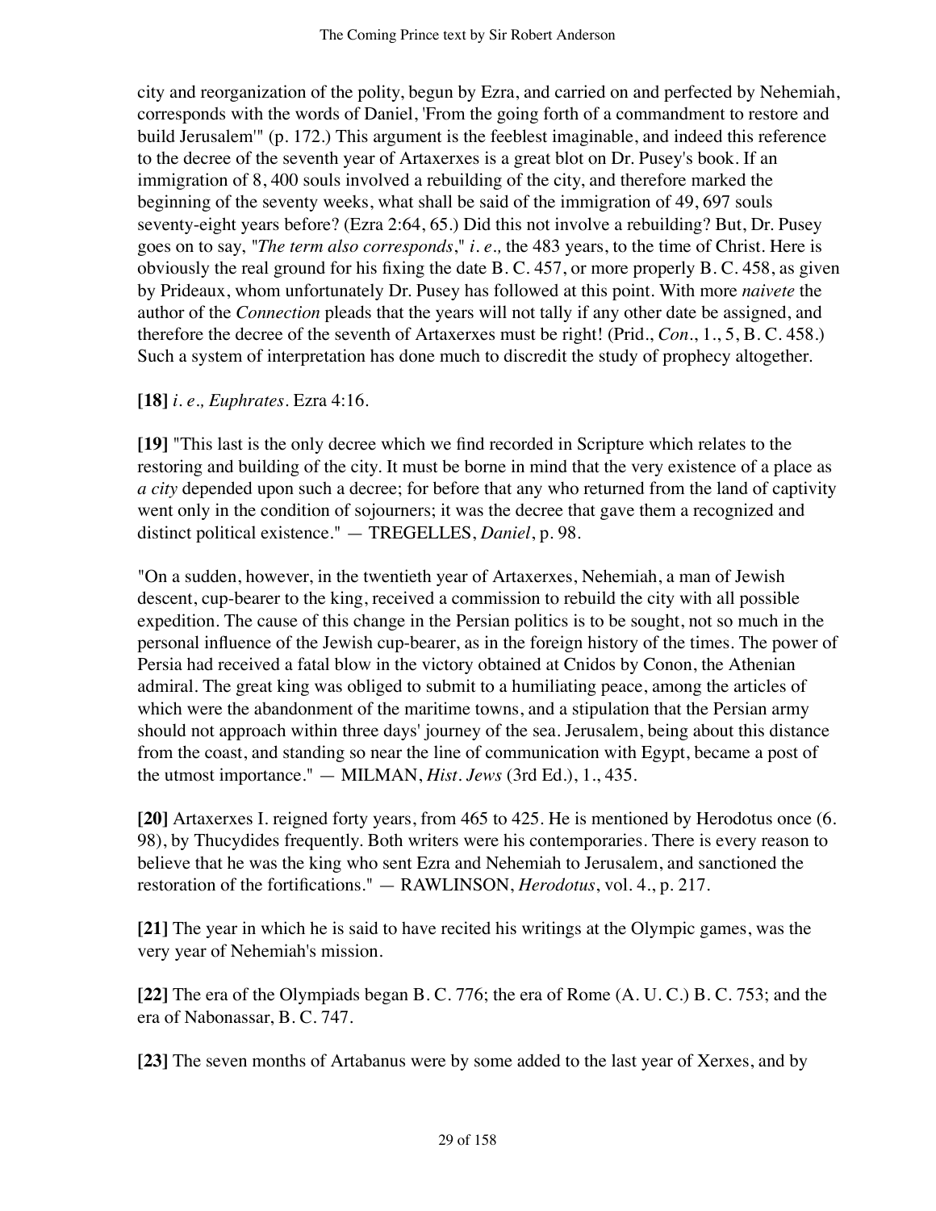city and reorganization of the polity, begun by Ezra, and carried on and perfected by Nehemiah, corresponds with the words of Daniel, 'From the going forth of a commandment to restore and build Jerusalem'" (p. 172.) This argument is the feeblest imaginable, and indeed this reference to the decree of the seventh year of Artaxerxes is a great blot on Dr. Pusey's book. If an immigration of 8, 400 souls involved a rebuilding of the city, and therefore marked the beginning of the seventy weeks, what shall be said of the immigration of 49, 697 souls seventy-eight years before? (Ezra 2:64, 65.) Did this not involve a rebuilding? But, Dr. Pusey goes on to say, "*The term also corresponds*," *i. e.,* the 483 years, to the time of Christ. Here is obviously the real ground for his fixing the date B. C. 457, or more properly B. C. 458, as given by Prideaux, whom unfortunately Dr. Pusey has followed at this point. With more *naivete* the author of the *Connection* pleads that the years will not tally if any other date be assigned, and therefore the decree of the seventh of Artaxerxes must be right! (Prid., *Con*., 1., 5, B. C. 458.) Such a system of interpretation has done much to discredit the study of prophecy altogether.

**[18]** *i. e., Euphrates*. Ezra 4:16.

**[19]** "This last is the only decree which we find recorded in Scripture which relates to the restoring and building of the city. It must be borne in mind that the very existence of a place as *a city* depended upon such a decree; for before that any who returned from the land of captivity went only in the condition of sojourners; it was the decree that gave them a recognized and distinct political existence." — TREGELLES, *Daniel*, p. 98.

"On a sudden, however, in the twentieth year of Artaxerxes, Nehemiah, a man of Jewish descent, cup-bearer to the king, received a commission to rebuild the city with all possible expedition. The cause of this change in the Persian politics is to be sought, not so much in the personal influence of the Jewish cup-bearer, as in the foreign history of the times. The power of Persia had received a fatal blow in the victory obtained at Cnidos by Conon, the Athenian admiral. The great king was obliged to submit to a humiliating peace, among the articles of which were the abandonment of the maritime towns, and a stipulation that the Persian army should not approach within three days' journey of the sea. Jerusalem, being about this distance from the coast, and standing so near the line of communication with Egypt, became a post of the utmost importance." — MILMAN, *Hist. Jews* (3rd Ed.), 1., 435.

**[20]** Artaxerxes I. reigned forty years, from 465 to 425. He is mentioned by Herodotus once (6. 98), by Thucydides frequently. Both writers were his contemporaries. There is every reason to believe that he was the king who sent Ezra and Nehemiah to Jerusalem, and sanctioned the restoration of the fortifications." — RAWLINSON, *Herodotus*, vol. 4., p. 217.

**[21]** The year in which he is said to have recited his writings at the Olympic games, was the very year of Nehemiah's mission.

**[22]** The era of the Olympiads began B. C. 776; the era of Rome (A. U. C.) B. C. 753; and the era of Nabonassar, B. C. 747.

**[23]** The seven months of Artabanus were by some added to the last year of Xerxes, and by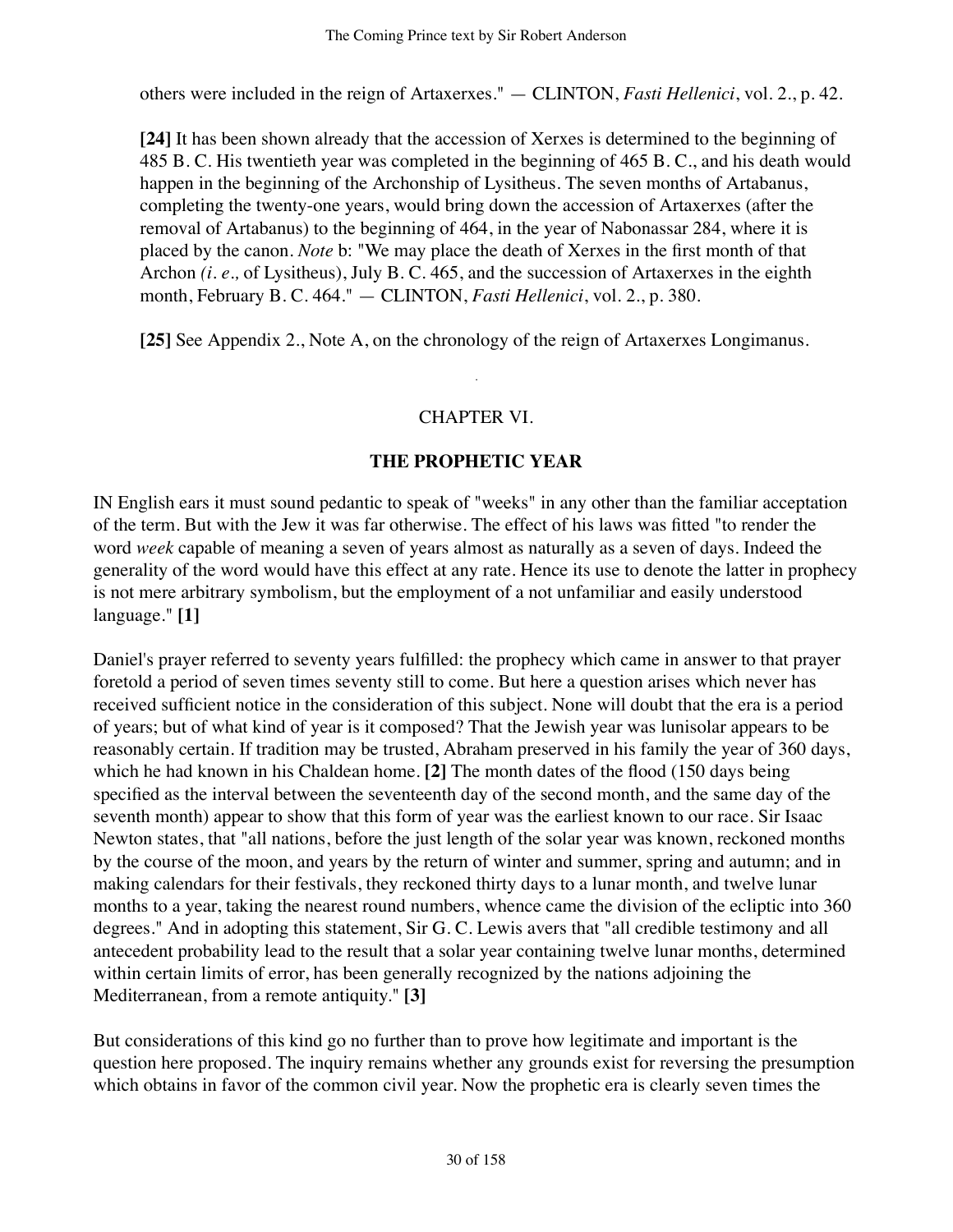others were included in the reign of Artaxerxes." — CLINTON, *Fasti Hellenici*, vol. 2., p. 42.

**[24]** It has been shown already that the accession of Xerxes is determined to the beginning of 485 B. C. His twentieth year was completed in the beginning of 465 B. C., and his death would happen in the beginning of the Archonship of Lysitheus. The seven months of Artabanus, completing the twenty-one years, would bring down the accession of Artaxerxes (after the removal of Artabanus) to the beginning of 464, in the year of Nabonassar 284, where it is placed by the canon. *Note* b: "We may place the death of Xerxes in the first month of that Archon *(i. e.,* of Lysitheus), July B. C. 465, and the succession of Artaxerxes in the eighth month, February B. C. 464." — CLINTON, *Fasti Hellenici*, vol. 2., p. 380.

**[25]** See Appendix 2., Note A, on the chronology of the reign of Artaxerxes Longimanus.

## CHAPTER VI.

## THE PROPHETIC YEAR

IN English ears it must sound pedantic to speak of "weeks" in any other than the familiar acceptation of the term. But with the Jew it was far otherwise. The effect of his laws was fitted "to render the word *week* capable of meaning a seven of years almost as naturally as a seven of days. Indeed the generality of the word would have this effect at any rate. Hence its use to denote the latter in prophecy is not mere arbitrary symbolism, but the employment of a not unfamiliar and easily understood language." **[1]**

Daniel's prayer referred to seventy years fulfilled: the prophecy which came in answer to that prayer foretold a period of seven times seventy still to come. But here a question arises which never has received sufficient notice in the consideration of this subject. None will doubt that the era is a period of years; but of what kind of year is it composed? That the Jewish year was lunisolar appears to be reasonably certain. If tradition may be trusted, Abraham preserved in his family the year of 360 days, which he had known in his Chaldean home. **[2]** The month dates of the flood (150 days being specified as the interval between the seventeenth day of the second month, and the same day of the seventh month) appear to show that this form of year was the earliest known to our race. Sir Isaac Newton states, that "all nations, before the just length of the solar year was known, reckoned months by the course of the moon, and years by the return of winter and summer, spring and autumn; and in making calendars for their festivals, they reckoned thirty days to a lunar month, and twelve lunar months to a year, taking the nearest round numbers, whence came the division of the ecliptic into 360 degrees." And in adopting this statement, Sir G. C. Lewis avers that "all credible testimony and all antecedent probability lead to the result that a solar year containing twelve lunar months, determined within certain limits of error, has been generally recognized by the nations adjoining the Mediterranean, from a remote antiquity." **[3]**

But considerations of this kind go no further than to prove how legitimate and important is the question here proposed. The inquiry remains whether any grounds exist for reversing the presumption which obtains in favor of the common civil year. Now the prophetic era is clearly seven times the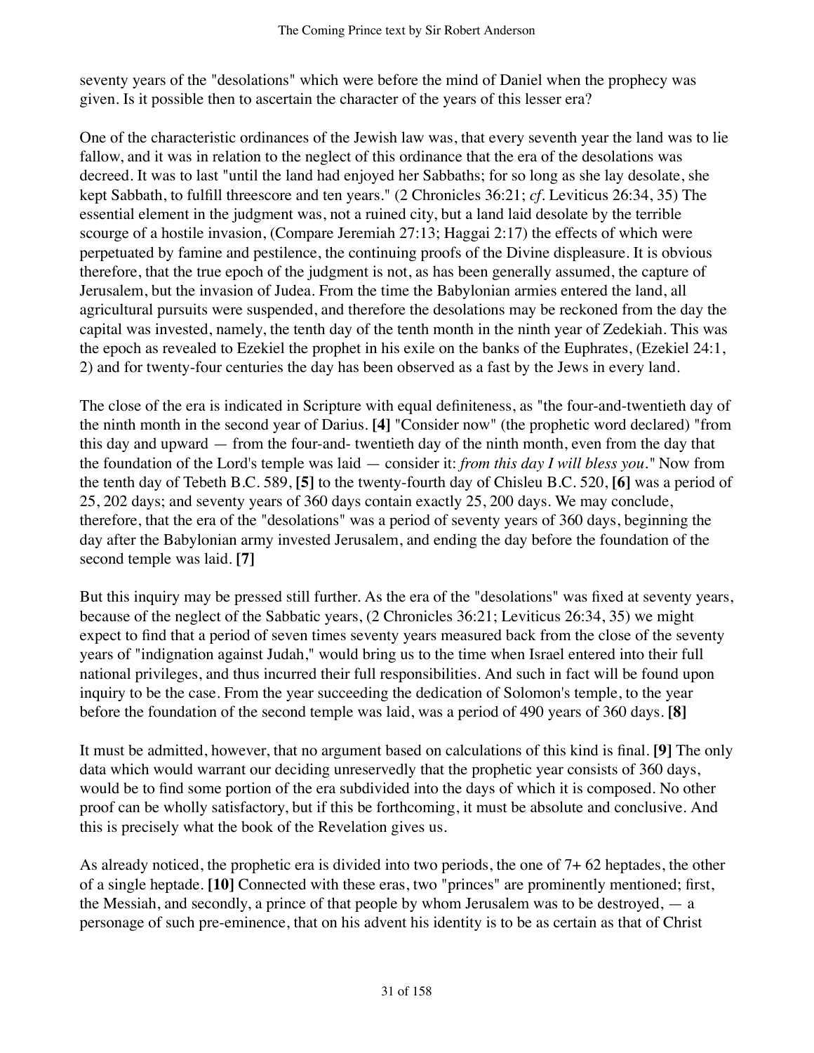seventy years of the "desolations" which were before the mind of Daniel when the prophecy was given. Is it possible then to ascertain the character of the years of this lesser era?

One of the characteristic ordinances of the Jewish law was, that every seventh year the land was to lie fallow, and it was in relation to the neglect of this ordinance that the era of the desolations was decreed. It was to last "until the land had enjoyed her Sabbaths; for so long as she lay desolate, she kept Sabbath, to fulfill threescore and ten years." (2 Chronicles 36:21; *cf*. Leviticus 26:34, 35) The essential element in the judgment was, not a ruined city, but a land laid desolate by the terrible scourge of a hostile invasion, (Compare Jeremiah 27:13; Haggai 2:17) the effects of which were perpetuated by famine and pestilence, the continuing proofs of the Divine displeasure. It is obvious therefore, that the true epoch of the judgment is not, as has been generally assumed, the capture of Jerusalem, but the invasion of Judea. From the time the Babylonian armies entered the land, all agricultural pursuits were suspended, and therefore the desolations may be reckoned from the day the capital was invested, namely, the tenth day of the tenth month in the ninth year of Zedekiah. This was the epoch as revealed to Ezekiel the prophet in his exile on the banks of the Euphrates, (Ezekiel 24:1, 2) and for twenty-four centuries the day has been observed as a fast by the Jews in every land.

The close of the era is indicated in Scripture with equal definiteness, as "the four-and-twentieth day of the ninth month in the second year of Darius. **[4]** "Consider now" (the prophetic word declared) "from this day and upward — from the four-and- twentieth day of the ninth month, even from the day that the foundation of the Lord's temple was laid — consider it: *from this day I will bless you*." Now from the tenth day of Tebeth B.C. 589, **[5]** to the twenty-fourth day of Chisleu B.C. 520, **[6]** was a period of 25, 202 days; and seventy years of 360 days contain exactly 25, 200 days. We may conclude, therefore, that the era of the "desolations" was a period of seventy years of 360 days, beginning the day after the Babylonian army invested Jerusalem, and ending the day before the foundation of the second temple was laid. **[7]**

But this inquiry may be pressed still further. As the era of the "desolations" was fixed at seventy years, because of the neglect of the Sabbatic years, (2 Chronicles 36:21; Leviticus 26:34, 35) we might expect to find that a period of seven times seventy years measured back from the close of the seventy years of "indignation against Judah," would bring us to the time when Israel entered into their full national privileges, and thus incurred their full responsibilities. And such in fact will be found upon inquiry to be the case. From the year succeeding the dedication of Solomon's temple, to the year before the foundation of the second temple was laid, was a period of 490 years of 360 days. **[8]**

It must be admitted, however, that no argument based on calculations of this kind is final. **[9]** The only data which would warrant our deciding unreservedly that the prophetic year consists of 360 days, would be to find some portion of the era subdivided into the days of which it is composed. No other proof can be wholly satisfactory, but if this be forthcoming, it must be absolute and conclusive. And this is precisely what the book of the Revelation gives us.

As already noticed, the prophetic era is divided into two periods, the one of 7+ 62 heptades, the other of a single heptade. **[10]** Connected with these eras, two "princes" are prominently mentioned; first, the Messiah, and secondly, a prince of that people by whom Jerusalem was to be destroyed, — a personage of such pre-eminence, that on his advent his identity is to be as certain as that of Christ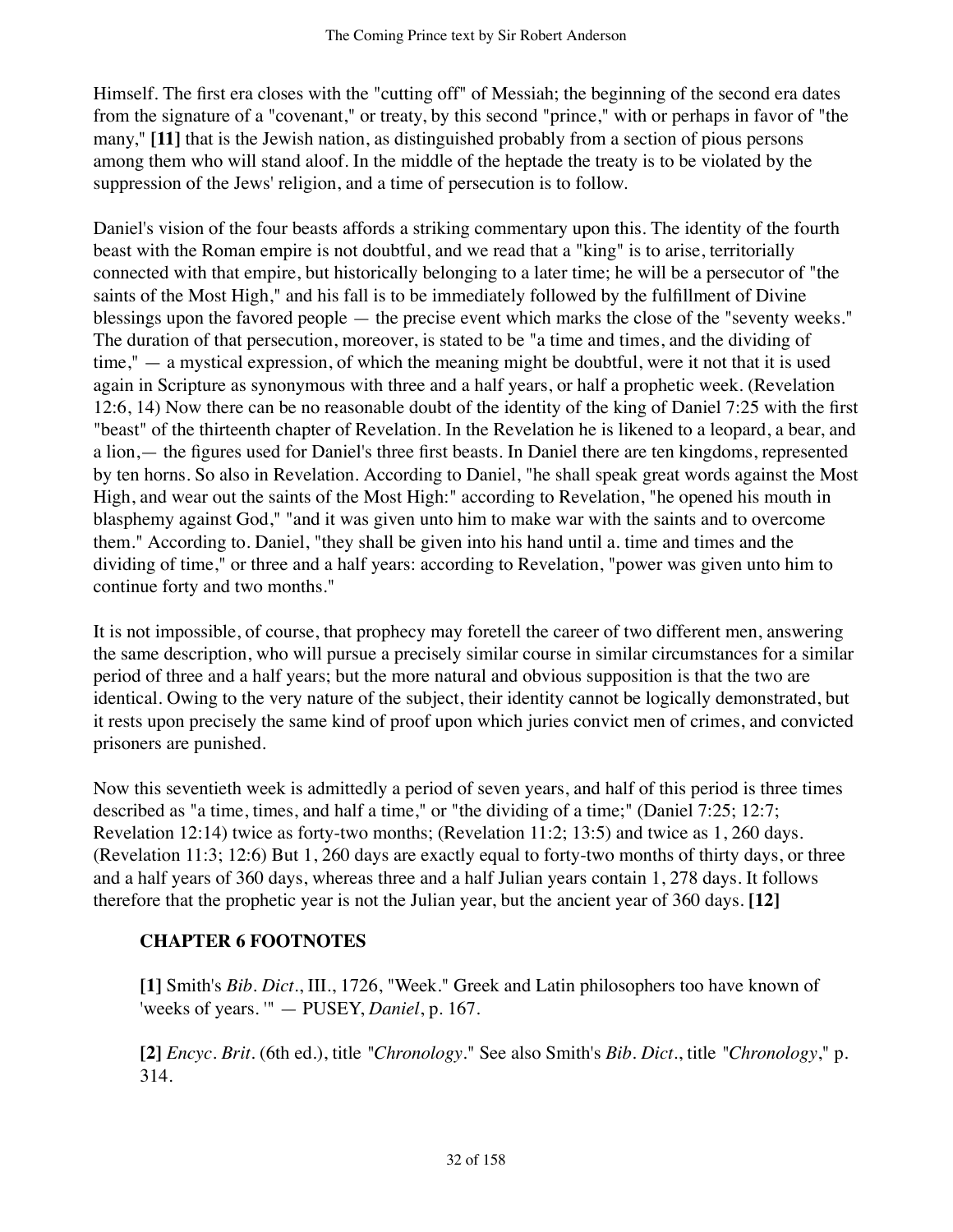Himself. The first era closes with the "cutting off" of Messiah; the beginning of the second era dates from the signature of a "covenant," or treaty, by this second "prince," with or perhaps in favor of "the many," **[11]** that is the Jewish nation, as distinguished probably from a section of pious persons among them who will stand aloof. In the middle of the heptade the treaty is to be violated by the suppression of the Jews' religion, and a time of persecution is to follow.

Daniel's vision of the four beasts affords a striking commentary upon this. The identity of the fourth beast with the Roman empire is not doubtful, and we read that a "king" is to arise, territorially connected with that empire, but historically belonging to a later time; he will be a persecutor of "the saints of the Most High," and his fall is to be immediately followed by the fulfillment of Divine blessings upon the favored people — the precise event which marks the close of the "seventy weeks." The duration of that persecution, moreover, is stated to be "a time and times, and the dividing of time," — a mystical expression, of which the meaning might be doubtful, were it not that it is used again in Scripture as synonymous with three and a half years, or half a prophetic week. (Revelation 12:6, 14) Now there can be no reasonable doubt of the identity of the king of Daniel 7:25 with the first "beast" of the thirteenth chapter of Revelation. In the Revelation he is likened to a leopard, a bear, and a lion,— the figures used for Daniel's three first beasts. In Daniel there are ten kingdoms, represented by ten horns. So also in Revelation. According to Daniel, "he shall speak great words against the Most High, and wear out the saints of the Most High:" according to Revelation, "he opened his mouth in blasphemy against God," "and it was given unto him to make war with the saints and to overcome them." According to. Daniel, "they shall be given into his hand until a. time and times and the dividing of time," or three and a half years: according to Revelation, "power was given unto him to continue forty and two months."

It is not impossible, of course, that prophecy may foretell the career of two different men, answering the same description, who will pursue a precisely similar course in similar circumstances for a similar period of three and a half years; but the more natural and obvious supposition is that the two are identical. Owing to the very nature of the subject, their identity cannot be logically demonstrated, but it rests upon precisely the same kind of proof upon which juries convict men of crimes, and convicted prisoners are punished.

Now this seventieth week is admittedly a period of seven years, and half of this period is three times described as "a time, times, and half a time," or "the dividing of a time;" (Daniel 7:25; 12:7; Revelation 12:14) twice as forty-two months; (Revelation 11:2; 13:5) and twice as 1, 260 days. (Revelation 11:3; 12:6) But 1, 260 days are exactly equal to forty-two months of thirty days, or three and a half years of 360 days, whereas three and a half Julian years contain 1, 278 days. It follows therefore that the prophetic year is not the Julian year, but the ancient year of 360 days. **[12]**

### CHAPTER 6 FOOTNOTES

**[1]** Smith's *Bib. Dict.*, III., 1726, "Week." Greek and Latin philosophers too have known of 'weeks of years. '" — PUSEY, *Daniel*, p. 167.

**[2]** *Encyc. Brit.* (6th ed.), title "*Chronology*." See also Smith's *Bib. Dict.*, title "*Chronology*," p. 314.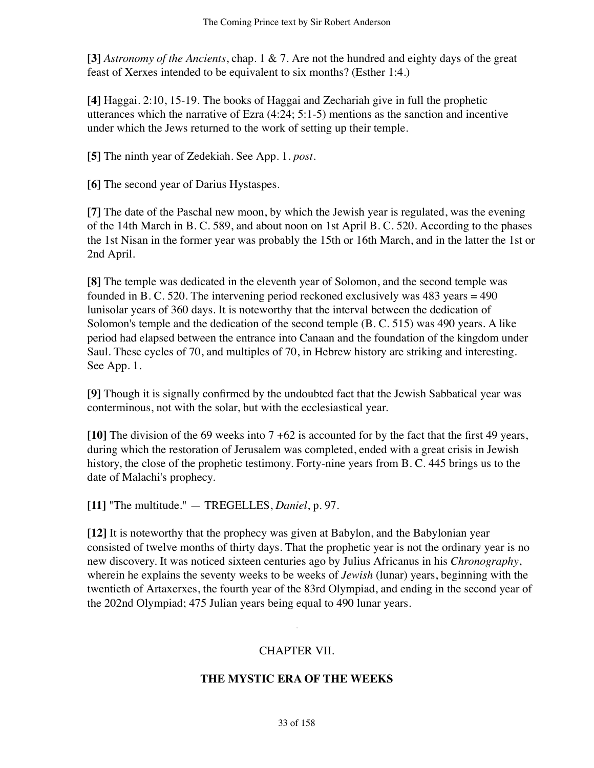**[3]** *Astronomy of the Ancients*, chap. 1 & 7. Are not the hundred and eighty days of the great feast of Xerxes intended to be equivalent to six months? (Esther 1:4.)

**[4]** Haggai. 2:10, 15-19. The books of Haggai and Zechariah give in full the prophetic utterances which the narrative of Ezra (4:24; 5:1-5) mentions as the sanction and incentive under which the Jews returned to the work of setting up their temple.

**[5]** The ninth year of Zedekiah. See App. 1. *post*.

**[6]** The second year of Darius Hystaspes.

**[7]** The date of the Paschal new moon, by which the Jewish year is regulated, was the evening of the 14th March in B. C. 589, and about noon on 1st April B. C. 520. According to the phases the 1st Nisan in the former year was probably the 15th or 16th March, and in the latter the 1st or 2nd April.

**[8]** The temple was dedicated in the eleventh year of Solomon, and the second temple was founded in B. C. 520. The intervening period reckoned exclusively was 483 years = 490 lunisolar years of 360 days. It is noteworthy that the interval between the dedication of Solomon's temple and the dedication of the second temple (B. C. 515) was 490 years. A like period had elapsed between the entrance into Canaan and the foundation of the kingdom under Saul. These cycles of 70, and multiples of 70, in Hebrew history are striking and interesting. See App. 1.

**[9]** Though it is signally confirmed by the undoubted fact that the Jewish Sabbatical year was conterminous, not with the solar, but with the ecclesiastical year.

**[10]** The division of the 69 weeks into 7 +62 is accounted for by the fact that the first 49 years, during which the restoration of Jerusalem was completed, ended with a great crisis in Jewish history, the close of the prophetic testimony. Forty-nine years from B. C. 445 brings us to the date of Malachi's prophecy.

**[11]** "The multitude." — TREGELLES, *Daniel*, p. 97.

**[12]** It is noteworthy that the prophecy was given at Babylon, and the Babylonian year consisted of twelve months of thirty days. That the prophetic year is not the ordinary year is no new discovery. It was noticed sixteen centuries ago by Julius Africanus in his *Chronography*, wherein he explains the seventy weeks to be weeks of *Jewish* (lunar) years, beginning with the twentieth of Artaxerxes, the fourth year of the 83rd Olympiad, and ending in the second year of the 202nd Olympiad; 475 Julian years being equal to 490 lunar years.

## CHAPTER VII.

## THE MYSTIC ERA OF THE WEEKS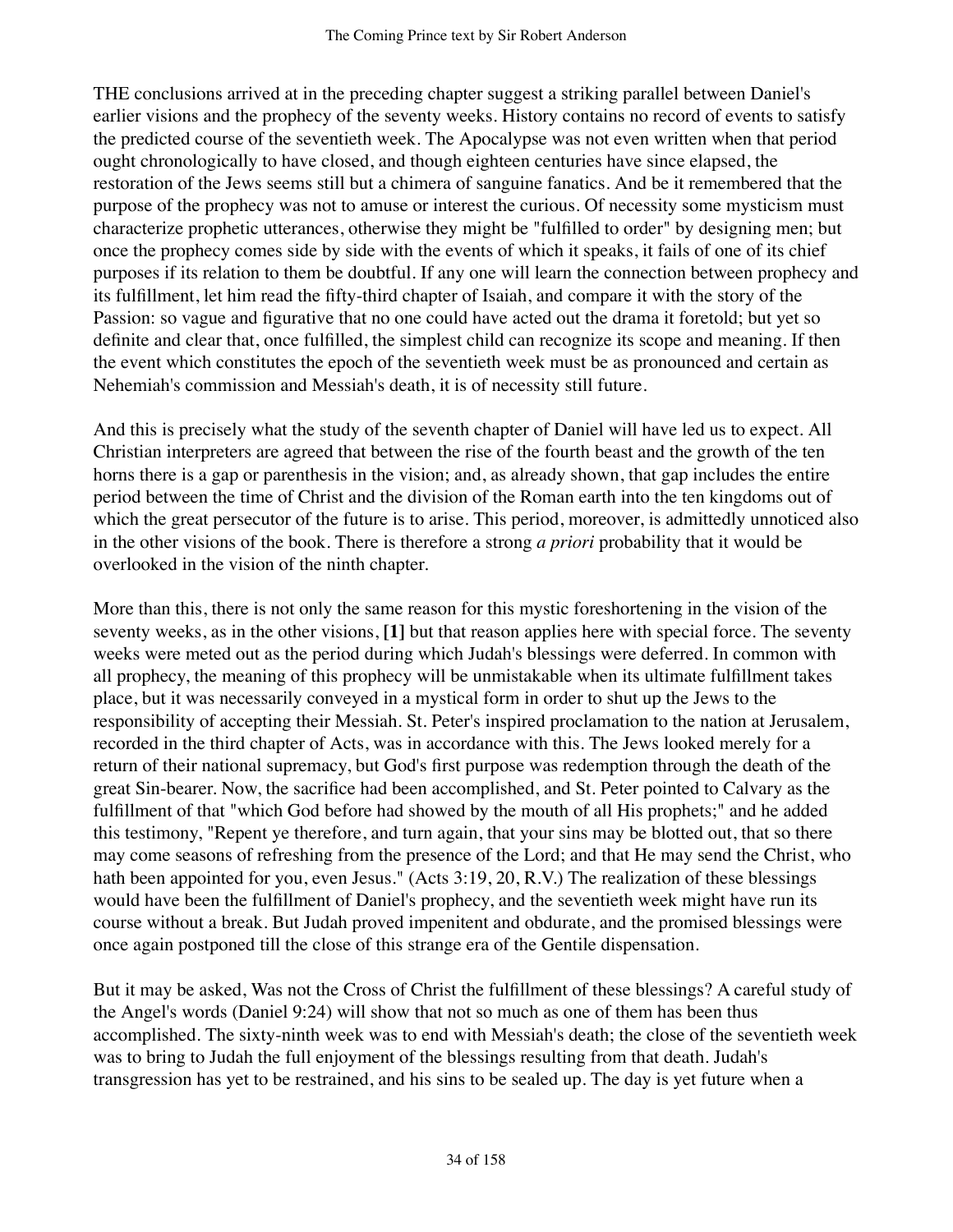THE conclusions arrived at in the preceding chapter suggest a striking parallel between Daniel's earlier visions and the prophecy of the seventy weeks. History contains no record of events to satisfy the predicted course of the seventieth week. The Apocalypse was not even written when that period ought chronologically to have closed, and though eighteen centuries have since elapsed, the restoration of the Jews seems still but a chimera of sanguine fanatics. And be it remembered that the purpose of the prophecy was not to amuse or interest the curious. Of necessity some mysticism must characterize prophetic utterances, otherwise they might be "fulfilled to order" by designing men; but once the prophecy comes side by side with the events of which it speaks, it fails of one of its chief purposes if its relation to them be doubtful. If any one will learn the connection between prophecy and its fulfillment, let him read the fifty-third chapter of Isaiah, and compare it with the story of the Passion: so vague and figurative that no one could have acted out the drama it foretold; but yet so definite and clear that, once fulfilled, the simplest child can recognize its scope and meaning. If then the event which constitutes the epoch of the seventieth week must be as pronounced and certain as Nehemiah's commission and Messiah's death, it is of necessity still future.

And this is precisely what the study of the seventh chapter of Daniel will have led us to expect. All Christian interpreters are agreed that between the rise of the fourth beast and the growth of the ten horns there is a gap or parenthesis in the vision; and, as already shown, that gap includes the entire period between the time of Christ and the division of the Roman earth into the ten kingdoms out of which the great persecutor of the future is to arise. This period, moreover, is admittedly unnoticed also in the other visions of the book. There is therefore a strong *a priori* probability that it would be overlooked in the vision of the ninth chapter.

More than this, there is not only the same reason for this mystic foreshortening in the vision of the seventy weeks, as in the other visions, **[1]** but that reason applies here with special force. The seventy weeks were meted out as the period during which Judah's blessings were deferred. In common with all prophecy, the meaning of this prophecy will be unmistakable when its ultimate fulfillment takes place, but it was necessarily conveyed in a mystical form in order to shut up the Jews to the responsibility of accepting their Messiah. St. Peter's inspired proclamation to the nation at Jerusalem, recorded in the third chapter of Acts, was in accordance with this. The Jews looked merely for a return of their national supremacy, but God's first purpose was redemption through the death of the great Sin-bearer. Now, the sacrifice had been accomplished, and St. Peter pointed to Calvary as the fulfillment of that "which God before had showed by the mouth of all His prophets;" and he added this testimony, "Repent ye therefore, and turn again, that your sins may be blotted out, that so there may come seasons of refreshing from the presence of the Lord; and that He may send the Christ, who hath been appointed for you, even Jesus." (Acts 3:19, 20, R.V.) The realization of these blessings would have been the fulfillment of Daniel's prophecy, and the seventieth week might have run its course without a break. But Judah proved impenitent and obdurate, and the promised blessings were once again postponed till the close of this strange era of the Gentile dispensation.

But it may be asked, Was not the Cross of Christ the fulfillment of these blessings? A careful study of the Angel's words (Daniel 9:24) will show that not so much as one of them has been thus accomplished. The sixty-ninth week was to end with Messiah's death; the close of the seventieth week was to bring to Judah the full enjoyment of the blessings resulting from that death. Judah's transgression has yet to be restrained, and his sins to be sealed up. The day is yet future when a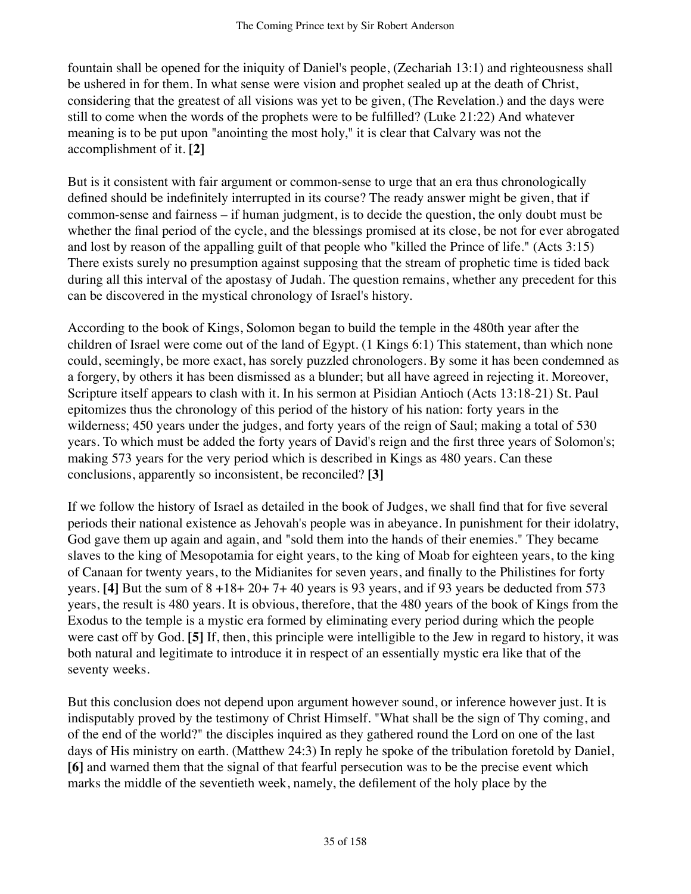fountain shall be opened for the iniquity of Daniel's people, (Zechariah 13:1) and righteousness shall be ushered in for them. In what sense were vision and prophet sealed up at the death of Christ, considering that the greatest of all visions was yet to be given, (The Revelation.) and the days were still to come when the words of the prophets were to be fulfilled? (Luke 21:22) And whatever meaning is to be put upon "anointing the most holy," it is clear that Calvary was not the accomplishment of it. **[2]**

But is it consistent with fair argument or common-sense to urge that an era thus chronologically defined should be indefinitely interrupted in its course? The ready answer might be given, that if common-sense and fairness – if human judgment, is to decide the question, the only doubt must be whether the final period of the cycle, and the blessings promised at its close, be not for ever abrogated and lost by reason of the appalling guilt of that people who "killed the Prince of life." (Acts 3:15) There exists surely no presumption against supposing that the stream of prophetic time is tided back during all this interval of the apostasy of Judah. The question remains, whether any precedent for this can be discovered in the mystical chronology of Israel's history.

According to the book of Kings, Solomon began to build the temple in the 480th year after the children of Israel were come out of the land of Egypt. (1 Kings 6:1) This statement, than which none could, seemingly, be more exact, has sorely puzzled chronologers. By some it has been condemned as a forgery, by others it has been dismissed as a blunder; but all have agreed in rejecting it. Moreover, Scripture itself appears to clash with it. In his sermon at Pisidian Antioch (Acts 13:18-21) St. Paul epitomizes thus the chronology of this period of the history of his nation: forty years in the wilderness; 450 years under the judges, and forty years of the reign of Saul; making a total of 530 years. To which must be added the forty years of David's reign and the first three years of Solomon's; making 573 years for the very period which is described in Kings as 480 years. Can these conclusions, apparently so inconsistent, be reconciled? **[3]**

If we follow the history of Israel as detailed in the book of Judges, we shall find that for five several periods their national existence as Jehovah's people was in abeyance. In punishment for their idolatry, God gave them up again and again, and "sold them into the hands of their enemies." They became slaves to the king of Mesopotamia for eight years, to the king of Moab for eighteen years, to the king of Canaan for twenty years, to the Midianites for seven years, and finally to the Philistines for forty years. **[4]** But the sum of 8 +18+ 20+ 7+ 40 years is 93 years, and if 93 years be deducted from 573 years, the result is 480 years. It is obvious, therefore, that the 480 years of the book of Kings from the Exodus to the temple is a mystic era formed by eliminating every period during which the people were cast off by God. **[5]** If, then, this principle were intelligible to the Jew in regard to history, it was both natural and legitimate to introduce it in respect of an essentially mystic era like that of the seventy weeks.

But this conclusion does not depend upon argument however sound, or inference however just. It is indisputably proved by the testimony of Christ Himself. "What shall be the sign of Thy coming, and of the end of the world?" the disciples inquired as they gathered round the Lord on one of the last days of His ministry on earth. (Matthew 24:3) In reply he spoke of the tribulation foretold by Daniel, **[6]** and warned them that the signal of that fearful persecution was to be the precise event which marks the middle of the seventieth week, namely, the defilement of the holy place by the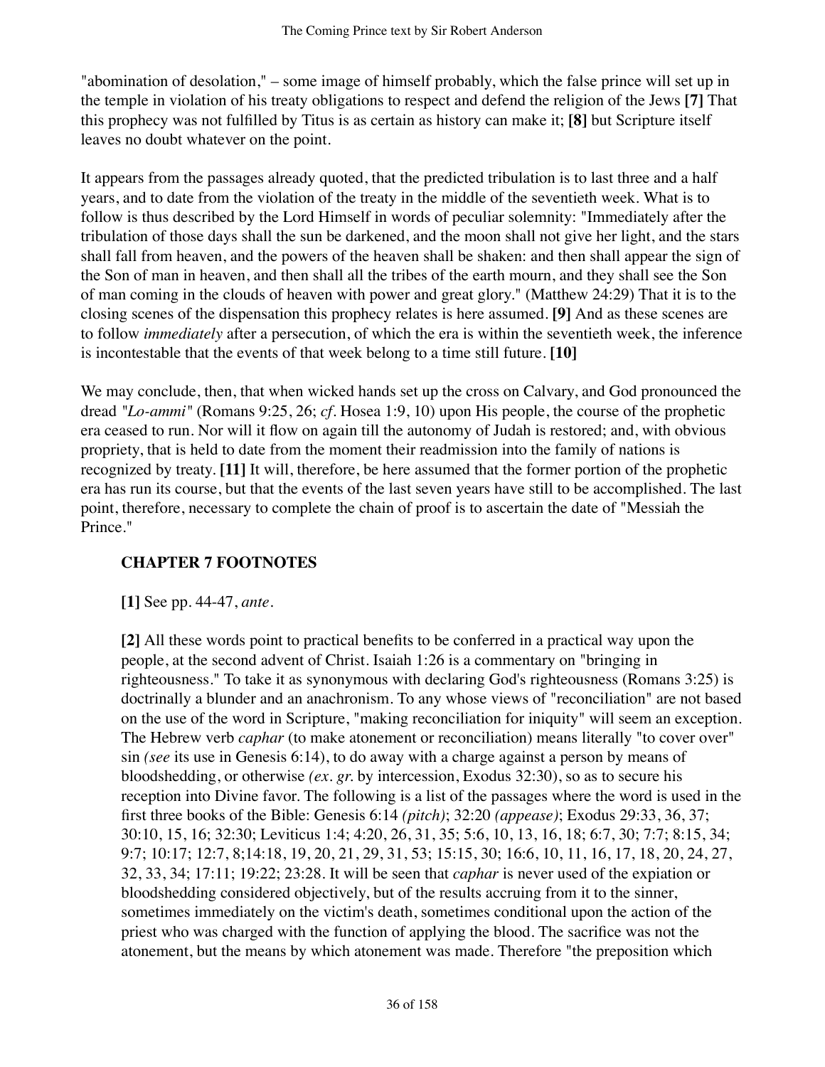"abomination of desolation," – some image of himself probably, which the false prince will set up in the temple in violation of his treaty obligations to respect and defend the religion of the Jews **[7]** That this prophecy was not fulfilled by Titus is as certain as history can make it; **[8]** but Scripture itself leaves no doubt whatever on the point.

It appears from the passages already quoted, that the predicted tribulation is to last three and a half years, and to date from the violation of the treaty in the middle of the seventieth week. What is to follow is thus described by the Lord Himself in words of peculiar solemnity: "Immediately after the tribulation of those days shall the sun be darkened, and the moon shall not give her light, and the stars shall fall from heaven, and the powers of the heaven shall be shaken: and then shall appear the sign of the Son of man in heaven, and then shall all the tribes of the earth mourn, and they shall see the Son of man coming in the clouds of heaven with power and great glory." (Matthew 24:29) That it is to the closing scenes of the dispensation this prophecy relates is here assumed. **[9]** And as these scenes are to follow *immediately* after a persecution, of which the era is within the seventieth week, the inference is incontestable that the events of that week belong to a time still future. **[10]**

We may conclude, then, that when wicked hands set up the cross on Calvary, and God pronounced the dread *"Lo-ammi"* (Romans 9:25, 26; *cf*. Hosea 1:9, 10) upon His people, the course of the prophetic era ceased to run. Nor will it flow on again till the autonomy of Judah is restored; and, with obvious propriety, that is held to date from the moment their readmission into the family of nations is recognized by treaty. **[11]** It will, therefore, be here assumed that the former portion of the prophetic era has run its course, but that the events of the last seven years have still to be accomplished. The last point, therefore, necessary to complete the chain of proof is to ascertain the date of "Messiah the Prince."

### CHAPTER 7 FOOTNOTES

**[1]** See pp. 44-47, *ante*.

**[2]** All these words point to practical benefits to be conferred in a practical way upon the people, at the second advent of Christ. Isaiah 1:26 is a commentary on "bringing in righteousness." To take it as synonymous with declaring God's righteousness (Romans 3:25) is doctrinally a blunder and an anachronism. To any whose views of "reconciliation" are not based on the use of the word in Scripture, "making reconciliation for iniquity" will seem an exception. The Hebrew verb *caphar* (to make atonement or reconciliation) means literally "to cover over" sin *(see* its use in Genesis 6:14), to do away with a charge against a person by means of bloodshedding, or otherwise *(ex. gr.* by intercession, Exodus 32:30), so as to secure his reception into Divine favor. The following is a list of the passages where the word is used in the first three books of the Bible: Genesis 6:14 *(pitch)*; 32:20 *(appease)*; Exodus 29:33, 36, 37; 30:10, 15, 16; 32:30; Leviticus 1:4; 4:20, 26, 31, 35; 5:6, 10, 13, 16, 18; 6:7, 30; 7:7; 8:15, 34; 9:7; 10:17; 12:7, 8;14:18, 19, 20, 21, 29, 31, 53; 15:15, 30; 16:6, 10, 11, 16, 17, 18, 20, 24, 27, 32, 33, 34; 17:11; 19:22; 23:28. It will be seen that *caphar* is never used of the expiation or bloodshedding considered objectively, but of the results accruing from it to the sinner, sometimes immediately on the victim's death, sometimes conditional upon the action of the priest who was charged with the function of applying the blood. The sacrifice was not the atonement, but the means by which atonement was made. Therefore "the preposition which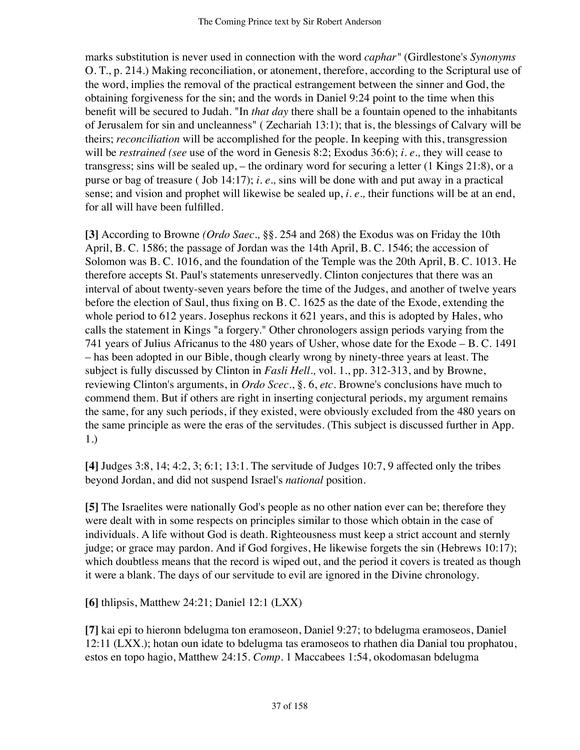marks substitution is never used in connection with the word *caphar*" (Girdlestone's *Synonyms* O. T., p. 214.) Making reconciliation, or atonement, therefore, according to the Scriptural use of the word, implies the removal of the practical estrangement between the sinner and God, the obtaining forgiveness for the sin; and the words in Daniel 9:24 point to the time when this benefit will be secured to Judah. "In *that day* there shall be a fountain opened to the inhabitants of Jerusalem for sin and uncleanness" ( Zechariah 13:1); that is, the blessings of Calvary will be theirs; *reconciliation* will be accomplished for the people. In keeping with this, transgression will be *restrained (see* use of the word in Genesis 8:2; Exodus 36:6); *i. e.,* they will cease to transgress; sins will be sealed up, – the ordinary word for securing a letter (1 Kings 21:8), or a purse or bag of treasure ( Job 14:17); *i. e.,* sins will be done with and put away in a practical sense; and vision and prophet will likewise be sealed up, *i. e.,* their functions will be at an end, for all will have been fulfilled.

**[3]** According to Browne *(Ordo Saec.,* §§. 254 and 268) the Exodus was on Friday the 10th April, B. C. 1586; the passage of Jordan was the 14th April, B. C. 1546; the accession of Solomon was B. C. 1016, and the foundation of the Temple was the 20th April, B. C. 1013. He therefore accepts St. Paul's statements unreservedly. Clinton conjectures that there was an interval of about twenty-seven years before the time of the Judges, and another of twelve years before the election of Saul, thus fixing on B. C. 1625 as the date of the Exode, extending the whole period to 612 years. Josephus reckons it 621 years, and this is adopted by Hales, who calls the statement in Kings "a forgery." Other chronologers assign periods varying from the 741 years of Julius Africanus to the 480 years of Usher, whose date for the Exode – B. C. 1491 – has been adopted in our Bible, though clearly wrong by ninety-three years at least. The subject is fully discussed by Clinton in *Fasli Hell.,* vol. 1., pp. 312-313, and by Browne, reviewing Clinton's arguments, in *Ordo Scec*., §. 6, *etc*. Browne's conclusions have much to commend them. But if others are right in inserting conjectural periods, my argument remains the same, for any such periods, if they existed, were obviously excluded from the 480 years on the same principle as were the eras of the servitudes. (This subject is discussed further in App. 1.)

**[4]** Judges 3:8, 14; 4:2, 3; 6:1; 13:1. The servitude of Judges 10:7, 9 affected only the tribes beyond Jordan, and did not suspend Israel's *national* position.

**[5]** The Israelites were nationally God's people as no other nation ever can be; therefore they were dealt with in some respects on principles similar to those which obtain in the case of individuals. A life without God is death. Righteousness must keep a strict account and sternly judge; or grace may pardon. And if God forgives, He likewise forgets the sin (Hebrews 10:17); which doubtless means that the record is wiped out, and the period it covers is treated as though it were a blank. The days of our servitude to evil are ignored in the Divine chronology.

**[6]** thlipsis, Matthew 24:21; Daniel 12:1 (LXX)

**[7]** kai epi to hieronn bdelugma ton eramoseon, Daniel 9:27; to bdelugma eramoseos, Daniel 12:11 (LXX.); hotan oun idate to bdelugma tas eramoseos to rhathen dia Danial tou prophatou, estos en topo hagio, Matthew 24:15. *Comp*. 1 Maccabees 1:54, okodomasan bdelugma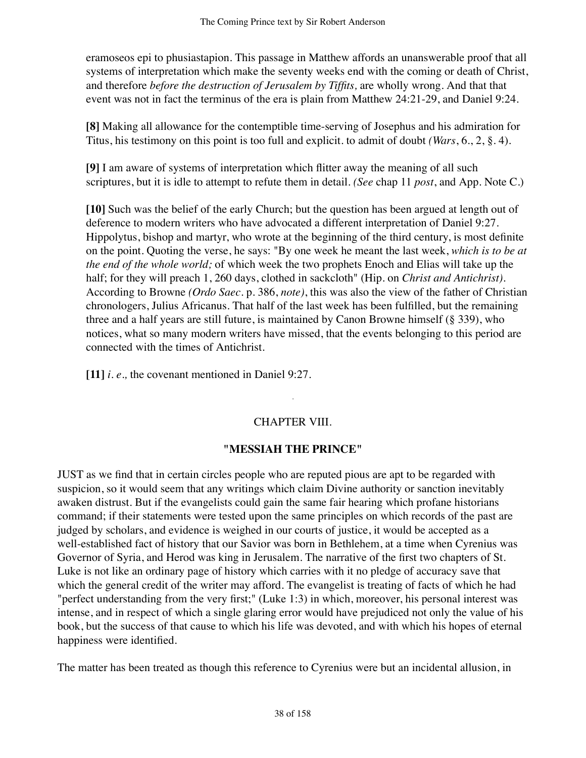eramoseos epi to phusiastapion. This passage in Matthew affords an unanswerable proof that all systems of interpretation which make the seventy weeks end with the coming or death of Christ, and therefore *before the destruction of Jerusalem by Tiffits,* are wholly wrong. And that that event was not in fact the terminus of the era is plain from Matthew 24:21-29, and Daniel 9:24.

**[8]** Making all allowance for the contemptible time-serving of Josephus and his admiration for Titus, his testimony on this point is too full and explicit. to admit of doubt *(Wars*, 6., 2, §. 4).

**[9]** I am aware of systems of interpretation which flitter away the meaning of all such scriptures, but it is idle to attempt to refute them in detail. *(See* chap 11 *post*, and App. Note C.)

**[10]** Such was the belief of the early Church; but the question has been argued at length out of deference to modern writers who have advocated a different interpretation of Daniel 9:27. Hippolytus, bishop and martyr, who wrote at the beginning of the third century, is most definite on the point. Quoting the verse, he says: "By one week he meant the last week, *which is to be at the end of the whole world;* of which week the two prophets Enoch and Elias will take up the half; for they will preach 1, 260 days, clothed in sackcloth" (Hip. on *Christ and Antichrist)*. According to Browne *(Ordo Saec*. p. 386, *note)*, this was also the view of the father of Christian chronologers, Julius Africanus. That half of the last week has been fulfilled, but the remaining three and a half years are still future, is maintained by Canon Browne himself (§ 339), who notices, what so many modern writers have missed, that the events belonging to this period are connected with the times of Antichrist.

**[11]** *i. e.,* the covenant mentioned in Daniel 9:27.

## CHAPTER VIII.

### "MESSIAH THE PRINCE"

JUST as we find that in certain circles people who are reputed pious are apt to be regarded with suspicion, so it would seem that any writings which claim Divine authority or sanction inevitably awaken distrust. But if the evangelists could gain the same fair hearing which profane historians command; if their statements were tested upon the same principles on which records of the past are judged by scholars, and evidence is weighed in our courts of justice, it would be accepted as a well-established fact of history that our Savior was born in Bethlehem, at a time when Cyrenius was Governor of Syria, and Herod was king in Jerusalem. The narrative of the first two chapters of St. Luke is not like an ordinary page of history which carries with it no pledge of accuracy save that which the general credit of the writer may afford. The evangelist is treating of facts of which he had "perfect understanding from the very first;" (Luke 1:3) in which, moreover, his personal interest was intense, and in respect of which a single glaring error would have prejudiced not only the value of his book, but the success of that cause to which his life was devoted, and with which his hopes of eternal happiness were identified.

The matter has been treated as though this reference to Cyrenius were but an incidental allusion, in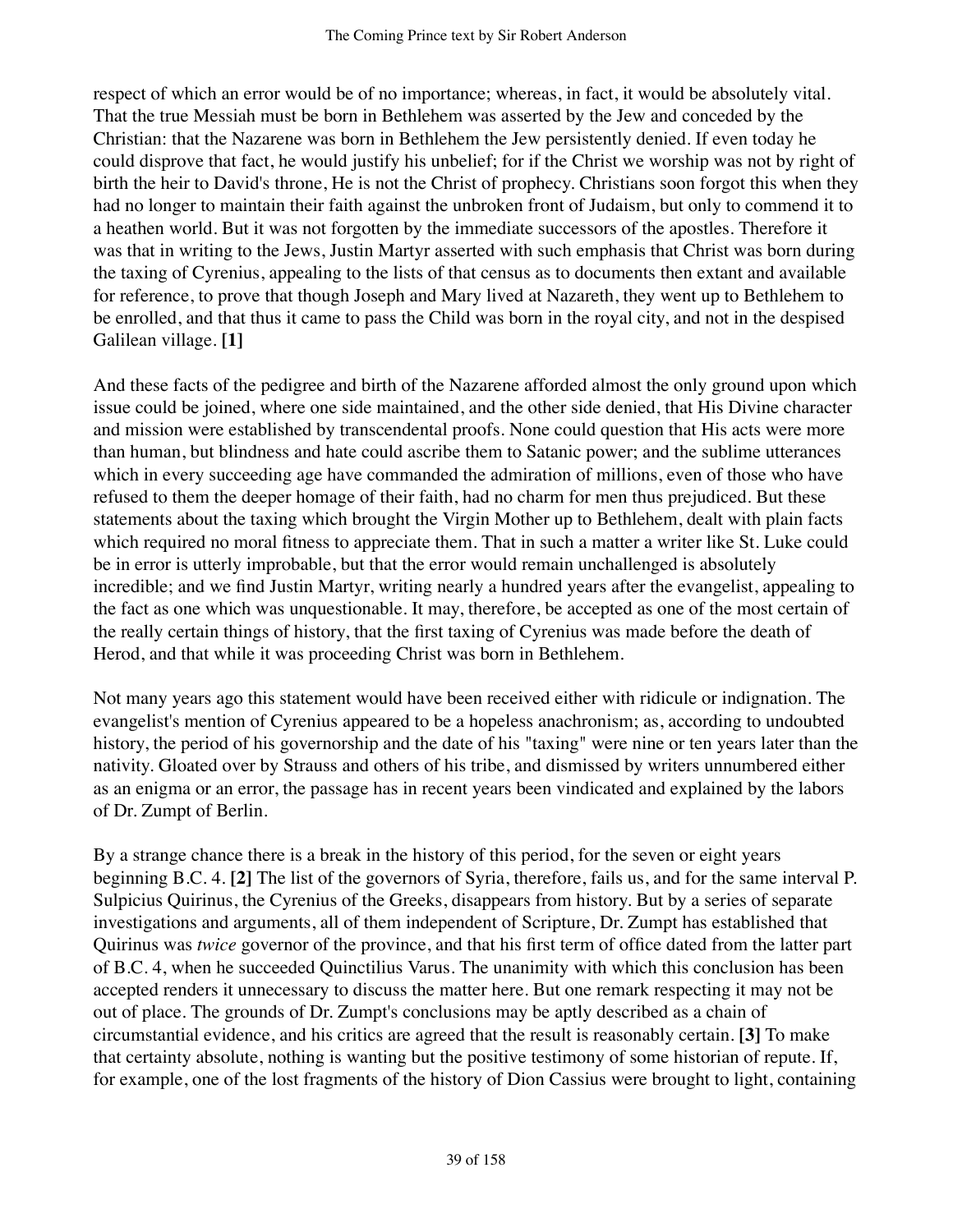respect of which an error would be of no importance; whereas, in fact, it would be absolutely vital. That the true Messiah must be born in Bethlehem was asserted by the Jew and conceded by the Christian: that the Nazarene was born in Bethlehem the Jew persistently denied. If even today he could disprove that fact, he would justify his unbelief; for if the Christ we worship was not by right of birth the heir to David's throne, He is not the Christ of prophecy. Christians soon forgot this when they had no longer to maintain their faith against the unbroken front of Judaism, but only to commend it to a heathen world. But it was not forgotten by the immediate successors of the apostles. Therefore it was that in writing to the Jews, Justin Martyr asserted with such emphasis that Christ was born during the taxing of Cyrenius, appealing to the lists of that census as to documents then extant and available for reference, to prove that though Joseph and Mary lived at Nazareth, they went up to Bethlehem to be enrolled, and that thus it came to pass the Child was born in the royal city, and not in the despised Galilean village. **[1]**

And these facts of the pedigree and birth of the Nazarene afforded almost the only ground upon which issue could be joined, where one side maintained, and the other side denied, that His Divine character and mission were established by transcendental proofs. None could question that His acts were more than human, but blindness and hate could ascribe them to Satanic power; and the sublime utterances which in every succeeding age have commanded the admiration of millions, even of those who have refused to them the deeper homage of their faith, had no charm for men thus prejudiced. But these statements about the taxing which brought the Virgin Mother up to Bethlehem, dealt with plain facts which required no moral fitness to appreciate them. That in such a matter a writer like St. Luke could be in error is utterly improbable, but that the error would remain unchallenged is absolutely incredible; and we find Justin Martyr, writing nearly a hundred years after the evangelist, appealing to the fact as one which was unquestionable. It may, therefore, be accepted as one of the most certain of the really certain things of history, that the first taxing of Cyrenius was made before the death of Herod, and that while it was proceeding Christ was born in Bethlehem.

Not many years ago this statement would have been received either with ridicule or indignation. The evangelist's mention of Cyrenius appeared to be a hopeless anachronism; as, according to undoubted history, the period of his governorship and the date of his "taxing" were nine or ten years later than the nativity. Gloated over by Strauss and others of his tribe, and dismissed by writers unnumbered either as an enigma or an error, the passage has in recent years been vindicated and explained by the labors of Dr. Zumpt of Berlin.

By a strange chance there is a break in the history of this period, for the seven or eight years beginning B.C. 4. **[2]** The list of the governors of Syria, therefore, fails us, and for the same interval P. Sulpicius Quirinus, the Cyrenius of the Greeks, disappears from history. But by a series of separate investigations and arguments, all of them independent of Scripture, Dr. Zumpt has established that Quirinus was *twice* governor of the province, and that his first term of office dated from the latter part of B.C. 4, when he succeeded Quinctilius Varus. The unanimity with which this conclusion has been accepted renders it unnecessary to discuss the matter here. But one remark respecting it may not be out of place. The grounds of Dr. Zumpt's conclusions may be aptly described as a chain of circumstantial evidence, and his critics are agreed that the result is reasonably certain. **[3]** To make that certainty absolute, nothing is wanting but the positive testimony of some historian of repute. If, for example, one of the lost fragments of the history of Dion Cassius were brought to light, containing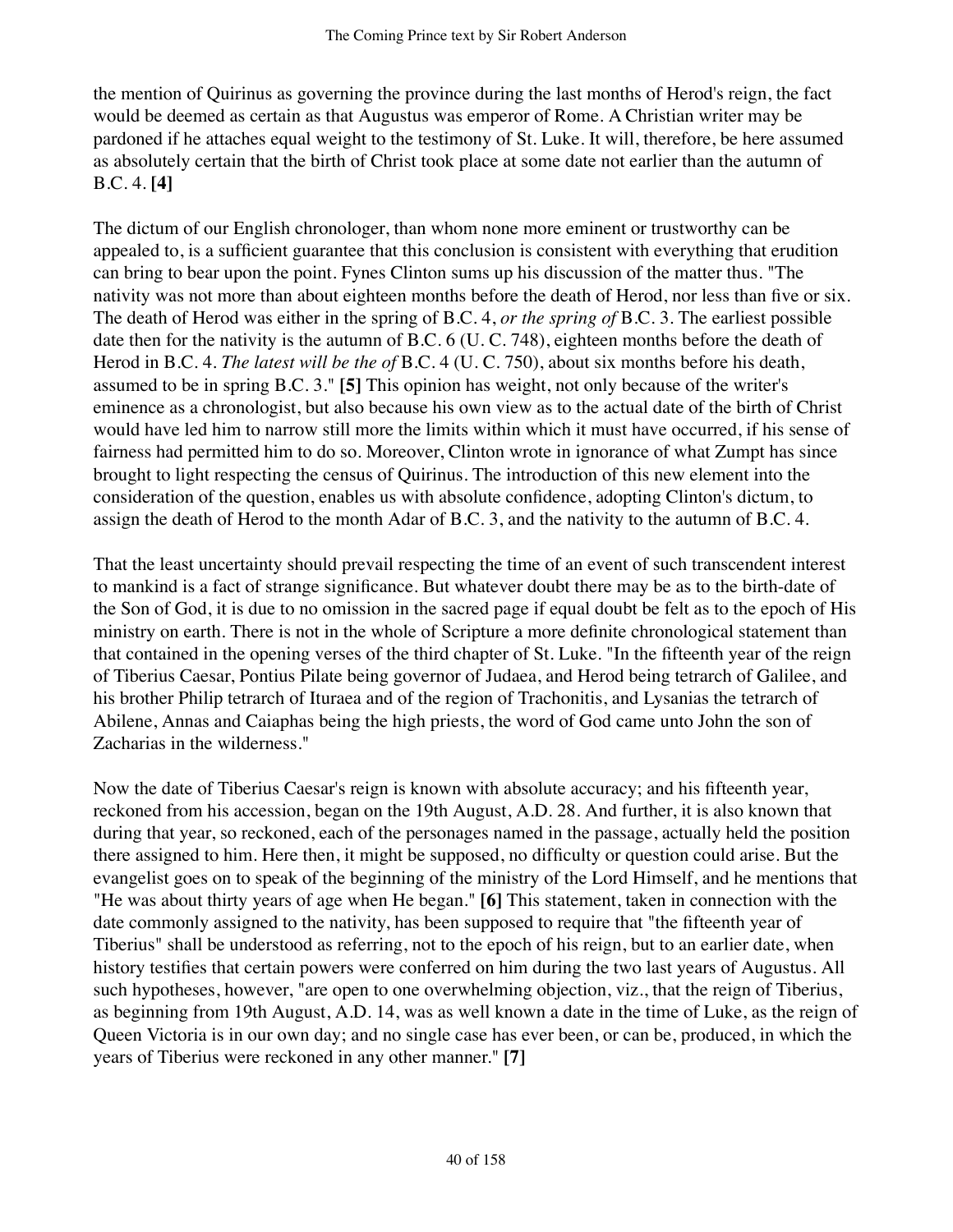the mention of Quirinus as governing the province during the last months of Herod's reign, the fact would be deemed as certain as that Augustus was emperor of Rome. A Christian writer may be pardoned if he attaches equal weight to the testimony of St. Luke. It will, therefore, be here assumed as absolutely certain that the birth of Christ took place at some date not earlier than the autumn of B.C. 4. **[4]**

The dictum of our English chronologer, than whom none more eminent or trustworthy can be appealed to, is a sufficient guarantee that this conclusion is consistent with everything that erudition can bring to bear upon the point. Fynes Clinton sums up his discussion of the matter thus. "The nativity was not more than about eighteen months before the death of Herod, nor less than five or six. The death of Herod was either in the spring of B.C. 4, *or the spring of* B.C. 3. The earliest possible date then for the nativity is the autumn of B.C. 6 (U. C. 748), eighteen months before the death of Herod in B.C. 4. *The latest will be the of* B.C. 4 (U. C. 750), about six months before his death, assumed to be in spring B.C. 3." **[5]** This opinion has weight, not only because of the writer's eminence as a chronologist, but also because his own view as to the actual date of the birth of Christ would have led him to narrow still more the limits within which it must have occurred, if his sense of fairness had permitted him to do so. Moreover, Clinton wrote in ignorance of what Zumpt has since brought to light respecting the census of Quirinus. The introduction of this new element into the consideration of the question, enables us with absolute confidence, adopting Clinton's dictum, to assign the death of Herod to the month Adar of B.C. 3, and the nativity to the autumn of B.C. 4.

That the least uncertainty should prevail respecting the time of an event of such transcendent interest to mankind is a fact of strange significance. But whatever doubt there may be as to the birth-date of the Son of God, it is due to no omission in the sacred page if equal doubt be felt as to the epoch of His ministry on earth. There is not in the whole of Scripture a more definite chronological statement than that contained in the opening verses of the third chapter of St. Luke. "In the fifteenth year of the reign of Tiberius Caesar, Pontius Pilate being governor of Judaea, and Herod being tetrarch of Galilee, and his brother Philip tetrarch of Ituraea and of the region of Trachonitis, and Lysanias the tetrarch of Abilene, Annas and Caiaphas being the high priests, the word of God came unto John the son of Zacharias in the wilderness."

Now the date of Tiberius Caesar's reign is known with absolute accuracy; and his fifteenth year, reckoned from his accession, began on the 19th August, A.D. 28. And further, it is also known that during that year, so reckoned, each of the personages named in the passage, actually held the position there assigned to him. Here then, it might be supposed, no difficulty or question could arise. But the evangelist goes on to speak of the beginning of the ministry of the Lord Himself, and he mentions that "He was about thirty years of age when He began." **[6]** This statement, taken in connection with the date commonly assigned to the nativity, has been supposed to require that "the fifteenth year of Tiberius" shall be understood as referring, not to the epoch of his reign, but to an earlier date, when history testifies that certain powers were conferred on him during the two last years of Augustus. All such hypotheses, however, "are open to one overwhelming objection, viz., that the reign of Tiberius, as beginning from 19th August, A.D. 14, was as well known a date in the time of Luke, as the reign of Queen Victoria is in our own day; and no single case has ever been, or can be, produced, in which the years of Tiberius were reckoned in any other manner." **[7]**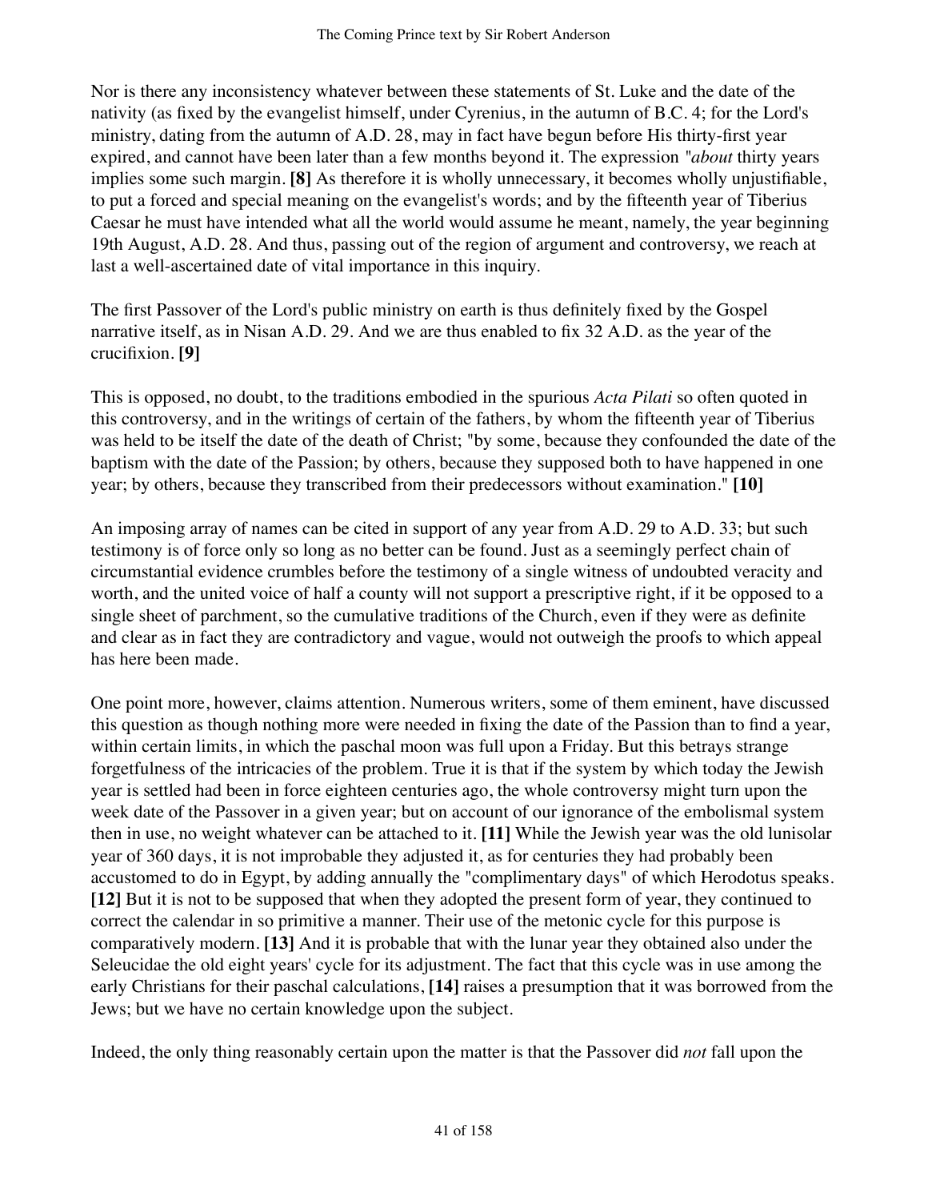Nor is there any inconsistency whatever between these statements of St. Luke and the date of the nativity (as fixed by the evangelist himself, under Cyrenius, in the autumn of B.C. 4; for the Lord's ministry, dating from the autumn of A.D. 28, may in fact have begun before His thirty-first year expired, and cannot have been later than a few months beyond it. The expression "*about* thirty years implies some such margin. **[8]** As therefore it is wholly unnecessary, it becomes wholly unjustifiable, to put a forced and special meaning on the evangelist's words; and by the fifteenth year of Tiberius Caesar he must have intended what all the world would assume he meant, namely, the year beginning 19th August, A.D. 28. And thus, passing out of the region of argument and controversy, we reach at last a well-ascertained date of vital importance in this inquiry.

The first Passover of the Lord's public ministry on earth is thus definitely fixed by the Gospel narrative itself, as in Nisan A.D. 29. And we are thus enabled to fix 32 A.D. as the year of the crucifixion. **[9]**

This is opposed, no doubt, to the traditions embodied in the spurious *Acta Pilati* so often quoted in this controversy, and in the writings of certain of the fathers, by whom the fifteenth year of Tiberius was held to be itself the date of the death of Christ; "by some, because they confounded the date of the baptism with the date of the Passion; by others, because they supposed both to have happened in one year; by others, because they transcribed from their predecessors without examination." **[10]**

An imposing array of names can be cited in support of any year from A.D. 29 to A.D. 33; but such testimony is of force only so long as no better can be found. Just as a seemingly perfect chain of circumstantial evidence crumbles before the testimony of a single witness of undoubted veracity and worth, and the united voice of half a county will not support a prescriptive right, if it be opposed to a single sheet of parchment, so the cumulative traditions of the Church, even if they were as definite and clear as in fact they are contradictory and vague, would not outweigh the proofs to which appeal has here been made.

One point more, however, claims attention. Numerous writers, some of them eminent, have discussed this question as though nothing more were needed in fixing the date of the Passion than to find a year, within certain limits, in which the paschal moon was full upon a Friday. But this betrays strange forgetfulness of the intricacies of the problem. True it is that if the system by which today the Jewish year is settled had been in force eighteen centuries ago, the whole controversy might turn upon the week date of the Passover in a given year; but on account of our ignorance of the embolismal system then in use, no weight whatever can be attached to it. **[11]** While the Jewish year was the old lunisolar year of 360 days, it is not improbable they adjusted it, as for centuries they had probably been accustomed to do in Egypt, by adding annually the "complimentary days" of which Herodotus speaks. **[12]** But it is not to be supposed that when they adopted the present form of year, they continued to correct the calendar in so primitive a manner. Their use of the metonic cycle for this purpose is comparatively modern. **[13]** And it is probable that with the lunar year they obtained also under the Seleucidae the old eight years' cycle for its adjustment. The fact that this cycle was in use among the early Christians for their paschal calculations, **[14]** raises a presumption that it was borrowed from the Jews; but we have no certain knowledge upon the subject.

Indeed, the only thing reasonably certain upon the matter is that the Passover did *not* fall upon the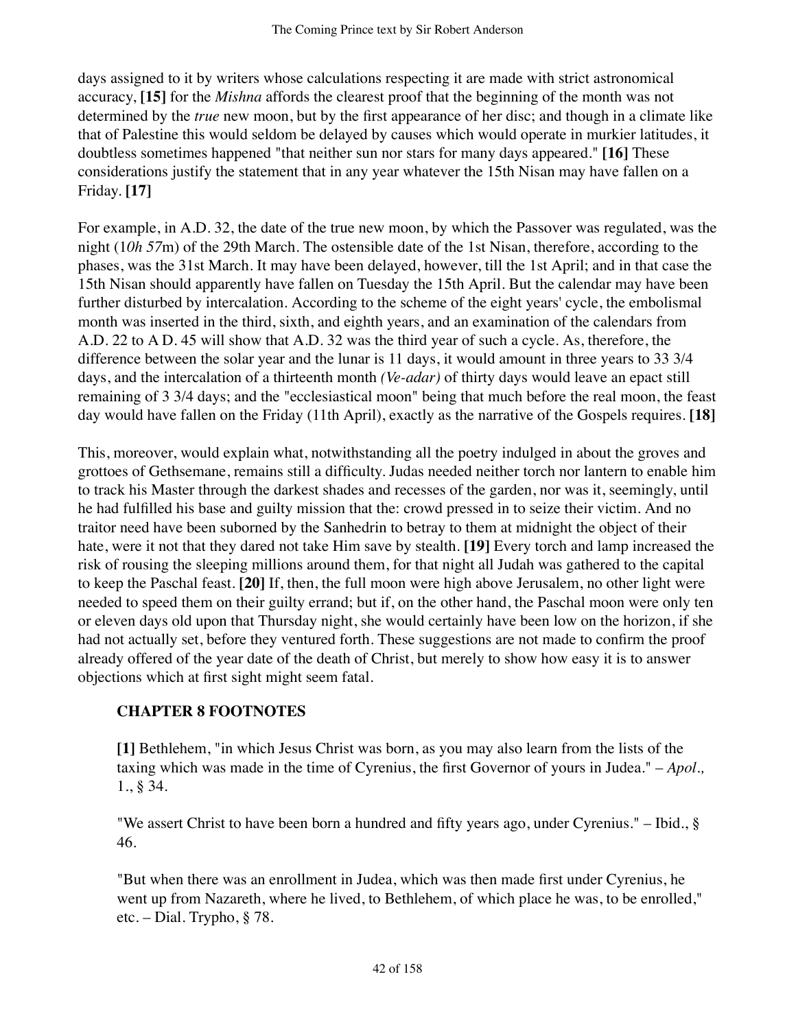days assigned to it by writers whose calculations respecting it are made with strict astronomical accuracy, **[15]** for the *Mishna* affords the clearest proof that the beginning of the month was not determined by the *true* new moon, but by the first appearance of her disc; and though in a climate like that of Palestine this would seldom be delayed by causes which would operate in murkier latitudes, it doubtless sometimes happened "that neither sun nor stars for many days appeared." **[16]** These considerations justify the statement that in any year whatever the 15th Nisan may have fallen on a Friday. **[17]**

For example, in A.D. 32, the date of the true new moon, by which the Passover was regulated, was the night (1*0h 57*m) of the 29th March. The ostensible date of the 1st Nisan, therefore, according to the phases, was the 31st March. It may have been delayed, however, till the 1st April; and in that case the 15th Nisan should apparently have fallen on Tuesday the 15th April. But the calendar may have been further disturbed by intercalation. According to the scheme of the eight years' cycle, the embolismal month was inserted in the third, sixth, and eighth years, and an examination of the calendars from A.D. 22 to A D. 45 will show that A.D. 32 was the third year of such a cycle. As, therefore, the difference between the solar year and the lunar is 11 days, it would amount in three years to 33 3/4 days, and the intercalation of a thirteenth month *(Ve-adar)* of thirty days would leave an epact still remaining of 3 3/4 days; and the "ecclesiastical moon" being that much before the real moon, the feast day would have fallen on the Friday (11th April), exactly as the narrative of the Gospels requires. **[18]**

This, moreover, would explain what, notwithstanding all the poetry indulged in about the groves and grottoes of Gethsemane, remains still a difficulty. Judas needed neither torch nor lantern to enable him to track his Master through the darkest shades and recesses of the garden, nor was it, seemingly, until he had fulfilled his base and guilty mission that the: crowd pressed in to seize their victim. And no traitor need have been suborned by the Sanhedrin to betray to them at midnight the object of their hate, were it not that they dared not take Him save by stealth. **[19]** Every torch and lamp increased the risk of rousing the sleeping millions around them, for that night all Judah was gathered to the capital to keep the Paschal feast. **[20]** If, then, the full moon were high above Jerusalem, no other light were needed to speed them on their guilty errand; but if, on the other hand, the Paschal moon were only ten or eleven days old upon that Thursday night, she would certainly have been low on the horizon, if she had not actually set, before they ventured forth. These suggestions are not made to confirm the proof already offered of the year date of the death of Christ, but merely to show how easy it is to answer objections which at first sight might seem fatal.

### CHAPTER 8 FOOTNOTES

**[1]** Bethlehem, "in which Jesus Christ was born, as you may also learn from the lists of the taxing which was made in the time of Cyrenius, the first Governor of yours in Judea." – *Apol.,* 1., § 34.

"We assert Christ to have been born a hundred and fifty years ago, under Cyrenius." – Ibid., § 46.

"But when there was an enrollment in Judea, which was then made first under Cyrenius, he went up from Nazareth, where he lived, to Bethlehem, of which place he was, to be enrolled," etc. – Dial. Trypho, § 78.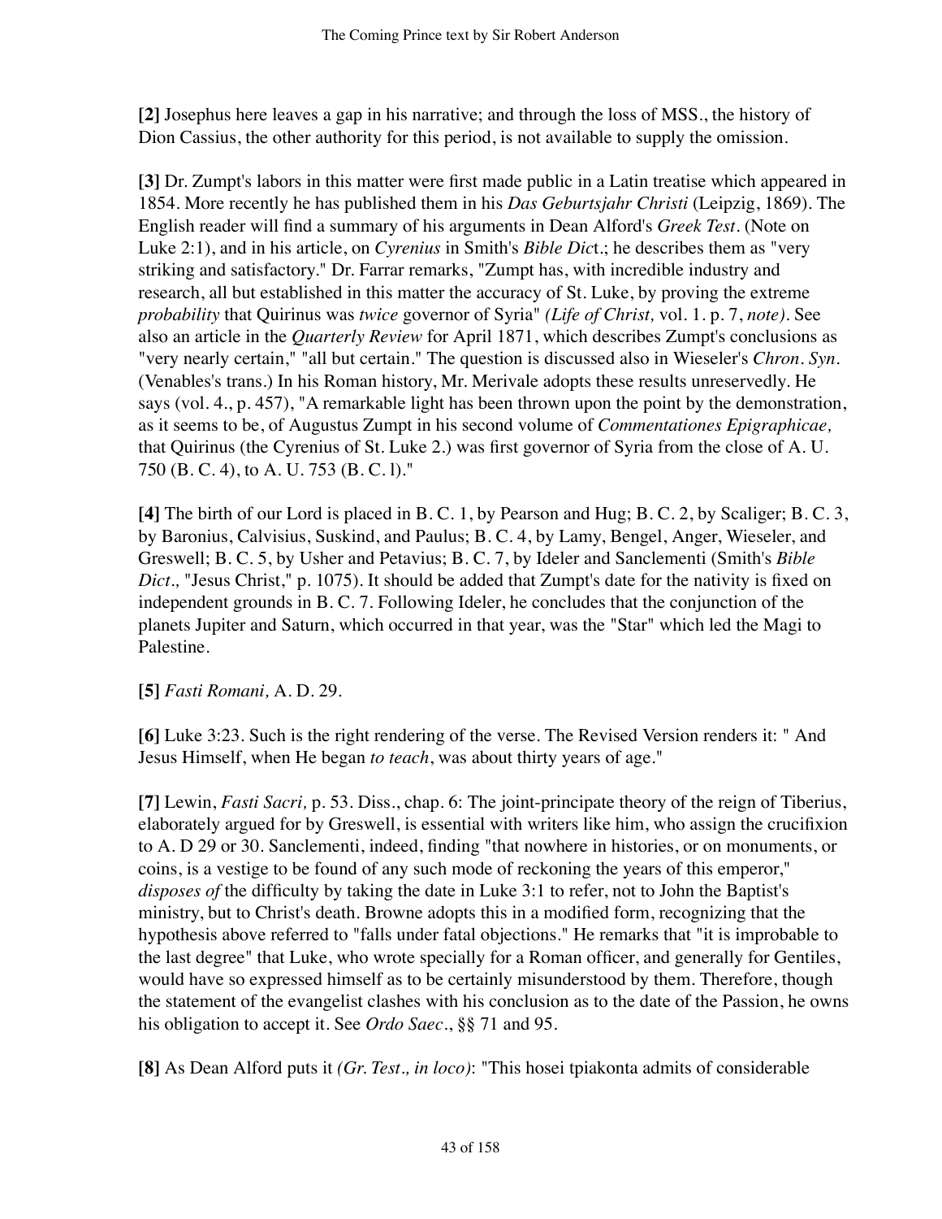**[2]** Josephus here leaves a gap in his narrative; and through the loss of MSS., the history of Dion Cassius, the other authority for this period, is not available to supply the omission.

**[3]** Dr. Zumpt's labors in this matter were first made public in a Latin treatise which appeared in 1854. More recently he has published them in his *Das Geburtsjahr Christi* (Leipzig, 1869). The English reader will find a summary of his arguments in Dean Alford's *Greek Test*. (Note on Luke 2:1), and in his article, on *Cyrenius* in Smith's *Bible Dic*t.; he describes them as "very striking and satisfactory." Dr. Farrar remarks, "Zumpt has, with incredible industry and research, all but established in this matter the accuracy of St. Luke, by proving the extreme *probability* that Quirinus was *twice* governor of Syria" *(Life of Christ,* vol. 1. p. 7, *note).* See also an article in the *Quarterly Review* for April 1871, which describes Zumpt's conclusions as "very nearly certain," "all but certain." The question is discussed also in Wieseler's *Chron. Syn.* (Venables's trans.) In his Roman history, Mr. Merivale adopts these results unreservedly. He says (vol. 4., p. 457), "A remarkable light has been thrown upon the point by the demonstration, as it seems to be, of Augustus Zumpt in his second volume of *Commentationes Epigraphicae,* that Quirinus (the Cyrenius of St. Luke 2.) was first governor of Syria from the close of A. U. 750 (B. C. 4), to A. U. 753 (B. C. l)."

**[4]** The birth of our Lord is placed in B. C. 1, by Pearson and Hug; B. C. 2, by Scaliger; B. C. 3, by Baronius, Calvisius, Suskind, and Paulus; B. C. 4, by Lamy, Bengel, Anger, Wieseler, and Greswell; B. C. 5, by Usher and Petavius; B. C. 7, by Ideler and Sanclementi (Smith's *Bible Dict.,* "Jesus Christ," p. 1075). It should be added that Zumpt's date for the nativity is fixed on independent grounds in B. C. 7. Following Ideler, he concludes that the conjunction of the planets Jupiter and Saturn, which occurred in that year, was the "Star" which led the Magi to Palestine.

**[5]** *Fasti Romani,* A. D. 29.

**[6]** Luke 3:23. Such is the right rendering of the verse. The Revised Version renders it: " And Jesus Himself, when He began *to teach*, was about thirty years of age."

**[7]** Lewin, *Fasti Sacri,* p. 53. Diss., chap. 6: The joint-principate theory of the reign of Tiberius, elaborately argued for by Greswell, is essential with writers like him, who assign the crucifixion to A. D 29 or 30. Sanclementi, indeed, finding "that nowhere in histories, or on monuments, or coins, is a vestige to be found of any such mode of reckoning the years of this emperor," *disposes of* the difficulty by taking the date in Luke 3:1 to refer, not to John the Baptist's ministry, but to Christ's death. Browne adopts this in a modified form, recognizing that the hypothesis above referred to "falls under fatal objections." He remarks that "it is improbable to the last degree" that Luke, who wrote specially for a Roman officer, and generally for Gentiles, would have so expressed himself as to be certainly misunderstood by them. Therefore, though the statement of the evangelist clashes with his conclusion as to the date of the Passion, he owns his obligation to accept it. See *Ordo Saec*., §§ 71 and 95.

**[8]** As Dean Alford puts it *(Gr. Test., in loco)*: "This hosei tpiakonta admits of considerable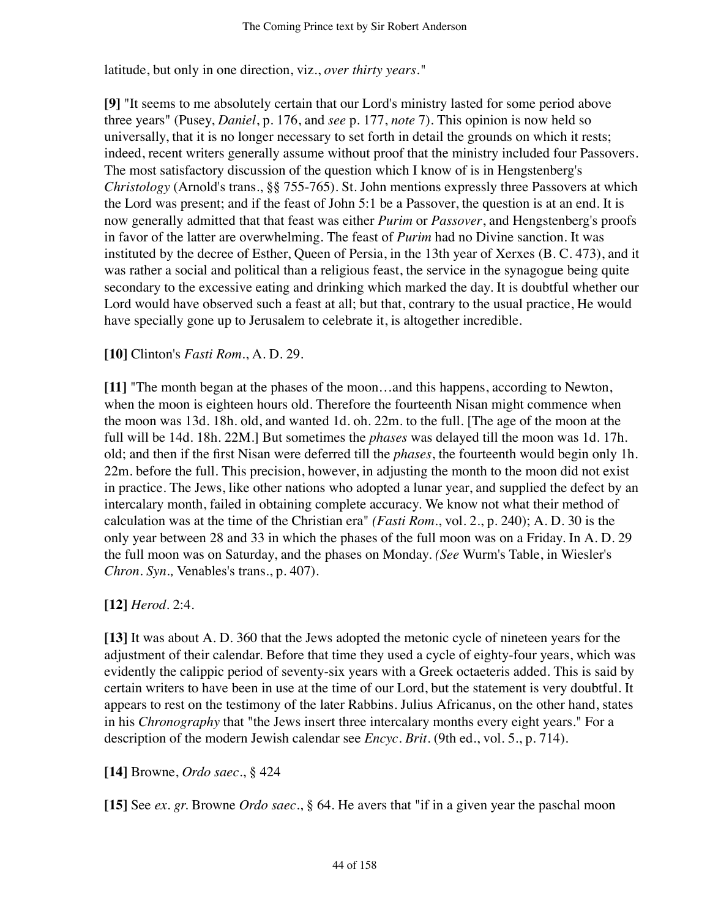latitude, but only in one direction, viz., *over thirty years*."

**[9]** "It seems to me absolutely certain that our Lord's ministry lasted for some period above three years" (Pusey, *Daniel*, p. 176, and *see* p. 177, *note* 7). This opinion is now held so universally, that it is no longer necessary to set forth in detail the grounds on which it rests; indeed, recent writers generally assume without proof that the ministry included four Passovers. The most satisfactory discussion of the question which I know of is in Hengstenberg's *Christology* (Arnold's trans., §§ 755-765). St. John mentions expressly three Passovers at which the Lord was present; and if the feast of John 5:1 be a Passover, the question is at an end. It is now generally admitted that that feast was either *Purim* or *Passover*, and Hengstenberg's proofs in favor of the latter are overwhelming. The feast of *Purim* had no Divine sanction. It was instituted by the decree of Esther, Queen of Persia, in the 13th year of Xerxes (B. C. 473), and it was rather a social and political than a religious feast, the service in the synagogue being quite secondary to the excessive eating and drinking which marked the day. It is doubtful whether our Lord would have observed such a feast at all; but that, contrary to the usual practice, He would have specially gone up to Jerusalem to celebrate it, is altogether incredible.

**[10]** Clinton's *Fasti Rom*., A. D. 29.

**[11]** "The month began at the phases of the moon…and this happens, according to Newton, when the moon is eighteen hours old. Therefore the fourteenth Nisan might commence when the moon was 13d. 18h. old, and wanted 1d. oh. 22m. to the full. [The age of the moon at the full will be 14d. 18h. 22M.] But sometimes the *phases* was delayed till the moon was 1d. 17h. old; and then if the first Nisan were deferred till the *phases*, the fourteenth would begin only 1h. 22m. before the full. This precision, however, in adjusting the month to the moon did not exist in practice. The Jews, like other nations who adopted a lunar year, and supplied the defect by an intercalary month, failed in obtaining complete accuracy. We know not what their method of calculation was at the time of the Christian era" *(Fasti Rom*., vol. 2., p. 240); A. D. 30 is the only year between 28 and 33 in which the phases of the full moon was on a Friday. In A. D. 29 the full moon was on Saturday, and the phases on Monday. *(See* Wurm's Table, in Wiesler's *Chron. Syn.,* Venables's trans., p. 407).

**[12]** *Herod*. 2:4.

**[13]** It was about A. D. 360 that the Jews adopted the metonic cycle of nineteen years for the adjustment of their calendar. Before that time they used a cycle of eighty-four years, which was evidently the calippic period of seventy-six years with a Greek octaeteris added. This is said by certain writers to have been in use at the time of our Lord, but the statement is very doubtful. It appears to rest on the testimony of the later Rabbins. Julius Africanus, on the other hand, states in his *Chronography* that "the Jews insert three intercalary months every eight years." For a description of the modern Jewish calendar see *Encyc. Brit*. (9th ed., vol. 5., p. 714).

**[14]** Browne, *Ordo saec*., § 424

**[15]** See *ex. gr.* Browne *Ordo saec*., § 64. He avers that "if in a given year the paschal moon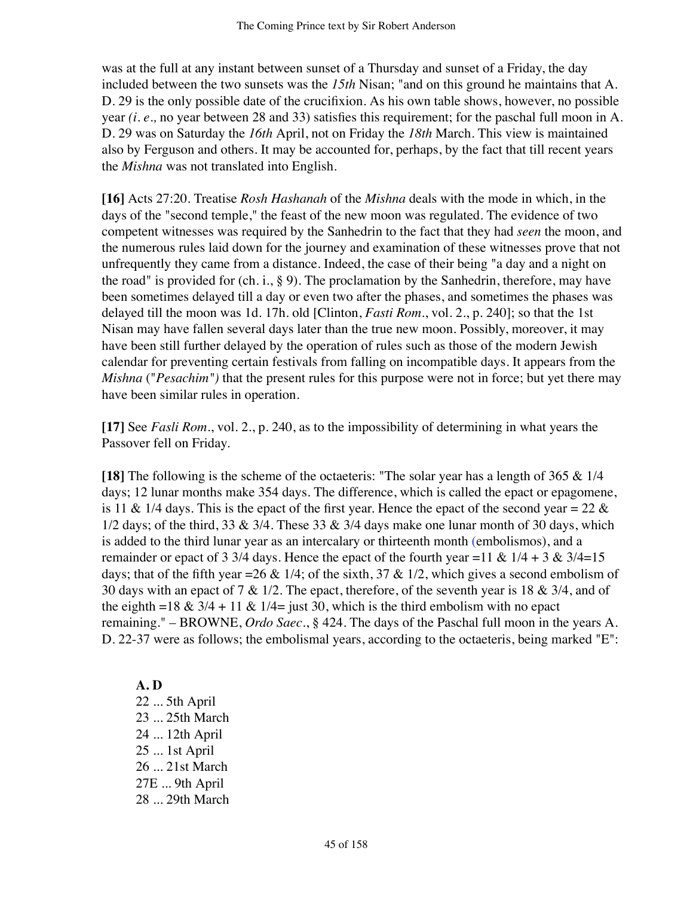was at the full at any instant between sunset of a Thursday and sunset of a Friday, the day included between the two sunsets was the *15th* Nisan; "and on this ground he maintains that A. D. 29 is the only possible date of the crucifixion. As his own table shows, however, no possible year *(i. e.,* no year between 28 and 33) satisfies this requirement; for the paschal full moon in A. D. 29 was on Saturday the *16th* April, not on Friday the *18th* March. This view is maintained also by Ferguson and others. It may be accounted for, perhaps, by the fact that till recent years the *Mishna* was not translated into English.

**[16]** Acts 27:20. Treatise *Rosh Hashanah* of the *Mishna* deals with the mode in which, in the days of the "second temple," the feast of the new moon was regulated. The evidence of two competent witnesses was required by the Sanhedrin to the fact that they had *seen* the moon, and the numerous rules laid down for the journey and examination of these witnesses prove that not unfrequently they came from a distance. Indeed, the case of their being "a day and a night on the road" is provided for (ch. i., § 9). The proclamation by the Sanhedrin, therefore, may have been sometimes delayed till a day or even two after the phases, and sometimes the phases was delayed till the moon was 1d. 17h. old [Clinton, *Fasti Rom*., vol. 2., p. 240]; so that the 1st Nisan may have fallen several days later than the true new moon. Possibly, moreover, it may have been still further delayed by the operation of rules such as those of the modern Jewish calendar for preventing certain festivals from falling on incompatible days. It appears from the *Mishna* ("*Pesachim*"*)* that the present rules for this purpose were not in force; but yet there may have been similar rules in operation.

**[17]** See *Fasli Rom*., vol. 2., p. 240, as to the impossibility of determining in what years the Passover fell on Friday.

**[18]** The following is the scheme of the octaeteris: "The solar year has a length of 365 & 1/4 days; 12 lunar months make 354 days. The difference, which is called the epact or epagomene, is 11 & 1/4 days. This is the epact of the first year. Hence the epact of the second year = 22 & 1/2 days; of the third, 33 & 3/4. These 33 & 3/4 days make one lunar month of 30 days, which is added to the third lunar year as an intercalary or thirteenth month (embolismos), and a remainder or epact of 3 3/4 days. Hence the epact of the fourth year =11 & 1/4 + 3 & 3/4=15 days; that of the fifth year =26 & 1/4; of the sixth, 37 & 1/2, which gives a second embolism of 30 days with an epact of 7 & 1/2. The epact, therefore, of the seventh year is 18 & 3/4, and of the eighth =18 & 3/4 + 11 & 1/4= just 30, which is the third embolism with no epact remaining." – BROWNE, *Ordo Saec*., § 424. The days of the Paschal full moon in the years A. D. 22-37 were as follows; the embolismal years, according to the octaeteris, being marked "E":

**A. D**
22 ... 5th April
23 ... 25th March
24 ... 12th April
25 ... 1st April
26 ... 21st March
27E ... 9th April
28 ... 29th March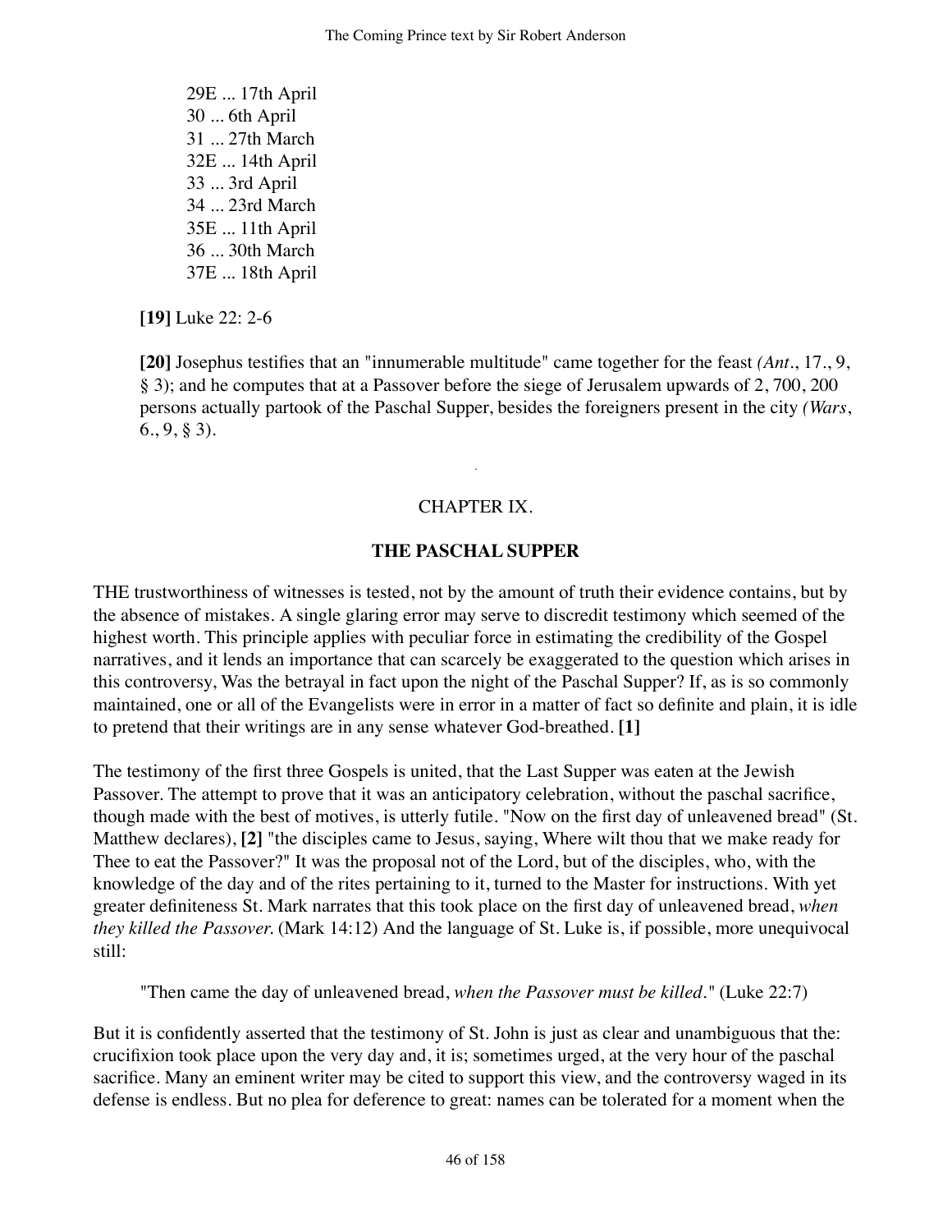29E ... 17th April
30 ... 6th April
31 ... 27th March
32E ... 14th April
33 ... 3rd April
34 ... 23rd March
35E ... 11th April
36 ... 30th March
37E ... 18th April

**[19]** Luke 22: 2-6

**[20]** Josephus testifies that an "innumerable multitude" came together for the feast *(Ant.*, 17., 9, § 3); and he computes that at a Passover before the siege of Jerusalem upwards of 2, 700, 200 persons actually partook of the Paschal Supper, besides the foreigners present in the city *(Wars*, 6., 9, § 3).

## CHAPTER IX.

### THE PASCHAL SUPPER

THE trustworthiness of witnesses is tested, not by the amount of truth their evidence contains, but by the absence of mistakes. A single glaring error may serve to discredit testimony which seemed of the highest worth. This principle applies with peculiar force in estimating the credibility of the Gospel narratives, and it lends an importance that can scarcely be exaggerated to the question which arises in this controversy, Was the betrayal in fact upon the night of the Paschal Supper? If, as is so commonly maintained, one or all of the Evangelists were in error in a matter of fact so definite and plain, it is idle to pretend that their writings are in any sense whatever God-breathed. **[1]**

The testimony of the first three Gospels is united, that the Last Supper was eaten at the Jewish Passover. The attempt to prove that it was an anticipatory celebration, without the paschal sacrifice, though made with the best of motives, is utterly futile. "Now on the first day of unleavened bread" (St. Matthew declares), **[2]** "the disciples came to Jesus, saying, Where wilt thou that we make ready for Thee to eat the Passover?" It was the proposal not of the Lord, but of the disciples, who, with the knowledge of the day and of the rites pertaining to it, turned to the Master for instructions. With yet greater definiteness St. Mark narrates that this took place on the first day of unleavened bread, *when they killed the Passover.* (Mark 14:12) And the language of St. Luke is, if possible, more unequivocal still:

"Then came the day of unleavened bread, *when the Passover must be killed*." (Luke 22:7)

But it is confidently asserted that the testimony of St. John is just as clear and unambiguous that the: crucifixion took place upon the very day and, it is; sometimes urged, at the very hour of the paschal sacrifice. Many an eminent writer may be cited to support this view, and the controversy waged in its defense is endless. But no plea for deference to great: names can be tolerated for a moment when the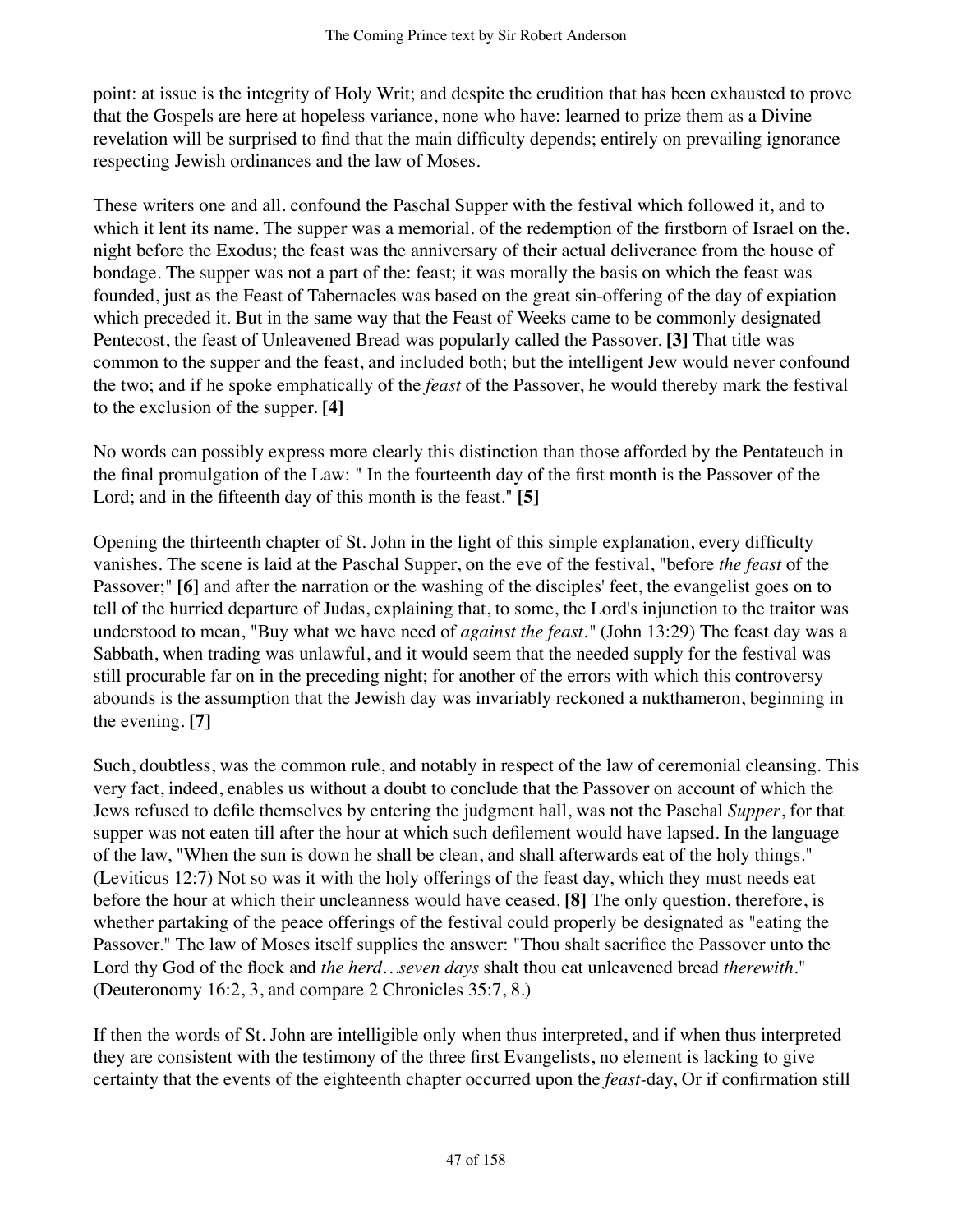point: at issue is the integrity of Holy Writ; and despite the erudition that has been exhausted to prove that the Gospels are here at hopeless variance, none who have: learned to prize them as a Divine revelation will be surprised to find that the main difficulty depends; entirely on prevailing ignorance respecting Jewish ordinances and the law of Moses.

These writers one and all. confound the Paschal Supper with the festival which followed it, and to which it lent its name. The supper was a memorial. of the redemption of the firstborn of Israel on the. night before the Exodus; the feast was the anniversary of their actual deliverance from the house of bondage. The supper was not a part of the: feast; it was morally the basis on which the feast was founded, just as the Feast of Tabernacles was based on the great sin-offering of the day of expiation which preceded it. But in the same way that the Feast of Weeks came to be commonly designated Pentecost, the feast of Unleavened Bread was popularly called the Passover. **[3]** That title was common to the supper and the feast, and included both; but the intelligent Jew would never confound the two; and if he spoke emphatically of the *feast* of the Passover, he would thereby mark the festival to the exclusion of the supper. **[4]**

No words can possibly express more clearly this distinction than those afforded by the Pentateuch in the final promulgation of the Law: " In the fourteenth day of the first month is the Passover of the Lord; and in the fifteenth day of this month is the feast." **[5]**

Opening the thirteenth chapter of St. John in the light of this simple explanation, every difficulty vanishes. The scene is laid at the Paschal Supper, on the eve of the festival, "before *the feast* of the Passover;" **[6]** and after the narration or the washing of the disciples' feet, the evangelist goes on to tell of the hurried departure of Judas, explaining that, to some, the Lord's injunction to the traitor was understood to mean, "Buy what we have need of *against the feast*." (John 13:29) The feast day was a Sabbath, when trading was unlawful, and it would seem that the needed supply for the festival was still procurable far on in the preceding night; for another of the errors with which this controversy abounds is the assumption that the Jewish day was invariably reckoned a nukthameron, beginning in the evening. **[7]**

Such, doubtless, was the common rule, and notably in respect of the law of ceremonial cleansing. This very fact, indeed, enables us without a doubt to conclude that the Passover on account of which the Jews refused to defile themselves by entering the judgment hall, was not the Paschal *Supper*, for that supper was not eaten till after the hour at which such defilement would have lapsed. In the language of the law, "When the sun is down he shall be clean, and shall afterwards eat of the holy things." (Leviticus 12:7) Not so was it with the holy offerings of the feast day, which they must needs eat before the hour at which their uncleanness would have ceased. **[8]** The only question, therefore, is whether partaking of the peace offerings of the festival could properly be designated as "eating the Passover." The law of Moses itself supplies the answer: "Thou shalt sacrifice the Passover unto the Lord thy God of the flock and *the herd*…*seven days* shalt thou eat unleavened bread *therewith*." (Deuteronomy 16:2, 3, and compare 2 Chronicles 35:7, 8.)

If then the words of St. John are intelligible only when thus interpreted, and if when thus interpreted they are consistent with the testimony of the three first Evangelists, no element is lacking to give certainty that the events of the eighteenth chapter occurred upon the *feast*-day, Or if confirmation still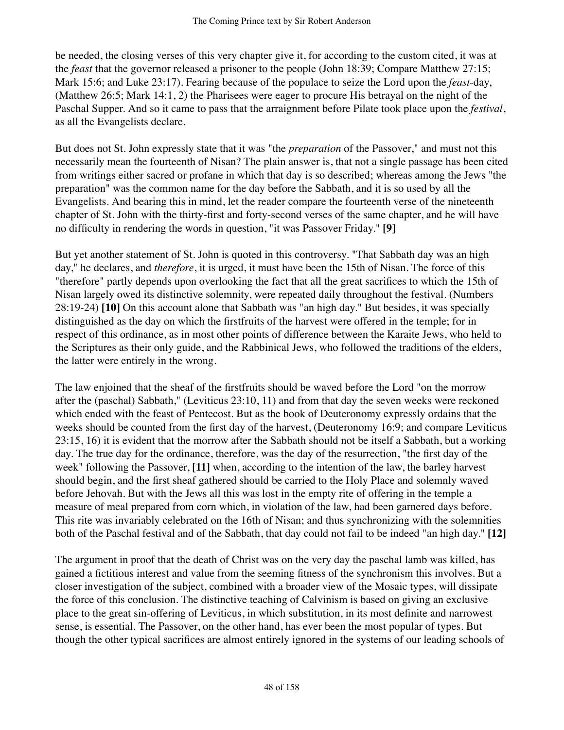be needed, the closing verses of this very chapter give it, for according to the custom cited, it was at the *feast* that the governor released a prisoner to the people (John 18:39; Compare Matthew 27:15; Mark 15:6; and Luke 23:17). Fearing because of the populace to seize the Lord upon the *feast*-day, (Matthew 26:5; Mark 14:1, 2) the Pharisees were eager to procure His betrayal on the night of the Paschal Supper. And so it came to pass that the arraignment before Pilate took place upon the *festival*, as all the Evangelists declare.

But does not St. John expressly state that it was "the *preparation* of the Passover," and must not this necessarily mean the fourteenth of Nisan? The plain answer is, that not a single passage has been cited from writings either sacred or profane in which that day is so described; whereas among the Jews "the preparation" was the common name for the day before the Sabbath, and it is so used by all the Evangelists. And bearing this in mind, let the reader compare the fourteenth verse of the nineteenth chapter of St. John with the thirty-first and forty-second verses of the same chapter, and he will have no difficulty in rendering the words in question, "it was Passover Friday." **[9]**

But yet another statement of St. John is quoted in this controversy. "That Sabbath day was an high day," he declares, and *therefore*, it is urged, it must have been the 15th of Nisan. The force of this "therefore" partly depends upon overlooking the fact that all the great sacrifices to which the 15th of Nisan largely owed its distinctive solemnity, were repeated daily throughout the festival. (Numbers 28:19-24) **[10]** On this account alone that Sabbath was "an high day." But besides, it was specially distinguished as the day on which the firstfruits of the harvest were offered in the temple; for in respect of this ordinance, as in most other points of difference between the Karaite Jews, who held to the Scriptures as their only guide, and the Rabbinical Jews, who followed the traditions of the elders, the latter were entirely in the wrong.

The law enjoined that the sheaf of the firstfruits should be waved before the Lord "on the morrow after the (paschal) Sabbath," (Leviticus 23:10, 11) and from that day the seven weeks were reckoned which ended with the feast of Pentecost. But as the book of Deuteronomy expressly ordains that the weeks should be counted from the first day of the harvest, (Deuteronomy 16:9; and compare Leviticus 23:15, 16) it is evident that the morrow after the Sabbath should not be itself a Sabbath, but a working day. The true day for the ordinance, therefore, was the day of the resurrection, "the first day of the week" following the Passover, **[11]** when, according to the intention of the law, the barley harvest should begin, and the first sheaf gathered should be carried to the Holy Place and solemnly waved before Jehovah. But with the Jews all this was lost in the empty rite of offering in the temple a measure of meal prepared from corn which, in violation of the law, had been garnered days before. This rite was invariably celebrated on the 16th of Nisan; and thus synchronizing with the solemnities both of the Paschal festival and of the Sabbath, that day could not fail to be indeed "an high day." **[12]**

The argument in proof that the death of Christ was on the very day the paschal lamb was killed, has gained a fictitious interest and value from the seeming fitness of the synchronism this involves. But a closer investigation of the subject, combined with a broader view of the Mosaic types, will dissipate the force of this conclusion. The distinctive teaching of Calvinism is based on giving an exclusive place to the great sin-offering of Leviticus, in which substitution, in its most definite and narrowest sense, is essential. The Passover, on the other hand, has ever been the most popular of types. But though the other typical sacrifices are almost entirely ignored in the systems of our leading schools of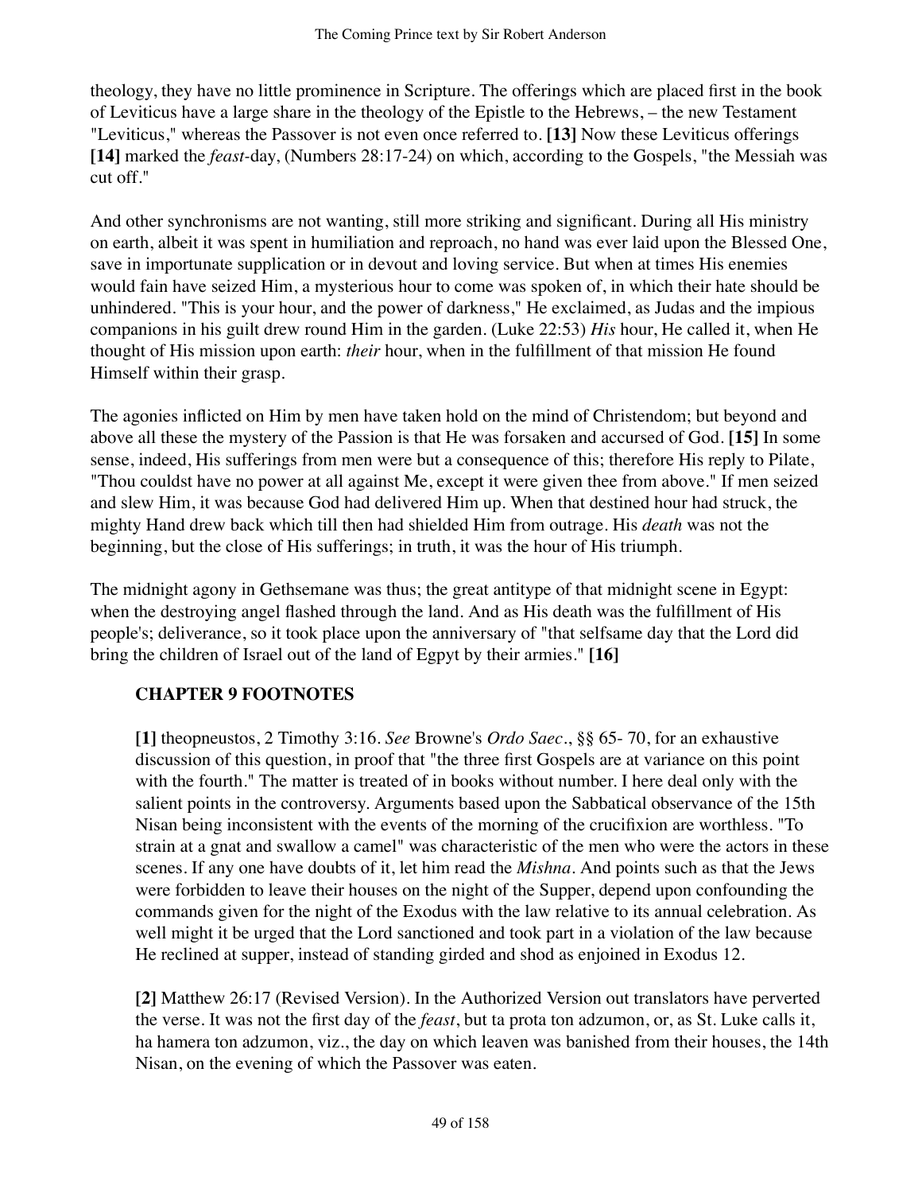theology, they have no little prominence in Scripture. The offerings which are placed first in the book of Leviticus have a large share in the theology of the Epistle to the Hebrews, – the new Testament "Leviticus," whereas the Passover is not even once referred to. **[13]** Now these Leviticus offerings **[14]** marked the *feast*-day, (Numbers 28:17-24) on which, according to the Gospels, "the Messiah was cut off."

And other synchronisms are not wanting, still more striking and significant. During all His ministry on earth, albeit it was spent in humiliation and reproach, no hand was ever laid upon the Blessed One, save in importunate supplication or in devout and loving service. But when at times His enemies would fain have seized Him, a mysterious hour to come was spoken of, in which their hate should be unhindered. "This is your hour, and the power of darkness," He exclaimed, as Judas and the impious companions in his guilt drew round Him in the garden. (Luke 22:53) *His* hour, He called it, when He thought of His mission upon earth: *their* hour, when in the fulfillment of that mission He found Himself within their grasp.

The agonies inflicted on Him by men have taken hold on the mind of Christendom; but beyond and above all these the mystery of the Passion is that He was forsaken and accursed of God. **[15]** In some sense, indeed, His sufferings from men were but a consequence of this; therefore His reply to Pilate, "Thou couldst have no power at all against Me, except it were given thee from above." If men seized and slew Him, it was because God had delivered Him up. When that destined hour had struck, the mighty Hand drew back which till then had shielded Him from outrage. His *death* was not the beginning, but the close of His sufferings; in truth, it was the hour of His triumph.

The midnight agony in Gethsemane was thus; the great antitype of that midnight scene in Egypt: when the destroying angel flashed through the land. And as His death was the fulfillment of His people's; deliverance, so it took place upon the anniversary of "that selfsame day that the Lord did bring the children of Israel out of the land of Egypt by their armies." **[16]**

## CHAPTER 9 FOOTNOTES

**[1]** theopneustos, 2 Timothy 3:16. *See* Browne's *Ordo Saec*., §§ 65- 70, for an exhaustive discussion of this question, in proof that "the three first Gospels are at variance on this point with the fourth." The matter is treated of in books without number. I here deal only with the salient points in the controversy. Arguments based upon the Sabbatical observance of the 15th Nisan being inconsistent with the events of the morning of the crucifixion are worthless. "To strain at a gnat and swallow a camel" was characteristic of the men who were the actors in these scenes. If any one have doubts of it, let him read the *Mishna*. And points such as that the Jews were forbidden to leave their houses on the night of the Supper, depend upon confounding the commands given for the night of the Exodus with the law relative to its annual celebration. As well might it be urged that the Lord sanctioned and took part in a violation of the law because He reclined at supper, instead of standing girded and shod as enjoined in Exodus 12.

**[2]** Matthew 26:17 (Revised Version). In the Authorized Version out translators have perverted the verse. It was not the first day of the *feast*, but ta prota ton adzumon, or, as St. Luke calls it, ha hamera ton adzumon, viz., the day on which leaven was banished from their houses, the 14th Nisan, on the evening of which the Passover was eaten.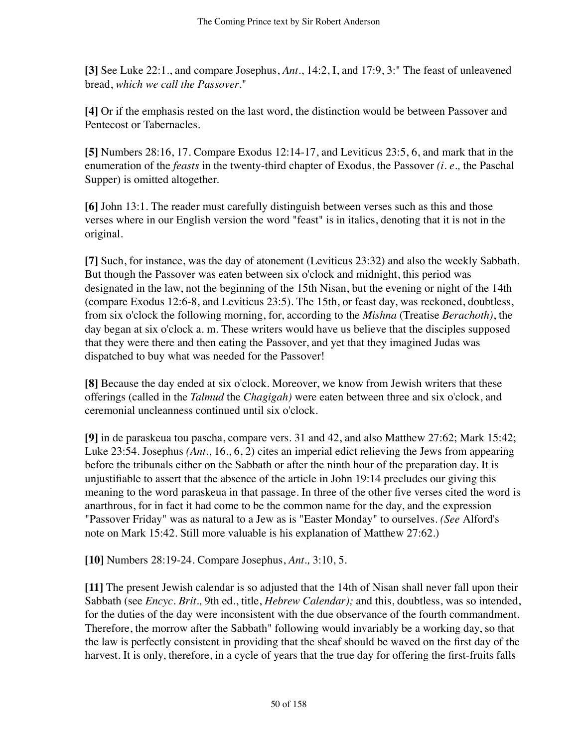**[3]** See Luke 22:1., and compare Josephus, *Ant*., 14:2, I, and 17:9, 3:" The feast of unleavened bread, *which we call the Passover*."

**[4]** Or if the emphasis rested on the last word, the distinction would be between Passover and Pentecost or Tabernacles.

**[5]** Numbers 28:16, 17. Compare Exodus 12:14-17, and Leviticus 23:5, 6, and mark that in the enumeration of the *feasts* in the twenty-third chapter of Exodus, the Passover *(i. e.,* the Paschal Supper) is omitted altogether.

**[6]** John 13:1. The reader must carefully distinguish between verses such as this and those verses where in our English version the word "feast" is in italics, denoting that it is not in the original.

**[7]** Such, for instance, was the day of atonement (Leviticus 23:32) and also the weekly Sabbath. But though the Passover was eaten between six o'clock and midnight, this period was designated in the law, not the beginning of the 15th Nisan, but the evening or night of the 14th (compare Exodus 12:6-8, and Leviticus 23:5). The 15th, or feast day, was reckoned, doubtless, from six o'clock the following morning, for, according to the *Mishna* (Treatise *Berachoth)*, the day began at six o'clock a. m. These writers would have us believe that the disciples supposed that they were there and then eating the Passover, and yet that they imagined Judas was dispatched to buy what was needed for the Passover!

**[8]** Because the day ended at six o'clock. Moreover, we know from Jewish writers that these offerings (called in the *Talmud* the *Chagigah)* were eaten between three and six o'clock, and ceremonial uncleanness continued until six o'clock.

**[9]** in de paraskeua tou pascha, compare vers. 31 and 42, and also Matthew 27:62; Mark 15:42; Luke 23:54. Josephus *(Ant*., 16., 6, 2) cites an imperial edict relieving the Jews from appearing before the tribunals either on the Sabbath or after the ninth hour of the preparation day. It is unjustifiable to assert that the absence of the article in John 19:14 precludes our giving this meaning to the word paraskeua in that passage. In three of the other five verses cited the word is anarthrous, for in fact it had come to be the common name for the day, and the expression "Passover Friday" was as natural to a Jew as is "Easter Monday" to ourselves. *(See* Alford's note on Mark 15:42. Still more valuable is his explanation of Matthew 27:62.)

**[10]** Numbers 28:19-24. Compare Josephus, *Ant.,* 3:10, 5.

**[11]** The present Jewish calendar is so adjusted that the 14th of Nisan shall never fall upon their Sabbath (see *Encyc. Brit.,* 9th ed., title, *Hebrew Calendar);* and this, doubtless, was so intended, for the duties of the day were inconsistent with the due observance of the fourth commandment. Therefore, the morrow after the Sabbath" following would invariably be a working day, so that the law is perfectly consistent in providing that the sheaf should be waved on the first day of the harvest. It is only, therefore, in a cycle of years that the true day for offering the first-fruits falls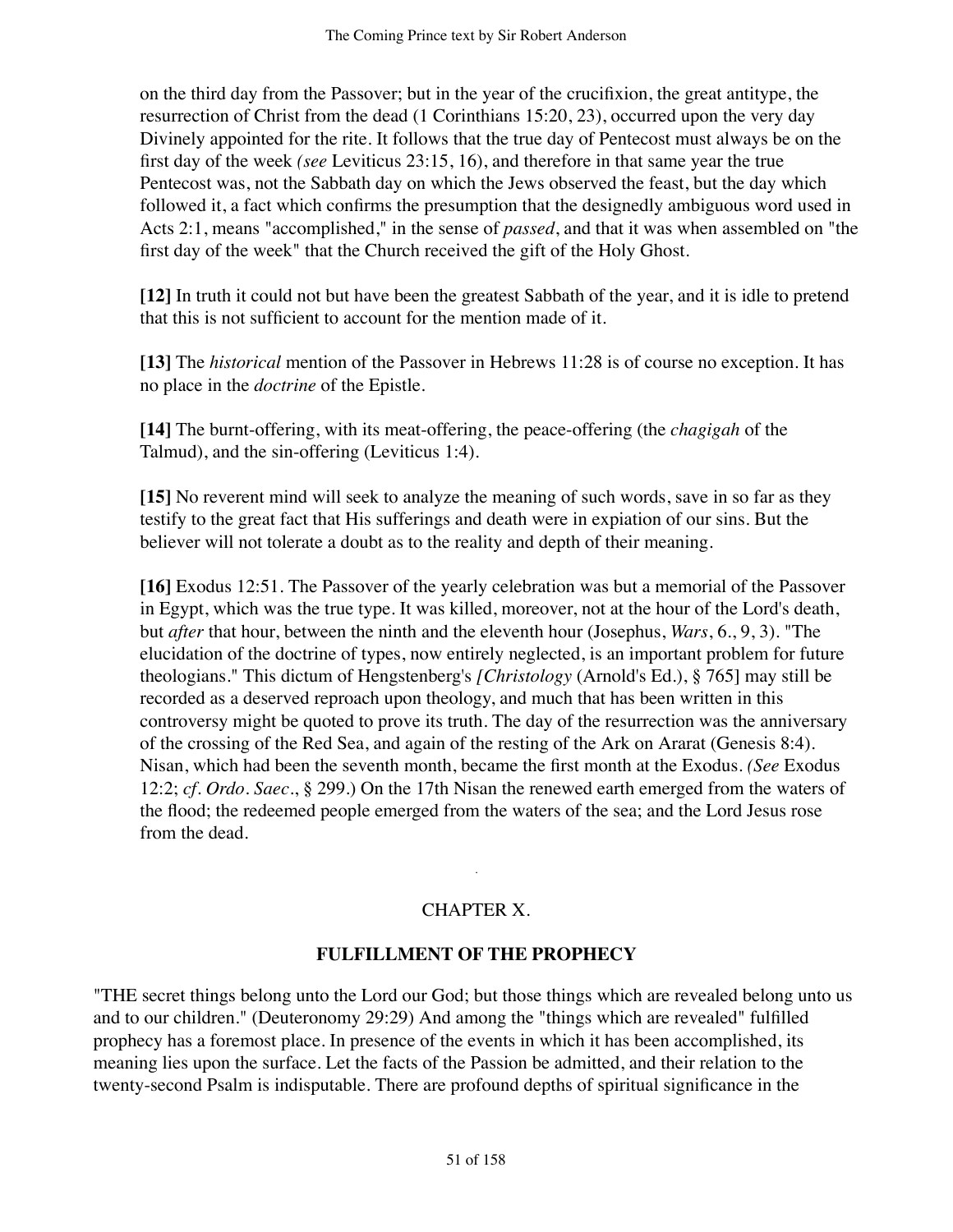on the third day from the Passover; but in the year of the crucifixion, the great antitype, the resurrection of Christ from the dead (1 Corinthians 15:20, 23), occurred upon the very day Divinely appointed for the rite. It follows that the true day of Pentecost must always be on the first day of the week *(see* Leviticus 23:15, 16), and therefore in that same year the true Pentecost was, not the Sabbath day on which the Jews observed the feast, but the day which followed it, a fact which confirms the presumption that the designedly ambiguous word used in Acts 2:1, means "accomplished," in the sense of *passed*, and that it was when assembled on "the first day of the week" that the Church received the gift of the Holy Ghost.

**[12]** In truth it could not but have been the greatest Sabbath of the year, and it is idle to pretend that this is not sufficient to account for the mention made of it.

**[13]** The *historical* mention of the Passover in Hebrews 11:28 is of course no exception. It has no place in the *doctrine* of the Epistle.

**[14]** The burnt-offering, with its meat-offering, the peace-offering (the *chagigah* of the Talmud), and the sin-offering (Leviticus 1:4).

**[15]** No reverent mind will seek to analyze the meaning of such words, save in so far as they testify to the great fact that His sufferings and death were in expiation of our sins. But the believer will not tolerate a doubt as to the reality and depth of their meaning.

**[16]** Exodus 12:51. The Passover of the yearly celebration was but a memorial of the Passover in Egypt, which was the true type. It was killed, moreover, not at the hour of the Lord's death, but *after* that hour, between the ninth and the eleventh hour (Josephus, *Wars*, 6., 9, 3). "The elucidation of the doctrine of types, now entirely neglected, is an important problem for future theologians." This dictum of Hengstenberg's *[Christology* (Arnold's Ed.), § 765] may still be recorded as a deserved reproach upon theology, and much that has been written in this controversy might be quoted to prove its truth. The day of the resurrection was the anniversary of the crossing of the Red Sea, and again of the resting of the Ark on Ararat (Genesis 8:4). Nisan, which had been the seventh month, became the first month at the Exodus. *(See* Exodus 12:2; *cf. Ordo. Saec*., § 299.) On the 17th Nisan the renewed earth emerged from the waters of the flood; the redeemed people emerged from the waters of the sea; and the Lord Jesus rose from the dead.

## CHAPTER X.

## FULFILLMENT OF THE PROPHECY

"THE secret things belong unto the Lord our God; but those things which are revealed belong unto us and to our children." (Deuteronomy 29:29) And among the "things which are revealed" fulfilled prophecy has a foremost place. In presence of the events in which it has been accomplished, its meaning lies upon the surface. Let the facts of the Passion be admitted, and their relation to the twenty-second Psalm is indisputable. There are profound depths of spiritual significance in the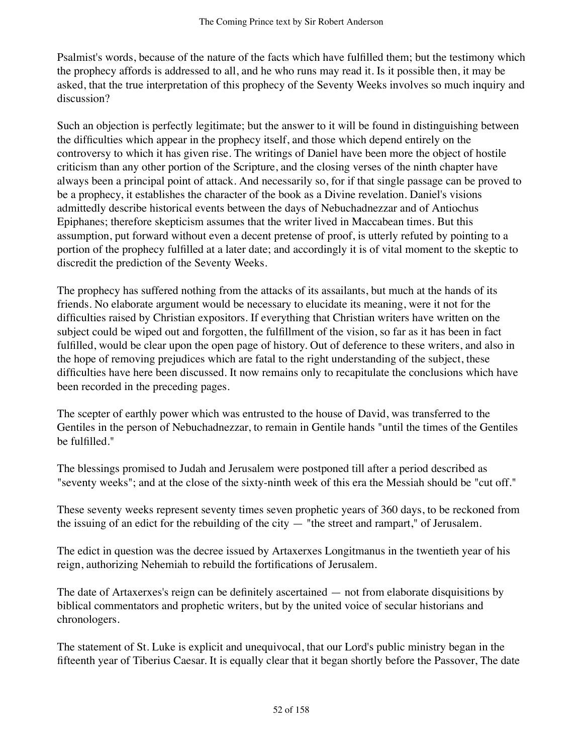Psalmist's words, because of the nature of the facts which have fulfilled them; but the testimony which the prophecy affords is addressed to all, and he who runs may read it. Is it possible then, it may be asked, that the true interpretation of this prophecy of the Seventy Weeks involves so much inquiry and discussion?

Such an objection is perfectly legitimate; but the answer to it will be found in distinguishing between the difficulties which appear in the prophecy itself, and those which depend entirely on the controversy to which it has given rise. The writings of Daniel have been more the object of hostile criticism than any other portion of the Scripture, and the closing verses of the ninth chapter have always been a principal point of attack. And necessarily so, for if that single passage can be proved to be a prophecy, it establishes the character of the book as a Divine revelation. Daniel's visions admittedly describe historical events between the days of Nebuchadnezzar and of Antiochus Epiphanes; therefore skepticism assumes that the writer lived in Maccabean times. But this assumption, put forward without even a decent pretense of proof, is utterly refuted by pointing to a portion of the prophecy fulfilled at a later date; and accordingly it is of vital moment to the skeptic to discredit the prediction of the Seventy Weeks.

The prophecy has suffered nothing from the attacks of its assailants, but much at the hands of its friends. No elaborate argument would be necessary to elucidate its meaning, were it not for the difficulties raised by Christian expositors. If everything that Christian writers have written on the subject could be wiped out and forgotten, the fulfillment of the vision, so far as it has been in fact fulfilled, would be clear upon the open page of history. Out of deference to these writers, and also in the hope of removing prejudices which are fatal to the right understanding of the subject, these difficulties have here been discussed. It now remains only to recapitulate the conclusions which have been recorded in the preceding pages.

The scepter of earthly power which was entrusted to the house of David, was transferred to the Gentiles in the person of Nebuchadnezzar, to remain in Gentile hands "until the times of the Gentiles be fulfilled."

The blessings promised to Judah and Jerusalem were postponed till after a period described as "seventy weeks"; and at the close of the sixty-ninth week of this era the Messiah should be "cut off."

These seventy weeks represent seventy times seven prophetic years of 360 days, to be reckoned from the issuing of an edict for the rebuilding of the city — "the street and rampart," of Jerusalem.

The edict in question was the decree issued by Artaxerxes Longitmanus in the twentieth year of his reign, authorizing Nehemiah to rebuild the fortifications of Jerusalem.

The date of Artaxerxes's reign can be definitely ascertained — not from elaborate disquisitions by biblical commentators and prophetic writers, but by the united voice of secular historians and chronologers.

The statement of St. Luke is explicit and unequivocal, that our Lord's public ministry began in the fifteenth year of Tiberius Caesar. It is equally clear that it began shortly before the Passover, The date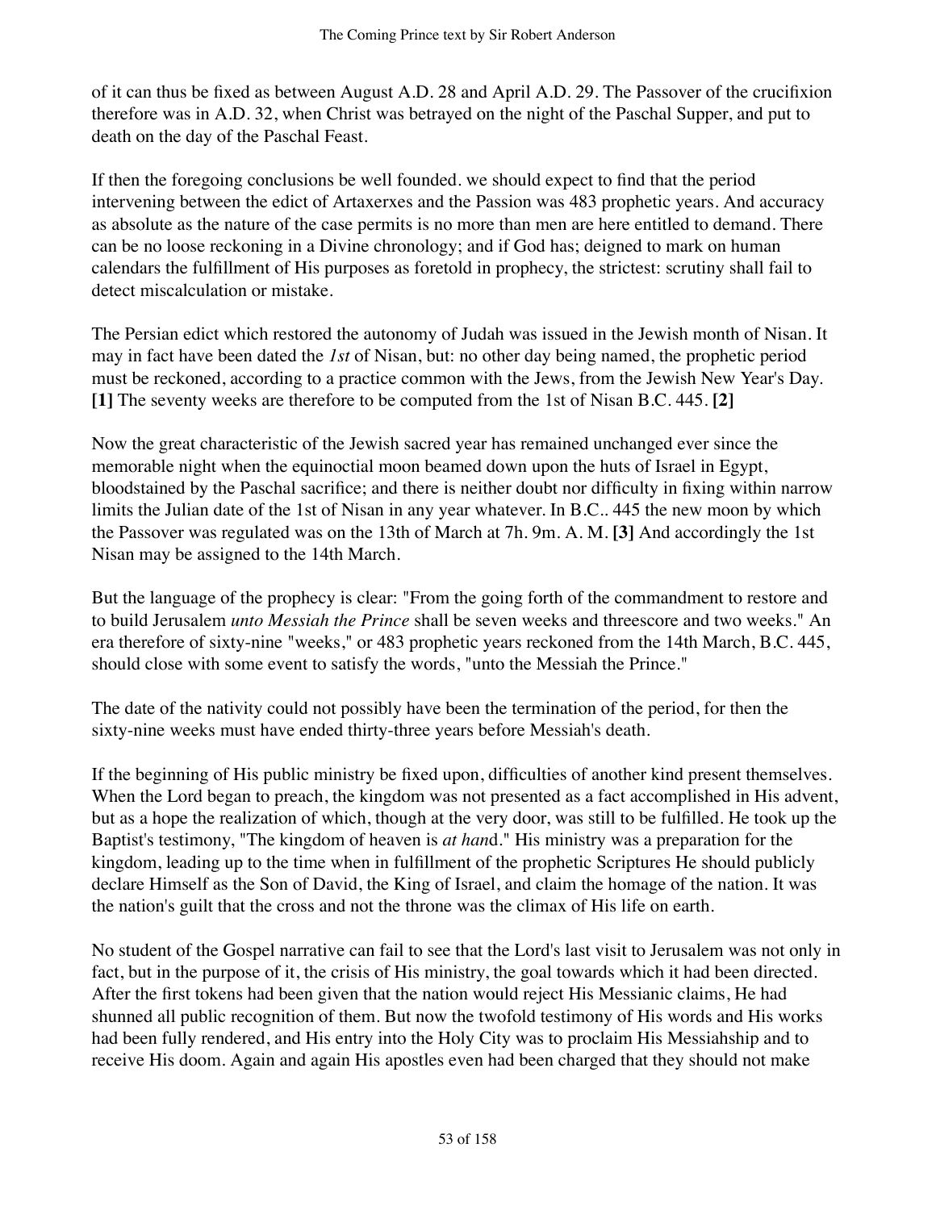of it can thus be fixed as between August A.D. 28 and April A.D. 29. The Passover of the crucifixion therefore was in A.D. 32, when Christ was betrayed on the night of the Paschal Supper, and put to death on the day of the Paschal Feast.

If then the foregoing conclusions be well founded. we should expect to find that the period intervening between the edict of Artaxerxes and the Passion was 483 prophetic years. And accuracy as absolute as the nature of the case permits is no more than men are here entitled to demand. There can be no loose reckoning in a Divine chronology; and if God has; deigned to mark on human calendars the fulfillment of His purposes as foretold in prophecy, the strictest: scrutiny shall fail to detect miscalculation or mistake.

The Persian edict which restored the autonomy of Judah was issued in the Jewish month of Nisan. It may in fact have been dated the *1st* of Nisan, but: no other day being named, the prophetic period must be reckoned, according to a practice common with the Jews, from the Jewish New Year's Day. **[1]** The seventy weeks are therefore to be computed from the 1st of Nisan B.C. 445. **[2]**

Now the great characteristic of the Jewish sacred year has remained unchanged ever since the memorable night when the equinoctial moon beamed down upon the huts of Israel in Egypt, bloodstained by the Paschal sacrifice; and there is neither doubt nor difficulty in fixing within narrow limits the Julian date of the 1st of Nisan in any year whatever. In B.C.. 445 the new moon by which the Passover was regulated was on the 13th of March at 7h. 9m. A. M. **[3]** And accordingly the 1st Nisan may be assigned to the 14th March.

But the language of the prophecy is clear: "From the going forth of the commandment to restore and to build Jerusalem *unto Messiah the Prince* shall be seven weeks and threescore and two weeks." An era therefore of sixty-nine "weeks," or 483 prophetic years reckoned from the 14th March, B.C. 445, should close with some event to satisfy the words, "unto the Messiah the Prince."

The date of the nativity could not possibly have been the termination of the period, for then the sixty-nine weeks must have ended thirty-three years before Messiah's death.

If the beginning of His public ministry be fixed upon, difficulties of another kind present themselves. When the Lord began to preach, the kingdom was not presented as a fact accomplished in His advent, but as a hope the realization of which, though at the very door, was still to be fulfilled. He took up the Baptist's testimony, "The kingdom of heaven is *at hand*." His ministry was a preparation for the kingdom, leading up to the time when in fulfillment of the prophetic Scriptures He should publicly declare Himself as the Son of David, the King of Israel, and claim the homage of the nation. It was the nation's guilt that the cross and not the throne was the climax of His life on earth.

No student of the Gospel narrative can fail to see that the Lord's last visit to Jerusalem was not only in fact, but in the purpose of it, the crisis of His ministry, the goal towards which it had been directed. After the first tokens had been given that the nation would reject His Messianic claims, He had shunned all public recognition of them. But now the twofold testimony of His words and His works had been fully rendered, and His entry into the Holy City was to proclaim His Messiahship and to receive His doom. Again and again His apostles even had been charged that they should not make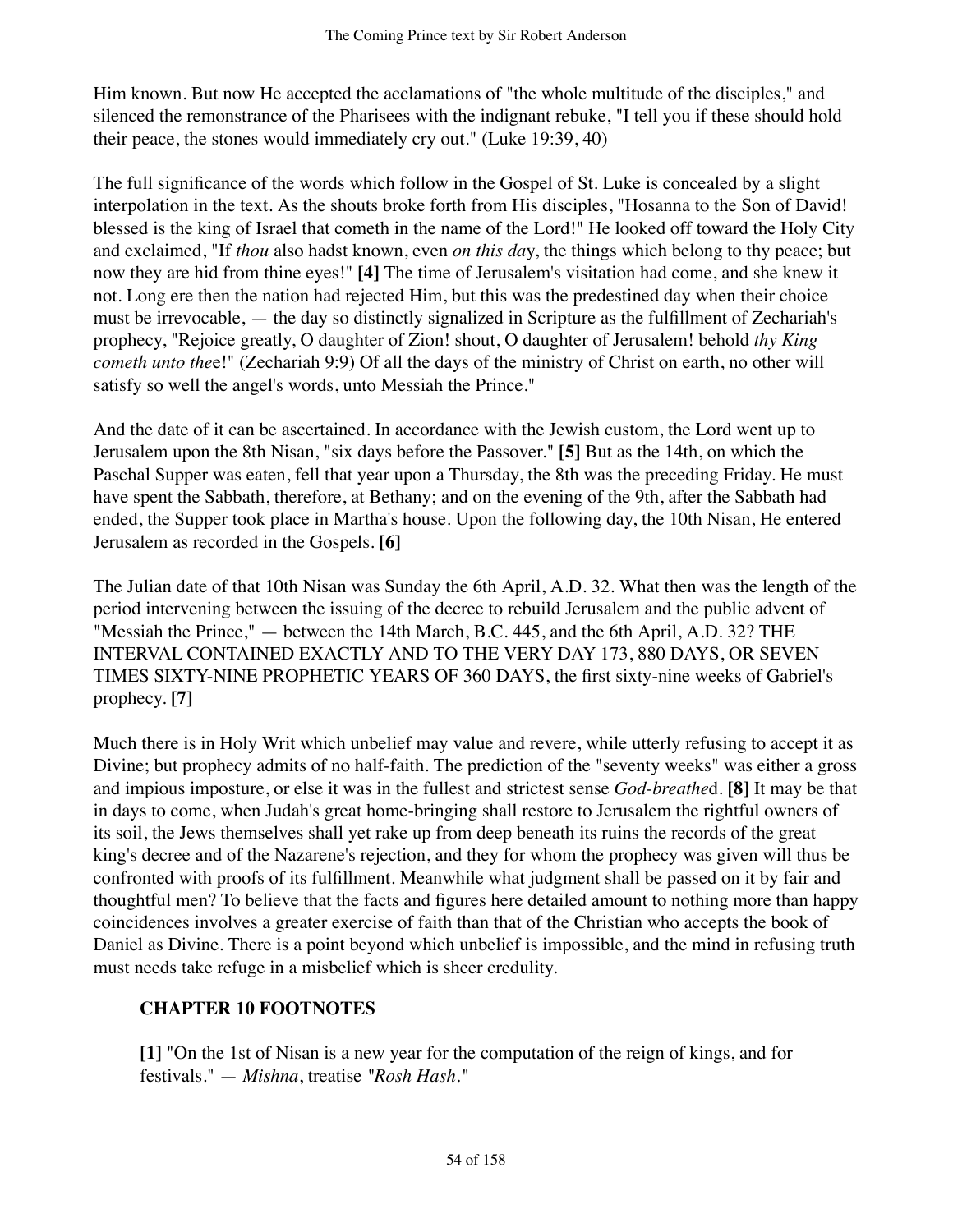Him known. But now He accepted the acclamations of "the whole multitude of the disciples," and silenced the remonstrance of the Pharisees with the indignant rebuke, "I tell you if these should hold their peace, the stones would immediately cry out." (Luke 19:39, 40)

The full significance of the words which follow in the Gospel of St. Luke is concealed by a slight interpolation in the text. As the shouts broke forth from His disciples, "Hosanna to the Son of David! blessed is the king of Israel that cometh in the name of the Lord!" He looked off toward the Holy City and exclaimed, "If *thou* also hadst known, even *on this da*y, the things which belong to thy peace; but now they are hid from thine eyes!" **[4]** The time of Jerusalem's visitation had come, and she knew it not. Long ere then the nation had rejected Him, but this was the predestined day when their choice must be irrevocable, — the day so distinctly signalized in Scripture as the fulfillment of Zechariah's prophecy, "Rejoice greatly, O daughter of Zion! shout, O daughter of Jerusalem! behold *thy King cometh unto the*e!" (Zechariah 9:9) Of all the days of the ministry of Christ on earth, no other will satisfy so well the angel's words, unto Messiah the Prince."

And the date of it can be ascertained. In accordance with the Jewish custom, the Lord went up to Jerusalem upon the 8th Nisan, "six days before the Passover." **[5]** But as the 14th, on which the Paschal Supper was eaten, fell that year upon a Thursday, the 8th was the preceding Friday. He must have spent the Sabbath, therefore, at Bethany; and on the evening of the 9th, after the Sabbath had ended, the Supper took place in Martha's house. Upon the following day, the 10th Nisan, He entered Jerusalem as recorded in the Gospels. **[6]**

The Julian date of that 10th Nisan was Sunday the 6th April, A.D. 32. What then was the length of the period intervening between the issuing of the decree to rebuild Jerusalem and the public advent of "Messiah the Prince," — between the 14th March, B.C. 445, and the 6th April, A.D. 32? THE INTERVAL CONTAINED EXACTLY AND TO THE VERY DAY 173, 880 DAYS, OR SEVEN TIMES SIXTY-NINE PROPHETIC YEARS OF 360 DAYS, the first sixty-nine weeks of Gabriel's prophecy. **[7]**

Much there is in Holy Writ which unbelief may value and revere, while utterly refusing to accept it as Divine; but prophecy admits of no half-faith. The prediction of the "seventy weeks" was either a gross and impious imposture, or else it was in the fullest and strictest sense *God-breathe*d. **[8]** It may be that in days to come, when Judah's great home-bringing shall restore to Jerusalem the rightful owners of its soil, the Jews themselves shall yet rake up from deep beneath its ruins the records of the great king's decree and of the Nazarene's rejection, and they for whom the prophecy was given will thus be confronted with proofs of its fulfillment. Meanwhile what judgment shall be passed on it by fair and thoughtful men? To believe that the facts and figures here detailed amount to nothing more than happy coincidences involves a greater exercise of faith than that of the Christian who accepts the book of Daniel as Divine. There is a point beyond which unbelief is impossible, and the mind in refusing truth must needs take refuge in a misbelief which is sheer credulity.

## CHAPTER 10 FOOTNOTES

**[1]** "On the 1st of Nisan is a new year for the computation of the reign of kings, and for festivals." — *Mishna*, treatise "*Rosh Hash*."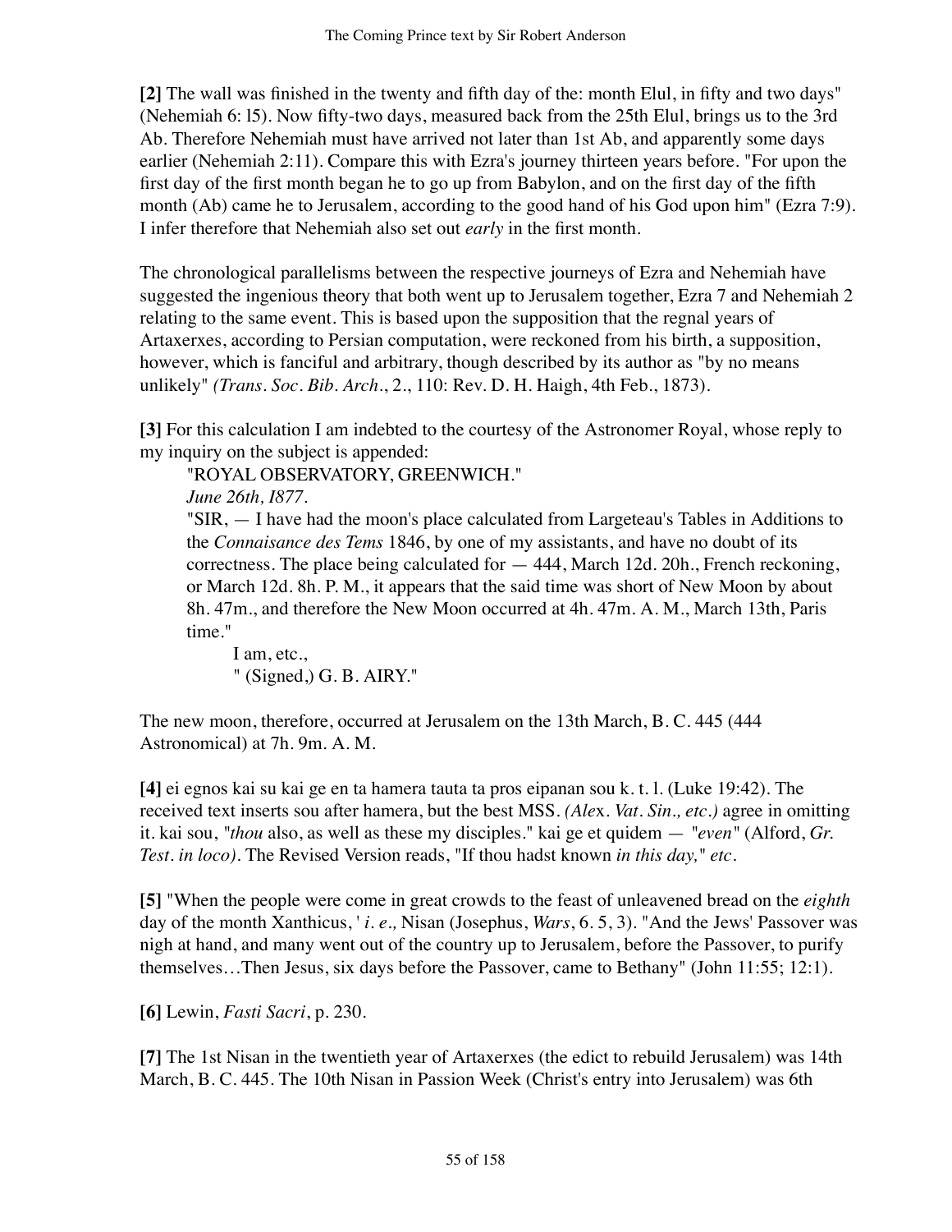**[2]** The wall was finished in the twenty and fifth day of the: month Elul, in fifty and two days" (Nehemiah 6: l5). Now fifty-two days, measured back from the 25th Elul, brings us to the 3rd Ab. Therefore Nehemiah must have arrived not later than 1st Ab, and apparently some days earlier (Nehemiah 2:11). Compare this with Ezra's journey thirteen years before. "For upon the first day of the first month began he to go up from Babylon, and on the first day of the fifth month (Ab) came he to Jerusalem, according to the good hand of his God upon him" (Ezra 7:9). I infer therefore that Nehemiah also set out *early* in the first month.

The chronological parallelisms between the respective journeys of Ezra and Nehemiah have suggested the ingenious theory that both went up to Jerusalem together, Ezra 7 and Nehemiah 2 relating to the same event. This is based upon the supposition that the regnal years of Artaxerxes, according to Persian computation, were reckoned from his birth, a supposition, however, which is fanciful and arbitrary, though described by its author as "by no means unlikely" *(Trans. Soc. Bib. Arch*., 2., 110: Rev. D. H. Haigh, 4th Feb., 1873).

**[3]** For this calculation I am indebted to the courtesy of the Astronomer Royal, whose reply to my inquiry on the subject is appended:

"ROYAL OBSERVATORY, GREENWICH."

*June 26th, I877.*

"SIR, — I have had the moon's place calculated from Largeteau's Tables in Additions to the *Connaisance des Tems* 1846, by one of my assistants, and have no doubt of its correctness. The place being calculated for — 444, March 12d. 20h., French reckoning, or March 12d. 8h. P. M., it appears that the said time was short of New Moon by about 8h. 47m., and therefore the New Moon occurred at 4h. 47m. A. M., March 13th, Paris time."

I am, etc.,

" (Signed,) G. B. AIRY."

The new moon, therefore, occurred at Jerusalem on the 13th March, B. C. 445 (444 Astronomical) at 7h. 9m. A. M.

**[4]** ei egnos kai su kai ge en ta hamera tauta ta pros eipanan sou k. t. l. (Luke 19:42). The received text inserts sou after hamera, but the best MSS. *(Alex. Vat. Sin., etc.)* agree in omitting it. kai sou, "*thou* also, as well as these my disciples." kai ge et quidem — "*even*" (Alford, *Gr. Test. in loco)*. The Revised Version reads, "If thou hadst known *in this day,*" *etc*.

**[5]** "When the people were come in great crowds to the feast of unleavened bread on the *eighth* day of the month Xanthicus, ' *i. e.,* Nisan (Josephus, *Wars*, 6. 5, 3). "And the Jews' Passover was nigh at hand, and many went out of the country up to Jerusalem, before the Passover, to purify themselves…Then Jesus, six days before the Passover, came to Bethany" (John 11:55; 12:1).

**[6]** Lewin, *Fasti Sacri*, p. 230.

**[7]** The 1st Nisan in the twentieth year of Artaxerxes (the edict to rebuild Jerusalem) was 14th March, B. C. 445. The 10th Nisan in Passion Week (Christ's entry into Jerusalem) was 6th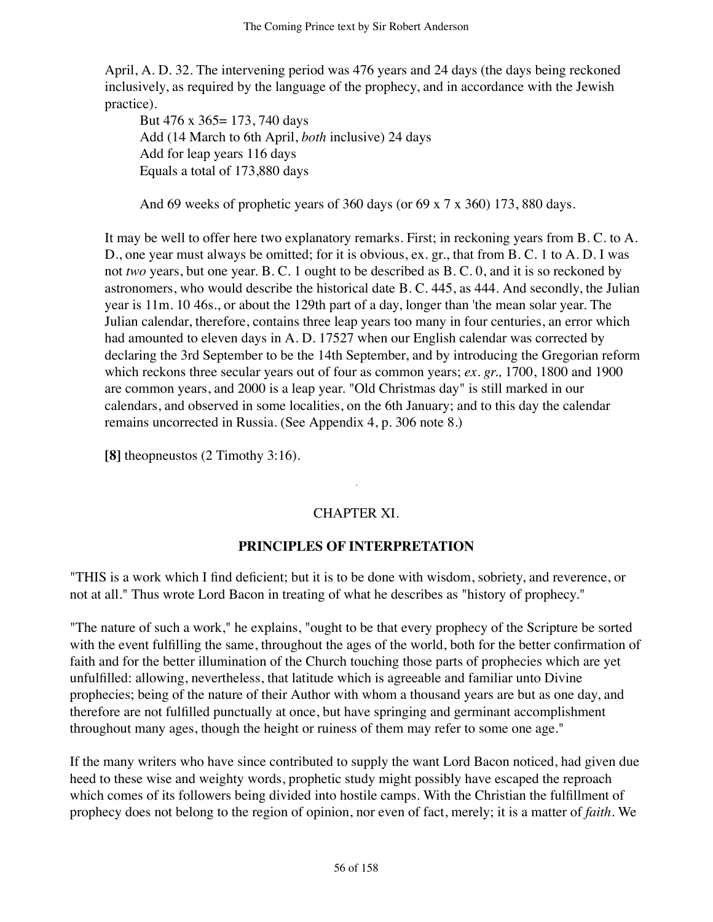April, A. D. 32. The intervening period was 476 years and 24 days (the days being reckoned inclusively, as required by the language of the prophecy, and in accordance with the Jewish practice).

But 476 x 365= 173, 740 days  
Add (14 March to 6th April, *both* inclusive) 24 days  
Add for leap years 116 days  
Equals a total of 173,880 days

And 69 weeks of prophetic years of 360 days (or 69 x 7 x 360) 173, 880 days.

It may be well to offer here two explanatory remarks. First; in reckoning years from B. C. to A. D., one year must always be omitted; for it is obvious, ex. gr., that from B. C. 1 to A. D. I was not *two* years, but one year. B. C. 1 ought to be described as B. C. 0, and it is so reckoned by astronomers, who would describe the historical date B. C. 445, as 444. And secondly, the Julian year is 11m. 10 46s., or about the 129th part of a day, longer than 'the mean solar year. The Julian calendar, therefore, contains three leap years too many in four centuries, an error which had amounted to eleven days in A. D. 17527 when our English calendar was corrected by declaring the 3rd September to be the 14th September, and by introducing the Gregorian reform which reckons three secular years out of four as common years; *ex. gr.,* 1700, 1800 and 1900 are common years, and 2000 is a leap year. "Old Christmas day" is still marked in our calendars, and observed in some localities, on the 6th January; and to this day the calendar remains uncorrected in Russia. (See Appendix 4, p. 306 note 8.)

**[8]** theopneustos (2 Timothy 3:16).

## CHAPTER XI.

### PRINCIPLES OF INTERPRETATION

"THIS is a work which I find deficient; but it is to be done with wisdom, sobriety, and reverence, or not at all." Thus wrote Lord Bacon in treating of what he describes as "history of prophecy."

"The nature of such a work," he explains, "ought to be that every prophecy of the Scripture be sorted with the event fulfilling the same, throughout the ages of the world, both for the better confirmation of faith and for the better illumination of the Church touching those parts of prophecies which are yet unfulfilled: allowing, nevertheless, that latitude which is agreeable and familiar unto Divine prophecies; being of the nature of their Author with whom a thousand years are but as one day, and therefore are not fulfilled punctually at once, but have springing and germinant accomplishment throughout many ages, though the height or ruiness of them may refer to some one age."

If the many writers who have since contributed to supply the want Lord Bacon noticed, had given due heed to these wise and weighty words, prophetic study might possibly have escaped the reproach which comes of its followers being divided into hostile camps. With the Christian the fulfillment of prophecy does not belong to the region of opinion, nor even of fact, merely; it is a matter of *faith*. We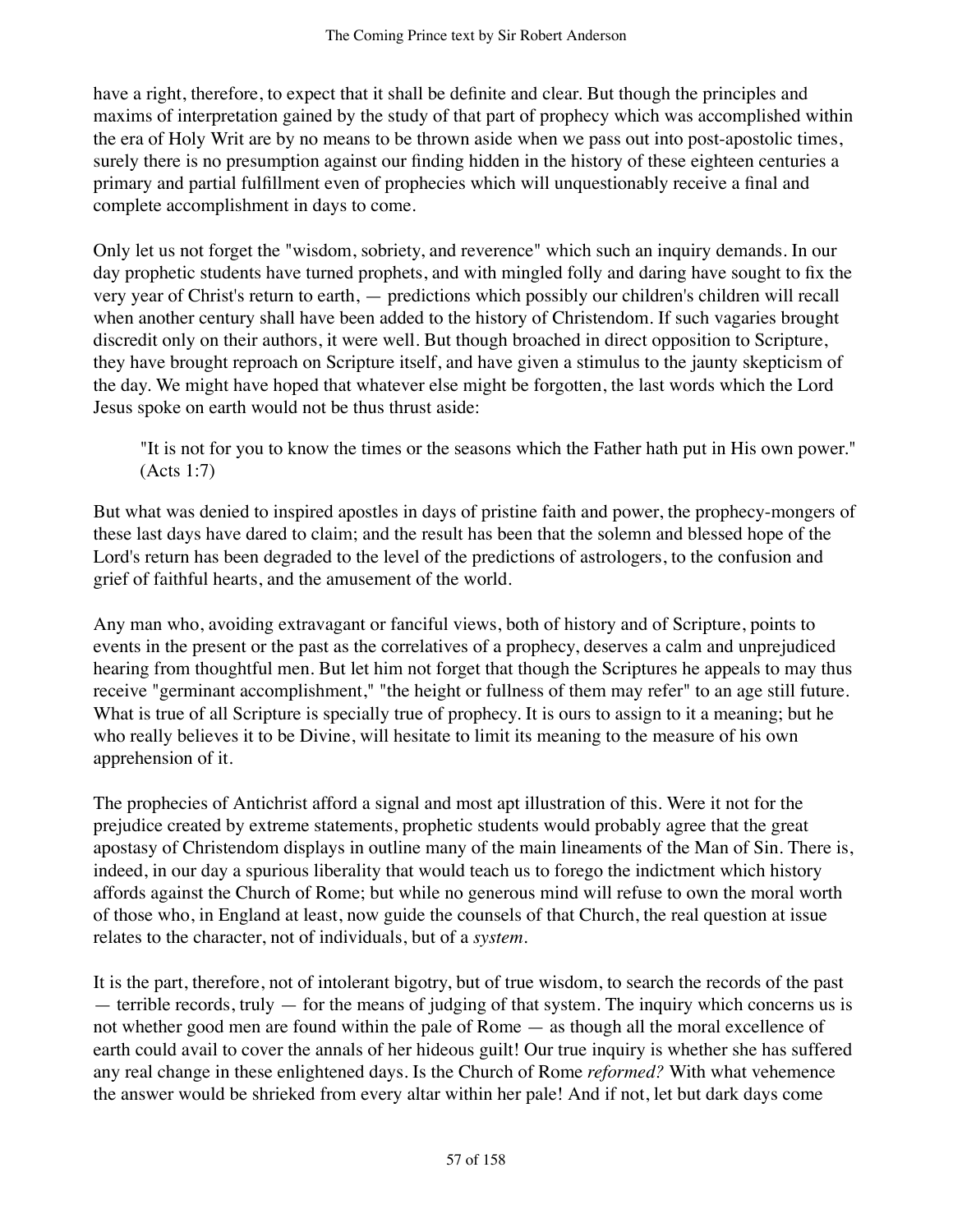have a right, therefore, to expect that it shall be definite and clear. But though the principles and maxims of interpretation gained by the study of that part of prophecy which was accomplished within the era of Holy Writ are by no means to be thrown aside when we pass out into post-apostolic times, surely there is no presumption against our finding hidden in the history of these eighteen centuries a primary and partial fulfillment even of prophecies which will unquestionably receive a final and complete accomplishment in days to come.

Only let us not forget the "wisdom, sobriety, and reverence" which such an inquiry demands. In our day prophetic students have turned prophets, and with mingled folly and daring have sought to fix the very year of Christ's return to earth, — predictions which possibly our children's children will recall when another century shall have been added to the history of Christendom. If such vagaries brought discredit only on their authors, it were well. But though broached in direct opposition to Scripture, they have brought reproach on Scripture itself, and have given a stimulus to the jaunty skepticism of the day. We might have hoped that whatever else might be forgotten, the last words which the Lord Jesus spoke on earth would not be thus thrust aside:

> "It is not for you to know the times or the seasons which the Father hath put in His own power." (Acts 1:7)

But what was denied to inspired apostles in days of pristine faith and power, the prophecy-mongers of these last days have dared to claim; and the result has been that the solemn and blessed hope of the Lord's return has been degraded to the level of the predictions of astrologers, to the confusion and grief of faithful hearts, and the amusement of the world.

Any man who, avoiding extravagant or fanciful views, both of history and of Scripture, points to events in the present or the past as the correlatives of a prophecy, deserves a calm and unprejudiced hearing from thoughtful men. But let him not forget that though the Scriptures he appeals to may thus receive "germinant accomplishment," "the height or fullness of them may refer" to an age still future. What is true of all Scripture is specially true of prophecy. It is ours to assign to it a meaning; but he who really believes it to be Divine, will hesitate to limit its meaning to the measure of his own apprehension of it.

The prophecies of Antichrist afford a signal and most apt illustration of this. Were it not for the prejudice created by extreme statements, prophetic students would probably agree that the great apostasy of Christendom displays in outline many of the main lineaments of the Man of Sin. There is, indeed, in our day a spurious liberality that would teach us to forego the indictment which history affords against the Church of Rome; but while no generous mind will refuse to own the moral worth of those who, in England at least, now guide the counsels of that Church, the real question at issue relates to the character, not of individuals, but of a *system*.

It is the part, therefore, not of intolerant bigotry, but of true wisdom, to search the records of the past — terrible records, truly — for the means of judging of that system. The inquiry which concerns us is not whether good men are found within the pale of Rome — as though all the moral excellence of earth could avail to cover the annals of her hideous guilt! Our true inquiry is whether she has suffered any real change in these enlightened days. Is the Church of Rome *reformed?* With what vehemence the answer would be shrieked from every altar within her pale! And if not, let but dark days come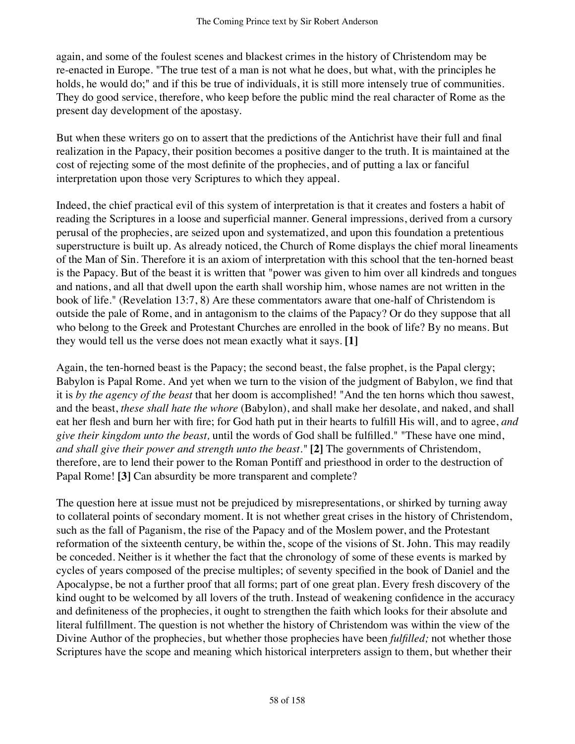again, and some of the foulest scenes and blackest crimes in the history of Christendom may be re-enacted in Europe. "The true test of a man is not what he does, but what, with the principles he holds, he would do;" and if this be true of individuals, it is still more intensely true of communities. They do good service, therefore, who keep before the public mind the real character of Rome as the present day development of the apostasy.

But when these writers go on to assert that the predictions of the Antichrist have their full and final realization in the Papacy, their position becomes a positive danger to the truth. It is maintained at the cost of rejecting some of the most definite of the prophecies, and of putting a lax or fanciful interpretation upon those very Scriptures to which they appeal.

Indeed, the chief practical evil of this system of interpretation is that it creates and fosters a habit of reading the Scriptures in a loose and superficial manner. General impressions, derived from a cursory perusal of the prophecies, are seized upon and systematized, and upon this foundation a pretentious superstructure is built up. As already noticed, the Church of Rome displays the chief moral lineaments of the Man of Sin. Therefore it is an axiom of interpretation with this school that the ten-horned beast is the Papacy. But of the beast it is written that "power was given to him over all kindreds and tongues and nations, and all that dwell upon the earth shall worship him, whose names are not written in the book of life." (Revelation 13:7, 8) Are these commentators aware that one-half of Christendom is outside the pale of Rome, and in antagonism to the claims of the Papacy? Or do they suppose that all who belong to the Greek and Protestant Churches are enrolled in the book of life? By no means. But they would tell us the verse does not mean exactly what it says. **[1]**

Again, the ten-horned beast is the Papacy; the second beast, the false prophet, is the Papal clergy; Babylon is Papal Rome. And yet when we turn to the vision of the judgment of Babylon, we find that it is *by the agency of the beast* that her doom is accomplished! "And the ten horns which thou sawest, and the beast, *these shall hate the whore* (Babylon), and shall make her desolate, and naked, and shall eat her flesh and burn her with fire; for God hath put in their hearts to fulfill His will, and to agree, *and give their kingdom unto the beast,* until the words of God shall be fulfilled." "These have one mind, *and shall give their power and strength unto the beast*." **[2]** The governments of Christendom, therefore, are to lend their power to the Roman Pontiff and priesthood in order to the destruction of Papal Rome! **[3]** Can absurdity be more transparent and complete?

The question here at issue must not be prejudiced by misrepresentations, or shirked by turning away to collateral points of secondary moment. It is not whether great crises in the history of Christendom, such as the fall of Paganism, the rise of the Papacy and of the Moslem power, and the Protestant reformation of the sixteenth century, be within the, scope of the visions of St. John. This may readily be conceded. Neither is it whether the fact that the chronology of some of these events is marked by cycles of years composed of the precise multiples; of seventy specified in the book of Daniel and the Apocalypse, be not a further proof that all forms; part of one great plan. Every fresh discovery of the kind ought to be welcomed by all lovers of the truth. Instead of weakening confidence in the accuracy and definiteness of the prophecies, it ought to strengthen the faith which looks for their absolute and literal fulfillment. The question is not whether the history of Christendom was within the view of the Divine Author of the prophecies, but whether those prophecies have been *fulfilled;* not whether those Scriptures have the scope and meaning which historical interpreters assign to them, but whether their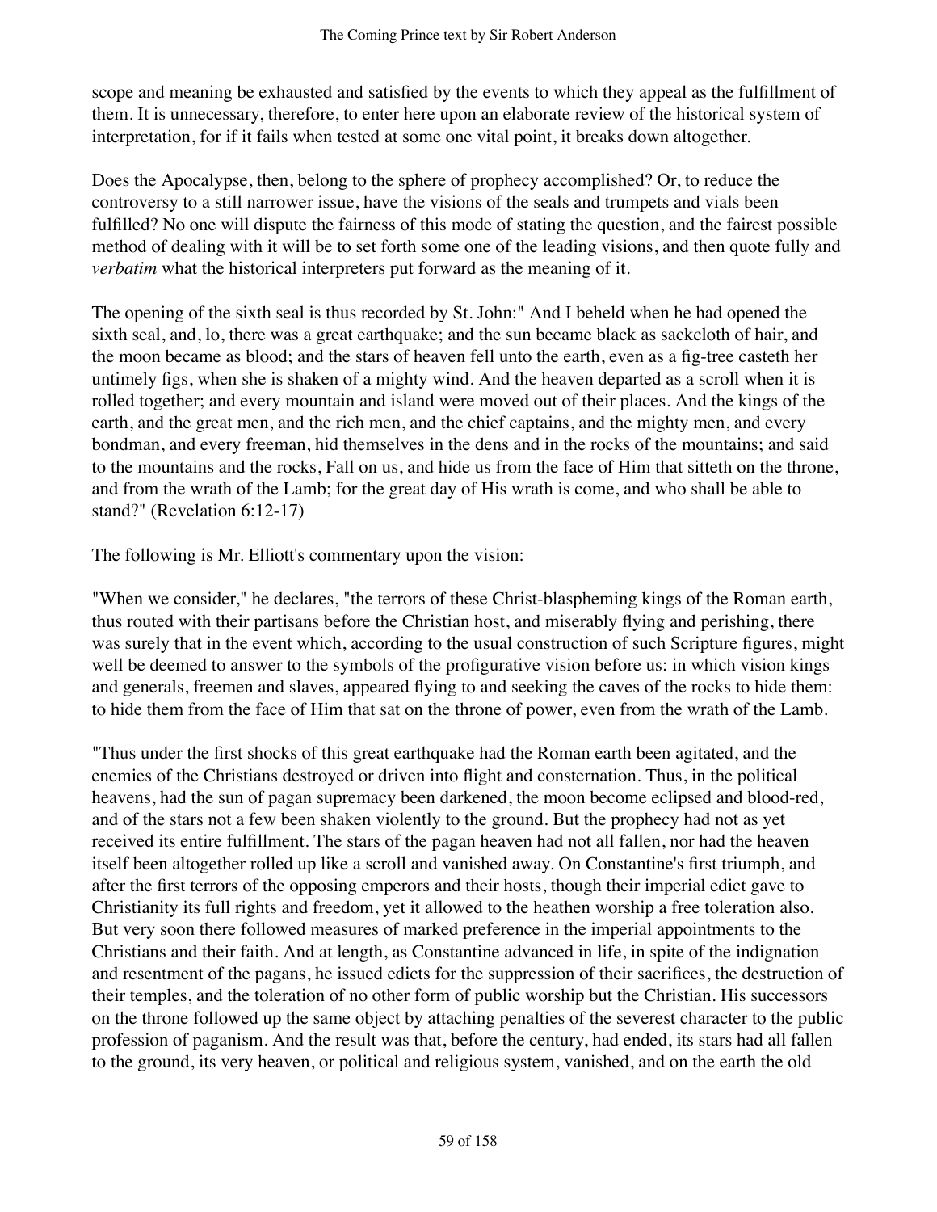scope and meaning be exhausted and satisfied by the events to which they appeal as the fulfillment of them. It is unnecessary, therefore, to enter here upon an elaborate review of the historical system of interpretation, for if it fails when tested at some one vital point, it breaks down altogether.

Does the Apocalypse, then, belong to the sphere of prophecy accomplished? Or, to reduce the controversy to a still narrower issue, have the visions of the seals and trumpets and vials been fulfilled? No one will dispute the fairness of this mode of stating the question, and the fairest possible method of dealing with it will be to set forth some one of the leading visions, and then quote fully and *verbatim* what the historical interpreters put forward as the meaning of it.

The opening of the sixth seal is thus recorded by St. John:" And I beheld when he had opened the sixth seal, and, lo, there was a great earthquake; and the sun became black as sackcloth of hair, and the moon became as blood; and the stars of heaven fell unto the earth, even as a fig-tree casteth her untimely figs, when she is shaken of a mighty wind. And the heaven departed as a scroll when it is rolled together; and every mountain and island were moved out of their places. And the kings of the earth, and the great men, and the rich men, and the chief captains, and the mighty men, and every bondman, and every freeman, hid themselves in the dens and in the rocks of the mountains; and said to the mountains and the rocks, Fall on us, and hide us from the face of Him that sitteth on the throne, and from the wrath of the Lamb; for the great day of His wrath is come, and who shall be able to stand?" (Revelation 6:12-17)

The following is Mr. Elliott's commentary upon the vision:

"When we consider," he declares, "the terrors of these Christ-blaspheming kings of the Roman earth, thus routed with their partisans before the Christian host, and miserably flying and perishing, there was surely that in the event which, according to the usual construction of such Scripture figures, might well be deemed to answer to the symbols of the profigurative vision before us: in which vision kings and generals, freemen and slaves, appeared flying to and seeking the caves of the rocks to hide them: to hide them from the face of Him that sat on the throne of power, even from the wrath of the Lamb.

"Thus under the first shocks of this great earthquake had the Roman earth been agitated, and the enemies of the Christians destroyed or driven into flight and consternation. Thus, in the political heavens, had the sun of pagan supremacy been darkened, the moon become eclipsed and blood-red, and of the stars not a few been shaken violently to the ground. But the prophecy had not as yet received its entire fulfillment. The stars of the pagan heaven had not all fallen, nor had the heaven itself been altogether rolled up like a scroll and vanished away. On Constantine's first triumph, and after the first terrors of the opposing emperors and their hosts, though their imperial edict gave to Christianity its full rights and freedom, yet it allowed to the heathen worship a free toleration also. But very soon there followed measures of marked preference in the imperial appointments to the Christians and their faith. And at length, as Constantine advanced in life, in spite of the indignation and resentment of the pagans, he issued edicts for the suppression of their sacrifices, the destruction of their temples, and the toleration of no other form of public worship but the Christian. His successors on the throne followed up the same object by attaching penalties of the severest character to the public profession of paganism. And the result was that, before the century, had ended, its stars had all fallen to the ground, its very heaven, or political and religious system, vanished, and on the earth the old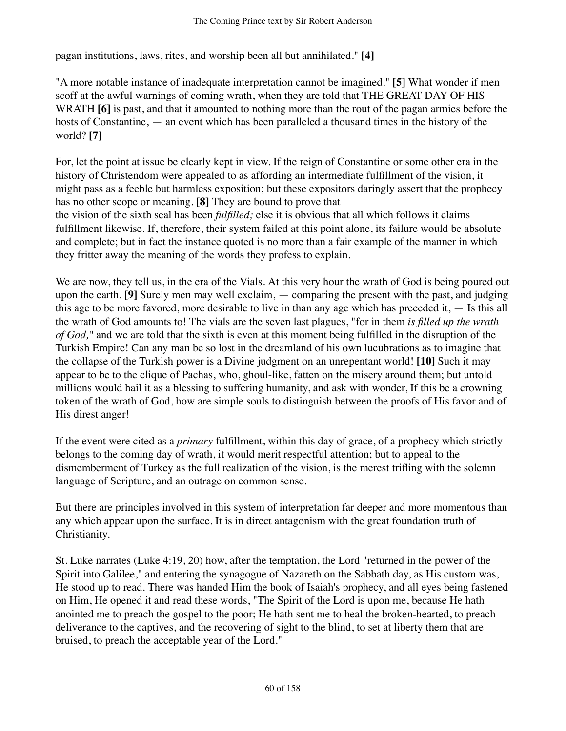pagan institutions, laws, rites, and worship been all but annihilated." **[4]**

"A more notable instance of inadequate interpretation cannot be imagined." **[5]** What wonder if men scoff at the awful warnings of coming wrath, when they are told that THE GREAT DAY OF HIS WRATH **[6]** is past, and that it amounted to nothing more than the rout of the pagan armies before the hosts of Constantine, — an event which has been paralleled a thousand times in the history of the world? **[7]**

For, let the point at issue be clearly kept in view. If the reign of Constantine or some other era in the history of Christendom were appealed to as affording an intermediate fulfillment of the vision, it might pass as a feeble but harmless exposition; but these expositors daringly assert that the prophecy has no other scope or meaning. **[8]** They are bound to prove that the vision of the sixth seal has been *fulfilled;* else it is obvious that all which follows it claims fulfillment likewise. If, therefore, their system failed at this point alone, its failure would be absolute and complete; but in fact the instance quoted is no more than a fair example of the manner in which they fritter away the meaning of the words they profess to explain.

We are now, they tell us, in the era of the Vials. At this very hour the wrath of God is being poured out upon the earth. **[9]** Surely men may well exclaim, — comparing the present with the past, and judging this age to be more favored, more desirable to live in than any age which has preceded it, — Is this all the wrath of God amounts to! The vials are the seven last plagues, "for in them *is filled up the wrath of God,*" and we are told that the sixth is even at this moment being fulfilled in the disruption of the Turkish Empire! Can any man be so lost in the dreamland of his own lucubrations as to imagine that the collapse of the Turkish power is a Divine judgment on an unrepentant world! **[10]** Such it may appear to be to the clique of Pachas, who, ghoul-like, fatten on the misery around them; but untold millions would hail it as a blessing to suffering humanity, and ask with wonder, If this be a crowning token of the wrath of God, how are simple souls to distinguish between the proofs of His favor and of His direst anger!

If the event were cited as a *primary* fulfillment, within this day of grace, of a prophecy which strictly belongs to the coming day of wrath, it would merit respectful attention; but to appeal to the dismemberment of Turkey as the full realization of the vision, is the merest trifling with the solemn language of Scripture, and an outrage on common sense.

But there are principles involved in this system of interpretation far deeper and more momentous than any which appear upon the surface. It is in direct antagonism with the great foundation truth of Christianity.

St. Luke narrates (Luke 4:19, 20) how, after the temptation, the Lord "returned in the power of the Spirit into Galilee," and entering the synagogue of Nazareth on the Sabbath day, as His custom was, He stood up to read. There was handed Him the book of Isaiah's prophecy, and all eyes being fastened on Him, He opened it and read these words, "The Spirit of the Lord is upon me, because He hath anointed me to preach the gospel to the poor; He hath sent me to heal the broken-hearted, to preach deliverance to the captives, and the recovering of sight to the blind, to set at liberty them that are bruised, to preach the acceptable year of the Lord."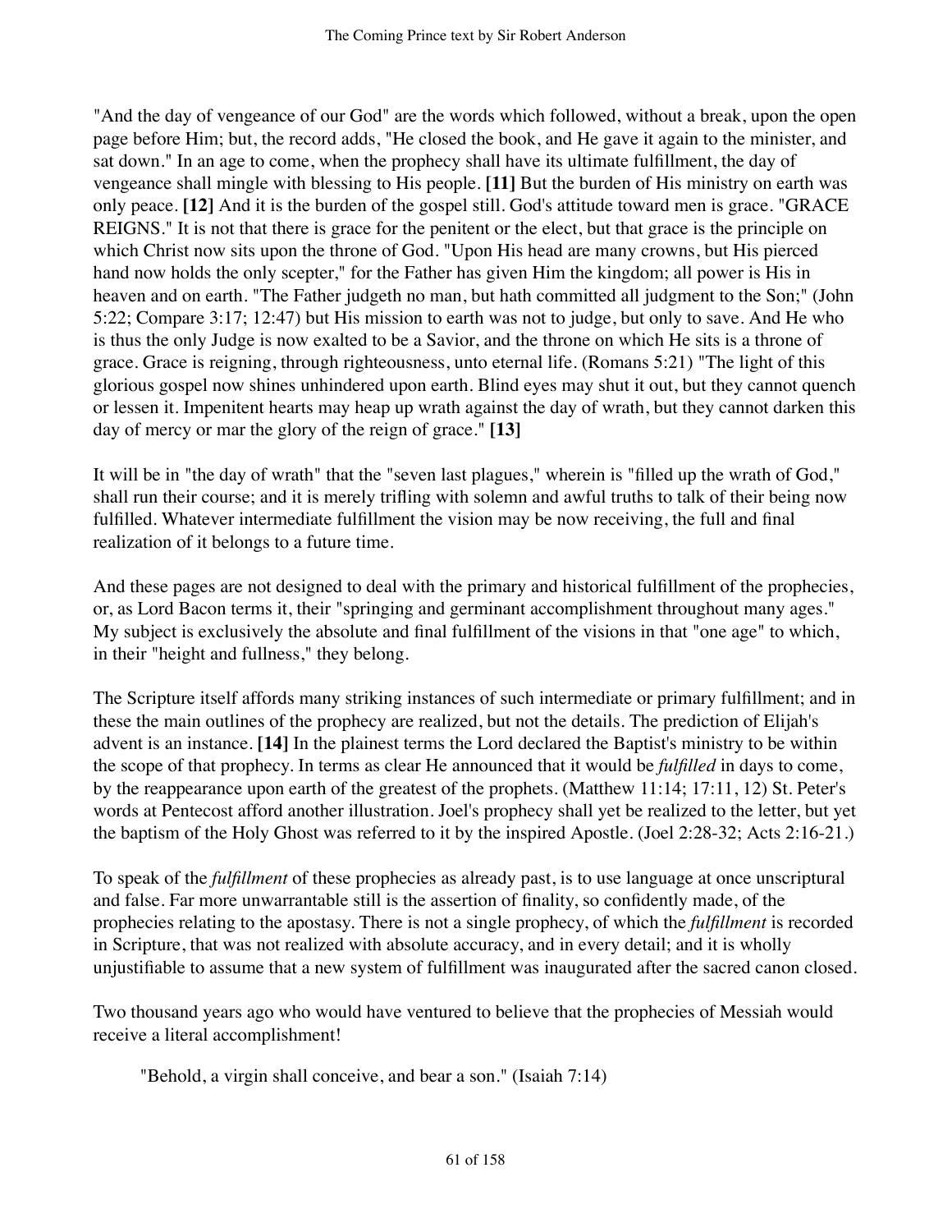"And the day of vengeance of our God" are the words which followed, without a break, upon the open page before Him; but, the record adds, "He closed the book, and He gave it again to the minister, and sat down." In an age to come, when the prophecy shall have its ultimate fulfillment, the day of vengeance shall mingle with blessing to His people. **[11]** But the burden of His ministry on earth was only peace. **[12]** And it is the burden of the gospel still. God's attitude toward men is grace. "GRACE REIGNS." It is not that there is grace for the penitent or the elect, but that grace is the principle on which Christ now sits upon the throne of God. "Upon His head are many crowns, but His pierced hand now holds the only scepter," for the Father has given Him the kingdom; all power is His in heaven and on earth. "The Father judgeth no man, but hath committed all judgment to the Son;" (John 5:22; Compare 3:17; 12:47) but His mission to earth was not to judge, but only to save. And He who is thus the only Judge is now exalted to be a Savior, and the throne on which He sits is a throne of grace. Grace is reigning, through righteousness, unto eternal life. (Romans 5:21) "The light of this glorious gospel now shines unhindered upon earth. Blind eyes may shut it out, but they cannot quench or lessen it. Impenitent hearts may heap up wrath against the day of wrath, but they cannot darken this day of mercy or mar the glory of the reign of grace." **[13]**

It will be in "the day of wrath" that the "seven last plagues," wherein is "filled up the wrath of God," shall run their course; and it is merely trifling with solemn and awful truths to talk of their being now fulfilled. Whatever intermediate fulfillment the vision may be now receiving, the full and final realization of it belongs to a future time.

And these pages are not designed to deal with the primary and historical fulfillment of the prophecies, or, as Lord Bacon terms it, their "springing and germinant accomplishment throughout many ages." My subject is exclusively the absolute and final fulfillment of the visions in that "one age" to which, in their "height and fullness," they belong.

The Scripture itself affords many striking instances of such intermediate or primary fulfillment; and in these the main outlines of the prophecy are realized, but not the details. The prediction of Elijah's advent is an instance. **[14]** In the plainest terms the Lord declared the Baptist's ministry to be within the scope of that prophecy. In terms as clear He announced that it would be *fulfilled* in days to come, by the reappearance upon earth of the greatest of the prophets. (Matthew 11:14; 17:11, 12) St. Peter's words at Pentecost afford another illustration. Joel's prophecy shall yet be realized to the letter, but yet the baptism of the Holy Ghost was referred to it by the inspired Apostle. (Joel 2:28-32; Acts 2:16-21.)

To speak of the *fulfillment* of these prophecies as already past, is to use language at once unscriptural and false. Far more unwarrantable still is the assertion of finality, so confidently made, of the prophecies relating to the apostasy. There is not a single prophecy, of which the *fulfillment* is recorded in Scripture, that was not realized with absolute accuracy, and in every detail; and it is wholly unjustifiable to assume that a new system of fulfillment was inaugurated after the sacred canon closed.

Two thousand years ago who would have ventured to believe that the prophecies of Messiah would receive a literal accomplishment!

> "Behold, a virgin shall conceive, and bear a son." (Isaiah 7:14)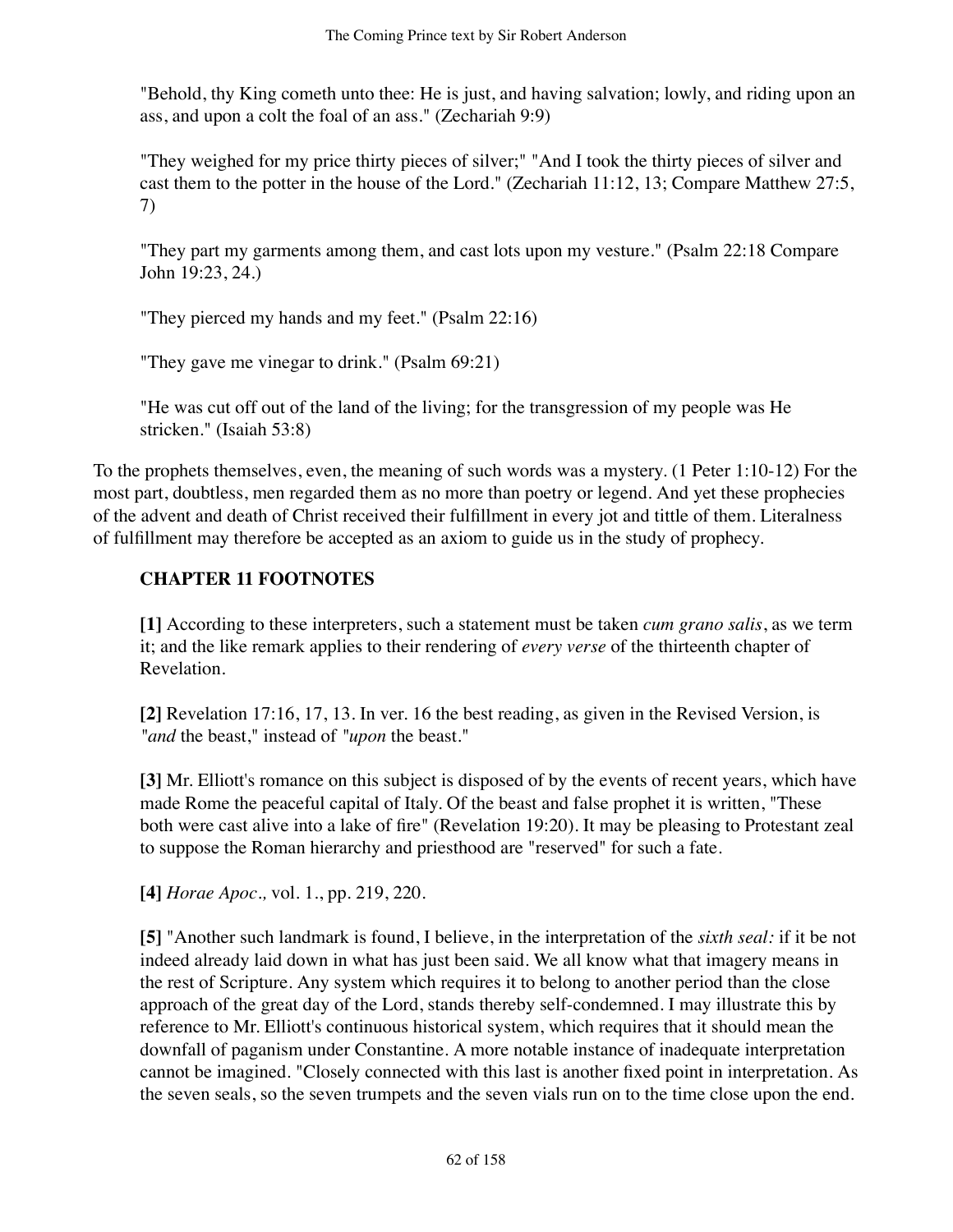"Behold, thy King cometh unto thee: He is just, and having salvation; lowly, and riding upon an ass, and upon a colt the foal of an ass." (Zechariah 9:9)

"They weighed for my price thirty pieces of silver;" "And I took the thirty pieces of silver and cast them to the potter in the house of the Lord." (Zechariah 11:12, 13; Compare Matthew 27:5, 7)

"They part my garments among them, and cast lots upon my vesture." (Psalm 22:18 Compare John 19:23, 24.)

"They pierced my hands and my feet." (Psalm 22:16)

"They gave me vinegar to drink." (Psalm 69:21)

"He was cut off out of the land of the living; for the transgression of my people was He stricken." (Isaiah 53:8)

To the prophets themselves, even, the meaning of such words was a mystery. (1 Peter 1:10-12) For the most part, doubtless, men regarded them as no more than poetry or legend. And yet these prophecies of the advent and death of Christ received their fulfillment in every jot and tittle of them. Literalness of fulfillment may therefore be accepted as an axiom to guide us in the study of prophecy.

### CHAPTER 11 FOOTNOTES

**[1]** According to these interpreters, such a statement must be taken *cum grano salis*, as we term it; and the like remark applies to their rendering of *every verse* of the thirteenth chapter of Revelation.

**[2]** Revelation 17:16, 17, 13. In ver. 16 the best reading, as given in the Revised Version, is "*and* the beast," instead of "*upon* the beast."

**[3]** Mr. Elliott's romance on this subject is disposed of by the events of recent years, which have made Rome the peaceful capital of Italy. Of the beast and false prophet it is written, "These both were cast alive into a lake of fire" (Revelation 19:20). It may be pleasing to Protestant zeal to suppose the Roman hierarchy and priesthood are "reserved" for such a fate.

**[4]** *Horae Apoc.,* vol. 1., pp. 219, 220.

**[5]** "Another such landmark is found, I believe, in the interpretation of the *sixth seal:* if it be not indeed already laid down in what has just been said. We all know what that imagery means in the rest of Scripture. Any system which requires it to belong to another period than the close approach of the great day of the Lord, stands thereby self-condemned. I may illustrate this by reference to Mr. Elliott's continuous historical system, which requires that it should mean the downfall of paganism under Constantine. A more notable instance of inadequate interpretation cannot be imagined. "Closely connected with this last is another fixed point in interpretation. As the seven seals, so the seven trumpets and the seven vials run on to the time close upon the end.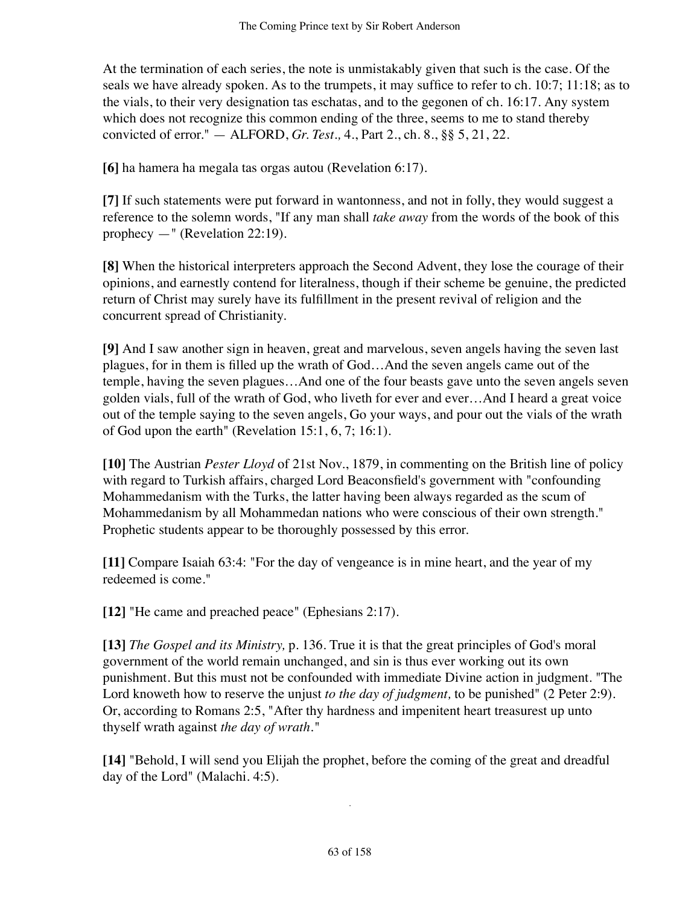At the termination of each series, the note is unmistakably given that such is the case. Of the seals we have already spoken. As to the trumpets, it may suffice to refer to ch. 10:7; 11:18; as to the vials, to their very designation tas eschatas, and to the gegonen of ch. 16:17. Any system which does not recognize this common ending of the three, seems to me to stand thereby convicted of error." — ALFORD, *Gr. Test.,* 4., Part 2., ch. 8., §§ 5, 21, 22.

**[6]** ha hamera ha megala tas orgas autou (Revelation 6:17).

**[7]** If such statements were put forward in wantonness, and not in folly, they would suggest a reference to the solemn words, "If any man shall *take away* from the words of the book of this prophecy —" (Revelation 22:19).

**[8]** When the historical interpreters approach the Second Advent, they lose the courage of their opinions, and earnestly contend for literalness, though if their scheme be genuine, the predicted return of Christ may surely have its fulfillment in the present revival of religion and the concurrent spread of Christianity.

**[9]** And I saw another sign in heaven, great and marvelous, seven angels having the seven last plagues, for in them is filled up the wrath of God…And the seven angels came out of the temple, having the seven plagues…And one of the four beasts gave unto the seven angels seven golden vials, full of the wrath of God, who liveth for ever and ever…And I heard a great voice out of the temple saying to the seven angels, Go your ways, and pour out the vials of the wrath of God upon the earth" (Revelation 15:1, 6, 7; 16:1).

**[10]** The Austrian *Pester Lloyd* of 21st Nov., 1879, in commenting on the British line of policy with regard to Turkish affairs, charged Lord Beaconsfield's government with "confounding Mohammedanism with the Turks, the latter having been always regarded as the scum of Mohammedanism by all Mohammedan nations who were conscious of their own strength." Prophetic students appear to be thoroughly possessed by this error.

**[11]** Compare Isaiah 63:4: "For the day of vengeance is in mine heart, and the year of my redeemed is come."

**[12]** "He came and preached peace" (Ephesians 2:17).

**[13]** *The Gospel and its Ministry,* p. 136. True it is that the great principles of God's moral government of the world remain unchanged, and sin is thus ever working out its own punishment. But this must not be confounded with immediate Divine action in judgment. "The Lord knoweth how to reserve the unjust *to the day of judgment,* to be punished" (2 Peter 2:9). Or, according to Romans 2:5, "After thy hardness and impenitent heart treasurest up unto thyself wrath against *the day of wrath*."

**[14]** "Behold, I will send you Elijah the prophet, before the coming of the great and dreadful day of the Lord" (Malachi. 4:5).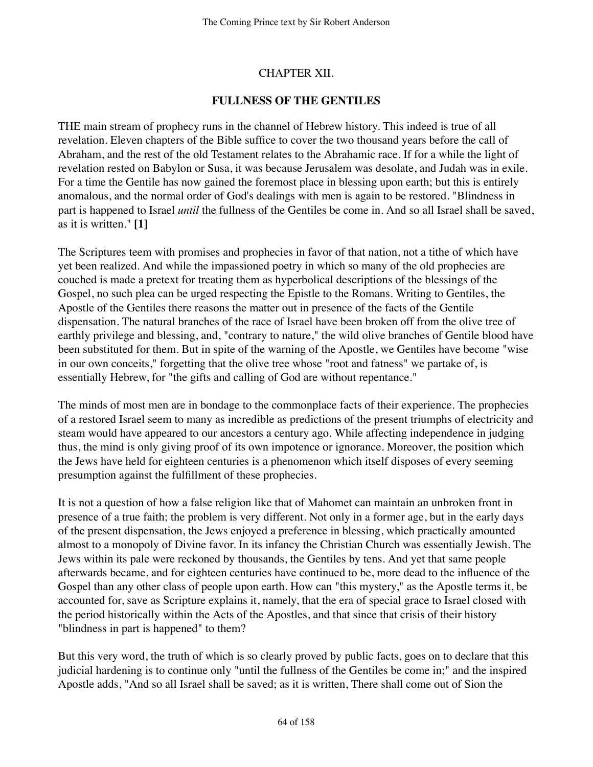## CHAPTER XII.

### FULLNESS OF THE GENTILES

THE main stream of prophecy runs in the channel of Hebrew history. This indeed is true of all revelation. Eleven chapters of the Bible suffice to cover the two thousand years before the call of Abraham, and the rest of the old Testament relates to the Abrahamic race. If for a while the light of revelation rested on Babylon or Susa, it was because Jerusalem was desolate, and Judah was in exile. For a time the Gentile has now gained the foremost place in blessing upon earth; but this is entirely anomalous, and the normal order of God's dealings with men is again to be restored. "Blindness in part is happened to Israel *until* the fullness of the Gentiles be come in. And so all Israel shall be saved, as it is written." **[1]**

The Scriptures teem with promises and prophecies in favor of that nation, not a tithe of which have yet been realized. And while the impassioned poetry in which so many of the old prophecies are couched is made a pretext for treating them as hyperbolical descriptions of the blessings of the Gospel, no such plea can be urged respecting the Epistle to the Romans. Writing to Gentiles, the Apostle of the Gentiles there reasons the matter out in presence of the facts of the Gentile dispensation. The natural branches of the race of Israel have been broken off from the olive tree of earthly privilege and blessing, and, "contrary to nature," the wild olive branches of Gentile blood have been substituted for them. But in spite of the warning of the Apostle, we Gentiles have become "wise in our own conceits," forgetting that the olive tree whose "root and fatness" we partake of, is essentially Hebrew, for "the gifts and calling of God are without repentance."

The minds of most men are in bondage to the commonplace facts of their experience. The prophecies of a restored Israel seem to many as incredible as predictions of the present triumphs of electricity and steam would have appeared to our ancestors a century ago. While affecting independence in judging thus, the mind is only giving proof of its own impotence or ignorance. Moreover, the position which the Jews have held for eighteen centuries is a phenomenon which itself disposes of every seeming presumption against the fulfillment of these prophecies.

It is not a question of how a false religion like that of Mahomet can maintain an unbroken front in presence of a true faith; the problem is very different. Not only in a former age, but in the early days of the present dispensation, the Jews enjoyed a preference in blessing, which practically amounted almost to a monopoly of Divine favor. In its infancy the Christian Church was essentially Jewish. The Jews within its pale were reckoned by thousands, the Gentiles by tens. And yet that same people afterwards became, and for eighteen centuries have continued to be, more dead to the influence of the Gospel than any other class of people upon earth. How can "this mystery," as the Apostle terms it, be accounted for, save as Scripture explains it, namely, that the era of special grace to Israel closed with the period historically within the Acts of the Apostles, and that since that crisis of their history "blindness in part is happened" to them?

But this very word, the truth of which is so clearly proved by public facts, goes on to declare that this judicial hardening is to continue only "until the fullness of the Gentiles be come in;" and the inspired Apostle adds, "And so all Israel shall be saved; as it is written, There shall come out of Sion the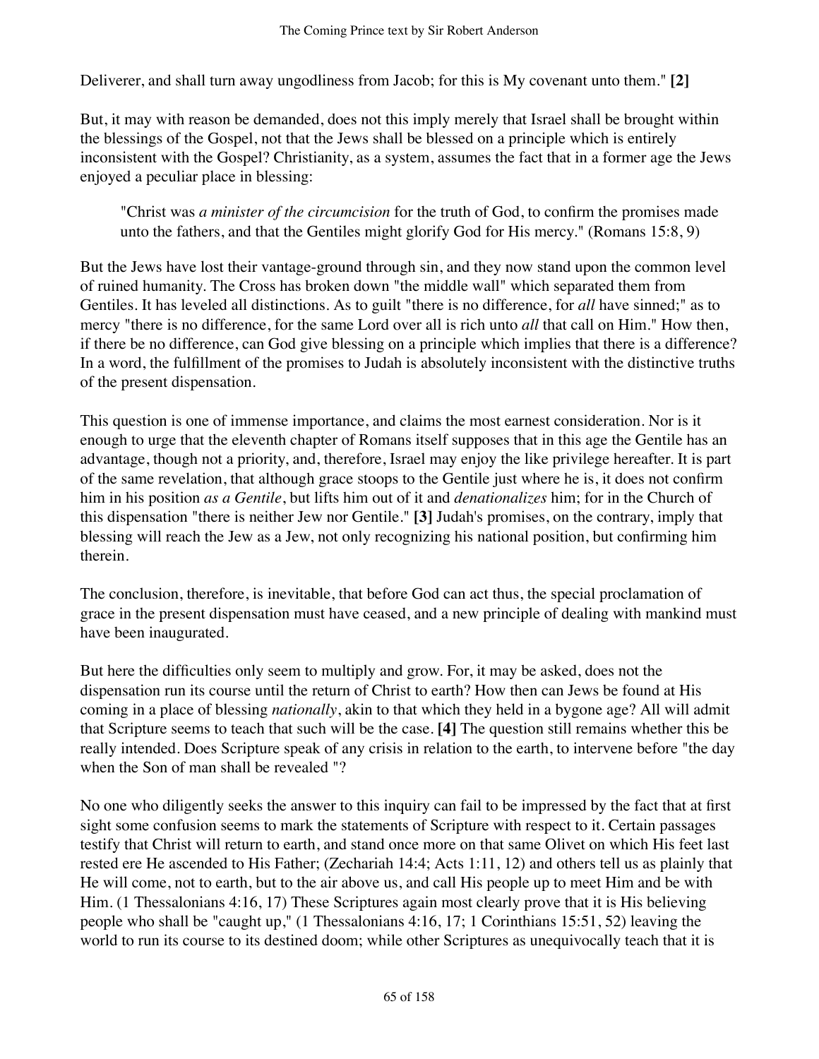Deliverer, and shall turn away ungodliness from Jacob; for this is My covenant unto them." **[2]**

But, it may with reason be demanded, does not this imply merely that Israel shall be brought within the blessings of the Gospel, not that the Jews shall be blessed on a principle which is entirely inconsistent with the Gospel? Christianity, as a system, assumes the fact that in a former age the Jews enjoyed a peculiar place in blessing:

> "Christ was *a minister of the circumcision* for the truth of God, to confirm the promises made unto the fathers, and that the Gentiles might glorify God for His mercy." (Romans 15:8, 9)

But the Jews have lost their vantage-ground through sin, and they now stand upon the common level of ruined humanity. The Cross has broken down "the middle wall" which separated them from Gentiles. It has leveled all distinctions. As to guilt "there is no difference, for *all* have sinned;" as to mercy "there is no difference, for the same Lord over all is rich unto *all* that call on Him." How then, if there be no difference, can God give blessing on a principle which implies that there is a difference? In a word, the fulfillment of the promises to Judah is absolutely inconsistent with the distinctive truths of the present dispensation.

This question is one of immense importance, and claims the most earnest consideration. Nor is it enough to urge that the eleventh chapter of Romans itself supposes that in this age the Gentile has an advantage, though not a priority, and, therefore, Israel may enjoy the like privilege hereafter. It is part of the same revelation, that although grace stoops to the Gentile just where he is, it does not confirm him in his position *as a Gentile*, but lifts him out of it and *denationalizes* him; for in the Church of this dispensation "there is neither Jew nor Gentile." **[3]** Judah's promises, on the contrary, imply that blessing will reach the Jew as a Jew, not only recognizing his national position, but confirming him therein.

The conclusion, therefore, is inevitable, that before God can act thus, the special proclamation of grace in the present dispensation must have ceased, and a new principle of dealing with mankind must have been inaugurated.

But here the difficulties only seem to multiply and grow. For, it may be asked, does not the dispensation run its course until the return of Christ to earth? How then can Jews be found at His coming in a place of blessing *nationally*, akin to that which they held in a bygone age? All will admit that Scripture seems to teach that such will be the case. **[4]** The question still remains whether this be really intended. Does Scripture speak of any crisis in relation to the earth, to intervene before "the day when the Son of man shall be revealed "?

No one who diligently seeks the answer to this inquiry can fail to be impressed by the fact that at first sight some confusion seems to mark the statements of Scripture with respect to it. Certain passages testify that Christ will return to earth, and stand once more on that same Olivet on which His feet last rested ere He ascended to His Father; (Zechariah 14:4; Acts 1:11, 12) and others tell us as plainly that He will come, not to earth, but to the air above us, and call His people up to meet Him and be with Him. (1 Thessalonians 4:16, 17) These Scriptures again most clearly prove that it is His believing people who shall be "caught up," (1 Thessalonians 4:16, 17; 1 Corinthians 15:51, 52) leaving the world to run its course to its destined doom; while other Scriptures as unequivocally teach that it is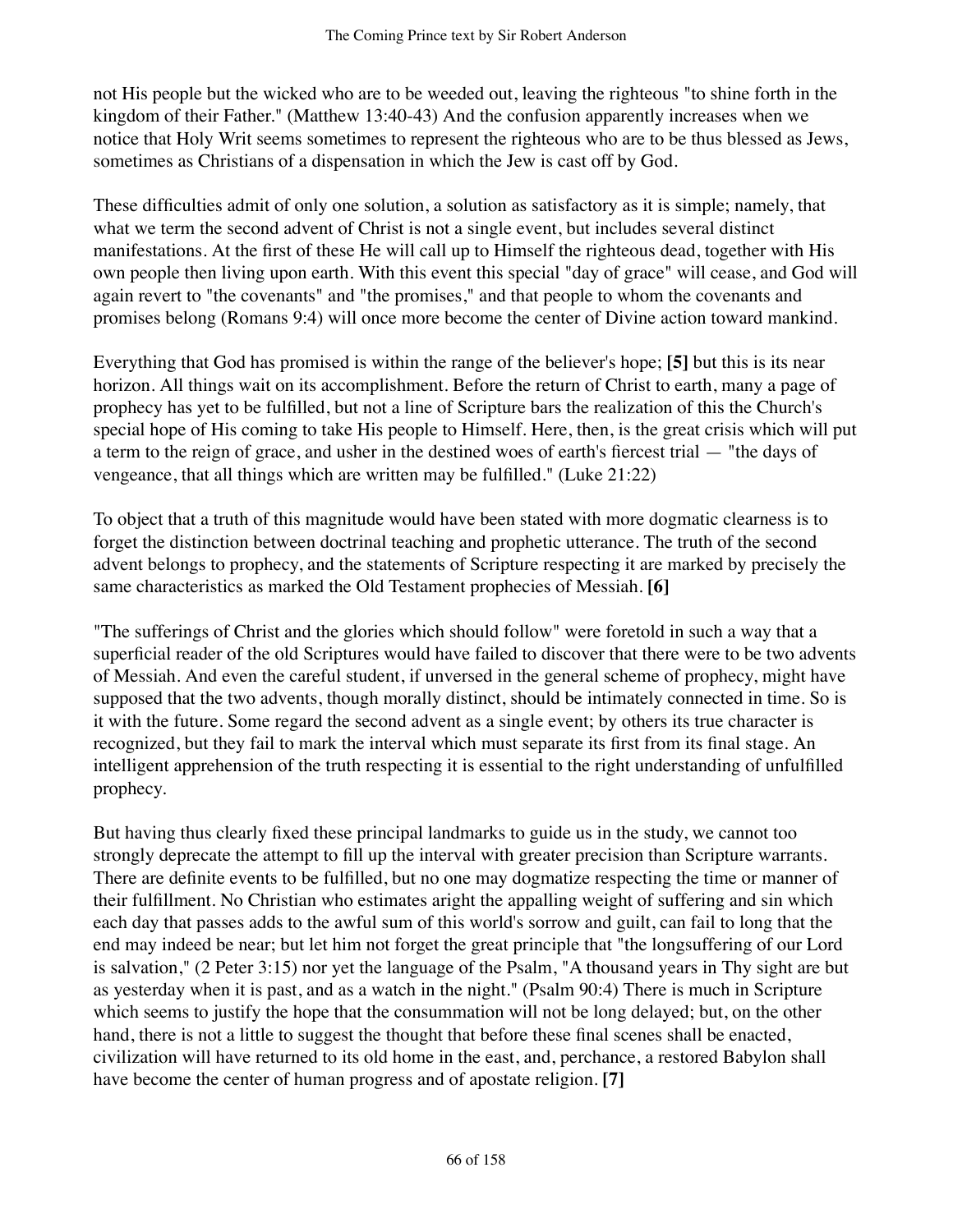not His people but the wicked who are to be weeded out, leaving the righteous "to shine forth in the kingdom of their Father." (Matthew 13:40-43) And the confusion apparently increases when we notice that Holy Writ seems sometimes to represent the righteous who are to be thus blessed as Jews, sometimes as Christians of a dispensation in which the Jew is cast off by God.

These difficulties admit of only one solution, a solution as satisfactory as it is simple; namely, that what we term the second advent of Christ is not a single event, but includes several distinct manifestations. At the first of these He will call up to Himself the righteous dead, together with His own people then living upon earth. With this event this special "day of grace" will cease, and God will again revert to "the covenants" and "the promises," and that people to whom the covenants and promises belong (Romans 9:4) will once more become the center of Divine action toward mankind.

Everything that God has promised is within the range of the believer's hope; **[5]** but this is its near horizon. All things wait on its accomplishment. Before the return of Christ to earth, many a page of prophecy has yet to be fulfilled, but not a line of Scripture bars the realization of this the Church's special hope of His coming to take His people to Himself. Here, then, is the great crisis which will put a term to the reign of grace, and usher in the destined woes of earth's fiercest trial — "the days of vengeance, that all things which are written may be fulfilled." (Luke 21:22)

To object that a truth of this magnitude would have been stated with more dogmatic clearness is to forget the distinction between doctrinal teaching and prophetic utterance. The truth of the second advent belongs to prophecy, and the statements of Scripture respecting it are marked by precisely the same characteristics as marked the Old Testament prophecies of Messiah. **[6]**

"The sufferings of Christ and the glories which should follow" were foretold in such a way that a superficial reader of the old Scriptures would have failed to discover that there were to be two advents of Messiah. And even the careful student, if unversed in the general scheme of prophecy, might have supposed that the two advents, though morally distinct, should be intimately connected in time. So is it with the future. Some regard the second advent as a single event; by others its true character is recognized, but they fail to mark the interval which must separate its first from its final stage. An intelligent apprehension of the truth respecting it is essential to the right understanding of unfulfilled prophecy.

But having thus clearly fixed these principal landmarks to guide us in the study, we cannot too strongly deprecate the attempt to fill up the interval with greater precision than Scripture warrants. There are definite events to be fulfilled, but no one may dogmatize respecting the time or manner of their fulfillment. No Christian who estimates aright the appalling weight of suffering and sin which each day that passes adds to the awful sum of this world's sorrow and guilt, can fail to long that the end may indeed be near; but let him not forget the great principle that "the longsuffering of our Lord is salvation," (2 Peter 3:15) nor yet the language of the Psalm, "A thousand years in Thy sight are but as yesterday when it is past, and as a watch in the night." (Psalm 90:4) There is much in Scripture which seems to justify the hope that the consummation will not be long delayed; but, on the other hand, there is not a little to suggest the thought that before these final scenes shall be enacted, civilization will have returned to its old home in the east, and, perchance, a restored Babylon shall have become the center of human progress and of apostate religion. **[7]**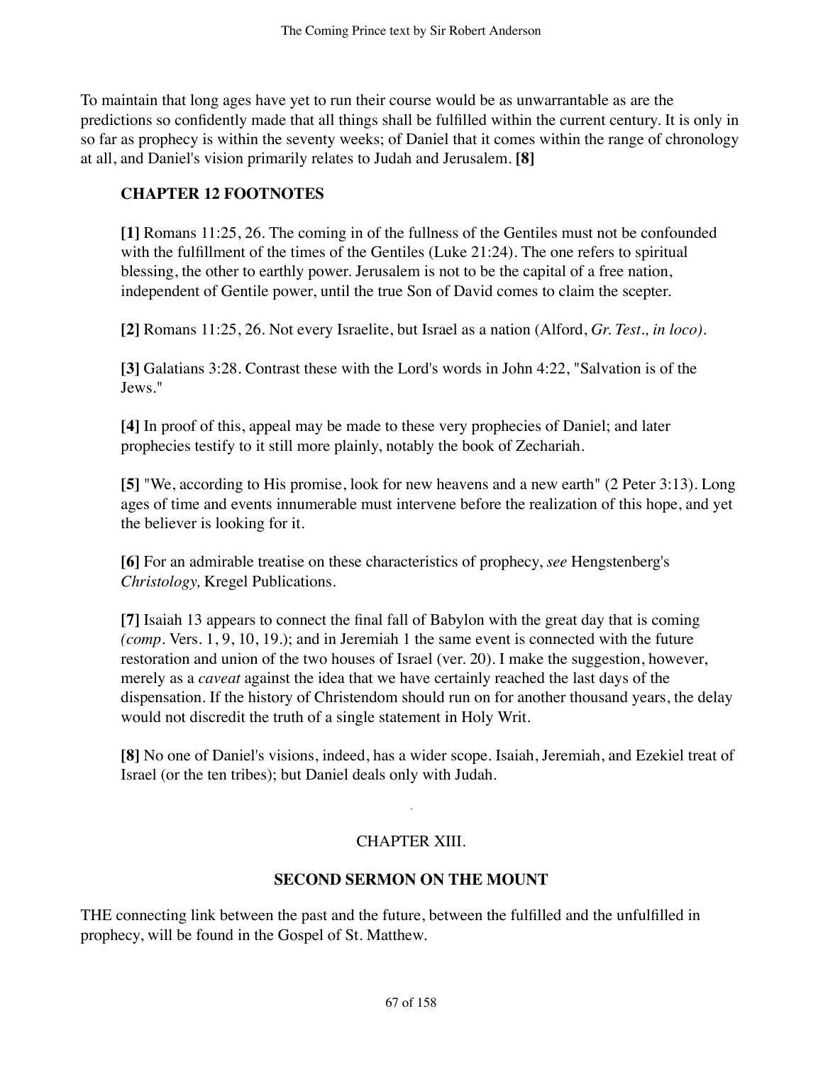To maintain that long ages have yet to run their course would be as unwarrantable as are the predictions so confidently made that all things shall be fulfilled within the current century. It is only in so far as prophecy is within the seventy weeks; of Daniel that it comes within the range of chronology at all, and Daniel's vision primarily relates to Judah and Jerusalem. **[8]**

### CHAPTER 12 FOOTNOTES

**[1]** Romans 11:25, 26. The coming in of the fullness of the Gentiles must not be confounded with the fulfillment of the times of the Gentiles (Luke 21:24). The one refers to spiritual blessing, the other to earthly power. Jerusalem is not to be the capital of a free nation, independent of Gentile power, until the true Son of David comes to claim the scepter.

**[2]** Romans 11:25, 26. Not every Israelite, but Israel as a nation (Alford, *Gr. Test., in loco).*

**[3]** Galatians 3:28. Contrast these with the Lord's words in John 4:22, "Salvation is of the Jews."

**[4]** In proof of this, appeal may be made to these very prophecies of Daniel; and later prophecies testify to it still more plainly, notably the book of Zechariah.

**[5]** "We, according to His promise, look for new heavens and a new earth" (2 Peter 3:13). Long ages of time and events innumerable must intervene before the realization of this hope, and yet the believer is looking for it.

**[6]** For an admirable treatise on these characteristics of prophecy, *see* Hengstenberg's *Christology,* Kregel Publications.

**[7]** Isaiah 13 appears to connect the final fall of Babylon with the great day that is coming *(comp*. Vers. 1, 9, 10, 19.); and in Jeremiah 1 the same event is connected with the future restoration and union of the two houses of Israel (ver. 20). I make the suggestion, however, merely as a *caveat* against the idea that we have certainly reached the last days of the dispensation. If the history of Christendom should run on for another thousand years, the delay would not discredit the truth of a single statement in Holy Writ.

**[8]** No one of Daniel's visions, indeed, has a wider scope. Isaiah, Jeremiah, and Ezekiel treat of Israel (or the ten tribes); but Daniel deals only with Judah.

## CHAPTER XIII.

### SECOND SERMON ON THE MOUNT

THE connecting link between the past and the future, between the fulfilled and the unfulfilled in prophecy, will be found in the Gospel of St. Matthew.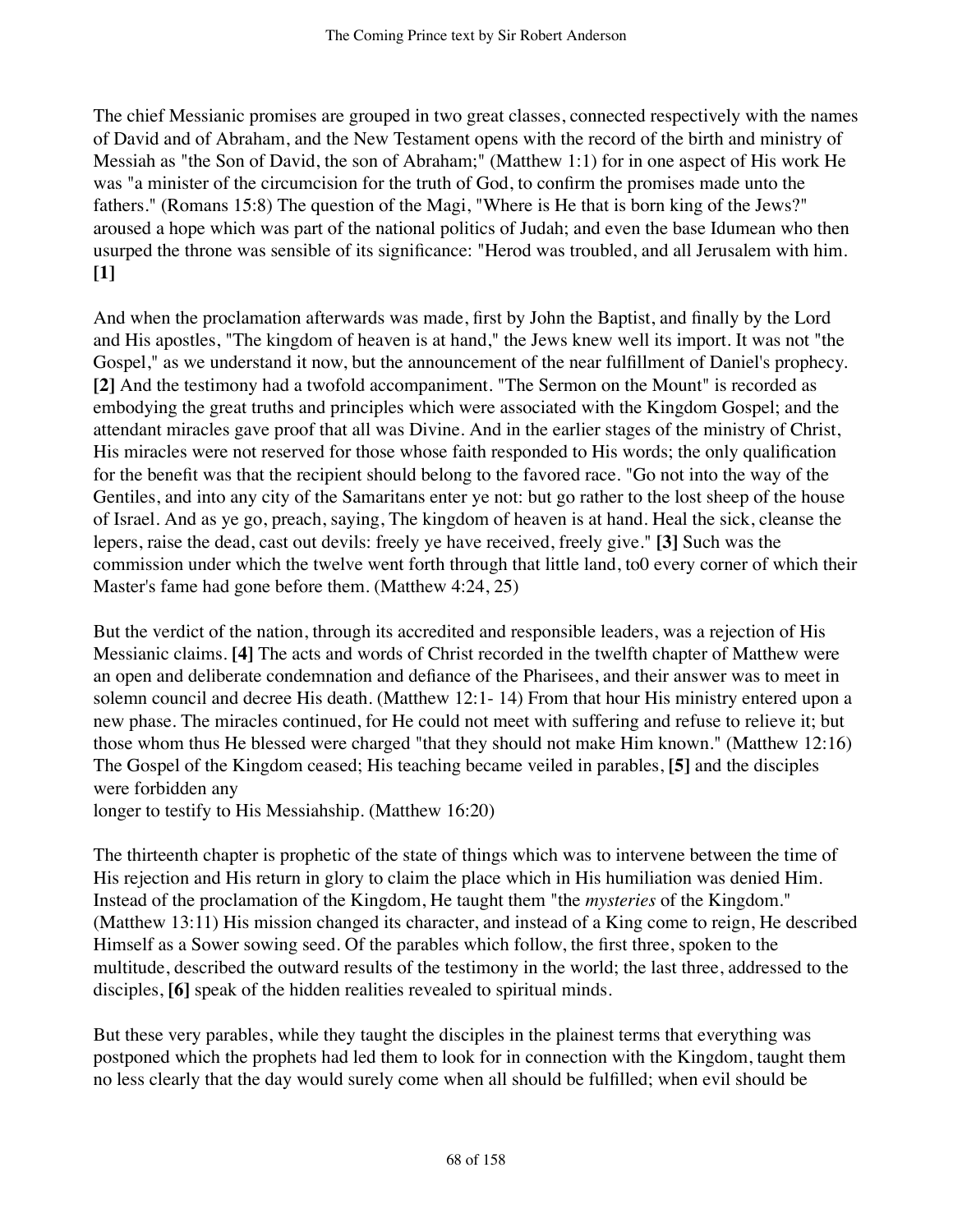The chief Messianic promises are grouped in two great classes, connected respectively with the names of David and of Abraham, and the New Testament opens with the record of the birth and ministry of Messiah as "the Son of David, the son of Abraham;" (Matthew 1:1) for in one aspect of His work He was "a minister of the circumcision for the truth of God, to confirm the promises made unto the fathers." (Romans 15:8) The question of the Magi, "Where is He that is born king of the Jews?" aroused a hope which was part of the national politics of Judah; and even the base Idumean who then usurped the throne was sensible of its significance: "Herod was troubled, and all Jerusalem with him. **[1]**

And when the proclamation afterwards was made, first by John the Baptist, and finally by the Lord and His apostles, "The kingdom of heaven is at hand," the Jews knew well its import. It was not "the Gospel," as we understand it now, but the announcement of the near fulfillment of Daniel's prophecy. **[2]** And the testimony had a twofold accompaniment. "The Sermon on the Mount" is recorded as embodying the great truths and principles which were associated with the Kingdom Gospel; and the attendant miracles gave proof that all was Divine. And in the earlier stages of the ministry of Christ, His miracles were not reserved for those whose faith responded to His words; the only qualification for the benefit was that the recipient should belong to the favored race. "Go not into the way of the Gentiles, and into any city of the Samaritans enter ye not: but go rather to the lost sheep of the house of Israel. And as ye go, preach, saying, The kingdom of heaven is at hand. Heal the sick, cleanse the lepers, raise the dead, cast out devils: freely ye have received, freely give." **[3]** Such was the commission under which the twelve went forth through that little land, to0 every corner of which their Master's fame had gone before them. (Matthew 4:24, 25)

But the verdict of the nation, through its accredited and responsible leaders, was a rejection of His Messianic claims. **[4]** The acts and words of Christ recorded in the twelfth chapter of Matthew were an open and deliberate condemnation and defiance of the Pharisees, and their answer was to meet in solemn council and decree His death. (Matthew 12:1- 14) From that hour His ministry entered upon a new phase. The miracles continued, for He could not meet with suffering and refuse to relieve it; but those whom thus He blessed were charged "that they should not make Him known." (Matthew 12:16) The Gospel of the Kingdom ceased; His teaching became veiled in parables, **[5]** and the disciples were forbidden any longer to testify to His Messiahship. (Matthew 16:20)

The thirteenth chapter is prophetic of the state of things which was to intervene between the time of His rejection and His return in glory to claim the place which in His humiliation was denied Him. Instead of the proclamation of the Kingdom, He taught them "the *mysteries* of the Kingdom." (Matthew 13:11) His mission changed its character, and instead of a King come to reign, He described Himself as a Sower sowing seed. Of the parables which follow, the first three, spoken to the multitude, described the outward results of the testimony in the world; the last three, addressed to the disciples, **[6]** speak of the hidden realities revealed to spiritual minds.

But these very parables, while they taught the disciples in the plainest terms that everything was postponed which the prophets had led them to look for in connection with the Kingdom, taught them no less clearly that the day would surely come when all should be fulfilled; when evil should be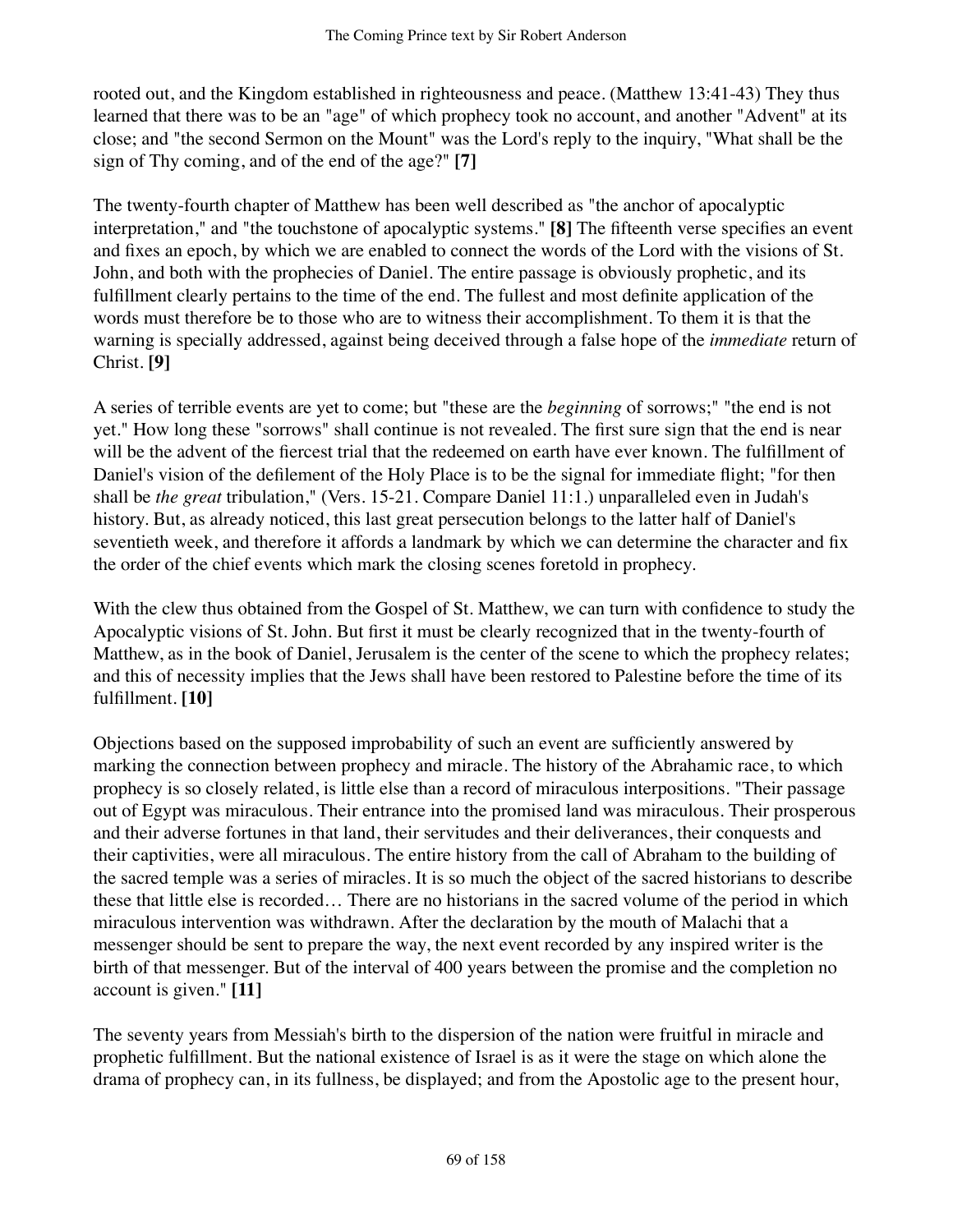rooted out, and the Kingdom established in righteousness and peace. (Matthew 13:41-43) They thus learned that there was to be an "age" of which prophecy took no account, and another "Advent" at its close; and "the second Sermon on the Mount" was the Lord's reply to the inquiry, "What shall be the sign of Thy coming, and of the end of the age?" **[7]**

The twenty-fourth chapter of Matthew has been well described as "the anchor of apocalyptic interpretation," and "the touchstone of apocalyptic systems." **[8]** The fifteenth verse specifies an event and fixes an epoch, by which we are enabled to connect the words of the Lord with the visions of St. John, and both with the prophecies of Daniel. The entire passage is obviously prophetic, and its fulfillment clearly pertains to the time of the end. The fullest and most definite application of the words must therefore be to those who are to witness their accomplishment. To them it is that the warning is specially addressed, against being deceived through a false hope of the *immediate* return of Christ. **[9]**

A series of terrible events are yet to come; but "these are the *beginning* of sorrows;" "the end is not yet." How long these "sorrows" shall continue is not revealed. The first sure sign that the end is near will be the advent of the fiercest trial that the redeemed on earth have ever known. The fulfillment of Daniel's vision of the defilement of the Holy Place is to be the signal for immediate flight; "for then shall be *the great* tribulation," (Vers. 15-21. Compare Daniel 11:1.) unparalleled even in Judah's history. But, as already noticed, this last great persecution belongs to the latter half of Daniel's seventieth week, and therefore it affords a landmark by which we can determine the character and fix the order of the chief events which mark the closing scenes foretold in prophecy.

With the clew thus obtained from the Gospel of St. Matthew, we can turn with confidence to study the Apocalyptic visions of St. John. But first it must be clearly recognized that in the twenty-fourth of Matthew, as in the book of Daniel, Jerusalem is the center of the scene to which the prophecy relates; and this of necessity implies that the Jews shall have been restored to Palestine before the time of its fulfillment. **[10]**

Objections based on the supposed improbability of such an event are sufficiently answered by marking the connection between prophecy and miracle. The history of the Abrahamic race, to which prophecy is so closely related, is little else than a record of miraculous interpositions. "Their passage out of Egypt was miraculous. Their entrance into the promised land was miraculous. Their prosperous and their adverse fortunes in that land, their servitudes and their deliverances, their conquests and their captivities, were all miraculous. The entire history from the call of Abraham to the building of the sacred temple was a series of miracles. It is so much the object of the sacred historians to describe these that little else is recorded… There are no historians in the sacred volume of the period in which miraculous intervention was withdrawn. After the declaration by the mouth of Malachi that a messenger should be sent to prepare the way, the next event recorded by any inspired writer is the birth of that messenger. But of the interval of 400 years between the promise and the completion no account is given." **[11]**

The seventy years from Messiah's birth to the dispersion of the nation were fruitful in miracle and prophetic fulfillment. But the national existence of Israel is as it were the stage on which alone the drama of prophecy can, in its fullness, be displayed; and from the Apostolic age to the present hour,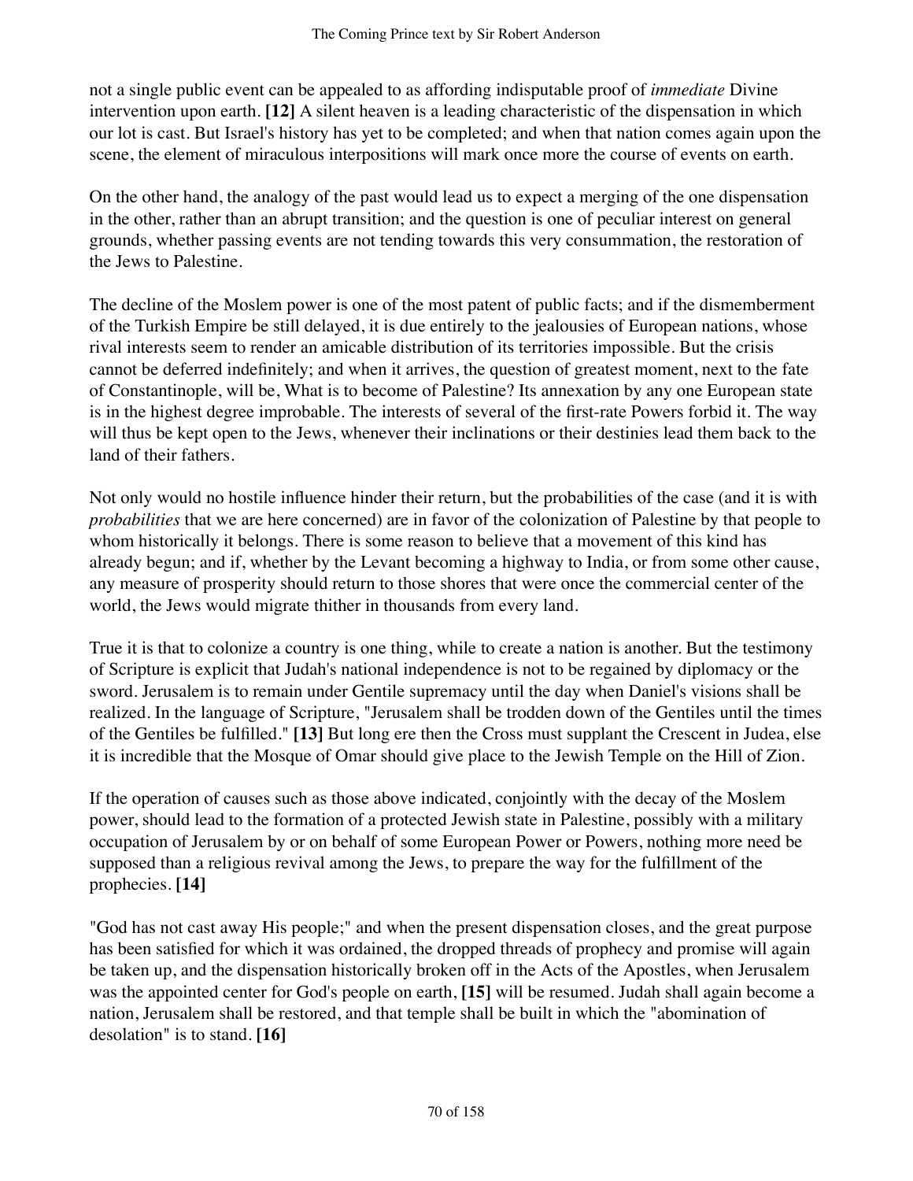not a single public event can be appealed to as affording indisputable proof of *immediate* Divine intervention upon earth. **[12]** A silent heaven is a leading characteristic of the dispensation in which our lot is cast. But Israel's history has yet to be completed; and when that nation comes again upon the scene, the element of miraculous interpositions will mark once more the course of events on earth.

On the other hand, the analogy of the past would lead us to expect a merging of the one dispensation in the other, rather than an abrupt transition; and the question is one of peculiar interest on general grounds, whether passing events are not tending towards this very consummation, the restoration of the Jews to Palestine.

The decline of the Moslem power is one of the most patent of public facts; and if the dismemberment of the Turkish Empire be still delayed, it is due entirely to the jealousies of European nations, whose rival interests seem to render an amicable distribution of its territories impossible. But the crisis cannot be deferred indefinitely; and when it arrives, the question of greatest moment, next to the fate of Constantinople, will be, What is to become of Palestine? Its annexation by any one European state is in the highest degree improbable. The interests of several of the first-rate Powers forbid it. The way will thus be kept open to the Jews, whenever their inclinations or their destinies lead them back to the land of their fathers.

Not only would no hostile influence hinder their return, but the probabilities of the case (and it is with *probabilities* that we are here concerned) are in favor of the colonization of Palestine by that people to whom historically it belongs. There is some reason to believe that a movement of this kind has already begun; and if, whether by the Levant becoming a highway to India, or from some other cause, any measure of prosperity should return to those shores that were once the commercial center of the world, the Jews would migrate thither in thousands from every land.

True it is that to colonize a country is one thing, while to create a nation is another. But the testimony of Scripture is explicit that Judah's national independence is not to be regained by diplomacy or the sword. Jerusalem is to remain under Gentile supremacy until the day when Daniel's visions shall be realized. In the language of Scripture, "Jerusalem shall be trodden down of the Gentiles until the times of the Gentiles be fulfilled." **[13]** But long ere then the Cross must supplant the Crescent in Judea, else it is incredible that the Mosque of Omar should give place to the Jewish Temple on the Hill of Zion.

If the operation of causes such as those above indicated, conjointly with the decay of the Moslem power, should lead to the formation of a protected Jewish state in Palestine, possibly with a military occupation of Jerusalem by or on behalf of some European Power or Powers, nothing more need be supposed than a religious revival among the Jews, to prepare the way for the fulfillment of the prophecies. **[14]**

"God has not cast away His people;" and when the present dispensation closes, and the great purpose has been satisfied for which it was ordained, the dropped threads of prophecy and promise will again be taken up, and the dispensation historically broken off in the Acts of the Apostles, when Jerusalem was the appointed center for God's people on earth, **[15]** will be resumed. Judah shall again become a nation, Jerusalem shall be restored, and that temple shall be built in which the "abomination of desolation" is to stand. **[16]**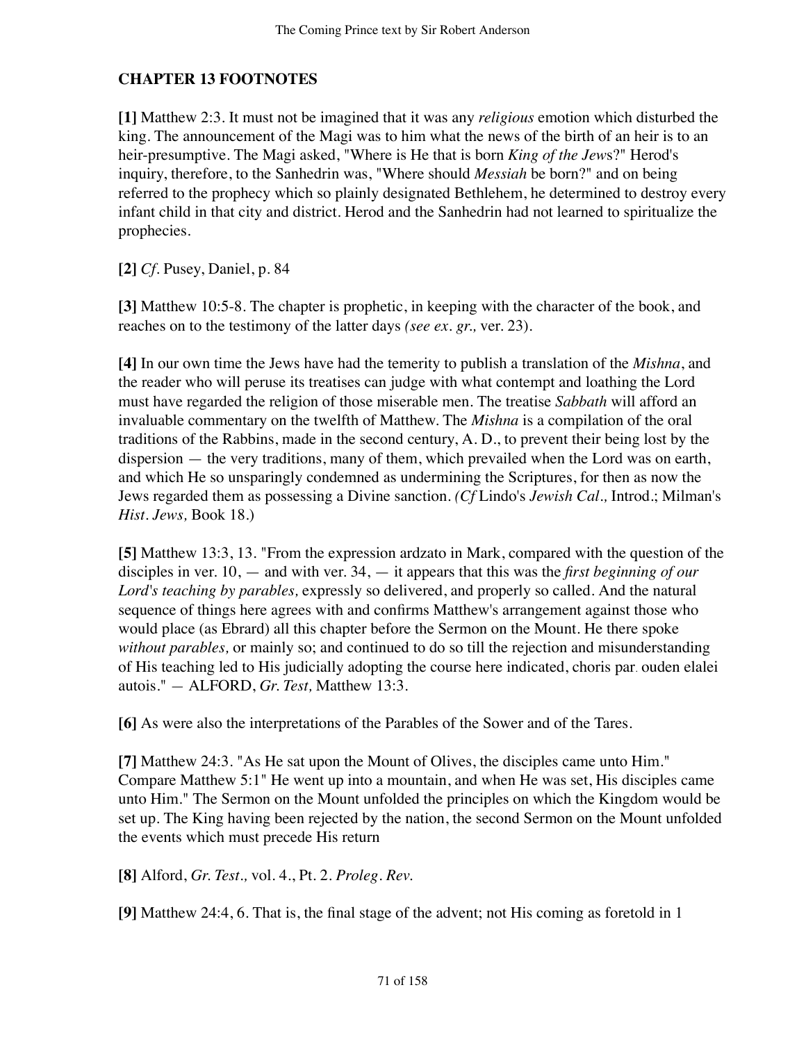## CHAPTER 13 FOOTNOTES

**[1]** Matthew 2:3. It must not be imagined that it was any *religious* emotion which disturbed the king. The announcement of the Magi was to him what the news of the birth of an heir is to an heir-presumptive. The Magi asked, "Where is He that is born *King of the Jew*s?" Herod's inquiry, therefore, to the Sanhedrin was, "Where should *Messiah* be born?" and on being referred to the prophecy which so plainly designated Bethlehem, he determined to destroy every infant child in that city and district. Herod and the Sanhedrin had not learned to spiritualize the prophecies.

**[2]** *Cf*. Pusey, Daniel, p. 84

**[3]** Matthew 10:5-8. The chapter is prophetic, in keeping with the character of the book, and reaches on to the testimony of the latter days *(see ex. gr.,* ver. 23).

**[4]** In our own time the Jews have had the temerity to publish a translation of the *Mishna*, and the reader who will peruse its treatises can judge with what contempt and loathing the Lord must have regarded the religion of those miserable men. The treatise *Sabbath* will afford an invaluable commentary on the twelfth of Matthew. The *Mishna* is a compilation of the oral traditions of the Rabbins, made in the second century, A. D., to prevent their being lost by the dispersion — the very traditions, many of them, which prevailed when the Lord was on earth, and which He so unsparingly condemned as undermining the Scriptures, for then as now the Jews regarded them as possessing a Divine sanction. *(Cf* Lindo's *Jewish Cal.,* Introd.; Milman's *Hist. Jews,* Book 18.)

**[5]** Matthew 13:3, 13. "From the expression ardzato in Mark, compared with the question of the disciples in ver. 10, — and with ver. 34, — it appears that this was the *first beginning of our Lord's teaching by parables,* expressly so delivered, and properly so called. And the natural sequence of things here agrees with and confirms Matthew's arrangement against those who would place (as Ebrard) all this chapter before the Sermon on the Mount. He there spoke *without parables,* or mainly so; and continued to do so till the rejection and misunderstanding of His teaching led to His judicially adopting the course here indicated, choris par. ouden elalei autois." — ALFORD, *Gr. Test,* Matthew 13:3.

**[6]** As were also the interpretations of the Parables of the Sower and of the Tares.

**[7]** Matthew 24:3. "As He sat upon the Mount of Olives, the disciples came unto Him." Compare Matthew 5:1" He went up into a mountain, and when He was set, His disciples came unto Him." The Sermon on the Mount unfolded the principles on which the Kingdom would be set up. The King having been rejected by the nation, the second Sermon on the Mount unfolded the events which must precede His return

**[8]** Alford, *Gr. Test.,* vol. 4., Pt. 2. *Proleg. Rev.*

**[9]** Matthew 24:4, 6. That is, the final stage of the advent; not His coming as foretold in 1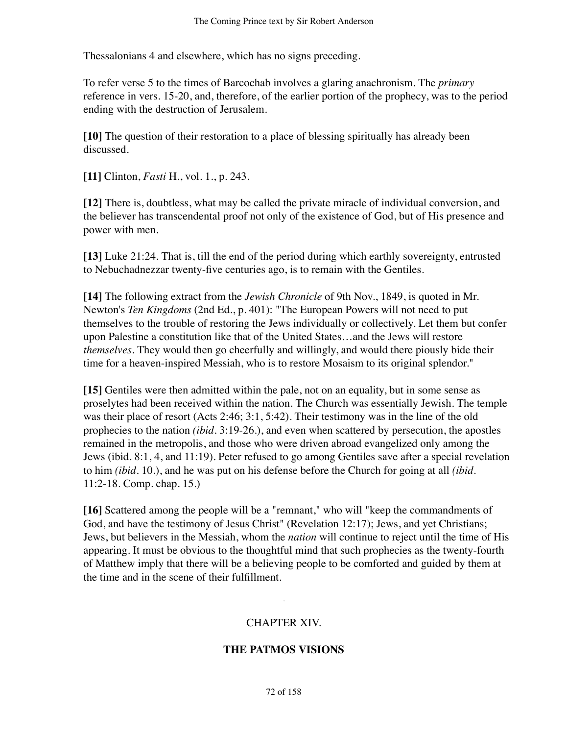Thessalonians 4 and elsewhere, which has no signs preceding.

To refer verse 5 to the times of Barcochab involves a glaring anachronism. The *primary* reference in vers. 15-20, and, therefore, of the earlier portion of the prophecy, was to the period ending with the destruction of Jerusalem.

**[10]** The question of their restoration to a place of blessing spiritually has already been discussed.

**[11]** Clinton, *Fasti* H., vol. 1., p. 243.

**[12]** There is, doubtless, what may be called the private miracle of individual conversion, and the believer has transcendental proof not only of the existence of God, but of His presence and power with men.

**[13]** Luke 21:24. That is, till the end of the period during which earthly sovereignty, entrusted to Nebuchadnezzar twenty-five centuries ago, is to remain with the Gentiles.

**[14]** The following extract from the *Jewish Chronicle* of 9th Nov., 1849, is quoted in Mr. Newton's *Ten Kingdoms* (2nd Ed., p. 401): "The European Powers will not need to put themselves to the trouble of restoring the Jews individually or collectively. Let them but confer upon Palestine a constitution like that of the United States…and the Jews will restore *themselves*. They would then go cheerfully and willingly, and would there piously bide their time for a heaven-inspired Messiah, who is to restore Mosaism to its original splendor."

**[15]** Gentiles were then admitted within the pale, not on an equality, but in some sense as proselytes had been received within the nation. The Church was essentially Jewish. The temple was their place of resort (Acts 2:46; 3:1, 5:42). Their testimony was in the line of the old prophecies to the nation *(ibid.* 3:19-26.), and even when scattered by persecution, the apostles remained in the metropolis, and those who were driven abroad evangelized only among the Jews (ibid. 8:1, 4, and 11:19). Peter refused to go among Gentiles save after a special revelation to him *(ibid.* 10.), and he was put on his defense before the Church for going at all *(ibid.* 11:2-18. Comp. chap. 15.)

**[16]** Scattered among the people will be a "remnant," who will "keep the commandments of God, and have the testimony of Jesus Christ" (Revelation 12:17); Jews, and yet Christians; Jews, but believers in the Messiah, whom the *nation* will continue to reject until the time of His appearing. It must be obvious to the thoughtful mind that such prophecies as the twenty-fourth of Matthew imply that there will be a believing people to be comforted and guided by them at the time and in the scene of their fulfillment.

## CHAPTER XIV.

## THE PATMOS VISIONS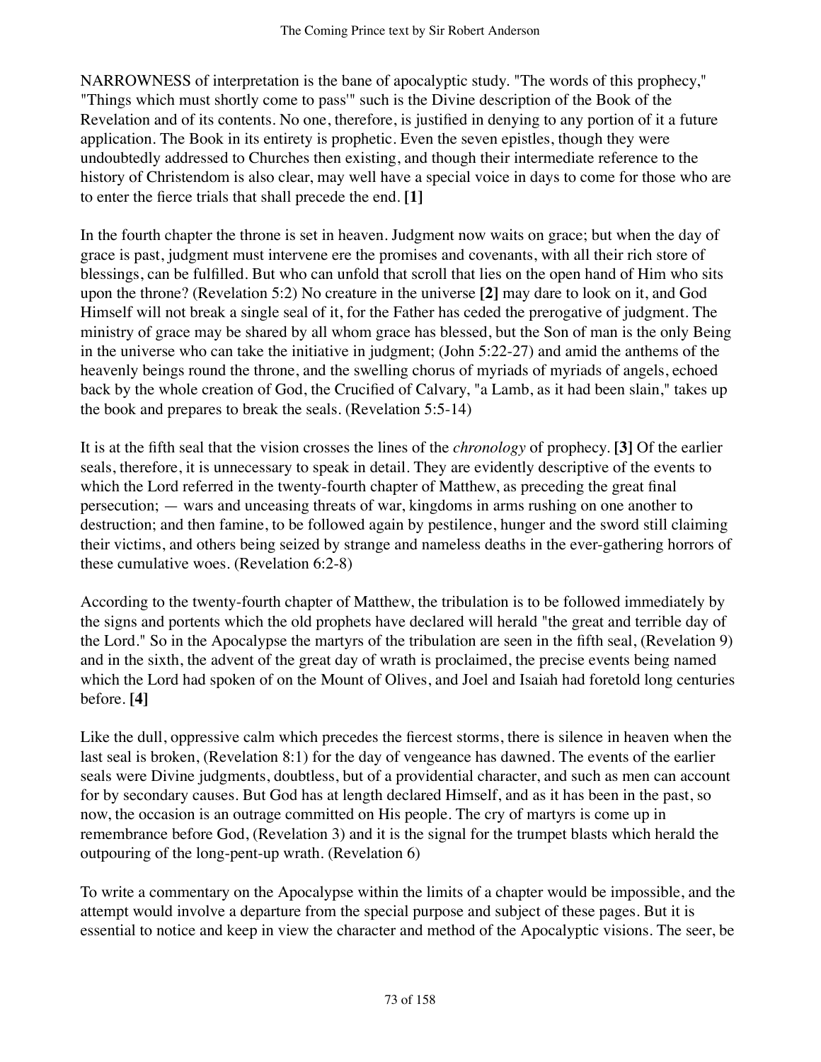NARROWNESS of interpretation is the bane of apocalyptic study. "The words of this prophecy," "Things which must shortly come to pass'" such is the Divine description of the Book of the Revelation and of its contents. No one, therefore, is justified in denying to any portion of it a future application. The Book in its entirety is prophetic. Even the seven epistles, though they were undoubtedly addressed to Churches then existing, and though their intermediate reference to the history of Christendom is also clear, may well have a special voice in days to come for those who are to enter the fierce trials that shall precede the end. **[1]**

In the fourth chapter the throne is set in heaven. Judgment now waits on grace; but when the day of grace is past, judgment must intervene ere the promises and covenants, with all their rich store of blessings, can be fulfilled. But who can unfold that scroll that lies on the open hand of Him who sits upon the throne? (Revelation 5:2) No creature in the universe **[2]** may dare to look on it, and God Himself will not break a single seal of it, for the Father has ceded the prerogative of judgment. The ministry of grace may be shared by all whom grace has blessed, but the Son of man is the only Being in the universe who can take the initiative in judgment; (John 5:22-27) and amid the anthems of the heavenly beings round the throne, and the swelling chorus of myriads of myriads of angels, echoed back by the whole creation of God, the Crucified of Calvary, "a Lamb, as it had been slain," takes up the book and prepares to break the seals. (Revelation 5:5-14)

It is at the fifth seal that the vision crosses the lines of the *chronology* of prophecy. **[3]** Of the earlier seals, therefore, it is unnecessary to speak in detail. They are evidently descriptive of the events to which the Lord referred in the twenty-fourth chapter of Matthew, as preceding the great final persecution; — wars and unceasing threats of war, kingdoms in arms rushing on one another to destruction; and then famine, to be followed again by pestilence, hunger and the sword still claiming their victims, and others being seized by strange and nameless deaths in the ever-gathering horrors of these cumulative woes. (Revelation 6:2-8)

According to the twenty-fourth chapter of Matthew, the tribulation is to be followed immediately by the signs and portents which the old prophets have declared will herald "the great and terrible day of the Lord." So in the Apocalypse the martyrs of the tribulation are seen in the fifth seal, (Revelation 9) and in the sixth, the advent of the great day of wrath is proclaimed, the precise events being named which the Lord had spoken of on the Mount of Olives, and Joel and Isaiah had foretold long centuries before. **[4]**

Like the dull, oppressive calm which precedes the fiercest storms, there is silence in heaven when the last seal is broken, (Revelation 8:1) for the day of vengeance has dawned. The events of the earlier seals were Divine judgments, doubtless, but of a providential character, and such as men can account for by secondary causes. But God has at length declared Himself, and as it has been in the past, so now, the occasion is an outrage committed on His people. The cry of martyrs is come up in remembrance before God, (Revelation 3) and it is the signal for the trumpet blasts which herald the outpouring of the long-pent-up wrath. (Revelation 6)

To write a commentary on the Apocalypse within the limits of a chapter would be impossible, and the attempt would involve a departure from the special purpose and subject of these pages. But it is essential to notice and keep in view the character and method of the Apocalyptic visions. The seer, be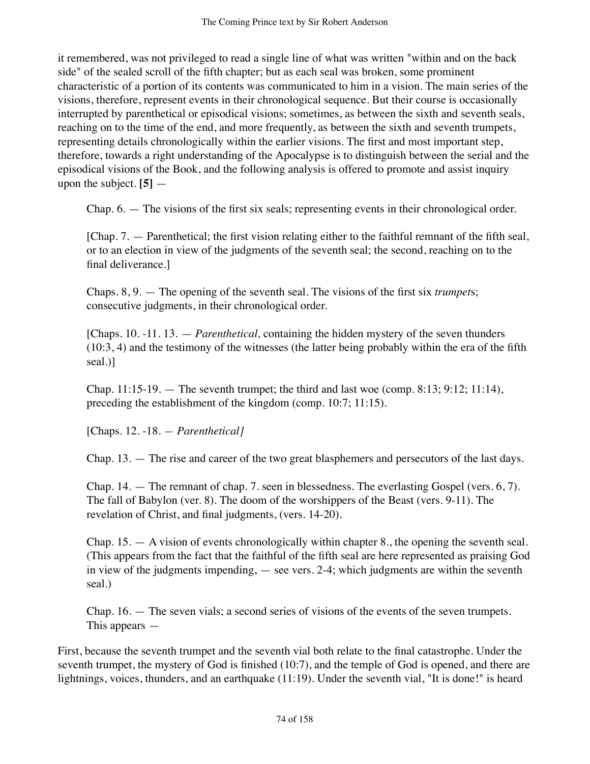it remembered, was not privileged to read a single line of what was written "within and on the back side" of the sealed scroll of the fifth chapter; but as each seal was broken, some prominent characteristic of a portion of its contents was communicated to him in a vision. The main series of the visions, therefore, represent events in their chronological sequence. But their course is occasionally interrupted by parenthetical or episodical visions; sometimes, as between the sixth and seventh seals, reaching on to the time of the end, and more frequently, as between the sixth and seventh trumpets, representing details chronologically within the earlier visions. The first and most important step, therefore, towards a right understanding of the Apocalypse is to distinguish between the serial and the episodical visions of the Book, and the following analysis is offered to promote and assist inquiry upon the subject. **[5]** —

> Chap. 6. — The visions of the first six seals; representing events in their chronological order.
>
> [Chap. 7. — Parenthetical; the first vision relating either to the faithful remnant of the fifth seal, or to an election in view of the judgments of the seventh seal; the second, reaching on to the final deliverance.]
>
> Chaps. 8, 9. — The opening of the seventh seal. The visions of the first six *trumpet*s; consecutive judgments, in their chronological order.
>
> [Chaps. 10. -11. 13. — *Parenthetical,* containing the hidden mystery of the seven thunders (10:3, 4) and the testimony of the witnesses (the latter being probably within the era of the fifth seal.)]
>
> Chap. 11:15-19. — The seventh trumpet; the third and last woe (comp. 8:13; 9:12; 11:14), preceding the establishment of the kingdom (comp. 10:7; 11:15).
>
> [Chaps. 12. -18. — *Parenthetical]*
>
> Chap. 13. — The rise and career of the two great blasphemers and persecutors of the last days.
>
> Chap. 14. — The remnant of chap. 7. seen in blessedness. The everlasting Gospel (vers. 6, 7). The fall of Babylon (ver. 8). The doom of the worshippers of the Beast (vers. 9-11). The revelation of Christ, and final judgments, (vers. 14-20).
>
> Chap. 15. — A vision of events chronologically within chapter 8., the opening the seventh seal. (This appears from the fact that the faithful of the fifth seal are here represented as praising God in view of the judgments impending, — see vers. 2-4; which judgments are within the seventh seal.)
>
> Chap. 16. — The seven vials; a second series of visions of the events of the seven trumpets. This appears —

First, because the seventh trumpet and the seventh vial both relate to the final catastrophe. Under the seventh trumpet, the mystery of God is finished (10:7), and the temple of God is opened, and there are lightnings, voices, thunders, and an earthquake (11:19). Under the seventh vial, "It is done!" is heard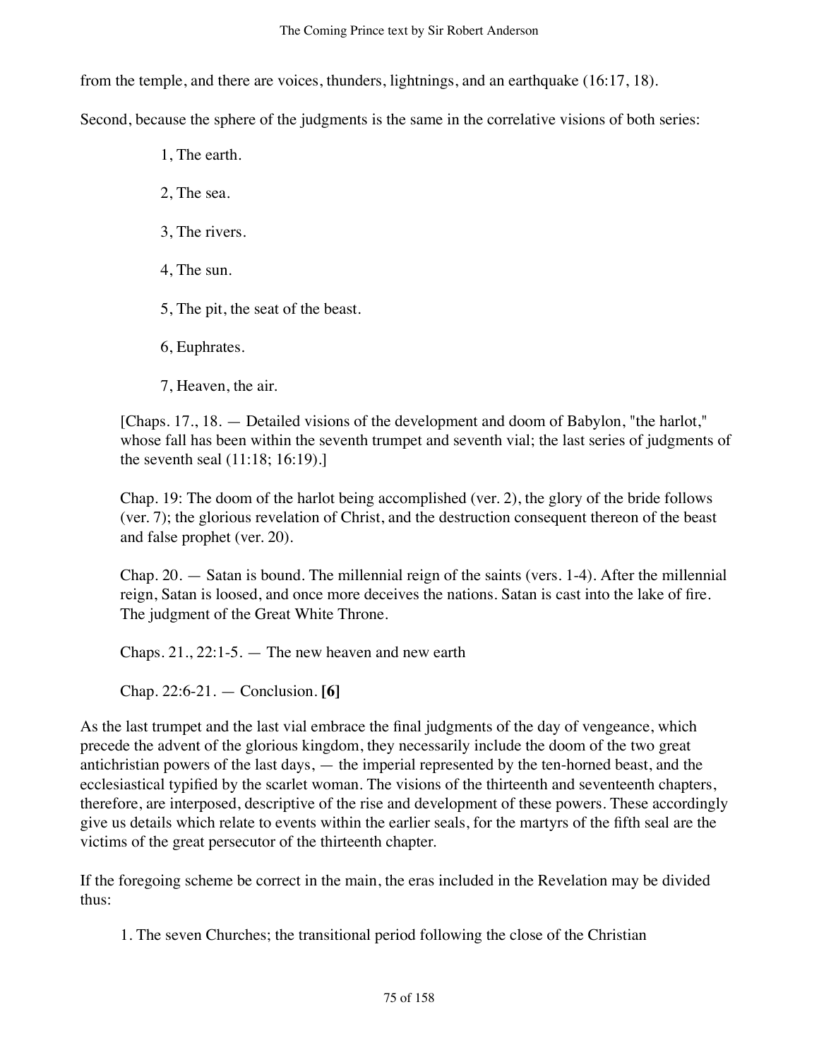from the temple, and there are voices, thunders, lightnings, and an earthquake (16:17, 18).

Second, because the sphere of the judgments is the same in the correlative visions of both series:

> 1, The earth.
>
> 2, The sea.
>
> 3, The rivers.
>
> 4, The sun.
>
> 5, The pit, the seat of the beast.
>
> 6, Euphrates.
>
> 7, Heaven, the air.

> [Chaps. 17., 18. — Detailed visions of the development and doom of Babylon, "the harlot," whose fall has been within the seventh trumpet and seventh vial; the last series of judgments of the seventh seal (11:18; 16:19).]
>
> Chap. 19: The doom of the harlot being accomplished (ver. 2), the glory of the bride follows (ver. 7); the glorious revelation of Christ, and the destruction consequent thereon of the beast and false prophet (ver. 20).
>
> Chap. 20. — Satan is bound. The millennial reign of the saints (vers. 1-4). After the millennial reign, Satan is loosed, and once more deceives the nations. Satan is cast into the lake of fire. The judgment of the Great White Throne.
>
> Chaps. 21., 22:1-5. — The new heaven and new earth
>
> Chap. 22:6-21. — Conclusion. **[6]**

As the last trumpet and the last vial embrace the final judgments of the day of vengeance, which precede the advent of the glorious kingdom, they necessarily include the doom of the two great antichristian powers of the last days, — the imperial represented by the ten-horned beast, and the ecclesiastical typified by the scarlet woman. The visions of the thirteenth and seventeenth chapters, therefore, are interposed, descriptive of the rise and development of these powers. These accordingly give us details which relate to events within the earlier seals, for the martyrs of the fifth seal are the victims of the great persecutor of the thirteenth chapter.

If the foregoing scheme be correct in the main, the eras included in the Revelation may be divided thus:

> 1. The seven Churches; the transitional period following the close of the Christian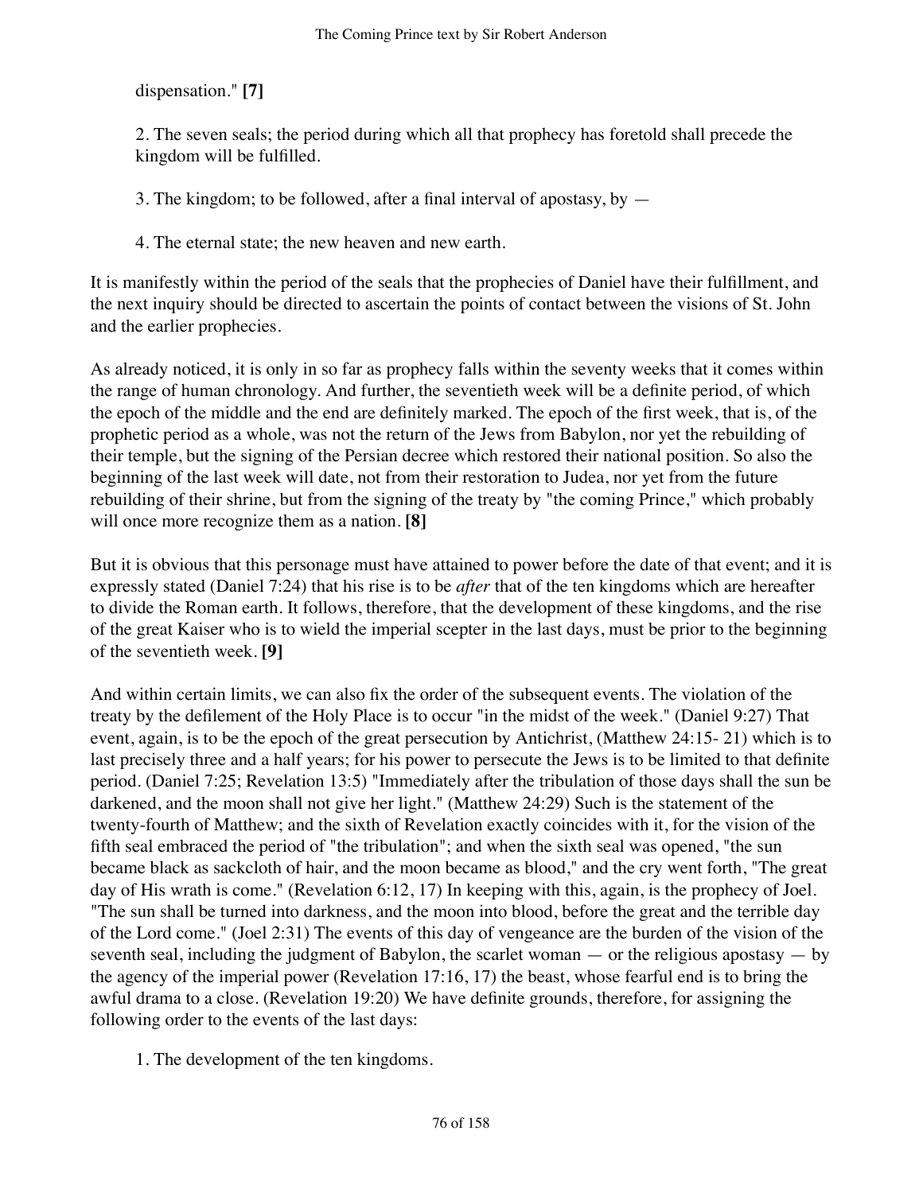dispensation." **[7]**

2. The seven seals; the period during which all that prophecy has foretold shall precede the kingdom will be fulfilled.

3. The kingdom; to be followed, after a final interval of apostasy, by —

4. The eternal state; the new heaven and new earth.

It is manifestly within the period of the seals that the prophecies of Daniel have their fulfillment, and the next inquiry should be directed to ascertain the points of contact between the visions of St. John and the earlier prophecies.

As already noticed, it is only in so far as prophecy falls within the seventy weeks that it comes within the range of human chronology. And further, the seventieth week will be a definite period, of which the epoch of the middle and the end are definitely marked. The epoch of the first week, that is, of the prophetic period as a whole, was not the return of the Jews from Babylon, nor yet the rebuilding of their temple, but the signing of the Persian decree which restored their national position. So also the beginning of the last week will date, not from their restoration to Judea, nor yet from the future rebuilding of their shrine, but from the signing of the treaty by "the coming Prince," which probably will once more recognize them as a nation. **[8]**

But it is obvious that this personage must have attained to power before the date of that event; and it is expressly stated (Daniel 7:24) that his rise is to be *after* that of the ten kingdoms which are hereafter to divide the Roman earth. It follows, therefore, that the development of these kingdoms, and the rise of the great Kaiser who is to wield the imperial scepter in the last days, must be prior to the beginning of the seventieth week. **[9]**

And within certain limits, we can also fix the order of the subsequent events. The violation of the treaty by the defilement of the Holy Place is to occur "in the midst of the week." (Daniel 9:27) That event, again, is to be the epoch of the great persecution by Antichrist, (Matthew 24:15- 21) which is to last precisely three and a half years; for his power to persecute the Jews is to be limited to that definite period. (Daniel 7:25; Revelation 13:5) "Immediately after the tribulation of those days shall the sun be darkened, and the moon shall not give her light." (Matthew 24:29) Such is the statement of the twenty-fourth of Matthew; and the sixth of Revelation exactly coincides with it, for the vision of the fifth seal embraced the period of "the tribulation"; and when the sixth seal was opened, "the sun became black as sackcloth of hair, and the moon became as blood," and the cry went forth, "The great day of His wrath is come." (Revelation 6:12, 17) In keeping with this, again, is the prophecy of Joel. "The sun shall be turned into darkness, and the moon into blood, before the great and the terrible day of the Lord come." (Joel 2:31) The events of this day of vengeance are the burden of the vision of the seventh seal, including the judgment of Babylon, the scarlet woman — or the religious apostasy — by the agency of the imperial power (Revelation 17:16, 17) the beast, whose fearful end is to bring the awful drama to a close. (Revelation 19:20) We have definite grounds, therefore, for assigning the following order to the events of the last days:

1. The development of the ten kingdoms.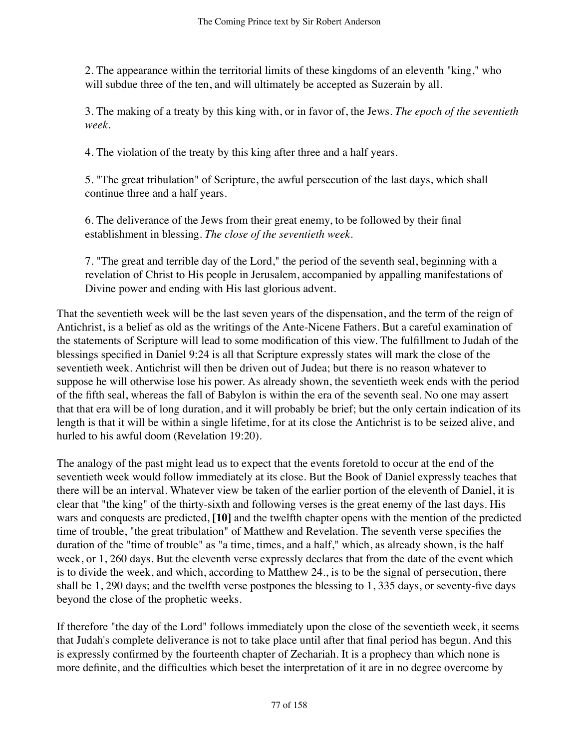2. The appearance within the territorial limits of these kingdoms of an eleventh "king," who will subdue three of the ten, and will ultimately be accepted as Suzerain by all.

3. The making of a treaty by this king with, or in favor of, the Jews. *The epoch of the seventieth week.*

4. The violation of the treaty by this king after three and a half years.

5. "The great tribulation" of Scripture, the awful persecution of the last days, which shall continue three and a half years.

6. The deliverance of the Jews from their great enemy, to be followed by their final establishment in blessing. *The close of the seventieth week.*

7. "The great and terrible day of the Lord," the period of the seventh seal, beginning with a revelation of Christ to His people in Jerusalem, accompanied by appalling manifestations of Divine power and ending with His last glorious advent.

That the seventieth week will be the last seven years of the dispensation, and the term of the reign of Antichrist, is a belief as old as the writings of the Ante-Nicene Fathers. But a careful examination of the statements of Scripture will lead to some modification of this view. The fulfillment to Judah of the blessings specified in Daniel 9:24 is all that Scripture expressly states will mark the close of the seventieth week. Antichrist will then be driven out of Judea; but there is no reason whatever to suppose he will otherwise lose his power. As already shown, the seventieth week ends with the period of the fifth seal, whereas the fall of Babylon is within the era of the seventh seal. No one may assert that that era will be of long duration, and it will probably be brief; but the only certain indication of its length is that it will be within a single lifetime, for at its close the Antichrist is to be seized alive, and hurled to his awful doom (Revelation 19:20).

The analogy of the past might lead us to expect that the events foretold to occur at the end of the seventieth week would follow immediately at its close. But the Book of Daniel expressly teaches that there will be an interval. Whatever view be taken of the earlier portion of the eleventh of Daniel, it is clear that "the king" of the thirty-sixth and following verses is the great enemy of the last days. His wars and conquests are predicted, **[10]** and the twelfth chapter opens with the mention of the predicted time of trouble, "the great tribulation" of Matthew and Revelation. The seventh verse specifies the duration of the "time of trouble" as "a time, times, and a half," which, as already shown, is the half week, or 1, 260 days. But the eleventh verse expressly declares that from the date of the event which is to divide the week, and which, according to Matthew 24., is to be the signal of persecution, there shall be 1, 290 days; and the twelfth verse postpones the blessing to 1, 335 days, or seventy-five days beyond the close of the prophetic weeks.

If therefore "the day of the Lord" follows immediately upon the close of the seventieth week, it seems that Judah's complete deliverance is not to take place until after that final period has begun. And this is expressly confirmed by the fourteenth chapter of Zechariah. It is a prophecy than which none is more definite, and the difficulties which beset the interpretation of it are in no degree overcome by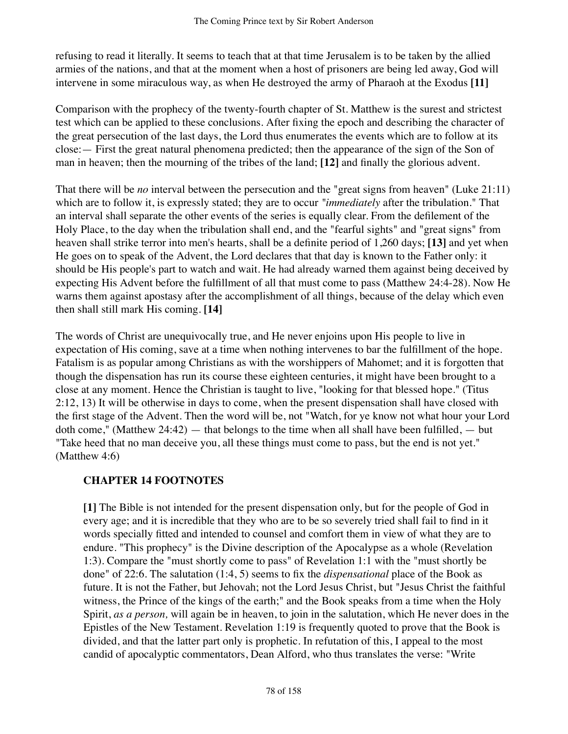refusing to read it literally. It seems to teach that at that time Jerusalem is to be taken by the allied armies of the nations, and that at the moment when a host of prisoners are being led away, God will intervene in some miraculous way, as when He destroyed the army of Pharaoh at the Exodus **[11]**

Comparison with the prophecy of the twenty-fourth chapter of St. Matthew is the surest and strictest test which can be applied to these conclusions. After fixing the epoch and describing the character of the great persecution of the last days, the Lord thus enumerates the events which are to follow at its close:— First the great natural phenomena predicted; then the appearance of the sign of the Son of man in heaven; then the mourning of the tribes of the land; **[12]** and finally the glorious advent.

That there will be *no* interval between the persecution and the "great signs from heaven" (Luke 21:11) which are to follow it, is expressly stated; they are to occur *"immediately* after the tribulation." That an interval shall separate the other events of the series is equally clear. From the defilement of the Holy Place, to the day when the tribulation shall end, and the "fearful sights" and "great signs" from heaven shall strike terror into men's hearts, shall be a definite period of 1,260 days; **[13]** and yet when He goes on to speak of the Advent, the Lord declares that that day is known to the Father only: it should be His people's part to watch and wait. He had already warned them against being deceived by expecting His Advent before the fulfillment of all that must come to pass (Matthew 24:4-28). Now He warns them against apostasy after the accomplishment of all things, because of the delay which even then shall still mark His coming. **[14]**

The words of Christ are unequivocally true, and He never enjoins upon His people to live in expectation of His coming, save at a time when nothing intervenes to bar the fulfillment of the hope. Fatalism is as popular among Christians as with the worshippers of Mahomet; and it is forgotten that though the dispensation has run its course these eighteen centuries, it might have been brought to a close at any moment. Hence the Christian is taught to live, "looking for that blessed hope." (Titus 2:12, 13) It will be otherwise in days to come, when the present dispensation shall have closed with the first stage of the Advent. Then the word will be, not "Watch, for ye know not what hour your Lord doth come," (Matthew 24:42) — that belongs to the time when all shall have been fulfilled, — but "Take heed that no man deceive you, all these things must come to pass, but the end is not yet." (Matthew 4:6)

## CHAPTER 14 FOOTNOTES

**[1]** The Bible is not intended for the present dispensation only, but for the people of God in every age; and it is incredible that they who are to be so severely tried shall fail to find in it words specially fitted and intended to counsel and comfort them in view of what they are to endure. "This prophecy" is the Divine description of the Apocalypse as a whole (Revelation 1:3). Compare the "must shortly come to pass" of Revelation 1:1 with the "must shortly be done" of 22:6. The salutation (1:4, 5) seems to fix the *dispensational* place of the Book as future. It is not the Father, but Jehovah; not the Lord Jesus Christ, but "Jesus Christ the faithful witness, the Prince of the kings of the earth;" and the Book speaks from a time when the Holy Spirit, *as a person,* will again be in heaven, to join in the salutation, which He never does in the Epistles of the New Testament. Revelation 1:19 is frequently quoted to prove that the Book is divided, and that the latter part only is prophetic. In refutation of this, I appeal to the most candid of apocalyptic commentators, Dean Alford, who thus translates the verse: "Write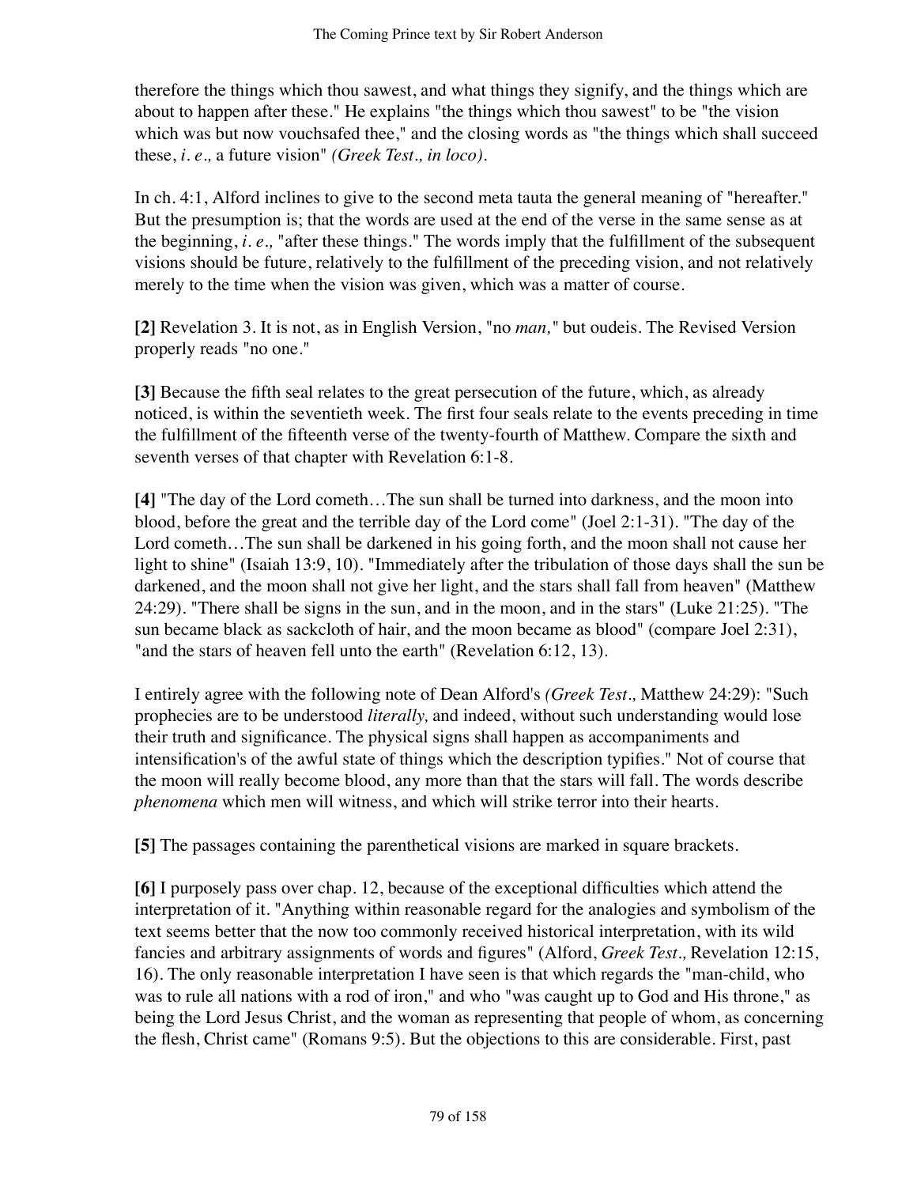therefore the things which thou sawest, and what things they signify, and the things which are about to happen after these." He explains "the things which thou sawest" to be "the vision which was but now vouchsafed thee," and the closing words as "the things which shall succeed these, *i. e.,* a future vision" *(Greek Test., in loco).*

In ch. 4:1, Alford inclines to give to the second meta tauta the general meaning of "hereafter." But the presumption is; that the words are used at the end of the verse in the same sense as at the beginning, *i. e.,* "after these things." The words imply that the fulfillment of the subsequent visions should be future, relatively to the fulfillment of the preceding vision, and not relatively merely to the time when the vision was given, which was a matter of course.

**[2]** Revelation 3. It is not, as in English Version, "no *man,*" but oudeis. The Revised Version properly reads "no one."

**[3]** Because the fifth seal relates to the great persecution of the future, which, as already noticed, is within the seventieth week. The first four seals relate to the events preceding in time the fulfillment of the fifteenth verse of the twenty-fourth of Matthew. Compare the sixth and seventh verses of that chapter with Revelation 6:1-8.

**[4]** "The day of the Lord cometh…The sun shall be turned into darkness, and the moon into blood, before the great and the terrible day of the Lord come" (Joel 2:1-31). "The day of the Lord cometh…The sun shall be darkened in his going forth, and the moon shall not cause her light to shine" (Isaiah 13:9, 10). "Immediately after the tribulation of those days shall the sun be darkened, and the moon shall not give her light, and the stars shall fall from heaven" (Matthew 24:29). "There shall be signs in the sun, and in the moon, and in the stars" (Luke 21:25). "The sun became black as sackcloth of hair, and the moon became as blood" (compare Joel 2:31), "and the stars of heaven fell unto the earth" (Revelation 6:12, 13).

I entirely agree with the following note of Dean Alford's *(Greek Test.,* Matthew 24:29): "Such prophecies are to be understood *literally,* and indeed, without such understanding would lose their truth and significance. The physical signs shall happen as accompaniments and intensification's of the awful state of things which the description typifies." Not of course that the moon will really become blood, any more than that the stars will fall. The words describe *phenomena* which men will witness, and which will strike terror into their hearts.

**[5]** The passages containing the parenthetical visions are marked in square brackets.

**[6]** I purposely pass over chap. 12, because of the exceptional difficulties which attend the interpretation of it. "Anything within reasonable regard for the analogies and symbolism of the text seems better that the now too commonly received historical interpretation, with its wild fancies and arbitrary assignments of words and figures" (Alford, *Greek Test.,* Revelation 12:15, 16). The only reasonable interpretation I have seen is that which regards the "man-child, who was to rule all nations with a rod of iron," and who "was caught up to God and His throne," as being the Lord Jesus Christ, and the woman as representing that people of whom, as concerning the flesh, Christ came" (Romans 9:5). But the objections to this are considerable. First, past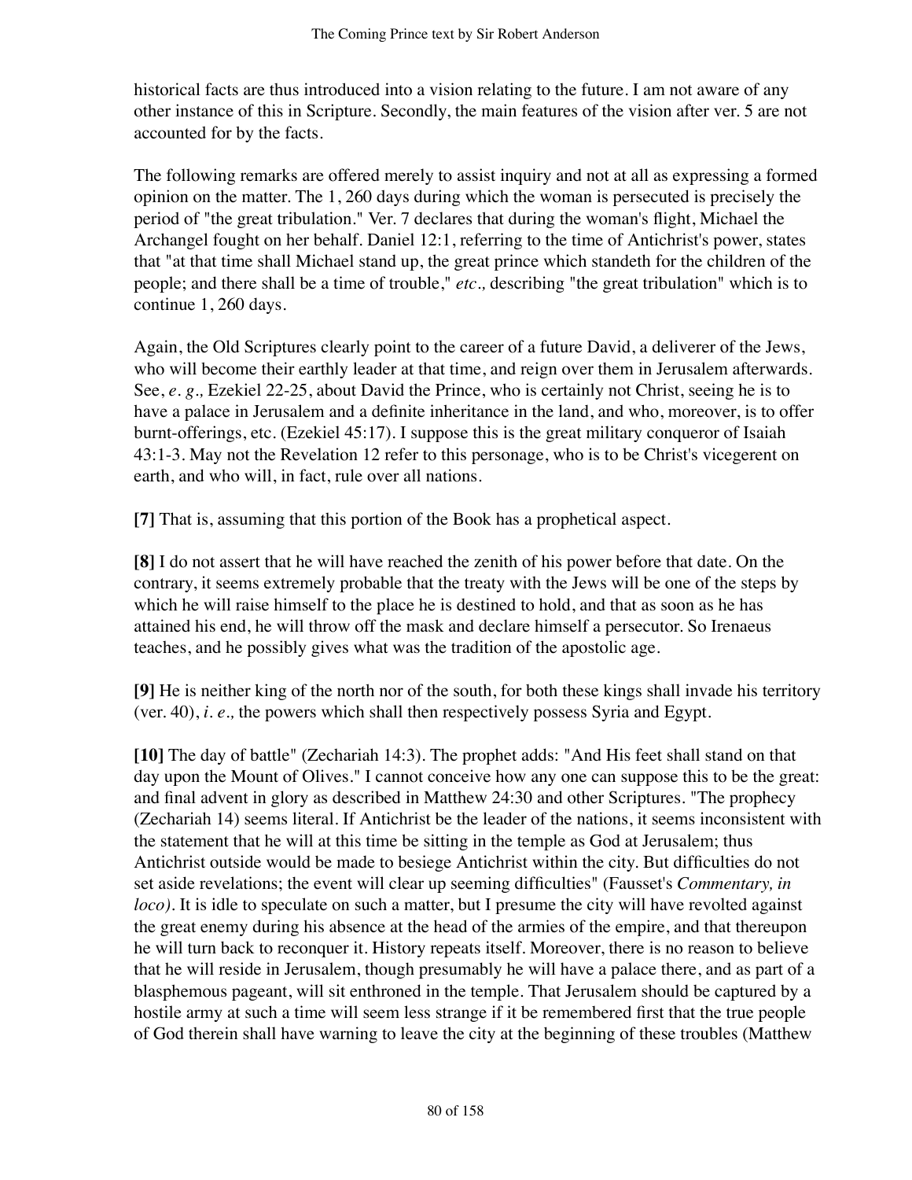historical facts are thus introduced into a vision relating to the future. I am not aware of any other instance of this in Scripture. Secondly, the main features of the vision after ver. 5 are not accounted for by the facts.

The following remarks are offered merely to assist inquiry and not at all as expressing a formed opinion on the matter. The 1, 260 days during which the woman is persecuted is precisely the period of "the great tribulation." Ver. 7 declares that during the woman's flight, Michael the Archangel fought on her behalf. Daniel 12:1, referring to the time of Antichrist's power, states that "at that time shall Michael stand up, the great prince which standeth for the children of the people; and there shall be a time of trouble," *etc.,* describing "the great tribulation" which is to continue 1, 260 days.

Again, the Old Scriptures clearly point to the career of a future David, a deliverer of the Jews, who will become their earthly leader at that time, and reign over them in Jerusalem afterwards. See, *e. g.,* Ezekiel 22-25, about David the Prince, who is certainly not Christ, seeing he is to have a palace in Jerusalem and a definite inheritance in the land, and who, moreover, is to offer burnt-offerings, etc. (Ezekiel 45:17). I suppose this is the great military conqueror of Isaiah 43:1-3. May not the Revelation 12 refer to this personage, who is to be Christ's vicegerent on earth, and who will, in fact, rule over all nations.

**[7]** That is, assuming that this portion of the Book has a prophetical aspect.

**[8]** I do not assert that he will have reached the zenith of his power before that date. On the contrary, it seems extremely probable that the treaty with the Jews will be one of the steps by which he will raise himself to the place he is destined to hold, and that as soon as he has attained his end, he will throw off the mask and declare himself a persecutor. So Irenaeus teaches, and he possibly gives what was the tradition of the apostolic age.

**[9]** He is neither king of the north nor of the south, for both these kings shall invade his territory (ver. 40), *i. e.,* the powers which shall then respectively possess Syria and Egypt.

**[10]** The day of battle" (Zechariah 14:3). The prophet adds: "And His feet shall stand on that day upon the Mount of Olives." I cannot conceive how any one can suppose this to be the great: and final advent in glory as described in Matthew 24:30 and other Scriptures. "The prophecy (Zechariah 14) seems literal. If Antichrist be the leader of the nations, it seems inconsistent with the statement that he will at this time be sitting in the temple as God at Jerusalem; thus Antichrist outside would be made to besiege Antichrist within the city. But difficulties do not set aside revelations; the event will clear up seeming difficulties" (Fausset's *Commentary, in loco).* It is idle to speculate on such a matter, but I presume the city will have revolted against the great enemy during his absence at the head of the armies of the empire, and that thereupon he will turn back to reconquer it. History repeats itself. Moreover, there is no reason to believe that he will reside in Jerusalem, though presumably he will have a palace there, and as part of a blasphemous pageant, will sit enthroned in the temple. That Jerusalem should be captured by a hostile army at such a time will seem less strange if it be remembered first that the true people of God therein shall have warning to leave the city at the beginning of these troubles (Matthew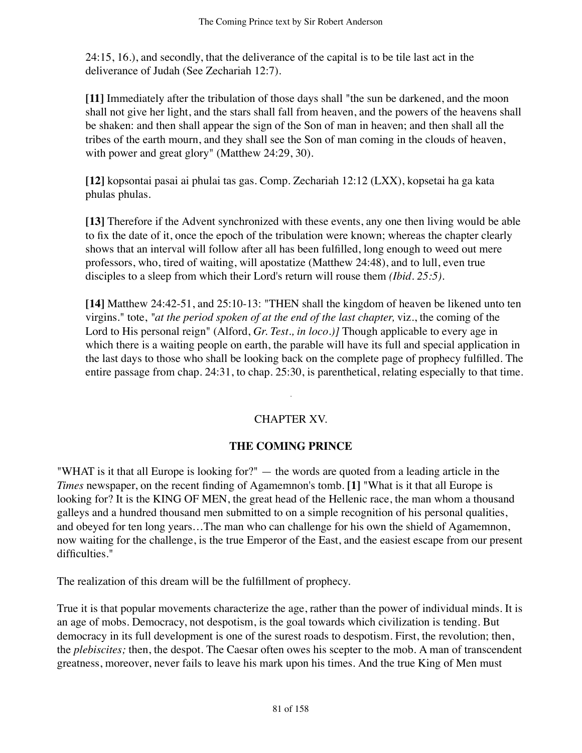24:15, 16.), and secondly, that the deliverance of the capital is to be tile last act in the deliverance of Judah (See Zechariah 12:7).

**[11]** Immediately after the tribulation of those days shall "the sun be darkened, and the moon shall not give her light, and the stars shall fall from heaven, and the powers of the heavens shall be shaken: and then shall appear the sign of the Son of man in heaven; and then shall all the tribes of the earth mourn, and they shall see the Son of man coming in the clouds of heaven, with power and great glory" (Matthew 24:29, 30).

**[12]** kopsontai pasai ai phulai tas gas. Comp. Zechariah 12:12 (LXX), kopsetai ha ga kata phulas phulas.

**[13]** Therefore if the Advent synchronized with these events, any one then living would be able to fix the date of it, once the epoch of the tribulation were known; whereas the chapter clearly shows that an interval will follow after all has been fulfilled, long enough to weed out mere professors, who, tired of waiting, will apostatize (Matthew 24:48), and to lull, even true disciples to a sleep from which their Lord's return will rouse them *(Ibid. 25:5).*

**[14]** Matthew 24:42-51, and 25:10-13: "THEN shall the kingdom of heaven be likened unto ten virgins." tote, *"at the period spoken of at the end of the last chapter,* viz., the coming of the Lord to His personal reign" (Alford, *Gr. Test., in loco.)]* Though applicable to every age in which there is a waiting people on earth, the parable will have its full and special application in the last days to those who shall be looking back on the complete page of prophecy fulfilled. The entire passage from chap. 24:31, to chap. 25:30, is parenthetical, relating especially to that time.

## CHAPTER XV.

### THE COMING PRINCE

"WHAT is it that all Europe is looking for?" — the words are quoted from a leading article in the *Times* newspaper, on the recent finding of Agamemnon's tomb. **[1]** "What is it that all Europe is looking for? It is the KING OF MEN, the great head of the Hellenic race, the man whom a thousand galleys and a hundred thousand men submitted to on a simple recognition of his personal qualities, and obeyed for ten long years…The man who can challenge for his own the shield of Agamemnon, now waiting for the challenge, is the true Emperor of the East, and the easiest escape from our present difficulties."

The realization of this dream will be the fulfillment of prophecy.

True it is that popular movements characterize the age, rather than the power of individual minds. It is an age of mobs. Democracy, not despotism, is the goal towards which civilization is tending. But democracy in its full development is one of the surest roads to despotism. First, the revolution; then, the *plebiscites;* then, the despot. The Caesar often owes his scepter to the mob. A man of transcendent greatness, moreover, never fails to leave his mark upon his times. And the true King of Men must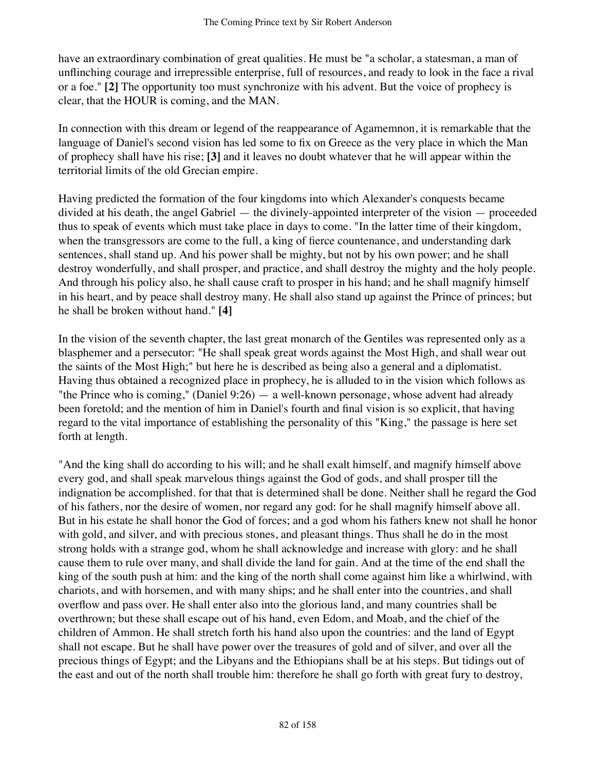have an extraordinary combination of great qualities. He must be "a scholar, a statesman, a man of unflinching courage and irrepressible enterprise, full of resources, and ready to look in the face a rival or a foe." **[2]** The opportunity too must synchronize with his advent. But the voice of prophecy is clear, that the HOUR is coming, and the MAN.

In connection with this dream or legend of the reappearance of Agamemnon, it is remarkable that the language of Daniel's second vision has led some to fix on Greece as the very place in which the Man of prophecy shall have his rise; **[3]** and it leaves no doubt whatever that he will appear within the territorial limits of the old Grecian empire.

Having predicted the formation of the four kingdoms into which Alexander's conquests became divided at his death, the angel Gabriel — the divinely-appointed interpreter of the vision — proceeded thus to speak of events which must take place in days to come. "In the latter time of their kingdom, when the transgressors are come to the full, a king of fierce countenance, and understanding dark sentences, shall stand up. And his power shall be mighty, but not by his own power; and he shall destroy wonderfully, and shall prosper, and practice, and shall destroy the mighty and the holy people. And through his policy also, he shall cause craft to prosper in his hand; and he shall magnify himself in his heart, and by peace shall destroy many. He shall also stand up against the Prince of princes; but he shall be broken without hand." **[4]**

In the vision of the seventh chapter, the last great monarch of the Gentiles was represented only as a blasphemer and a persecutor: "He shall speak great words against the Most High, and shall wear out the saints of the Most High;" but here he is described as being also a general and a diplomatist. Having thus obtained a recognized place in prophecy, he is alluded to in the vision which follows as "the Prince who is coming," (Daniel 9:26) — a well-known personage, whose advent had already been foretold; and the mention of him in Daniel's fourth and final vision is so explicit, that having regard to the vital importance of establishing the personality of this "King," the passage is here set forth at length.

"And the king shall do according to his will; and he shall exalt himself, and magnify himself above every god, and shall speak marvelous things against the God of gods, and shall prosper till the indignation be accomplished. for that that is determined shall be done. Neither shall he regard the God of his fathers, nor the desire of women, nor regard any god: for he shall magnify himself above all. But in his estate he shall honor the God of forces; and a god whom his fathers knew not shall he honor with gold, and silver, and with precious stones, and pleasant things. Thus shall he do in the most strong holds with a strange god, whom he shall acknowledge and increase with glory: and he shall cause them to rule over many, and shall divide the land for gain. And at the time of the end shall the king of the south push at him: and the king of the north shall come against him like a whirlwind, with chariots, and with horsemen, and with many ships; and he shall enter into the countries, and shall overflow and pass over. He shall enter also into the glorious land, and many countries shall be overthrown; but these shall escape out of his hand, even Edom, and Moab, and the chief of the children of Ammon. He shall stretch forth his hand also upon the countries: and the land of Egypt shall not escape. But he shall have power over the treasures of gold and of silver, and over all the precious things of Egypt; and the Libyans and the Ethiopians shall be at his steps. But tidings out of the east and out of the north shall trouble him: therefore he shall go forth with great fury to destroy,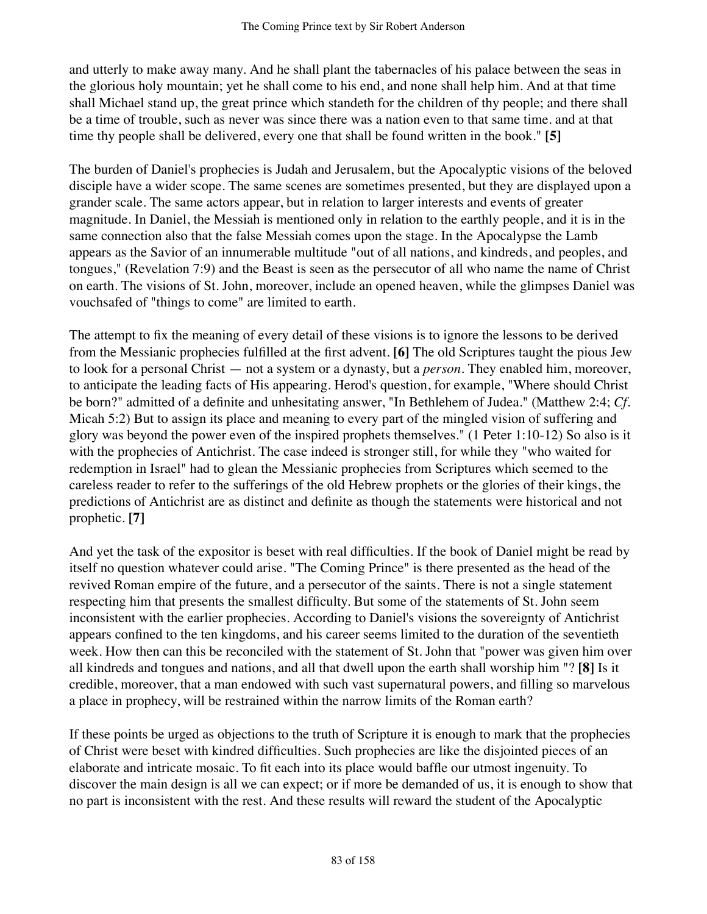and utterly to make away many. And he shall plant the tabernacles of his palace between the seas in the glorious holy mountain; yet he shall come to his end, and none shall help him. And at that time shall Michael stand up, the great prince which standeth for the children of thy people; and there shall be a time of trouble, such as never was since there was a nation even to that same time. and at that time thy people shall be delivered, every one that shall be found written in the book." **[5]**

The burden of Daniel's prophecies is Judah and Jerusalem, but the Apocalyptic visions of the beloved disciple have a wider scope. The same scenes are sometimes presented, but they are displayed upon a grander scale. The same actors appear, but in relation to larger interests and events of greater magnitude. In Daniel, the Messiah is mentioned only in relation to the earthly people, and it is in the same connection also that the false Messiah comes upon the stage. In the Apocalypse the Lamb appears as the Savior of an innumerable multitude "out of all nations, and kindreds, and peoples, and tongues," (Revelation 7:9) and the Beast is seen as the persecutor of all who name the name of Christ on earth. The visions of St. John, moreover, include an opened heaven, while the glimpses Daniel was vouchsafed of "things to come" are limited to earth.

The attempt to fix the meaning of every detail of these visions is to ignore the lessons to be derived from the Messianic prophecies fulfilled at the first advent. **[6]** The old Scriptures taught the pious Jew to look for a personal Christ — not a system or a dynasty, but a *person*. They enabled him, moreover, to anticipate the leading facts of His appearing. Herod's question, for example, "Where should Christ be born?" admitted of a definite and unhesitating answer, "In Bethlehem of Judea." (Matthew 2:4; *Cf.* Micah 5:2) But to assign its place and meaning to every part of the mingled vision of suffering and glory was beyond the power even of the inspired prophets themselves." (1 Peter 1:10-12) So also is it with the prophecies of Antichrist. The case indeed is stronger still, for while they "who waited for redemption in Israel" had to glean the Messianic prophecies from Scriptures which seemed to the careless reader to refer to the sufferings of the old Hebrew prophets or the glories of their kings, the predictions of Antichrist are as distinct and definite as though the statements were historical and not prophetic. **[7]**

And yet the task of the expositor is beset with real difficulties. If the book of Daniel might be read by itself no question whatever could arise. "The Coming Prince" is there presented as the head of the revived Roman empire of the future, and a persecutor of the saints. There is not a single statement respecting him that presents the smallest difficulty. But some of the statements of St. John seem inconsistent with the earlier prophecies. According to Daniel's visions the sovereignty of Antichrist appears confined to the ten kingdoms, and his career seems limited to the duration of the seventieth week. How then can this be reconciled with the statement of St. John that "power was given him over all kindreds and tongues and nations, and all that dwell upon the earth shall worship him "? **[8]** Is it credible, moreover, that a man endowed with such vast supernatural powers, and filling so marvelous a place in prophecy, will be restrained within the narrow limits of the Roman earth?

If these points be urged as objections to the truth of Scripture it is enough to mark that the prophecies of Christ were beset with kindred difficulties. Such prophecies are like the disjointed pieces of an elaborate and intricate mosaic. To fit each into its place would baffle our utmost ingenuity. To discover the main design is all we can expect; or if more be demanded of us, it is enough to show that no part is inconsistent with the rest. And these results will reward the student of the Apocalyptic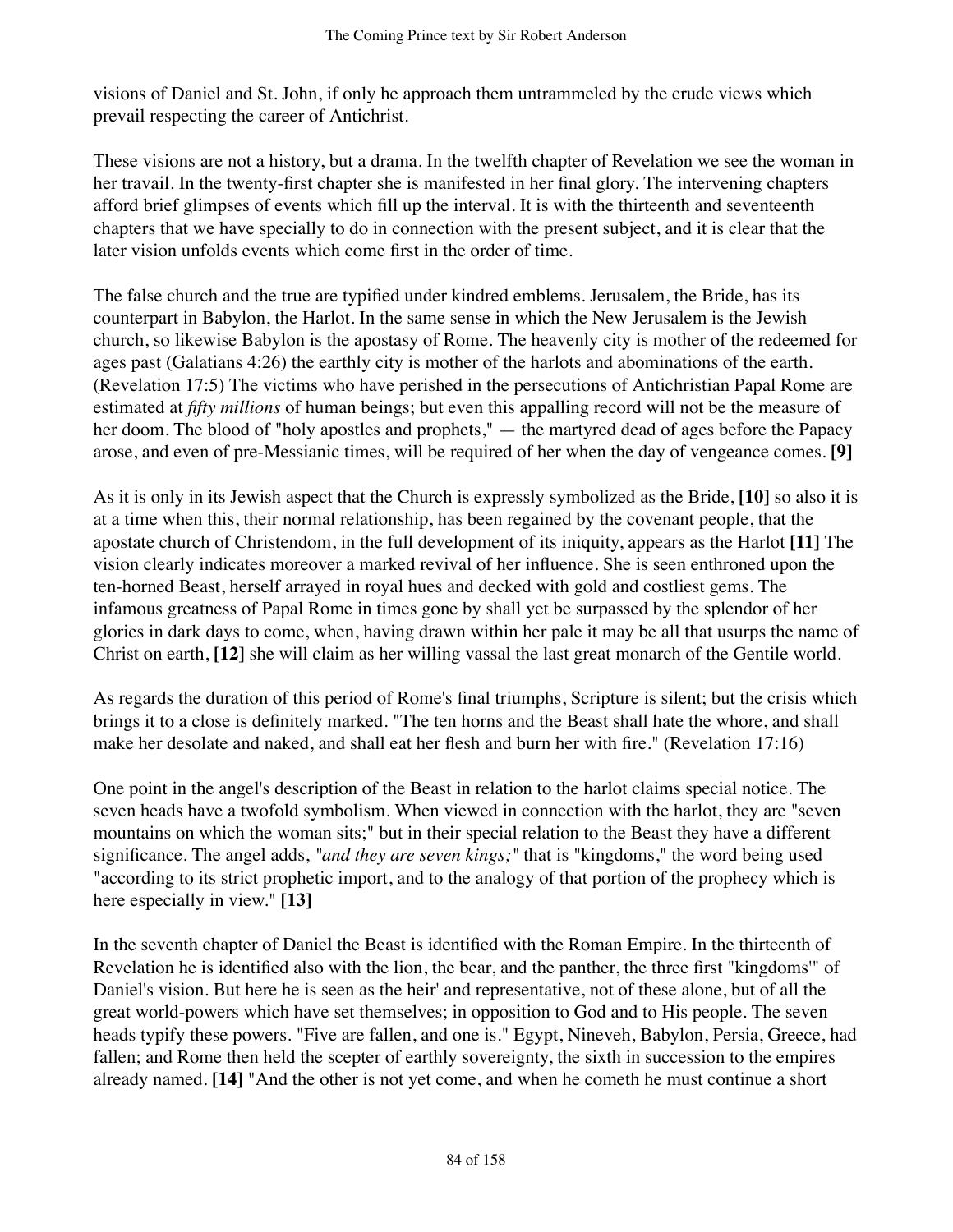visions of Daniel and St. John, if only he approach them untrammeled by the crude views which prevail respecting the career of Antichrist.

These visions are not a history, but a drama. In the twelfth chapter of Revelation we see the woman in her travail. In the twenty-first chapter she is manifested in her final glory. The intervening chapters afford brief glimpses of events which fill up the interval. It is with the thirteenth and seventeenth chapters that we have specially to do in connection with the present subject, and it is clear that the later vision unfolds events which come first in the order of time.

The false church and the true are typified under kindred emblems. Jerusalem, the Bride, has its counterpart in Babylon, the Harlot. In the same sense in which the New Jerusalem is the Jewish church, so likewise Babylon is the apostasy of Rome. The heavenly city is mother of the redeemed for ages past (Galatians 4:26) the earthly city is mother of the harlots and abominations of the earth. (Revelation 17:5) The victims who have perished in the persecutions of Antichristian Papal Rome are estimated at *fifty millions* of human beings; but even this appalling record will not be the measure of her doom. The blood of "holy apostles and prophets," — the martyred dead of ages before the Papacy arose, and even of pre-Messianic times, will be required of her when the day of vengeance comes. **[9]**

As it is only in its Jewish aspect that the Church is expressly symbolized as the Bride, **[10]** so also it is at a time when this, their normal relationship, has been regained by the covenant people, that the apostate church of Christendom, in the full development of its iniquity, appears as the Harlot **[11]** The vision clearly indicates moreover a marked revival of her influence. She is seen enthroned upon the ten-horned Beast, herself arrayed in royal hues and decked with gold and costliest gems. The infamous greatness of Papal Rome in times gone by shall yet be surpassed by the splendor of her glories in dark days to come, when, having drawn within her pale it may be all that usurps the name of Christ on earth, **[12]** she will claim as her willing vassal the last great monarch of the Gentile world.

As regards the duration of this period of Rome's final triumphs, Scripture is silent; but the crisis which brings it to a close is definitely marked. "The ten horns and the Beast shall hate the whore, and shall make her desolate and naked, and shall eat her flesh and burn her with fire." (Revelation 17:16)

One point in the angel's description of the Beast in relation to the harlot claims special notice. The seven heads have a twofold symbolism. When viewed in connection with the harlot, they are "seven mountains on which the woman sits;" but in their special relation to the Beast they have a different significance. The angel adds, *"and they are seven kings;"* that is "kingdoms," the word being used "according to its strict prophetic import, and to the analogy of that portion of the prophecy which is here especially in view." **[13]**

In the seventh chapter of Daniel the Beast is identified with the Roman Empire. In the thirteenth of Revelation he is identified also with the lion, the bear, and the panther, the three first "kingdoms'" of Daniel's vision. But here he is seen as the heir' and representative, not of these alone, but of all the great world-powers which have set themselves; in opposition to God and to His people. The seven heads typify these powers. "Five are fallen, and one is." Egypt, Nineveh, Babylon, Persia, Greece, had fallen; and Rome then held the scepter of earthly sovereignty, the sixth in succession to the empires already named. **[14]** "And the other is not yet come, and when he cometh he must continue a short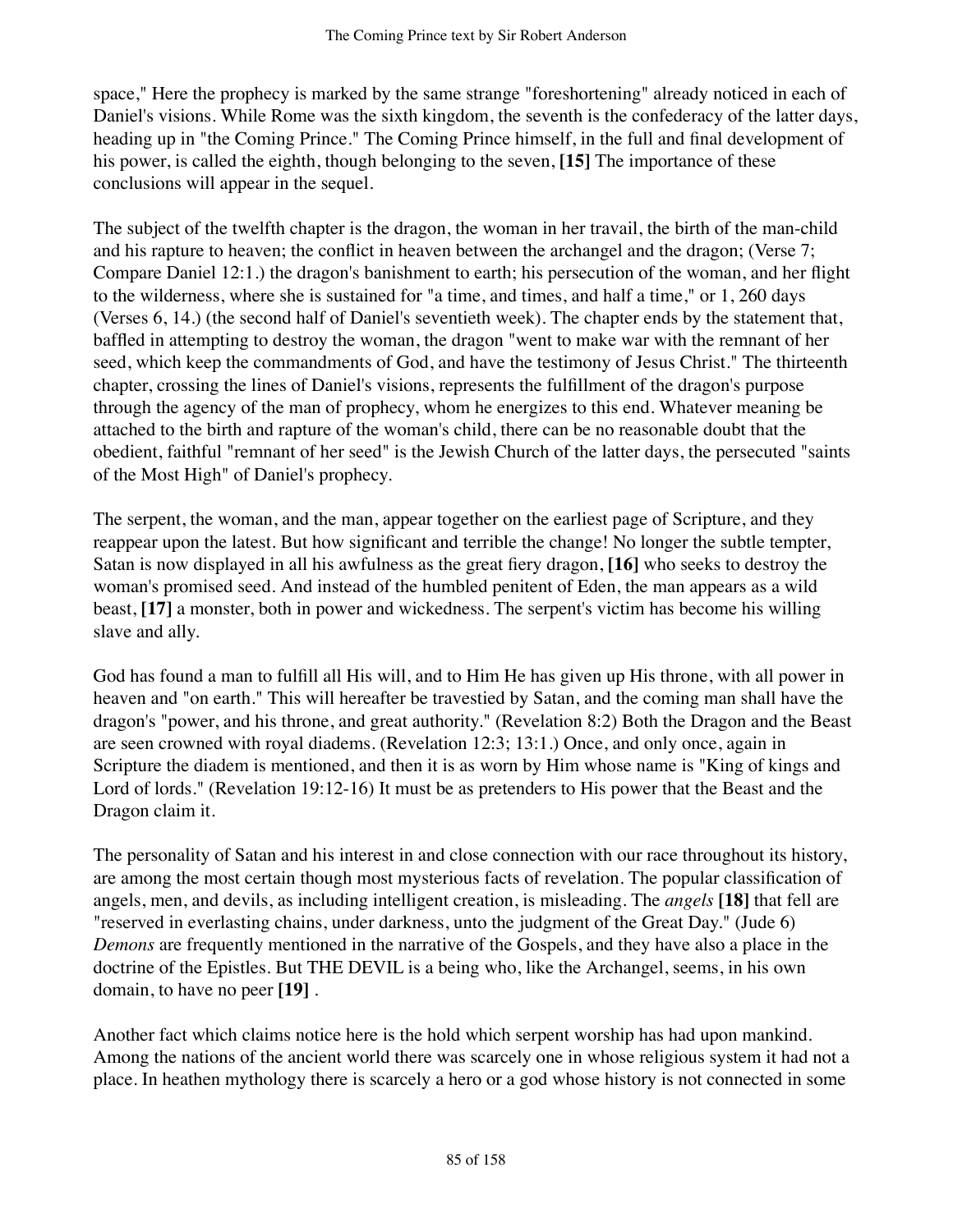space," Here the prophecy is marked by the same strange "foreshortening" already noticed in each of Daniel's visions. While Rome was the sixth kingdom, the seventh is the confederacy of the latter days, heading up in "the Coming Prince." The Coming Prince himself, in the full and final development of his power, is called the eighth, though belonging to the seven, **[15]** The importance of these conclusions will appear in the sequel.

The subject of the twelfth chapter is the dragon, the woman in her travail, the birth of the man-child and his rapture to heaven; the conflict in heaven between the archangel and the dragon; (Verse 7; Compare Daniel 12:1.) the dragon's banishment to earth; his persecution of the woman, and her flight to the wilderness, where she is sustained for "a time, and times, and half a time," or 1, 260 days (Verses 6, 14.) (the second half of Daniel's seventieth week). The chapter ends by the statement that, baffled in attempting to destroy the woman, the dragon "went to make war with the remnant of her seed, which keep the commandments of God, and have the testimony of Jesus Christ." The thirteenth chapter, crossing the lines of Daniel's visions, represents the fulfillment of the dragon's purpose through the agency of the man of prophecy, whom he energizes to this end. Whatever meaning be attached to the birth and rapture of the woman's child, there can be no reasonable doubt that the obedient, faithful "remnant of her seed" is the Jewish Church of the latter days, the persecuted "saints of the Most High" of Daniel's prophecy.

The serpent, the woman, and the man, appear together on the earliest page of Scripture, and they reappear upon the latest. But how significant and terrible the change! No longer the subtle tempter, Satan is now displayed in all his awfulness as the great fiery dragon, **[16]** who seeks to destroy the woman's promised seed. And instead of the humbled penitent of Eden, the man appears as a wild beast, **[17]** a monster, both in power and wickedness. The serpent's victim has become his willing slave and ally.

God has found a man to fulfill all His will, and to Him He has given up His throne, with all power in heaven and "on earth." This will hereafter be travestied by Satan, and the coming man shall have the dragon's "power, and his throne, and great authority." (Revelation 8:2) Both the Dragon and the Beast are seen crowned with royal diadems. (Revelation 12:3; 13:1.) Once, and only once, again in Scripture the diadem is mentioned, and then it is as worn by Him whose name is "King of kings and Lord of lords." (Revelation 19:12-16) It must be as pretenders to His power that the Beast and the Dragon claim it.

The personality of Satan and his interest in and close connection with our race throughout its history, are among the most certain though most mysterious facts of revelation. The popular classification of angels, men, and devils, as including intelligent creation, is misleading. The *angels* **[18]** that fell are "reserved in everlasting chains, under darkness, unto the judgment of the Great Day." (Jude 6) *Demons* are frequently mentioned in the narrative of the Gospels, and they have also a place in the doctrine of the Epistles. But THE DEVIL is a being who, like the Archangel, seems, in his own domain, to have no peer **[19]** .

Another fact which claims notice here is the hold which serpent worship has had upon mankind. Among the nations of the ancient world there was scarcely one in whose religious system it had not a place. In heathen mythology there is scarcely a hero or a god whose history is not connected in some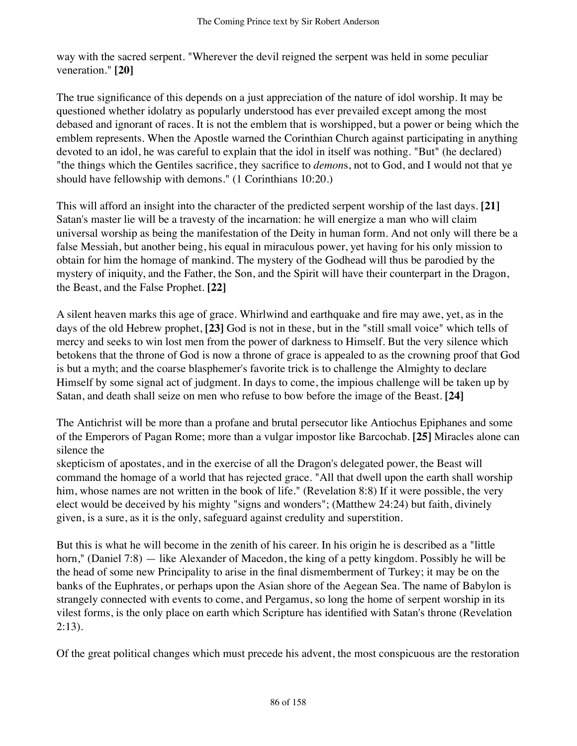way with the sacred serpent. "Wherever the devil reigned the serpent was held in some peculiar veneration." **[20]**

The true significance of this depends on a just appreciation of the nature of idol worship. It may be questioned whether idolatry as popularly understood has ever prevailed except among the most debased and ignorant of races. It is not the emblem that is worshipped, but a power or being which the emblem represents. When the Apostle warned the Corinthian Church against participating in anything devoted to an idol, he was careful to explain that the idol in itself was nothing. "But" (he declared) "the things which the Gentiles sacrifice, they sacrifice to *demon*s, not to God, and I would not that ye should have fellowship with demons." (1 Corinthians 10:20.)

This will afford an insight into the character of the predicted serpent worship of the last days. **[21]** Satan's master lie will be a travesty of the incarnation: he will energize a man who will claim universal worship as being the manifestation of the Deity in human form. And not only will there be a false Messiah, but another being, his equal in miraculous power, yet having for his only mission to obtain for him the homage of mankind. The mystery of the Godhead will thus be parodied by the mystery of iniquity, and the Father, the Son, and the Spirit will have their counterpart in the Dragon, the Beast, and the False Prophet. **[22]**

A silent heaven marks this age of grace. Whirlwind and earthquake and fire may awe, yet, as in the days of the old Hebrew prophet, **[23]** God is not in these, but in the "still small voice" which tells of mercy and seeks to win lost men from the power of darkness to Himself. But the very silence which betokens that the throne of God is now a throne of grace is appealed to as the crowning proof that God is but a myth; and the coarse blasphemer's favorite trick is to challenge the Almighty to declare Himself by some signal act of judgment. In days to come, the impious challenge will be taken up by Satan, and death shall seize on men who refuse to bow before the image of the Beast. **[24]**

The Antichrist will be more than a profane and brutal persecutor like Antiochus Epiphanes and some of the Emperors of Pagan Rome; more than a vulgar impostor like Barcochab. **[25]** Miracles alone can silence the skepticism of apostates, and in the exercise of all the Dragon's delegated power, the Beast will command the homage of a world that has rejected grace. "All that dwell upon the earth shall worship him, whose names are not written in the book of life." (Revelation 8:8) If it were possible, the very elect would be deceived by his mighty "signs and wonders"; (Matthew 24:24) but faith, divinely given, is a sure, as it is the only, safeguard against credulity and superstition.

But this is what he will become in the zenith of his career. In his origin he is described as a "little horn," (Daniel 7:8) — like Alexander of Macedon, the king of a petty kingdom. Possibly he will be the head of some new Principality to arise in the final dismemberment of Turkey; it may be on the banks of the Euphrates, or perhaps upon the Asian shore of the Aegean Sea. The name of Babylon is strangely connected with events to come, and Pergamus, so long the home of serpent worship in its vilest forms, is the only place on earth which Scripture has identified with Satan's throne (Revelation 2:13).

Of the great political changes which must precede his advent, the most conspicuous are the restoration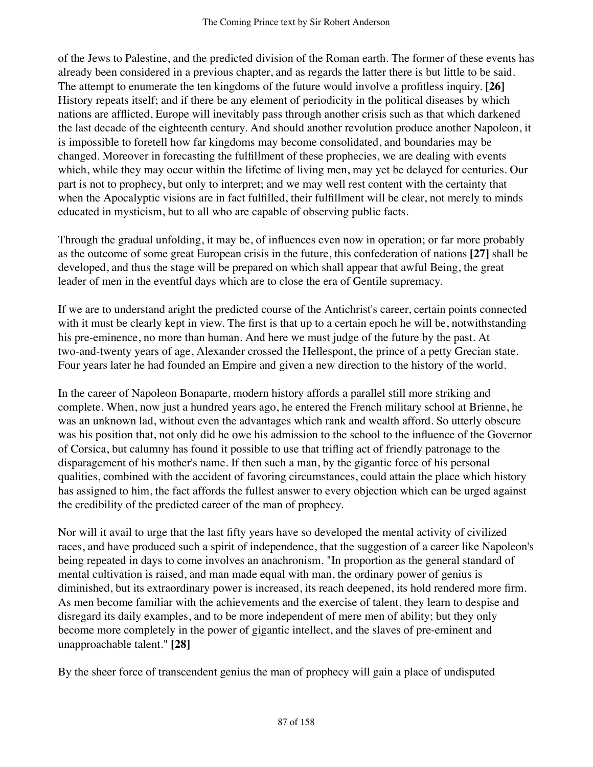of the Jews to Palestine, and the predicted division of the Roman earth. The former of these events has already been considered in a previous chapter, and as regards the latter there is but little to be said. The attempt to enumerate the ten kingdoms of the future would involve a profitless inquiry. **[26]** History repeats itself; and if there be any element of periodicity in the political diseases by which nations are afflicted, Europe will inevitably pass through another crisis such as that which darkened the last decade of the eighteenth century. And should another revolution produce another Napoleon, it is impossible to foretell how far kingdoms may become consolidated, and boundaries may be changed. Moreover in forecasting the fulfillment of these prophecies, we are dealing with events which, while they may occur within the lifetime of living men, may yet be delayed for centuries. Our part is not to prophecy, but only to interpret; and we may well rest content with the certainty that when the Apocalyptic visions are in fact fulfilled, their fulfillment will be clear, not merely to minds educated in mysticism, but to all who are capable of observing public facts.

Through the gradual unfolding, it may be, of influences even now in operation; or far more probably as the outcome of some great European crisis in the future, this confederation of nations **[27]** shall be developed, and thus the stage will be prepared on which shall appear that awful Being, the great leader of men in the eventful days which are to close the era of Gentile supremacy.

If we are to understand aright the predicted course of the Antichrist's career, certain points connected with it must be clearly kept in view. The first is that up to a certain epoch he will be, notwithstanding his pre-eminence, no more than human. And here we must judge of the future by the past. At two-and-twenty years of age, Alexander crossed the Hellespont, the prince of a petty Grecian state. Four years later he had founded an Empire and given a new direction to the history of the world.

In the career of Napoleon Bonaparte, modern history affords a parallel still more striking and complete. When, now just a hundred years ago, he entered the French military school at Brienne, he was an unknown lad, without even the advantages which rank and wealth afford. So utterly obscure was his position that, not only did he owe his admission to the school to the influence of the Governor of Corsica, but calumny has found it possible to use that trifling act of friendly patronage to the disparagement of his mother's name. If then such a man, by the gigantic force of his personal qualities, combined with the accident of favoring circumstances, could attain the place which history has assigned to him, the fact affords the fullest answer to every objection which can be urged against the credibility of the predicted career of the man of prophecy.

Nor will it avail to urge that the last fifty years have so developed the mental activity of civilized races, and have produced such a spirit of independence, that the suggestion of a career like Napoleon's being repeated in days to come involves an anachronism. "In proportion as the general standard of mental cultivation is raised, and man made equal with man, the ordinary power of genius is diminished, but its extraordinary power is increased, its reach deepened, its hold rendered more firm. As men become familiar with the achievements and the exercise of talent, they learn to despise and disregard its daily examples, and to be more independent of mere men of ability; but they only become more completely in the power of gigantic intellect, and the slaves of pre-eminent and unapproachable talent." **[28]**

By the sheer force of transcendent genius the man of prophecy will gain a place of undisputed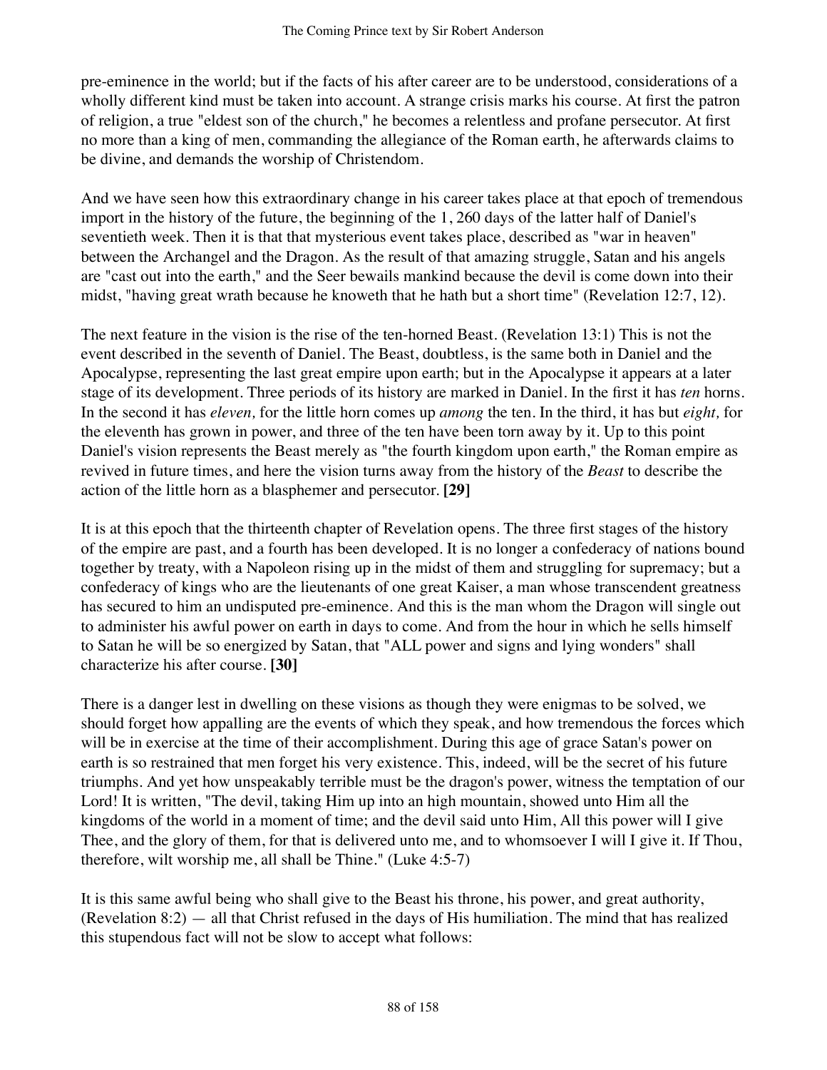pre-eminence in the world; but if the facts of his after career are to be understood, considerations of a wholly different kind must be taken into account. A strange crisis marks his course. At first the patron of religion, a true "eldest son of the church," he becomes a relentless and profane persecutor. At first no more than a king of men, commanding the allegiance of the Roman earth, he afterwards claims to be divine, and demands the worship of Christendom.

And we have seen how this extraordinary change in his career takes place at that epoch of tremendous import in the history of the future, the beginning of the 1, 260 days of the latter half of Daniel's seventieth week. Then it is that that mysterious event takes place, described as "war in heaven" between the Archangel and the Dragon. As the result of that amazing struggle, Satan and his angels are "cast out into the earth," and the Seer bewails mankind because the devil is come down into their midst, "having great wrath because he knoweth that he hath but a short time" (Revelation 12:7, 12).

The next feature in the vision is the rise of the ten-horned Beast. (Revelation 13:1) This is not the event described in the seventh of Daniel. The Beast, doubtless, is the same both in Daniel and the Apocalypse, representing the last great empire upon earth; but in the Apocalypse it appears at a later stage of its development. Three periods of its history are marked in Daniel. In the first it has *ten* horns. In the second it has *eleven,* for the little horn comes up *among* the ten. In the third, it has but *eight,* for the eleventh has grown in power, and three of the ten have been torn away by it. Up to this point Daniel's vision represents the Beast merely as "the fourth kingdom upon earth," the Roman empire as revived in future times, and here the vision turns away from the history of the *Beast* to describe the action of the little horn as a blasphemer and persecutor. **[29]**

It is at this epoch that the thirteenth chapter of Revelation opens. The three first stages of the history of the empire are past, and a fourth has been developed. It is no longer a confederacy of nations bound together by treaty, with a Napoleon rising up in the midst of them and struggling for supremacy; but a confederacy of kings who are the lieutenants of one great Kaiser, a man whose transcendent greatness has secured to him an undisputed pre-eminence. And this is the man whom the Dragon will single out to administer his awful power on earth in days to come. And from the hour in which he sells himself to Satan he will be so energized by Satan, that "ALL power and signs and lying wonders" shall characterize his after course. **[30]**

There is a danger lest in dwelling on these visions as though they were enigmas to be solved, we should forget how appalling are the events of which they speak, and how tremendous the forces which will be in exercise at the time of their accomplishment. During this age of grace Satan's power on earth is so restrained that men forget his very existence. This, indeed, will be the secret of his future triumphs. And yet how unspeakably terrible must be the dragon's power, witness the temptation of our Lord! It is written, "The devil, taking Him up into an high mountain, showed unto Him all the kingdoms of the world in a moment of time; and the devil said unto Him, All this power will I give Thee, and the glory of them, for that is delivered unto me, and to whomsoever I will I give it. If Thou, therefore, wilt worship me, all shall be Thine." (Luke 4:5-7)

It is this same awful being who shall give to the Beast his throne, his power, and great authority, (Revelation 8:2) — all that Christ refused in the days of His humiliation. The mind that has realized this stupendous fact will not be slow to accept what follows: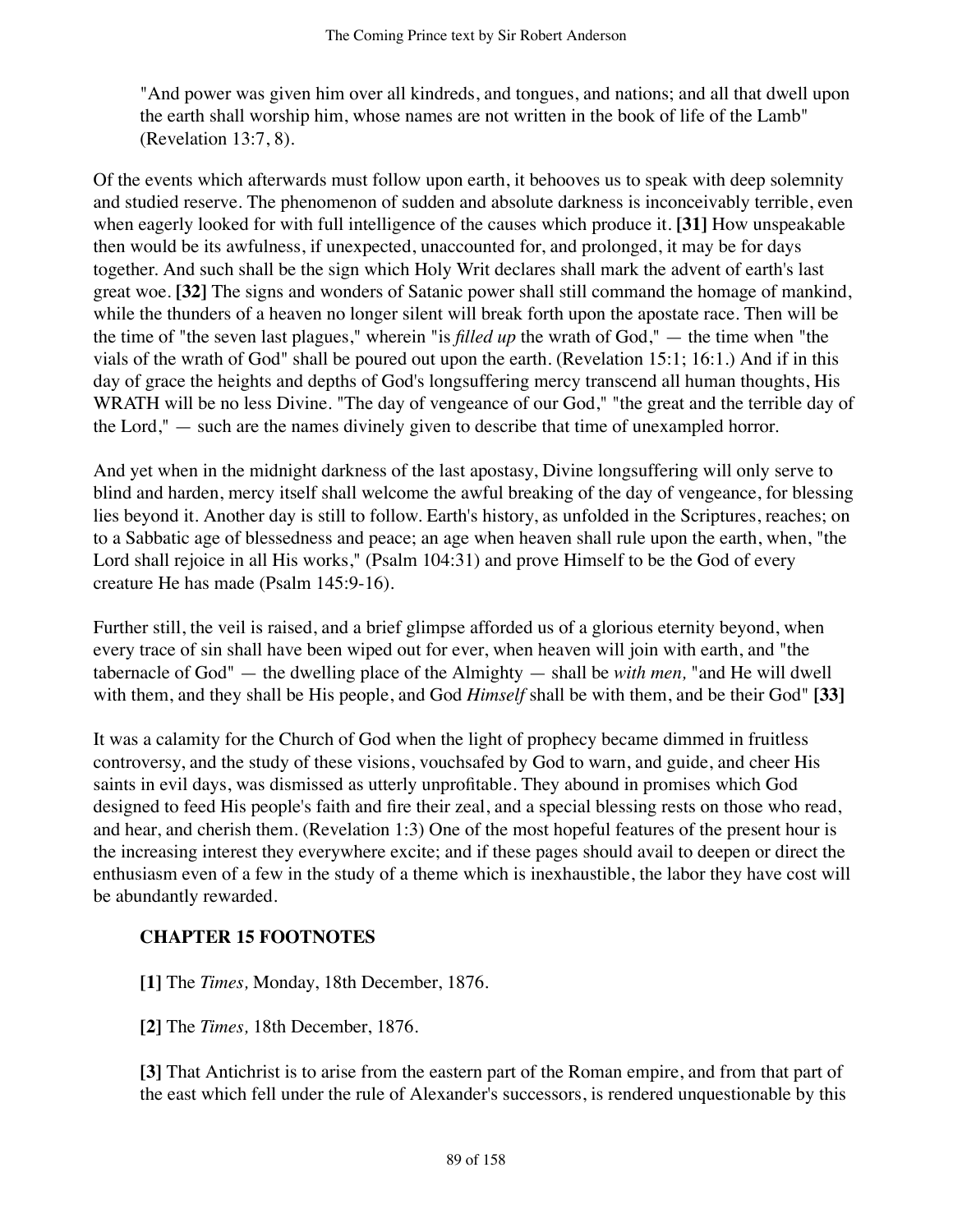"And power was given him over all kindreds, and tongues, and nations; and all that dwell upon the earth shall worship him, whose names are not written in the book of life of the Lamb" (Revelation 13:7, 8).

Of the events which afterwards must follow upon earth, it behooves us to speak with deep solemnity and studied reserve. The phenomenon of sudden and absolute darkness is inconceivably terrible, even when eagerly looked for with full intelligence of the causes which produce it. **[31]** How unspeakable then would be its awfulness, if unexpected, unaccounted for, and prolonged, it may be for days together. And such shall be the sign which Holy Writ declares shall mark the advent of earth's last great woe. **[32]** The signs and wonders of Satanic power shall still command the homage of mankind, while the thunders of a heaven no longer silent will break forth upon the apostate race. Then will be the time of "the seven last plagues," wherein "is *filled up* the wrath of God," — the time when "the vials of the wrath of God" shall be poured out upon the earth. (Revelation 15:1; 16:1.) And if in this day of grace the heights and depths of God's longsuffering mercy transcend all human thoughts, His WRATH will be no less Divine. "The day of vengeance of our God," "the great and the terrible day of the Lord," — such are the names divinely given to describe that time of unexampled horror.

And yet when in the midnight darkness of the last apostasy, Divine longsuffering will only serve to blind and harden, mercy itself shall welcome the awful breaking of the day of vengeance, for blessing lies beyond it. Another day is still to follow. Earth's history, as unfolded in the Scriptures, reaches; on to a Sabbatic age of blessedness and peace; an age when heaven shall rule upon the earth, when, "the Lord shall rejoice in all His works," (Psalm 104:31) and prove Himself to be the God of every creature He has made (Psalm 145:9-16).

Further still, the veil is raised, and a brief glimpse afforded us of a glorious eternity beyond, when every trace of sin shall have been wiped out for ever, when heaven will join with earth, and "the tabernacle of God" — the dwelling place of the Almighty — shall be *with men,* "and He will dwell with them, and they shall be His people, and God *Himself* shall be with them, and be their God" **[33]**

It was a calamity for the Church of God when the light of prophecy became dimmed in fruitless controversy, and the study of these visions, vouchsafed by God to warn, and guide, and cheer His saints in evil days, was dismissed as utterly unprofitable. They abound in promises which God designed to feed His people's faith and fire their zeal, and a special blessing rests on those who read, and hear, and cherish them. (Revelation 1:3) One of the most hopeful features of the present hour is the increasing interest they everywhere excite; and if these pages should avail to deepen or direct the enthusiasm even of a few in the study of a theme which is inexhaustible, the labor they have cost will be abundantly rewarded.

### CHAPTER 15 FOOTNOTES

**[1]** The *Times,* Monday, 18th December, 1876.

**[2]** The *Times,* 18th December, 1876.

**[3]** That Antichrist is to arise from the eastern part of the Roman empire, and from that part of the east which fell under the rule of Alexander's successors, is rendered unquestionable by this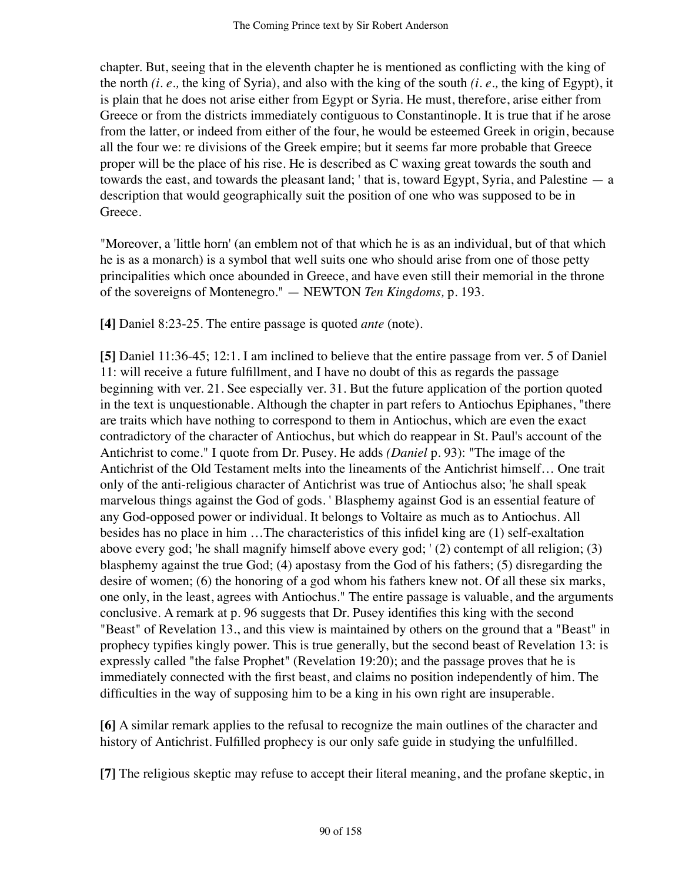chapter. But, seeing that in the eleventh chapter he is mentioned as conflicting with the king of the north *(i. e.,* the king of Syria), and also with the king of the south *(i. e.,* the king of Egypt), it is plain that he does not arise either from Egypt or Syria. He must, therefore, arise either from Greece or from the districts immediately contiguous to Constantinople. It is true that if he arose from the latter, or indeed from either of the four, he would be esteemed Greek in origin, because all the four we: re divisions of the Greek empire; but it seems far more probable that Greece proper will be the place of his rise. He is described as C waxing great towards the south and towards the east, and towards the pleasant land; ' that is, toward Egypt, Syria, and Palestine — a description that would geographically suit the position of one who was supposed to be in Greece.

"Moreover, a 'little horn' (an emblem not of that which he is as an individual, but of that which he is as a monarch) is a symbol that well suits one who should arise from one of those petty principalities which once abounded in Greece, and have even still their memorial in the throne of the sovereigns of Montenegro." — NEWTON *Ten Kingdoms,* p. 193.

**[4]** Daniel 8:23-25. The entire passage is quoted *ante* (note).

**[5]** Daniel 11:36-45; 12:1. I am inclined to believe that the entire passage from ver. 5 of Daniel 11: will receive a future fulfillment, and I have no doubt of this as regards the passage beginning with ver. 21. See especially ver. 31. But the future application of the portion quoted in the text is unquestionable. Although the chapter in part refers to Antiochus Epiphanes, "there are traits which have nothing to correspond to them in Antiochus, which are even the exact contradictory of the character of Antiochus, but which do reappear in St. Paul's account of the Antichrist to come." I quote from Dr. Pusey. He adds *(Daniel* p. 93): "The image of the Antichrist of the Old Testament melts into the lineaments of the Antichrist himself… One trait only of the anti-religious character of Antichrist was true of Antiochus also; 'he shall speak marvelous things against the God of gods. ' Blasphemy against God is an essential feature of any God-opposed power or individual. It belongs to Voltaire as much as to Antiochus. All besides has no place in him …The characteristics of this infidel king are (1) self-exaltation above every god; 'he shall magnify himself above every god; ' (2) contempt of all religion; (3) blasphemy against the true God; (4) apostasy from the God of his fathers; (5) disregarding the desire of women; (6) the honoring of a god whom his fathers knew not. Of all these six marks, one only, in the least, agrees with Antiochus." The entire passage is valuable, and the arguments conclusive. A remark at p. 96 suggests that Dr. Pusey identifies this king with the second "Beast" of Revelation 13., and this view is maintained by others on the ground that a "Beast" in prophecy typifies kingly power. This is true generally, but the second beast of Revelation 13: is expressly called "the false Prophet" (Revelation 19:20); and the passage proves that he is immediately connected with the first beast, and claims no position independently of him. The difficulties in the way of supposing him to be a king in his own right are insuperable.

**[6]** A similar remark applies to the refusal to recognize the main outlines of the character and history of Antichrist. Fulfilled prophecy is our only safe guide in studying the unfulfilled.

**[7]** The religious skeptic may refuse to accept their literal meaning, and the profane skeptic, in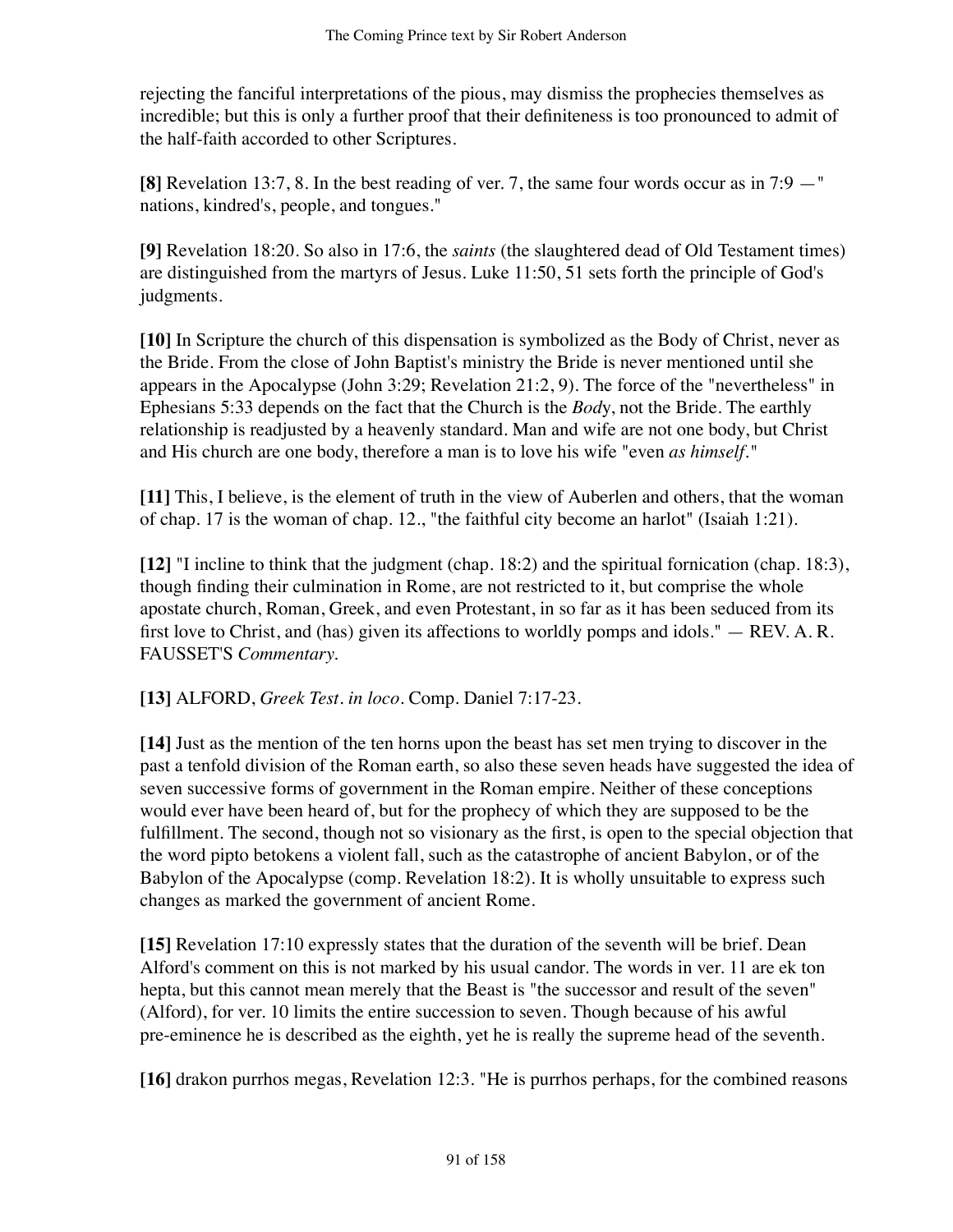rejecting the fanciful interpretations of the pious, may dismiss the prophecies themselves as incredible; but this is only a further proof that their definiteness is too pronounced to admit of the half-faith accorded to other Scriptures.

**[8]** Revelation 13:7, 8. In the best reading of ver. 7, the same four words occur as in 7:9 —" nations, kindred's, people, and tongues."

**[9]** Revelation 18:20. So also in 17:6, the *saints* (the slaughtered dead of Old Testament times) are distinguished from the martyrs of Jesus. Luke 11:50, 51 sets forth the principle of God's judgments.

**[10]** In Scripture the church of this dispensation is symbolized as the Body of Christ, never as the Bride. From the close of John Baptist's ministry the Bride is never mentioned until she appears in the Apocalypse (John 3:29; Revelation 21:2, 9). The force of the "nevertheless" in Ephesians 5:33 depends on the fact that the Church is the *Bod*y, not the Bride. The earthly relationship is readjusted by a heavenly standard. Man and wife are not one body, but Christ and His church are one body, therefore a man is to love his wife "even *as himself*."

**[11]** This, I believe, is the element of truth in the view of Auberlen and others, that the woman of chap. 17 is the woman of chap. 12., "the faithful city become an harlot" (Isaiah 1:21).

**[12]** "I incline to think that the judgment (chap. 18:2) and the spiritual fornication (chap. 18:3), though finding their culmination in Rome, are not restricted to it, but comprise the whole apostate church, Roman, Greek, and even Protestant, in so far as it has been seduced from its first love to Christ, and (has) given its affections to worldly pomps and idols." — REV. A. R. FAUSSET'S *Commentary.*

**[13]** ALFORD, *Greek Test. in loco*. Comp. Daniel 7:17-23.

**[14]** Just as the mention of the ten horns upon the beast has set men trying to discover in the past a tenfold division of the Roman earth, so also these seven heads have suggested the idea of seven successive forms of government in the Roman empire. Neither of these conceptions would ever have been heard of, but for the prophecy of which they are supposed to be the fulfillment. The second, though not so visionary as the first, is open to the special objection that the word pipto betokens a violent fall, such as the catastrophe of ancient Babylon, or of the Babylon of the Apocalypse (comp. Revelation 18:2). It is wholly unsuitable to express such changes as marked the government of ancient Rome.

**[15]** Revelation 17:10 expressly states that the duration of the seventh will be brief. Dean Alford's comment on this is not marked by his usual candor. The words in ver. 11 are ek ton hepta, but this cannot mean merely that the Beast is "the successor and result of the seven" (Alford), for ver. 10 limits the entire succession to seven. Though because of his awful pre-eminence he is described as the eighth, yet he is really the supreme head of the seventh.

**[16]** drakon purrhos megas, Revelation 12:3. "He is purrhos perhaps, for the combined reasons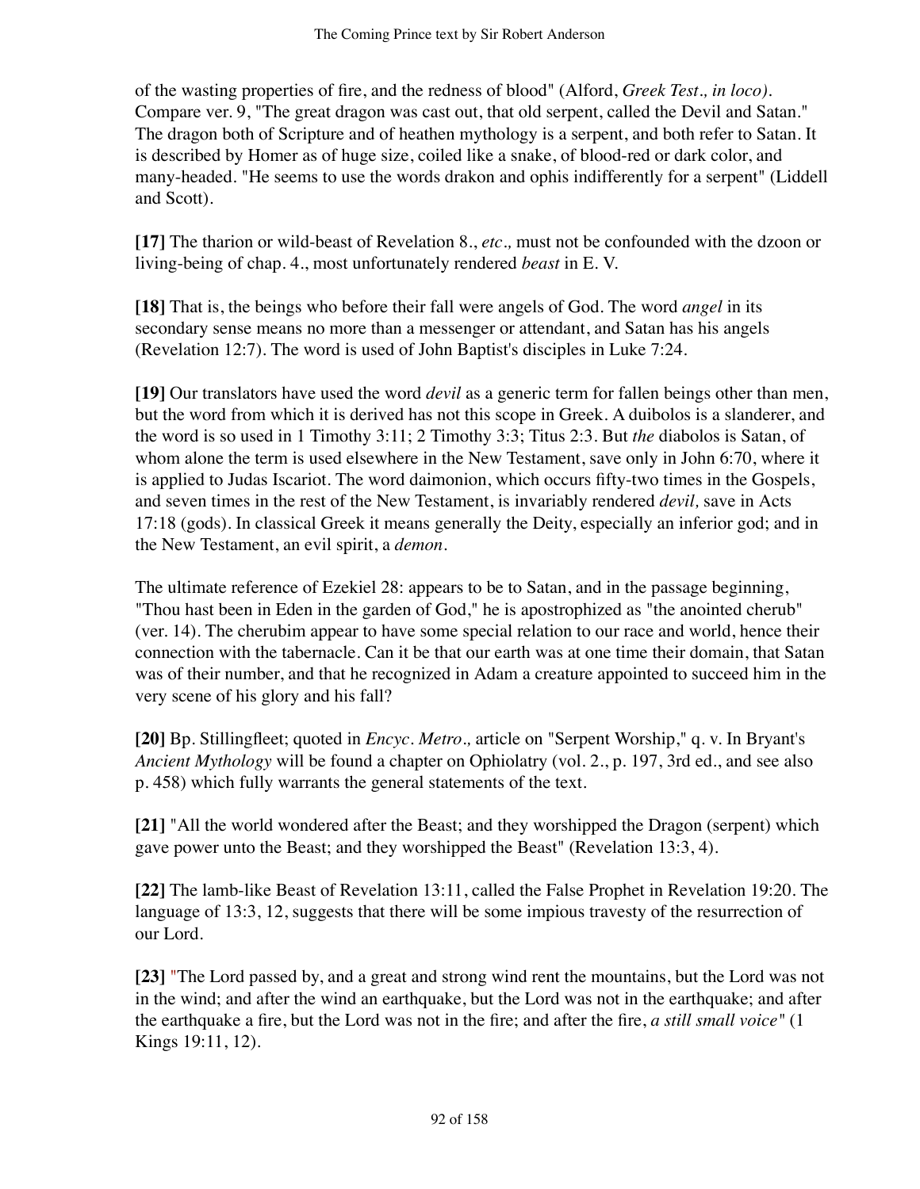of the wasting properties of fire, and the redness of blood" (Alford, *Greek Test., in loco)*. Compare ver. 9, "The great dragon was cast out, that old serpent, called the Devil and Satan." The dragon both of Scripture and of heathen mythology is a serpent, and both refer to Satan. It is described by Homer as of huge size, coiled like a snake, of blood-red or dark color, and many-headed. "He seems to use the words drakon and ophis indifferently for a serpent" (Liddell and Scott).

**[17]** The tharion or wild-beast of Revelation 8., *etc.,* must not be confounded with the dzoon or living-being of chap. 4., most unfortunately rendered *beast* in E. V.

**[18]** That is, the beings who before their fall were angels of God. The word *angel* in its secondary sense means no more than a messenger or attendant, and Satan has his angels (Revelation 12:7). The word is used of John Baptist's disciples in Luke 7:24.

**[19]** Our translators have used the word *devil* as a generic term for fallen beings other than men, but the word from which it is derived has not this scope in Greek. A duibolos is a slanderer, and the word is so used in 1 Timothy 3:11; 2 Timothy 3:3; Titus 2:3. But *the* diabolos is Satan, of whom alone the term is used elsewhere in the New Testament, save only in John 6:70, where it is applied to Judas Iscariot. The word daimonion, which occurs fifty-two times in the Gospels, and seven times in the rest of the New Testament, is invariably rendered *devil,* save in Acts 17:18 (gods). In classical Greek it means generally the Deity, especially an inferior god; and in the New Testament, an evil spirit, a *demon*.

The ultimate reference of Ezekiel 28: appears to be to Satan, and in the passage beginning, "Thou hast been in Eden in the garden of God," he is apostrophized as "the anointed cherub" (ver. 14). The cherubim appear to have some special relation to our race and world, hence their connection with the tabernacle. Can it be that our earth was at one time their domain, that Satan was of their number, and that he recognized in Adam a creature appointed to succeed him in the very scene of his glory and his fall?

**[20]** Bp. Stillingfleet; quoted in *Encyc. Metro.,* article on "Serpent Worship," q. v. In Bryant's *Ancient Mythology* will be found a chapter on Ophiolatry (vol. 2., p. 197, 3rd ed., and see also p. 458) which fully warrants the general statements of the text.

**[21]** "All the world wondered after the Beast; and they worshipped the Dragon (serpent) which gave power unto the Beast; and they worshipped the Beast" (Revelation 13:3, 4).

**[22]** The lamb-like Beast of Revelation 13:11, called the False Prophet in Revelation 19:20. The language of 13:3, 12, suggests that there will be some impious travesty of the resurrection of our Lord.

**[23]** "The Lord passed by, and a great and strong wind rent the mountains, but the Lord was not in the wind; and after the wind an earthquake, but the Lord was not in the earthquake; and after the earthquake a fire, but the Lord was not in the fire; and after the fire, *a still small voice"* (1 Kings 19:11, 12).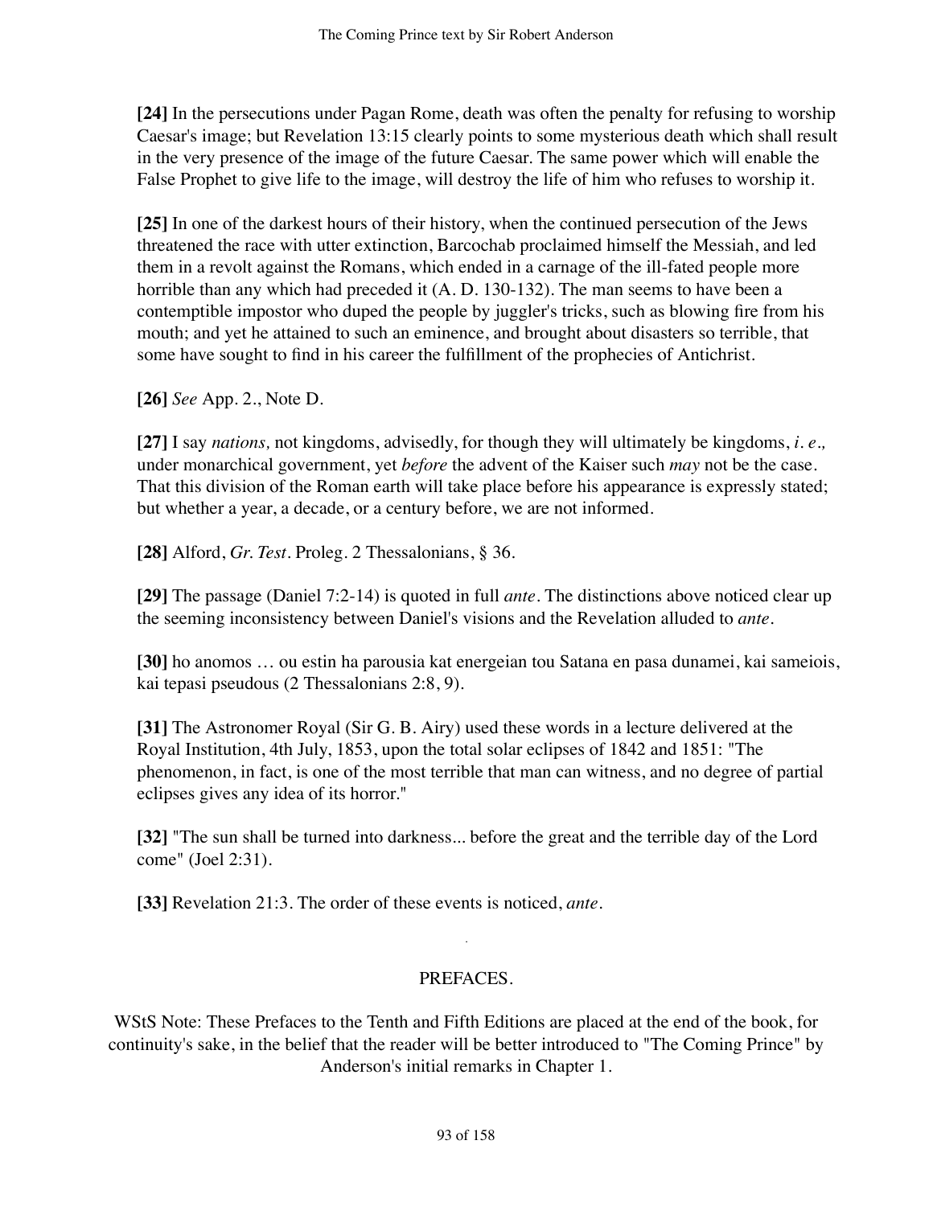**[24]** In the persecutions under Pagan Rome, death was often the penalty for refusing to worship Caesar's image; but Revelation 13:15 clearly points to some mysterious death which shall result in the very presence of the image of the future Caesar. The same power which will enable the False Prophet to give life to the image, will destroy the life of him who refuses to worship it.

**[25]** In one of the darkest hours of their history, when the continued persecution of the Jews threatened the race with utter extinction, Barcochab proclaimed himself the Messiah, and led them in a revolt against the Romans, which ended in a carnage of the ill-fated people more horrible than any which had preceded it (A. D. 130-132). The man seems to have been a contemptible impostor who duped the people by juggler's tricks, such as blowing fire from his mouth; and yet he attained to such an eminence, and brought about disasters so terrible, that some have sought to find in his career the fulfillment of the prophecies of Antichrist.

**[26]** *See* App. 2., Note D.

**[27]** I say *nations,* not kingdoms, advisedly, for though they will ultimately be kingdoms, *i. e.,* under monarchical government, yet *before* the advent of the Kaiser such *may* not be the case. That this division of the Roman earth will take place before his appearance is expressly stated; but whether a year, a decade, or a century before, we are not informed.

**[28]** Alford, *Gr. Test*. Proleg. 2 Thessalonians, § 36.

**[29]** The passage (Daniel 7:2-14) is quoted in full *ante*. The distinctions above noticed clear up the seeming inconsistency between Daniel's visions and the Revelation alluded to *ante*.

**[30]** ho anomos … ou estin ha parousia kat energeian tou Satana en pasa dunamei, kai sameiois, kai tepasi pseudous (2 Thessalonians 2:8, 9).

**[31]** The Astronomer Royal (Sir G. B. Airy) used these words in a lecture delivered at the Royal Institution, 4th July, 1853, upon the total solar eclipses of 1842 and 1851: "The phenomenon, in fact, is one of the most terrible that man can witness, and no degree of partial eclipses gives any idea of its horror."

**[32]** "The sun shall be turned into darkness... before the great and the terrible day of the Lord come" (Joel 2:31).

**[33]** Revelation 21:3. The order of these events is noticed, *ante*.

## PREFACES.

WStS Note: These Prefaces to the Tenth and Fifth Editions are placed at the end of the book, for continuity's sake, in the belief that the reader will be better introduced to "The Coming Prince" by Anderson's initial remarks in Chapter 1.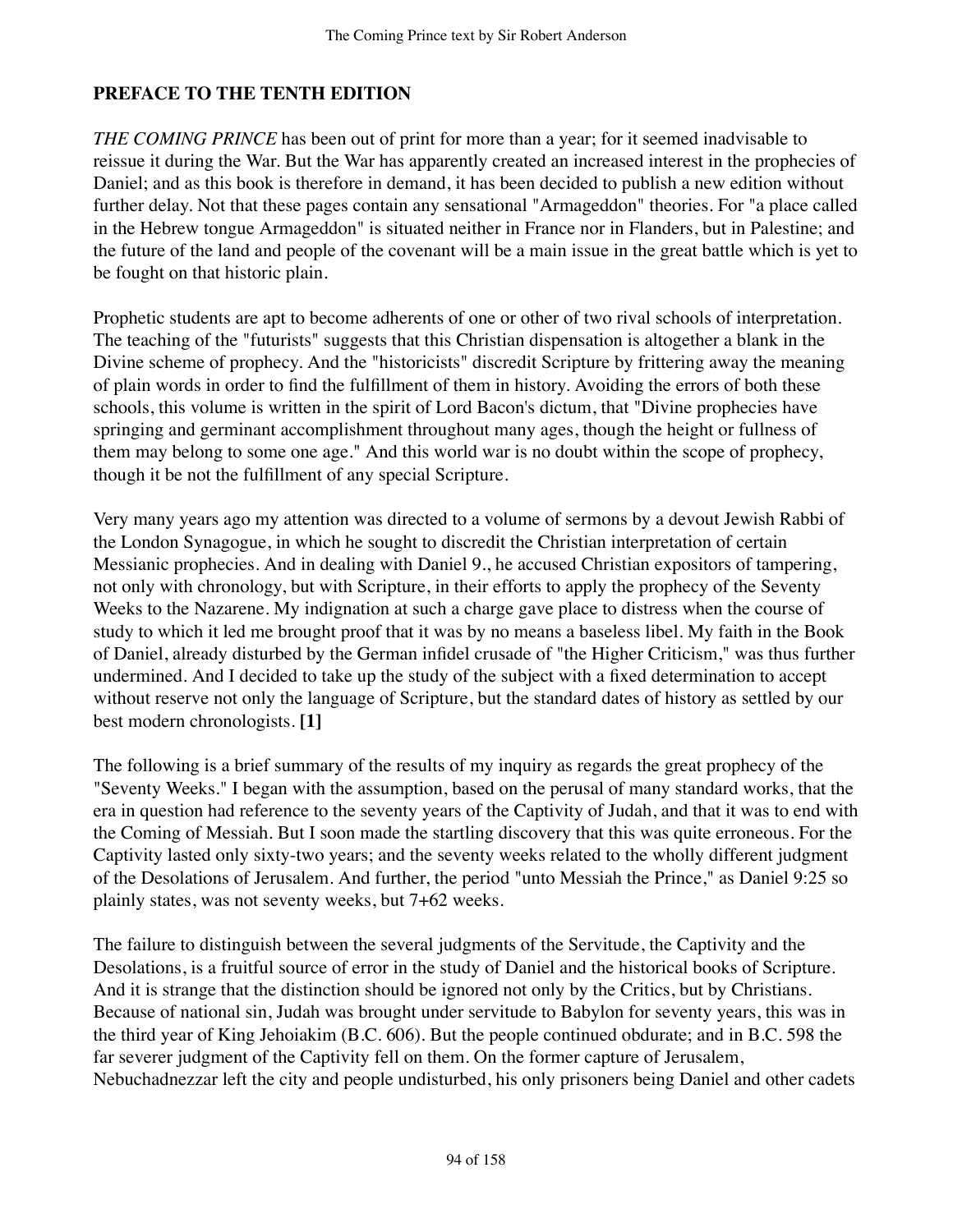## PREFACE TO THE TENTH EDITION

*THE COMING PRINCE* has been out of print for more than a year; for it seemed inadvisable to reissue it during the War. But the War has apparently created an increased interest in the prophecies of Daniel; and as this book is therefore in demand, it has been decided to publish a new edition without further delay. Not that these pages contain any sensational "Armageddon" theories. For "a place called in the Hebrew tongue Armageddon" is situated neither in France nor in Flanders, but in Palestine; and the future of the land and people of the covenant will be a main issue in the great battle which is yet to be fought on that historic plain.

Prophetic students are apt to become adherents of one or other of two rival schools of interpretation. The teaching of the "futurists" suggests that this Christian dispensation is altogether a blank in the Divine scheme of prophecy. And the "historicists" discredit Scripture by frittering away the meaning of plain words in order to find the fulfillment of them in history. Avoiding the errors of both these schools, this volume is written in the spirit of Lord Bacon's dictum, that "Divine prophecies have springing and germinant accomplishment throughout many ages, though the height or fullness of them may belong to some one age." And this world war is no doubt within the scope of prophecy, though it be not the fulfillment of any special Scripture.

Very many years ago my attention was directed to a volume of sermons by a devout Jewish Rabbi of the London Synagogue, in which he sought to discredit the Christian interpretation of certain Messianic prophecies. And in dealing with Daniel 9., he accused Christian expositors of tampering, not only with chronology, but with Scripture, in their efforts to apply the prophecy of the Seventy Weeks to the Nazarene. My indignation at such a charge gave place to distress when the course of study to which it led me brought proof that it was by no means a baseless libel. My faith in the Book of Daniel, already disturbed by the German infidel crusade of "the Higher Criticism," was thus further undermined. And I decided to take up the study of the subject with a fixed determination to accept without reserve not only the language of Scripture, but the standard dates of history as settled by our best modern chronologists. **[1]**

The following is a brief summary of the results of my inquiry as regards the great prophecy of the "Seventy Weeks." I began with the assumption, based on the perusal of many standard works, that the era in question had reference to the seventy years of the Captivity of Judah, and that it was to end with the Coming of Messiah. But I soon made the startling discovery that this was quite erroneous. For the Captivity lasted only sixty-two years; and the seventy weeks related to the wholly different judgment of the Desolations of Jerusalem. And further, the period "unto Messiah the Prince," as Daniel 9:25 so plainly states, was not seventy weeks, but 7+62 weeks.

The failure to distinguish between the several judgments of the Servitude, the Captivity and the Desolations, is a fruitful source of error in the study of Daniel and the historical books of Scripture. And it is strange that the distinction should be ignored not only by the Critics, but by Christians. Because of national sin, Judah was brought under servitude to Babylon for seventy years, this was in the third year of King Jehoiakim (B.C. 606). But the people continued obdurate; and in B.C. 598 the far severer judgment of the Captivity fell on them. On the former capture of Jerusalem, Nebuchadnezzar left the city and people undisturbed, his only prisoners being Daniel and other cadets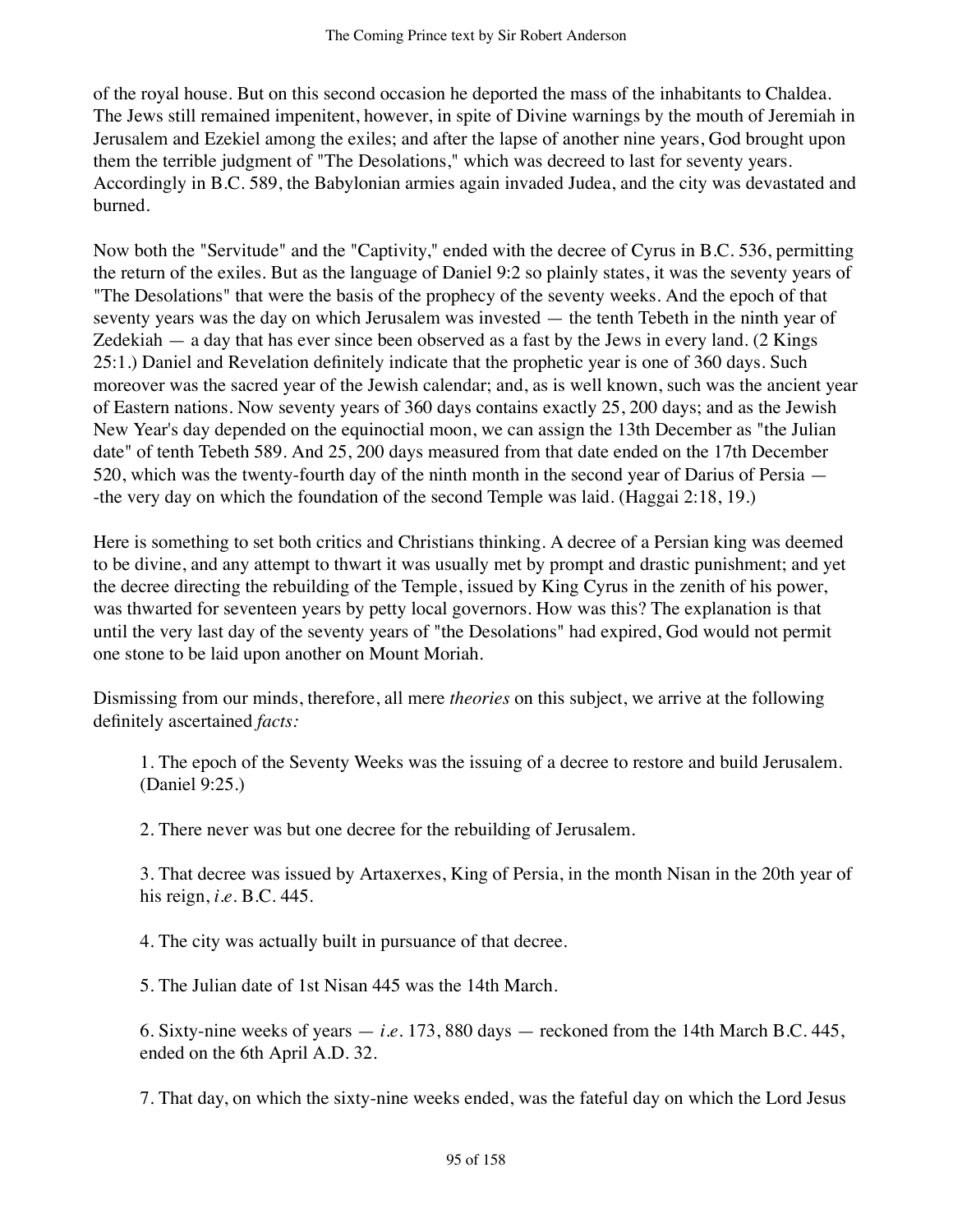of the royal house. But on this second occasion he deported the mass of the inhabitants to Chaldea. The Jews still remained impenitent, however, in spite of Divine warnings by the mouth of Jeremiah in Jerusalem and Ezekiel among the exiles; and after the lapse of another nine years, God brought upon them the terrible judgment of "The Desolations," which was decreed to last for seventy years. Accordingly in B.C. 589, the Babylonian armies again invaded Judea, and the city was devastated and burned.

Now both the "Servitude" and the "Captivity," ended with the decree of Cyrus in B.C. 536, permitting the return of the exiles. But as the language of Daniel 9:2 so plainly states, it was the seventy years of "The Desolations" that were the basis of the prophecy of the seventy weeks. And the epoch of that seventy years was the day on which Jerusalem was invested — the tenth Tebeth in the ninth year of Zedekiah — a day that has ever since been observed as a fast by the Jews in every land. (2 Kings 25:1.) Daniel and Revelation definitely indicate that the prophetic year is one of 360 days. Such moreover was the sacred year of the Jewish calendar; and, as is well known, such was the ancient year of Eastern nations. Now seventy years of 360 days contains exactly 25, 200 days; and as the Jewish New Year's day depended on the equinoctial moon, we can assign the 13th December as "the Julian date" of tenth Tebeth 589. And 25, 200 days measured from that date ended on the 17th December 520, which was the twenty-fourth day of the ninth month in the second year of Darius of Persia — -the very day on which the foundation of the second Temple was laid. (Haggai 2:18, 19.)

Here is something to set both critics and Christians thinking. A decree of a Persian king was deemed to be divine, and any attempt to thwart it was usually met by prompt and drastic punishment; and yet the decree directing the rebuilding of the Temple, issued by King Cyrus in the zenith of his power, was thwarted for seventeen years by petty local governors. How was this? The explanation is that until the very last day of the seventy years of "the Desolations" had expired, God would not permit one stone to be laid upon another on Mount Moriah.

Dismissing from our minds, therefore, all mere *theories* on this subject, we arrive at the following definitely ascertained *facts:*

1. The epoch of the Seventy Weeks was the issuing of a decree to restore and build Jerusalem. (Daniel 9:25.)

2. There never was but one decree for the rebuilding of Jerusalem.

3. That decree was issued by Artaxerxes, King of Persia, in the month Nisan in the 20th year of his reign, *i.e.* B.C. 445.

4. The city was actually built in pursuance of that decree.

5. The Julian date of 1st Nisan 445 was the 14th March.

6. Sixty-nine weeks of years — *i.e.* 173, 880 days — reckoned from the 14th March B.C. 445, ended on the 6th April A.D. 32.

7. That day, on which the sixty-nine weeks ended, was the fateful day on which the Lord Jesus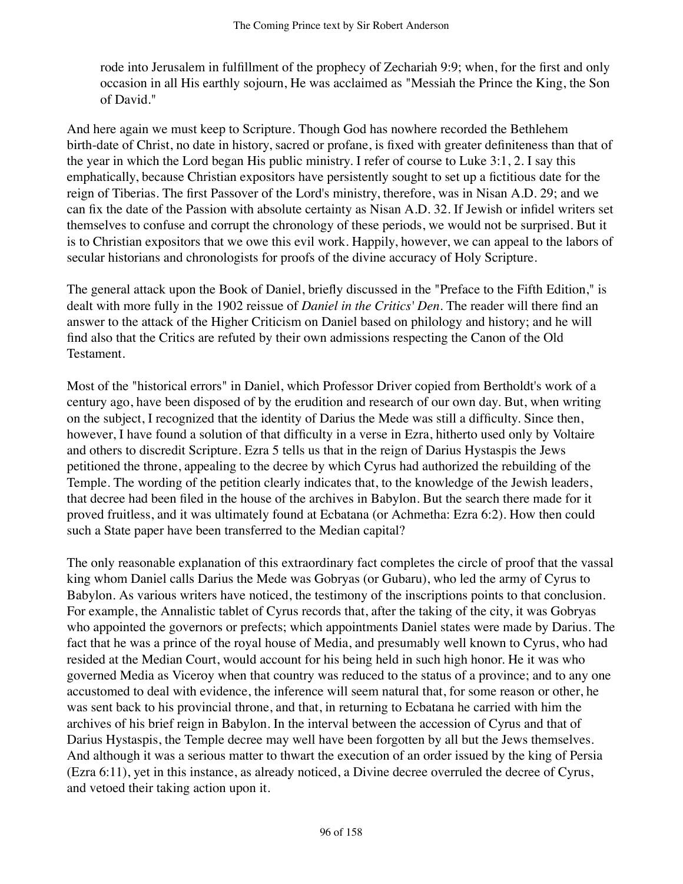> rode into Jerusalem in fulfillment of the prophecy of Zechariah 9:9; when, for the first and only occasion in all His earthly sojourn, He was acclaimed as "Messiah the Prince the King, the Son of David."

And here again we must keep to Scripture. Though God has nowhere recorded the Bethlehem birth-date of Christ, no date in history, sacred or profane, is fixed with greater definiteness than that of the year in which the Lord began His public ministry. I refer of course to Luke 3:1, 2. I say this emphatically, because Christian expositors have persistently sought to set up a fictitious date for the reign of Tiberias. The first Passover of the Lord's ministry, therefore, was in Nisan A.D. 29; and we can fix the date of the Passion with absolute certainty as Nisan A.D. 32. If Jewish or infidel writers set themselves to confuse and corrupt the chronology of these periods, we would not be surprised. But it is to Christian expositors that we owe this evil work. Happily, however, we can appeal to the labors of secular historians and chronologists for proofs of the divine accuracy of Holy Scripture.

The general attack upon the Book of Daniel, briefly discussed in the "Preface to the Fifth Edition," is dealt with more fully in the 1902 reissue of *Daniel in the Critics' Den*. The reader will there find an answer to the attack of the Higher Criticism on Daniel based on philology and history; and he will find also that the Critics are refuted by their own admissions respecting the Canon of the Old Testament.

Most of the "historical errors" in Daniel, which Professor Driver copied from Bertholdt's work of a century ago, have been disposed of by the erudition and research of our own day. But, when writing on the subject, I recognized that the identity of Darius the Mede was still a difficulty. Since then, however, I have found a solution of that difficulty in a verse in Ezra, hitherto used only by Voltaire and others to discredit Scripture. Ezra 5 tells us that in the reign of Darius Hystaspis the Jews petitioned the throne, appealing to the decree by which Cyrus had authorized the rebuilding of the Temple. The wording of the petition clearly indicates that, to the knowledge of the Jewish leaders, that decree had been filed in the house of the archives in Babylon. But the search there made for it proved fruitless, and it was ultimately found at Ecbatana (or Achmetha: Ezra 6:2). How then could such a State paper have been transferred to the Median capital?

The only reasonable explanation of this extraordinary fact completes the circle of proof that the vassal king whom Daniel calls Darius the Mede was Gobryas (or Gubaru), who led the army of Cyrus to Babylon. As various writers have noticed, the testimony of the inscriptions points to that conclusion. For example, the Annalistic tablet of Cyrus records that, after the taking of the city, it was Gobryas who appointed the governors or prefects; which appointments Daniel states were made by Darius. The fact that he was a prince of the royal house of Media, and presumably well known to Cyrus, who had resided at the Median Court, would account for his being held in such high honor. He it was who governed Media as Viceroy when that country was reduced to the status of a province; and to any one accustomed to deal with evidence, the inference will seem natural that, for some reason or other, he was sent back to his provincial throne, and that, in returning to Ecbatana he carried with him the archives of his brief reign in Babylon. In the interval between the accession of Cyrus and that of Darius Hystaspis, the Temple decree may well have been forgotten by all but the Jews themselves. And although it was a serious matter to thwart the execution of an order issued by the king of Persia (Ezra 6:11), yet in this instance, as already noticed, a Divine decree overruled the decree of Cyrus, and vetoed their taking action upon it.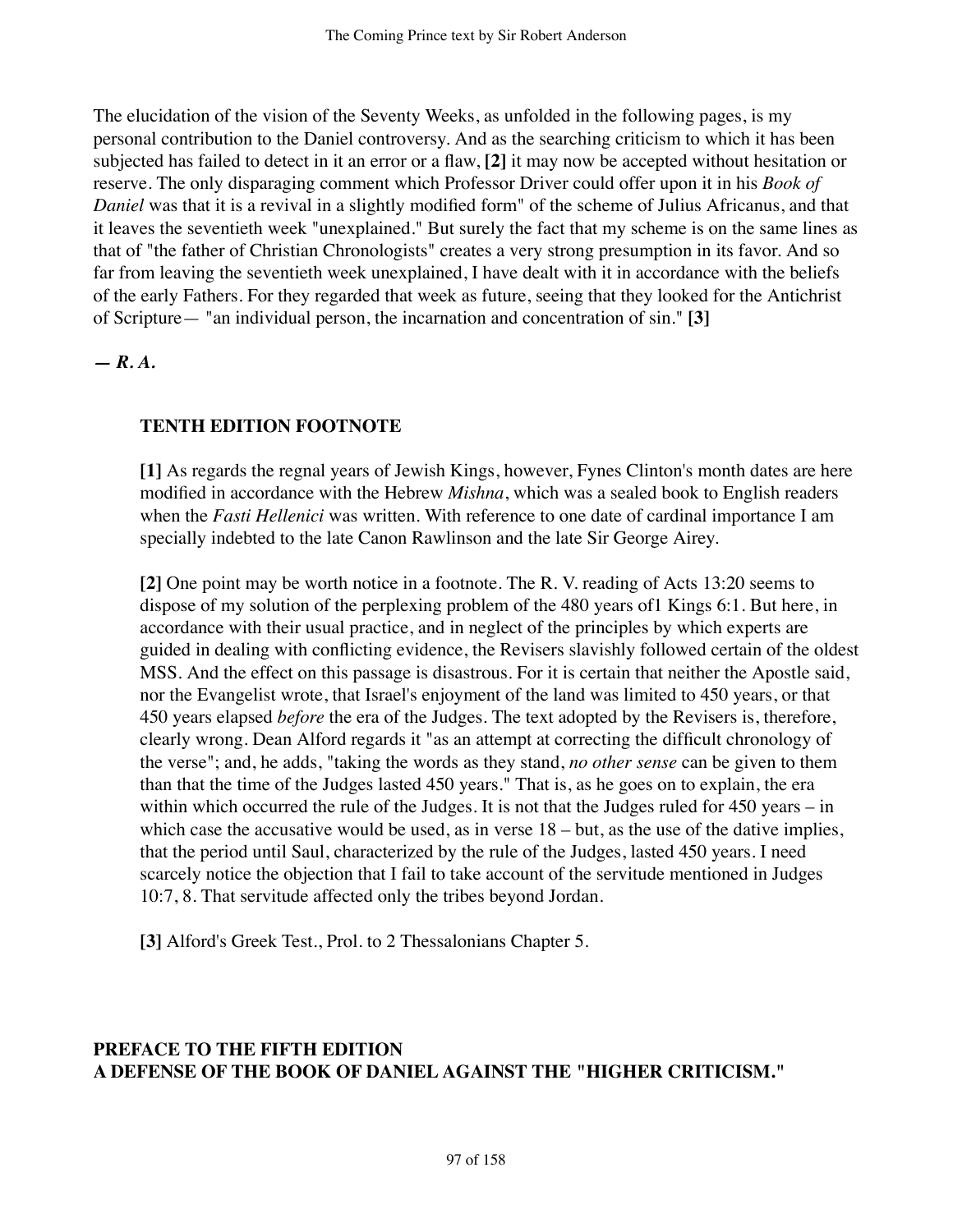The elucidation of the vision of the Seventy Weeks, as unfolded in the following pages, is my personal contribution to the Daniel controversy. And as the searching criticism to which it has been subjected has failed to detect in it an error or a flaw, **[2]** it may now be accepted without hesitation or reserve. The only disparaging comment which Professor Driver could offer upon it in his *Book of Daniel* was that it is a revival in a slightly modified form" of the scheme of Julius Africanus, and that it leaves the seventieth week "unexplained." But surely the fact that my scheme is on the same lines as that of "the father of Christian Chronologists" creates a very strong presumption in its favor. And so far from leaving the seventieth week unexplained, I have dealt with it in accordance with the beliefs of the early Fathers. For they regarded that week as future, seeing that they looked for the Antichrist of Scripture— "an individual person, the incarnation and concentration of sin." **[3]**

***— R. A.***

### TENTH EDITION FOOTNOTE

**[1]** As regards the regnal years of Jewish Kings, however, Fynes Clinton's month dates are here modified in accordance with the Hebrew *Mishna*, which was a sealed book to English readers when the *Fasti Hellenici* was written. With reference to one date of cardinal importance I am specially indebted to the late Canon Rawlinson and the late Sir George Airey.

**[2]** One point may be worth notice in a footnote. The R. V. reading of Acts 13:20 seems to dispose of my solution of the perplexing problem of the 480 years of1 Kings 6:1. But here, in accordance with their usual practice, and in neglect of the principles by which experts are guided in dealing with conflicting evidence, the Revisers slavishly followed certain of the oldest MSS. And the effect on this passage is disastrous. For it is certain that neither the Apostle said, nor the Evangelist wrote, that Israel's enjoyment of the land was limited to 450 years, or that 450 years elapsed *before* the era of the Judges. The text adopted by the Revisers is, therefore, clearly wrong. Dean Alford regards it "as an attempt at correcting the difficult chronology of the verse"; and, he adds, "taking the words as they stand, *no other sense* can be given to them than that the time of the Judges lasted 450 years." That is, as he goes on to explain, the era within which occurred the rule of the Judges. It is not that the Judges ruled for 450 years – in which case the accusative would be used, as in verse 18 – but, as the use of the dative implies, that the period until Saul, characterized by the rule of the Judges, lasted 450 years. I need scarcely notice the objection that I fail to take account of the servitude mentioned in Judges 10:7, 8. That servitude affected only the tribes beyond Jordan.

**[3]** Alford's Greek Test., Prol. to 2 Thessalonians Chapter 5.

## PREFACE TO THE FIFTH EDITION
## A DEFENSE OF THE BOOK OF DANIEL AGAINST THE "HIGHER CRITICISM."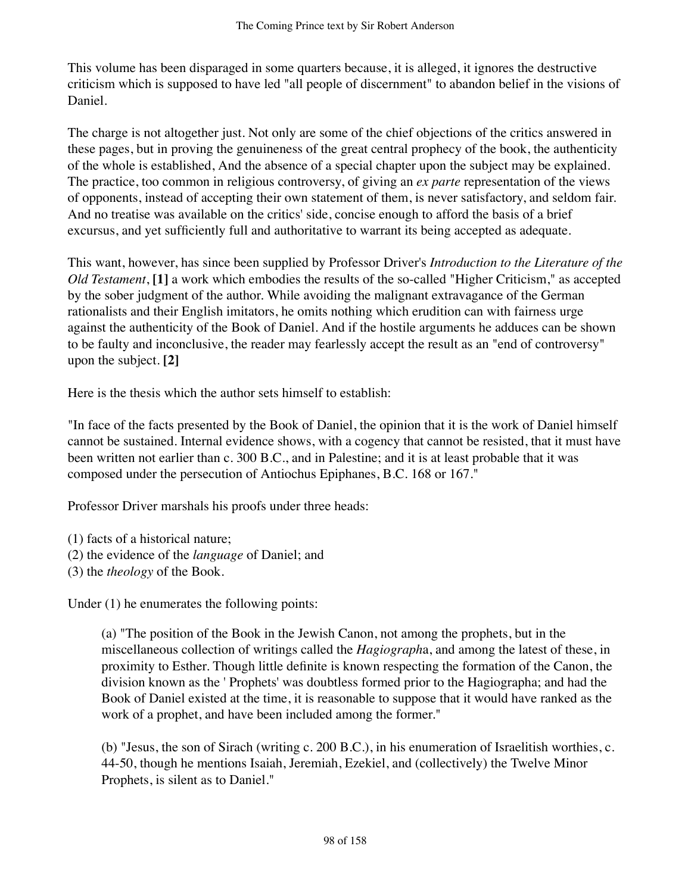This volume has been disparaged in some quarters because, it is alleged, it ignores the destructive criticism which is supposed to have led "all people of discernment" to abandon belief in the visions of Daniel.

The charge is not altogether just. Not only are some of the chief objections of the critics answered in these pages, but in proving the genuineness of the great central prophecy of the book, the authenticity of the whole is established, And the absence of a special chapter upon the subject may be explained. The practice, too common in religious controversy, of giving an *ex parte* representation of the views of opponents, instead of accepting their own statement of them, is never satisfactory, and seldom fair. And no treatise was available on the critics' side, concise enough to afford the basis of a brief excursus, and yet sufficiently full and authoritative to warrant its being accepted as adequate.

This want, however, has since been supplied by Professor Driver's *Introduction to the Literature of the Old Testament*, **[1]** a work which embodies the results of the so-called "Higher Criticism," as accepted by the sober judgment of the author. While avoiding the malignant extravagance of the German rationalists and their English imitators, he omits nothing which erudition can with fairness urge against the authenticity of the Book of Daniel. And if the hostile arguments he adduces can be shown to be faulty and inconclusive, the reader may fearlessly accept the result as an "end of controversy" upon the subject. **[2]**

Here is the thesis which the author sets himself to establish:

"In face of the facts presented by the Book of Daniel, the opinion that it is the work of Daniel himself cannot be sustained. Internal evidence shows, with a cogency that cannot be resisted, that it must have been written not earlier than c. 300 B.C., and in Palestine; and it is at least probable that it was composed under the persecution of Antiochus Epiphanes, B.C. 168 or 167."

Professor Driver marshals his proofs under three heads:

(1) facts of a historical nature;
(2) the evidence of the *language* of Daniel; and
(3) the *theology* of the Book.

Under (1) he enumerates the following points:

> (a) "The position of the Book in the Jewish Canon, not among the prophets, but in the miscellaneous collection of writings called the *Hagiograph*a, and among the latest of these, in proximity to Esther. Though little definite is known respecting the formation of the Canon, the division known as the ' Prophets' was doubtless formed prior to the Hagiographa; and had the Book of Daniel existed at the time, it is reasonable to suppose that it would have ranked as the work of a prophet, and have been included among the former."
>
> (b) "Jesus, the son of Sirach (writing c. 200 B.C.), in his enumeration of Israelitish worthies, c. 44-50, though he mentions Isaiah, Jeremiah, Ezekiel, and (collectively) the Twelve Minor Prophets, is silent as to Daniel."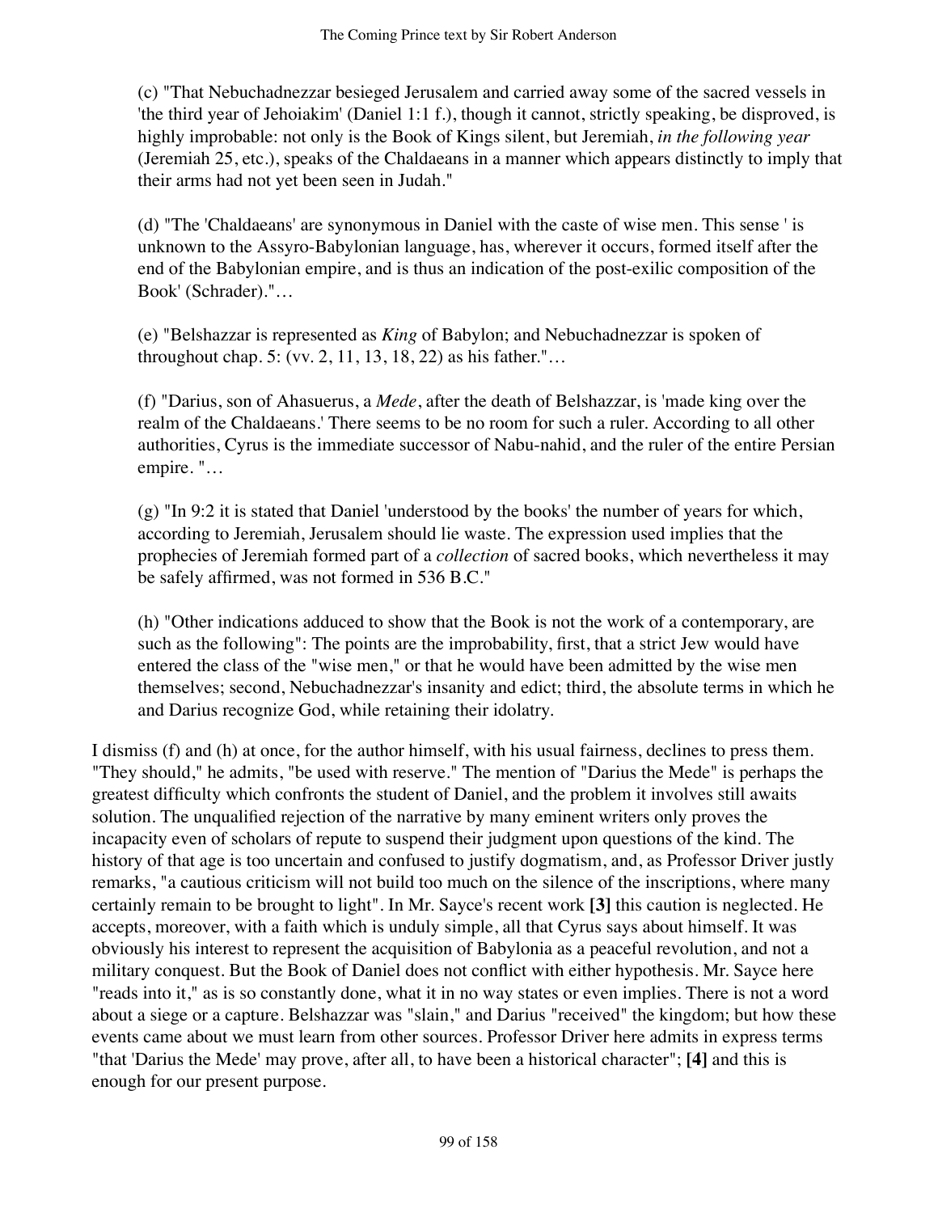> (c) "That Nebuchadnezzar besieged Jerusalem and carried away some of the sacred vessels in 'the third year of Jehoiakim' (Daniel 1:1 f.), though it cannot, strictly speaking, be disproved, is highly improbable: not only is the Book of Kings silent, but Jeremiah, *in the following year* (Jeremiah 25, etc.), speaks of the Chaldaeans in a manner which appears distinctly to imply that their arms had not yet been seen in Judah."
>
> (d) "The 'Chaldaeans' are synonymous in Daniel with the caste of wise men. This sense ' is unknown to the Assyro-Babylonian language, has, wherever it occurs, formed itself after the end of the Babylonian empire, and is thus an indication of the post-exilic composition of the Book' (Schrader)."…
>
> (e) "Belshazzar is represented as *King* of Babylon; and Nebuchadnezzar is spoken of throughout chap. 5: (vv. 2, 11, 13, 18, 22) as his father."…
>
> (f) "Darius, son of Ahasuerus, a *Mede*, after the death of Belshazzar, is 'made king over the realm of the Chaldaeans.' There seems to be no room for such a ruler. According to all other authorities, Cyrus is the immediate successor of Nabu-nahid, and the ruler of the entire Persian empire. "…
>
> (g) "In 9:2 it is stated that Daniel 'understood by the books' the number of years for which, according to Jeremiah, Jerusalem should lie waste. The expression used implies that the prophecies of Jeremiah formed part of a *collection* of sacred books, which nevertheless it may be safely affirmed, was not formed in 536 B.C."
>
> (h) "Other indications adduced to show that the Book is not the work of a contemporary, are such as the following": The points are the improbability, first, that a strict Jew would have entered the class of the "wise men," or that he would have been admitted by the wise men themselves; second, Nebuchadnezzar's insanity and edict; third, the absolute terms in which he and Darius recognize God, while retaining their idolatry.

I dismiss (f) and (h) at once, for the author himself, with his usual fairness, declines to press them. "They should," he admits, "be used with reserve." The mention of "Darius the Mede" is perhaps the greatest difficulty which confronts the student of Daniel, and the problem it involves still awaits solution. The unqualified rejection of the narrative by many eminent writers only proves the incapacity even of scholars of repute to suspend their judgment upon questions of the kind. The history of that age is too uncertain and confused to justify dogmatism, and, as Professor Driver justly remarks, "a cautious criticism will not build too much on the silence of the inscriptions, where many certainly remain to be brought to light". In Mr. Sayce's recent work **[3]** this caution is neglected. He accepts, moreover, with a faith which is unduly simple, all that Cyrus says about himself. It was obviously his interest to represent the acquisition of Babylonia as a peaceful revolution, and not a military conquest. But the Book of Daniel does not conflict with either hypothesis. Mr. Sayce here "reads into it," as is so constantly done, what it in no way states or even implies. There is not a word about a siege or a capture. Belshazzar was "slain," and Darius "received" the kingdom; but how these events came about we must learn from other sources. Professor Driver here admits in express terms "that 'Darius the Mede' may prove, after all, to have been a historical character"; **[4]** and this is enough for our present purpose.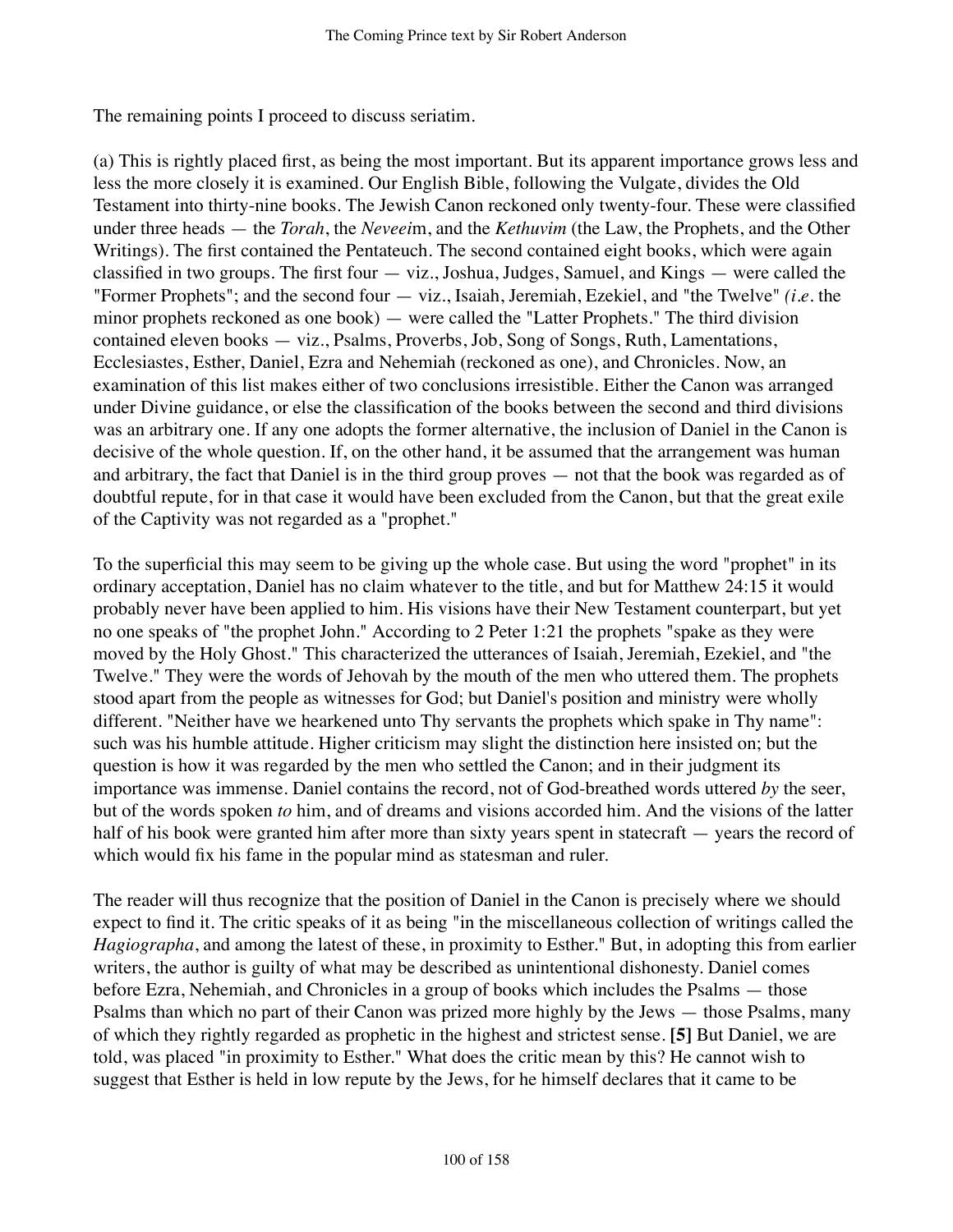The remaining points I proceed to discuss seriatim.

(a) This is rightly placed first, as being the most important. But its apparent importance grows less and less the more closely it is examined. Our English Bible, following the Vulgate, divides the Old Testament into thirty-nine books. The Jewish Canon reckoned only twenty-four. These were classified under three heads — the *Torah*, the *Neveei*m, and the *Kethuvim* (the Law, the Prophets, and the Other Writings). The first contained the Pentateuch. The second contained eight books, which were again classified in two groups. The first four — viz., Joshua, Judges, Samuel, and Kings — were called the "Former Prophets"; and the second four — viz., Isaiah, Jeremiah, Ezekiel, and "the Twelve" *(i.e.* the minor prophets reckoned as one book) — were called the "Latter Prophets." The third division contained eleven books — viz., Psalms, Proverbs, Job, Song of Songs, Ruth, Lamentations, Ecclesiastes, Esther, Daniel, Ezra and Nehemiah (reckoned as one), and Chronicles. Now, an examination of this list makes either of two conclusions irresistible. Either the Canon was arranged under Divine guidance, or else the classification of the books between the second and third divisions was an arbitrary one. If any one adopts the former alternative, the inclusion of Daniel in the Canon is decisive of the whole question. If, on the other hand, it be assumed that the arrangement was human and arbitrary, the fact that Daniel is in the third group proves — not that the book was regarded as of doubtful repute, for in that case it would have been excluded from the Canon, but that the great exile of the Captivity was not regarded as a "prophet."

To the superficial this may seem to be giving up the whole case. But using the word "prophet" in its ordinary acceptation, Daniel has no claim whatever to the title, and but for Matthew 24:15 it would probably never have been applied to him. His visions have their New Testament counterpart, but yet no one speaks of "the prophet John." According to 2 Peter 1:21 the prophets "spake as they were moved by the Holy Ghost." This characterized the utterances of Isaiah, Jeremiah, Ezekiel, and "the Twelve." They were the words of Jehovah by the mouth of the men who uttered them. The prophets stood apart from the people as witnesses for God; but Daniel's position and ministry were wholly different. "Neither have we hearkened unto Thy servants the prophets which spake in Thy name": such was his humble attitude. Higher criticism may slight the distinction here insisted on; but the question is how it was regarded by the men who settled the Canon; and in their judgment its importance was immense. Daniel contains the record, not of God-breathed words uttered *by* the seer, but of the words spoken *to* him, and of dreams and visions accorded him. And the visions of the latter half of his book were granted him after more than sixty years spent in statecraft — years the record of which would fix his fame in the popular mind as statesman and ruler.

The reader will thus recognize that the position of Daniel in the Canon is precisely where we should expect to find it. The critic speaks of it as being "in the miscellaneous collection of writings called the *Hagiographa*, and among the latest of these, in proximity to Esther." But, in adopting this from earlier writers, the author is guilty of what may be described as unintentional dishonesty. Daniel comes before Ezra, Nehemiah, and Chronicles in a group of books which includes the Psalms — those Psalms than which no part of their Canon was prized more highly by the Jews — those Psalms, many of which they rightly regarded as prophetic in the highest and strictest sense. **[5]** But Daniel, we are told, was placed "in proximity to Esther." What does the critic mean by this? He cannot wish to suggest that Esther is held in low repute by the Jews, for he himself declares that it came to be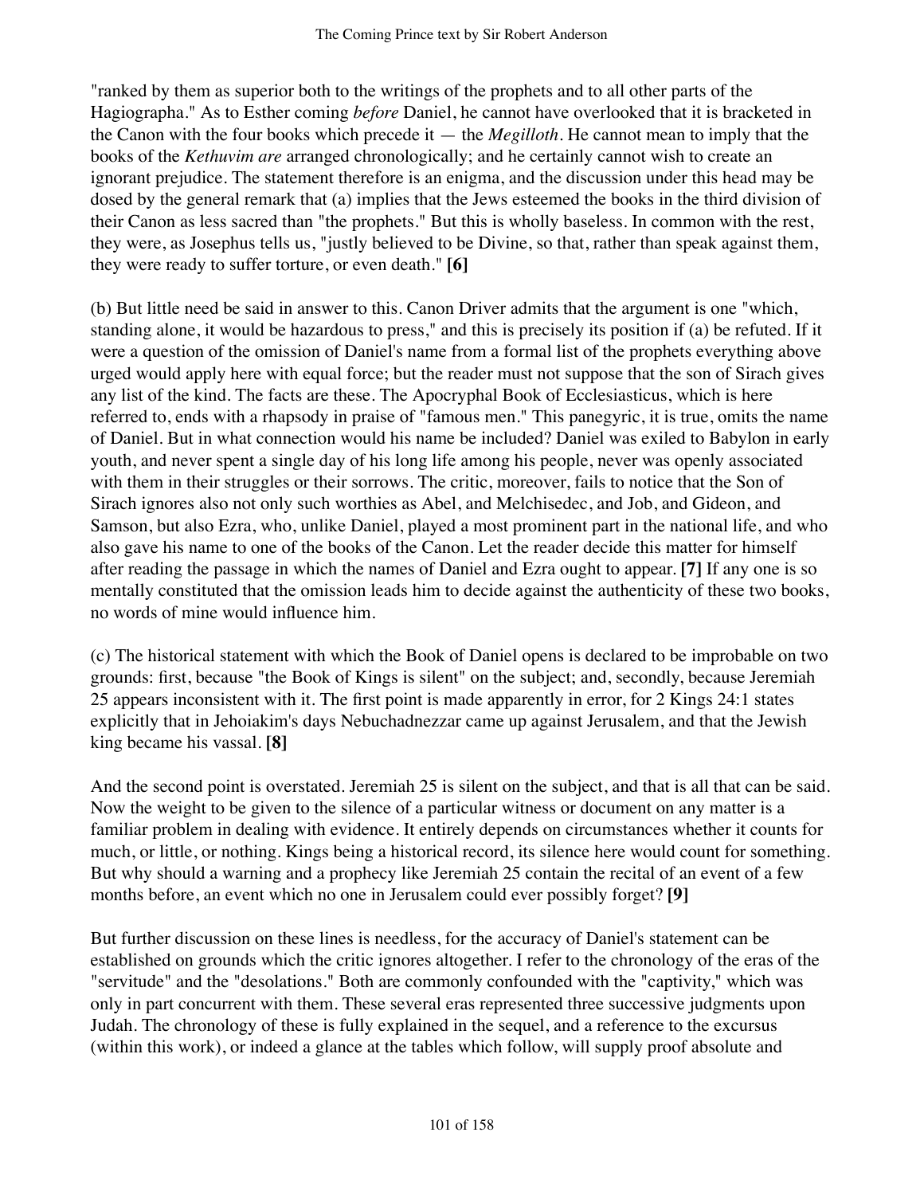"ranked by them as superior both to the writings of the prophets and to all other parts of the Hagiographa." As to Esther coming *before* Daniel, he cannot have overlooked that it is bracketed in the Canon with the four books which precede it — the *Megilloth*. He cannot mean to imply that the books of the *Kethuvim are* arranged chronologically; and he certainly cannot wish to create an ignorant prejudice. The statement therefore is an enigma, and the discussion under this head may be dosed by the general remark that (a) implies that the Jews esteemed the books in the third division of their Canon as less sacred than "the prophets." But this is wholly baseless. In common with the rest, they were, as Josephus tells us, "justly believed to be Divine, so that, rather than speak against them, they were ready to suffer torture, or even death." **[6]**

(b) But little need be said in answer to this. Canon Driver admits that the argument is one "which, standing alone, it would be hazardous to press," and this is precisely its position if (a) be refuted. If it were a question of the omission of Daniel's name from a formal list of the prophets everything above urged would apply here with equal force; but the reader must not suppose that the son of Sirach gives any list of the kind. The facts are these. The Apocryphal Book of Ecclesiasticus, which is here referred to, ends with a rhapsody in praise of "famous men." This panegyric, it is true, omits the name of Daniel. But in what connection would his name be included? Daniel was exiled to Babylon in early youth, and never spent a single day of his long life among his people, never was openly associated with them in their struggles or their sorrows. The critic, moreover, fails to notice that the Son of Sirach ignores also not only such worthies as Abel, and Melchisedec, and Job, and Gideon, and Samson, but also Ezra, who, unlike Daniel, played a most prominent part in the national life, and who also gave his name to one of the books of the Canon. Let the reader decide this matter for himself after reading the passage in which the names of Daniel and Ezra ought to appear. **[7]** If any one is so mentally constituted that the omission leads him to decide against the authenticity of these two books, no words of mine would influence him.

(c) The historical statement with which the Book of Daniel opens is declared to be improbable on two grounds: first, because "the Book of Kings is silent" on the subject; and, secondly, because Jeremiah 25 appears inconsistent with it. The first point is made apparently in error, for 2 Kings 24:1 states explicitly that in Jehoiakim's days Nebuchadnezzar came up against Jerusalem, and that the Jewish king became his vassal. **[8]**

And the second point is overstated. Jeremiah 25 is silent on the subject, and that is all that can be said. Now the weight to be given to the silence of a particular witness or document on any matter is a familiar problem in dealing with evidence. It entirely depends on circumstances whether it counts for much, or little, or nothing. Kings being a historical record, its silence here would count for something. But why should a warning and a prophecy like Jeremiah 25 contain the recital of an event of a few months before, an event which no one in Jerusalem could ever possibly forget? **[9]**

But further discussion on these lines is needless, for the accuracy of Daniel's statement can be established on grounds which the critic ignores altogether. I refer to the chronology of the eras of the "servitude" and the "desolations." Both are commonly confounded with the "captivity," which was only in part concurrent with them. These several eras represented three successive judgments upon Judah. The chronology of these is fully explained in the sequel, and a reference to the excursus (within this work), or indeed a glance at the tables which follow, will supply proof absolute and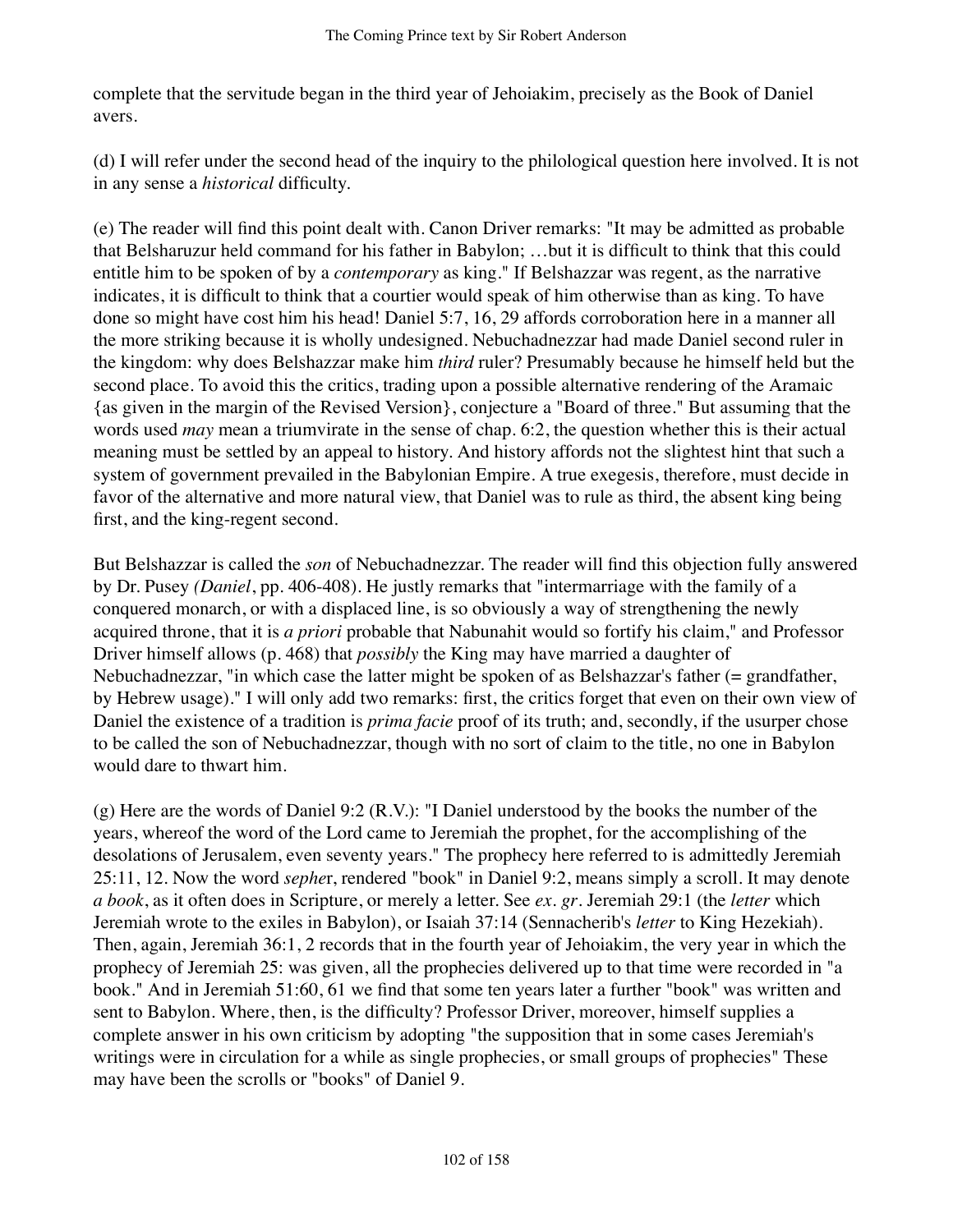complete that the servitude began in the third year of Jehoiakim, precisely as the Book of Daniel avers.

(d) I will refer under the second head of the inquiry to the philological question here involved. It is not in any sense a *historical* difficulty.

(e) The reader will find this point dealt with. Canon Driver remarks: "It may be admitted as probable that Belsharuzur held command for his father in Babylon; …but it is difficult to think that this could entitle him to be spoken of by a *contemporary* as king." If Belshazzar was regent, as the narrative indicates, it is difficult to think that a courtier would speak of him otherwise than as king. To have done so might have cost him his head! Daniel 5:7, 16, 29 affords corroboration here in a manner all the more striking because it is wholly undesigned. Nebuchadnezzar had made Daniel second ruler in the kingdom: why does Belshazzar make him *third* ruler? Presumably because he himself held but the second place. To avoid this the critics, trading upon a possible alternative rendering of the Aramaic {as given in the margin of the Revised Version}, conjecture a "Board of three." But assuming that the words used *may* mean a triumvirate in the sense of chap. 6:2, the question whether this is their actual meaning must be settled by an appeal to history. And history affords not the slightest hint that such a system of government prevailed in the Babylonian Empire. A true exegesis, therefore, must decide in favor of the alternative and more natural view, that Daniel was to rule as third, the absent king being first, and the king-regent second.

But Belshazzar is called the *son* of Nebuchadnezzar. The reader will find this objection fully answered by Dr. Pusey *(Daniel*, pp. 406-408). He justly remarks that "intermarriage with the family of a conquered monarch, or with a displaced line, is so obviously a way of strengthening the newly acquired throne, that it is *a priori* probable that Nabunahit would so fortify his claim," and Professor Driver himself allows (p. 468) that *possibly* the King may have married a daughter of Nebuchadnezzar, "in which case the latter might be spoken of as Belshazzar's father (= grandfather, by Hebrew usage)." I will only add two remarks: first, the critics forget that even on their own view of Daniel the existence of a tradition is *prima facie* proof of its truth; and, secondly, if the usurper chose to be called the son of Nebuchadnezzar, though with no sort of claim to the title, no one in Babylon would dare to thwart him.

(g) Here are the words of Daniel 9:2 (R.V.): "I Daniel understood by the books the number of the years, whereof the word of the Lord came to Jeremiah the prophet, for the accomplishing of the desolations of Jerusalem, even seventy years." The prophecy here referred to is admittedly Jeremiah 25:11, 12. Now the word *sephe*r, rendered "book" in Daniel 9:2, means simply a scroll. It may denote *a book*, as it often does in Scripture, or merely a letter. See *ex. gr*. Jeremiah 29:1 (the *letter* which Jeremiah wrote to the exiles in Babylon), or Isaiah 37:14 (Sennacherib's *letter* to King Hezekiah). Then, again, Jeremiah 36:1, 2 records that in the fourth year of Jehoiakim, the very year in which the prophecy of Jeremiah 25: was given, all the prophecies delivered up to that time were recorded in "a book." And in Jeremiah 51:60, 61 we find that some ten years later a further "book" was written and sent to Babylon. Where, then, is the difficulty? Professor Driver, moreover, himself supplies a complete answer in his own criticism by adopting "the supposition that in some cases Jeremiah's writings were in circulation for a while as single prophecies, or small groups of prophecies" These may have been the scrolls or "books" of Daniel 9.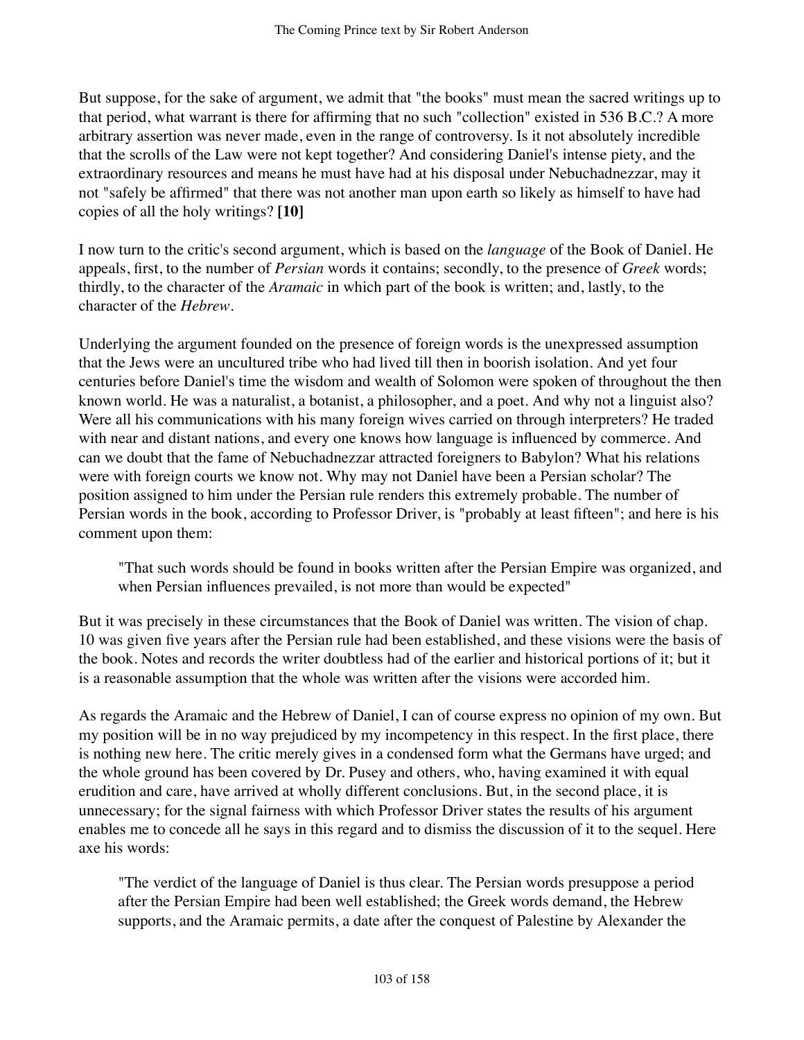But suppose, for the sake of argument, we admit that "the books" must mean the sacred writings up to that period, what warrant is there for affirming that no such "collection" existed in 536 B.C.? A more arbitrary assertion was never made, even in the range of controversy. Is it not absolutely incredible that the scrolls of the Law were not kept together? And considering Daniel's intense piety, and the extraordinary resources and means he must have had at his disposal under Nebuchadnezzar, may it not "safely be affirmed" that there was not another man upon earth so likely as himself to have had copies of all the holy writings? **[10]**

I now turn to the critic's second argument, which is based on the *language* of the Book of Daniel. He appeals, first, to the number of *Persian* words it contains; secondly, to the presence of *Greek* words; thirdly, to the character of the *Aramaic* in which part of the book is written; and, lastly, to the character of the *Hebrew*.

Underlying the argument founded on the presence of foreign words is the unexpressed assumption that the Jews were an uncultured tribe who had lived till then in boorish isolation. And yet four centuries before Daniel's time the wisdom and wealth of Solomon were spoken of throughout the then known world. He was a naturalist, a botanist, a philosopher, and a poet. And why not a linguist also? Were all his communications with his many foreign wives carried on through interpreters? He traded with near and distant nations, and every one knows how language is influenced by commerce. And can we doubt that the fame of Nebuchadnezzar attracted foreigners to Babylon? What his relations were with foreign courts we know not. Why may not Daniel have been a Persian scholar? The position assigned to him under the Persian rule renders this extremely probable. The number of Persian words in the book, according to Professor Driver, is "probably at least fifteen"; and here is his comment upon them:

> "That such words should be found in books written after the Persian Empire was organized, and when Persian influences prevailed, is not more than would be expected"

But it was precisely in these circumstances that the Book of Daniel was written. The vision of chap. 10 was given five years after the Persian rule had been established, and these visions were the basis of the book. Notes and records the writer doubtless had of the earlier and historical portions of it; but it is a reasonable assumption that the whole was written after the visions were accorded him.

As regards the Aramaic and the Hebrew of Daniel, I can of course express no opinion of my own. But my position will be in no way prejudiced by my incompetency in this respect. In the first place, there is nothing new here. The critic merely gives in a condensed form what the Germans have urged; and the whole ground has been covered by Dr. Pusey and others, who, having examined it with equal erudition and care, have arrived at wholly different conclusions. But, in the second place, it is unnecessary; for the signal fairness with which Professor Driver states the results of his argument enables me to concede all he says in this regard and to dismiss the discussion of it to the sequel. Here axe his words:

> "The verdict of the language of Daniel is thus clear. The Persian words presuppose a period after the Persian Empire had been well established; the Greek words demand, the Hebrew supports, and the Aramaic permits, a date after the conquest of Palestine by Alexander the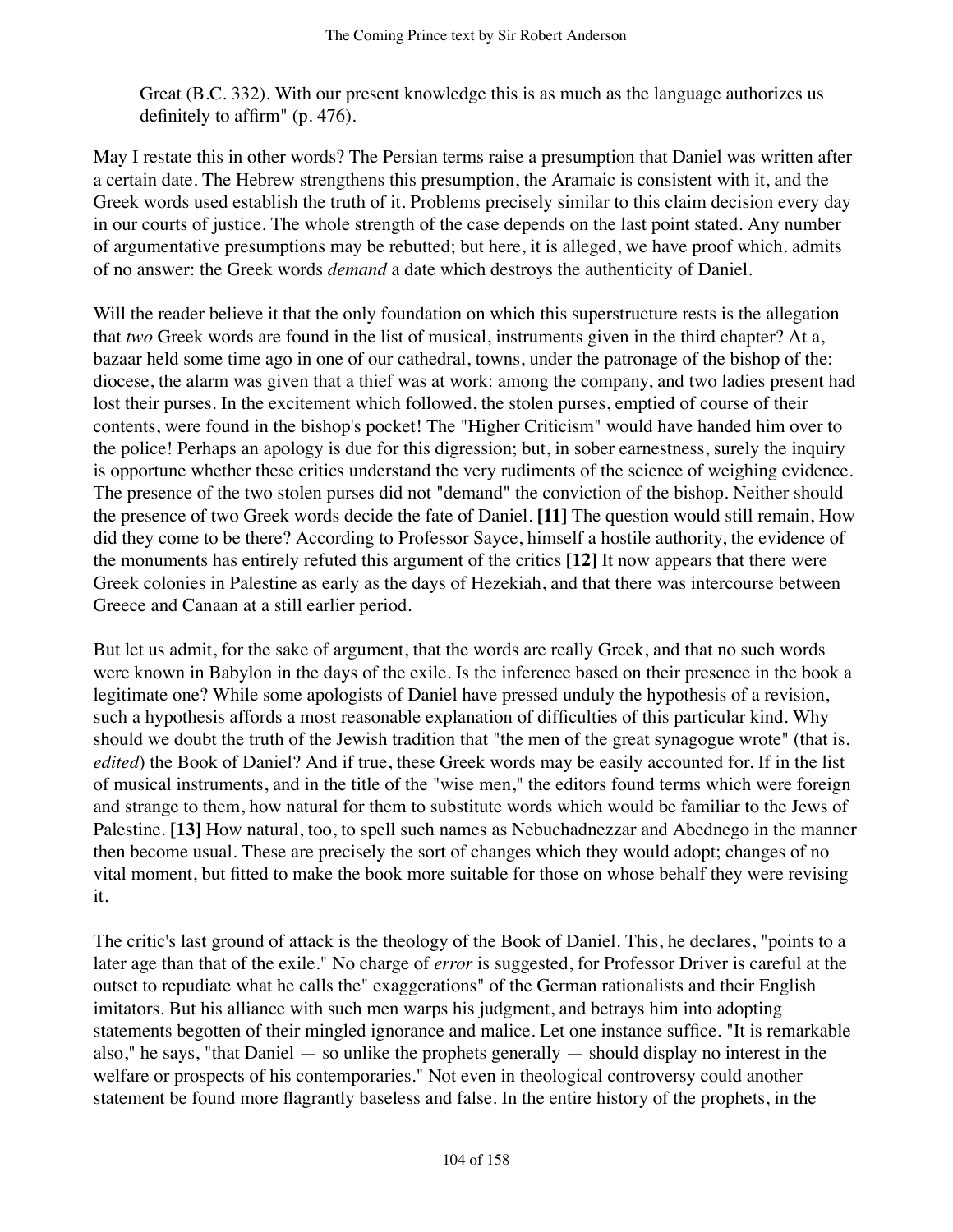Great (B.C. 332). With our present knowledge this is as much as the language authorizes us definitely to affirm" (p. 476).

May I restate this in other words? The Persian terms raise a presumption that Daniel was written after a certain date. The Hebrew strengthens this presumption, the Aramaic is consistent with it, and the Greek words used establish the truth of it. Problems precisely similar to this claim decision every day in our courts of justice. The whole strength of the case depends on the last point stated. Any number of argumentative presumptions may be rebutted; but here, it is alleged, we have proof which. admits of no answer: the Greek words *demand* a date which destroys the authenticity of Daniel.

Will the reader believe it that the only foundation on which this superstructure rests is the allegation that *two* Greek words are found in the list of musical, instruments given in the third chapter? At a, bazaar held some time ago in one of our cathedral, towns, under the patronage of the bishop of the: diocese, the alarm was given that a thief was at work: among the company, and two ladies present had lost their purses. In the excitement which followed, the stolen purses, emptied of course of their contents, were found in the bishop's pocket! The "Higher Criticism" would have handed him over to the police! Perhaps an apology is due for this digression; but, in sober earnestness, surely the inquiry is opportune whether these critics understand the very rudiments of the science of weighing evidence. The presence of the two stolen purses did not "demand" the conviction of the bishop. Neither should the presence of two Greek words decide the fate of Daniel. **[11]** The question would still remain, How did they come to be there? According to Professor Sayce, himself a hostile authority, the evidence of the monuments has entirely refuted this argument of the critics **[12]** It now appears that there were Greek colonies in Palestine as early as the days of Hezekiah, and that there was intercourse between Greece and Canaan at a still earlier period.

But let us admit, for the sake of argument, that the words are really Greek, and that no such words were known in Babylon in the days of the exile. Is the inference based on their presence in the book a legitimate one? While some apologists of Daniel have pressed unduly the hypothesis of a revision, such a hypothesis affords a most reasonable explanation of difficulties of this particular kind. Why should we doubt the truth of the Jewish tradition that "the men of the great synagogue wrote" (that is, *edited*) the Book of Daniel? And if true, these Greek words may be easily accounted for. If in the list of musical instruments, and in the title of the "wise men," the editors found terms which were foreign and strange to them, how natural for them to substitute words which would be familiar to the Jews of Palestine. **[13]** How natural, too, to spell such names as Nebuchadnezzar and Abednego in the manner then become usual. These are precisely the sort of changes which they would adopt; changes of no vital moment, but fitted to make the book more suitable for those on whose behalf they were revising it.

The critic's last ground of attack is the theology of the Book of Daniel. This, he declares, "points to a later age than that of the exile." No charge of *error* is suggested, for Professor Driver is careful at the outset to repudiate what he calls the" exaggerations" of the German rationalists and their English imitators. But his alliance with such men warps his judgment, and betrays him into adopting statements begotten of their mingled ignorance and malice. Let one instance suffice. "It is remarkable also," he says, "that Daniel — so unlike the prophets generally — should display no interest in the welfare or prospects of his contemporaries." Not even in theological controversy could another statement be found more flagrantly baseless and false. In the entire history of the prophets, in the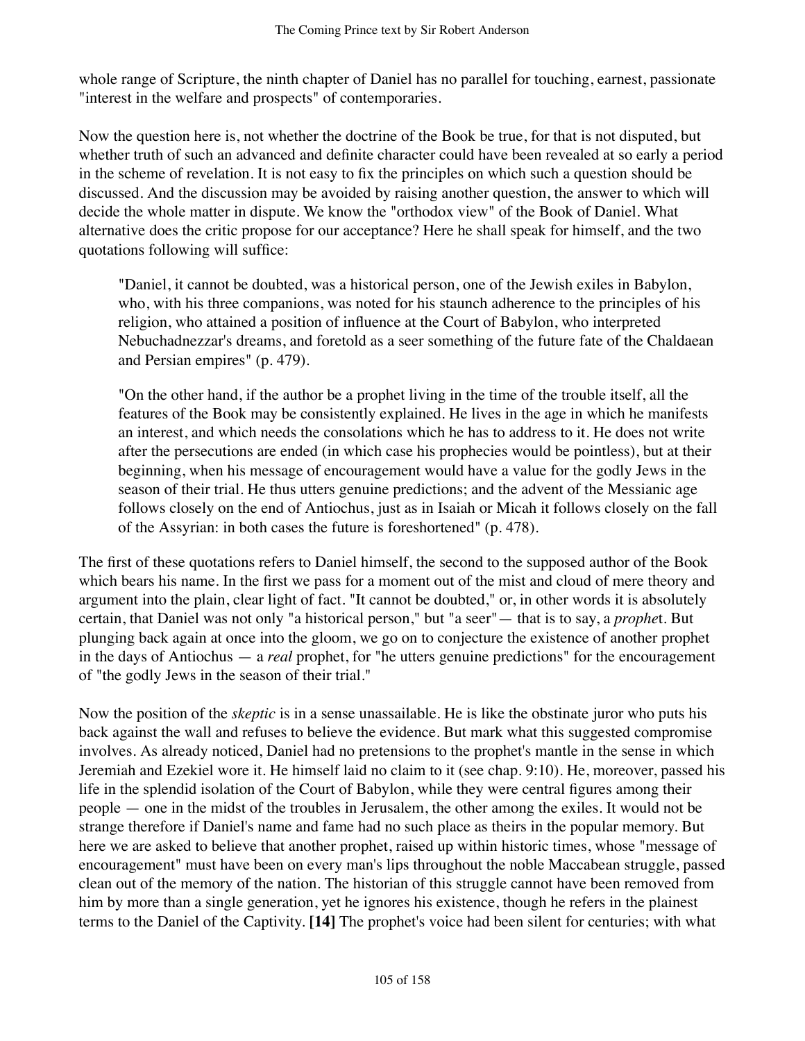whole range of Scripture, the ninth chapter of Daniel has no parallel for touching, earnest, passionate "interest in the welfare and prospects" of contemporaries.

Now the question here is, not whether the doctrine of the Book be true, for that is not disputed, but whether truth of such an advanced and definite character could have been revealed at so early a period in the scheme of revelation. It is not easy to fix the principles on which such a question should be discussed. And the discussion may be avoided by raising another question, the answer to which will decide the whole matter in dispute. We know the "orthodox view" of the Book of Daniel. What alternative does the critic propose for our acceptance? Here he shall speak for himself, and the two quotations following will suffice:

> "Daniel, it cannot be doubted, was a historical person, one of the Jewish exiles in Babylon, who, with his three companions, was noted for his staunch adherence to the principles of his religion, who attained a position of influence at the Court of Babylon, who interpreted Nebuchadnezzar's dreams, and foretold as a seer something of the future fate of the Chaldaean and Persian empires" (p. 479).
>
> "On the other hand, if the author be a prophet living in the time of the trouble itself, all the features of the Book may be consistently explained. He lives in the age in which he manifests an interest, and which needs the consolations which he has to address to it. He does not write after the persecutions are ended (in which case his prophecies would be pointless), but at their beginning, when his message of encouragement would have a value for the godly Jews in the season of their trial. He thus utters genuine predictions; and the advent of the Messianic age follows closely on the end of Antiochus, just as in Isaiah or Micah it follows closely on the fall of the Assyrian: in both cases the future is foreshortened" (p. 478).

The first of these quotations refers to Daniel himself, the second to the supposed author of the Book which bears his name. In the first we pass for a moment out of the mist and cloud of mere theory and argument into the plain, clear light of fact. "It cannot be doubted," or, in other words it is absolutely certain, that Daniel was not only "a historical person," but "a seer"— that is to say, a *prophe*t. But plunging back again at once into the gloom, we go on to conjecture the existence of another prophet in the days of Antiochus — a *real* prophet, for "he utters genuine predictions" for the encouragement of "the godly Jews in the season of their trial."

Now the position of the *skeptic* is in a sense unassailable. He is like the obstinate juror who puts his back against the wall and refuses to believe the evidence. But mark what this suggested compromise involves. As already noticed, Daniel had no pretensions to the prophet's mantle in the sense in which Jeremiah and Ezekiel wore it. He himself laid no claim to it (see chap. 9:10). He, moreover, passed his life in the splendid isolation of the Court of Babylon, while they were central figures among their people — one in the midst of the troubles in Jerusalem, the other among the exiles. It would not be strange therefore if Daniel's name and fame had no such place as theirs in the popular memory. But here we are asked to believe that another prophet, raised up within historic times, whose "message of encouragement" must have been on every man's lips throughout the noble Maccabean struggle, passed clean out of the memory of the nation. The historian of this struggle cannot have been removed from him by more than a single generation, yet he ignores his existence, though he refers in the plainest terms to the Daniel of the Captivity. **[14]** The prophet's voice had been silent for centuries; with what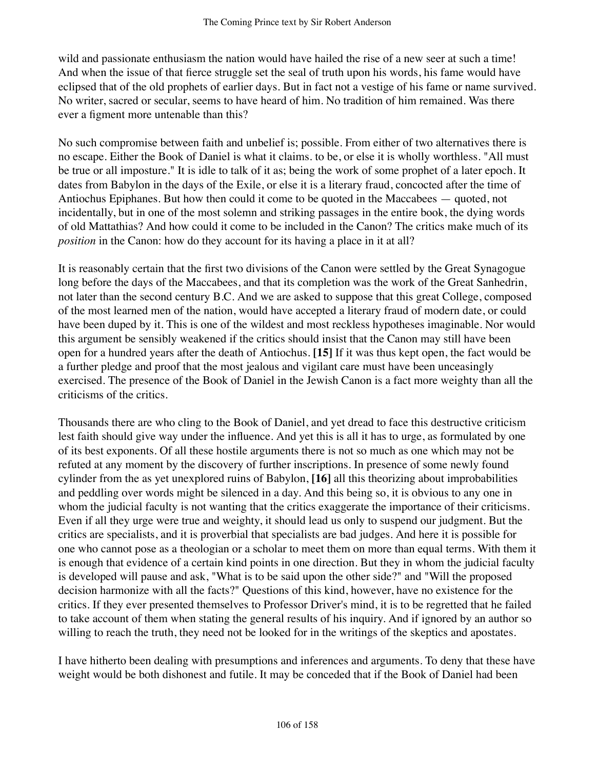wild and passionate enthusiasm the nation would have hailed the rise of a new seer at such a time! And when the issue of that fierce struggle set the seal of truth upon his words, his fame would have eclipsed that of the old prophets of earlier days. But in fact not a vestige of his fame or name survived. No writer, sacred or secular, seems to have heard of him. No tradition of him remained. Was there ever a figment more untenable than this?

No such compromise between faith and unbelief is; possible. From either of two alternatives there is no escape. Either the Book of Daniel is what it claims. to be, or else it is wholly worthless. "All must be true or all imposture." It is idle to talk of it as; being the work of some prophet of a later epoch. It dates from Babylon in the days of the Exile, or else it is a literary fraud, concocted after the time of Antiochus Epiphanes. But how then could it come to be quoted in the Maccabees — quoted, not incidentally, but in one of the most solemn and striking passages in the entire book, the dying words of old Mattathias? And how could it come to be included in the Canon? The critics make much of its *position* in the Canon: how do they account for its having a place in it at all?

It is reasonably certain that the first two divisions of the Canon were settled by the Great Synagogue long before the days of the Maccabees, and that its completion was the work of the Great Sanhedrin, not later than the second century B.C. And we are asked to suppose that this great College, composed of the most learned men of the nation, would have accepted a literary fraud of modern date, or could have been duped by it. This is one of the wildest and most reckless hypotheses imaginable. Nor would this argument be sensibly weakened if the critics should insist that the Canon may still have been open for a hundred years after the death of Antiochus. **[15]** If it was thus kept open, the fact would be a further pledge and proof that the most jealous and vigilant care must have been unceasingly exercised. The presence of the Book of Daniel in the Jewish Canon is a fact more weighty than all the criticisms of the critics.

Thousands there are who cling to the Book of Daniel, and yet dread to face this destructive criticism lest faith should give way under the influence. And yet this is all it has to urge, as formulated by one of its best exponents. Of all these hostile arguments there is not so much as one which may not be refuted at any moment by the discovery of further inscriptions. In presence of some newly found cylinder from the as yet unexplored ruins of Babylon, **[16]** all this theorizing about improbabilities and peddling over words might be silenced in a day. And this being so, it is obvious to any one in whom the judicial faculty is not wanting that the critics exaggerate the importance of their criticisms. Even if all they urge were true and weighty, it should lead us only to suspend our judgment. But the critics are specialists, and it is proverbial that specialists are bad judges. And here it is possible for one who cannot pose as a theologian or a scholar to meet them on more than equal terms. With them it is enough that evidence of a certain kind points in one direction. But they in whom the judicial faculty is developed will pause and ask, "What is to be said upon the other side?" and "Will the proposed decision harmonize with all the facts?" Questions of this kind, however, have no existence for the critics. If they ever presented themselves to Professor Driver's mind, it is to be regretted that he failed to take account of them when stating the general results of his inquiry. And if ignored by an author so willing to reach the truth, they need not be looked for in the writings of the skeptics and apostates.

I have hitherto been dealing with presumptions and inferences and arguments. To deny that these have weight would be both dishonest and futile. It may be conceded that if the Book of Daniel had been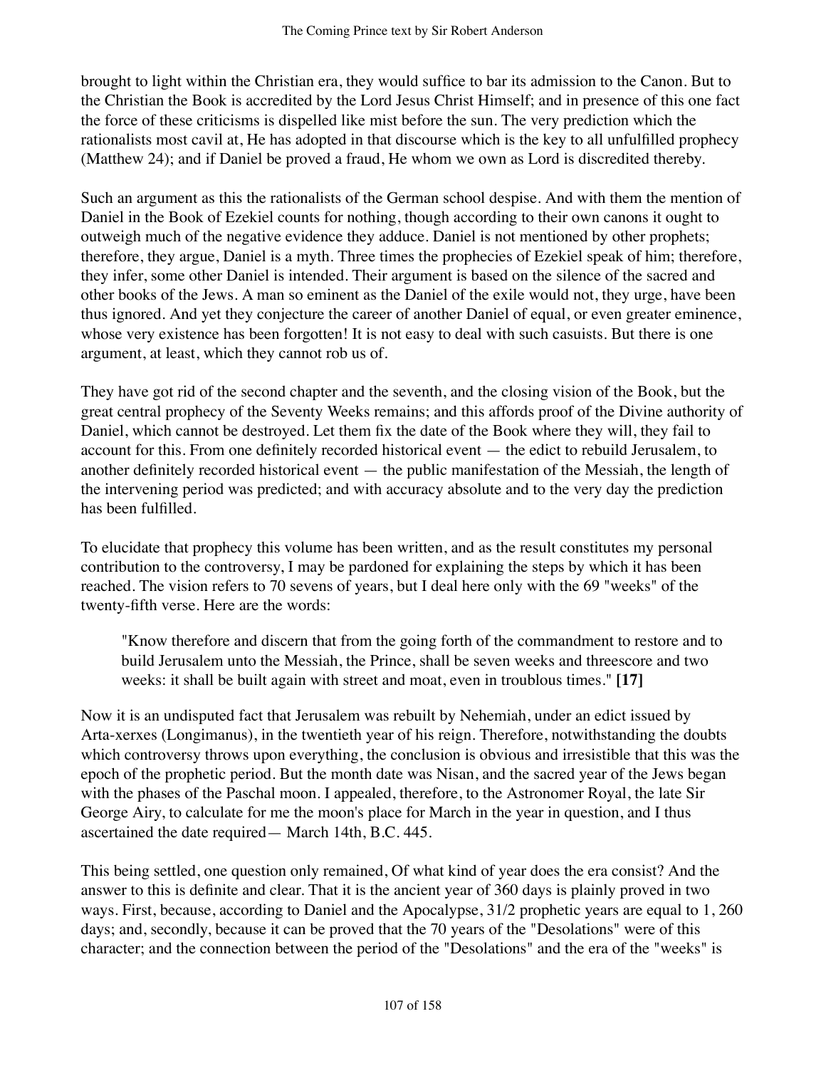brought to light within the Christian era, they would suffice to bar its admission to the Canon. But to the Christian the Book is accredited by the Lord Jesus Christ Himself; and in presence of this one fact the force of these criticisms is dispelled like mist before the sun. The very prediction which the rationalists most cavil at, He has adopted in that discourse which is the key to all unfulfilled prophecy (Matthew 24); and if Daniel be proved a fraud, He whom we own as Lord is discredited thereby.

Such an argument as this the rationalists of the German school despise. And with them the mention of Daniel in the Book of Ezekiel counts for nothing, though according to their own canons it ought to outweigh much of the negative evidence they adduce. Daniel is not mentioned by other prophets; therefore, they argue, Daniel is a myth. Three times the prophecies of Ezekiel speak of him; therefore, they infer, some other Daniel is intended. Their argument is based on the silence of the sacred and other books of the Jews. A man so eminent as the Daniel of the exile would not, they urge, have been thus ignored. And yet they conjecture the career of another Daniel of equal, or even greater eminence, whose very existence has been forgotten! It is not easy to deal with such casuists. But there is one argument, at least, which they cannot rob us of.

They have got rid of the second chapter and the seventh, and the closing vision of the Book, but the great central prophecy of the Seventy Weeks remains; and this affords proof of the Divine authority of Daniel, which cannot be destroyed. Let them fix the date of the Book where they will, they fail to account for this. From one definitely recorded historical event — the edict to rebuild Jerusalem, to another definitely recorded historical event — the public manifestation of the Messiah, the length of the intervening period was predicted; and with accuracy absolute and to the very day the prediction has been fulfilled.

To elucidate that prophecy this volume has been written, and as the result constitutes my personal contribution to the controversy, I may be pardoned for explaining the steps by which it has been reached. The vision refers to 70 sevens of years, but I deal here only with the 69 "weeks" of the twenty-fifth verse. Here are the words:

> "Know therefore and discern that from the going forth of the commandment to restore and to build Jerusalem unto the Messiah, the Prince, shall be seven weeks and threescore and two weeks: it shall be built again with street and moat, even in troublous times." **[17]**

Now it is an undisputed fact that Jerusalem was rebuilt by Nehemiah, under an edict issued by Arta-xerxes (Longimanus), in the twentieth year of his reign. Therefore, notwithstanding the doubts which controversy throws upon everything, the conclusion is obvious and irresistible that this was the epoch of the prophetic period. But the month date was Nisan, and the sacred year of the Jews began with the phases of the Paschal moon. I appealed, therefore, to the Astronomer Royal, the late Sir George Airy, to calculate for me the moon's place for March in the year in question, and I thus ascertained the date required— March 14th, B.C. 445.

This being settled, one question only remained, Of what kind of year does the era consist? And the answer to this is definite and clear. That it is the ancient year of 360 days is plainly proved in two ways. First, because, according to Daniel and the Apocalypse, 31/2 prophetic years are equal to 1, 260 days; and, secondly, because it can be proved that the 70 years of the "Desolations" were of this character; and the connection between the period of the "Desolations" and the era of the "weeks" is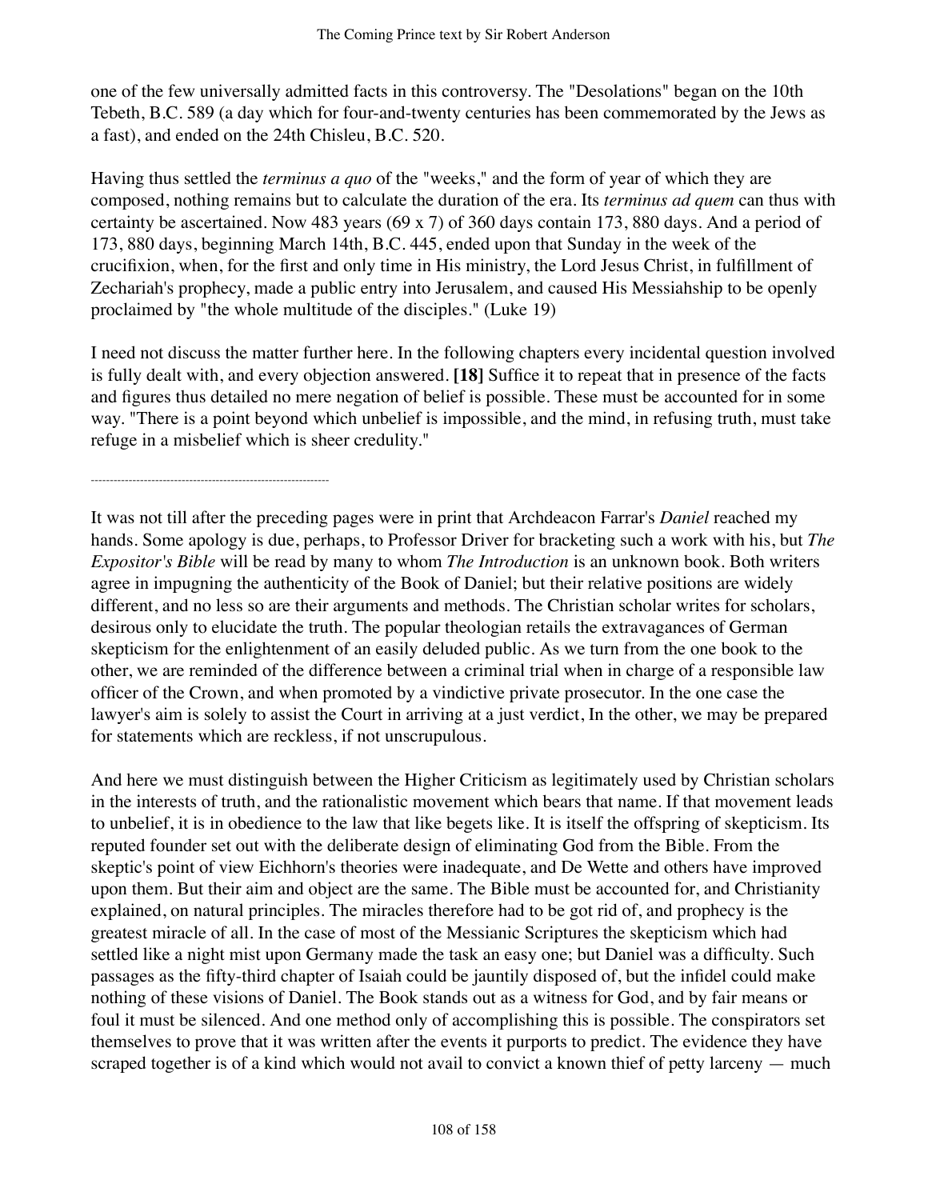one of the few universally admitted facts in this controversy. The "Desolations" began on the 10th Tebeth, B.C. 589 (a day which for four-and-twenty centuries has been commemorated by the Jews as a fast), and ended on the 24th Chisleu, B.C. 520.

Having thus settled the *terminus a quo* of the "weeks," and the form of year of which they are composed, nothing remains but to calculate the duration of the era. Its *terminus ad quem* can thus with certainty be ascertained. Now 483 years (69 x 7) of 360 days contain 173, 880 days. And a period of 173, 880 days, beginning March 14th, B.C. 445, ended upon that Sunday in the week of the crucifixion, when, for the first and only time in His ministry, the Lord Jesus Christ, in fulfillment of Zechariah's prophecy, made a public entry into Jerusalem, and caused His Messiahship to be openly proclaimed by "the whole multitude of the disciples." (Luke 19)

I need not discuss the matter further here. In the following chapters every incidental question involved is fully dealt with, and every objection answered. **[18]** Suffice it to repeat that in presence of the facts and figures thus detailed no mere negation of belief is possible. These must be accounted for in some way. "There is a point beyond which unbelief is impossible, and the mind, in refusing truth, must take refuge in a misbelief which is sheer credulity."

---

It was not till after the preceding pages were in print that Archdeacon Farrar's *Daniel* reached my hands. Some apology is due, perhaps, to Professor Driver for bracketing such a work with his, but *The Expositor's Bible* will be read by many to whom *The Introduction* is an unknown book. Both writers agree in impugning the authenticity of the Book of Daniel; but their relative positions are widely different, and no less so are their arguments and methods. The Christian scholar writes for scholars, desirous only to elucidate the truth. The popular theologian retails the extravagances of German skepticism for the enlightenment of an easily deluded public. As we turn from the one book to the other, we are reminded of the difference between a criminal trial when in charge of a responsible law officer of the Crown, and when promoted by a vindictive private prosecutor. In the one case the lawyer's aim is solely to assist the Court in arriving at a just verdict, In the other, we may be prepared for statements which are reckless, if not unscrupulous.

And here we must distinguish between the Higher Criticism as legitimately used by Christian scholars in the interests of truth, and the rationalistic movement which bears that name. If that movement leads to unbelief, it is in obedience to the law that like begets like. It is itself the offspring of skepticism. Its reputed founder set out with the deliberate design of eliminating God from the Bible. From the skeptic's point of view Eichhorn's theories were inadequate, and De Wette and others have improved upon them. But their aim and object are the same. The Bible must be accounted for, and Christianity explained, on natural principles. The miracles therefore had to be got rid of, and prophecy is the greatest miracle of all. In the case of most of the Messianic Scriptures the skepticism which had settled like a night mist upon Germany made the task an easy one; but Daniel was a difficulty. Such passages as the fifty-third chapter of Isaiah could be jauntily disposed of, but the infidel could make nothing of these visions of Daniel. The Book stands out as a witness for God, and by fair means or foul it must be silenced. And one method only of accomplishing this is possible. The conspirators set themselves to prove that it was written after the events it purports to predict. The evidence they have scraped together is of a kind which would not avail to convict a known thief of petty larceny — much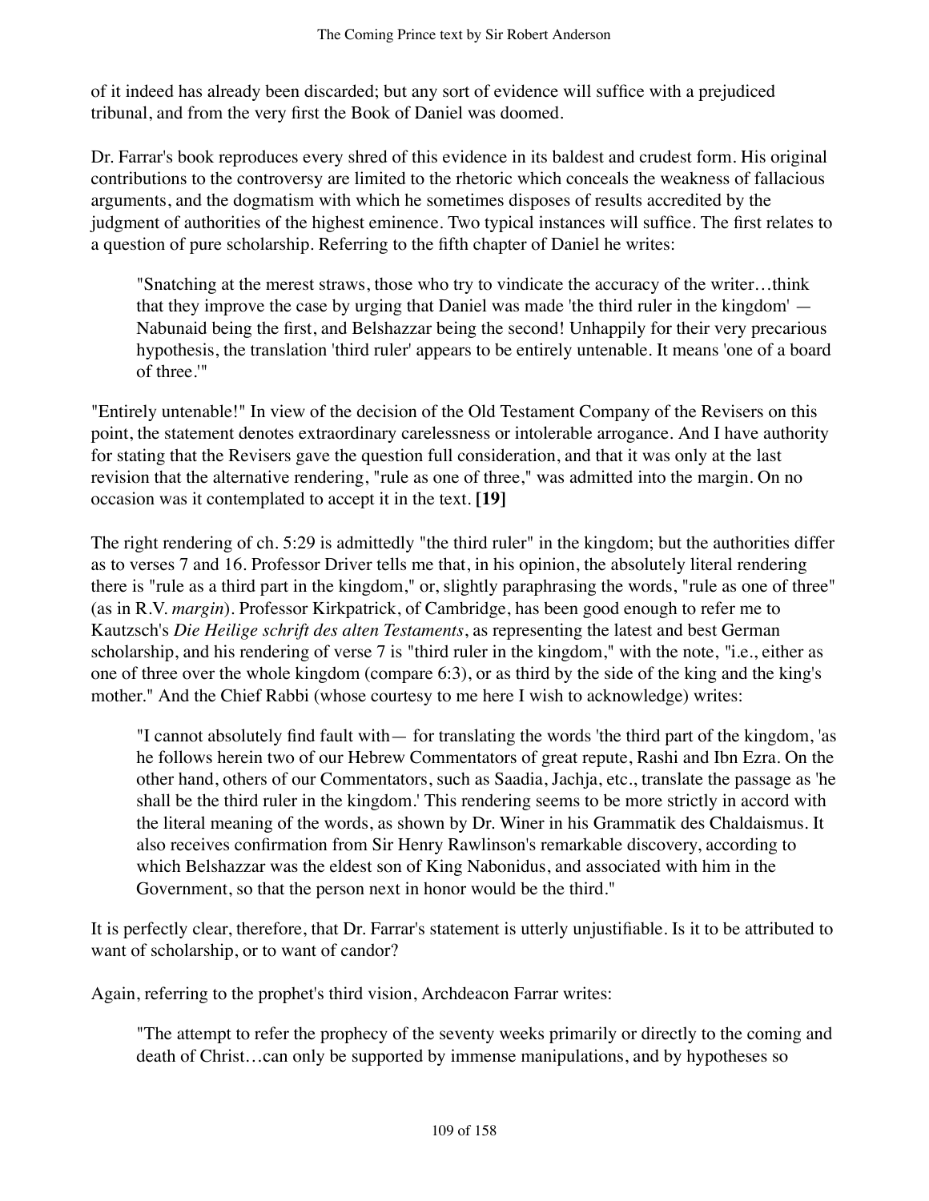of it indeed has already been discarded; but any sort of evidence will suffice with a prejudiced tribunal, and from the very first the Book of Daniel was doomed.

Dr. Farrar's book reproduces every shred of this evidence in its baldest and crudest form. His original contributions to the controversy are limited to the rhetoric which conceals the weakness of fallacious arguments, and the dogmatism with which he sometimes disposes of results accredited by the judgment of authorities of the highest eminence. Two typical instances will suffice. The first relates to a question of pure scholarship. Referring to the fifth chapter of Daniel he writes:

> "Snatching at the merest straws, those who try to vindicate the accuracy of the writer…think that they improve the case by urging that Daniel was made 'the third ruler in the kingdom' — Nabunaid being the first, and Belshazzar being the second! Unhappily for their very precarious hypothesis, the translation 'third ruler' appears to be entirely untenable. It means 'one of a board of three.'"

"Entirely untenable!" In view of the decision of the Old Testament Company of the Revisers on this point, the statement denotes extraordinary carelessness or intolerable arrogance. And I have authority for stating that the Revisers gave the question full consideration, and that it was only at the last revision that the alternative rendering, "rule as one of three," was admitted into the margin. On no occasion was it contemplated to accept it in the text. **[19]**

The right rendering of ch. 5:29 is admittedly "the third ruler" in the kingdom; but the authorities differ as to verses 7 and 16. Professor Driver tells me that, in his opinion, the absolutely literal rendering there is "rule as a third part in the kingdom," or, slightly paraphrasing the words, "rule as one of three" (as in R.V. *margin*). Professor Kirkpatrick, of Cambridge, has been good enough to refer me to Kautzsch's *Die Heilige schrift des alten Testaments*, as representing the latest and best German scholarship, and his rendering of verse 7 is "third ruler in the kingdom," with the note, "i.e., either as one of three over the whole kingdom (compare 6:3), or as third by the side of the king and the king's mother." And the Chief Rabbi (whose courtesy to me here I wish to acknowledge) writes:

> "I cannot absolutely find fault with— for translating the words 'the third part of the kingdom, 'as he follows herein two of our Hebrew Commentators of great repute, Rashi and Ibn Ezra. On the other hand, others of our Commentators, such as Saadia, Jachja, etc., translate the passage as 'he shall be the third ruler in the kingdom.' This rendering seems to be more strictly in accord with the literal meaning of the words, as shown by Dr. Winer in his Grammatik des Chaldaismus. It also receives confirmation from Sir Henry Rawlinson's remarkable discovery, according to which Belshazzar was the eldest son of King Nabonidus, and associated with him in the Government, so that the person next in honor would be the third."

It is perfectly clear, therefore, that Dr. Farrar's statement is utterly unjustifiable. Is it to be attributed to want of scholarship, or to want of candor?

Again, referring to the prophet's third vision, Archdeacon Farrar writes:

> "The attempt to refer the prophecy of the seventy weeks primarily or directly to the coming and death of Christ…can only be supported by immense manipulations, and by hypotheses so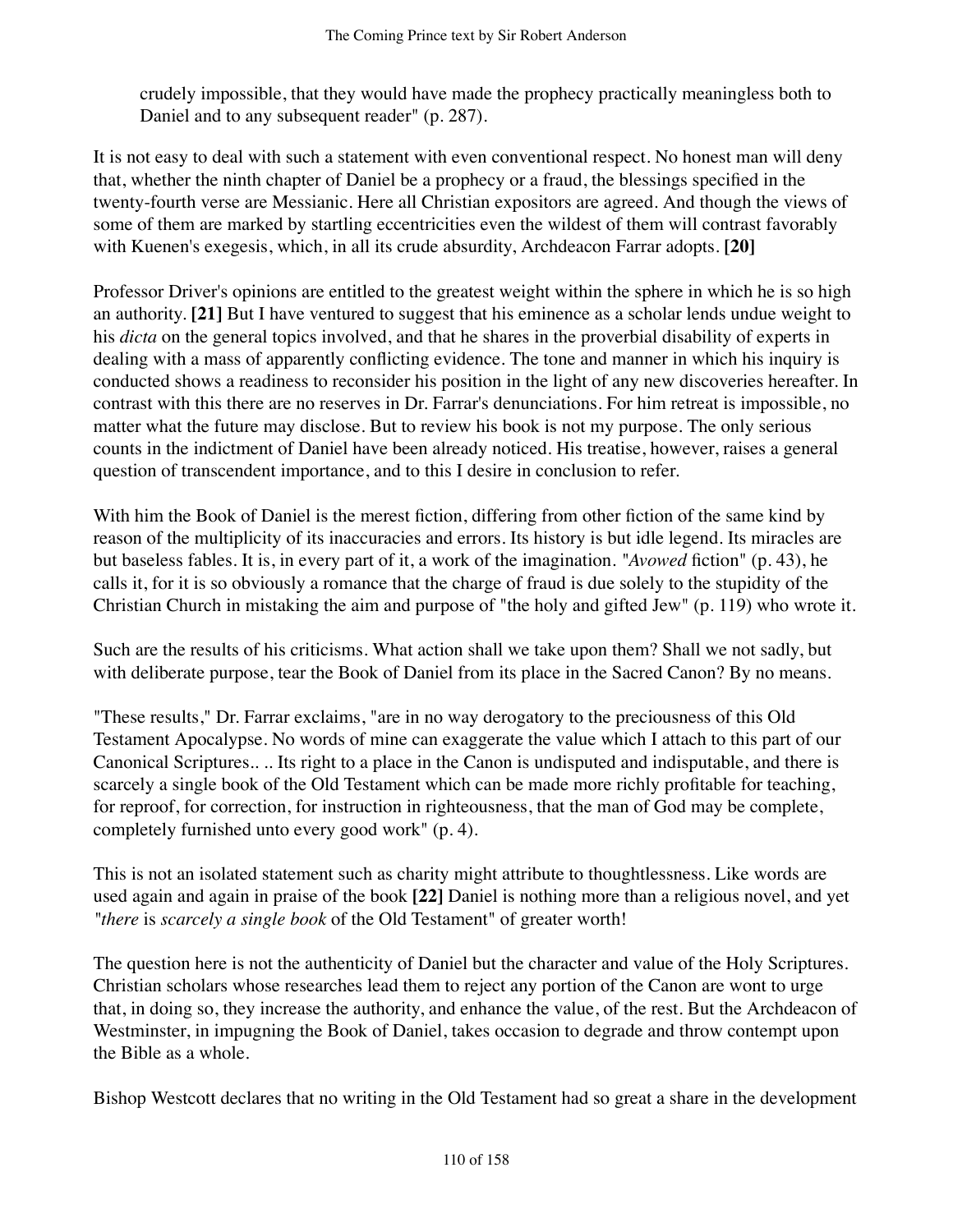crudely impossible, that they would have made the prophecy practically meaningless both to Daniel and to any subsequent reader" (p. 287).

It is not easy to deal with such a statement with even conventional respect. No honest man will deny that, whether the ninth chapter of Daniel be a prophecy or a fraud, the blessings specified in the twenty-fourth verse are Messianic. Here all Christian expositors are agreed. And though the views of some of them are marked by startling eccentricities even the wildest of them will contrast favorably with Kuenen's exegesis, which, in all its crude absurdity, Archdeacon Farrar adopts. **[20]**

Professor Driver's opinions are entitled to the greatest weight within the sphere in which he is so high an authority. **[21]** But I have ventured to suggest that his eminence as a scholar lends undue weight to his *dicta* on the general topics involved, and that he shares in the proverbial disability of experts in dealing with a mass of apparently conflicting evidence. The tone and manner in which his inquiry is conducted shows a readiness to reconsider his position in the light of any new discoveries hereafter. In contrast with this there are no reserves in Dr. Farrar's denunciations. For him retreat is impossible, no matter what the future may disclose. But to review his book is not my purpose. The only serious counts in the indictment of Daniel have been already noticed. His treatise, however, raises a general question of transcendent importance, and to this I desire in conclusion to refer.

With him the Book of Daniel is the merest fiction, differing from other fiction of the same kind by reason of the multiplicity of its inaccuracies and errors. Its history is but idle legend. Its miracles are but baseless fables. It is, in every part of it, a work of the imagination. "*Avowed* fiction" (p. 43), he calls it, for it is so obviously a romance that the charge of fraud is due solely to the stupidity of the Christian Church in mistaking the aim and purpose of "the holy and gifted Jew" (p. 119) who wrote it.

Such are the results of his criticisms. What action shall we take upon them? Shall we not sadly, but with deliberate purpose, tear the Book of Daniel from its place in the Sacred Canon? By no means.

"These results," Dr. Farrar exclaims, "are in no way derogatory to the preciousness of this Old Testament Apocalypse. No words of mine can exaggerate the value which I attach to this part of our Canonical Scriptures.. .. Its right to a place in the Canon is undisputed and indisputable, and there is scarcely a single book of the Old Testament which can be made more richly profitable for teaching, for reproof, for correction, for instruction in righteousness, that the man of God may be complete, completely furnished unto every good work" (p. 4).

This is not an isolated statement such as charity might attribute to thoughtlessness. Like words are used again and again in praise of the book **[22]** Daniel is nothing more than a religious novel, and yet "*there* is *scarcely a single book* of the Old Testament" of greater worth!

The question here is not the authenticity of Daniel but the character and value of the Holy Scriptures. Christian scholars whose researches lead them to reject any portion of the Canon are wont to urge that, in doing so, they increase the authority, and enhance the value, of the rest. But the Archdeacon of Westminster, in impugning the Book of Daniel, takes occasion to degrade and throw contempt upon the Bible as a whole.

Bishop Westcott declares that no writing in the Old Testament had so great a share in the development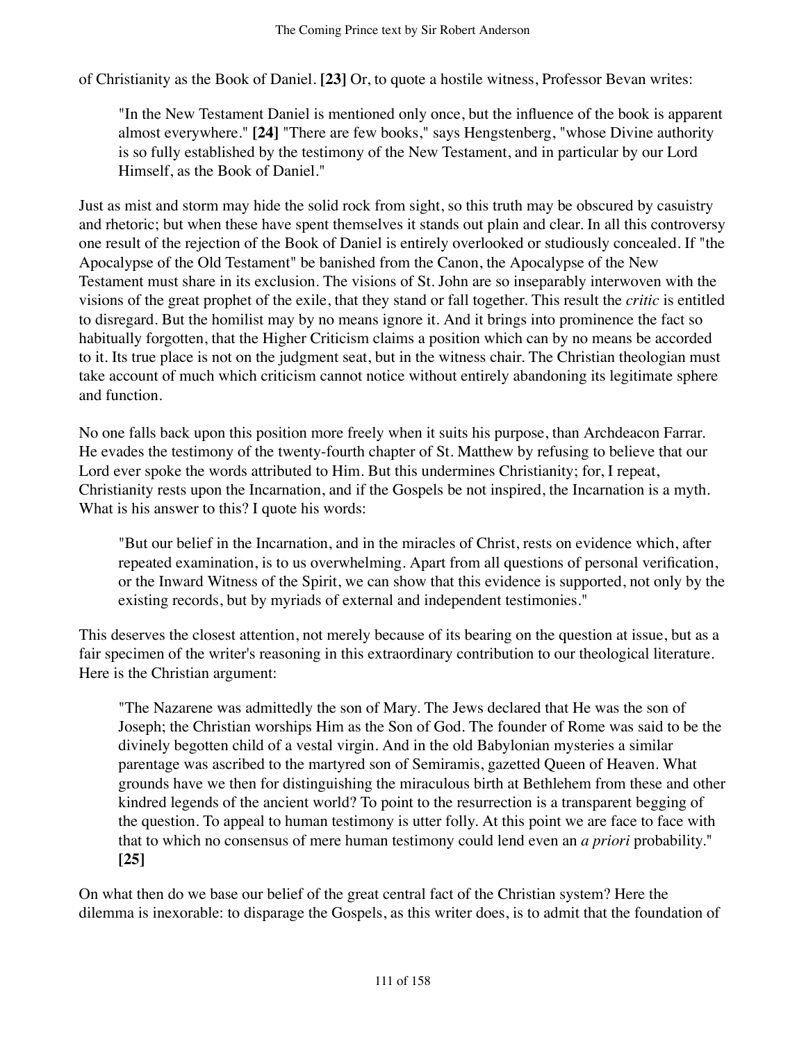of Christianity as the Book of Daniel. **[23]** Or, to quote a hostile witness, Professor Bevan writes:

> "In the New Testament Daniel is mentioned only once, but the influence of the book is apparent almost everywhere." **[24]** "There are few books," says Hengstenberg, "whose Divine authority is so fully established by the testimony of the New Testament, and in particular by our Lord Himself, as the Book of Daniel."

Just as mist and storm may hide the solid rock from sight, so this truth may be obscured by casuistry and rhetoric; but when these have spent themselves it stands out plain and clear. In all this controversy one result of the rejection of the Book of Daniel is entirely overlooked or studiously concealed. If "the Apocalypse of the Old Testament" be banished from the Canon, the Apocalypse of the New Testament must share in its exclusion. The visions of St. John are so inseparably interwoven with the visions of the great prophet of the exile, that they stand or fall together. This result the *critic* is entitled to disregard. But the homilist may by no means ignore it. And it brings into prominence the fact so habitually forgotten, that the Higher Criticism claims a position which can by no means be accorded to it. Its true place is not on the judgment seat, but in the witness chair. The Christian theologian must take account of much which criticism cannot notice without entirely abandoning its legitimate sphere and function.

No one falls back upon this position more freely when it suits his purpose, than Archdeacon Farrar. He evades the testimony of the twenty-fourth chapter of St. Matthew by refusing to believe that our Lord ever spoke the words attributed to Him. But this undermines Christianity; for, I repeat, Christianity rests upon the Incarnation, and if the Gospels be not inspired, the Incarnation is a myth. What is his answer to this? I quote his words:

> "But our belief in the Incarnation, and in the miracles of Christ, rests on evidence which, after repeated examination, is to us overwhelming. Apart from all questions of personal verification, or the Inward Witness of the Spirit, we can show that this evidence is supported, not only by the existing records, but by myriads of external and independent testimonies."

This deserves the closest attention, not merely because of its bearing on the question at issue, but as a fair specimen of the writer's reasoning in this extraordinary contribution to our theological literature. Here is the Christian argument:

> "The Nazarene was admittedly the son of Mary. The Jews declared that He was the son of Joseph; the Christian worships Him as the Son of God. The founder of Rome was said to be the divinely begotten child of a vestal virgin. And in the old Babylonian mysteries a similar parentage was ascribed to the martyred son of Semiramis, gazetted Queen of Heaven. What grounds have we then for distinguishing the miraculous birth at Bethlehem from these and other kindred legends of the ancient world? To point to the resurrection is a transparent begging of the question. To appeal to human testimony is utter folly. At this point we are face to face with that to which no consensus of mere human testimony could lend even an *a priori* probability." **[25]**

On what then do we base our belief of the great central fact of the Christian system? Here the dilemma is inexorable: to disparage the Gospels, as this writer does, is to admit that the foundation of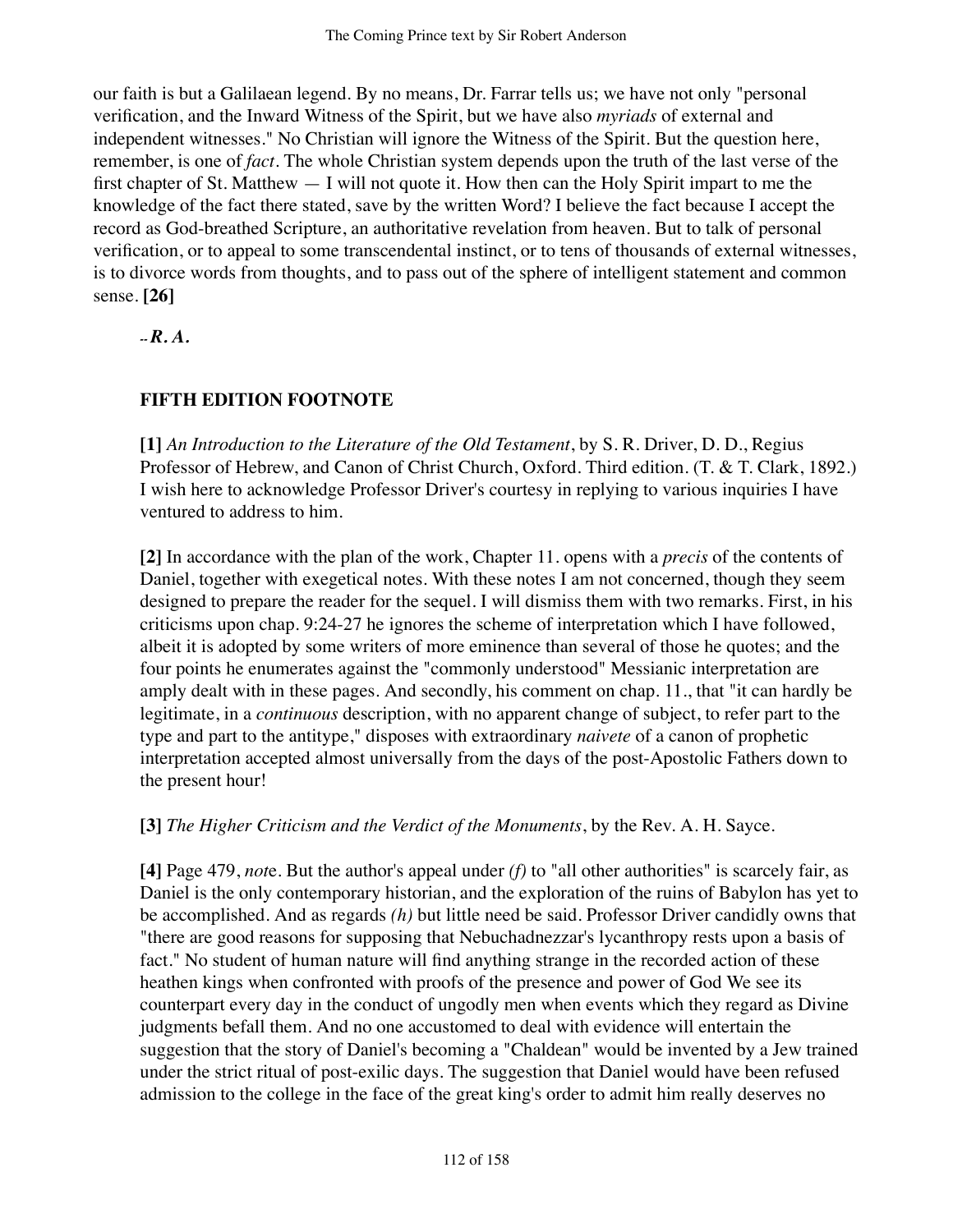our faith is but a Galilaean legend. By no means, Dr. Farrar tells us; we have not only "personal verification, and the Inward Witness of the Spirit, but we have also *myriads* of external and independent witnesses." No Christian will ignore the Witness of the Spirit. But the question here, remember, is one of *fact*. The whole Christian system depends upon the truth of the last verse of the first chapter of St. Matthew — I will not quote it. How then can the Holy Spirit impart to me the knowledge of the fact there stated, save by the written Word? I believe the fact because I accept the record as God-breathed Scripture, an authoritative revelation from heaven. But to talk of personal verification, or to appeal to some transcendental instinct, or to tens of thousands of external witnesses, is to divorce words from thoughts, and to pass out of the sphere of intelligent statement and common sense. **[26]**

-- ***R. A.***

## FIFTH EDITION FOOTNOTE

**[1]** *An Introduction to the Literature of the Old Testament*, by S. R. Driver, D. D., Regius Professor of Hebrew, and Canon of Christ Church, Oxford. Third edition. (T. & T. Clark, 1892.) I wish here to acknowledge Professor Driver's courtesy in replying to various inquiries I have ventured to address to him.

**[2]** In accordance with the plan of the work, Chapter 11. opens with a *precis* of the contents of Daniel, together with exegetical notes. With these notes I am not concerned, though they seem designed to prepare the reader for the sequel. I will dismiss them with two remarks. First, in his criticisms upon chap. 9:24-27 he ignores the scheme of interpretation which I have followed, albeit it is adopted by some writers of more eminence than several of those he quotes; and the four points he enumerates against the "commonly understood" Messianic interpretation are amply dealt with in these pages. And secondly, his comment on chap. 11., that "it can hardly be legitimate, in a *continuous* description, with no apparent change of subject, to refer part to the type and part to the antitype," disposes with extraordinary *naivete* of a canon of prophetic interpretation accepted almost universally from the days of the post-Apostolic Fathers down to the present hour!

**[3]** *The Higher Criticism and the Verdict of the Monuments*, by the Rev. A. H. Sayce.

**[4]** Page 479, *not*e. But the author's appeal under *(f)* to "all other authorities" is scarcely fair, as Daniel is the only contemporary historian, and the exploration of the ruins of Babylon has yet to be accomplished. And as regards *(h)* but little need be said. Professor Driver candidly owns that "there are good reasons for supposing that Nebuchadnezzar's lycanthropy rests upon a basis of fact." No student of human nature will find anything strange in the recorded action of these heathen kings when confronted with proofs of the presence and power of God We see its counterpart every day in the conduct of ungodly men when events which they regard as Divine judgments befall them. And no one accustomed to deal with evidence will entertain the suggestion that the story of Daniel's becoming a "Chaldean" would be invented by a Jew trained under the strict ritual of post-exilic days. The suggestion that Daniel would have been refused admission to the college in the face of the great king's order to admit him really deserves no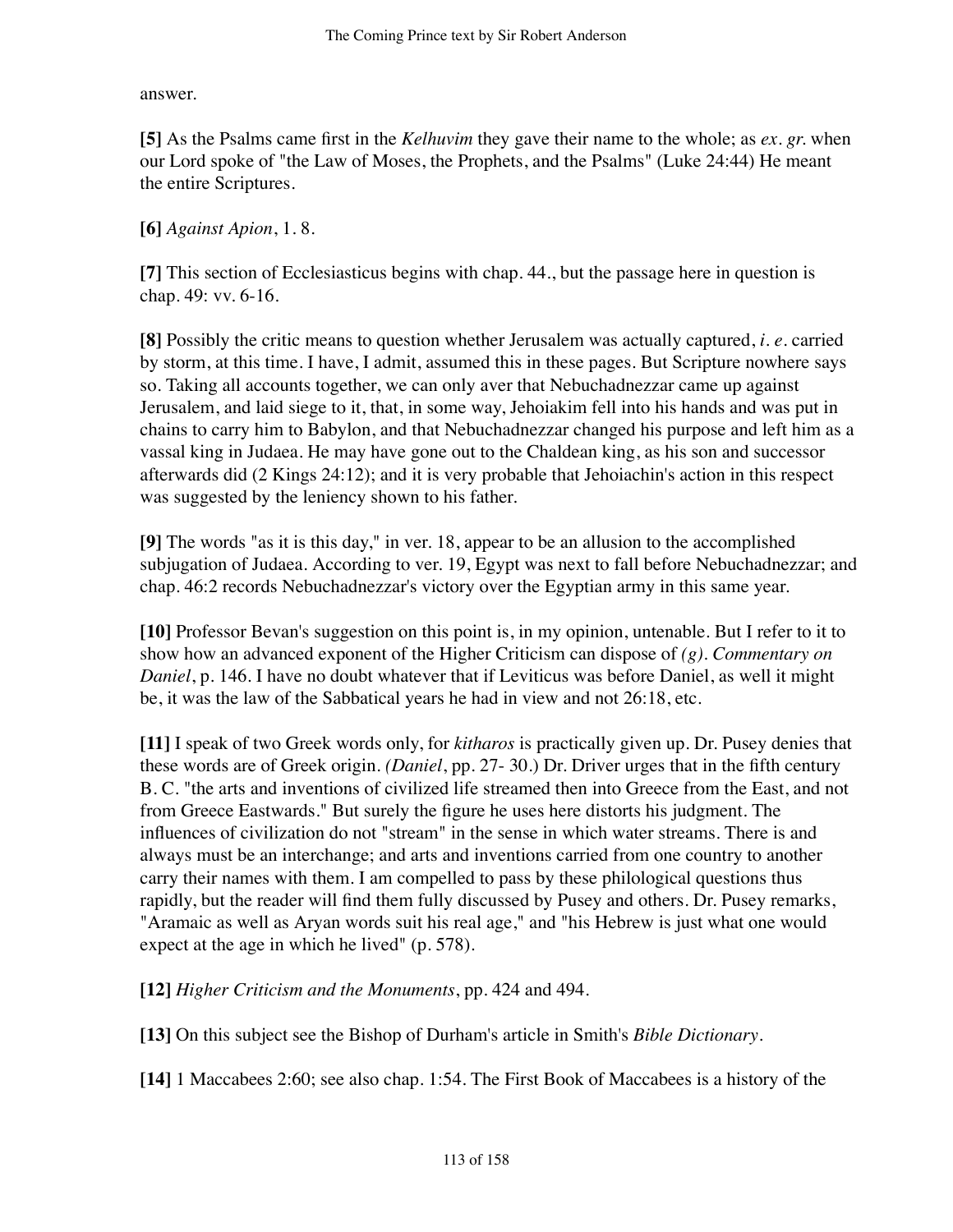answer.

**[5]** As the Psalms came first in the *Kelhuvim* they gave their name to the whole; as *ex. gr.* when our Lord spoke of "the Law of Moses, the Prophets, and the Psalms" (Luke 24:44) He meant the entire Scriptures.

**[6]** *Against Apion*, 1. 8.

**[7]** This section of Ecclesiasticus begins with chap. 44., but the passage here in question is chap. 49: vv. 6-16.

**[8]** Possibly the critic means to question whether Jerusalem was actually captured, *i. e.* carried by storm, at this time. I have, I admit, assumed this in these pages. But Scripture nowhere says so. Taking all accounts together, we can only aver that Nebuchadnezzar came up against Jerusalem, and laid siege to it, that, in some way, Jehoiakim fell into his hands and was put in chains to carry him to Babylon, and that Nebuchadnezzar changed his purpose and left him as a vassal king in Judaea. He may have gone out to the Chaldean king, as his son and successor afterwards did (2 Kings 24:12); and it is very probable that Jehoiachin's action in this respect was suggested by the leniency shown to his father.

**[9]** The words "as it is this day," in ver. 18, appear to be an allusion to the accomplished subjugation of Judaea. According to ver. 19, Egypt was next to fall before Nebuchadnezzar; and chap. 46:2 records Nebuchadnezzar's victory over the Egyptian army in this same year.

**[10]** Professor Bevan's suggestion on this point is, in my opinion, untenable. But I refer to it to show how an advanced exponent of the Higher Criticism can dispose of *(g)*. *Commentary on Daniel*, p. 146. I have no doubt whatever that if Leviticus was before Daniel, as well it might be, it was the law of the Sabbatical years he had in view and not 26:18, etc.

**[11]** I speak of two Greek words only, for *kitharos* is practically given up. Dr. Pusey denies that these words are of Greek origin. *(Daniel*, pp. 27- 30.) Dr. Driver urges that in the fifth century B. C. "the arts and inventions of civilized life streamed then into Greece from the East, and not from Greece Eastwards." But surely the figure he uses here distorts his judgment. The influences of civilization do not "stream" in the sense in which water streams. There is and always must be an interchange; and arts and inventions carried from one country to another carry their names with them. I am compelled to pass by these philological questions thus rapidly, but the reader will find them fully discussed by Pusey and others. Dr. Pusey remarks, "Aramaic as well as Aryan words suit his real age," and "his Hebrew is just what one would expect at the age in which he lived" (p. 578).

**[12]** *Higher Criticism and the Monuments*, pp. 424 and 494.

**[13]** On this subject see the Bishop of Durham's article in Smith's *Bible Dictionary*.

**[14]** 1 Maccabees 2:60; see also chap. 1:54. The First Book of Maccabees is a history of the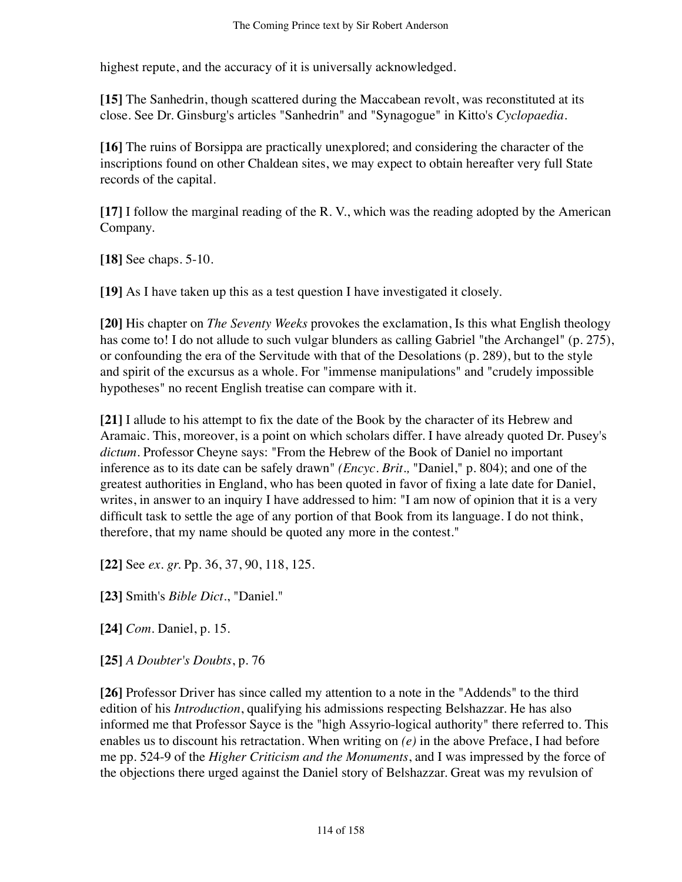highest repute, and the accuracy of it is universally acknowledged.

**[15]** The Sanhedrin, though scattered during the Maccabean revolt, was reconstituted at its close. See Dr. Ginsburg's articles "Sanhedrin" and "Synagogue" in Kitto's *Cyclopaedia*.

**[16]** The ruins of Borsippa are practically unexplored; and considering the character of the inscriptions found on other Chaldean sites, we may expect to obtain hereafter very full State records of the capital.

**[17]** I follow the marginal reading of the R. V., which was the reading adopted by the American Company.

**[18]** See chaps. 5-10.

**[19]** As I have taken up this as a test question I have investigated it closely.

**[20]** His chapter on *The Seventy Weeks* provokes the exclamation, Is this what English theology has come to! I do not allude to such vulgar blunders as calling Gabriel "the Archangel" (p. 275), or confounding the era of the Servitude with that of the Desolations (p. 289), but to the style and spirit of the excursus as a whole. For "immense manipulations" and "crudely impossible hypotheses" no recent English treatise can compare with it.

**[21]** I allude to his attempt to fix the date of the Book by the character of its Hebrew and Aramaic. This, moreover, is a point on which scholars differ. I have already quoted Dr. Pusey's *dictum*. Professor Cheyne says: "From the Hebrew of the Book of Daniel no important inference as to its date can be safely drawn" *(Encyc. Brit.,* "Daniel," p. 804); and one of the greatest authorities in England, who has been quoted in favor of fixing a late date for Daniel, writes, in answer to an inquiry I have addressed to him: "I am now of opinion that it is a very difficult task to settle the age of any portion of that Book from its language. I do not think, therefore, that my name should be quoted any more in the contest."

**[22]** See *ex. gr.* Pp. 36, 37, 90, 118, 125.

**[23]** Smith's *Bible Dict*., "Daniel."

**[24]** *Com.* Daniel, p. 15.

**[25]** *A Doubter's Doubts*, p. 76

**[26]** Professor Driver has since called my attention to a note in the "Addends" to the third edition of his *Introduction*, qualifying his admissions respecting Belshazzar. He has also informed me that Professor Sayce is the "high Assyrio-logical authority" there referred to. This enables us to discount his retractation. When writing on *(e)* in the above Preface, I had before me pp. 524-9 of the *Higher Criticism and the Monuments*, and I was impressed by the force of the objections there urged against the Daniel story of Belshazzar. Great was my revulsion of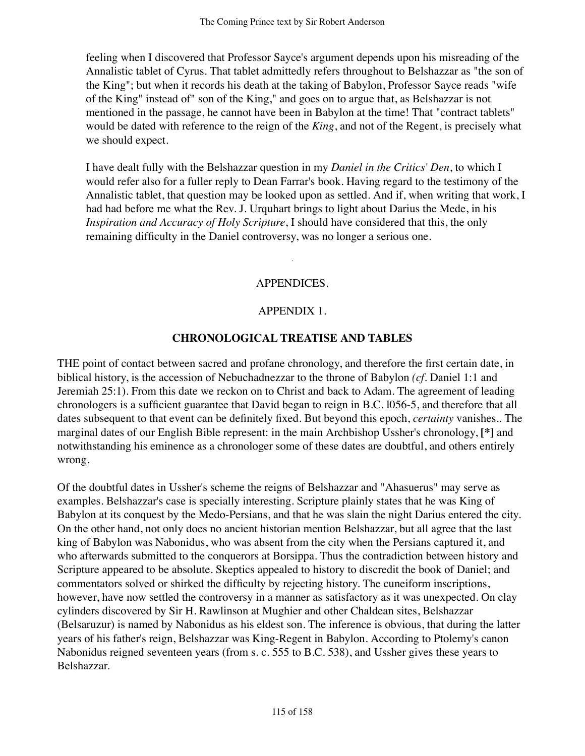feeling when I discovered that Professor Sayce's argument depends upon his misreading of the Annalistic tablet of Cyrus. That tablet admittedly refers throughout to Belshazzar as "the son of the King"; but when it records his death at the taking of Babylon, Professor Sayce reads "wife of the King" instead of" son of the King," and goes on to argue that, as Belshazzar is not mentioned in the passage, he cannot have been in Babylon at the time! That "contract tablets" would be dated with reference to the reign of the *King*, and not of the Regent, is precisely what we should expect.

I have dealt fully with the Belshazzar question in my *Daniel in the Critics' Den*, to which I would refer also for a fuller reply to Dean Farrar's book. Having regard to the testimony of the Annalistic tablet, that question may be looked upon as settled. And if, when writing that work, I had had before me what the Rev. J. Urquhart brings to light about Darius the Mede, in his *Inspiration and Accuracy of Holy Scripture*, I should have considered that this, the only remaining difficulty in the Daniel controversy, was no longer a serious one.

## APPENDICES.

## APPENDIX 1.

### CHRONOLOGICAL TREATISE AND TABLES

THE point of contact between sacred and profane chronology, and therefore the first certain date, in biblical history, is the accession of Nebuchadnezzar to the throne of Babylon *(cf.* Daniel 1:1 and Jeremiah 25:1). From this date we reckon on to Christ and back to Adam. The agreement of leading chronologers is a sufficient guarantee that David began to reign in B.C. l056-5, and therefore that all dates subsequent to that event can be definitely fixed. But beyond this epoch, *certainty* vanishes.. The marginal dates of our English Bible represent: in the main Archbishop Ussher's chronology, **[*]** and notwithstanding his eminence as a chronologer some of these dates are doubtful, and others entirely wrong.

Of the doubtful dates in Ussher's scheme the reigns of Belshazzar and "Ahasuerus" may serve as examples. Belshazzar's case is specially interesting. Scripture plainly states that he was King of Babylon at its conquest by the Medo-Persians, and that he was slain the night Darius entered the city. On the other hand, not only does no ancient historian mention Belshazzar, but all agree that the last king of Babylon was Nabonidus, who was absent from the city when the Persians captured it, and who afterwards submitted to the conquerors at Borsippa. Thus the contradiction between history and Scripture appeared to be absolute. Skeptics appealed to history to discredit the book of Daniel; and commentators solved or shirked the difficulty by rejecting history. The cuneiform inscriptions, however, have now settled the controversy in a manner as satisfactory as it was unexpected. On clay cylinders discovered by Sir H. Rawlinson at Mughier and other Chaldean sites, Belshazzar (Belsaruzur) is named by Nabonidus as his eldest son. The inference is obvious, that during the latter years of his father's reign, Belshazzar was King-Regent in Babylon. According to Ptolemy's canon Nabonidus reigned seventeen years (from s. c. 555 to B.C. 538), and Ussher gives these years to Belshazzar.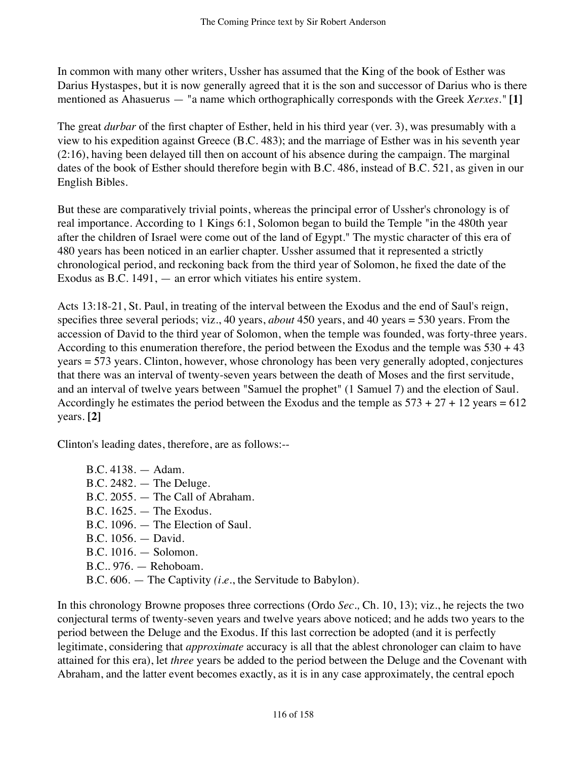In common with many other writers, Ussher has assumed that the King of the book of Esther was Darius Hystaspes, but it is now generally agreed that it is the son and successor of Darius who is there mentioned as Ahasuerus — "a name which orthographically corresponds with the Greek *Xerxes*." **[1]**

The great *durbar* of the first chapter of Esther, held in his third year (ver. 3), was presumably with a view to his expedition against Greece (B.C. 483); and the marriage of Esther was in his seventh year (2:16), having been delayed till then on account of his absence during the campaign. The marginal dates of the book of Esther should therefore begin with B.C. 486, instead of B.C. 521, as given in our English Bibles.

But these are comparatively trivial points, whereas the principal error of Ussher's chronology is of real importance. According to 1 Kings 6:1, Solomon began to build the Temple "in the 480th year after the children of Israel were come out of the land of Egypt." The mystic character of this era of 480 years has been noticed in an earlier chapter. Ussher assumed that it represented a strictly chronological period, and reckoning back from the third year of Solomon, he fixed the date of the Exodus as B.C. 1491, — an error which vitiates his entire system.

Acts 13:18-21, St. Paul, in treating of the interval between the Exodus and the end of Saul's reign, specifies three several periods; viz., 40 years, *about* 450 years, and 40 years = 530 years. From the accession of David to the third year of Solomon, when the temple was founded, was forty-three years. According to this enumeration therefore, the period between the Exodus and the temple was 530 + 43 years = 573 years. Clinton, however, whose chronology has been very generally adopted, conjectures that there was an interval of twenty-seven years between the death of Moses and the first servitude, and an interval of twelve years between "Samuel the prophet" (1 Samuel 7) and the election of Saul. Accordingly he estimates the period between the Exodus and the temple as 573 + 27 + 12 years = 612 years. **[2]**

Clinton's leading dates, therefore, are as follows:--

> B.C. 4138. — Adam.
> B.C. 2482. — The Deluge.
> B.C. 2055. — The Call of Abraham.
> B.C. 1625. — The Exodus.
> B.C. 1096. — The Election of Saul.
> B.C. 1056. — David.
> B.C. 1016. — Solomon.
> B.C.. 976. — Rehoboam.
> B.C. 606. — The Captivity *(i.e.*, the Servitude to Babylon).

In this chronology Browne proposes three corrections (Ordo *Sec.,* Ch. 10, 13); viz., he rejects the two conjectural terms of twenty-seven years and twelve years above noticed; and he adds two years to the period between the Deluge and the Exodus. If this last correction be adopted (and it is perfectly legitimate, considering that *approximate* accuracy is all that the ablest chronologer can claim to have attained for this era), let *three* years be added to the period between the Deluge and the Covenant with Abraham, and the latter event becomes exactly, as it is in any case approximately, the central epoch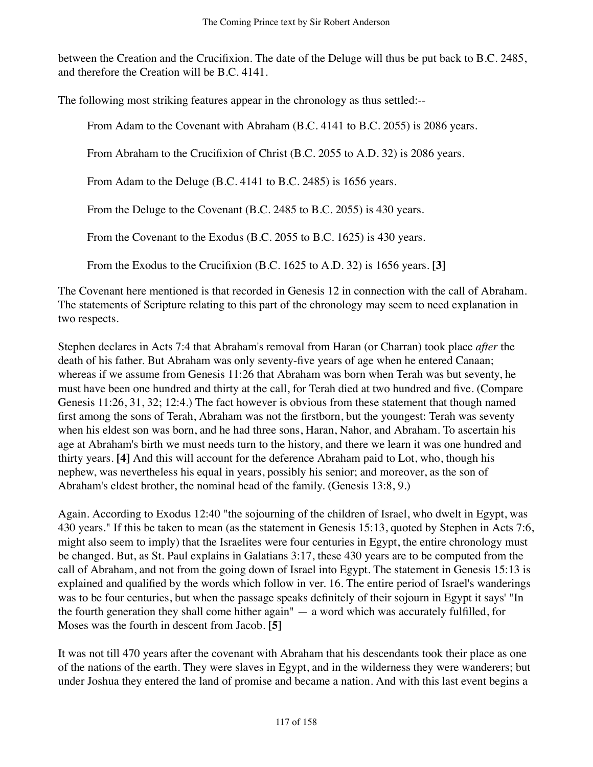between the Creation and the Crucifixion. The date of the Deluge will thus be put back to B.C. 2485, and therefore the Creation will be B.C. 4141.

The following most striking features appear in the chronology as thus settled:--

> From Adam to the Covenant with Abraham (B.C. 4141 to B.C. 2055) is 2086 years.
>
> From Abraham to the Crucifixion of Christ (B.C. 2055 to A.D. 32) is 2086 years.
>
> From Adam to the Deluge (B.C. 4141 to B.C. 2485) is 1656 years.
>
> From the Deluge to the Covenant (B.C. 2485 to B.C. 2055) is 430 years.
>
> From the Covenant to the Exodus (B.C. 2055 to B.C. 1625) is 430 years.
>
> From the Exodus to the Crucifixion (B.C. 1625 to A.D. 32) is 1656 years. **[3]**

The Covenant here mentioned is that recorded in Genesis 12 in connection with the call of Abraham. The statements of Scripture relating to this part of the chronology may seem to need explanation in two respects.

Stephen declares in Acts 7:4 that Abraham's removal from Haran (or Charran) took place *after* the death of his father. But Abraham was only seventy-five years of age when he entered Canaan; whereas if we assume from Genesis 11:26 that Abraham was born when Terah was but seventy, he must have been one hundred and thirty at the call, for Terah died at two hundred and five. (Compare Genesis 11:26, 31, 32; 12:4.) The fact however is obvious from these statement that though named first among the sons of Terah, Abraham was not the firstborn, but the youngest: Terah was seventy when his eldest son was born, and he had three sons, Haran, Nahor, and Abraham. To ascertain his age at Abraham's birth we must needs turn to the history, and there we learn it was one hundred and thirty years. **[4]** And this will account for the deference Abraham paid to Lot, who, though his nephew, was nevertheless his equal in years, possibly his senior; and moreover, as the son of Abraham's eldest brother, the nominal head of the family. (Genesis 13:8, 9.)

Again. According to Exodus 12:40 "the sojourning of the children of Israel, who dwelt in Egypt, was 430 years." If this be taken to mean (as the statement in Genesis 15:13, quoted by Stephen in Acts 7:6, might also seem to imply) that the Israelites were four centuries in Egypt, the entire chronology must be changed. But, as St. Paul explains in Galatians 3:17, these 430 years are to be computed from the call of Abraham, and not from the going down of Israel into Egypt. The statement in Genesis 15:13 is explained and qualified by the words which follow in ver. 16. The entire period of Israel's wanderings was to be four centuries, but when the passage speaks definitely of their sojourn in Egypt it says' "In the fourth generation they shall come hither again" — a word which was accurately fulfilled, for Moses was the fourth in descent from Jacob. **[5]**

It was not till 470 years after the covenant with Abraham that his descendants took their place as one of the nations of the earth. They were slaves in Egypt, and in the wilderness they were wanderers; but under Joshua they entered the land of promise and became a nation. And with this last event begins a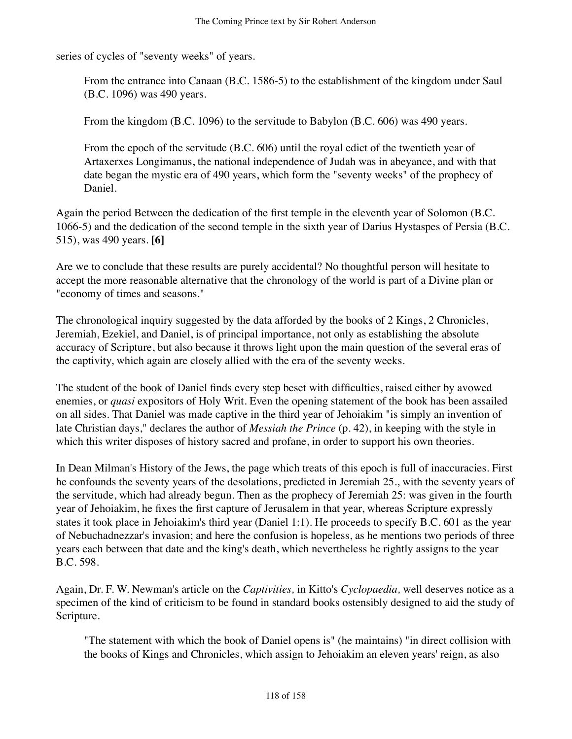series of cycles of "seventy weeks" of years.

> From the entrance into Canaan (B.C. 1586-5) to the establishment of the kingdom under Saul (B.C. 1096) was 490 years.
>
> From the kingdom (B.C. 1096) to the servitude to Babylon (B.C. 606) was 490 years.
>
> From the epoch of the servitude (B.C. 606) until the royal edict of the twentieth year of Artaxerxes Longimanus, the national independence of Judah was in abeyance, and with that date began the mystic era of 490 years, which form the "seventy weeks" of the prophecy of Daniel.

Again the period Between the dedication of the first temple in the eleventh year of Solomon (B.C. 1066-5) and the dedication of the second temple in the sixth year of Darius Hystaspes of Persia (B.C. 515), was 490 years. **[6]**

Are we to conclude that these results are purely accidental? No thoughtful person will hesitate to accept the more reasonable alternative that the chronology of the world is part of a Divine plan or "economy of times and seasons."

The chronological inquiry suggested by the data afforded by the books of 2 Kings, 2 Chronicles, Jeremiah, Ezekiel, and Daniel, is of principal importance, not only as establishing the absolute accuracy of Scripture, but also because it throws light upon the main question of the several eras of the captivity, which again are closely allied with the era of the seventy weeks.

The student of the book of Daniel finds every step beset with difficulties, raised either by avowed enemies, or *quasi* expositors of Holy Writ. Even the opening statement of the book has been assailed on all sides. That Daniel was made captive in the third year of Jehoiakim "is simply an invention of late Christian days," declares the author of *Messiah the Prince* (p. 42), in keeping with the style in which this writer disposes of history sacred and profane, in order to support his own theories.

In Dean Milman's History of the Jews, the page which treats of this epoch is full of inaccuracies. First he confounds the seventy years of the desolations, predicted in Jeremiah 25., with the seventy years of the servitude, which had already begun. Then as the prophecy of Jeremiah 25: was given in the fourth year of Jehoiakim, he fixes the first capture of Jerusalem in that year, whereas Scripture expressly states it took place in Jehoiakim's third year (Daniel 1:1). He proceeds to specify B.C. 601 as the year of Nebuchadnezzar's invasion; and here the confusion is hopeless, as he mentions two periods of three years each between that date and the king's death, which nevertheless he rightly assigns to the year B.C. 598.

Again, Dr. F. W. Newman's article on the *Captivities,* in Kitto's *Cyclopaedia,* well deserves notice as a specimen of the kind of criticism to be found in standard books ostensibly designed to aid the study of Scripture.

> "The statement with which the book of Daniel opens is" (he maintains) "in direct collision with the books of Kings and Chronicles, which assign to Jehoiakim an eleven years' reign, as also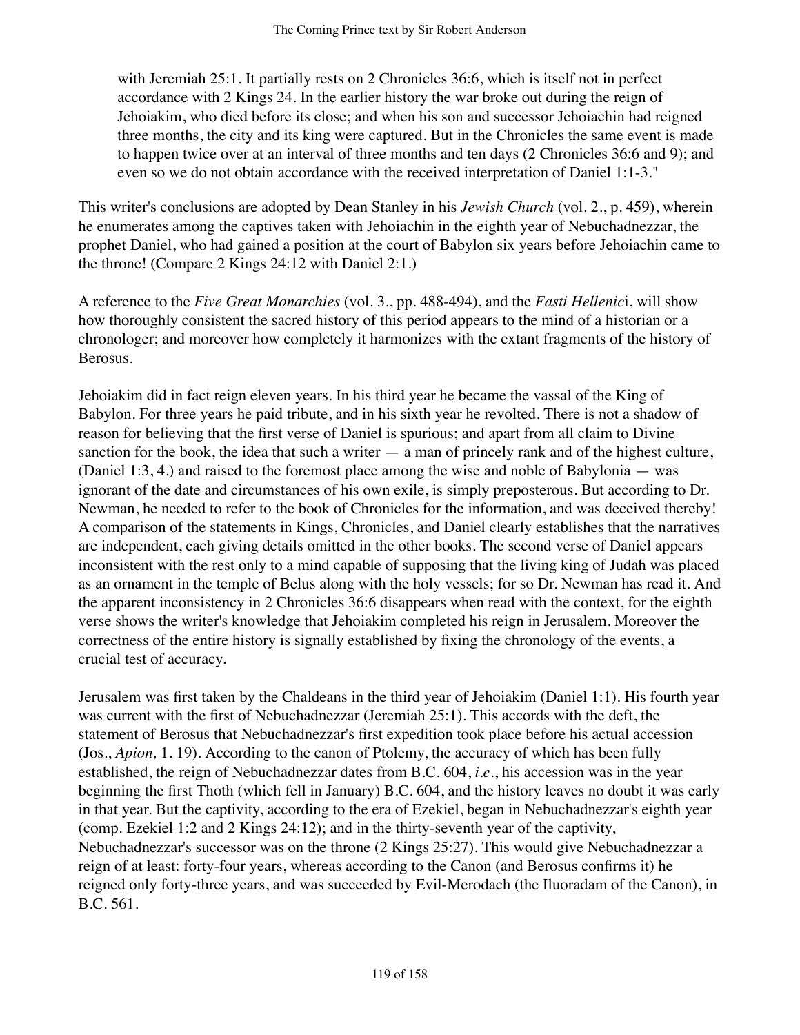with Jeremiah 25:1. It partially rests on 2 Chronicles 36:6, which is itself not in perfect accordance with 2 Kings 24. In the earlier history the war broke out during the reign of Jehoiakim, who died before its close; and when his son and successor Jehoiachin had reigned three months, the city and its king were captured. But in the Chronicles the same event is made to happen twice over at an interval of three months and ten days (2 Chronicles 36:6 and 9); and even so we do not obtain accordance with the received interpretation of Daniel 1:1-3."

This writer's conclusions are adopted by Dean Stanley in his *Jewish Church* (vol. 2., p. 459), wherein he enumerates among the captives taken with Jehoiachin in the eighth year of Nebuchadnezzar, the prophet Daniel, who had gained a position at the court of Babylon six years before Jehoiachin came to the throne! (Compare 2 Kings 24:12 with Daniel 2:1.)

A reference to the *Five Great Monarchies* (vol. 3., pp. 488-494), and the *Fasti Hellenic*i, will show how thoroughly consistent the sacred history of this period appears to the mind of a historian or a chronologer; and moreover how completely it harmonizes with the extant fragments of the history of Berosus.

Jehoiakim did in fact reign eleven years. In his third year he became the vassal of the King of Babylon. For three years he paid tribute, and in his sixth year he revolted. There is not a shadow of reason for believing that the first verse of Daniel is spurious; and apart from all claim to Divine sanction for the book, the idea that such a writer — a man of princely rank and of the highest culture, (Daniel 1:3, 4.) and raised to the foremost place among the wise and noble of Babylonia — was ignorant of the date and circumstances of his own exile, is simply preposterous. But according to Dr. Newman, he needed to refer to the book of Chronicles for the information, and was deceived thereby! A comparison of the statements in Kings, Chronicles, and Daniel clearly establishes that the narratives are independent, each giving details omitted in the other books. The second verse of Daniel appears inconsistent with the rest only to a mind capable of supposing that the living king of Judah was placed as an ornament in the temple of Belus along with the holy vessels; for so Dr. Newman has read it. And the apparent inconsistency in 2 Chronicles 36:6 disappears when read with the context, for the eighth verse shows the writer's knowledge that Jehoiakim completed his reign in Jerusalem. Moreover the correctness of the entire history is signally established by fixing the chronology of the events, a crucial test of accuracy.

Jerusalem was first taken by the Chaldeans in the third year of Jehoiakim (Daniel 1:1). His fourth year was current with the first of Nebuchadnezzar (Jeremiah 25:1). This accords with the deft, the statement of Berosus that Nebuchadnezzar's first expedition took place before his actual accession (Jos., *Apion,* 1. 19). According to the canon of Ptolemy, the accuracy of which has been fully established, the reign of Nebuchadnezzar dates from B.C. 604, *i.e*., his accession was in the year beginning the first Thoth (which fell in January) B.C. 604, and the history leaves no doubt it was early in that year. But the captivity, according to the era of Ezekiel, began in Nebuchadnezzar's eighth year (comp. Ezekiel 1:2 and 2 Kings 24:12); and in the thirty-seventh year of the captivity, Nebuchadnezzar's successor was on the throne (2 Kings 25:27). This would give Nebuchadnezzar a reign of at least: forty-four years, whereas according to the Canon (and Berosus confirms it) he reigned only forty-three years, and was succeeded by Evil-Merodach (the Iluoradam of the Canon), in B.C. 561.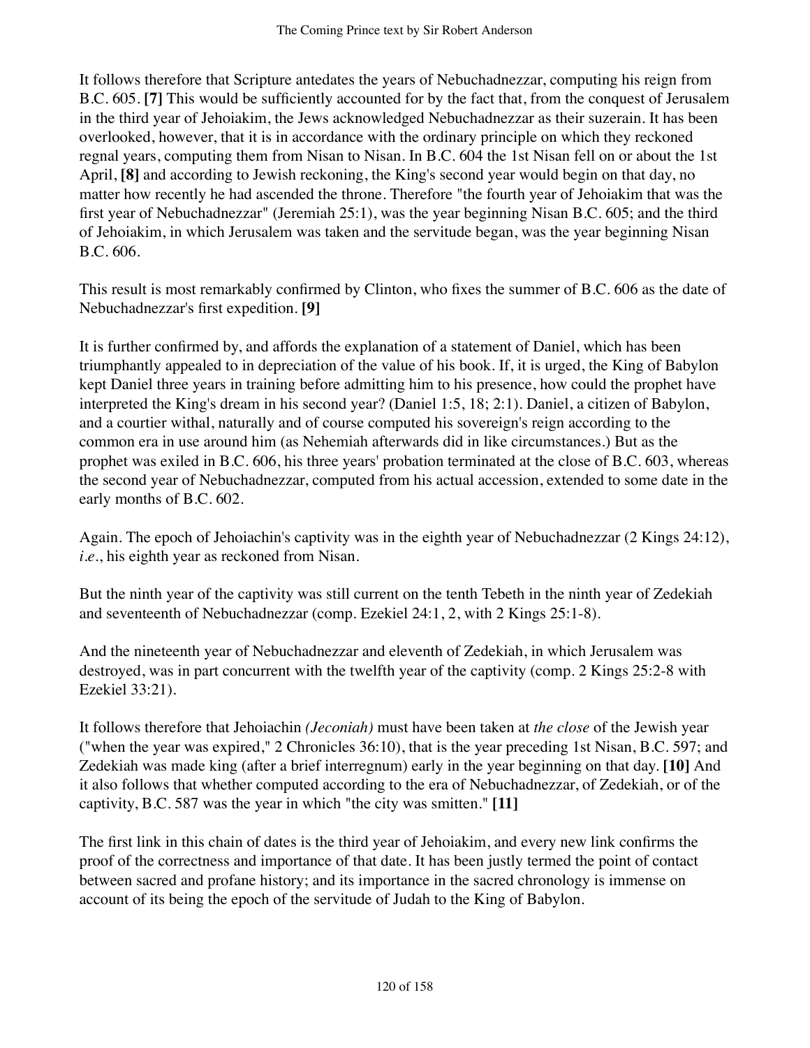It follows therefore that Scripture antedates the years of Nebuchadnezzar, computing his reign from B.C. 605. **[7]** This would be sufficiently accounted for by the fact that, from the conquest of Jerusalem in the third year of Jehoiakim, the Jews acknowledged Nebuchadnezzar as their suzerain. It has been overlooked, however, that it is in accordance with the ordinary principle on which they reckoned regnal years, computing them from Nisan to Nisan. In B.C. 604 the 1st Nisan fell on or about the 1st April, **[8]** and according to Jewish reckoning, the King's second year would begin on that day, no matter how recently he had ascended the throne. Therefore "the fourth year of Jehoiakim that was the first year of Nebuchadnezzar" (Jeremiah 25:1), was the year beginning Nisan B.C. 605; and the third of Jehoiakim, in which Jerusalem was taken and the servitude began, was the year beginning Nisan B.C. 606.

This result is most remarkably confirmed by Clinton, who fixes the summer of B.C. 606 as the date of Nebuchadnezzar's first expedition. **[9]**

It is further confirmed by, and affords the explanation of a statement of Daniel, which has been triumphantly appealed to in depreciation of the value of his book. If, it is urged, the King of Babylon kept Daniel three years in training before admitting him to his presence, how could the prophet have interpreted the King's dream in his second year? (Daniel 1:5, 18; 2:1). Daniel, a citizen of Babylon, and a courtier withal, naturally and of course computed his sovereign's reign according to the common era in use around him (as Nehemiah afterwards did in like circumstances.) But as the prophet was exiled in B.C. 606, his three years' probation terminated at the close of B.C. 603, whereas the second year of Nebuchadnezzar, computed from his actual accession, extended to some date in the early months of B.C. 602.

Again. The epoch of Jehoiachin's captivity was in the eighth year of Nebuchadnezzar (2 Kings 24:12), *i.e*., his eighth year as reckoned from Nisan.

But the ninth year of the captivity was still current on the tenth Tebeth in the ninth year of Zedekiah and seventeenth of Nebuchadnezzar (comp. Ezekiel 24:1, 2, with 2 Kings 25:1-8).

And the nineteenth year of Nebuchadnezzar and eleventh of Zedekiah, in which Jerusalem was destroyed, was in part concurrent with the twelfth year of the captivity (comp. 2 Kings 25:2-8 with Ezekiel 33:21).

It follows therefore that Jehoiachin *(Jeconiah)* must have been taken at *the close* of the Jewish year ("when the year was expired," 2 Chronicles 36:10), that is the year preceding 1st Nisan, B.C. 597; and Zedekiah was made king (after a brief interregnum) early in the year beginning on that day. **[10]** And it also follows that whether computed according to the era of Nebuchadnezzar, of Zedekiah, or of the captivity, B.C. 587 was the year in which "the city was smitten." **[11]**

The first link in this chain of dates is the third year of Jehoiakim, and every new link confirms the proof of the correctness and importance of that date. It has been justly termed the point of contact between sacred and profane history; and its importance in the sacred chronology is immense on account of its being the epoch of the servitude of Judah to the King of Babylon.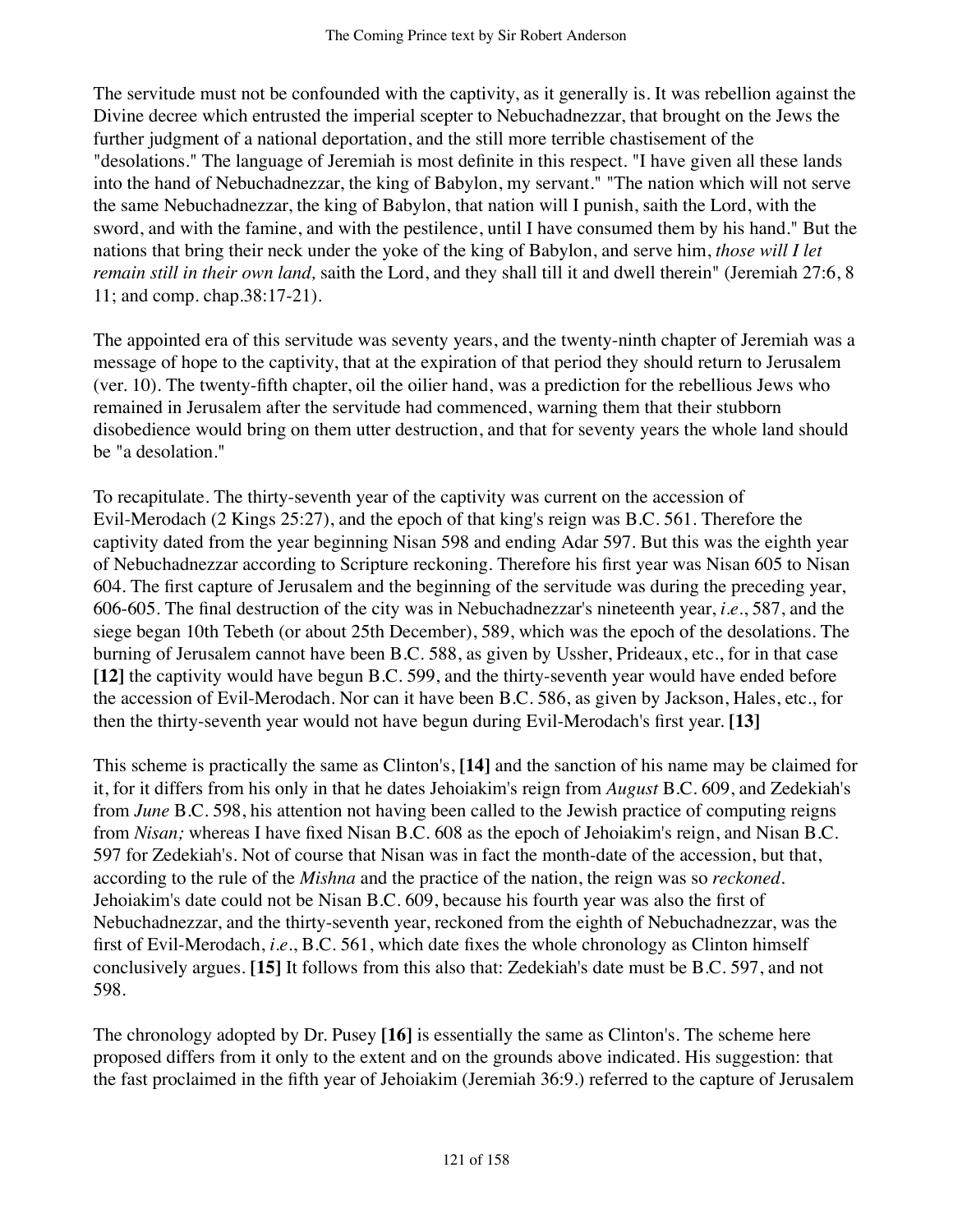The servitude must not be confounded with the captivity, as it generally is. It was rebellion against the Divine decree which entrusted the imperial scepter to Nebuchadnezzar, that brought on the Jews the further judgment of a national deportation, and the still more terrible chastisement of the "desolations." The language of Jeremiah is most definite in this respect. "I have given all these lands into the hand of Nebuchadnezzar, the king of Babylon, my servant." "The nation which will not serve the same Nebuchadnezzar, the king of Babylon, that nation will I punish, saith the Lord, with the sword, and with the famine, and with the pestilence, until I have consumed them by his hand." But the nations that bring their neck under the yoke of the king of Babylon, and serve him, *those will I let remain still in their own land,* saith the Lord, and they shall till it and dwell therein" (Jeremiah 27:6, 8 11; and comp. chap.38:17-21).

The appointed era of this servitude was seventy years, and the twenty-ninth chapter of Jeremiah was a message of hope to the captivity, that at the expiration of that period they should return to Jerusalem (ver. 10). The twenty-fifth chapter, oil the oilier hand, was a prediction for the rebellious Jews who remained in Jerusalem after the servitude had commenced, warning them that their stubborn disobedience would bring on them utter destruction, and that for seventy years the whole land should be "a desolation."

To recapitulate. The thirty-seventh year of the captivity was current on the accession of Evil-Merodach (2 Kings 25:27), and the epoch of that king's reign was B.C. 561. Therefore the captivity dated from the year beginning Nisan 598 and ending Adar 597. But this was the eighth year of Nebuchadnezzar according to Scripture reckoning. Therefore his first year was Nisan 605 to Nisan 604. The first capture of Jerusalem and the beginning of the servitude was during the preceding year, 606-605. The final destruction of the city was in Nebuchadnezzar's nineteenth year, *i.e*., 587, and the siege began 10th Tebeth (or about 25th December), 589, which was the epoch of the desolations. The burning of Jerusalem cannot have been B.C. 588, as given by Ussher, Prideaux, etc., for in that case **[12]** the captivity would have begun B.C. 599, and the thirty-seventh year would have ended before the accession of Evil-Merodach. Nor can it have been B.C. 586, as given by Jackson, Hales, etc., for then the thirty-seventh year would not have begun during Evil-Merodach's first year. **[13]**

This scheme is practically the same as Clinton's, **[14]** and the sanction of his name may be claimed for it, for it differs from his only in that he dates Jehoiakim's reign from *August* B.C. 609, and Zedekiah's from *June* B.C. 598, his attention not having been called to the Jewish practice of computing reigns from *Nisan;* whereas I have fixed Nisan B.C. 608 as the epoch of Jehoiakim's reign, and Nisan B.C. 597 for Zedekiah's. Not of course that Nisan was in fact the month-date of the accession, but that, according to the rule of the *Mishna* and the practice of the nation, the reign was so *reckoned*. Jehoiakim's date could not be Nisan B.C. 609, because his fourth year was also the first of Nebuchadnezzar, and the thirty-seventh year, reckoned from the eighth of Nebuchadnezzar, was the first of Evil-Merodach, *i.e*., B.C. 561, which date fixes the whole chronology as Clinton himself conclusively argues. **[15]** It follows from this also that: Zedekiah's date must be B.C. 597, and not 598.

The chronology adopted by Dr. Pusey **[16]** is essentially the same as Clinton's. The scheme here proposed differs from it only to the extent and on the grounds above indicated. His suggestion: that the fast proclaimed in the fifth year of Jehoiakim (Jeremiah 36:9.) referred to the capture of Jerusalem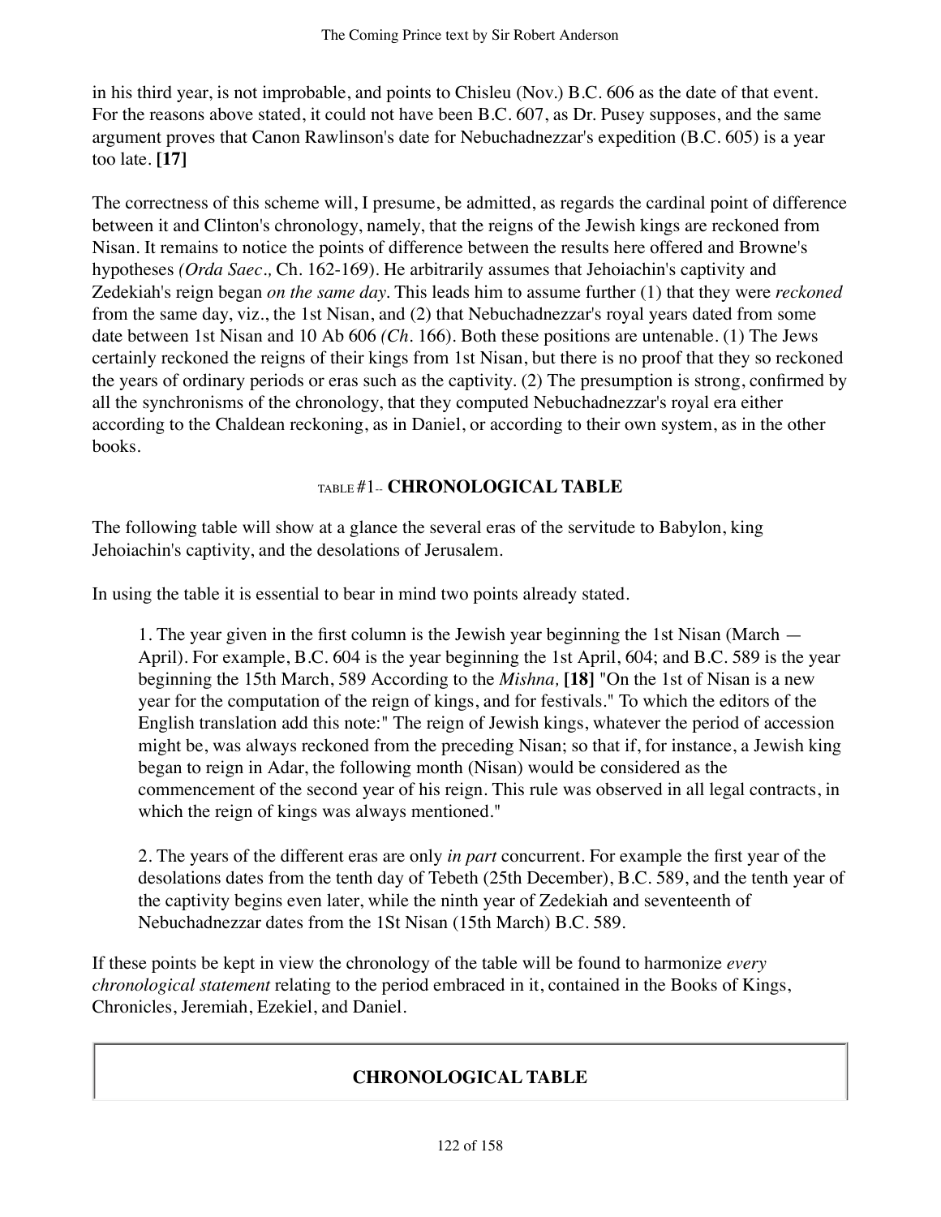in his third year, is not improbable, and points to Chisleu (Nov.) B.C. 606 as the date of that event. For the reasons above stated, it could not have been B.C. 607, as Dr. Pusey supposes, and the same argument proves that Canon Rawlinson's date for Nebuchadnezzar's expedition (B.C. 605) is a year too late. **[17]**

The correctness of this scheme will, I presume, be admitted, as regards the cardinal point of difference between it and Clinton's chronology, namely, that the reigns of the Jewish kings are reckoned from Nisan. It remains to notice the points of difference between the results here offered and Browne's hypotheses *(Orda Saec.,* Ch. 162-169). He arbitrarily assumes that Jehoiachin's captivity and Zedekiah's reign began *on the same day*. This leads him to assume further (1) that they were *reckoned* from the same day, viz., the 1st Nisan, and (2) that Nebuchadnezzar's royal years dated from some date between 1st Nisan and 10 Ab 606 *(Ch.* 166). Both these positions are untenable. (1) The Jews certainly reckoned the reigns of their kings from 1st Nisan, but there is no proof that they so reckoned the years of ordinary periods or eras such as the captivity. (2) The presumption is strong, confirmed by all the synchronisms of the chronology, that they computed Nebuchadnezzar's royal era either according to the Chaldean reckoning, as in Daniel, or according to their own system, as in the other books.

## TABLE #1-- CHRONOLOGICAL TABLE

The following table will show at a glance the several eras of the servitude to Babylon, king Jehoiachin's captivity, and the desolations of Jerusalem.

In using the table it is essential to bear in mind two points already stated.

> 1. The year given in the first column is the Jewish year beginning the 1st Nisan (March — April). For example, B.C. 604 is the year beginning the 1st April, 604; and B.C. 589 is the year beginning the 15th March, 589 According to the *Mishna,* **[18]** "On the 1st of Nisan is a new year for the computation of the reign of kings, and for festivals." To which the editors of the English translation add this note:" The reign of Jewish kings, whatever the period of accession might be, was always reckoned from the preceding Nisan; so that if, for instance, a Jewish king began to reign in Adar, the following month (Nisan) would be considered as the commencement of the second year of his reign. This rule was observed in all legal contracts, in which the reign of kings was always mentioned."
>
> 2. The years of the different eras are only *in part* concurrent. For example the first year of the desolations dates from the tenth day of Tebeth (25th December), B.C. 589, and the tenth year of the captivity begins even later, while the ninth year of Zedekiah and seventeenth of Nebuchadnezzar dates from the 1St Nisan (15th March) B.C. 589.

If these points be kept in view the chronology of the table will be found to harmonize *every chronological statement* relating to the period embraced in it, contained in the Books of Kings, Chronicles, Jeremiah, Ezekiel, and Daniel.

### CHRONOLOGICAL TABLE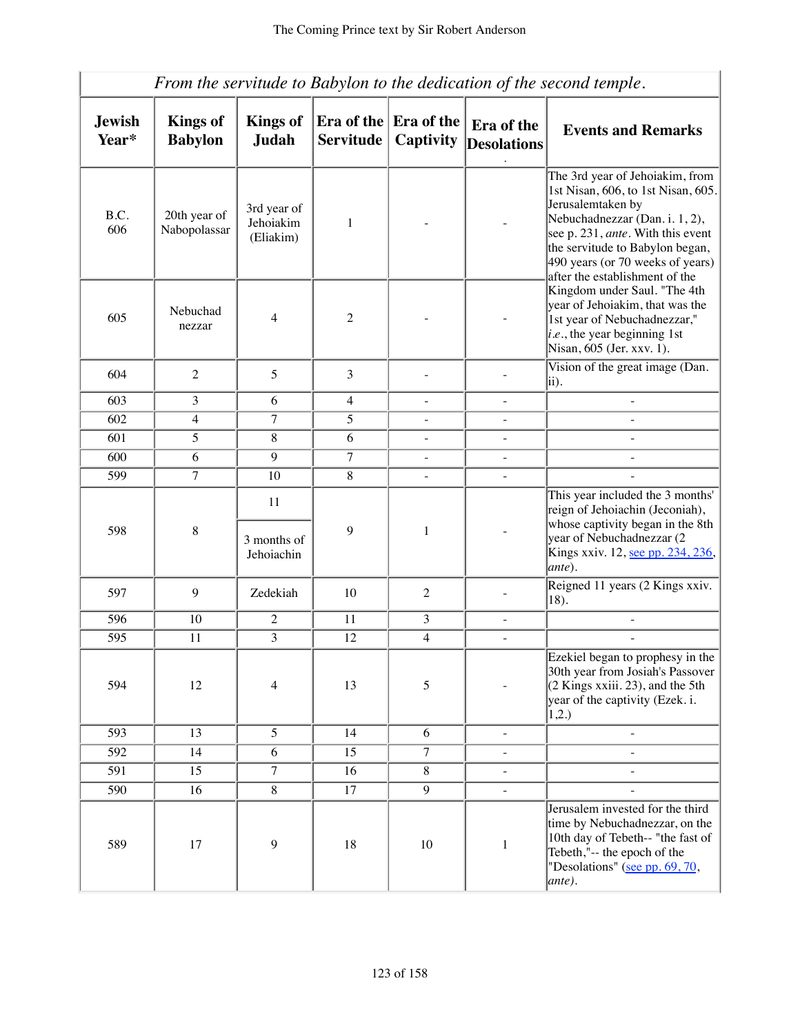| *From the servitude to Babylon to the dedication of the second temple.* | | | | | | |
|---|---|---|---|---|---|---|
| **Jewish Year*** | **Kings of Babylon** | **Kings of Judah** | **Era of the Servitude** | **Era of the Captivity** | **Era of the Desolations** | **Events and Remarks** |
| B.C. 606 | 20th year of Nabopolassar | 3rd year of Jehoiakim (Eliakim) | 1 | - | - | The 3rd year of Jehoiakim, from 1st Nisan, 606, to 1st Nisan, 605. Jerusalemtaken by Nebuchadnezzar (Dan. i. 1, 2), see p. 231, *ante*. With this event the servitude to Babylon began, 490 years (or 70 weeks of years) after the establishment of the Kingdom under Saul. "The 4th year of Jehoiakim, that was the 1st year of Nebuchadnezzar," *i.e.*, the year beginning 1st Nisan, 605 (Jer. xxv. 1). |
| 605 | Nebuchad nezzar | 4 | 2 | - | - | |
| 604 | 2 | 5 | 3 | - | - | Vision of the great image (Dan. ii). |
| 603 | 3 | 6 | 4 | - | - | - |
| 602 | 4 | 7 | 5 | - | - | - |
| 601 | 5 | 8 | 6 | - | - | - |
| 600 | 6 | 9 | 7 | - | - | - |
| 599 | 7 | 10 | 8 | - | - | - |
| 598 | 8 | 11 / 3 months of Jehoiachin | 9 | 1 | - | This year included the 3 months' reign of Jehoiachin (Jeconiah), whose captivity began in the 8th year of Nebuchadnezzar (2 Kings xxiv. 12, see pp. 234, 236, *ante*). |
| 597 | 9 | Zedekiah | 10 | 2 | - | Reigned 11 years (2 Kings xxiv. 18). |
| 596 | 10 | 2 | 11 | 3 | - | - |
| 595 | 11 | 3 | 12 | 4 | - | - |
| 594 | 12 | 4 | 13 | 5 | - | Ezekiel began to prophesy in the 30th year from Josiah's Passover (2 Kings xxiii. 23), and the 5th year of the captivity (Ezek. i. 1,2.) |
| 593 | 13 | 5 | 14 | 6 | - | - |
| 592 | 14 | 6 | 15 | 7 | - | - |
| 591 | 15 | 7 | 16 | 8 | - | - |
| 590 | 16 | 8 | 17 | 9 | - | - |
| 589 | 17 | 9 | 18 | 10 | 1 | Jerusalem invested for the third time by Nebuchadnezzar, on the 10th day of Tebeth-- "the fast of Tebeth,"-- the epoch of the "Desolations" (see pp. 69, 70, *ante*). |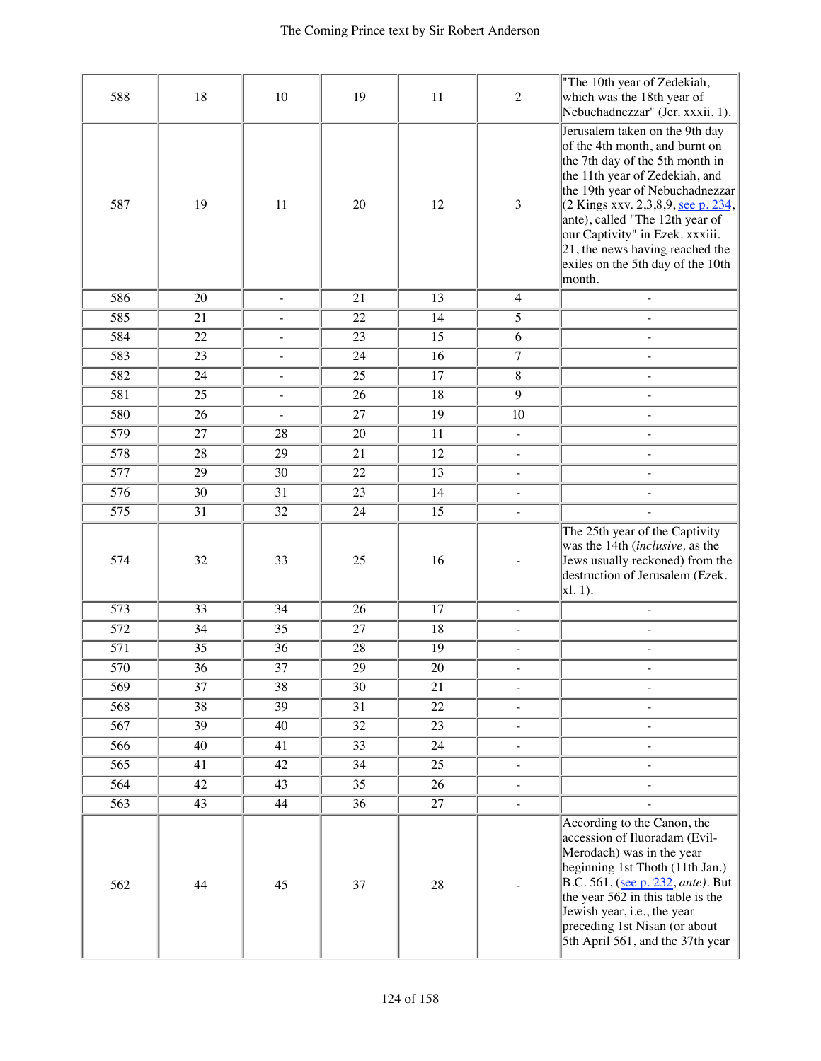| | | | | | | |
|---|---|---|---|---|---|---|
| 588 | 18 | 10 | 19 | 11 | 2 | "The 10th year of Zedekiah, which was the 18th year of Nebuchadnezzar" (Jer. xxxii. 1). |
| 587 | 19 | 11 | 20 | 12 | 3 | Jerusalem taken on the 9th day of the 4th month, and burnt on the 7th day of the 5th month in the 11th year of Zedekiah, and the 19th year of Nebuchadnezzar (2 Kings xxv. 2,3,8,9, see p. 234, ante), called "The 12th year of our Captivity" in Ezek. xxxiii. 21, the news having reached the exiles on the 5th day of the 10th month. |
| 586 | 20 | - | 21 | 13 | 4 | - |
| 585 | 21 | - | 22 | 14 | 5 | - |
| 584 | 22 | - | 23 | 15 | 6 | - |
| 583 | 23 | - | 24 | 16 | 7 | - |
| 582 | 24 | - | 25 | 17 | 8 | - |
| 581 | 25 | - | 26 | 18 | 9 | - |
| 580 | 26 | - | 27 | 19 | 10 | - |
| 579 | 27 | 28 | 20 | 11 | - | - |
| 578 | 28 | 29 | 21 | 12 | - | - |
| 577 | 29 | 30 | 22 | 13 | - | - |
| 576 | 30 | 31 | 23 | 14 | - | - |
| 575 | 31 | 32 | 24 | 15 | - | - |
| 574 | 32 | 33 | 25 | 16 | - | The 25th year of the Captivity was the 14th (*inclusive,* as the Jews usually reckoned) from the destruction of Jerusalem (Ezek. xl. 1). |
| 573 | 33 | 34 | 26 | 17 | - | - |
| 572 | 34 | 35 | 27 | 18 | - | - |
| 571 | 35 | 36 | 28 | 19 | - | - |
| 570 | 36 | 37 | 29 | 20 | - | - |
| 569 | 37 | 38 | 30 | 21 | - | - |
| 568 | 38 | 39 | 31 | 22 | - | - |
| 567 | 39 | 40 | 32 | 23 | - | - |
| 566 | 40 | 41 | 33 | 24 | - | - |
| 565 | 41 | 42 | 34 | 25 | - | - |
| 564 | 42 | 43 | 35 | 26 | - | - |
| 563 | 43 | 44 | 36 | 27 | - | - |
| 562 | 44 | 45 | 37 | 28 | - | According to the Canon, the accession of Iluoradam (Evil-Merodach) was in the year beginning 1st Thoth (11th Jan.) B.C. 561, (see p. 232, *ante)*. But the year 562 in this table is the Jewish year, i.e., the year preceding 1st Nisan (or about 5th April 561, and the 37th year |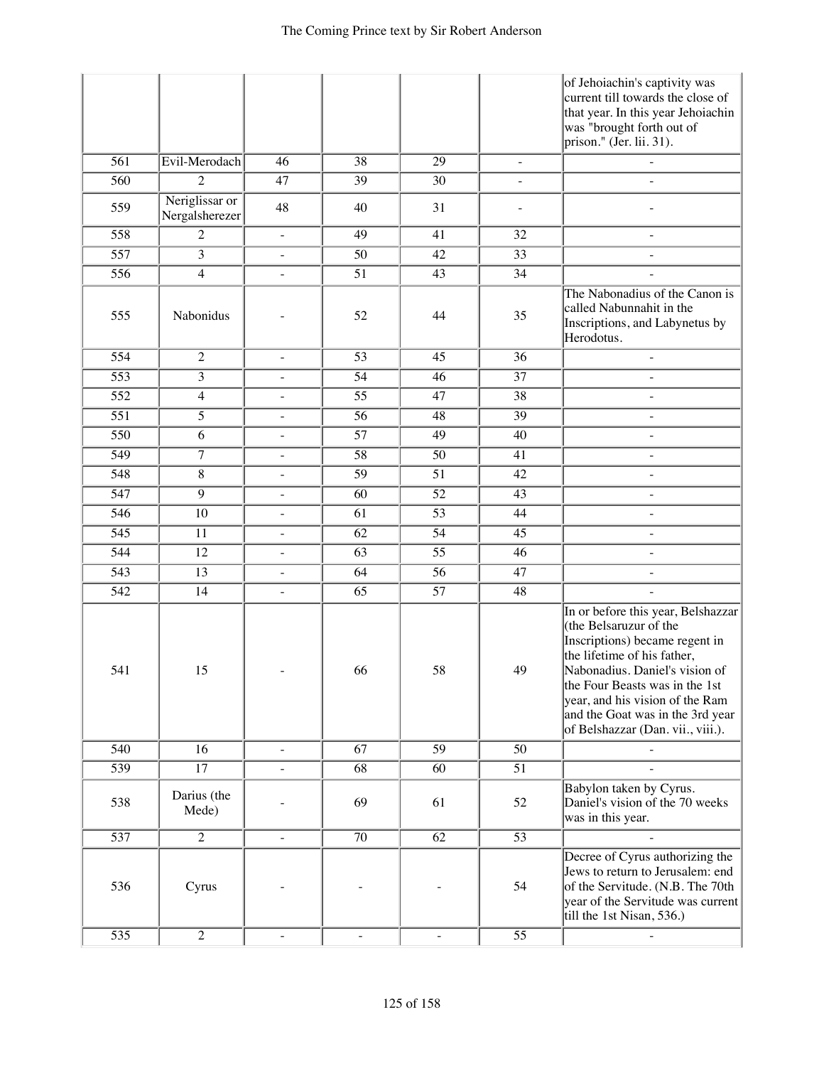| | | | | | | |
|---|---|---|---|---|---|---|
| | | | | | | of Jehoiachin's captivity was current till towards the close of that year. In this year Jehoiachin was "brought forth out of prison." (Jer. lii. 31). |
| 561 | Evil-Merodach | 46 | 38 | 29 | - | - |
| 560 | 2 | 47 | 39 | 30 | - | - |
| 559 | Neriglissar or Nergalsherezer | 48 | 40 | 31 | - | - |
| 558 | 2 | - | 49 | 41 | 32 | - |
| 557 | 3 | - | 50 | 42 | 33 | - |
| 556 | 4 | - | 51 | 43 | 34 | - |
| 555 | Nabonidus | - | 52 | 44 | 35 | The Nabonadius of the Canon is called Nabunnahit in the Inscriptions, and Labynetus by Herodotus. |
| 554 | 2 | - | 53 | 45 | 36 | - |
| 553 | 3 | - | 54 | 46 | 37 | - |
| 552 | 4 | - | 55 | 47 | 38 | - |
| 551 | 5 | - | 56 | 48 | 39 | - |
| 550 | 6 | - | 57 | 49 | 40 | - |
| 549 | 7 | - | 58 | 50 | 41 | - |
| 548 | 8 | - | 59 | 51 | 42 | - |
| 547 | 9 | - | 60 | 52 | 43 | - |
| 546 | 10 | - | 61 | 53 | 44 | - |
| 545 | 11 | - | 62 | 54 | 45 | - |
| 544 | 12 | - | 63 | 55 | 46 | - |
| 543 | 13 | - | 64 | 56 | 47 | - |
| 542 | 14 | - | 65 | 57 | 48 | - |
| 541 | 15 | - | 66 | 58 | 49 | In or before this year, Belshazzar (the Belsaruzur of the Inscriptions) became regent in the lifetime of his father, Nabonadius. Daniel's vision of the Four Beasts was in the 1st year, and his vision of the Ram and the Goat was in the 3rd year of Belshazzar (Dan. vii., viii.). |
| 540 | 16 | - | 67 | 59 | 50 | - |
| 539 | 17 | - | 68 | 60 | 51 | - |
| 538 | Darius (the Mede) | - | 69 | 61 | 52 | Babylon taken by Cyrus. Daniel's vision of the 70 weeks was in this year. |
| 537 | 2 | - | 70 | 62 | 53 | - |
| 536 | Cyrus | - | - | - | 54 | Decree of Cyrus authorizing the Jews to return to Jerusalem: end of the Servitude. (N.B. The 70th year of the Servitude was current till the 1st Nisan, 536.) |
| 535 | 2 | - | - | - | 55 | - |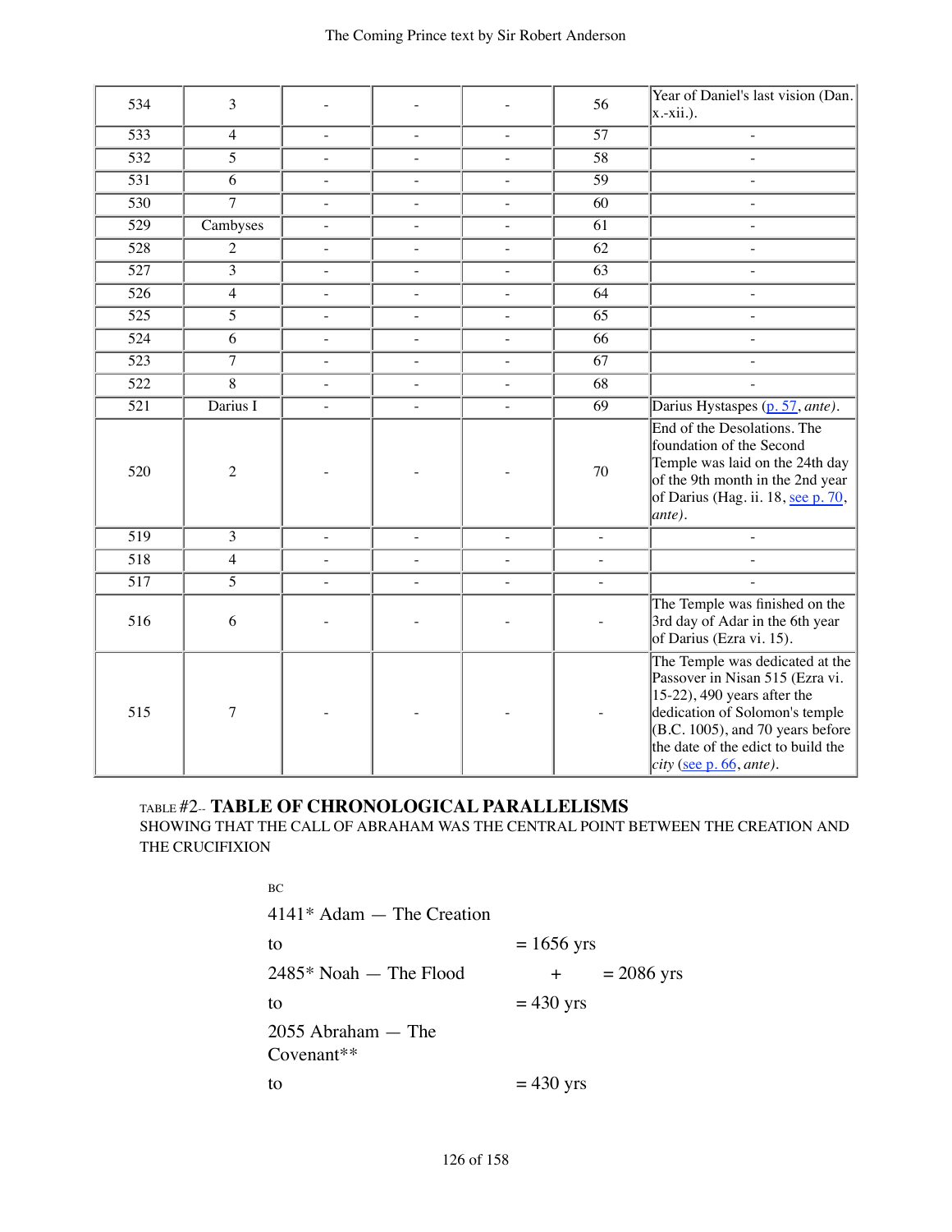| | | | | | | |
|---|---|---|---|---|---|---|
| 534 | 3 | - | - | - | 56 | Year of Daniel's last vision (Dan. x.-xii.). |
| 533 | 4 | - | - | - | 57 | - |
| 532 | 5 | - | - | - | 58 | - |
| 531 | 6 | - | - | - | 59 | - |
| 530 | 7 | - | - | - | 60 | - |
| 529 | Cambyses | - | - | - | 61 | - |
| 528 | 2 | - | - | - | 62 | - |
| 527 | 3 | - | - | - | 63 | - |
| 526 | 4 | - | - | - | 64 | - |
| 525 | 5 | - | - | - | 65 | - |
| 524 | 6 | - | - | - | 66 | - |
| 523 | 7 | - | - | - | 67 | - |
| 522 | 8 | - | - | - | 68 | - |
| 521 | Darius I | - | - | - | 69 | Darius Hystaspes (p. 57, *ante*). |
| 520 | 2 | - | - | - | 70 | End of the Desolations. The foundation of the Second Temple was laid on the 24th day of the 9th month in the 2nd year of Darius (Hag. ii. 18, see p. 70, *ante*). |
| 519 | 3 | - | - | - | - | - |
| 518 | 4 | - | - | - | - | - |
| 517 | 5 | - | - | - | - | - |
| 516 | 6 | - | - | - | - | The Temple was finished on the 3rd day of Adar in the 6th year of Darius (Ezra vi. 15). |
| 515 | 7 | - | - | - | - | The Temple was dedicated at the Passover in Nisan 515 (Ezra vi. 15-22), 490 years after the dedication of Solomon's temple (B.C. 1005), and 70 years before the date of the edict to build the city (see p. 66, *ante*). |

TABLE #2-- **TABLE OF CHRONOLOGICAL PARALLELISMS**

SHOWING THAT THE CALL OF ABRAHAM WAS THE CENTRAL POINT BETWEEN THE CREATION AND THE CRUCIFIXION

| BC | | |
|---|---|---|
| 4141* Adam — The Creation | | |
| to | = 1656 yrs | |
| 2485* Noah — The Flood | + | = 2086 yrs |
| to | = 430 yrs | |
| 2055 Abraham — The Covenant** | | |
| to | = 430 yrs | |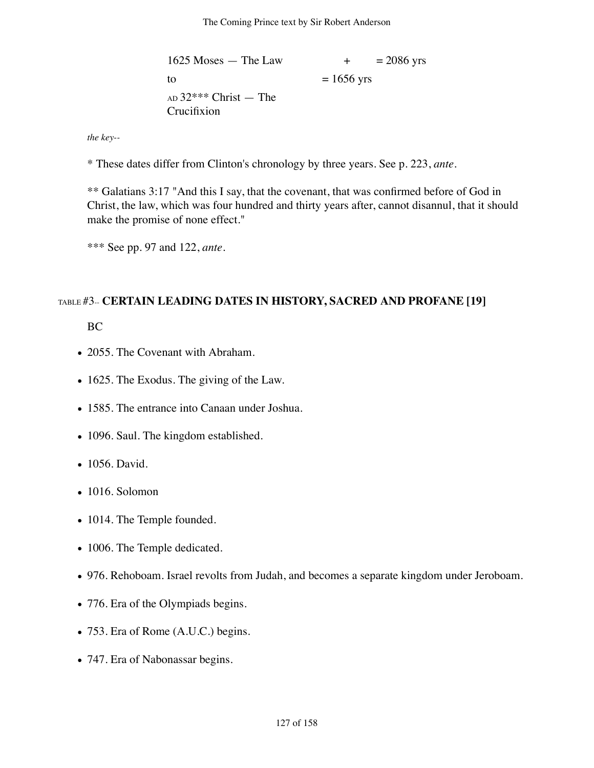| | | |
|---|---|---|
| 1625 Moses — The Law | + | = 2086 yrs |
| to | = 1656 yrs | |
| AD 32*** Christ — The Crucifixion | | |

*the key--*

* These dates differ from Clinton's chronology by three years. See p. 223, *ante*.

** Galatians 3:17 "And this I say, that the covenant, that was confirmed before of God in Christ, the law, which was four hundred and thirty years after, cannot disannul, that it should make the promise of none effect."

*** See pp. 97 and 122, *ante*.

### TABLE #3-- CERTAIN LEADING DATES IN HISTORY, SACRED AND PROFANE [19]

BC

- 2055. The Covenant with Abraham.
- 1625. The Exodus. The giving of the Law.
- 1585. The entrance into Canaan under Joshua.
- 1096. Saul. The kingdom established.
- 1056. David.
- 1016. Solomon
- 1014. The Temple founded.
- 1006. The Temple dedicated.
- 976. Rehoboam. Israel revolts from Judah, and becomes a separate kingdom under Jeroboam.
- 776. Era of the Olympiads begins.
- 753. Era of Rome (A.U.C.) begins.
- 747. Era of Nabonassar begins.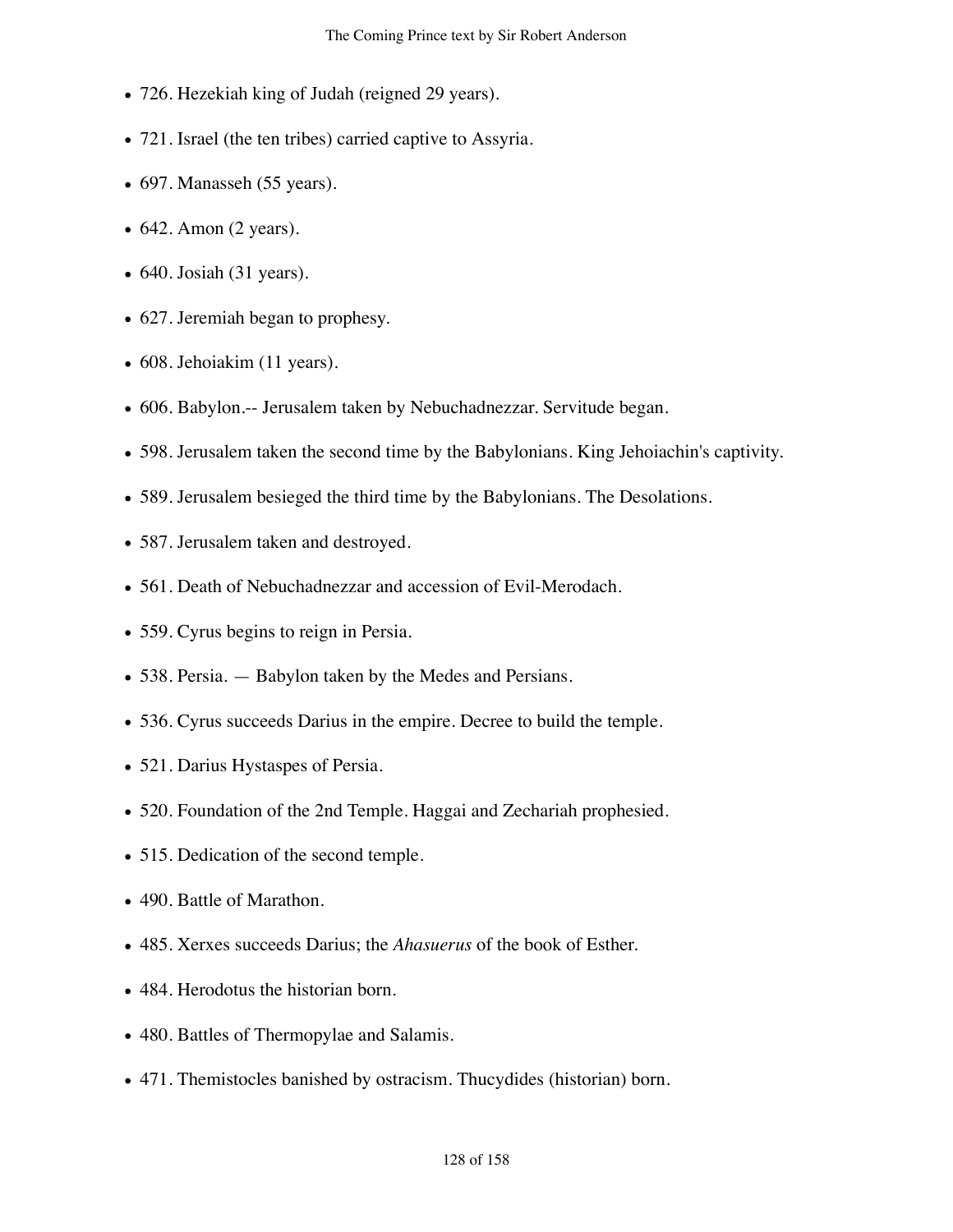- 726. Hezekiah king of Judah (reigned 29 years).
- 721. Israel (the ten tribes) carried captive to Assyria.
- 697. Manasseh (55 years).
- 642. Amon (2 years).
- 640. Josiah (31 years).
- 627. Jeremiah began to prophesy.
- 608. Jehoiakim (11 years).
- 606. Babylon.-- Jerusalem taken by Nebuchadnezzar. Servitude began.
- 598. Jerusalem taken the second time by the Babylonians. King Jehoiachin's captivity.
- 589. Jerusalem besieged the third time by the Babylonians. The Desolations.
- 587. Jerusalem taken and destroyed.
- 561. Death of Nebuchadnezzar and accession of Evil-Merodach.
- 559. Cyrus begins to reign in Persia.
- 538. Persia. — Babylon taken by the Medes and Persians.
- 536. Cyrus succeeds Darius in the empire. Decree to build the temple.
- 521. Darius Hystaspes of Persia.
- 520. Foundation of the 2nd Temple. Haggai and Zechariah prophesied.
- 515. Dedication of the second temple.
- 490. Battle of Marathon.
- 485. Xerxes succeeds Darius; the *Ahasuerus* of the book of Esther.
- 484. Herodotus the historian born.
- 480. Battles of Thermopylae and Salamis.
- 471. Themistocles banished by ostracism. Thucydides (historian) born.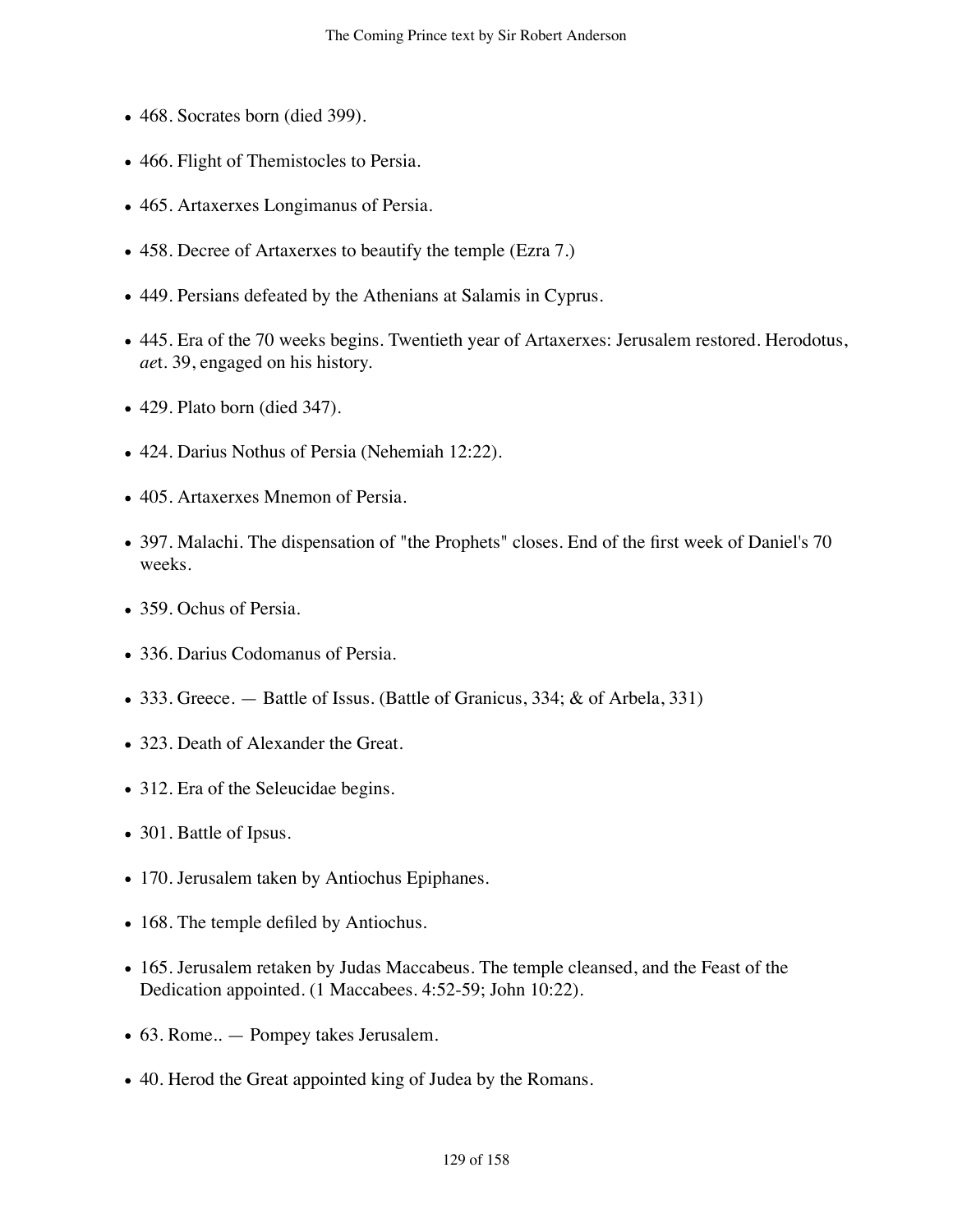- 468. Socrates born (died 399).
- 466. Flight of Themistocles to Persia.
- 465. Artaxerxes Longimanus of Persia.
- 458. Decree of Artaxerxes to beautify the temple (Ezra 7.)
- 449. Persians defeated by the Athenians at Salamis in Cyprus.
- 445. Era of the 70 weeks begins. Twentieth year of Artaxerxes: Jerusalem restored. Herodotus, *ae*t. 39, engaged on his history.
- 429. Plato born (died 347).
- 424. Darius Nothus of Persia (Nehemiah 12:22).
- 405. Artaxerxes Mnemon of Persia.
- 397. Malachi. The dispensation of "the Prophets" closes. End of the first week of Daniel's 70 weeks.
- 359. Ochus of Persia.
- 336. Darius Codomanus of Persia.
- 333. Greece. — Battle of Issus. (Battle of Granicus, 334; & of Arbela, 331)
- 323. Death of Alexander the Great.
- 312. Era of the Seleucidae begins.
- 301. Battle of Ipsus.
- 170. Jerusalem taken by Antiochus Epiphanes.
- 168. The temple defiled by Antiochus.
- 165. Jerusalem retaken by Judas Maccabeus. The temple cleansed, and the Feast of the Dedication appointed. (1 Maccabees. 4:52-59; John 10:22).
- 63. Rome.. — Pompey takes Jerusalem.
- 40. Herod the Great appointed king of Judea by the Romans.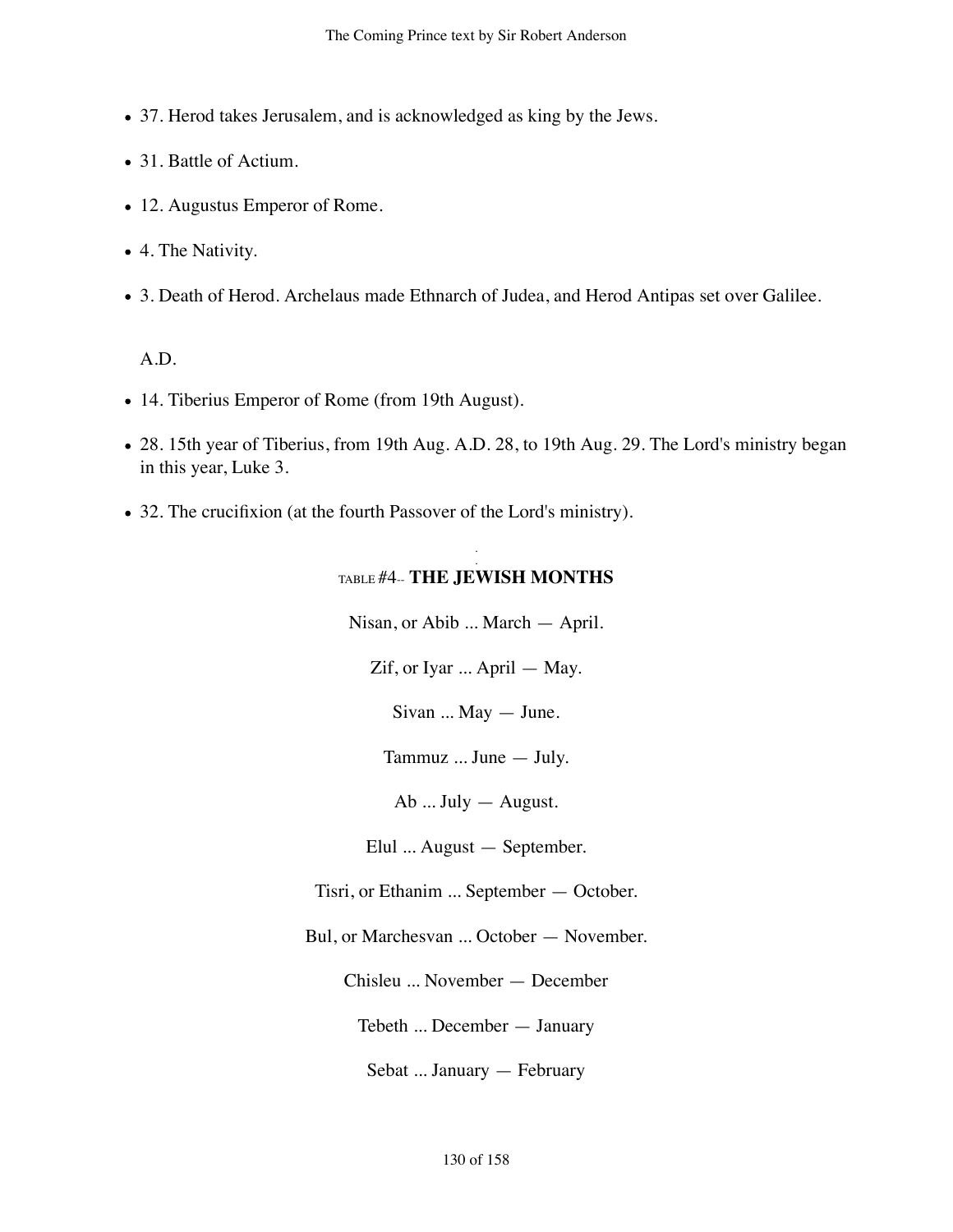- 37. Herod takes Jerusalem, and is acknowledged as king by the Jews.
- 31. Battle of Actium.
- 12. Augustus Emperor of Rome.
- 4. The Nativity.
- 3. Death of Herod. Archelaus made Ethnarch of Judea, and Herod Antipas set over Galilee.

A.D.

- 14. Tiberius Emperor of Rome (from 19th August).
- 28. 15th year of Tiberius, from 19th Aug. A.D. 28, to 19th Aug. 29. The Lord's ministry began in this year, Luke 3.
- 32. The crucifixion (at the fourth Passover of the Lord's ministry).

## TABLE #4-- THE JEWISH MONTHS

Nisan, or Abib ... March — April.

Zif, or Iyar ... April — May.

Sivan ... May — June.

Tammuz ... June — July.

Ab ... July — August.

Elul ... August — September.

Tisri, or Ethanim ... September — October.

Bul, or Marchesvan ... October — November.

Chisleu ... November — December

Tebeth ... December — January

Sebat ... January — February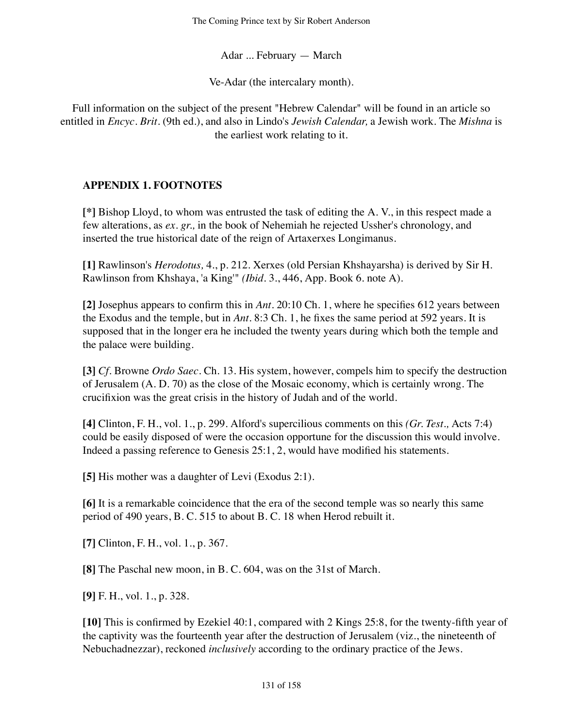Adar ... February — March

Ve-Adar (the intercalary month).

Full information on the subject of the present "Hebrew Calendar" will be found in an article so entitled in *Encyc. Brit.* (9th ed.), and also in Lindo's *Jewish Calendar,* a Jewish work. The *Mishna* is the earliest work relating to it.

## APPENDIX 1. FOOTNOTES

**[*]** Bishop Lloyd, to whom was entrusted the task of editing the A. V., in this respect made a few alterations, as *ex. gr.,* in the book of Nehemiah he rejected Ussher's chronology, and inserted the true historical date of the reign of Artaxerxes Longimanus.

**[1]** Rawlinson's *Herodotus,* 4., p. 212. Xerxes (old Persian Khshayarsha) is derived by Sir H. Rawlinson from Khshaya, 'a King'" *(Ibid.* 3., 446, App. Book 6. note A).

**[2]** Josephus appears to confirm this in *Ant.* 20:10 Ch. 1, where he specifies 612 years between the Exodus and the temple, but in *Ant.* 8:3 Ch. 1, he fixes the same period at 592 years. It is supposed that in the longer era he included the twenty years during which both the temple and the palace were building.

**[3]** *Cf.* Browne *Ordo Saec.* Ch. 13. His system, however, compels him to specify the destruction of Jerusalem (A. D. 70) as the close of the Mosaic economy, which is certainly wrong. The crucifixion was the great crisis in the history of Judah and of the world.

**[4]** Clinton, F. H., vol. 1., p. 299. Alford's supercilious comments on this *(Gr. Test.,* Acts 7:4) could be easily disposed of were the occasion opportune for the discussion this would involve. Indeed a passing reference to Genesis 25:1, 2, would have modified his statements.

**[5]** His mother was a daughter of Levi (Exodus 2:1).

**[6]** It is a remarkable coincidence that the era of the second temple was so nearly this same period of 490 years, B. C. 515 to about B. C. 18 when Herod rebuilt it.

**[7]** Clinton, F. H., vol. 1., p. 367.

**[8]** The Paschal new moon, in B. C. 604, was on the 31st of March.

**[9]** F. H., vol. 1., p. 328.

**[10]** This is confirmed by Ezekiel 40:1, compared with 2 Kings 25:8, for the twenty-fifth year of the captivity was the fourteenth year after the destruction of Jerusalem (viz., the nineteenth of Nebuchadnezzar), reckoned *inclusively* according to the ordinary practice of the Jews.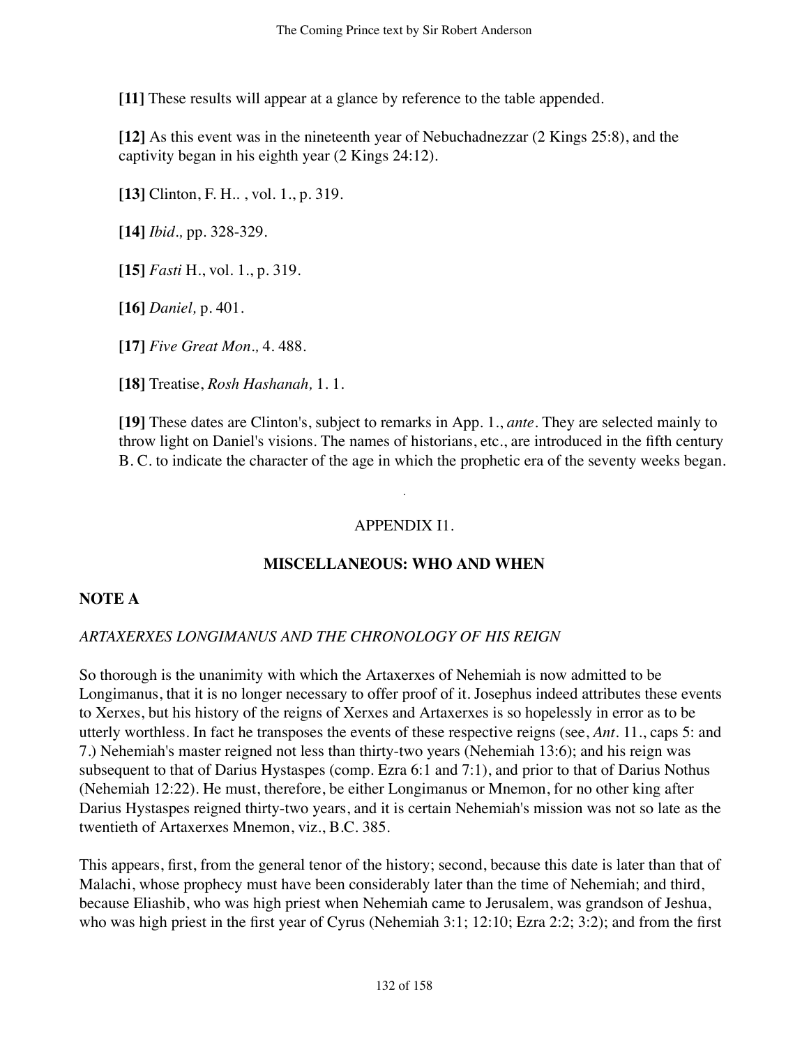**[11]** These results will appear at a glance by reference to the table appended.

**[12]** As this event was in the nineteenth year of Nebuchadnezzar (2 Kings 25:8), and the captivity began in his eighth year (2 Kings 24:12).

**[13]** Clinton, F. H.. , vol. 1., p. 319.

**[14]** *Ibid.,* pp. 328-329.

**[15]** *Fasti* H., vol. 1., p. 319.

**[16]** *Daniel,* p. 401.

**[17]** *Five Great Mon.,* 4. 488.

**[18]** Treatise, *Rosh Hashanah,* 1. 1.

**[19]** These dates are Clinton's, subject to remarks in App. 1., *ante*. They are selected mainly to throw light on Daniel's visions. The names of historians, etc., are introduced in the fifth century B. C. to indicate the character of the age in which the prophetic era of the seventy weeks began.

## APPENDIX I1.

## MISCELLANEOUS: WHO AND WHEN

### NOTE A

*ARTAXERXES LONGIMANUS AND THE CHRONOLOGY OF HIS REIGN*

So thorough is the unanimity with which the Artaxerxes of Nehemiah is now admitted to be Longimanus, that it is no longer necessary to offer proof of it. Josephus indeed attributes these events to Xerxes, but his history of the reigns of Xerxes and Artaxerxes is so hopelessly in error as to be utterly worthless. In fact he transposes the events of these respective reigns (see, *Ant*. 11., caps 5: and 7.) Nehemiah's master reigned not less than thirty-two years (Nehemiah 13:6); and his reign was subsequent to that of Darius Hystaspes (comp. Ezra 6:1 and 7:1), and prior to that of Darius Nothus (Nehemiah 12:22). He must, therefore, be either Longimanus or Mnemon, for no other king after Darius Hystaspes reigned thirty-two years, and it is certain Nehemiah's mission was not so late as the twentieth of Artaxerxes Mnemon, viz., B.C. 385.

This appears, first, from the general tenor of the history; second, because this date is later than that of Malachi, whose prophecy must have been considerably later than the time of Nehemiah; and third, because Eliashib, who was high priest when Nehemiah came to Jerusalem, was grandson of Jeshua, who was high priest in the first year of Cyrus (Nehemiah 3:1; 12:10; Ezra 2:2; 3:2); and from the first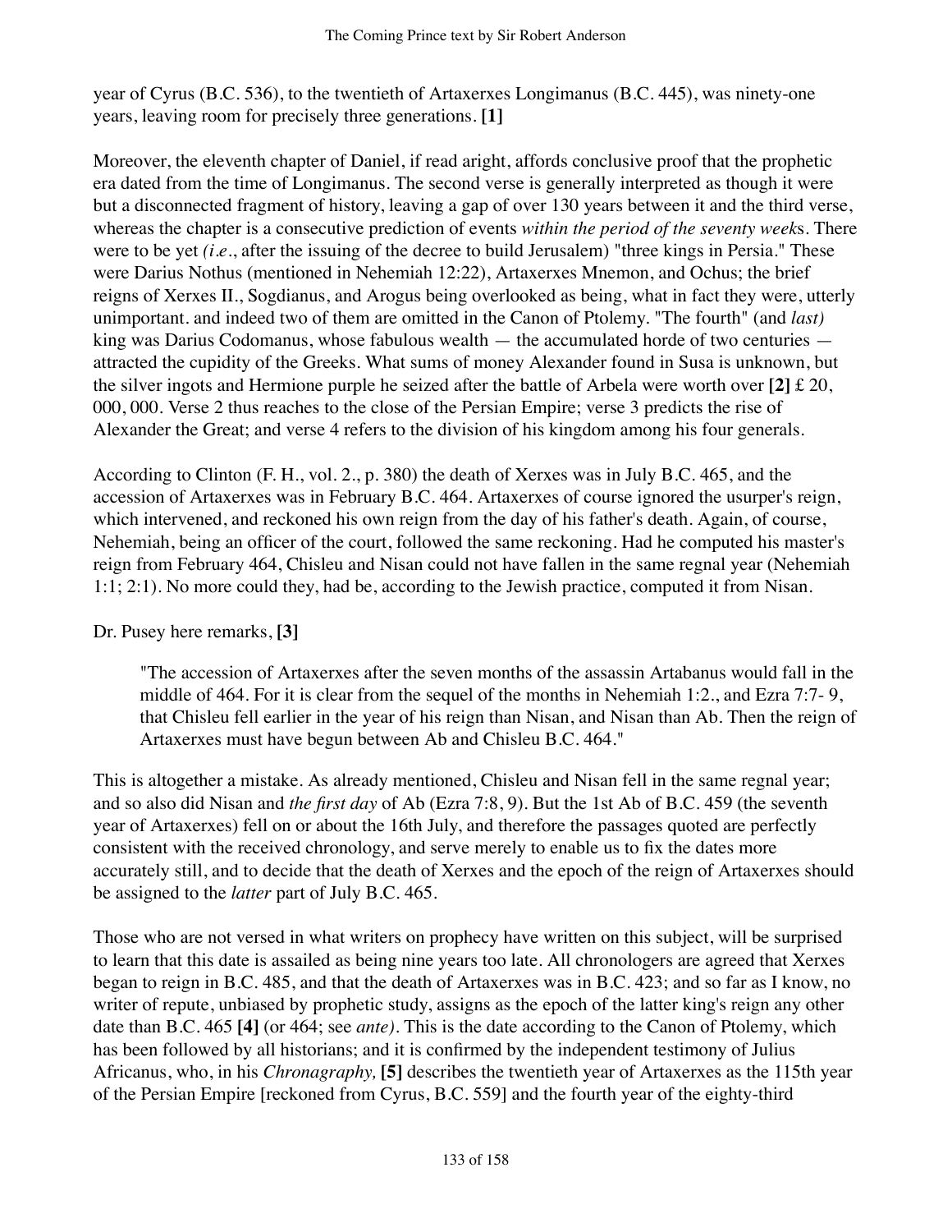year of Cyrus (B.C. 536), to the twentieth of Artaxerxes Longimanus (B.C. 445), was ninety-one years, leaving room for precisely three generations. **[1]**

Moreover, the eleventh chapter of Daniel, if read aright, affords conclusive proof that the prophetic era dated from the time of Longimanus. The second verse is generally interpreted as though it were but a disconnected fragment of history, leaving a gap of over 130 years between it and the third verse, whereas the chapter is a consecutive prediction of events *within the period of the seventy week*s. There were to be yet *(i.e.*, after the issuing of the decree to build Jerusalem) "three kings in Persia." These were Darius Nothus (mentioned in Nehemiah 12:22), Artaxerxes Mnemon, and Ochus; the brief reigns of Xerxes II., Sogdianus, and Arogus being overlooked as being, what in fact they were, utterly unimportant. and indeed two of them are omitted in the Canon of Ptolemy. "The fourth" (and *last)* king was Darius Codomanus, whose fabulous wealth — the accumulated horde of two centuries — attracted the cupidity of the Greeks. What sums of money Alexander found in Susa is unknown, but the silver ingots and Hermione purple he seized after the battle of Arbela were worth over **[2]** £ 20, 000, 000. Verse 2 thus reaches to the close of the Persian Empire; verse 3 predicts the rise of Alexander the Great; and verse 4 refers to the division of his kingdom among his four generals.

According to Clinton (F. H., vol. 2., p. 380) the death of Xerxes was in July B.C. 465, and the accession of Artaxerxes was in February B.C. 464. Artaxerxes of course ignored the usurper's reign, which intervened, and reckoned his own reign from the day of his father's death. Again, of course, Nehemiah, being an officer of the court, followed the same reckoning. Had he computed his master's reign from February 464, Chisleu and Nisan could not have fallen in the same regnal year (Nehemiah 1:1; 2:1). No more could they, had be, according to the Jewish practice, computed it from Nisan.

Dr. Pusey here remarks, **[3]**

> "The accession of Artaxerxes after the seven months of the assassin Artabanus would fall in the middle of 464. For it is clear from the sequel of the months in Nehemiah 1:2., and Ezra 7:7- 9, that Chisleu fell earlier in the year of his reign than Nisan, and Nisan than Ab. Then the reign of Artaxerxes must have begun between Ab and Chisleu B.C. 464."

This is altogether a mistake. As already mentioned, Chisleu and Nisan fell in the same regnal year; and so also did Nisan and *the first day* of Ab (Ezra 7:8, 9). But the 1st Ab of B.C. 459 (the seventh year of Artaxerxes) fell on or about the 16th July, and therefore the passages quoted are perfectly consistent with the received chronology, and serve merely to enable us to fix the dates more accurately still, and to decide that the death of Xerxes and the epoch of the reign of Artaxerxes should be assigned to the *latter* part of July B.C. 465.

Those who are not versed in what writers on prophecy have written on this subject, will be surprised to learn that this date is assailed as being nine years too late. All chronologers are agreed that Xerxes began to reign in B.C. 485, and that the death of Artaxerxes was in B.C. 423; and so far as I know, no writer of repute, unbiased by prophetic study, assigns as the epoch of the latter king's reign any other date than B.C. 465 **[4]** (or 464; see *ante)*. This is the date according to the Canon of Ptolemy, which has been followed by all historians; and it is confirmed by the independent testimony of Julius Africanus, who, in his *Chronagraphy,* **[5]** describes the twentieth year of Artaxerxes as the 115th year of the Persian Empire [reckoned from Cyrus, B.C. 559] and the fourth year of the eighty-third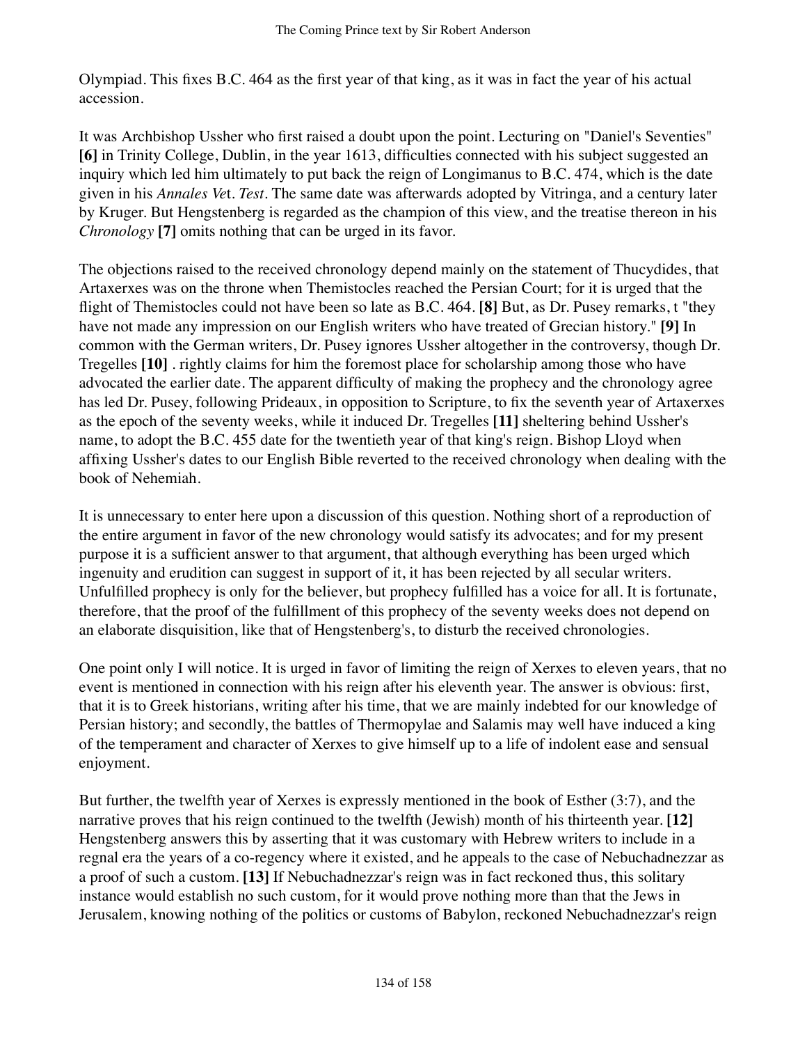Olympiad. This fixes B.C. 464 as the first year of that king, as it was in fact the year of his actual accession.

It was Archbishop Ussher who first raised a doubt upon the point. Lecturing on "Daniel's Seventies" **[6]** in Trinity College, Dublin, in the year 1613, difficulties connected with his subject suggested an inquiry which led him ultimately to put back the reign of Longimanus to B.C. 474, which is the date given in his *Annales Vet. Test*. The same date was afterwards adopted by Vitringa, and a century later by Kruger. But Hengstenberg is regarded as the champion of this view, and the treatise thereon in his *Chronology* **[7]** omits nothing that can be urged in its favor.

The objections raised to the received chronology depend mainly on the statement of Thucydides, that Artaxerxes was on the throne when Themistocles reached the Persian Court; for it is urged that the flight of Themistocles could not have been so late as B.C. 464. **[8]** But, as Dr. Pusey remarks, t "they have not made any impression on our English writers who have treated of Grecian history." **[9]** In common with the German writers, Dr. Pusey ignores Ussher altogether in the controversy, though Dr. Tregelles **[10]** . rightly claims for him the foremost place for scholarship among those who have advocated the earlier date. The apparent difficulty of making the prophecy and the chronology agree has led Dr. Pusey, following Prideaux, in opposition to Scripture, to fix the seventh year of Artaxerxes as the epoch of the seventy weeks, while it induced Dr. Tregelles **[11]** sheltering behind Ussher's name, to adopt the B.C. 455 date for the twentieth year of that king's reign. Bishop Lloyd when affixing Ussher's dates to our English Bible reverted to the received chronology when dealing with the book of Nehemiah.

It is unnecessary to enter here upon a discussion of this question. Nothing short of a reproduction of the entire argument in favor of the new chronology would satisfy its advocates; and for my present purpose it is a sufficient answer to that argument, that although everything has been urged which ingenuity and erudition can suggest in support of it, it has been rejected by all secular writers. Unfulfilled prophecy is only for the believer, but prophecy fulfilled has a voice for all. It is fortunate, therefore, that the proof of the fulfillment of this prophecy of the seventy weeks does not depend on an elaborate disquisition, like that of Hengstenberg's, to disturb the received chronologies.

One point only I will notice. It is urged in favor of limiting the reign of Xerxes to eleven years, that no event is mentioned in connection with his reign after his eleventh year. The answer is obvious: first, that it is to Greek historians, writing after his time, that we are mainly indebted for our knowledge of Persian history; and secondly, the battles of Thermopylae and Salamis may well have induced a king of the temperament and character of Xerxes to give himself up to a life of indolent ease and sensual enjoyment.

But further, the twelfth year of Xerxes is expressly mentioned in the book of Esther (3:7), and the narrative proves that his reign continued to the twelfth (Jewish) month of his thirteenth year. **[12]** Hengstenberg answers this by asserting that it was customary with Hebrew writers to include in a regnal era the years of a co-regency where it existed, and he appeals to the case of Nebuchadnezzar as a proof of such a custom. **[13]** If Nebuchadnezzar's reign was in fact reckoned thus, this solitary instance would establish no such custom, for it would prove nothing more than that the Jews in Jerusalem, knowing nothing of the politics or customs of Babylon, reckoned Nebuchadnezzar's reign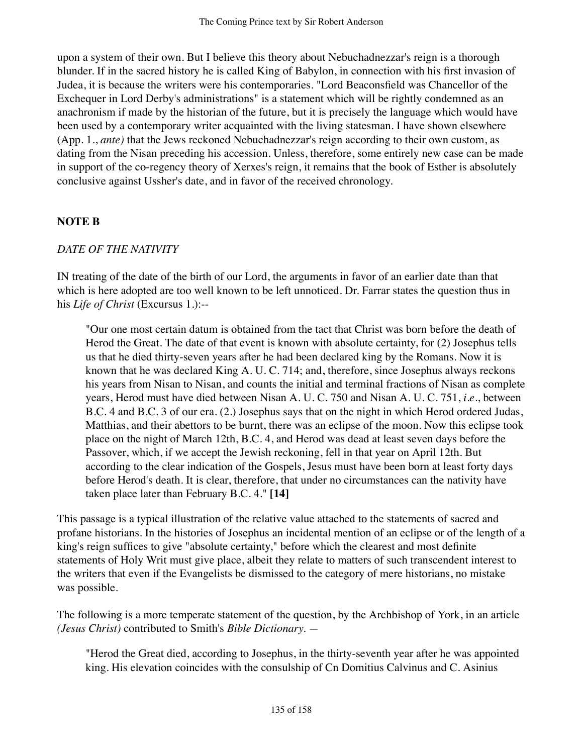upon a system of their own. But I believe this theory about Nebuchadnezzar's reign is a thorough blunder. If in the sacred history he is called King of Babylon, in connection with his first invasion of Judea, it is because the writers were his contemporaries. "Lord Beaconsfield was Chancellor of the Exchequer in Lord Derby's administrations" is a statement which will be rightly condemned as an anachronism if made by the historian of the future, but it is precisely the language which would have been used by a contemporary writer acquainted with the living statesman. I have shown elsewhere (App. 1., *ante)* that the Jews reckoned Nebuchadnezzar's reign according to their own custom, as dating from the Nisan preceding his accession. Unless, therefore, some entirely new case can be made in support of the co-regency theory of Xerxes's reign, it remains that the book of Esther is absolutely conclusive against Ussher's date, and in favor of the received chronology.

## NOTE B

*DATE OF THE NATIVITY*

IN treating of the date of the birth of our Lord, the arguments in favor of an earlier date than that which is here adopted are too well known to be left unnoticed. Dr. Farrar states the question thus in his *Life of Christ* (Excursus 1.):--

> "Our one most certain datum is obtained from the tact that Christ was born before the death of Herod the Great. The date of that event is known with absolute certainty, for (2) Josephus tells us that he died thirty-seven years after he had been declared king by the Romans. Now it is known that he was declared King A. U. C. 714; and, therefore, since Josephus always reckons his years from Nisan to Nisan, and counts the initial and terminal fractions of Nisan as complete years, Herod must have died between Nisan A. U. C. 750 and Nisan A. U. C. 751, *i.e*., between B.C. 4 and B.C. 3 of our era. (2.) Josephus says that on the night in which Herod ordered Judas, Matthias, and their abettors to be burnt, there was an eclipse of the moon. Now this eclipse took place on the night of March 12th, B.C. 4, and Herod was dead at least seven days before the Passover, which, if we accept the Jewish reckoning, fell in that year on April 12th. But according to the clear indication of the Gospels, Jesus must have been born at least forty days before Herod's death. It is clear, therefore, that under no circumstances can the nativity have taken place later than February B.C. 4." **[14]**

This passage is a typical illustration of the relative value attached to the statements of sacred and profane historians. In the histories of Josephus an incidental mention of an eclipse or of the length of a king's reign suffices to give "absolute certainty," before which the clearest and most definite statements of Holy Writ must give place, albeit they relate to matters of such transcendent interest to the writers that even if the Evangelists be dismissed to the category of mere historians, no mistake was possible.

The following is a more temperate statement of the question, by the Archbishop of York, in an article *(Jesus Christ)* contributed to Smith's *Bible Dictionary.* —

> "Herod the Great died, according to Josephus, in the thirty-seventh year after he was appointed king. His elevation coincides with the consulship of Cn Domitius Calvinus and C. Asinius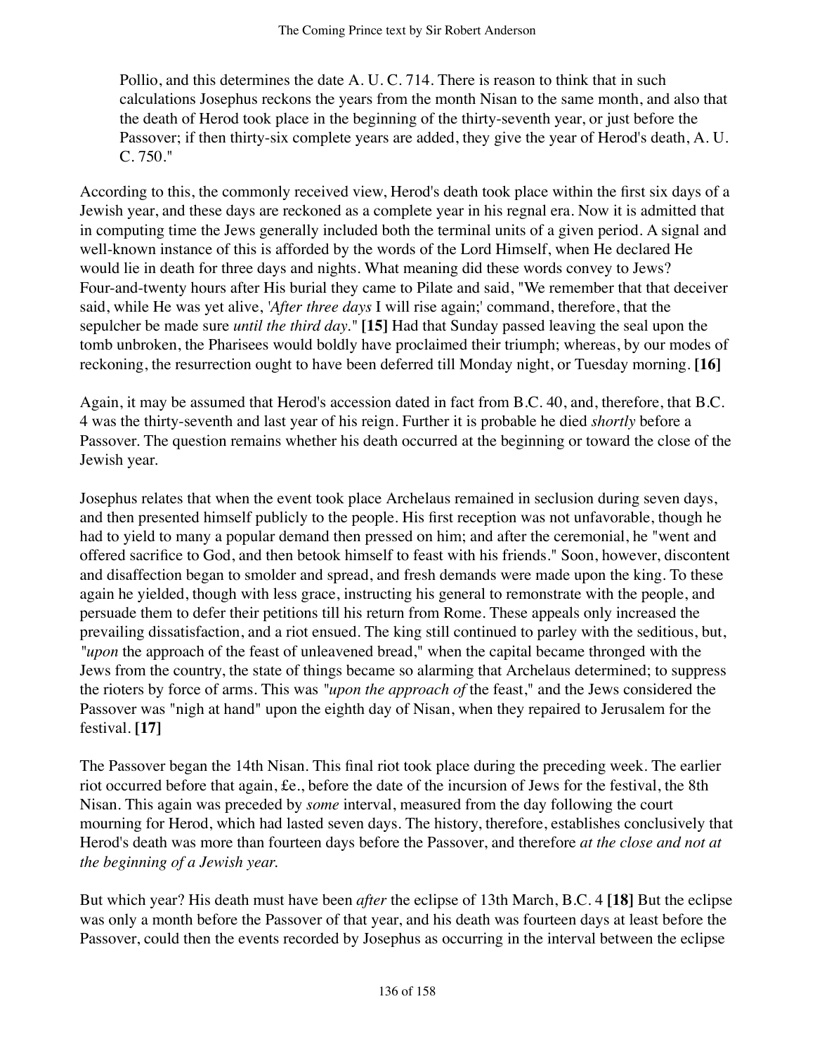Pollio, and this determines the date A. U. C. 714. There is reason to think that in such calculations Josephus reckons the years from the month Nisan to the same month, and also that the death of Herod took place in the beginning of the thirty-seventh year, or just before the Passover; if then thirty-six complete years are added, they give the year of Herod's death, A. U. C. 750."

According to this, the commonly received view, Herod's death took place within the first six days of a Jewish year, and these days are reckoned as a complete year in his regnal era. Now it is admitted that in computing time the Jews generally included both the terminal units of a given period. A signal and well-known instance of this is afforded by the words of the Lord Himself, when He declared He would lie in death for three days and nights. What meaning did these words convey to Jews? Four-and-twenty hours after His burial they came to Pilate and said, "We remember that that deceiver said, while He was yet alive, '*After three days* I will rise again;' command, therefore, that the sepulcher be made sure *until the third day.*" **[15]** Had that Sunday passed leaving the seal upon the tomb unbroken, the Pharisees would boldly have proclaimed their triumph; whereas, by our modes of reckoning, the resurrection ought to have been deferred till Monday night, or Tuesday morning. **[16]**

Again, it may be assumed that Herod's accession dated in fact from B.C. 40, and, therefore, that B.C. 4 was the thirty-seventh and last year of his reign. Further it is probable he died *shortly* before a Passover. The question remains whether his death occurred at the beginning or toward the close of the Jewish year.

Josephus relates that when the event took place Archelaus remained in seclusion during seven days, and then presented himself publicly to the people. His first reception was not unfavorable, though he had to yield to many a popular demand then pressed on him; and after the ceremonial, he "went and offered sacrifice to God, and then betook himself to feast with his friends." Soon, however, discontent and disaffection began to smolder and spread, and fresh demands were made upon the king. To these again he yielded, though with less grace, instructing his general to remonstrate with the people, and persuade them to defer their petitions till his return from Rome. These appeals only increased the prevailing dissatisfaction, and a riot ensued. The king still continued to parley with the seditious, but, "*upon* the approach of the feast of unleavened bread," when the capital became thronged with the Jews from the country, the state of things became so alarming that Archelaus determined; to suppress the rioters by force of arms. This was "*upon the approach of* the feast," and the Jews considered the Passover was "nigh at hand" upon the eighth day of Nisan, when they repaired to Jerusalem for the festival. **[17]**

The Passover began the 14th Nisan. This final riot took place during the preceding week. The earlier riot occurred before that again, £e., before the date of the incursion of Jews for the festival, the 8th Nisan. This again was preceded by *some* interval, measured from the day following the court mourning for Herod, which had lasted seven days. The history, therefore, establishes conclusively that Herod's death was more than fourteen days before the Passover, and therefore *at the close and not at the beginning of a Jewish year.*

But which year? His death must have been *after* the eclipse of 13th March, B.C. 4 **[18]** But the eclipse was only a month before the Passover of that year, and his death was fourteen days at least before the Passover, could then the events recorded by Josephus as occurring in the interval between the eclipse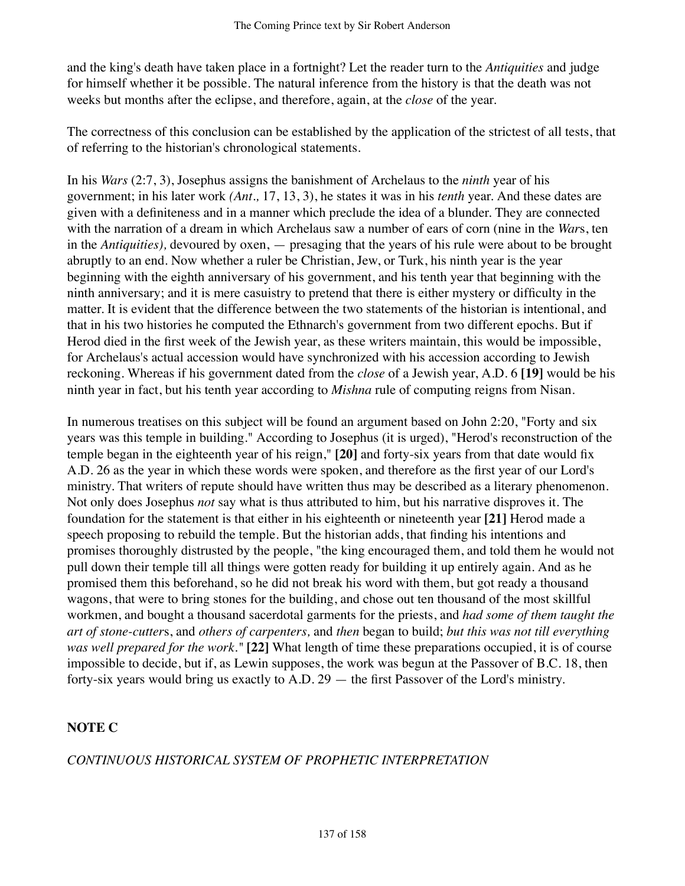and the king's death have taken place in a fortnight? Let the reader turn to the *Antiquities* and judge for himself whether it be possible. The natural inference from the history is that the death was not weeks but months after the eclipse, and therefore, again, at the *close* of the year.

The correctness of this conclusion can be established by the application of the strictest of all tests, that of referring to the historian's chronological statements.

In his *Wars* (2:7, 3), Josephus assigns the banishment of Archelaus to the *ninth* year of his government; in his later work *(Ant.,* 17, 13, 3), he states it was in his *tenth* year. And these dates are given with a definiteness and in a manner which preclude the idea of a blunder. They are connected with the narration of a dream in which Archelaus saw a number of ears of corn (nine in the *War*s, ten in the *Antiquities),* devoured by oxen, — presaging that the years of his rule were about to be brought abruptly to an end. Now whether a ruler be Christian, Jew, or Turk, his ninth year is the year beginning with the eighth anniversary of his government, and his tenth year that beginning with the ninth anniversary; and it is mere casuistry to pretend that there is either mystery or difficulty in the matter. It is evident that the difference between the two statements of the historian is intentional, and that in his two histories he computed the Ethnarch's government from two different epochs. But if Herod died in the first week of the Jewish year, as these writers maintain, this would be impossible, for Archelaus's actual accession would have synchronized with his accession according to Jewish reckoning. Whereas if his government dated from the *close* of a Jewish year, A.D. 6 **[19]** would be his ninth year in fact, but his tenth year according to *Mishna* rule of computing reigns from Nisan.

In numerous treatises on this subject will be found an argument based on John 2:20, "Forty and six years was this temple in building." According to Josephus (it is urged), "Herod's reconstruction of the temple began in the eighteenth year of his reign," **[20]** and forty-six years from that date would fix A.D. 26 as the year in which these words were spoken, and therefore as the first year of our Lord's ministry. That writers of repute should have written thus may be described as a literary phenomenon. Not only does Josephus *not* say what is thus attributed to him, but his narrative disproves it. The foundation for the statement is that either in his eighteenth or nineteenth year **[21]** Herod made a speech proposing to rebuild the temple. But the historian adds, that finding his intentions and promises thoroughly distrusted by the people, "the king encouraged them, and told them he would not pull down their temple till all things were gotten ready for building it up entirely again. And as he promised them this beforehand, so he did not break his word with them, but got ready a thousand wagons, that were to bring stones for the building, and chose out ten thousand of the most skillful workmen, and bought a thousand sacerdotal garments for the priests, and *had some of them taught the art of stone-cutter*s, and *others of carpenters,* and *then* began to build; *but this was not till everything was well prepared for the work*." **[22]** What length of time these preparations occupied, it is of course impossible to decide, but if, as Lewin supposes, the work was begun at the Passover of B.C. 18, then forty-six years would bring us exactly to A.D. 29 — the first Passover of the Lord's ministry.

## NOTE C

*CONTINUOUS HISTORICAL SYSTEM OF PROPHETIC INTERPRETATION*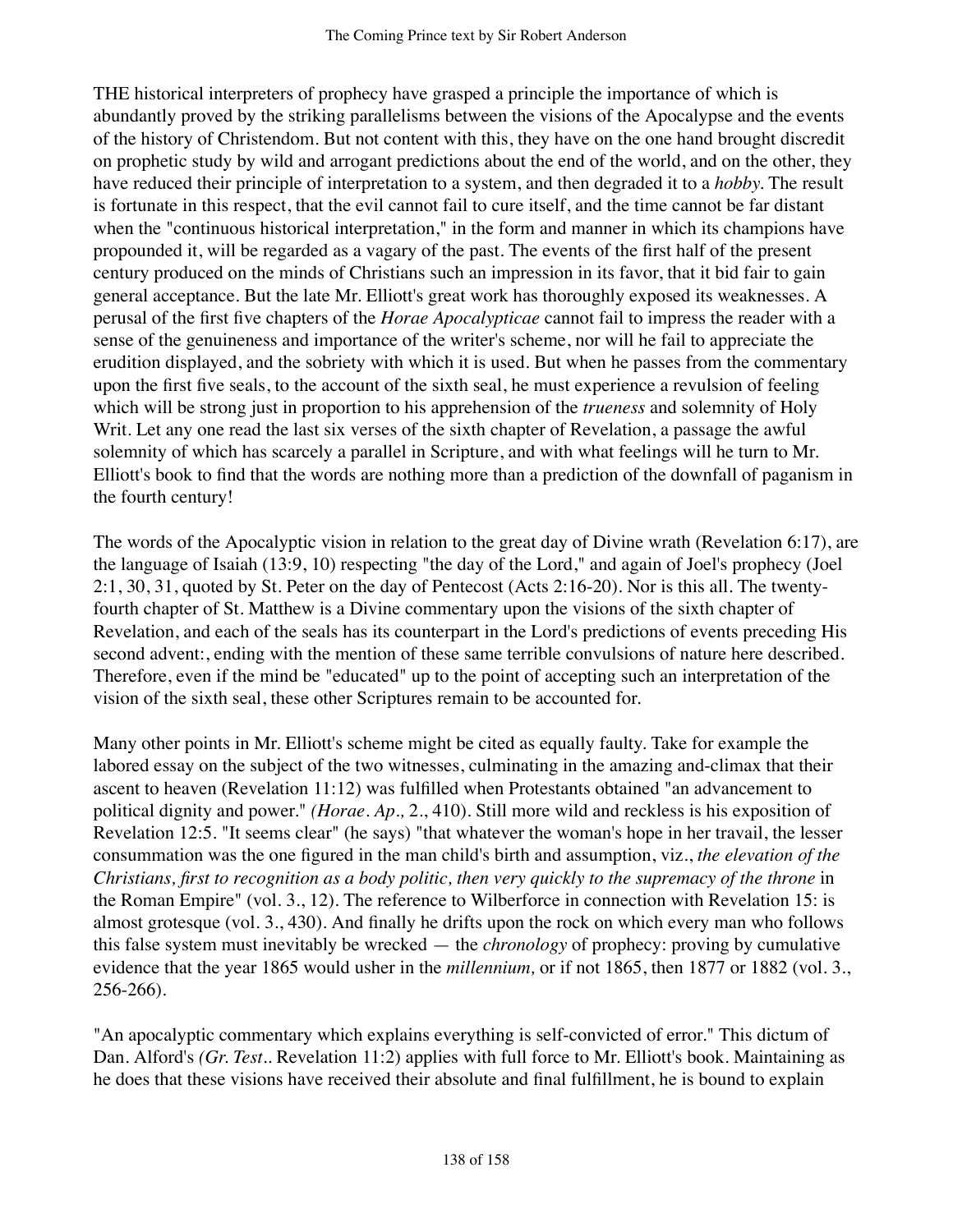THE historical interpreters of prophecy have grasped a principle the importance of which is abundantly proved by the striking parallelisms between the visions of the Apocalypse and the events of the history of Christendom. But not content with this, they have on the one hand brought discredit on prophetic study by wild and arrogant predictions about the end of the world, and on the other, they have reduced their principle of interpretation to a system, and then degraded it to a *hobby*. The result is fortunate in this respect, that the evil cannot fail to cure itself, and the time cannot be far distant when the "continuous historical interpretation," in the form and manner in which its champions have propounded it, will be regarded as a vagary of the past. The events of the first half of the present century produced on the minds of Christians such an impression in its favor, that it bid fair to gain general acceptance. But the late Mr. Elliott's great work has thoroughly exposed its weaknesses. A perusal of the first five chapters of the *Horae Apocalypticae* cannot fail to impress the reader with a sense of the genuineness and importance of the writer's scheme, nor will he fail to appreciate the erudition displayed, and the sobriety with which it is used. But when he passes from the commentary upon the first five seals, to the account of the sixth seal, he must experience a revulsion of feeling which will be strong just in proportion to his apprehension of the *trueness* and solemnity of Holy Writ. Let any one read the last six verses of the sixth chapter of Revelation, a passage the awful solemnity of which has scarcely a parallel in Scripture, and with what feelings will he turn to Mr. Elliott's book to find that the words are nothing more than a prediction of the downfall of paganism in the fourth century!

The words of the Apocalyptic vision in relation to the great day of Divine wrath (Revelation 6:17), are the language of Isaiah (13:9, 10) respecting "the day of the Lord," and again of Joel's prophecy (Joel 2:1, 30, 31, quoted by St. Peter on the day of Pentecost (Acts 2:16-20). Nor is this all. The twenty-fourth chapter of St. Matthew is a Divine commentary upon the visions of the sixth chapter of Revelation, and each of the seals has its counterpart in the Lord's predictions of events preceding His second advent:, ending with the mention of these same terrible convulsions of nature here described. Therefore, even if the mind be "educated" up to the point of accepting such an interpretation of the vision of the sixth seal, these other Scriptures remain to be accounted for.

Many other points in Mr. Elliott's scheme might be cited as equally faulty. Take for example the labored essay on the subject of the two witnesses, culminating in the amazing and-climax that their ascent to heaven (Revelation 11:12) was fulfilled when Protestants obtained "an advancement to political dignity and power." *(Horae. Ap.,* 2., 410). Still more wild and reckless is his exposition of Revelation 12:5. "It seems clear" (he says) "that whatever the woman's hope in her travail, the lesser consummation was the one figured in the man child's birth and assumption, viz., *the elevation of the Christians, first to recognition as a body politic, then very quickly to the supremacy of the throne* in the Roman Empire" (vol. 3., 12). The reference to Wilberforce in connection with Revelation 15: is almost grotesque (vol. 3., 430). And finally he drifts upon the rock on which every man who follows this false system must inevitably be wrecked — the *chronology* of prophecy: proving by cumulative evidence that the year 1865 would usher in the *millennium,* or if not 1865, then 1877 or 1882 (vol. 3., 256-266).

"An apocalyptic commentary which explains everything is self-convicted of error." This dictum of Dan. Alford's *(Gr. Test..* Revelation 11:2) applies with full force to Mr. Elliott's book. Maintaining as he does that these visions have received their absolute and final fulfillment, he is bound to explain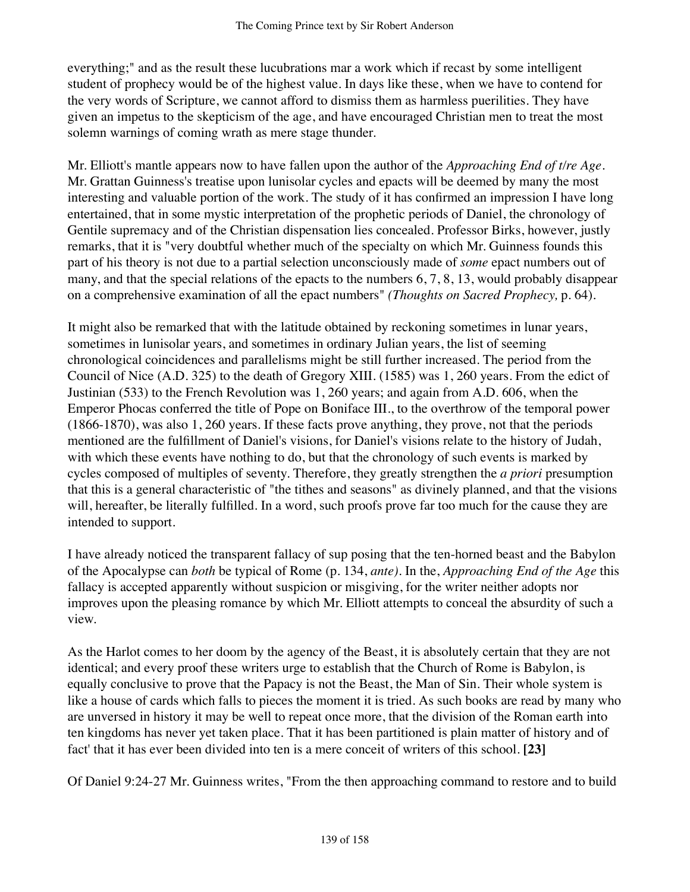everything;" and as the result these lucubrations mar a work which if recast by some intelligent student of prophecy would be of the highest value. In days like these, when we have to contend for the very words of Scripture, we cannot afford to dismiss them as harmless puerilities. They have given an impetus to the skepticism of the age, and have encouraged Christian men to treat the most solemn warnings of coming wrath as mere stage thunder.

Mr. Elliott's mantle appears now to have fallen upon the author of the *Approaching End of t/re Age*. Mr. Grattan Guinness's treatise upon lunisolar cycles and epacts will be deemed by many the most interesting and valuable portion of the work. The study of it has confirmed an impression I have long entertained, that in some mystic interpretation of the prophetic periods of Daniel, the chronology of Gentile supremacy and of the Christian dispensation lies concealed. Professor Birks, however, justly remarks, that it is "very doubtful whether much of the specialty on which Mr. Guinness founds this part of his theory is not due to a partial selection unconsciously made of *some* epact numbers out of many, and that the special relations of the epacts to the numbers 6, 7, 8, 13, would probably disappear on a comprehensive examination of all the epact numbers" *(Thoughts on Sacred Prophecy,* p. 64).

It might also be remarked that with the latitude obtained by reckoning sometimes in lunar years, sometimes in lunisolar years, and sometimes in ordinary Julian years, the list of seeming chronological coincidences and parallelisms might be still further increased. The period from the Council of Nice (A.D. 325) to the death of Gregory XIII. (1585) was 1, 260 years. From the edict of Justinian (533) to the French Revolution was 1, 260 years; and again from A.D. 606, when the Emperor Phocas conferred the title of Pope on Boniface III., to the overthrow of the temporal power (1866-1870), was also 1, 260 years. If these facts prove anything, they prove, not that the periods mentioned are the fulfillment of Daniel's visions, for Daniel's visions relate to the history of Judah, with which these events have nothing to do, but that the chronology of such events is marked by cycles composed of multiples of seventy. Therefore, they greatly strengthen the *a priori* presumption that this is a general characteristic of "the tithes and seasons" as divinely planned, and that the visions will, hereafter, be literally fulfilled. In a word, such proofs prove far too much for the cause they are intended to support.

I have already noticed the transparent fallacy of sup posing that the ten-horned beast and the Babylon of the Apocalypse can *both* be typical of Rome (p. 134, *ante).* In the, *Approaching End of the Age* this fallacy is accepted apparently without suspicion or misgiving, for the writer neither adopts nor improves upon the pleasing romance by which Mr. Elliott attempts to conceal the absurdity of such a view.

As the Harlot comes to her doom by the agency of the Beast, it is absolutely certain that they are not identical; and every proof these writers urge to establish that the Church of Rome is Babylon, is equally conclusive to prove that the Papacy is not the Beast, the Man of Sin. Their whole system is like a house of cards which falls to pieces the moment it is tried. As such books are read by many who are unversed in history it may be well to repeat once more, that the division of the Roman earth into ten kingdoms has never yet taken place. That it has been partitioned is plain matter of history and of fact' that it has ever been divided into ten is a mere conceit of writers of this school. **[23]**

Of Daniel 9:24-27 Mr. Guinness writes, "From the then approaching command to restore and to build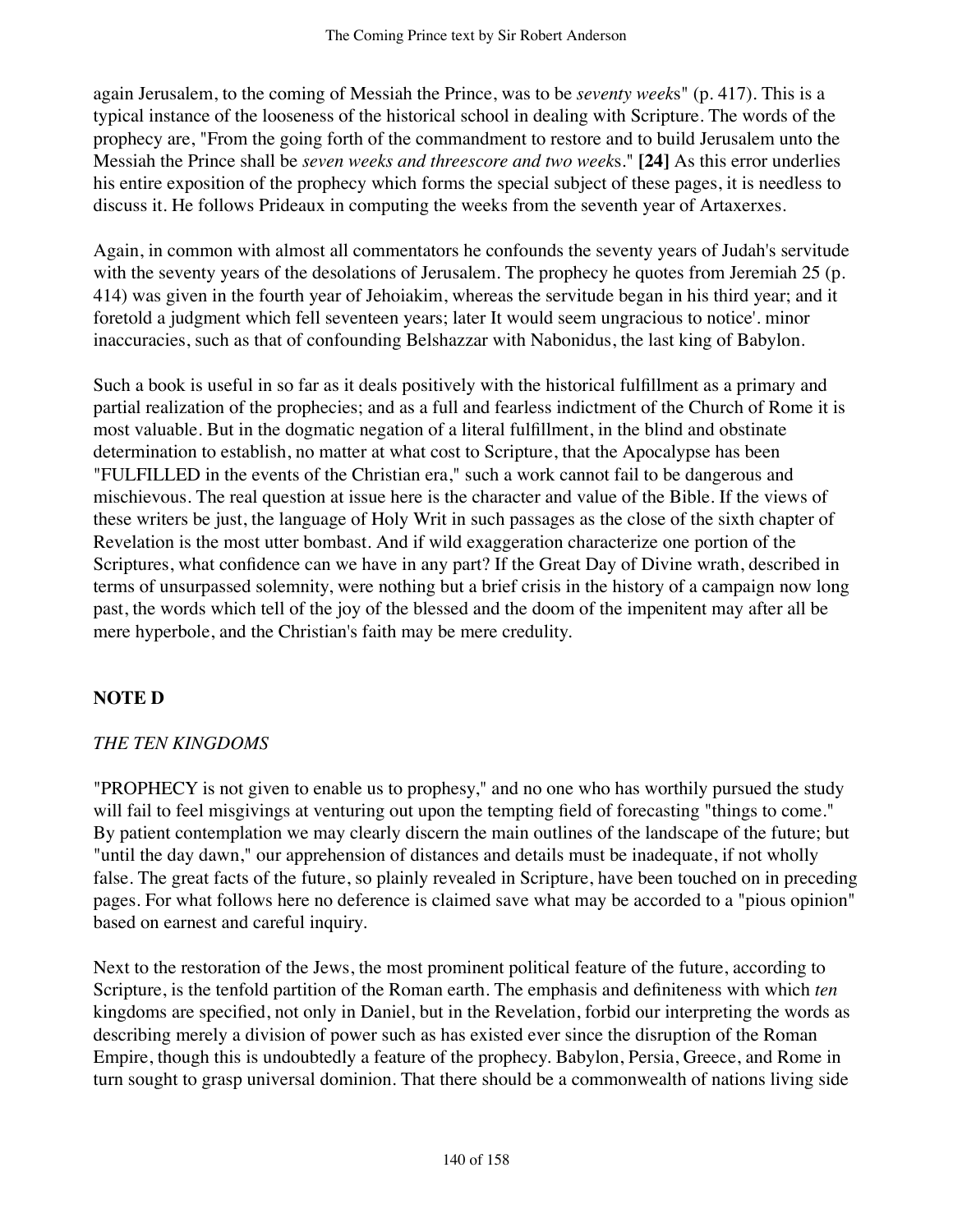again Jerusalem, to the coming of Messiah the Prince, was to be *seventy weeks*" (p. 417). This is a typical instance of the looseness of the historical school in dealing with Scripture. The words of the prophecy are, "From the going forth of the commandment to restore and to build Jerusalem unto the Messiah the Prince shall be *seven weeks and threescore and two weeks*." **[24]** As this error underlies his entire exposition of the prophecy which forms the special subject of these pages, it is needless to discuss it. He follows Prideaux in computing the weeks from the seventh year of Artaxerxes.

Again, in common with almost all commentators he confounds the seventy years of Judah's servitude with the seventy years of the desolations of Jerusalem. The prophecy he quotes from Jeremiah 25 (p. 414) was given in the fourth year of Jehoiakim, whereas the servitude began in his third year; and it foretold a judgment which fell seventeen years; later It would seem ungracious to notice'. minor inaccuracies, such as that of confounding Belshazzar with Nabonidus, the last king of Babylon.

Such a book is useful in so far as it deals positively with the historical fulfillment as a primary and partial realization of the prophecies; and as a full and fearless indictment of the Church of Rome it is most valuable. But in the dogmatic negation of a literal fulfillment, in the blind and obstinate determination to establish, no matter at what cost to Scripture, that the Apocalypse has been "FULFILLED in the events of the Christian era," such a work cannot fail to be dangerous and mischievous. The real question at issue here is the character and value of the Bible. If the views of these writers be just, the language of Holy Writ in such passages as the close of the sixth chapter of Revelation is the most utter bombast. And if wild exaggeration characterize one portion of the Scriptures, what confidence can we have in any part? If the Great Day of Divine wrath, described in terms of unsurpassed solemnity, were nothing but a brief crisis in the history of a campaign now long past, the words which tell of the joy of the blessed and the doom of the impenitent may after all be mere hyperbole, and the Christian's faith may be mere credulity.

## NOTE D

### *THE TEN KINGDOMS*

"PROPHECY is not given to enable us to prophesy," and no one who has worthily pursued the study will fail to feel misgivings at venturing out upon the tempting field of forecasting "things to come." By patient contemplation we may clearly discern the main outlines of the landscape of the future; but "until the day dawn," our apprehension of distances and details must be inadequate, if not wholly false. The great facts of the future, so plainly revealed in Scripture, have been touched on in preceding pages. For what follows here no deference is claimed save what may be accorded to a "pious opinion" based on earnest and careful inquiry.

Next to the restoration of the Jews, the most prominent political feature of the future, according to Scripture, is the tenfold partition of the Roman earth. The emphasis and definiteness with which *ten* kingdoms are specified, not only in Daniel, but in the Revelation, forbid our interpreting the words as describing merely a division of power such as has existed ever since the disruption of the Roman Empire, though this is undoubtedly a feature of the prophecy. Babylon, Persia, Greece, and Rome in turn sought to grasp universal dominion. That there should be a commonwealth of nations living side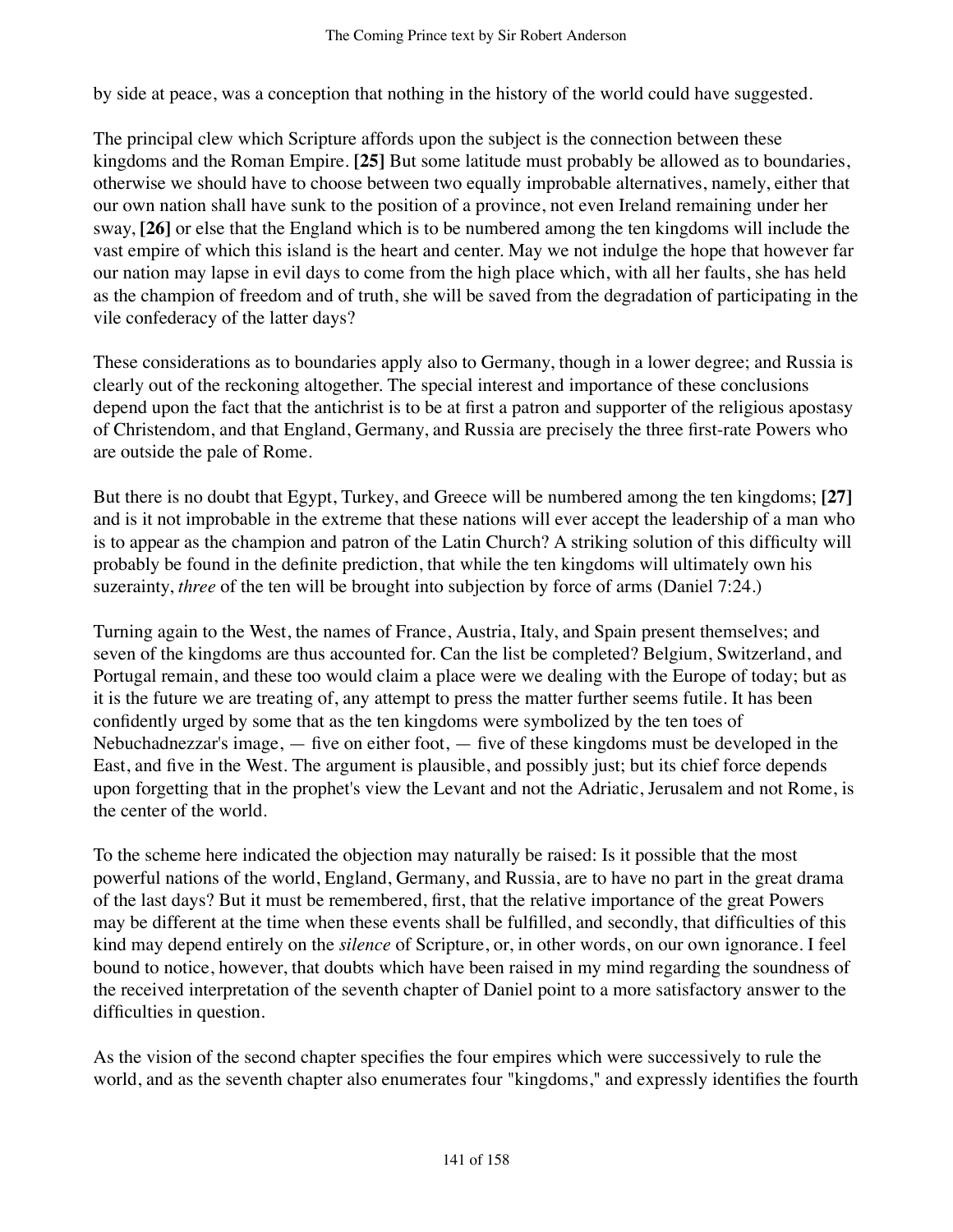by side at peace, was a conception that nothing in the history of the world could have suggested.

The principal clew which Scripture affords upon the subject is the connection between these kingdoms and the Roman Empire. **[25]** But some latitude must probably be allowed as to boundaries, otherwise we should have to choose between two equally improbable alternatives, namely, either that our own nation shall have sunk to the position of a province, not even Ireland remaining under her sway, **[26]** or else that the England which is to be numbered among the ten kingdoms will include the vast empire of which this island is the heart and center. May we not indulge the hope that however far our nation may lapse in evil days to come from the high place which, with all her faults, she has held as the champion of freedom and of truth, she will be saved from the degradation of participating in the vile confederacy of the latter days?

These considerations as to boundaries apply also to Germany, though in a lower degree; and Russia is clearly out of the reckoning altogether. The special interest and importance of these conclusions depend upon the fact that the antichrist is to be at first a patron and supporter of the religious apostasy of Christendom, and that England, Germany, and Russia are precisely the three first-rate Powers who are outside the pale of Rome.

But there is no doubt that Egypt, Turkey, and Greece will be numbered among the ten kingdoms; **[27]** and is it not improbable in the extreme that these nations will ever accept the leadership of a man who is to appear as the champion and patron of the Latin Church? A striking solution of this difficulty will probably be found in the definite prediction, that while the ten kingdoms will ultimately own his suzerainty, *three* of the ten will be brought into subjection by force of arms (Daniel 7:24.)

Turning again to the West, the names of France, Austria, Italy, and Spain present themselves; and seven of the kingdoms are thus accounted for. Can the list be completed? Belgium, Switzerland, and Portugal remain, and these too would claim a place were we dealing with the Europe of today; but as it is the future we are treating of, any attempt to press the matter further seems futile. It has been confidently urged by some that as the ten kingdoms were symbolized by the ten toes of Nebuchadnezzar's image, — five on either foot, — five of these kingdoms must be developed in the East, and five in the West. The argument is plausible, and possibly just; but its chief force depends upon forgetting that in the prophet's view the Levant and not the Adriatic, Jerusalem and not Rome, is the center of the world.

To the scheme here indicated the objection may naturally be raised: Is it possible that the most powerful nations of the world, England, Germany, and Russia, are to have no part in the great drama of the last days? But it must be remembered, first, that the relative importance of the great Powers may be different at the time when these events shall be fulfilled, and secondly, that difficulties of this kind may depend entirely on the *silence* of Scripture, or, in other words, on our own ignorance. I feel bound to notice, however, that doubts which have been raised in my mind regarding the soundness of the received interpretation of the seventh chapter of Daniel point to a more satisfactory answer to the difficulties in question.

As the vision of the second chapter specifies the four empires which were successively to rule the world, and as the seventh chapter also enumerates four "kingdoms," and expressly identifies the fourth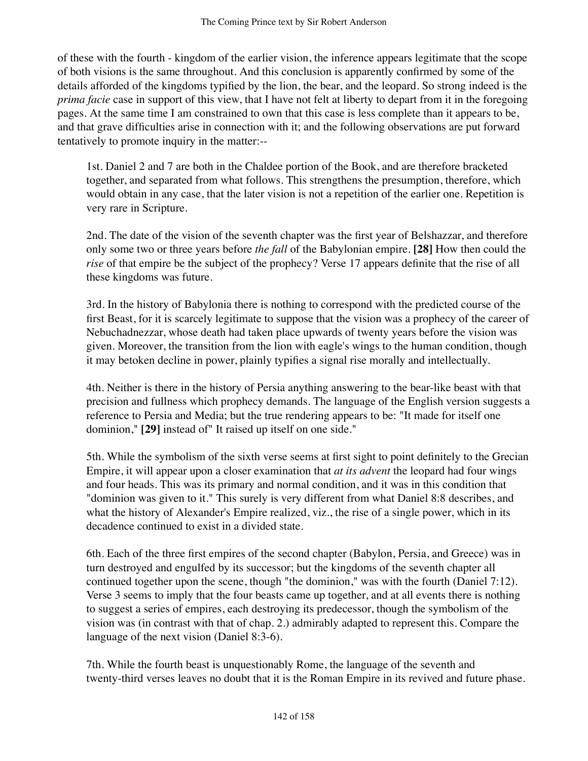of these with the fourth - kingdom of the earlier vision, the inference appears legitimate that the scope of both visions is the same throughout. And this conclusion is apparently confirmed by some of the details afforded of the kingdoms typified by the lion, the bear, and the leopard. So strong indeed is the *prima facie* case in support of this view, that I have not felt at liberty to depart from it in the foregoing pages. At the same time I am constrained to own that this case is less complete than it appears to be, and that grave difficulties arise in connection with it; and the following observations are put forward tentatively to promote inquiry in the matter:--

1st. Daniel 2 and 7 are both in the Chaldee portion of the Book, and are therefore bracketed together, and separated from what follows. This strengthens the presumption, therefore, which would obtain in any case, that the later vision is not a repetition of the earlier one. Repetition is very rare in Scripture.

2nd. The date of the vision of the seventh chapter was the first year of Belshazzar, and therefore only some two or three years before *the fall* of the Babylonian empire. **[28]** How then could the *rise* of that empire be the subject of the prophecy? Verse 17 appears definite that the rise of all these kingdoms was future.

3rd. In the history of Babylonia there is nothing to correspond with the predicted course of the first Beast, for it is scarcely legitimate to suppose that the vision was a prophecy of the career of Nebuchadnezzar, whose death had taken place upwards of twenty years before the vision was given. Moreover, the transition from the lion with eagle's wings to the human condition, though it may betoken decline in power, plainly typifies a signal rise morally and intellectually.

4th. Neither is there in the history of Persia anything answering to the bear-like beast with that precision and fullness which prophecy demands. The language of the English version suggests a reference to Persia and Media; but the true rendering appears to be: "It made for itself one dominion," **[29]** instead of" It raised up itself on one side."

5th. While the symbolism of the sixth verse seems at first sight to point definitely to the Grecian Empire, it will appear upon a closer examination that *at its advent* the leopard had four wings and four heads. This was its primary and normal condition, and it was in this condition that "dominion was given to it." This surely is very different from what Daniel 8:8 describes, and what the history of Alexander's Empire realized, viz., the rise of a single power, which in its decadence continued to exist in a divided state.

6th. Each of the three first empires of the second chapter (Babylon, Persia, and Greece) was in turn destroyed and engulfed by its successor; but the kingdoms of the seventh chapter all continued together upon the scene, though "the dominion," was with the fourth (Daniel 7:12). Verse 3 seems to imply that the four beasts came up together, and at all events there is nothing to suggest a series of empires, each destroying its predecessor, though the symbolism of the vision was (in contrast with that of chap. 2.) admirably adapted to represent this. Compare the language of the next vision (Daniel 8:3-6).

7th. While the fourth beast is unquestionably Rome, the language of the seventh and twenty-third verses leaves no doubt that it is the Roman Empire in its revived and future phase.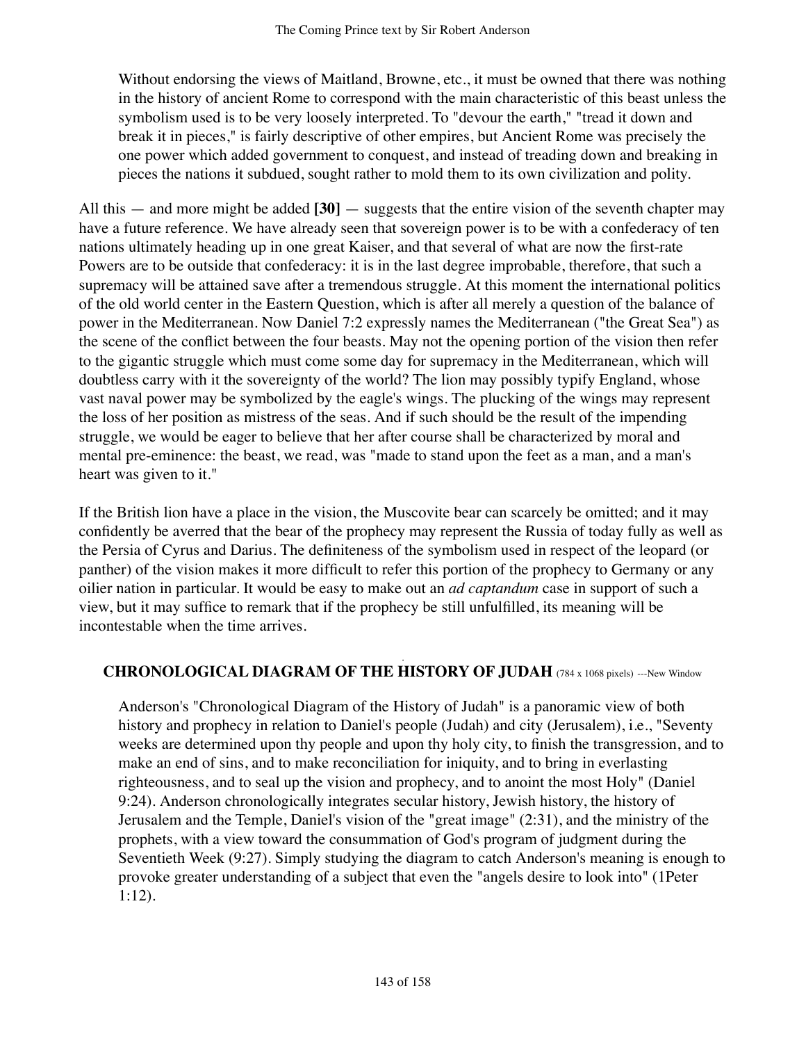Without endorsing the views of Maitland, Browne, etc., it must be owned that there was nothing in the history of ancient Rome to correspond with the main characteristic of this beast unless the symbolism used is to be very loosely interpreted. To "devour the earth," "tread it down and break it in pieces," is fairly descriptive of other empires, but Ancient Rome was precisely the one power which added government to conquest, and instead of treading down and breaking in pieces the nations it subdued, sought rather to mold them to its own civilization and polity.

All this — and more might be added **[30]** — suggests that the entire vision of the seventh chapter may have a future reference. We have already seen that sovereign power is to be with a confederacy of ten nations ultimately heading up in one great Kaiser, and that several of what are now the first-rate Powers are to be outside that confederacy: it is in the last degree improbable, therefore, that such a supremacy will be attained save after a tremendous struggle. At this moment the international politics of the old world center in the Eastern Question, which is after all merely a question of the balance of power in the Mediterranean. Now Daniel 7:2 expressly names the Mediterranean ("the Great Sea") as the scene of the conflict between the four beasts. May not the opening portion of the vision then refer to the gigantic struggle which must come some day for supremacy in the Mediterranean, which will doubtless carry with it the sovereignty of the world? The lion may possibly typify England, whose vast naval power may be symbolized by the eagle's wings. The plucking of the wings may represent the loss of her position as mistress of the seas. And if such should be the result of the impending struggle, we would be eager to believe that her after course shall be characterized by moral and mental pre-eminence: the beast, we read, was "made to stand upon the feet as a man, and a man's heart was given to it."

If the British lion have a place in the vision, the Muscovite bear can scarcely be omitted; and it may confidently be averred that the bear of the prophecy may represent the Russia of today fully as well as the Persia of Cyrus and Darius. The definiteness of the symbolism used in respect of the leopard (or panther) of the vision makes it more difficult to refer this portion of the prophecy to Germany or any oilier nation in particular. It would be easy to make out an *ad captandum* case in support of such a view, but it may suffice to remark that if the prophecy be still unfulfilled, its meaning will be incontestable when the time arrives.

## CHRONOLOGICAL DIAGRAM OF THE HISTORY OF JUDAH (784 x 1068 pixels) ---New Window

Anderson's "Chronological Diagram of the History of Judah" is a panoramic view of both history and prophecy in relation to Daniel's people (Judah) and city (Jerusalem), i.e., "Seventy weeks are determined upon thy people and upon thy holy city, to finish the transgression, and to make an end of sins, and to make reconciliation for iniquity, and to bring in everlasting righteousness, and to seal up the vision and prophecy, and to anoint the most Holy" (Daniel 9:24). Anderson chronologically integrates secular history, Jewish history, the history of Jerusalem and the Temple, Daniel's vision of the "great image" (2:31), and the ministry of the prophets, with a view toward the consummation of God's program of judgment during the Seventieth Week (9:27). Simply studying the diagram to catch Anderson's meaning is enough to provoke greater understanding of a subject that even the "angels desire to look into" (1Peter 1:12).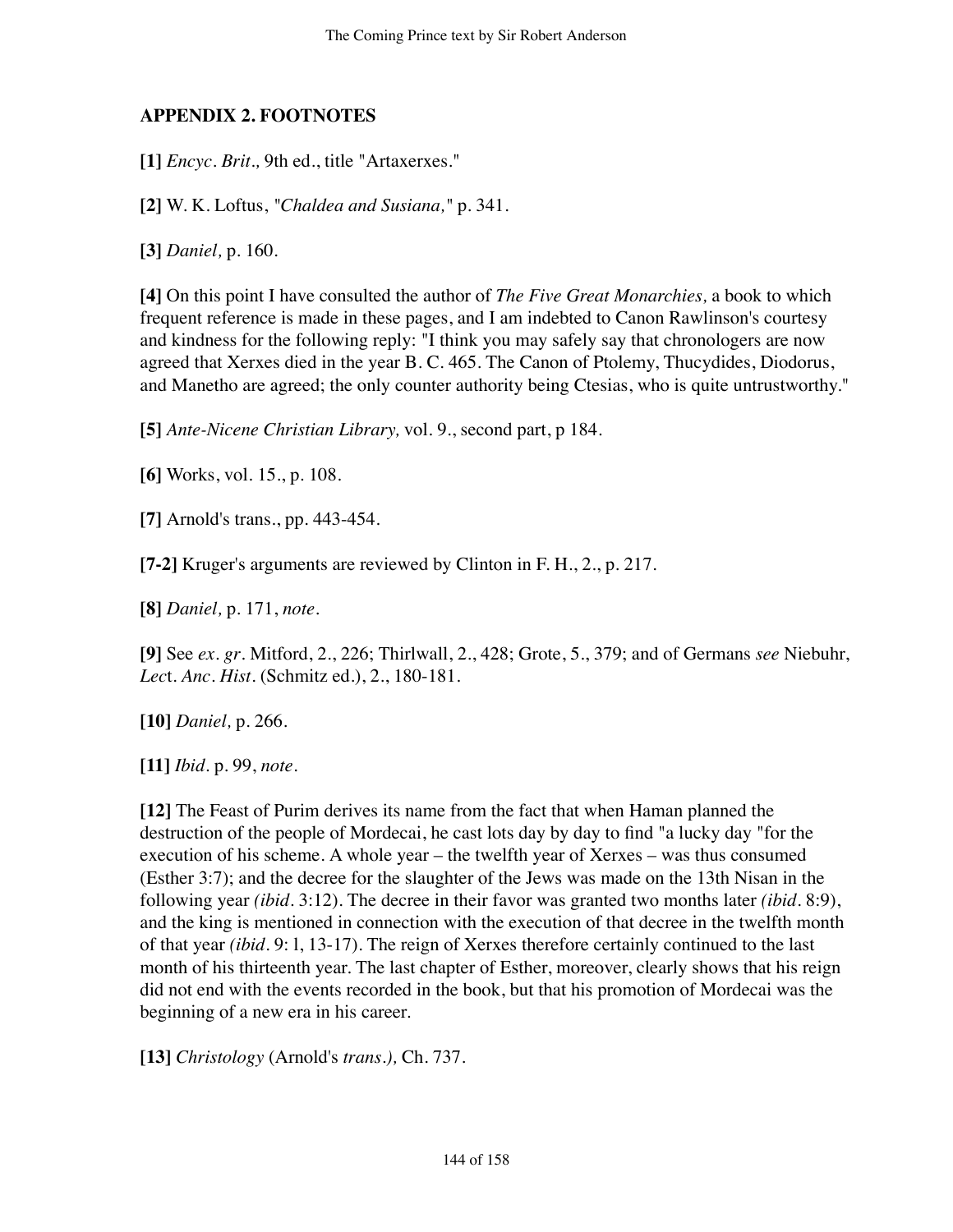## APPENDIX 2. FOOTNOTES

**[1]** *Encyc. Brit.,* 9th ed., title "Artaxerxes."

**[2]** W. K. Loftus, *"Chaldea and Susiana,"* p. 341.

**[3]** *Daniel,* p. 160.

**[4]** On this point I have consulted the author of *The Five Great Monarchies,* a book to which frequent reference is made in these pages, and I am indebted to Canon Rawlinson's courtesy and kindness for the following reply: "I think you may safely say that chronologers are now agreed that Xerxes died in the year B. C. 465. The Canon of Ptolemy, Thucydides, Diodorus, and Manetho are agreed; the only counter authority being Ctesias, who is quite untrustworthy."

**[5]** *Ante-Nicene Christian Library,* vol. 9., second part, p 184.

**[6]** Works, vol. 15., p. 108.

**[7]** Arnold's trans., pp. 443-454.

**[7-2]** Kruger's arguments are reviewed by Clinton in F. H., 2., p. 217.

**[8]** *Daniel,* p. 171, *note.*

**[9]** See *ex. gr.* Mitford, 2., 226; Thirlwall, 2., 428; Grote, 5., 379; and of Germans *see* Niebuhr, *Lec*t. *Anc. Hist.* (Schmitz ed.), 2., 180-181.

**[10]** *Daniel,* p. 266.

**[11]** *Ibid.* p. 99, *note.*

**[12]** The Feast of Purim derives its name from the fact that when Haman planned the destruction of the people of Mordecai, he cast lots day by day to find "a lucky day "for the execution of his scheme. A whole year – the twelfth year of Xerxes – was thus consumed (Esther 3:7); and the decree for the slaughter of the Jews was made on the 13th Nisan in the following year *(ibid.* 3:12). The decree in their favor was granted two months later *(ibid.* 8:9), and the king is mentioned in connection with the execution of that decree in the twelfth month of that year *(ibid.* 9: l, 13-17). The reign of Xerxes therefore certainly continued to the last month of his thirteenth year. The last chapter of Esther, moreover, clearly shows that his reign did not end with the events recorded in the book, but that his promotion of Mordecai was the beginning of a new era in his career.

**[13]** *Christology* (Arnold's *trans.),* Ch. 737.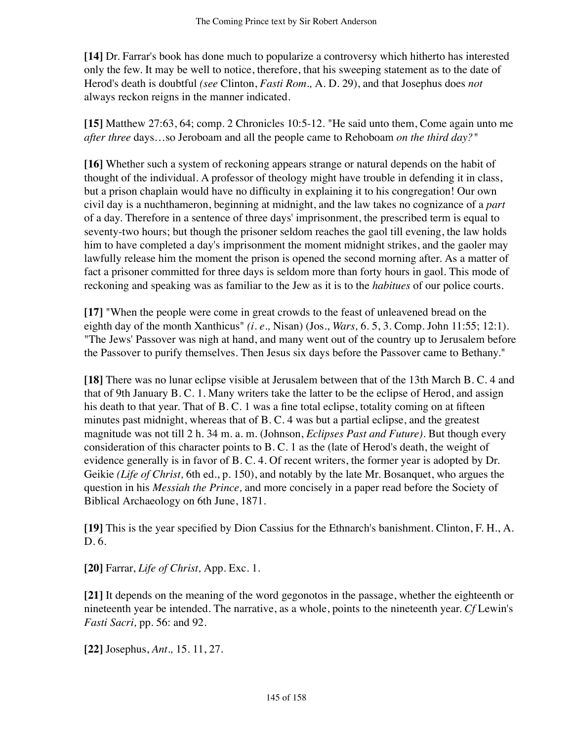**[14]** Dr. Farrar's book has done much to popularize a controversy which hitherto has interested only the few. It may be well to notice, therefore, that his sweeping statement as to the date of Herod's death is doubtful *(see* Clinton, *Fasti Rom.,* A. D. 29), and that Josephus does *not* always reckon reigns in the manner indicated.

**[15]** Matthew 27:63, 64; comp. 2 Chronicles 10:5-12. "He said unto them, Come again unto me *after three* days…so Jeroboam and all the people came to Rehoboam *on the third day?"*

**[16]** Whether such a system of reckoning appears strange or natural depends on the habit of thought of the individual. A professor of theology might have trouble in defending it in class, but a prison chaplain would have no difficulty in explaining it to his congregation! Our own civil day is a nuchthameron, beginning at midnight, and the law takes no cognizance of a *part* of a day. Therefore in a sentence of three days' imprisonment, the prescribed term is equal to seventy-two hours; but though the prisoner seldom reaches the gaol till evening, the law holds him to have completed a day's imprisonment the moment midnight strikes, and the gaoler may lawfully release him the moment the prison is opened the second morning after. As a matter of fact a prisoner committed for three days is seldom more than forty hours in gaol. This mode of reckoning and speaking was as familiar to the Jew as it is to the *habitues* of our police courts.

**[17]** "When the people were come in great crowds to the feast of unleavened bread on the eighth day of the month Xanthicus" *(i. e.,* Nisan) (Jos., *Wars,* 6. 5, 3. Comp. John 11:55; 12:1). "The Jews' Passover was nigh at hand, and many went out of the country up to Jerusalem before the Passover to purify themselves. Then Jesus six days before the Passover came to Bethany."

**[18]** There was no lunar eclipse visible at Jerusalem between that of the 13th March B. C. 4 and that of 9th January B. C. 1. Many writers take the latter to be the eclipse of Herod, and assign his death to that year. That of B. C. 1 was a fine total eclipse, totality coming on at fifteen minutes past midnight, whereas that of B. C. 4 was but a partial eclipse, and the greatest magnitude was not till 2 h. 34 m. a. m. (Johnson, *Eclipses Past and Future).* But though every consideration of this character points to B. C. 1 as the (late of Herod's death, the weight of evidence generally is in favor of B. C. 4. Of recent writers, the former year is adopted by Dr. Geikie *(Life of Christ,* 6th ed., p. 150), and notably by the late Mr. Bosanquet, who argues the question in his *Messiah the Prince,* and more concisely in a paper read before the Society of Biblical Archaeology on 6th June, 1871.

**[19]** This is the year specified by Dion Cassius for the Ethnarch's banishment. Clinton, F. H., A. D. 6.

**[20]** Farrar, *Life of Christ,* App. Exc. 1.

**[21]** It depends on the meaning of the word gegonotos in the passage, whether the eighteenth or nineteenth year be intended. The narrative, as a whole, points to the nineteenth year. *Cf* Lewin's *Fasti Sacri,* pp. 56: and 92.

**[22]** Josephus, *Ant.,* 15. 11, 27.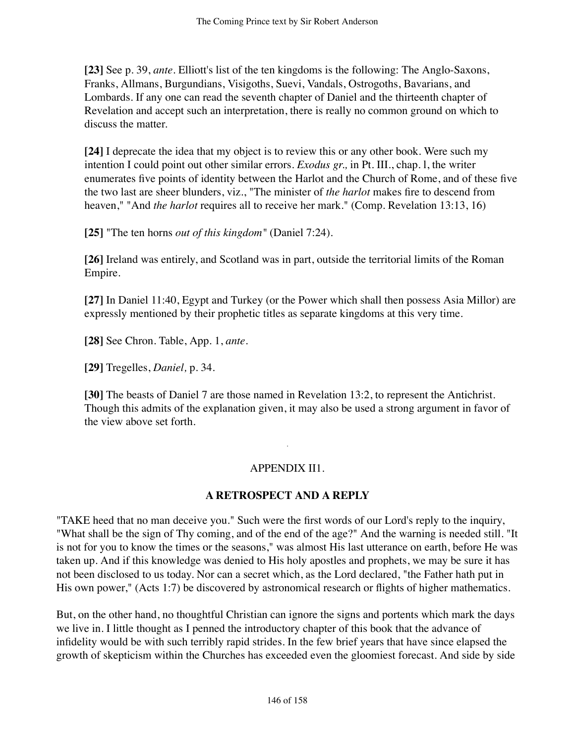**[23]** See p. 39, *ante*. Elliott's list of the ten kingdoms is the following: The Anglo-Saxons, Franks, Allmans, Burgundians, Visigoths, Suevi, Vandals, Ostrogoths, Bavarians, and Lombards. If any one can read the seventh chapter of Daniel and the thirteenth chapter of Revelation and accept such an interpretation, there is really no common ground on which to discuss the matter.

**[24]** I deprecate the idea that my object is to review this or any other book. Were such my intention I could point out other similar errors. *Exodus gr.,* in Pt. III., chap. l, the writer enumerates five points of identity between the Harlot and the Church of Rome, and of these five the two last are sheer blunders, viz., "The minister of *the harlot* makes fire to descend from heaven," "And *the harlot* requires all to receive her mark." (Comp. Revelation 13:13, 16)

**[25]** "The ten horns *out of this kingdom*" (Daniel 7:24).

**[26]** Ireland was entirely, and Scotland was in part, outside the territorial limits of the Roman Empire.

**[27]** In Daniel 11:40, Egypt and Turkey (or the Power which shall then possess Asia Millor) are expressly mentioned by their prophetic titles as separate kingdoms at this very time.

**[28]** See Chron. Table, App. 1, *ante*.

**[29]** Tregelles, *Daniel,* p. 34.

**[30]** The beasts of Daniel 7 are those named in Revelation 13:2, to represent the Antichrist. Though this admits of the explanation given, it may also be used a strong argument in favor of the view above set forth.

## APPENDIX II1.

## A RETROSPECT AND A REPLY

"TAKE heed that no man deceive you." Such were the first words of our Lord's reply to the inquiry, "What shall be the sign of Thy coming, and of the end of the age?" And the warning is needed still. "It is not for you to know the times or the seasons," was almost His last utterance on earth, before He was taken up. And if this knowledge was denied to His holy apostles and prophets, we may be sure it has not been disclosed to us today. Nor can a secret which, as the Lord declared, "the Father hath put in His own power," (Acts 1:7) be discovered by astronomical research or flights of higher mathematics.

But, on the other hand, no thoughtful Christian can ignore the signs and portents which mark the days we live in. I little thought as I penned the introductory chapter of this book that the advance of infidelity would be with such terribly rapid strides. In the few brief years that have since elapsed the growth of skepticism within the Churches has exceeded even the gloomiest forecast. And side by side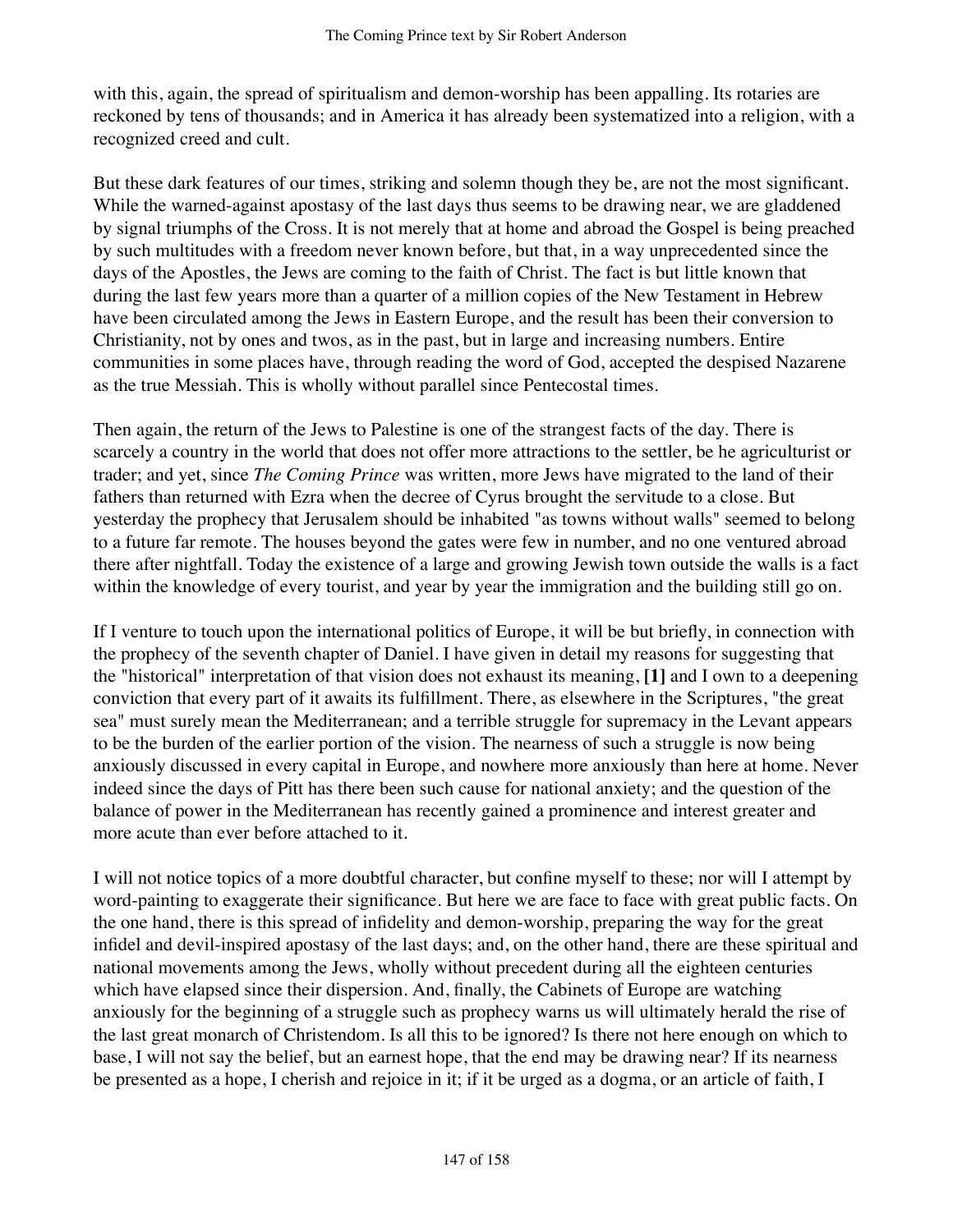with this, again, the spread of spiritualism and demon-worship has been appalling. Its rotaries are reckoned by tens of thousands; and in America it has already been systematized into a religion, with a recognized creed and cult.

But these dark features of our times, striking and solemn though they be, are not the most significant. While the warned-against apostasy of the last days thus seems to be drawing near, we are gladdened by signal triumphs of the Cross. It is not merely that at home and abroad the Gospel is being preached by such multitudes with a freedom never known before, but that, in a way unprecedented since the days of the Apostles, the Jews are coming to the faith of Christ. The fact is but little known that during the last few years more than a quarter of a million copies of the New Testament in Hebrew have been circulated among the Jews in Eastern Europe, and the result has been their conversion to Christianity, not by ones and twos, as in the past, but in large and increasing numbers. Entire communities in some places have, through reading the word of God, accepted the despised Nazarene as the true Messiah. This is wholly without parallel since Pentecostal times.

Then again, the return of the Jews to Palestine is one of the strangest facts of the day. There is scarcely a country in the world that does not offer more attractions to the settler, be he agriculturist or trader; and yet, since *The Coming Prince* was written, more Jews have migrated to the land of their fathers than returned with Ezra when the decree of Cyrus brought the servitude to a close. But yesterday the prophecy that Jerusalem should be inhabited "as towns without walls" seemed to belong to a future far remote. The houses beyond the gates were few in number, and no one ventured abroad there after nightfall. Today the existence of a large and growing Jewish town outside the walls is a fact within the knowledge of every tourist, and year by year the immigration and the building still go on.

If I venture to touch upon the international politics of Europe, it will be but briefly, in connection with the prophecy of the seventh chapter of Daniel. I have given in detail my reasons for suggesting that the "historical" interpretation of that vision does not exhaust its meaning, **[1]** and I own to a deepening conviction that every part of it awaits its fulfillment. There, as elsewhere in the Scriptures, "the great sea" must surely mean the Mediterranean; and a terrible struggle for supremacy in the Levant appears to be the burden of the earlier portion of the vision. The nearness of such a struggle is now being anxiously discussed in every capital in Europe, and nowhere more anxiously than here at home. Never indeed since the days of Pitt has there been such cause for national anxiety; and the question of the balance of power in the Mediterranean has recently gained a prominence and interest greater and more acute than ever before attached to it.

I will not notice topics of a more doubtful character, but confine myself to these; nor will I attempt by word-painting to exaggerate their significance. But here we are face to face with great public facts. On the one hand, there is this spread of infidelity and demon-worship, preparing the way for the great infidel and devil-inspired apostasy of the last days; and, on the other hand, there are these spiritual and national movements among the Jews, wholly without precedent during all the eighteen centuries which have elapsed since their dispersion. And, finally, the Cabinets of Europe are watching anxiously for the beginning of a struggle such as prophecy warns us will ultimately herald the rise of the last great monarch of Christendom. Is all this to be ignored? Is there not here enough on which to base, I will not say the belief, but an earnest hope, that the end may be drawing near? If its nearness be presented as a hope, I cherish and rejoice in it; if it be urged as a dogma, or an article of faith, I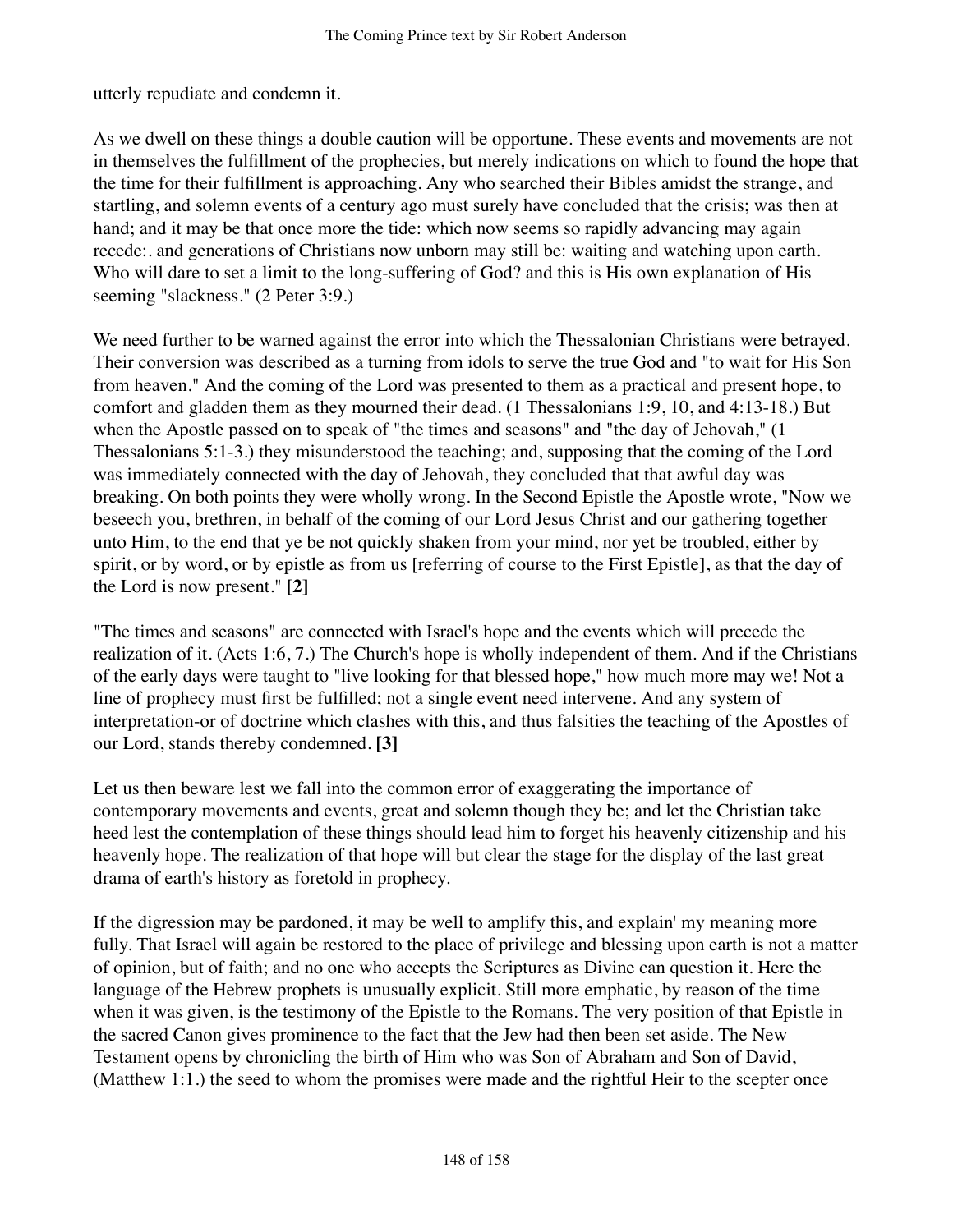utterly repudiate and condemn it.

As we dwell on these things a double caution will be opportune. These events and movements are not in themselves the fulfillment of the prophecies, but merely indications on which to found the hope that the time for their fulfillment is approaching. Any who searched their Bibles amidst the strange, and startling, and solemn events of a century ago must surely have concluded that the crisis; was then at hand; and it may be that once more the tide: which now seems so rapidly advancing may again recede:. and generations of Christians now unborn may still be: waiting and watching upon earth. Who will dare to set a limit to the long-suffering of God? and this is His own explanation of His seeming "slackness." (2 Peter 3:9.)

We need further to be warned against the error into which the Thessalonian Christians were betrayed. Their conversion was described as a turning from idols to serve the true God and "to wait for His Son from heaven." And the coming of the Lord was presented to them as a practical and present hope, to comfort and gladden them as they mourned their dead. (1 Thessalonians 1:9, 10, and 4:13-18.) But when the Apostle passed on to speak of "the times and seasons" and "the day of Jehovah," (1 Thessalonians 5:1-3.) they misunderstood the teaching; and, supposing that the coming of the Lord was immediately connected with the day of Jehovah, they concluded that that awful day was breaking. On both points they were wholly wrong. In the Second Epistle the Apostle wrote, "Now we beseech you, brethren, in behalf of the coming of our Lord Jesus Christ and our gathering together unto Him, to the end that ye be not quickly shaken from your mind, nor yet be troubled, either by spirit, or by word, or by epistle as from us [referring of course to the First Epistle], as that the day of the Lord is now present." **[2]**

"The times and seasons" are connected with Israel's hope and the events which will precede the realization of it. (Acts 1:6, 7.) The Church's hope is wholly independent of them. And if the Christians of the early days were taught to "live looking for that blessed hope," how much more may we! Not a line of prophecy must first be fulfilled; not a single event need intervene. And any system of interpretation-or of doctrine which clashes with this, and thus falsities the teaching of the Apostles of our Lord, stands thereby condemned. **[3]**

Let us then beware lest we fall into the common error of exaggerating the importance of contemporary movements and events, great and solemn though they be; and let the Christian take heed lest the contemplation of these things should lead him to forget his heavenly citizenship and his heavenly hope. The realization of that hope will but clear the stage for the display of the last great drama of earth's history as foretold in prophecy.

If the digression may be pardoned, it may be well to amplify this, and explain' my meaning more fully. That Israel will again be restored to the place of privilege and blessing upon earth is not a matter of opinion, but of faith; and no one who accepts the Scriptures as Divine can question it. Here the language of the Hebrew prophets is unusually explicit. Still more emphatic, by reason of the time when it was given, is the testimony of the Epistle to the Romans. The very position of that Epistle in the sacred Canon gives prominence to the fact that the Jew had then been set aside. The New Testament opens by chronicling the birth of Him who was Son of Abraham and Son of David, (Matthew 1:1.) the seed to whom the promises were made and the rightful Heir to the scepter once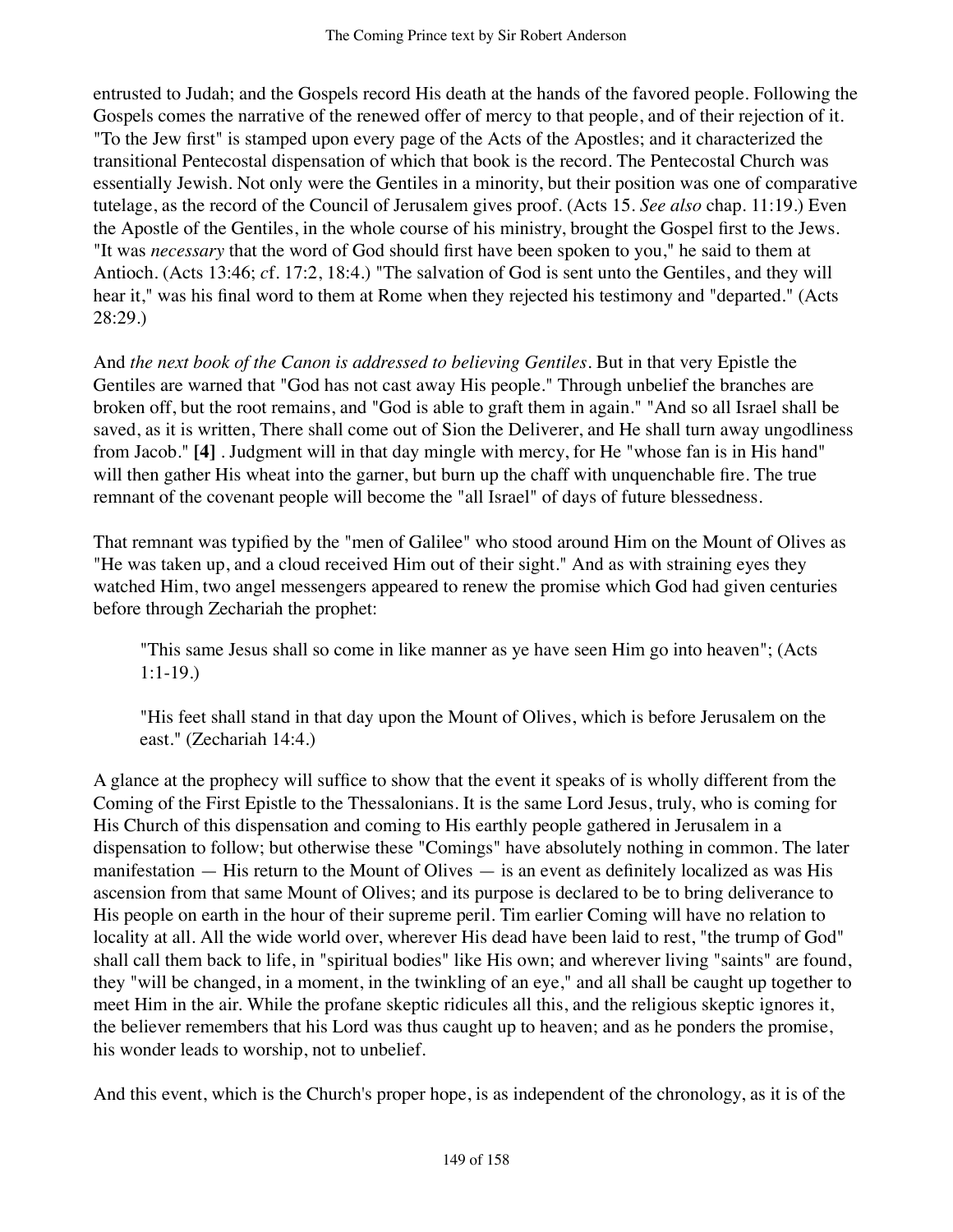entrusted to Judah; and the Gospels record His death at the hands of the favored people. Following the Gospels comes the narrative of the renewed offer of mercy to that people, and of their rejection of it. "To the Jew first" is stamped upon every page of the Acts of the Apostles; and it characterized the transitional Pentecostal dispensation of which that book is the record. The Pentecostal Church was essentially Jewish. Not only were the Gentiles in a minority, but their position was one of comparative tutelage, as the record of the Council of Jerusalem gives proof. (Acts 15. *See also* chap. 11:19.) Even the Apostle of the Gentiles, in the whole course of his ministry, brought the Gospel first to the Jews. "It was *necessary* that the word of God should first have been spoken to you," he said to them at Antioch. (Acts 13:46; *cf*. 17:2, 18:4.) "The salvation of God is sent unto the Gentiles, and they will hear it," was his final word to them at Rome when they rejected his testimony and "departed." (Acts 28:29.)

And *the next book of the Canon is addressed to believing Gentiles*. But in that very Epistle the Gentiles are warned that "God has not cast away His people." Through unbelief the branches are broken off, but the root remains, and "God is able to graft them in again." "And so all Israel shall be saved, as it is written, There shall come out of Sion the Deliverer, and He shall turn away ungodliness from Jacob." **[4]** . Judgment will in that day mingle with mercy, for He "whose fan is in His hand" will then gather His wheat into the garner, but burn up the chaff with unquenchable fire. The true remnant of the covenant people will become the "all Israel" of days of future blessedness.

That remnant was typified by the "men of Galilee" who stood around Him on the Mount of Olives as "He was taken up, and a cloud received Him out of their sight." And as with straining eyes they watched Him, two angel messengers appeared to renew the promise which God had given centuries before through Zechariah the prophet:

> "This same Jesus shall so come in like manner as ye have seen Him go into heaven"; (Acts 1:1-19.)
>
> "His feet shall stand in that day upon the Mount of Olives, which is before Jerusalem on the east." (Zechariah 14:4.)

A glance at the prophecy will suffice to show that the event it speaks of is wholly different from the Coming of the First Epistle to the Thessalonians. It is the same Lord Jesus, truly, who is coming for His Church of this dispensation and coming to His earthly people gathered in Jerusalem in a dispensation to follow; but otherwise these "Comings" have absolutely nothing in common. The later manifestation — His return to the Mount of Olives — is an event as definitely localized as was His ascension from that same Mount of Olives; and its purpose is declared to be to bring deliverance to His people on earth in the hour of their supreme peril. Tim earlier Coming will have no relation to locality at all. All the wide world over, wherever His dead have been laid to rest, "the trump of God" shall call them back to life, in "spiritual bodies" like His own; and wherever living "saints" are found, they "will be changed, in a moment, in the twinkling of an eye," and all shall be caught up together to meet Him in the air. While the profane skeptic ridicules all this, and the religious skeptic ignores it, the believer remembers that his Lord was thus caught up to heaven; and as he ponders the promise, his wonder leads to worship, not to unbelief.

And this event, which is the Church's proper hope, is as independent of the chronology, as it is of the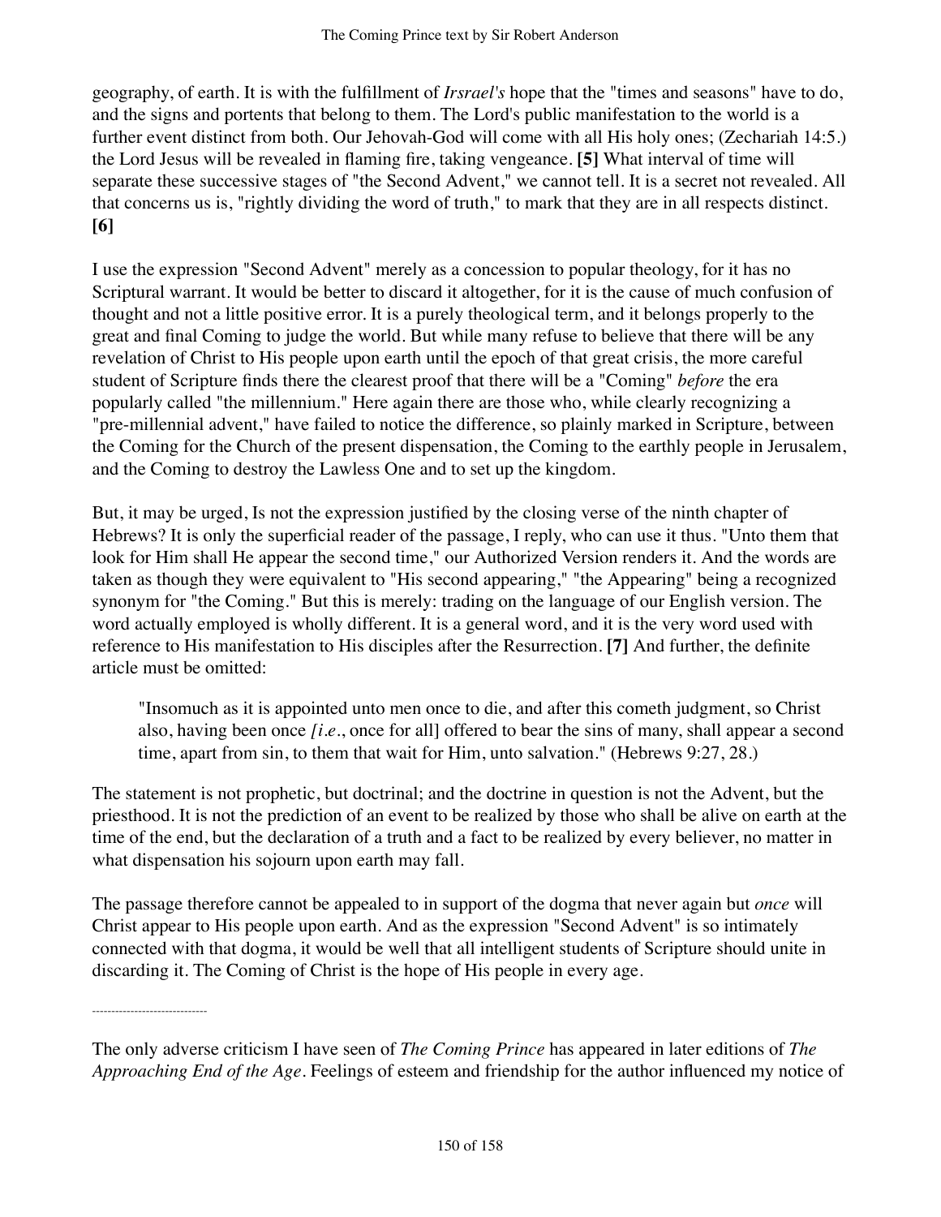geography, of earth. It is with the fulfillment of *Irsrael's* hope that the "times and seasons" have to do, and the signs and portents that belong to them. The Lord's public manifestation to the world is a further event distinct from both. Our Jehovah-God will come with all His holy ones; (Zechariah 14:5.) the Lord Jesus will be revealed in flaming fire, taking vengeance. **[5]** What interval of time will separate these successive stages of "the Second Advent," we cannot tell. It is a secret not revealed. All that concerns us is, "rightly dividing the word of truth," to mark that they are in all respects distinct. **[6]**

I use the expression "Second Advent" merely as a concession to popular theology, for it has no Scriptural warrant. It would be better to discard it altogether, for it is the cause of much confusion of thought and not a little positive error. It is a purely theological term, and it belongs properly to the great and final Coming to judge the world. But while many refuse to believe that there will be any revelation of Christ to His people upon earth until the epoch of that great crisis, the more careful student of Scripture finds there the clearest proof that there will be a "Coming" *before* the era popularly called "the millennium." Here again there are those who, while clearly recognizing a "pre-millennial advent," have failed to notice the difference, so plainly marked in Scripture, between the Coming for the Church of the present dispensation, the Coming to the earthly people in Jerusalem, and the Coming to destroy the Lawless One and to set up the kingdom.

But, it may be urged, Is not the expression justified by the closing verse of the ninth chapter of Hebrews? It is only the superficial reader of the passage, I reply, who can use it thus. "Unto them that look for Him shall He appear the second time," our Authorized Version renders it. And the words are taken as though they were equivalent to "His second appearing," "the Appearing" being a recognized synonym for "the Coming." But this is merely: trading on the language of our English version. The word actually employed is wholly different. It is a general word, and it is the very word used with reference to His manifestation to His disciples after the Resurrection. **[7]** And further, the definite article must be omitted:

> "Insomuch as it is appointed unto men once to die, and after this cometh judgment, so Christ also, having been once *[i.e.*, once for all] offered to bear the sins of many, shall appear a second time, apart from sin, to them that wait for Him, unto salvation." (Hebrews 9:27, 28.)

The statement is not prophetic, but doctrinal; and the doctrine in question is not the Advent, but the priesthood. It is not the prediction of an event to be realized by those who shall be alive on earth at the time of the end, but the declaration of a truth and a fact to be realized by every believer, no matter in what dispensation his sojourn upon earth may fall.

The passage therefore cannot be appealed to in support of the dogma that never again but *once* will Christ appear to His people upon earth. And as the expression "Second Advent" is so intimately connected with that dogma, it would be well that all intelligent students of Scripture should unite in discarding it. The Coming of Christ is the hope of His people in every age.

------------------------------

The only adverse criticism I have seen of *The Coming Prince* has appeared in later editions of *The Approaching End of the Age*. Feelings of esteem and friendship for the author influenced my notice of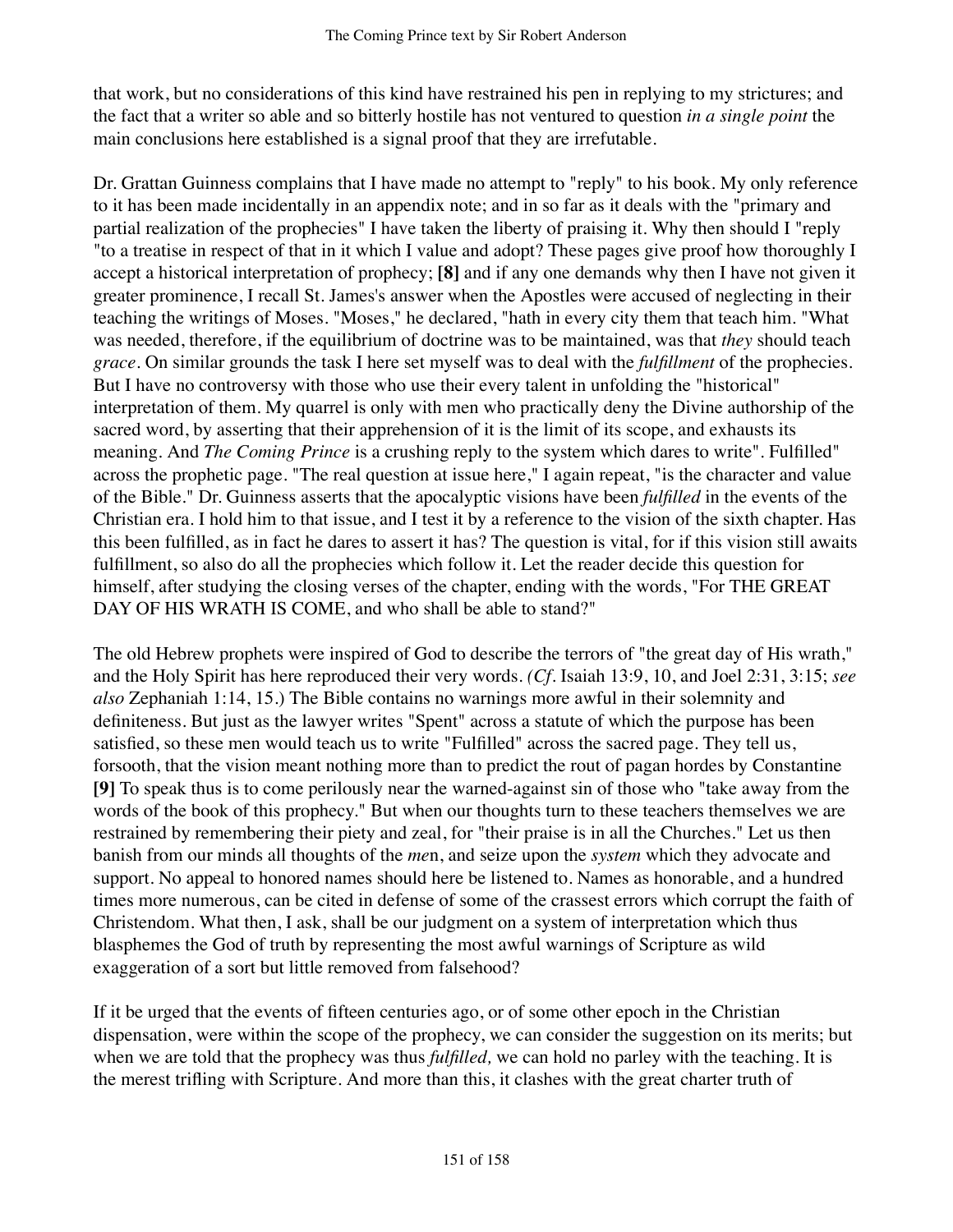that work, but no considerations of this kind have restrained his pen in replying to my strictures; and the fact that a writer so able and so bitterly hostile has not ventured to question *in a single point* the main conclusions here established is a signal proof that they are irrefutable.

Dr. Grattan Guinness complains that I have made no attempt to "reply" to his book. My only reference to it has been made incidentally in an appendix note; and in so far as it deals with the "primary and partial realization of the prophecies" I have taken the liberty of praising it. Why then should I "reply "to a treatise in respect of that in it which I value and adopt? These pages give proof how thoroughly I accept a historical interpretation of prophecy; **[8]** and if any one demands why then I have not given it greater prominence, I recall St. James's answer when the Apostles were accused of neglecting in their teaching the writings of Moses. "Moses," he declared, "hath in every city them that teach him. "What was needed, therefore, if the equilibrium of doctrine was to be maintained, was that *they* should teach *grace*. On similar grounds the task I here set myself was to deal with the *fulfillment* of the prophecies. But I have no controversy with those who use their every talent in unfolding the "historical" interpretation of them. My quarrel is only with men who practically deny the Divine authorship of the sacred word, by asserting that their apprehension of it is the limit of its scope, and exhausts its meaning. And *The Coming Prince* is a crushing reply to the system which dares to write". Fulfilled" across the prophetic page. "The real question at issue here," I again repeat, "is the character and value of the Bible." Dr. Guinness asserts that the apocalyptic visions have been *fulfilled* in the events of the Christian era. I hold him to that issue, and I test it by a reference to the vision of the sixth chapter. Has this been fulfilled, as in fact he dares to assert it has? The question is vital, for if this vision still awaits fulfillment, so also do all the prophecies which follow it. Let the reader decide this question for himself, after studying the closing verses of the chapter, ending with the words, "For THE GREAT DAY OF HIS WRATH IS COME, and who shall be able to stand?"

The old Hebrew prophets were inspired of God to describe the terrors of "the great day of His wrath," and the Holy Spirit has here reproduced their very words. *(Cf.* Isaiah 13:9, 10, and Joel 2:31, 3:15; *see also* Zephaniah 1:14, 15.) The Bible contains no warnings more awful in their solemnity and definiteness. But just as the lawyer writes "Spent" across a statute of which the purpose has been satisfied, so these men would teach us to write "Fulfilled" across the sacred page. They tell us, forsooth, that the vision meant nothing more than to predict the rout of pagan hordes by Constantine **[9]** To speak thus is to come perilously near the warned-against sin of those who "take away from the words of the book of this prophecy." But when our thoughts turn to these teachers themselves we are restrained by remembering their piety and zeal, for "their praise is in all the Churches." Let us then banish from our minds all thoughts of the *me*n, and seize upon the *system* which they advocate and support. No appeal to honored names should here be listened to. Names as honorable, and a hundred times more numerous, can be cited in defense of some of the crassest errors which corrupt the faith of Christendom. What then, I ask, shall be our judgment on a system of interpretation which thus blasphemes the God of truth by representing the most awful warnings of Scripture as wild exaggeration of a sort but little removed from falsehood?

If it be urged that the events of fifteen centuries ago, or of some other epoch in the Christian dispensation, were within the scope of the prophecy, we can consider the suggestion on its merits; but when we are told that the prophecy was thus *fulfilled,* we can hold no parley with the teaching. It is the merest trifling with Scripture. And more than this, it clashes with the great charter truth of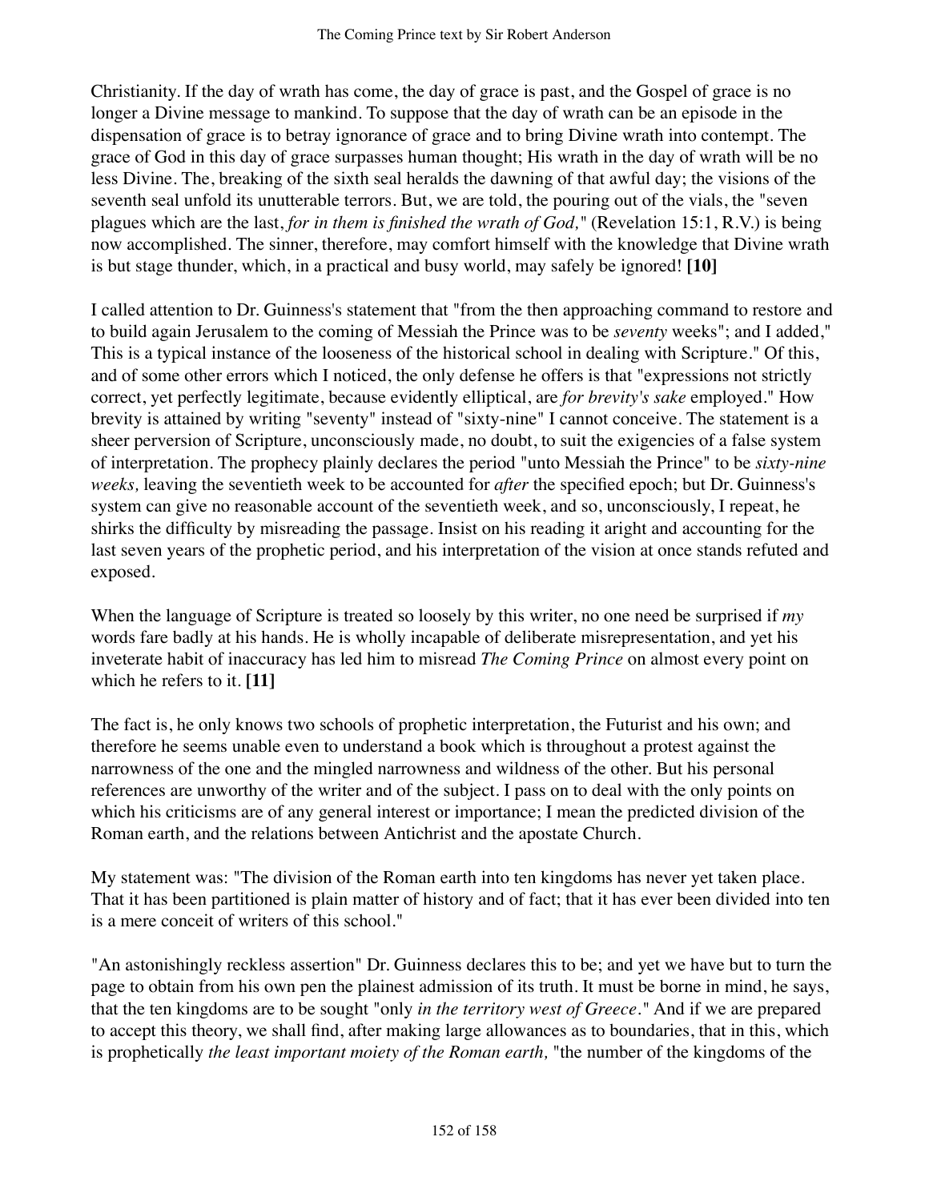Christianity. If the day of wrath has come, the day of grace is past, and the Gospel of grace is no longer a Divine message to mankind. To suppose that the day of wrath can be an episode in the dispensation of grace is to betray ignorance of grace and to bring Divine wrath into contempt. The grace of God in this day of grace surpasses human thought; His wrath in the day of wrath will be no less Divine. The, breaking of the sixth seal heralds the dawning of that awful day; the visions of the seventh seal unfold its unutterable terrors. But, we are told, the pouring out of the vials, the "seven plagues which are the last, *for in them is finished the wrath of God,*" (Revelation 15:1, R.V.) is being now accomplished. The sinner, therefore, may comfort himself with the knowledge that Divine wrath is but stage thunder, which, in a practical and busy world, may safely be ignored! **[10]**

I called attention to Dr. Guinness's statement that "from the then approaching command to restore and to build again Jerusalem to the coming of Messiah the Prince was to be *seventy* weeks"; and I added," This is a typical instance of the looseness of the historical school in dealing with Scripture." Of this, and of some other errors which I noticed, the only defense he offers is that "expressions not strictly correct, yet perfectly legitimate, because evidently elliptical, are *for brevity's sake* employed." How brevity is attained by writing "seventy" instead of "sixty-nine" I cannot conceive. The statement is a sheer perversion of Scripture, unconsciously made, no doubt, to suit the exigencies of a false system of interpretation. The prophecy plainly declares the period "unto Messiah the Prince" to be *sixty-nine weeks,* leaving the seventieth week to be accounted for *after* the specified epoch; but Dr. Guinness's system can give no reasonable account of the seventieth week, and so, unconsciously, I repeat, he shirks the difficulty by misreading the passage. Insist on his reading it aright and accounting for the last seven years of the prophetic period, and his interpretation of the vision at once stands refuted and exposed.

When the language of Scripture is treated so loosely by this writer, no one need be surprised if *my* words fare badly at his hands. He is wholly incapable of deliberate misrepresentation, and yet his inveterate habit of inaccuracy has led him to misread *The Coming Prince* on almost every point on which he refers to it. **[11]**

The fact is, he only knows two schools of prophetic interpretation, the Futurist and his own; and therefore he seems unable even to understand a book which is throughout a protest against the narrowness of the one and the mingled narrowness and wildness of the other. But his personal references are unworthy of the writer and of the subject. I pass on to deal with the only points on which his criticisms are of any general interest or importance; I mean the predicted division of the Roman earth, and the relations between Antichrist and the apostate Church.

My statement was: "The division of the Roman earth into ten kingdoms has never yet taken place. That it has been partitioned is plain matter of history and of fact; that it has ever been divided into ten is a mere conceit of writers of this school."

"An astonishingly reckless assertion" Dr. Guinness declares this to be; and yet we have but to turn the page to obtain from his own pen the plainest admission of its truth. It must be borne in mind, he says, that the ten kingdoms are to be sought "only *in the territory west of Greece*." And if we are prepared to accept this theory, we shall find, after making large allowances as to boundaries, that in this, which is prophetically *the least important moiety of the Roman earth,* "the number of the kingdoms of the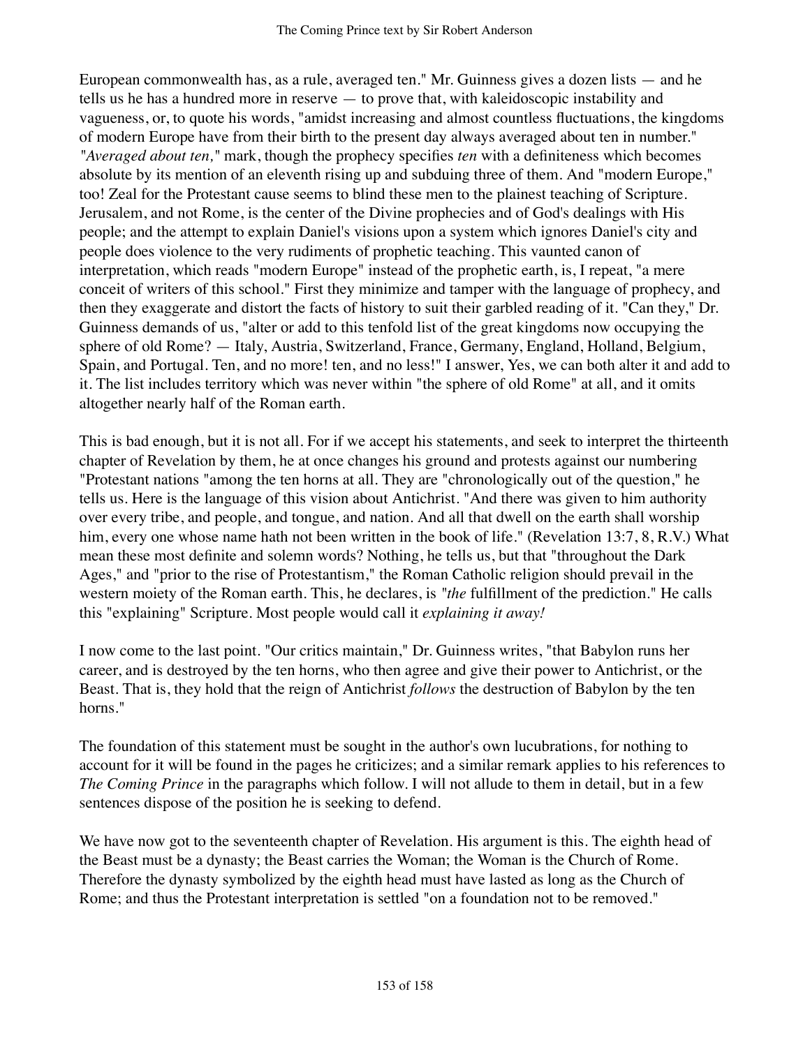European commonwealth has, as a rule, averaged ten." Mr. Guinness gives a dozen lists — and he tells us he has a hundred more in reserve — to prove that, with kaleidoscopic instability and vagueness, or, to quote his words, "amidst increasing and almost countless fluctuations, the kingdoms of modern Europe have from their birth to the present day always averaged about ten in number." *"Averaged about ten,"* mark, though the prophecy specifies *ten* with a definiteness which becomes absolute by its mention of an eleventh rising up and subduing three of them. And "modern Europe," too! Zeal for the Protestant cause seems to blind these men to the plainest teaching of Scripture. Jerusalem, and not Rome, is the center of the Divine prophecies and of God's dealings with His people; and the attempt to explain Daniel's visions upon a system which ignores Daniel's city and people does violence to the very rudiments of prophetic teaching. This vaunted canon of interpretation, which reads "modern Europe" instead of the prophetic earth, is, I repeat, "a mere conceit of writers of this school." First they minimize and tamper with the language of prophecy, and then they exaggerate and distort the facts of history to suit their garbled reading of it. "Can they," Dr. Guinness demands of us, "alter or add to this tenfold list of the great kingdoms now occupying the sphere of old Rome? — Italy, Austria, Switzerland, France, Germany, England, Holland, Belgium, Spain, and Portugal. Ten, and no more! ten, and no less!" I answer, Yes, we can both alter it and add to it. The list includes territory which was never within "the sphere of old Rome" at all, and it omits altogether nearly half of the Roman earth.

This is bad enough, but it is not all. For if we accept his statements, and seek to interpret the thirteenth chapter of Revelation by them, he at once changes his ground and protests against our numbering "Protestant nations "among the ten horns at all. They are "chronologically out of the question," he tells us. Here is the language of this vision about Antichrist. "And there was given to him authority over every tribe, and people, and tongue, and nation. And all that dwell on the earth shall worship him, every one whose name hath not been written in the book of life." (Revelation 13:7, 8, R.V.) What mean these most definite and solemn words? Nothing, he tells us, but that "throughout the Dark Ages," and "prior to the rise of Protestantism," the Roman Catholic religion should prevail in the western moiety of the Roman earth. This, he declares, is *"the* fulfillment of the prediction." He calls this "explaining" Scripture. Most people would call it *explaining it away!*

I now come to the last point. "Our critics maintain," Dr. Guinness writes, "that Babylon runs her career, and is destroyed by the ten horns, who then agree and give their power to Antichrist, or the Beast. That is, they hold that the reign of Antichrist *follows* the destruction of Babylon by the ten horns."

The foundation of this statement must be sought in the author's own lucubrations, for nothing to account for it will be found in the pages he criticizes; and a similar remark applies to his references to *The Coming Prince* in the paragraphs which follow. I will not allude to them in detail, but in a few sentences dispose of the position he is seeking to defend.

We have now got to the seventeenth chapter of Revelation. His argument is this. The eighth head of the Beast must be a dynasty; the Beast carries the Woman; the Woman is the Church of Rome. Therefore the dynasty symbolized by the eighth head must have lasted as long as the Church of Rome; and thus the Protestant interpretation is settled "on a foundation not to be removed."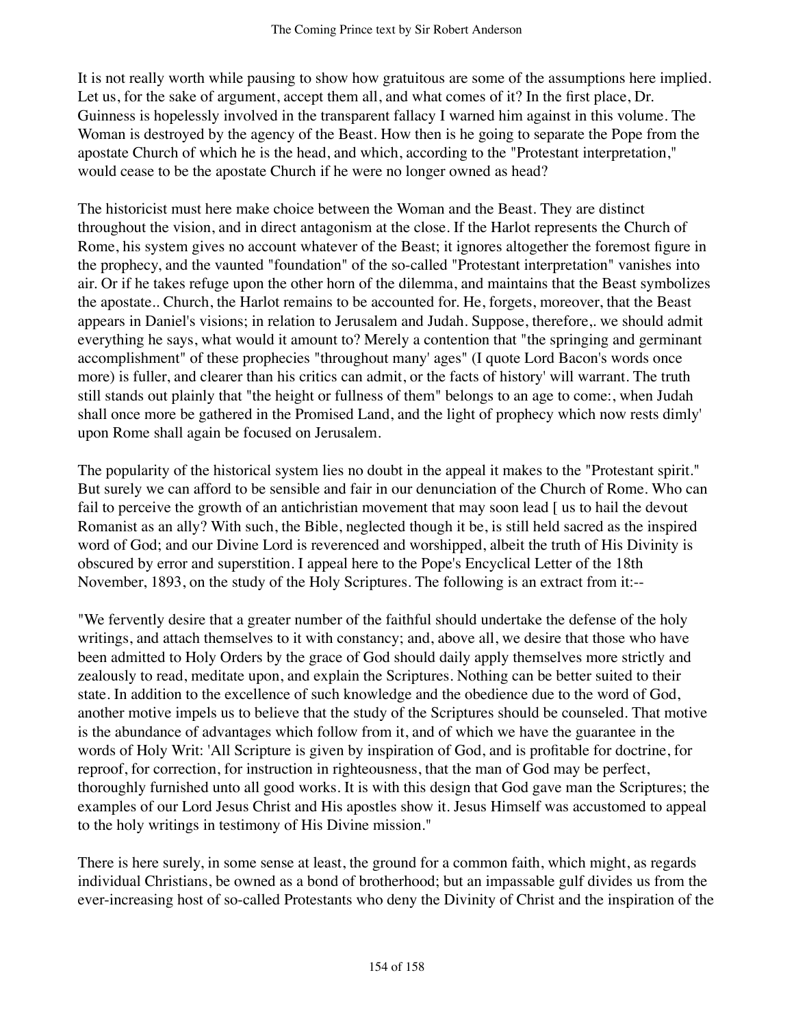It is not really worth while pausing to show how gratuitous are some of the assumptions here implied. Let us, for the sake of argument, accept them all, and what comes of it? In the first place, Dr. Guinness is hopelessly involved in the transparent fallacy I warned him against in this volume. The Woman is destroyed by the agency of the Beast. How then is he going to separate the Pope from the apostate Church of which he is the head, and which, according to the "Protestant interpretation," would cease to be the apostate Church if he were no longer owned as head?

The historicist must here make choice between the Woman and the Beast. They are distinct throughout the vision, and in direct antagonism at the close. If the Harlot represents the Church of Rome, his system gives no account whatever of the Beast; it ignores altogether the foremost figure in the prophecy, and the vaunted "foundation" of the so-called "Protestant interpretation" vanishes into air. Or if he takes refuge upon the other horn of the dilemma, and maintains that the Beast symbolizes the apostate.. Church, the Harlot remains to be accounted for. He, forgets, moreover, that the Beast appears in Daniel's visions; in relation to Jerusalem and Judah. Suppose, therefore,. we should admit everything he says, what would it amount to? Merely a contention that "the springing and germinant accomplishment" of these prophecies "throughout many' ages" (I quote Lord Bacon's words once more) is fuller, and clearer than his critics can admit, or the facts of history' will warrant. The truth still stands out plainly that "the height or fullness of them" belongs to an age to come:, when Judah shall once more be gathered in the Promised Land, and the light of prophecy which now rests dimly' upon Rome shall again be focused on Jerusalem.

The popularity of the historical system lies no doubt in the appeal it makes to the "Protestant spirit." But surely we can afford to be sensible and fair in our denunciation of the Church of Rome. Who can fail to perceive the growth of an antichristian movement that may soon lead [ us to hail the devout Romanist as an ally? With such, the Bible, neglected though it be, is still held sacred as the inspired word of God; and our Divine Lord is reverenced and worshipped, albeit the truth of His Divinity is obscured by error and superstition. I appeal here to the Pope's Encyclical Letter of the 18th November, 1893, on the study of the Holy Scriptures. The following is an extract from it:--

"We fervently desire that a greater number of the faithful should undertake the defense of the holy writings, and attach themselves to it with constancy; and, above all, we desire that those who have been admitted to Holy Orders by the grace of God should daily apply themselves more strictly and zealously to read, meditate upon, and explain the Scriptures. Nothing can be better suited to their state. In addition to the excellence of such knowledge and the obedience due to the word of God, another motive impels us to believe that the study of the Scriptures should be counseled. That motive is the abundance of advantages which follow from it, and of which we have the guarantee in the words of Holy Writ: 'All Scripture is given by inspiration of God, and is profitable for doctrine, for reproof, for correction, for instruction in righteousness, that the man of God may be perfect, thoroughly furnished unto all good works. It is with this design that God gave man the Scriptures; the examples of our Lord Jesus Christ and His apostles show it. Jesus Himself was accustomed to appeal to the holy writings in testimony of His Divine mission."

There is here surely, in some sense at least, the ground for a common faith, which might, as regards individual Christians, be owned as a bond of brotherhood; but an impassable gulf divides us from the ever-increasing host of so-called Protestants who deny the Divinity of Christ and the inspiration of the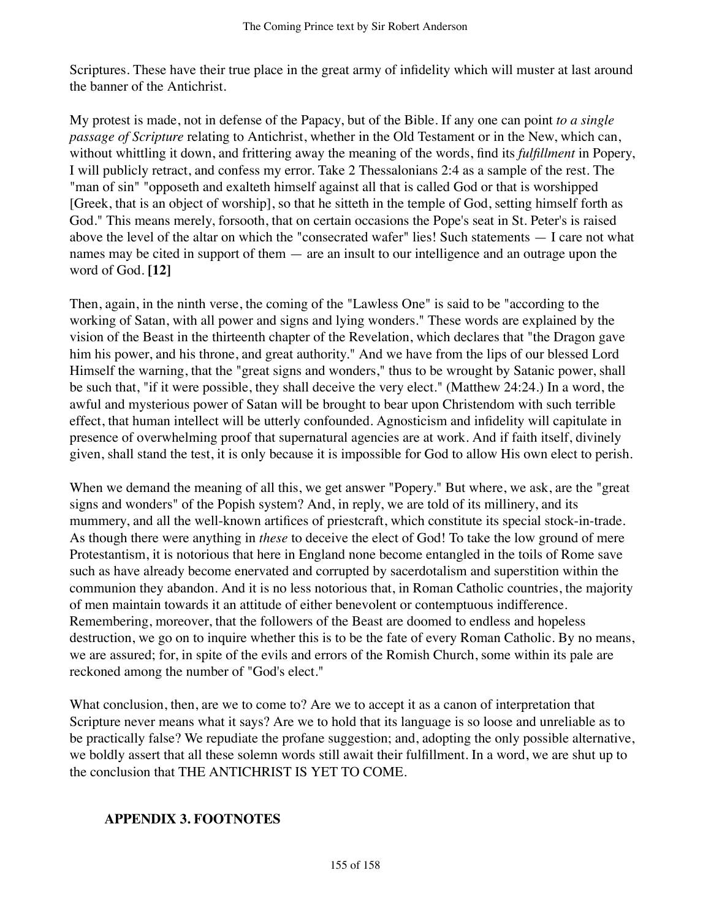Scriptures. These have their true place in the great army of infidelity which will muster at last around the banner of the Antichrist.

My protest is made, not in defense of the Papacy, but of the Bible. If any one can point *to a single passage of Scripture* relating to Antichrist, whether in the Old Testament or in the New, which can, without whittling it down, and frittering away the meaning of the words, find its *fulfillment* in Popery, I will publicly retract, and confess my error. Take 2 Thessalonians 2:4 as a sample of the rest. The "man of sin" "opposeth and exalteth himself against all that is called God or that is worshipped [Greek, that is an object of worship], so that he sitteth in the temple of God, setting himself forth as God." This means merely, forsooth, that on certain occasions the Pope's seat in St. Peter's is raised above the level of the altar on which the "consecrated wafer" lies! Such statements — I care not what names may be cited in support of them — are an insult to our intelligence and an outrage upon the word of God. **[12]**

Then, again, in the ninth verse, the coming of the "Lawless One" is said to be "according to the working of Satan, with all power and signs and lying wonders." These words are explained by the vision of the Beast in the thirteenth chapter of the Revelation, which declares that "the Dragon gave him his power, and his throne, and great authority." And we have from the lips of our blessed Lord Himself the warning, that the "great signs and wonders," thus to be wrought by Satanic power, shall be such that, "if it were possible, they shall deceive the very elect." (Matthew 24:24.) In a word, the awful and mysterious power of Satan will be brought to bear upon Christendom with such terrible effect, that human intellect will be utterly confounded. Agnosticism and infidelity will capitulate in presence of overwhelming proof that supernatural agencies are at work. And if faith itself, divinely given, shall stand the test, it is only because it is impossible for God to allow His own elect to perish.

When we demand the meaning of all this, we get answer "Popery." But where, we ask, are the "great signs and wonders" of the Popish system? And, in reply, we are told of its millinery, and its mummery, and all the well-known artifices of priestcraft, which constitute its special stock-in-trade. As though there were anything in *these* to deceive the elect of God! To take the low ground of mere Protestantism, it is notorious that here in England none become entangled in the toils of Rome save such as have already become enervated and corrupted by sacerdotalism and superstition within the communion they abandon. And it is no less notorious that, in Roman Catholic countries, the majority of men maintain towards it an attitude of either benevolent or contemptuous indifference. Remembering, moreover, that the followers of the Beast are doomed to endless and hopeless destruction, we go on to inquire whether this is to be the fate of every Roman Catholic. By no means, we are assured; for, in spite of the evils and errors of the Romish Church, some within its pale are reckoned among the number of "God's elect."

What conclusion, then, are we to come to? Are we to accept it as a canon of interpretation that Scripture never means what it says? Are we to hold that its language is so loose and unreliable as to be practically false? We repudiate the profane suggestion; and, adopting the only possible alternative, we boldly assert that all these solemn words still await their fulfillment. In a word, we are shut up to the conclusion that THE ANTICHRIST IS YET TO COME.

### APPENDIX 3. FOOTNOTES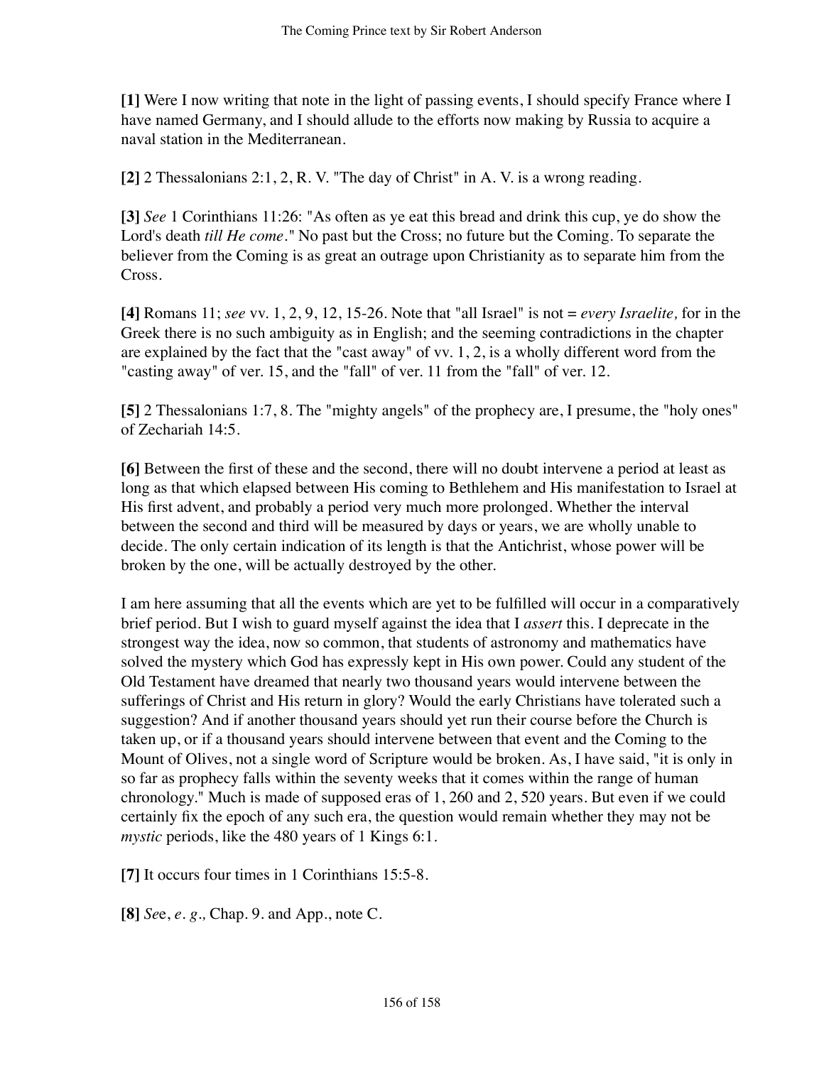**[1]** Were I now writing that note in the light of passing events, I should specify France where I have named Germany, and I should allude to the efforts now making by Russia to acquire a naval station in the Mediterranean.

**[2]** 2 Thessalonians 2:1, 2, R. V. "The day of Christ" in A. V. is a wrong reading.

**[3]** *See* 1 Corinthians 11:26: "As often as ye eat this bread and drink this cup, ye do show the Lord's death *till He come*." No past but the Cross; no future but the Coming. To separate the believer from the Coming is as great an outrage upon Christianity as to separate him from the Cross.

**[4]** Romans 11; *see* vv. 1, 2, 9, 12, 15-26. Note that "all Israel" is not = *every Israelite,* for in the Greek there is no such ambiguity as in English; and the seeming contradictions in the chapter are explained by the fact that the "cast away" of vv. 1, 2, is a wholly different word from the "casting away" of ver. 15, and the "fall" of ver. 11 from the "fall" of ver. 12.

**[5]** 2 Thessalonians 1:7, 8. The "mighty angels" of the prophecy are, I presume, the "holy ones" of Zechariah 14:5.

**[6]** Between the first of these and the second, there will no doubt intervene a period at least as long as that which elapsed between His coming to Bethlehem and His manifestation to Israel at His first advent, and probably a period very much more prolonged. Whether the interval between the second and third will be measured by days or years, we are wholly unable to decide. The only certain indication of its length is that the Antichrist, whose power will be broken by the one, will be actually destroyed by the other.

I am here assuming that all the events which are yet to be fulfilled will occur in a comparatively brief period. But I wish to guard myself against the idea that I *assert* this. I deprecate in the strongest way the idea, now so common, that students of astronomy and mathematics have solved the mystery which God has expressly kept in His own power. Could any student of the Old Testament have dreamed that nearly two thousand years would intervene between the sufferings of Christ and His return in glory? Would the early Christians have tolerated such a suggestion? And if another thousand years should yet run their course before the Church is taken up, or if a thousand years should intervene between that event and the Coming to the Mount of Olives, not a single word of Scripture would be broken. As, I have said, "it is only in so far as prophecy falls within the seventy weeks that it comes within the range of human chronology." Much is made of supposed eras of 1, 260 and 2, 520 years. But even if we could certainly fix the epoch of any such era, the question would remain whether they may not be *mystic* periods, like the 480 years of 1 Kings 6:1.

**[7]** It occurs four times in 1 Corinthians 15:5-8.

**[8]** *See*, *e. g.,* Chap. 9. and App., note C.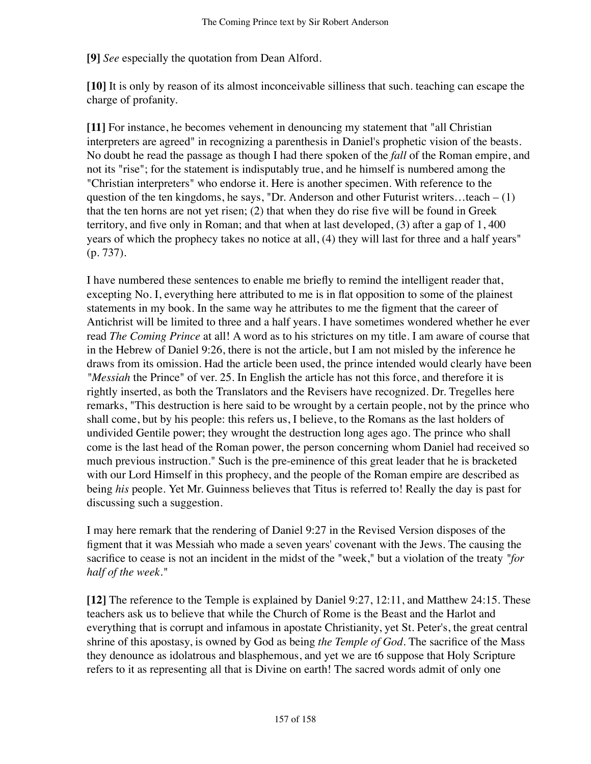**[9]** *See* especially the quotation from Dean Alford.

**[10]** It is only by reason of its almost inconceivable silliness that such. teaching can escape the charge of profanity.

**[11]** For instance, he becomes vehement in denouncing my statement that "all Christian interpreters are agreed" in recognizing a parenthesis in Daniel's prophetic vision of the beasts. No doubt he read the passage as though I had there spoken of the *fall* of the Roman empire, and not its "rise"; for the statement is indisputably true, and he himself is numbered among the "Christian interpreters" who endorse it. Here is another specimen. With reference to the question of the ten kingdoms, he says, "Dr. Anderson and other Futurist writers…teach – (1) that the ten horns are not yet risen; (2) that when they do rise five will be found in Greek territory, and five only in Roman; and that when at last developed, (3) after a gap of 1, 400 years of which the prophecy takes no notice at all, (4) they will last for three and a half years" (p. 737).

I have numbered these sentences to enable me briefly to remind the intelligent reader that, excepting No. I, everything here attributed to me is in flat opposition to some of the plainest statements in my book. In the same way he attributes to me the figment that the career of Antichrist will be limited to three and a half years. I have sometimes wondered whether he ever read *The Coming Prince* at all! A word as to his strictures on my title. I am aware of course that in the Hebrew of Daniel 9:26, there is not the article, but I am not misled by the inference he draws from its omission. Had the article been used, the prince intended would clearly have been "*Messiah* the Prince" of ver. 25. In English the article has not this force, and therefore it is rightly inserted, as both the Translators and the Revisers have recognized. Dr. Tregelles here remarks, "This destruction is here said to be wrought by a certain people, not by the prince who shall come, but by his people: this refers us, I believe, to the Romans as the last holders of undivided Gentile power; they wrought the destruction long ages ago. The prince who shall come is the last head of the Roman power, the person concerning whom Daniel had received so much previous instruction." Such is the pre-eminence of this great leader that he is bracketed with our Lord Himself in this prophecy, and the people of the Roman empire are described as being *his* people. Yet Mr. Guinness believes that Titus is referred to! Really the day is past for discussing such a suggestion.

I may here remark that the rendering of Daniel 9:27 in the Revised Version disposes of the figment that it was Messiah who made a seven years' covenant with the Jews. The causing the sacrifice to cease is not an incident in the midst of the "week," but a violation of the treaty "*for half of the week*."

**[12]** The reference to the Temple is explained by Daniel 9:27, 12:11, and Matthew 24:15. These teachers ask us to believe that while the Church of Rome is the Beast and the Harlot and everything that is corrupt and infamous in apostate Christianity, yet St. Peter's, the great central shrine of this apostasy, is owned by God as being *the Temple of God*. The sacrifice of the Mass they denounce as idolatrous and blasphemous, and yet we are t6 suppose that Holy Scripture refers to it as representing all that is Divine on earth! The sacred words admit of only one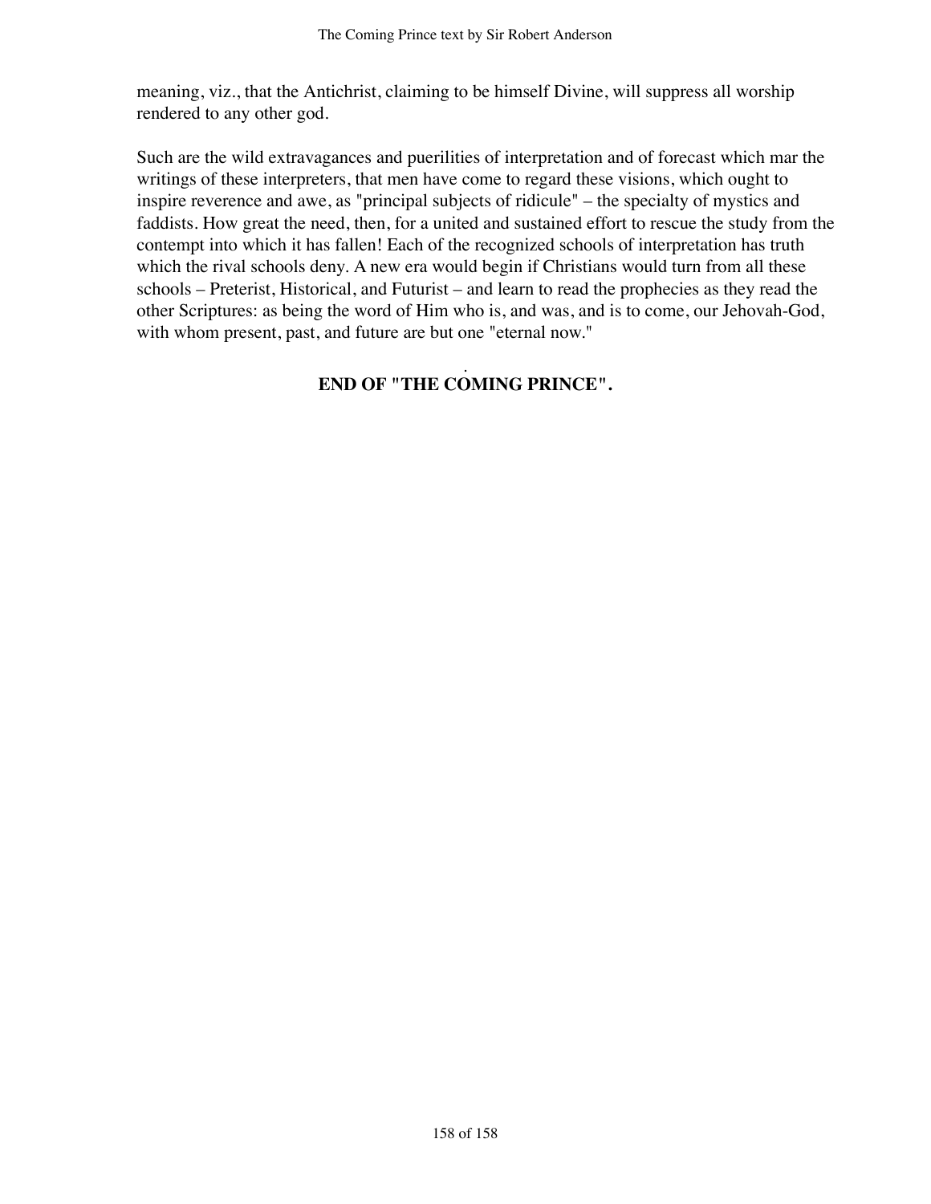meaning, viz., that the Antichrist, claiming to be himself Divine, will suppress all worship rendered to any other god.

Such are the wild extravagances and puerilities of interpretation and of forecast which mar the writings of these interpreters, that men have come to regard these visions, which ought to inspire reverence and awe, as "principal subjects of ridicule" – the specialty of mystics and faddists. How great the need, then, for a united and sustained effort to rescue the study from the contempt into which it has fallen! Each of the recognized schools of interpretation has truth which the rival schools deny. A new era would begin if Christians would turn from all these schools – Preterist, Historical, and Futurist – and learn to read the prophecies as they read the other Scriptures: as being the word of Him who is, and was, and is to come, our Jehovah-God, with whom present, past, and future are but one "eternal now."

**END OF "THE COMING PRINCE".**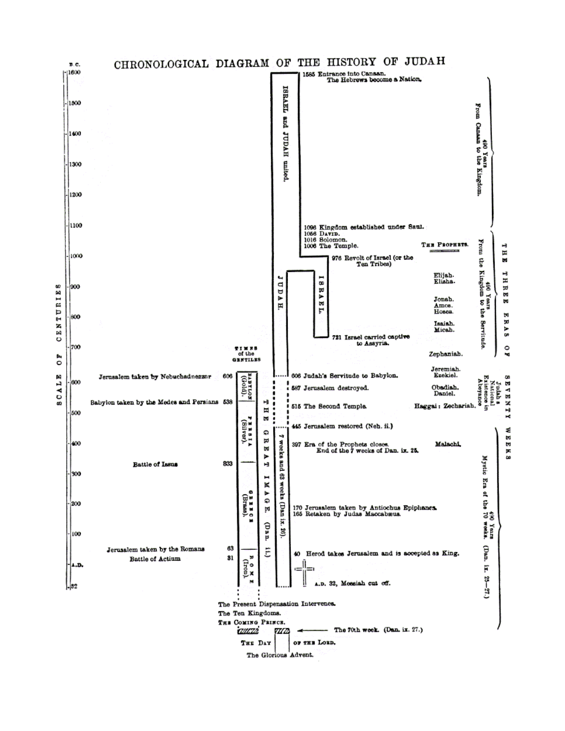# CHRONOLOGICAL DIAGRAM OF THE HISTORY OF JUDAH

B.C.

SCALE OF CENTURIES

1600
1500
1400
1300
1200
1100
1000
900
800
700
600
500
400
300
200
100
A.D.
32

ISRAEL and JUDAH united.

1585 Entrance into Canaan.
The Hebrews become a Nation.

490 Years
From Canaan to the Kingdom.

1096 Kingdom established under Saul.
1056 DAVID.
1016 Solomon.
1006 The Temple.

THE PROPHETS.

976 Revolt of Israel (or the Ten Tribes)

JUDAH.

ISRAEL.

Elijah.
Elisha.

Jonah.
Amos.
Hosea.

Isaiah.
Micah.

490 Years
From the Kingdom to the Servitude.

THE THREE ERAS OF SEVENTY WEEKS

721 Israel carried captive to Assyria.

Zephaniah.

TIMES of the GENTILES

Jerusalem taken by Nebuchadnezzar 606

BABYLON (Gold).

606 Judah's Servitude to Babylon.

Jeremiah.
Ezekiel.

587 Jerusalem destroyed.

Obadiah.
Daniel.

Judah's National Existence in Abeyance

Babylon taken by the Medes and Persians 538

PERSIA (Silver).

THE GREAT IMAGE. (Dan. ii.)

515 The Second Temple.

Haggai: Zechariah.

445 Jerusalem restored (Neh. ii.)

7 weeks and 62 weeks (Dan ix. 26).

397 Era of the Prophets closes.
End of the 7 weeks of Dan. ix. 25.

Malachi.

Battle of Issus 333

GREECE (Brass).

170 Jerusalem taken by Antiochus Epiphanes.
165 Retaken by Judas Maccabæus.

490 Years
Mystic Era of the 70 weeks. (Dan. ix. 25—27.)

Jerusalem taken by the Romans 63
Battle of Actium 31

ROME (Iron).

40 Herod takes Jerusalem and is accepted as King.

A.D. 32, Messiah cut off.

The Present Dispensation Intervenes.
The Ten Kingdoms.
THE COMING PRINCE.

The 70th week. (Dan. ix. 27.)

THE DAY OF THE LORD.

The Glorious Advent.